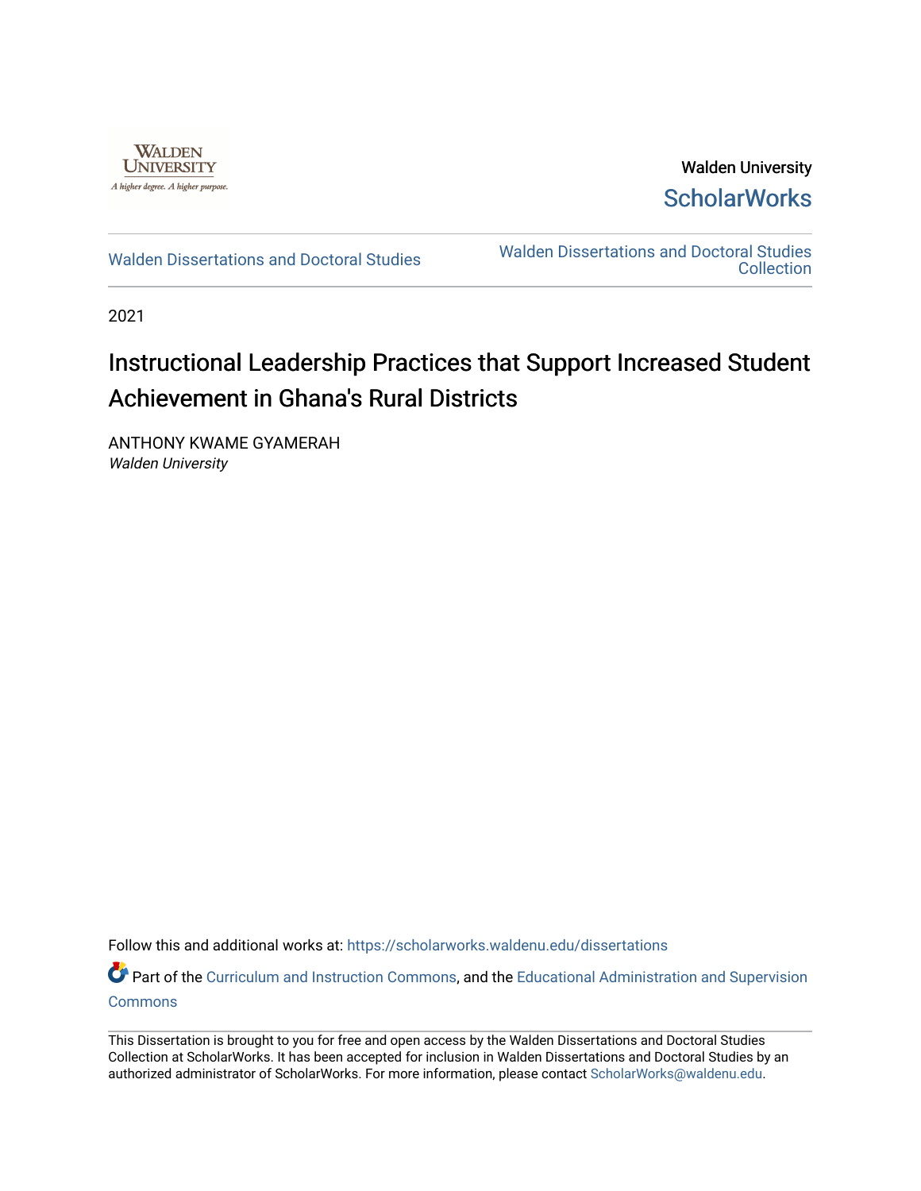Walden University

ScholarWorks

Walden Dissertations and Doctoral Studies

Walden Dissertations and Doctoral Studies Collection

2021

# Instructional Leadership Practices that Support Increased Student Achievement in Ghana's Rural Districts

ANTHONY KWAME GYAMERAH
*Walden University*

Follow this and additional works at: https://scholarworks.waldenu.edu/dissertations

Part of the Curriculum and Instruction Commons, and the Educational Administration and Supervision Commons

This Dissertation is brought to you for free and open access by the Walden Dissertations and Doctoral Studies Collection at ScholarWorks. It has been accepted for inclusion in Walden Dissertations and Doctoral Studies by an authorized administrator of ScholarWorks. For more information, please contact ScholarWorks@waldenu.edu.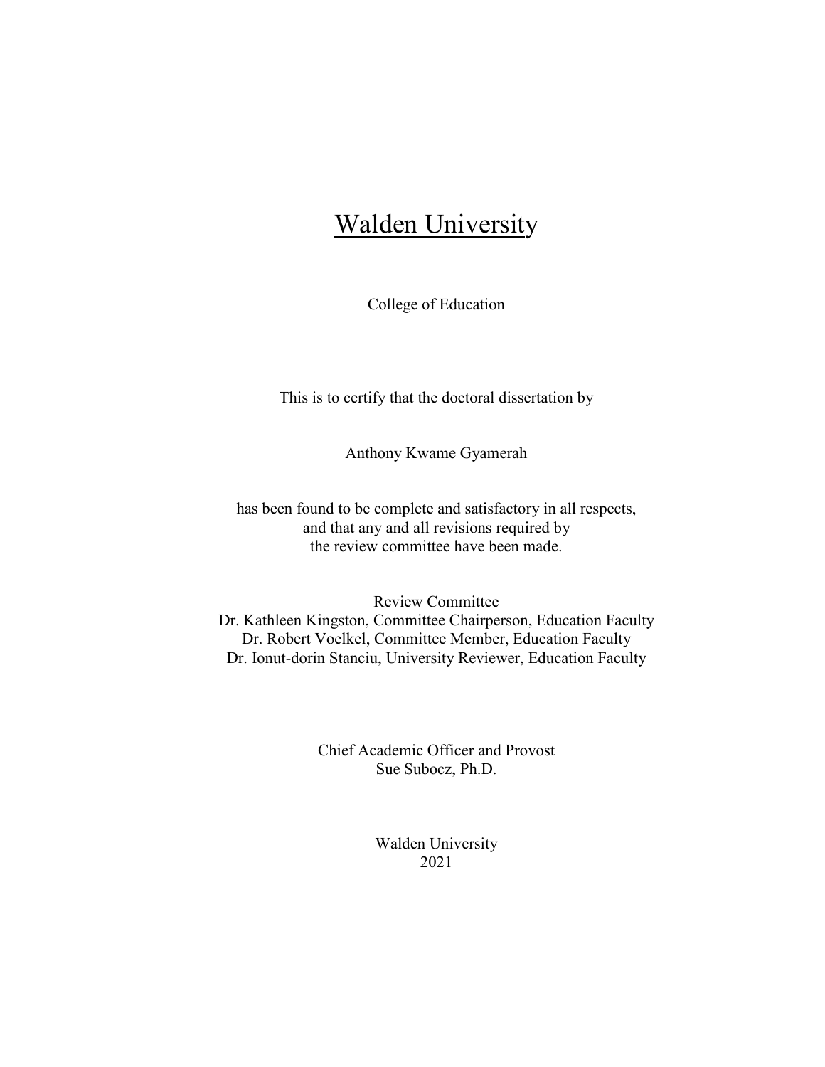# Walden University

College of Education

This is to certify that the doctoral dissertation by

Anthony Kwame Gyamerah

has been found to be complete and satisfactory in all respects,
and that any and all revisions required by
the review committee have been made.

Review Committee
Dr. Kathleen Kingston, Committee Chairperson, Education Faculty
Dr. Robert Voelkel, Committee Member, Education Faculty
Dr. Ionut-dorin Stanciu, University Reviewer, Education Faculty

Chief Academic Officer and Provost
Sue Subocz, Ph.D.

Walden University
2021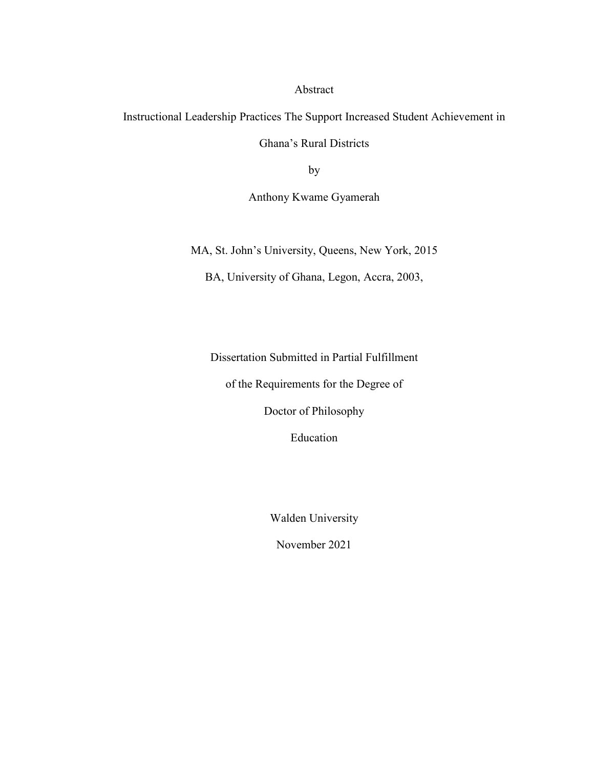Abstract

Instructional Leadership Practices The Support Increased Student Achievement in Ghana's Rural Districts

by

Anthony Kwame Gyamerah

MA, St. John's University, Queens, New York, 2015

BA, University of Ghana, Legon, Accra, 2003,

Dissertation Submitted in Partial Fulfillment

of the Requirements for the Degree of

Doctor of Philosophy

Education

Walden University

November 2021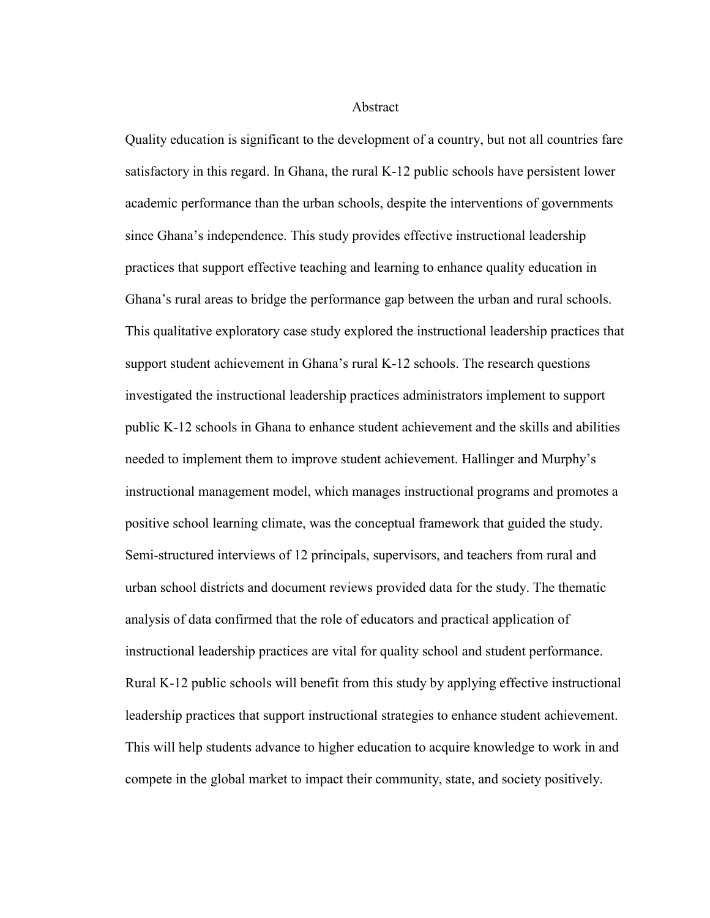# Abstract

Quality education is significant to the development of a country, but not all countries fare satisfactory in this regard. In Ghana, the rural K-12 public schools have persistent lower academic performance than the urban schools, despite the interventions of governments since Ghana's independence. This study provides effective instructional leadership practices that support effective teaching and learning to enhance quality education in Ghana's rural areas to bridge the performance gap between the urban and rural schools. This qualitative exploratory case study explored the instructional leadership practices that support student achievement in Ghana's rural K-12 schools. The research questions investigated the instructional leadership practices administrators implement to support public K-12 schools in Ghana to enhance student achievement and the skills and abilities needed to implement them to improve student achievement. Hallinger and Murphy's instructional management model, which manages instructional programs and promotes a positive school learning climate, was the conceptual framework that guided the study. Semi-structured interviews of 12 principals, supervisors, and teachers from rural and urban school districts and document reviews provided data for the study. The thematic analysis of data confirmed that the role of educators and practical application of instructional leadership practices are vital for quality school and student performance. Rural K-12 public schools will benefit from this study by applying effective instructional leadership practices that support instructional strategies to enhance student achievement. This will help students advance to higher education to acquire knowledge to work in and compete in the global market to impact their community, state, and society positively.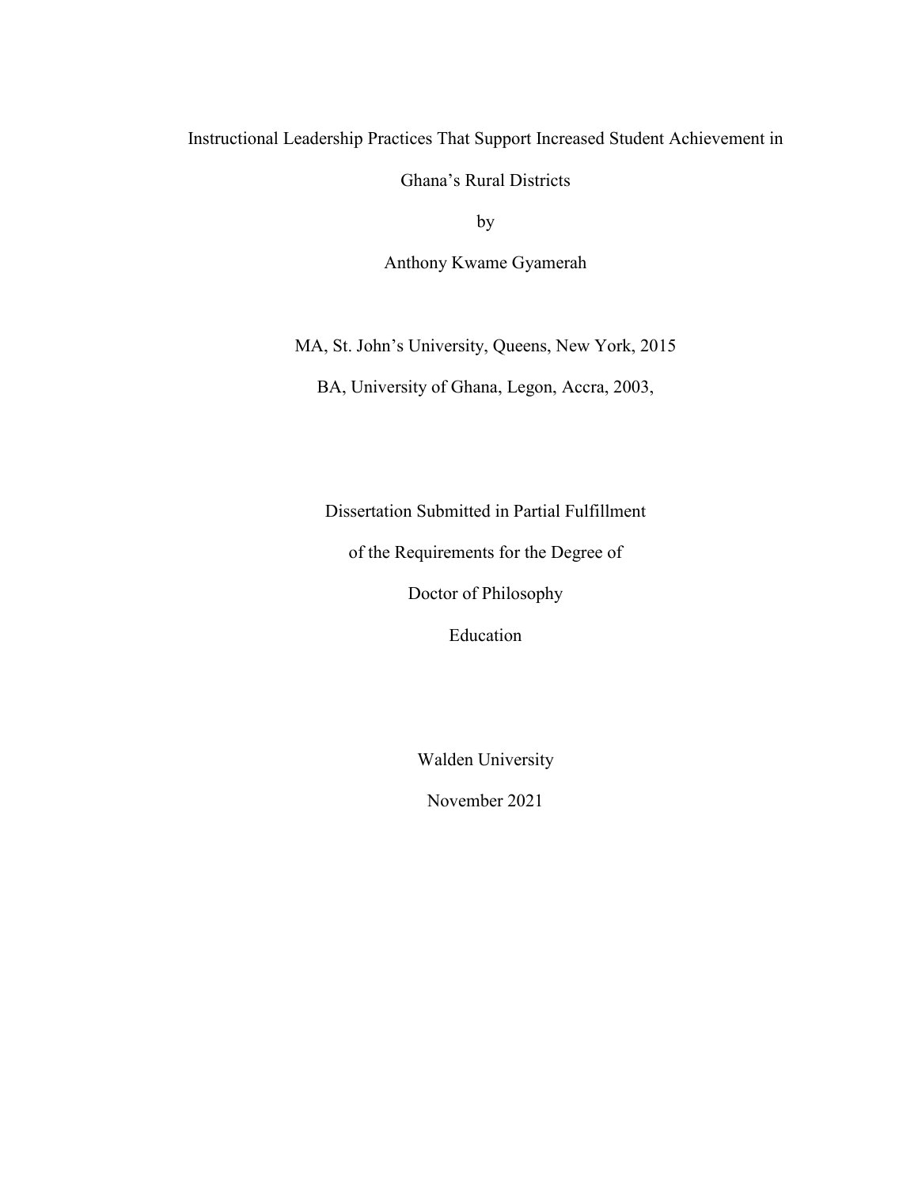Instructional Leadership Practices That Support Increased Student Achievement in

Ghana’s Rural Districts

by

Anthony Kwame Gyamerah

MA, St. John’s University, Queens, New York, 2015

BA, University of Ghana, Legon, Accra, 2003,

Dissertation Submitted in Partial Fulfillment

of the Requirements for the Degree of

Doctor of Philosophy

Education

Walden University

November 2021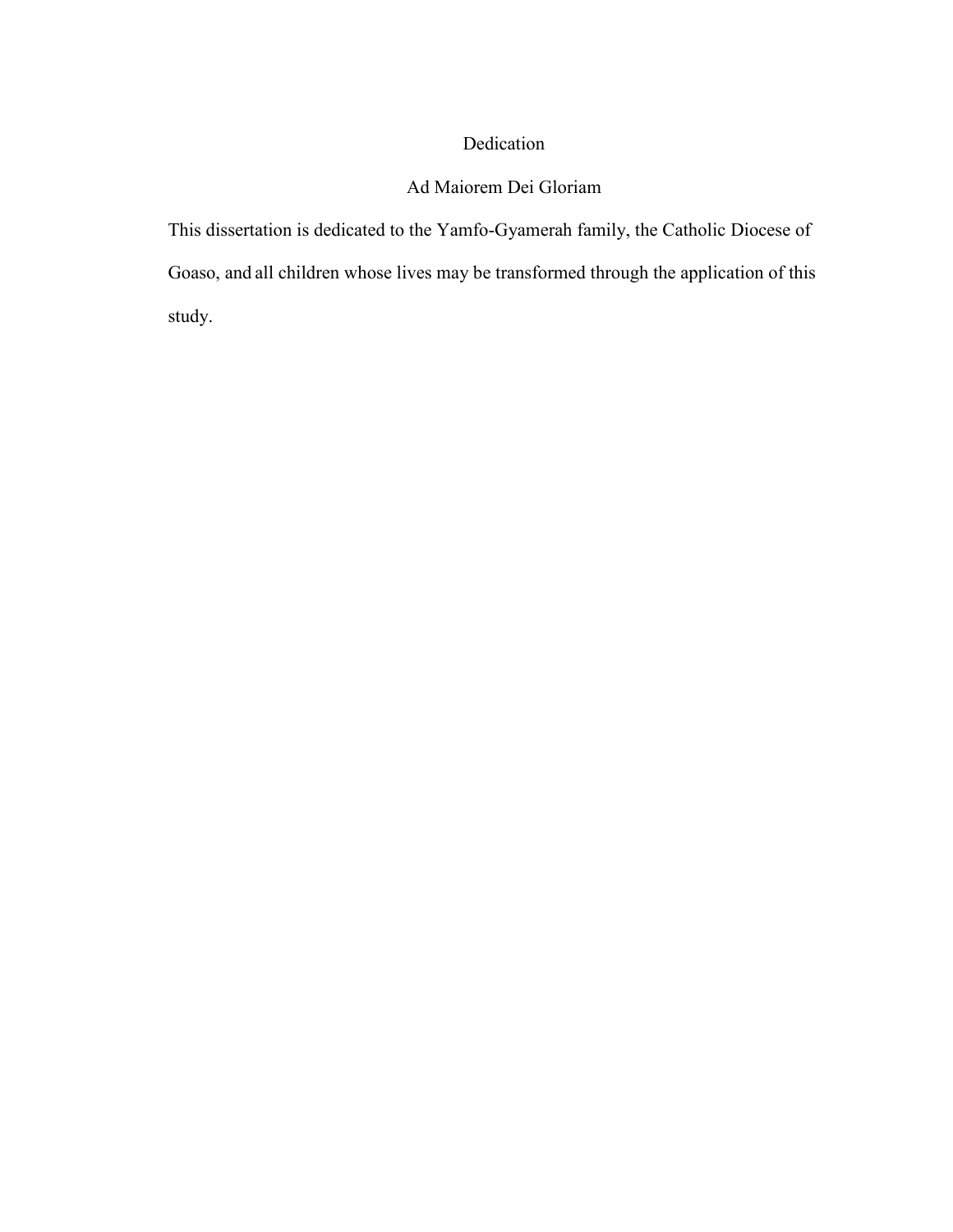# Dedication

Ad Maiorem Dei Gloriam

This dissertation is dedicated to the Yamfo-Gyamerah family, the Catholic Diocese of Goaso, and all children whose lives may be transformed through the application of this study.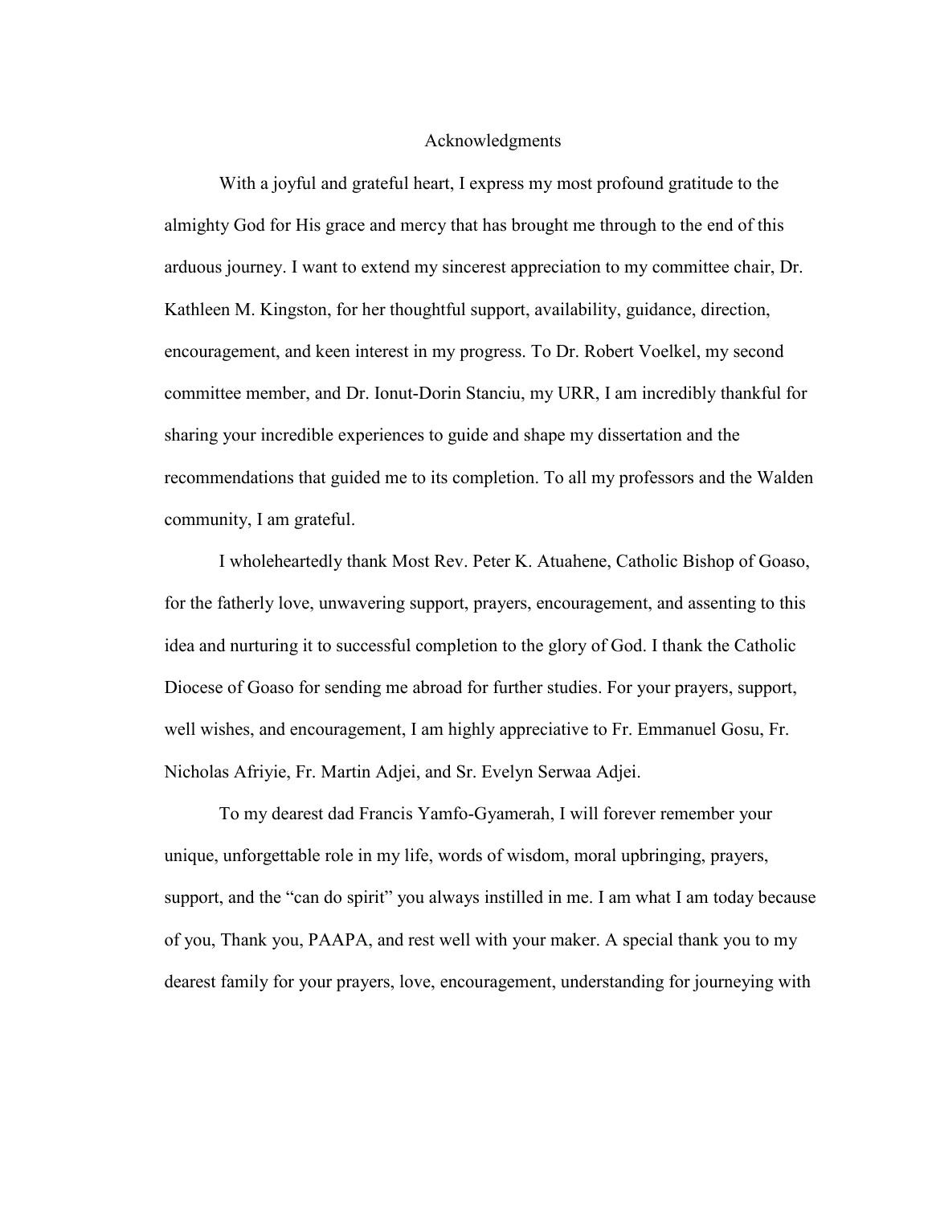# Acknowledgments

With a joyful and grateful heart, I express my most profound gratitude to the almighty God for His grace and mercy that has brought me through to the end of this arduous journey. I want to extend my sincerest appreciation to my committee chair, Dr. Kathleen M. Kingston, for her thoughtful support, availability, guidance, direction, encouragement, and keen interest in my progress. To Dr. Robert Voelkel, my second committee member, and Dr. Ionut-Dorin Stanciu, my URR, I am incredibly thankful for sharing your incredible experiences to guide and shape my dissertation and the recommendations that guided me to its completion. To all my professors and the Walden community, I am grateful.

I wholeheartedly thank Most Rev. Peter K. Atuahene, Catholic Bishop of Goaso, for the fatherly love, unwavering support, prayers, encouragement, and assenting to this idea and nurturing it to successful completion to the glory of God. I thank the Catholic Diocese of Goaso for sending me abroad for further studies. For your prayers, support, well wishes, and encouragement, I am highly appreciative to Fr. Emmanuel Gosu, Fr. Nicholas Afriyie, Fr. Martin Adjei, and Sr. Evelyn Serwaa Adjei.

To my dearest dad Francis Yamfo-Gyamerah, I will forever remember your unique, unforgettable role in my life, words of wisdom, moral upbringing, prayers, support, and the "can do spirit" you always instilled in me. I am what I am today because of you, Thank you, PAAPA, and rest well with your maker. A special thank you to my dearest family for your prayers, love, encouragement, understanding for journeying with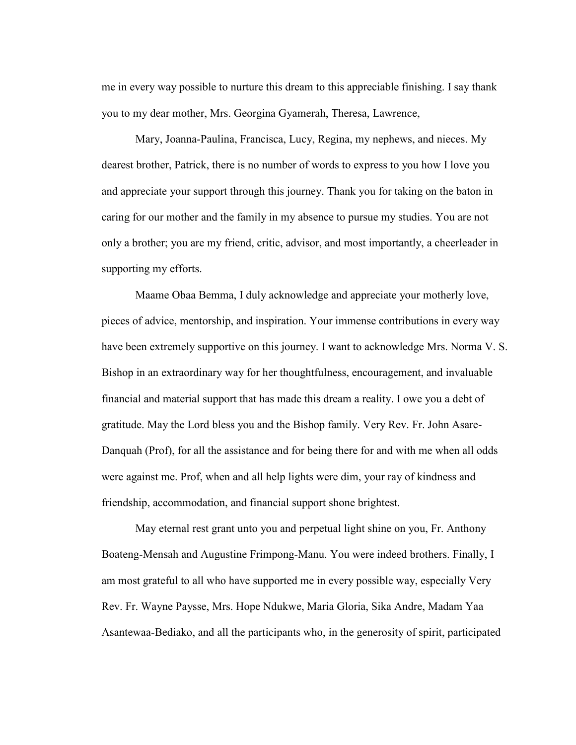me in every way possible to nurture this dream to this appreciable finishing. I say thank you to my dear mother, Mrs. Georgina Gyamerah, Theresa, Lawrence,

Mary, Joanna-Paulina, Francisca, Lucy, Regina, my nephews, and nieces. My dearest brother, Patrick, there is no number of words to express to you how I love you and appreciate your support through this journey. Thank you for taking on the baton in caring for our mother and the family in my absence to pursue my studies. You are not only a brother; you are my friend, critic, advisor, and most importantly, a cheerleader in supporting my efforts.

Maame Obaa Bemma, I duly acknowledge and appreciate your motherly love, pieces of advice, mentorship, and inspiration. Your immense contributions in every way have been extremely supportive on this journey. I want to acknowledge Mrs. Norma V. S. Bishop in an extraordinary way for her thoughtfulness, encouragement, and invaluable financial and material support that has made this dream a reality. I owe you a debt of gratitude. May the Lord bless you and the Bishop family. Very Rev. Fr. John Asare-Danquah (Prof), for all the assistance and for being there for and with me when all odds were against me. Prof, when and all help lights were dim, your ray of kindness and friendship, accommodation, and financial support shone brightest.

May eternal rest grant unto you and perpetual light shine on you, Fr. Anthony Boateng-Mensah and Augustine Frimpong-Manu. You were indeed brothers. Finally, I am most grateful to all who have supported me in every possible way, especially Very Rev. Fr. Wayne Paysse, Mrs. Hope Ndukwe, Maria Gloria, Sika Andre, Madam Yaa Asantewaa-Bediako, and all the participants who, in the generosity of spirit, participated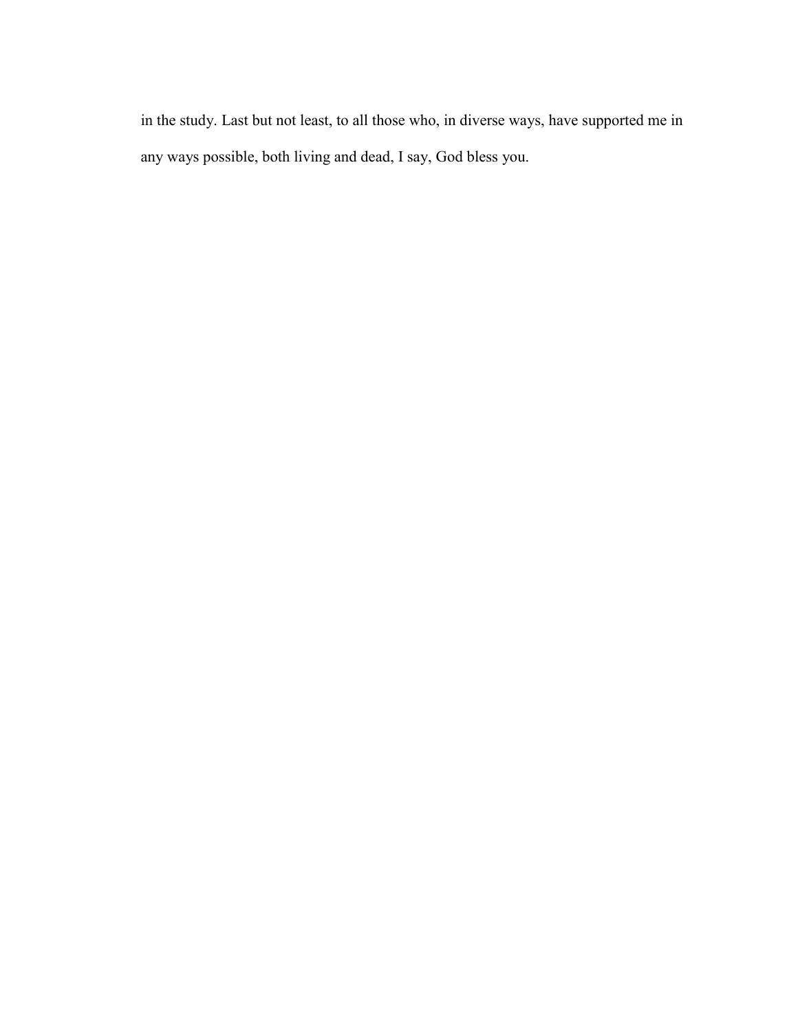in the study. Last but not least, to all those who, in diverse ways, have supported me in any ways possible, both living and dead, I say, God bless you.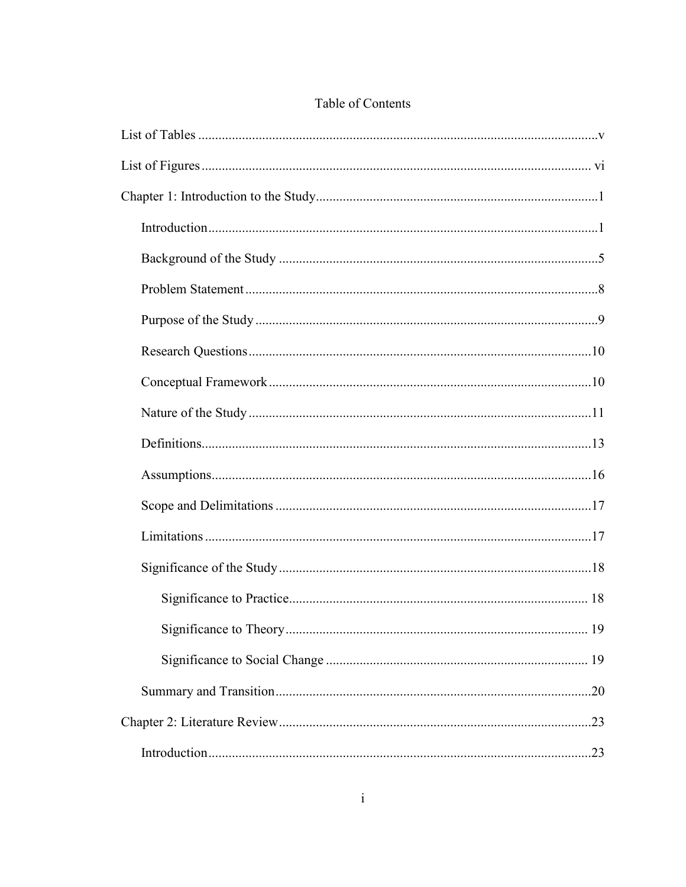# Table of Contents

List of Tables ..... v

List of Figures ..... vi

Chapter 1: Introduction to the Study ..... 1

- Introduction ..... 1
- Background of the Study ..... 5
- Problem Statement ..... 8
- Purpose of the Study ..... 9
- Research Questions ..... 10
- Conceptual Framework ..... 10
- Nature of the Study ..... 11
- Definitions ..... 13
- Assumptions ..... 16
- Scope and Delimitations ..... 17
- Limitations ..... 17
- Significance of the Study ..... 18
  - Significance to Practice ..... 18
  - Significance to Theory ..... 19
  - Significance to Social Change ..... 19
- Summary and Transition ..... 20

Chapter 2: Literature Review ..... 23

- Introduction ..... 23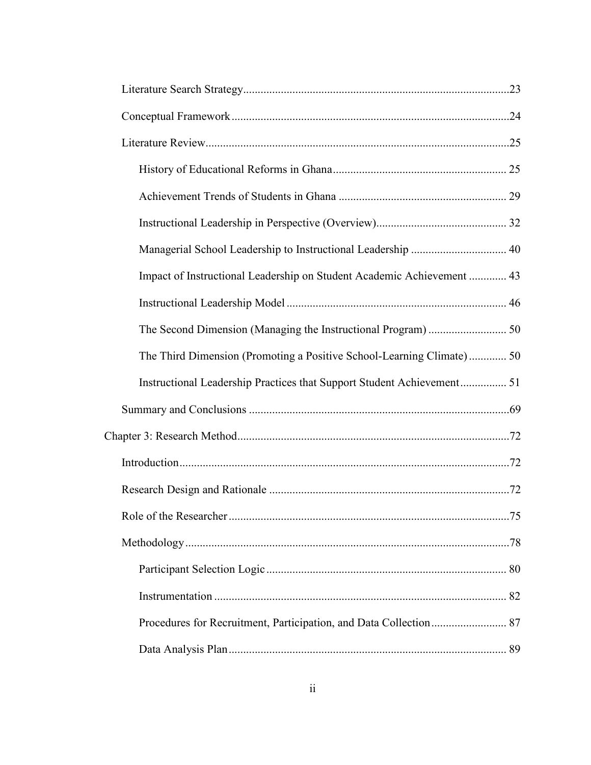Literature Search Strategy ........................................................................................23

Conceptual Framework ...............................................................................................24

Literature Review.........................................................................................................25

History of Educational Reforms in Ghana ........................................................... 25

Achievement Trends of Students in Ghana ......................................................... 29

Instructional Leadership in Perspective (Overview)............................................ 32

Managerial School Leadership to Instructional Leadership ................................ 40

Impact of Instructional Leadership on Student Academic Achievement ............ 43

Instructional Leadership Model ........................................................................... 46

The Second Dimension (Managing the Instructional Program) .......................... 50

The Third Dimension (Promoting a Positive School-Learning Climate) ............ 50

Instructional Leadership Practices that Support Student Achievement ............... 51

Summary and Conclusions ..........................................................................................69

Chapter 3: Research Method.............................................................................................72

Introduction..................................................................................................................72

Research Design and Rationale ...................................................................................72

Role of the Researcher .................................................................................................75

Methodology ................................................................................................................78

Participant Selection Logic .................................................................................. 80

Instrumentation .................................................................................................... 82

Procedures for Recruitment, Participation, and Data Collection .......................... 87

Data Analysis Plan ............................................................................................... 89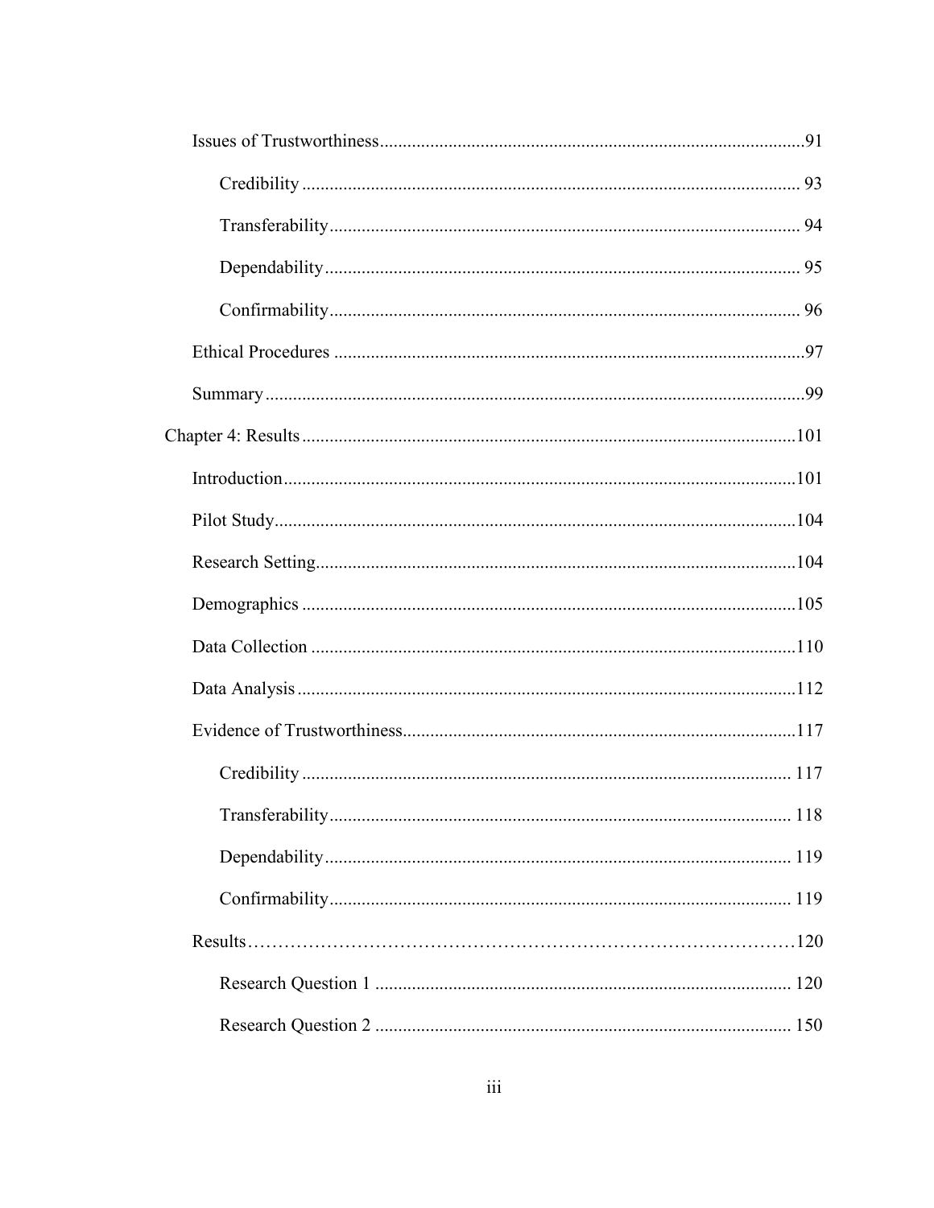Issues of Trustworthiness.....91

Credibility.....93

Transferability.....94

Dependability.....95

Confirmability.....96

Ethical Procedures.....97

Summary.....99

Chapter 4: Results.....101

Introduction.....101

Pilot Study.....104

Research Setting.....104

Demographics.....105

Data Collection.....110

Data Analysis.....112

Evidence of Trustworthiness.....117

Credibility.....117

Transferability.....118

Dependability.....119

Confirmability.....119

Results.....120

Research Question 1.....120

Research Question 2.....150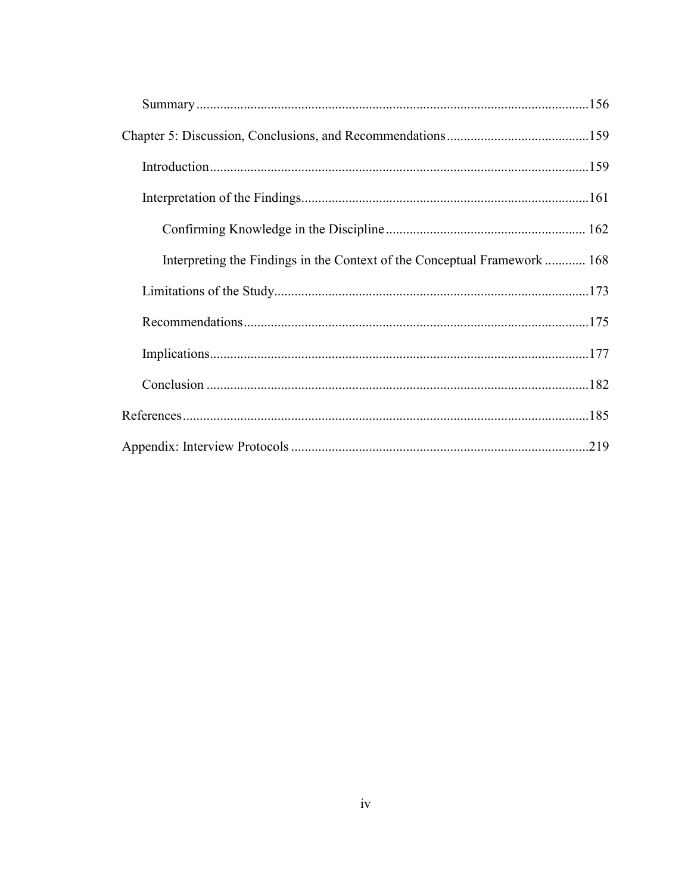Summary ....................................................................................................................156

Chapter 5: Discussion, Conclusions, and Recommendations ..........................................159

Introduction ...............................................................................................................159

Interpretation of the Findings ....................................................................................161

Confirming Knowledge in the Discipline .......................................................... 162

Interpreting the Findings in the Context of the Conceptual Framework ............ 168

Limitations of the Study ............................................................................................173

Recommendations .....................................................................................................175

Implications ...............................................................................................................177

Conclusion ................................................................................................................182

References .......................................................................................................................185

Appendix: Interview Protocols .......................................................................................219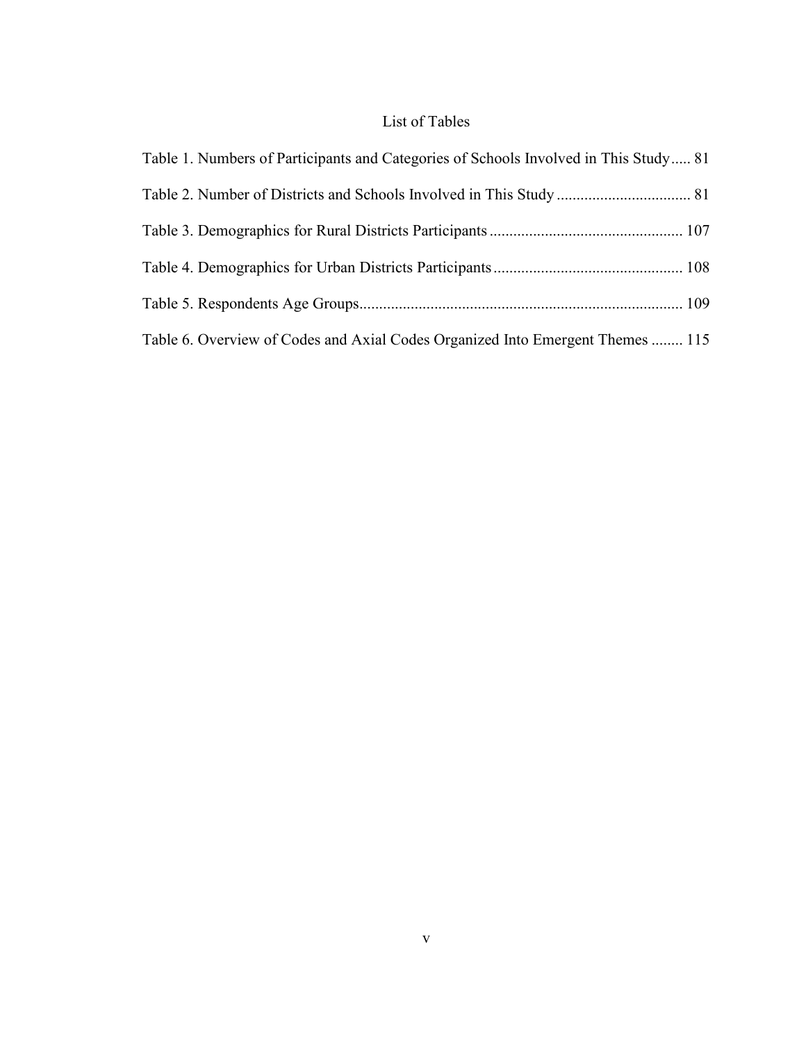# List of Tables

Table 1. Numbers of Participants and Categories of Schools Involved in This Study..... 81

Table 2. Number of Districts and Schools Involved in This Study .................................. 81

Table 3. Demographics for Rural Districts Participants ................................................ 107

Table 4. Demographics for Urban Districts Participants ............................................... 108

Table 5. Respondents Age Groups................................................................................. 109

Table 6. Overview of Codes and Axial Codes Organized Into Emergent Themes ........ 115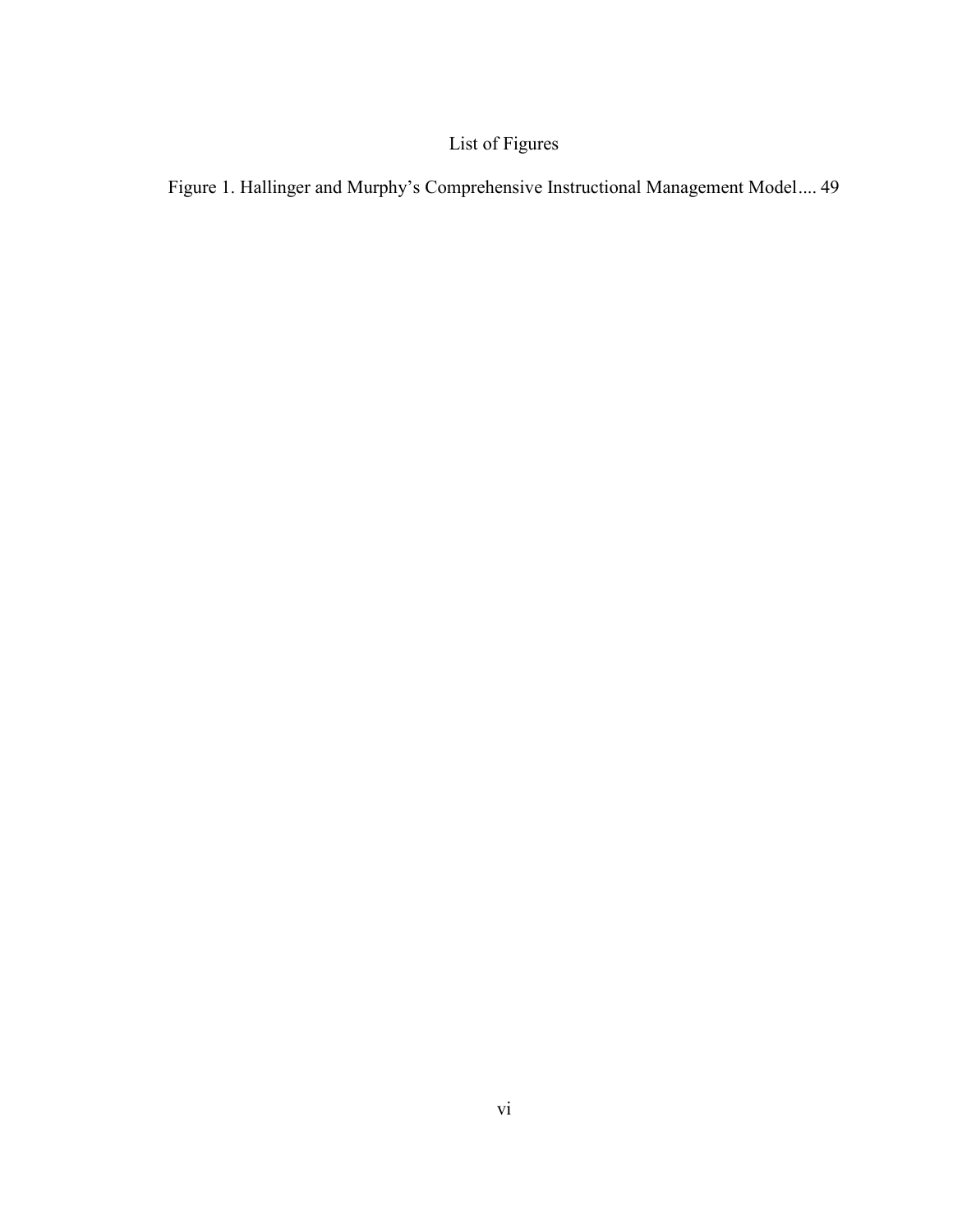# List of Figures

Figure 1. Hallinger and Murphy's Comprehensive Instructional Management Model.... 49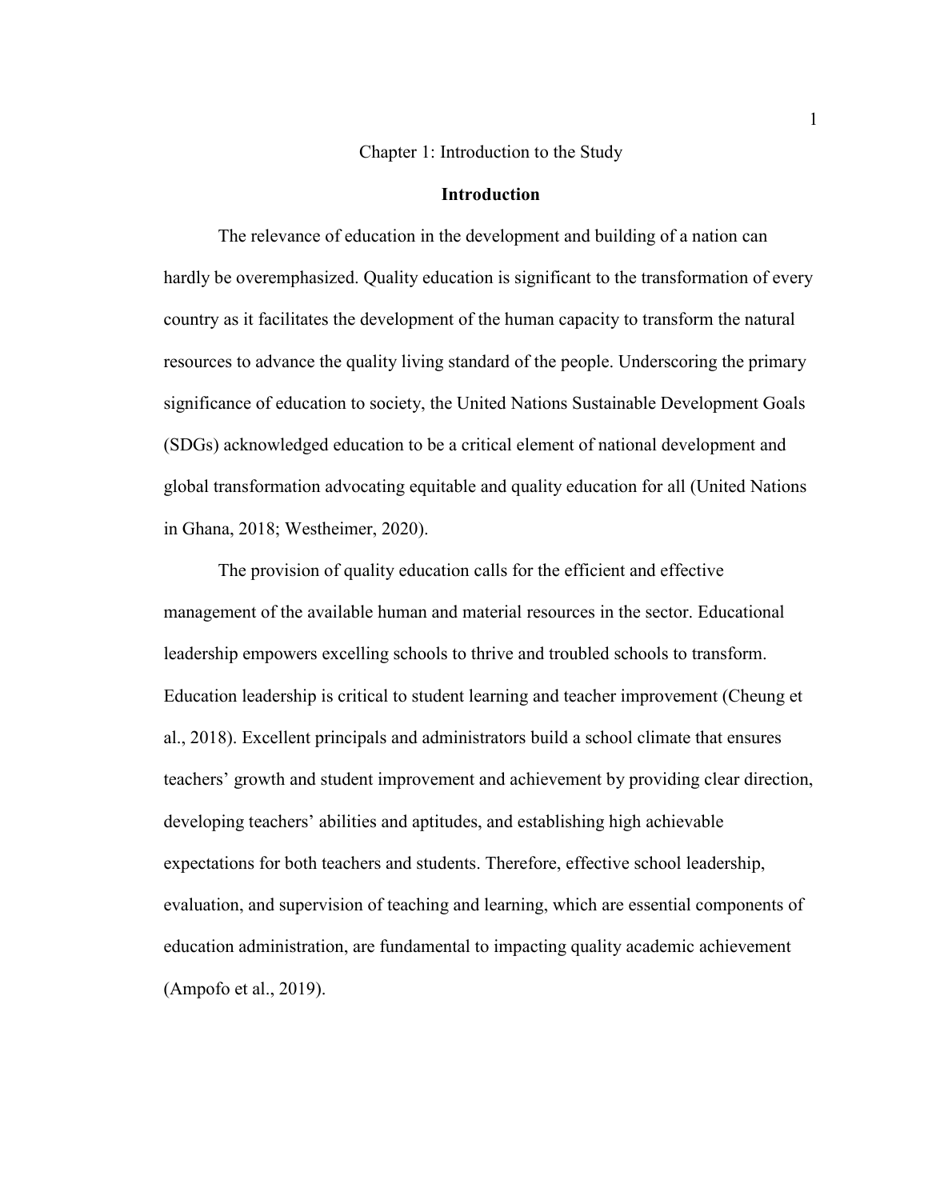# Chapter 1: Introduction to the Study

## Introduction

The relevance of education in the development and building of a nation can hardly be overemphasized. Quality education is significant to the transformation of every country as it facilitates the development of the human capacity to transform the natural resources to advance the quality living standard of the people. Underscoring the primary significance of education to society, the United Nations Sustainable Development Goals (SDGs) acknowledged education to be a critical element of national development and global transformation advocating equitable and quality education for all (United Nations in Ghana, 2018; Westheimer, 2020).

The provision of quality education calls for the efficient and effective management of the available human and material resources in the sector. Educational leadership empowers excelling schools to thrive and troubled schools to transform. Education leadership is critical to student learning and teacher improvement (Cheung et al., 2018). Excellent principals and administrators build a school climate that ensures teachers' growth and student improvement and achievement by providing clear direction, developing teachers' abilities and aptitudes, and establishing high achievable expectations for both teachers and students. Therefore, effective school leadership, evaluation, and supervision of teaching and learning, which are essential components of education administration, are fundamental to impacting quality academic achievement (Ampofo et al., 2019).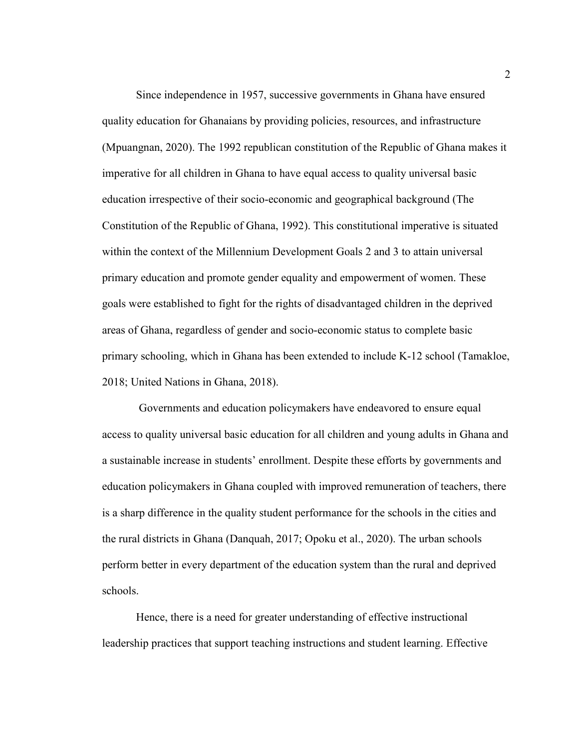Since independence in 1957, successive governments in Ghana have ensured quality education for Ghanaians by providing policies, resources, and infrastructure (Mpuangnan, 2020). The 1992 republican constitution of the Republic of Ghana makes it imperative for all children in Ghana to have equal access to quality universal basic education irrespective of their socio-economic and geographical background (The Constitution of the Republic of Ghana, 1992). This constitutional imperative is situated within the context of the Millennium Development Goals 2 and 3 to attain universal primary education and promote gender equality and empowerment of women. These goals were established to fight for the rights of disadvantaged children in the deprived areas of Ghana, regardless of gender and socio-economic status to complete basic primary schooling, which in Ghana has been extended to include K-12 school (Tamakloe, 2018; United Nations in Ghana, 2018).

Governments and education policymakers have endeavored to ensure equal access to quality universal basic education for all children and young adults in Ghana and a sustainable increase in students' enrollment. Despite these efforts by governments and education policymakers in Ghana coupled with improved remuneration of teachers, there is a sharp difference in the quality student performance for the schools in the cities and the rural districts in Ghana (Danquah, 2017; Opoku et al., 2020). The urban schools perform better in every department of the education system than the rural and deprived schools.

Hence, there is a need for greater understanding of effective instructional leadership practices that support teaching instructions and student learning. Effective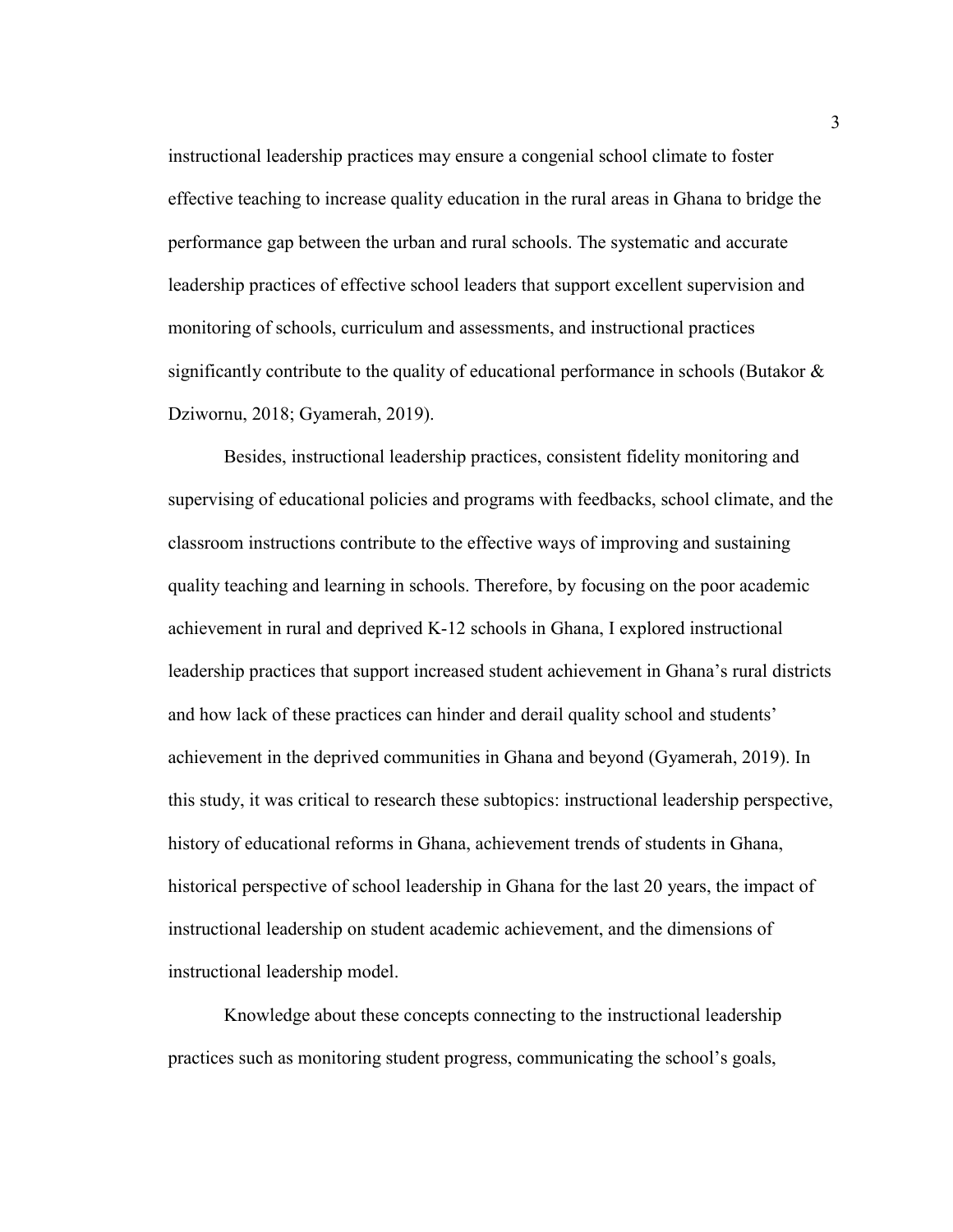instructional leadership practices may ensure a congenial school climate to foster effective teaching to increase quality education in the rural areas in Ghana to bridge the performance gap between the urban and rural schools. The systematic and accurate leadership practices of effective school leaders that support excellent supervision and monitoring of schools, curriculum and assessments, and instructional practices significantly contribute to the quality of educational performance in schools (Butakor & Dziwornu, 2018; Gyamerah, 2019).

Besides, instructional leadership practices, consistent fidelity monitoring and supervising of educational policies and programs with feedbacks, school climate, and the classroom instructions contribute to the effective ways of improving and sustaining quality teaching and learning in schools. Therefore, by focusing on the poor academic achievement in rural and deprived K-12 schools in Ghana, I explored instructional leadership practices that support increased student achievement in Ghana's rural districts and how lack of these practices can hinder and derail quality school and students' achievement in the deprived communities in Ghana and beyond (Gyamerah, 2019). In this study, it was critical to research these subtopics: instructional leadership perspective, history of educational reforms in Ghana, achievement trends of students in Ghana, historical perspective of school leadership in Ghana for the last 20 years, the impact of instructional leadership on student academic achievement, and the dimensions of instructional leadership model.

Knowledge about these concepts connecting to the instructional leadership practices such as monitoring student progress, communicating the school's goals,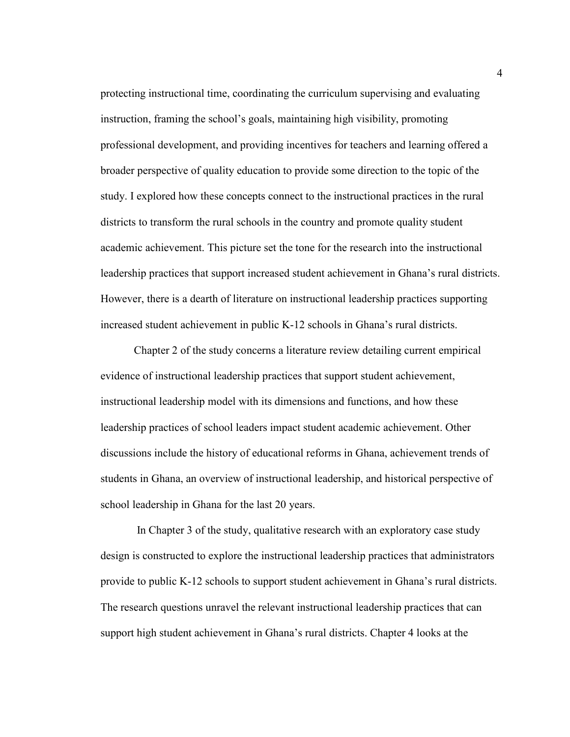protecting instructional time, coordinating the curriculum supervising and evaluating instruction, framing the school's goals, maintaining high visibility, promoting professional development, and providing incentives for teachers and learning offered a broader perspective of quality education to provide some direction to the topic of the study. I explored how these concepts connect to the instructional practices in the rural districts to transform the rural schools in the country and promote quality student academic achievement. This picture set the tone for the research into the instructional leadership practices that support increased student achievement in Ghana's rural districts. However, there is a dearth of literature on instructional leadership practices supporting increased student achievement in public K-12 schools in Ghana's rural districts.

Chapter 2 of the study concerns a literature review detailing current empirical evidence of instructional leadership practices that support student achievement, instructional leadership model with its dimensions and functions, and how these leadership practices of school leaders impact student academic achievement. Other discussions include the history of educational reforms in Ghana, achievement trends of students in Ghana, an overview of instructional leadership, and historical perspective of school leadership in Ghana for the last 20 years.

In Chapter 3 of the study, qualitative research with an exploratory case study design is constructed to explore the instructional leadership practices that administrators provide to public K-12 schools to support student achievement in Ghana's rural districts. The research questions unravel the relevant instructional leadership practices that can support high student achievement in Ghana's rural districts. Chapter 4 looks at the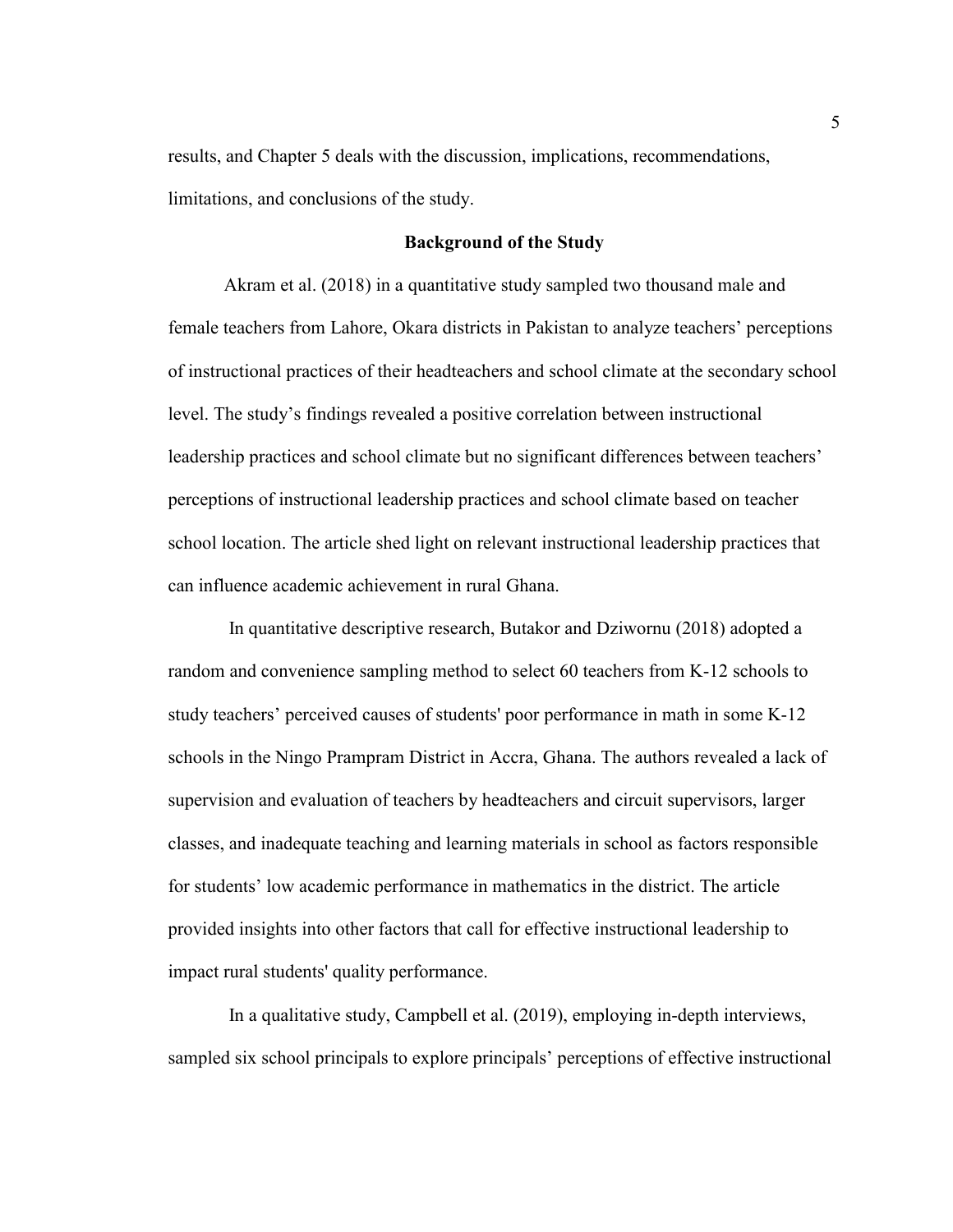results, and Chapter 5 deals with the discussion, implications, recommendations, limitations, and conclusions of the study.

## Background of the Study

Akram et al. (2018) in a quantitative study sampled two thousand male and female teachers from Lahore, Okara districts in Pakistan to analyze teachers' perceptions of instructional practices of their headteachers and school climate at the secondary school level. The study's findings revealed a positive correlation between instructional leadership practices and school climate but no significant differences between teachers' perceptions of instructional leadership practices and school climate based on teacher school location. The article shed light on relevant instructional leadership practices that can influence academic achievement in rural Ghana.

In quantitative descriptive research, Butakor and Dziwornu (2018) adopted a random and convenience sampling method to select 60 teachers from K-12 schools to study teachers' perceived causes of students' poor performance in math in some K-12 schools in the Ningo Prampram District in Accra, Ghana. The authors revealed a lack of supervision and evaluation of teachers by headteachers and circuit supervisors, larger classes, and inadequate teaching and learning materials in school as factors responsible for students' low academic performance in mathematics in the district. The article provided insights into other factors that call for effective instructional leadership to impact rural students' quality performance.

In a qualitative study, Campbell et al. (2019), employing in-depth interviews, sampled six school principals to explore principals' perceptions of effective instructional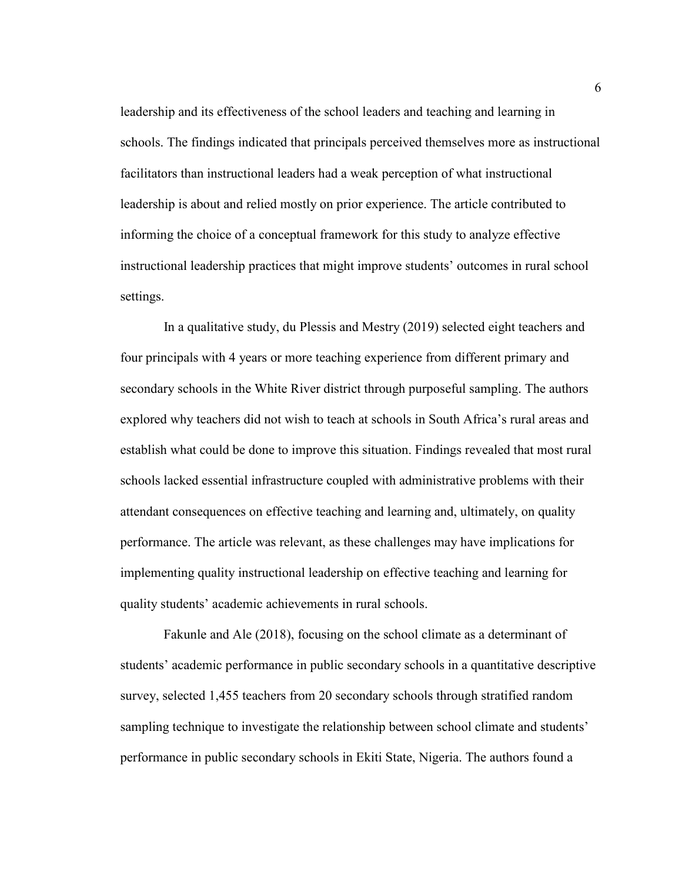leadership and its effectiveness of the school leaders and teaching and learning in schools. The findings indicated that principals perceived themselves more as instructional facilitators than instructional leaders had a weak perception of what instructional leadership is about and relied mostly on prior experience. The article contributed to informing the choice of a conceptual framework for this study to analyze effective instructional leadership practices that might improve students' outcomes in rural school settings.

In a qualitative study, du Plessis and Mestry (2019) selected eight teachers and four principals with 4 years or more teaching experience from different primary and secondary schools in the White River district through purposeful sampling. The authors explored why teachers did not wish to teach at schools in South Africa's rural areas and establish what could be done to improve this situation. Findings revealed that most rural schools lacked essential infrastructure coupled with administrative problems with their attendant consequences on effective teaching and learning and, ultimately, on quality performance. The article was relevant, as these challenges may have implications for implementing quality instructional leadership on effective teaching and learning for quality students' academic achievements in rural schools.

Fakunle and Ale (2018), focusing on the school climate as a determinant of students' academic performance in public secondary schools in a quantitative descriptive survey, selected 1,455 teachers from 20 secondary schools through stratified random sampling technique to investigate the relationship between school climate and students' performance in public secondary schools in Ekiti State, Nigeria. The authors found a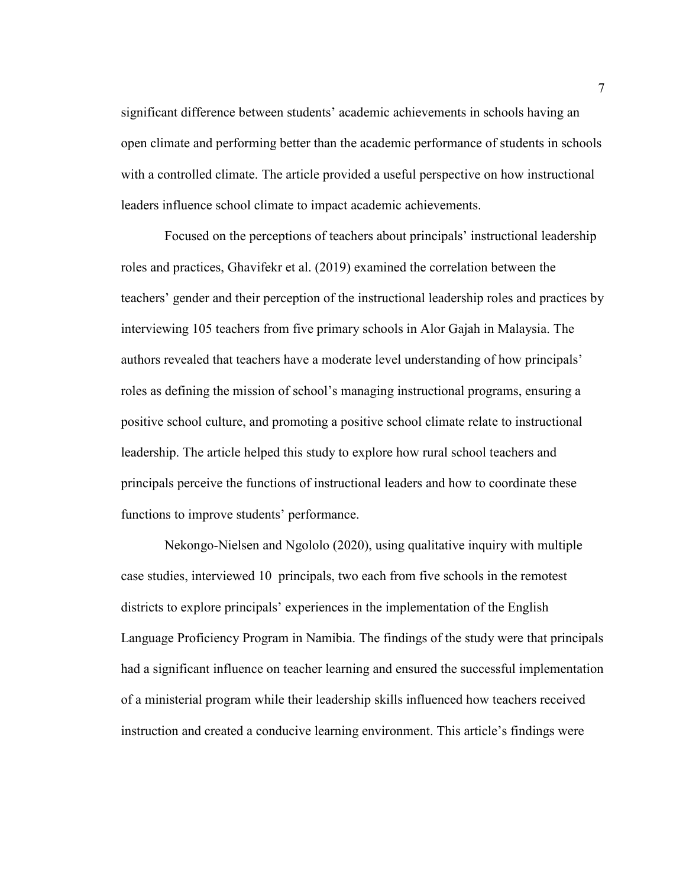significant difference between students' academic achievements in schools having an open climate and performing better than the academic performance of students in schools with a controlled climate. The article provided a useful perspective on how instructional leaders influence school climate to impact academic achievements.

Focused on the perceptions of teachers about principals' instructional leadership roles and practices, Ghavifekr et al. (2019) examined the correlation between the teachers' gender and their perception of the instructional leadership roles and practices by interviewing 105 teachers from five primary schools in Alor Gajah in Malaysia. The authors revealed that teachers have a moderate level understanding of how principals' roles as defining the mission of school's managing instructional programs, ensuring a positive school culture, and promoting a positive school climate relate to instructional leadership. The article helped this study to explore how rural school teachers and principals perceive the functions of instructional leaders and how to coordinate these functions to improve students' performance.

Nekongo-Nielsen and Ngololo (2020), using qualitative inquiry with multiple case studies, interviewed 10 principals, two each from five schools in the remotest districts to explore principals' experiences in the implementation of the English Language Proficiency Program in Namibia. The findings of the study were that principals had a significant influence on teacher learning and ensured the successful implementation of a ministerial program while their leadership skills influenced how teachers received instruction and created a conducive learning environment. This article's findings were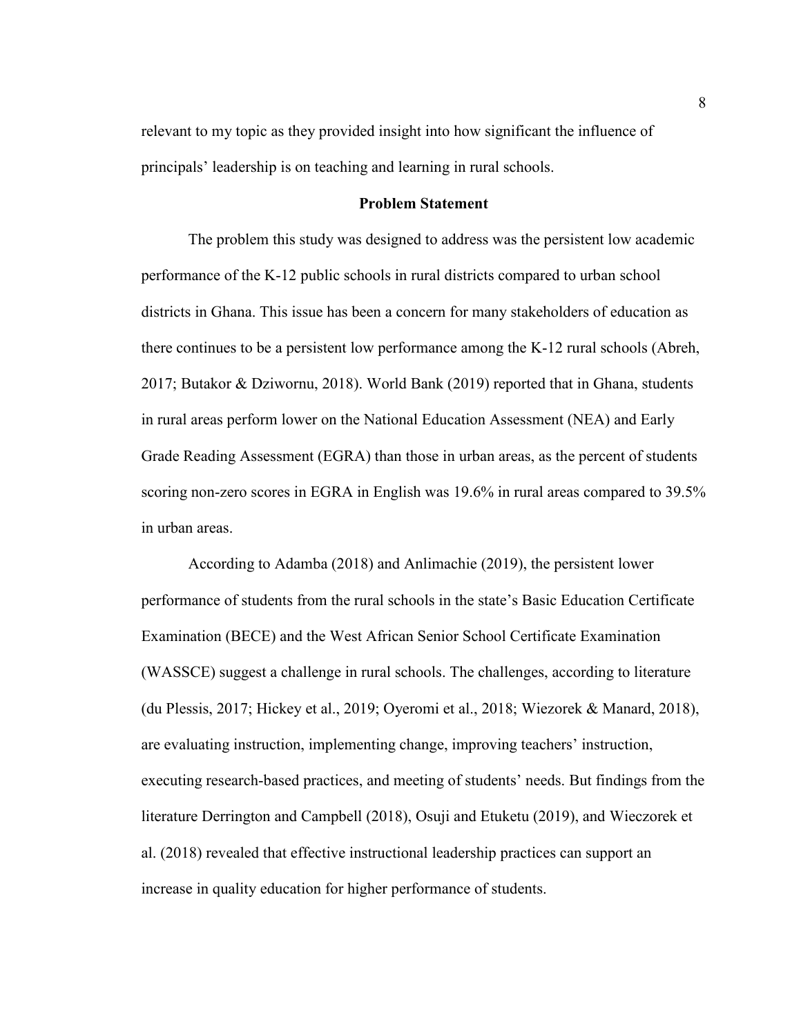relevant to my topic as they provided insight into how significant the influence of principals' leadership is on teaching and learning in rural schools.

## Problem Statement

The problem this study was designed to address was the persistent low academic performance of the K-12 public schools in rural districts compared to urban school districts in Ghana. This issue has been a concern for many stakeholders of education as there continues to be a persistent low performance among the K-12 rural schools (Abreh, 2017; Butakor & Dziwornu, 2018). World Bank (2019) reported that in Ghana, students in rural areas perform lower on the National Education Assessment (NEA) and Early Grade Reading Assessment (EGRA) than those in urban areas, as the percent of students scoring non-zero scores in EGRA in English was 19.6% in rural areas compared to 39.5% in urban areas.

According to Adamba (2018) and Anlimachie (2019), the persistent lower performance of students from the rural schools in the state's Basic Education Certificate Examination (BECE) and the West African Senior School Certificate Examination (WASSCE) suggest a challenge in rural schools. The challenges, according to literature (du Plessis, 2017; Hickey et al., 2019; Oyeromi et al., 2018; Wiezorek & Manard, 2018), are evaluating instruction, implementing change, improving teachers' instruction, executing research-based practices, and meeting of students' needs. But findings from the literature Derrington and Campbell (2018), Osuji and Etuketu (2019), and Wieczorek et al. (2018) revealed that effective instructional leadership practices can support an increase in quality education for higher performance of students.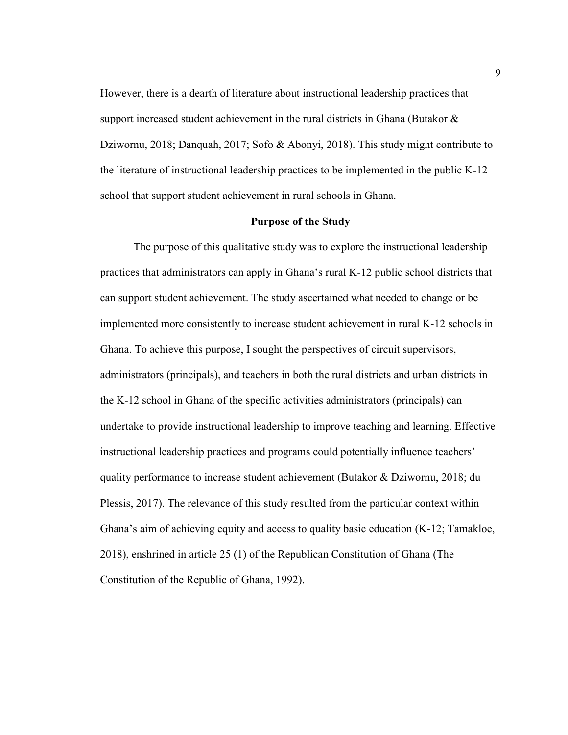However, there is a dearth of literature about instructional leadership practices that support increased student achievement in the rural districts in Ghana (Butakor & Dziwornu, 2018; Danquah, 2017; Sofo & Abonyi, 2018). This study might contribute to the literature of instructional leadership practices to be implemented in the public K-12 school that support student achievement in rural schools in Ghana.

## Purpose of the Study

The purpose of this qualitative study was to explore the instructional leadership practices that administrators can apply in Ghana's rural K-12 public school districts that can support student achievement. The study ascertained what needed to change or be implemented more consistently to increase student achievement in rural K-12 schools in Ghana. To achieve this purpose, I sought the perspectives of circuit supervisors, administrators (principals), and teachers in both the rural districts and urban districts in the K-12 school in Ghana of the specific activities administrators (principals) can undertake to provide instructional leadership to improve teaching and learning. Effective instructional leadership practices and programs could potentially influence teachers' quality performance to increase student achievement (Butakor & Dziwornu, 2018; du Plessis, 2017). The relevance of this study resulted from the particular context within Ghana's aim of achieving equity and access to quality basic education (K-12; Tamakloe, 2018), enshrined in article 25 (1) of the Republican Constitution of Ghana (The Constitution of the Republic of Ghana, 1992).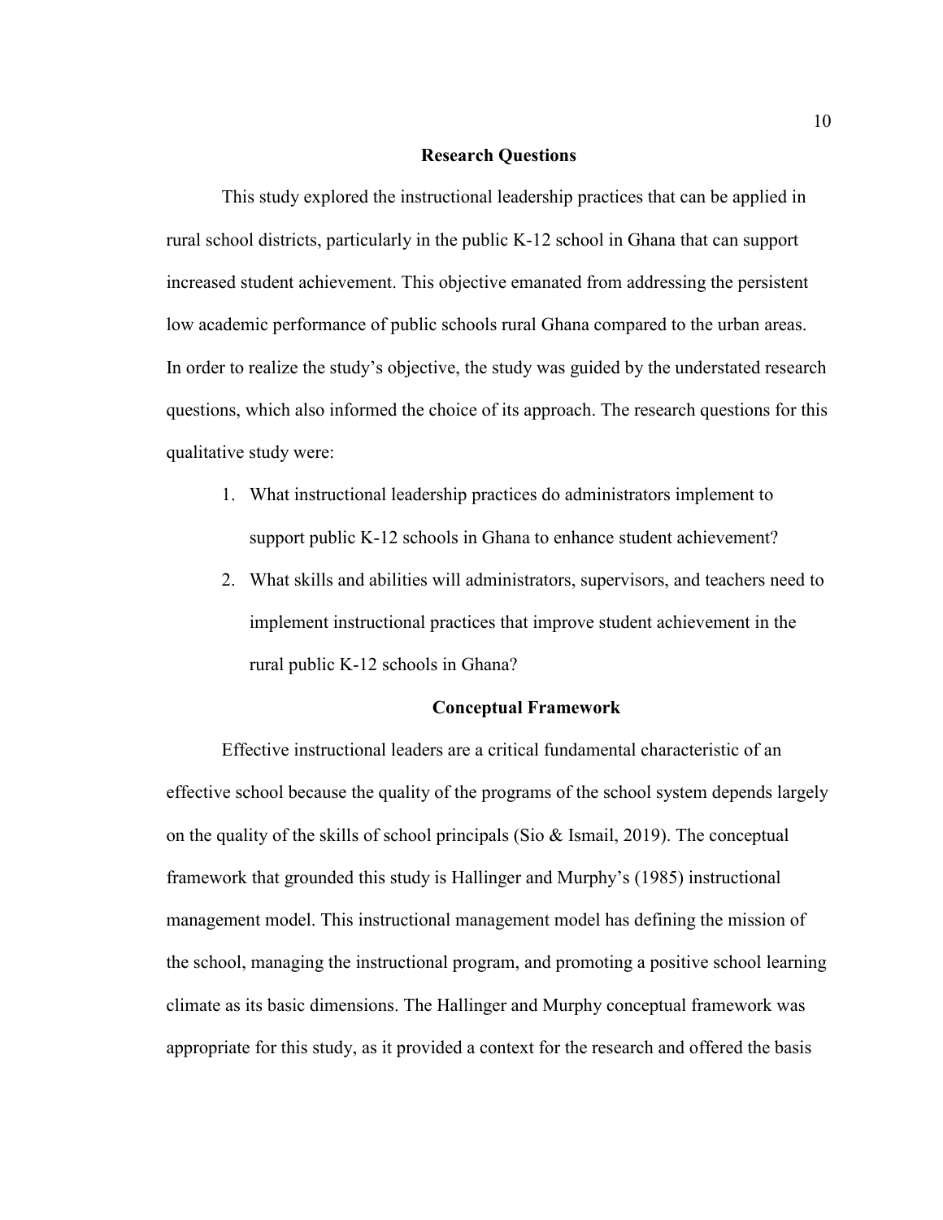## Research Questions

This study explored the instructional leadership practices that can be applied in rural school districts, particularly in the public K-12 school in Ghana that can support increased student achievement. This objective emanated from addressing the persistent low academic performance of public schools rural Ghana compared to the urban areas. In order to realize the study's objective, the study was guided by the understated research questions, which also informed the choice of its approach. The research questions for this qualitative study were:

1. What instructional leadership practices do administrators implement to support public K-12 schools in Ghana to enhance student achievement?
2. What skills and abilities will administrators, supervisors, and teachers need to implement instructional practices that improve student achievement in the rural public K-12 schools in Ghana?

## Conceptual Framework

Effective instructional leaders are a critical fundamental characteristic of an effective school because the quality of the programs of the school system depends largely on the quality of the skills of school principals (Sio & Ismail, 2019). The conceptual framework that grounded this study is Hallinger and Murphy's (1985) instructional management model. This instructional management model has defining the mission of the school, managing the instructional program, and promoting a positive school learning climate as its basic dimensions. The Hallinger and Murphy conceptual framework was appropriate for this study, as it provided a context for the research and offered the basis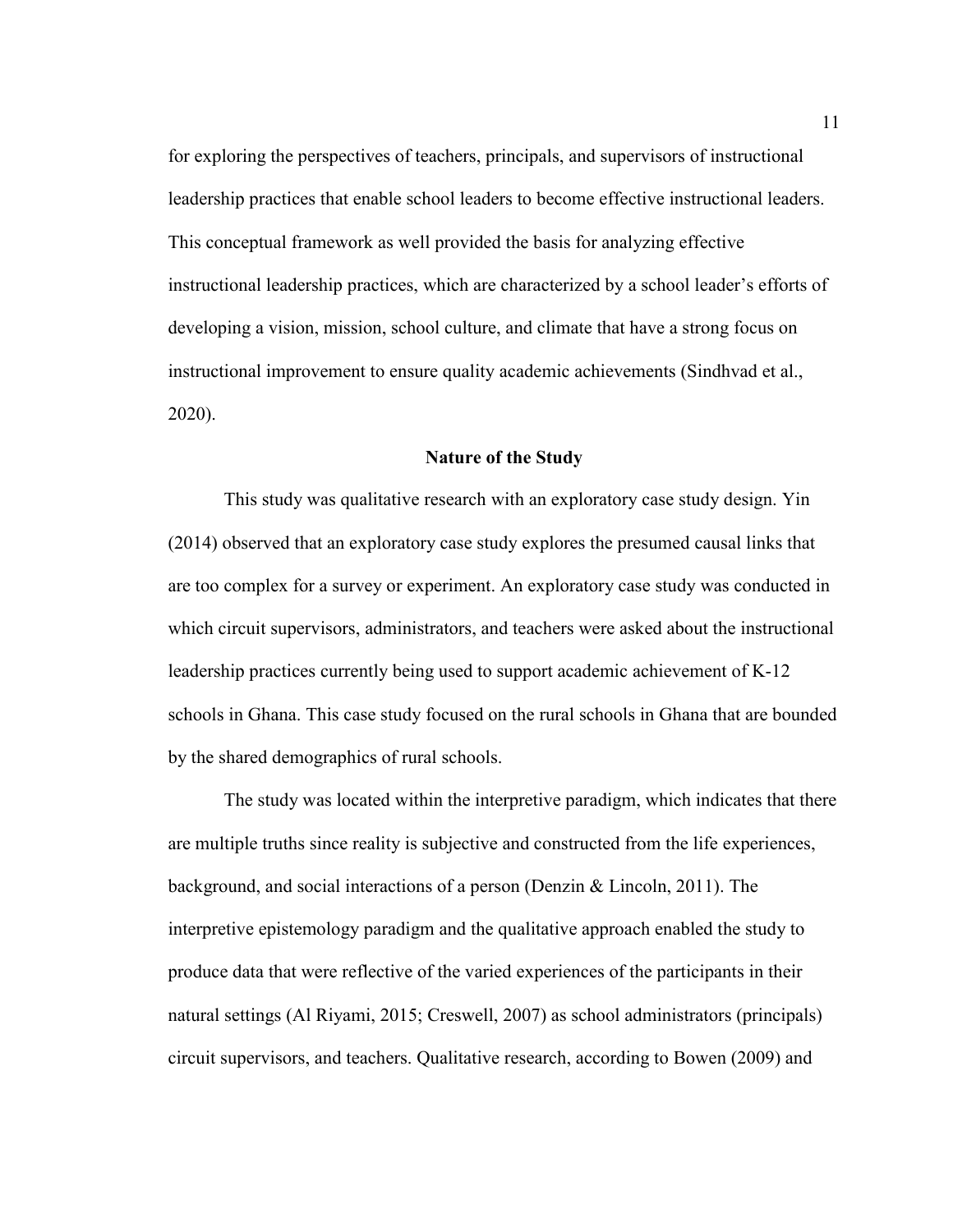for exploring the perspectives of teachers, principals, and supervisors of instructional leadership practices that enable school leaders to become effective instructional leaders. This conceptual framework as well provided the basis for analyzing effective instructional leadership practices, which are characterized by a school leader's efforts of developing a vision, mission, school culture, and climate that have a strong focus on instructional improvement to ensure quality academic achievements (Sindhvad et al., 2020).

## Nature of the Study

This study was qualitative research with an exploratory case study design. Yin (2014) observed that an exploratory case study explores the presumed causal links that are too complex for a survey or experiment. An exploratory case study was conducted in which circuit supervisors, administrators, and teachers were asked about the instructional leadership practices currently being used to support academic achievement of K-12 schools in Ghana. This case study focused on the rural schools in Ghana that are bounded by the shared demographics of rural schools.

The study was located within the interpretive paradigm, which indicates that there are multiple truths since reality is subjective and constructed from the life experiences, background, and social interactions of a person (Denzin & Lincoln, 2011). The interpretive epistemology paradigm and the qualitative approach enabled the study to produce data that were reflective of the varied experiences of the participants in their natural settings (Al Riyami, 2015; Creswell, 2007) as school administrators (principals) circuit supervisors, and teachers. Qualitative research, according to Bowen (2009) and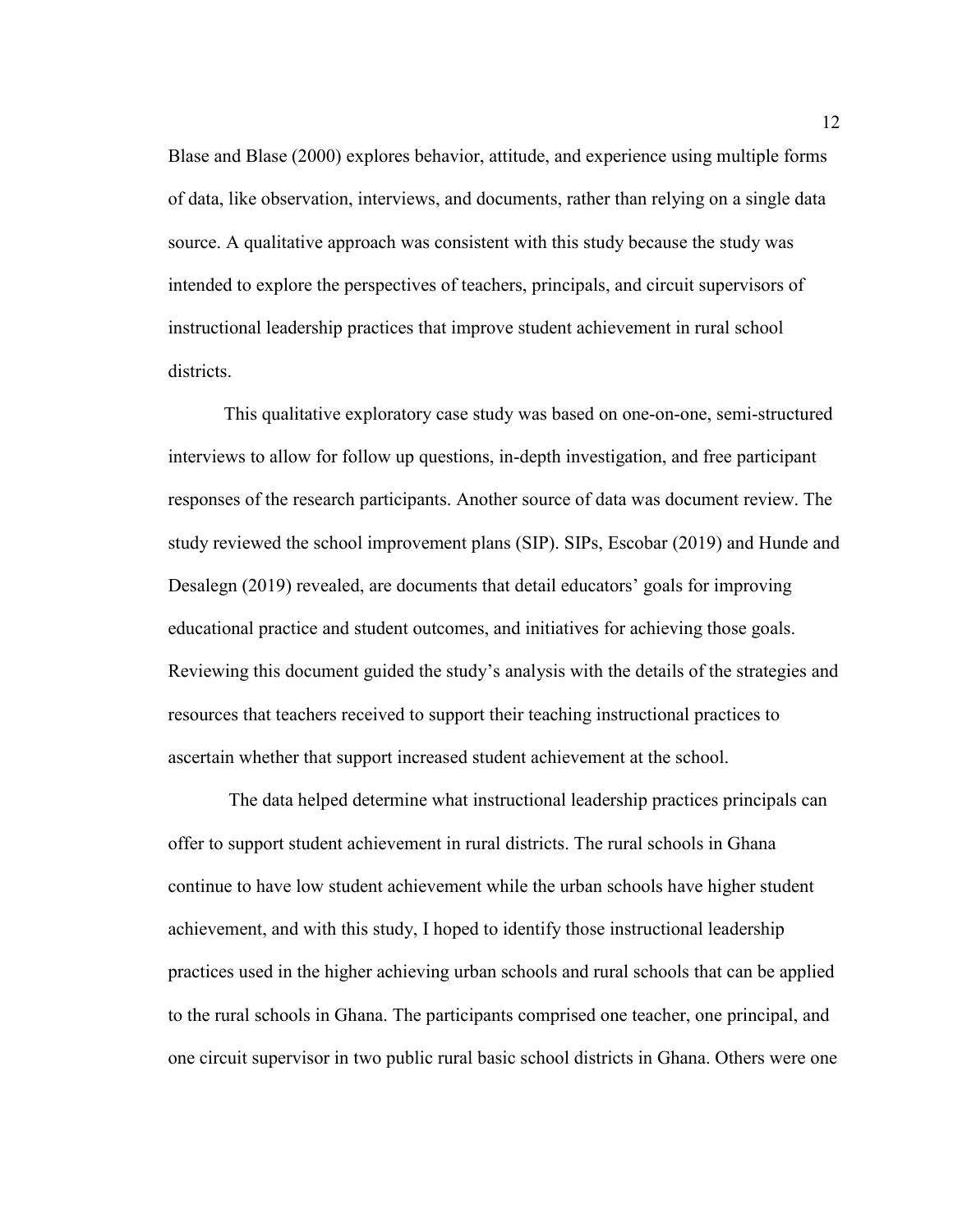Blase and Blase (2000) explores behavior, attitude, and experience using multiple forms of data, like observation, interviews, and documents, rather than relying on a single data source. A qualitative approach was consistent with this study because the study was intended to explore the perspectives of teachers, principals, and circuit supervisors of instructional leadership practices that improve student achievement in rural school districts.

This qualitative exploratory case study was based on one-on-one, semi-structured interviews to allow for follow up questions, in-depth investigation, and free participant responses of the research participants. Another source of data was document review. The study reviewed the school improvement plans (SIP). SIPs, Escobar (2019) and Hunde and Desalegn (2019) revealed, are documents that detail educators' goals for improving educational practice and student outcomes, and initiatives for achieving those goals. Reviewing this document guided the study's analysis with the details of the strategies and resources that teachers received to support their teaching instructional practices to ascertain whether that support increased student achievement at the school.

The data helped determine what instructional leadership practices principals can offer to support student achievement in rural districts. The rural schools in Ghana continue to have low student achievement while the urban schools have higher student achievement, and with this study, I hoped to identify those instructional leadership practices used in the higher achieving urban schools and rural schools that can be applied to the rural schools in Ghana. The participants comprised one teacher, one principal, and one circuit supervisor in two public rural basic school districts in Ghana. Others were one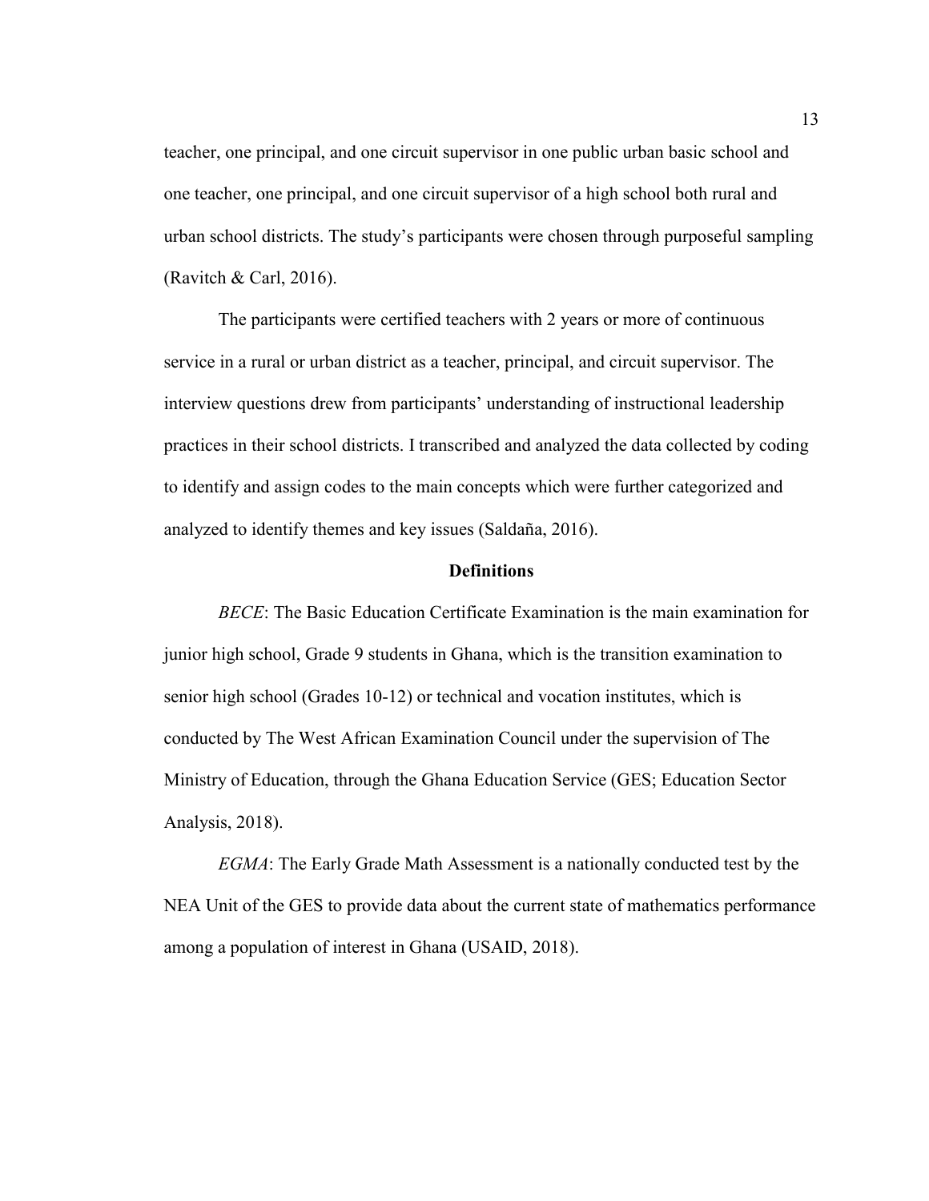teacher, one principal, and one circuit supervisor in one public urban basic school and one teacher, one principal, and one circuit supervisor of a high school both rural and urban school districts. The study's participants were chosen through purposeful sampling (Ravitch & Carl, 2016).

The participants were certified teachers with 2 years or more of continuous service in a rural or urban district as a teacher, principal, and circuit supervisor. The interview questions drew from participants' understanding of instructional leadership practices in their school districts. I transcribed and analyzed the data collected by coding to identify and assign codes to the main concepts which were further categorized and analyzed to identify themes and key issues (Saldaña, 2016).

## Definitions

*BECE*: The Basic Education Certificate Examination is the main examination for junior high school, Grade 9 students in Ghana, which is the transition examination to senior high school (Grades 10-12) or technical and vocation institutes, which is conducted by The West African Examination Council under the supervision of The Ministry of Education, through the Ghana Education Service (GES; Education Sector Analysis, 2018).

*EGMA*: The Early Grade Math Assessment is a nationally conducted test by the NEA Unit of the GES to provide data about the current state of mathematics performance among a population of interest in Ghana (USAID, 2018).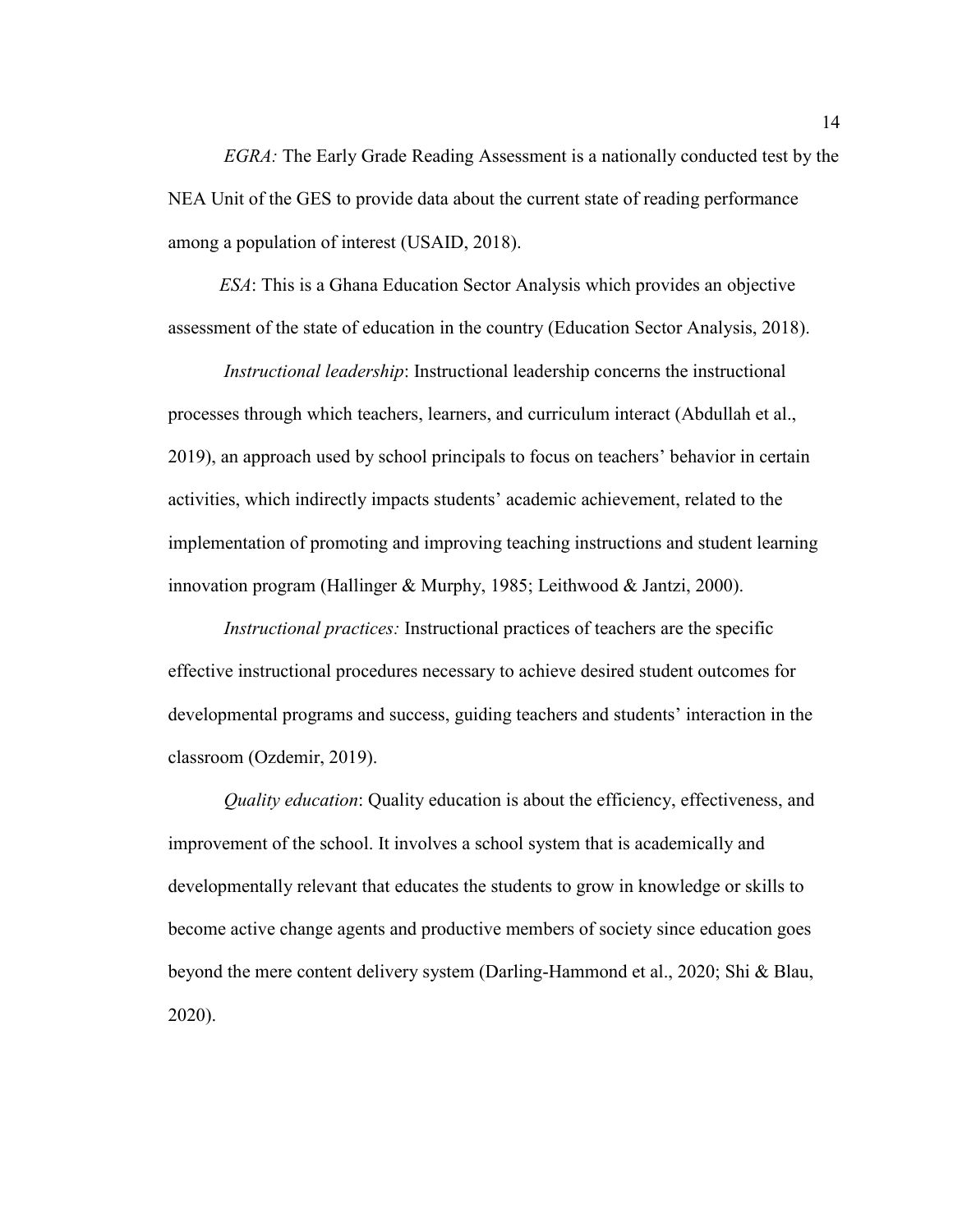*EGRA:* The Early Grade Reading Assessment is a nationally conducted test by the NEA Unit of the GES to provide data about the current state of reading performance among a population of interest (USAID, 2018).

*ESA*: This is a Ghana Education Sector Analysis which provides an objective assessment of the state of education in the country (Education Sector Analysis, 2018).

*Instructional leadership*: Instructional leadership concerns the instructional processes through which teachers, learners, and curriculum interact (Abdullah et al., 2019), an approach used by school principals to focus on teachers' behavior in certain activities, which indirectly impacts students' academic achievement, related to the implementation of promoting and improving teaching instructions and student learning innovation program (Hallinger & Murphy, 1985; Leithwood & Jantzi, 2000).

*Instructional practices:* Instructional practices of teachers are the specific effective instructional procedures necessary to achieve desired student outcomes for developmental programs and success, guiding teachers and students' interaction in the classroom (Ozdemir, 2019).

*Quality education*: Quality education is about the efficiency, effectiveness, and improvement of the school. It involves a school system that is academically and developmentally relevant that educates the students to grow in knowledge or skills to become active change agents and productive members of society since education goes beyond the mere content delivery system (Darling-Hammond et al., 2020; Shi & Blau, 2020).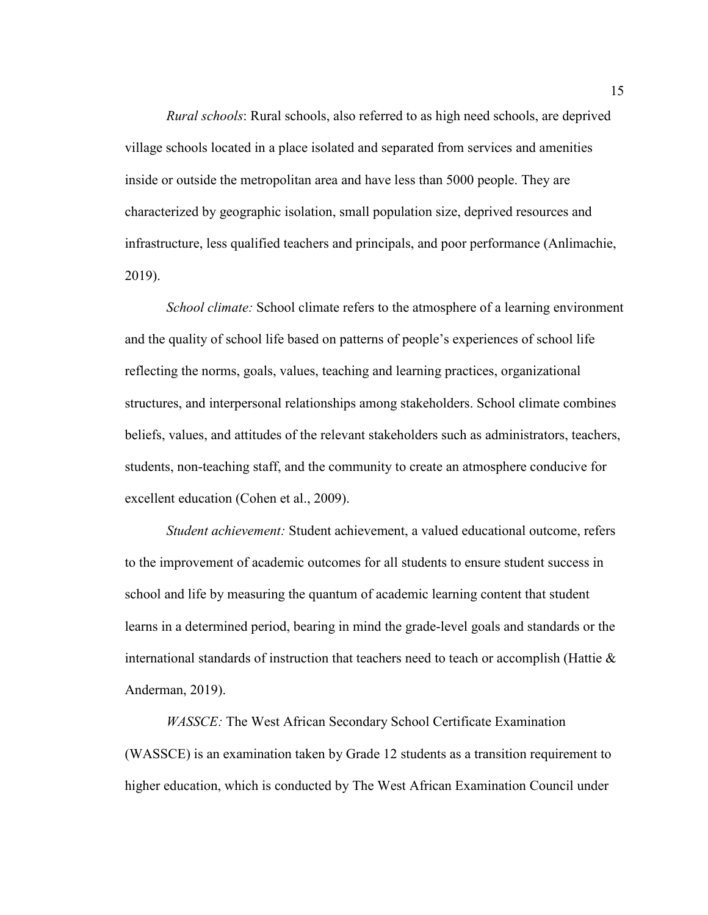*Rural schools*: Rural schools, also referred to as high need schools, are deprived village schools located in a place isolated and separated from services and amenities inside or outside the metropolitan area and have less than 5000 people. They are characterized by geographic isolation, small population size, deprived resources and infrastructure, less qualified teachers and principals, and poor performance (Anlimachie, 2019).

*School climate:* School climate refers to the atmosphere of a learning environment and the quality of school life based on patterns of people's experiences of school life reflecting the norms, goals, values, teaching and learning practices, organizational structures, and interpersonal relationships among stakeholders. School climate combines beliefs, values, and attitudes of the relevant stakeholders such as administrators, teachers, students, non-teaching staff, and the community to create an atmosphere conducive for excellent education (Cohen et al., 2009).

*Student achievement:* Student achievement, a valued educational outcome, refers to the improvement of academic outcomes for all students to ensure student success in school and life by measuring the quantum of academic learning content that student learns in a determined period, bearing in mind the grade-level goals and standards or the international standards of instruction that teachers need to teach or accomplish (Hattie & Anderman, 2019).

*WASSCE:* The West African Secondary School Certificate Examination (WASSCE) is an examination taken by Grade 12 students as a transition requirement to higher education, which is conducted by The West African Examination Council under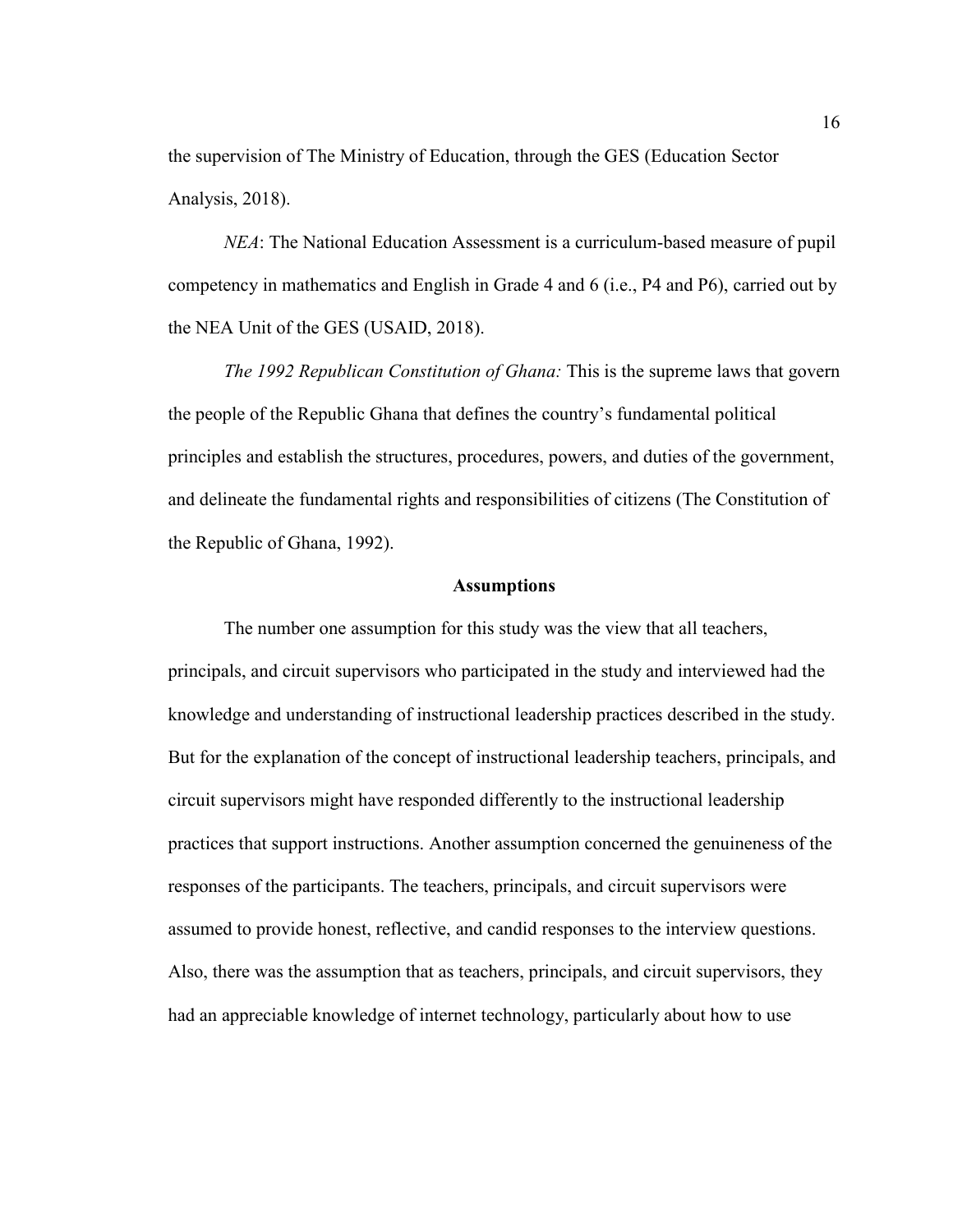the supervision of The Ministry of Education, through the GES (Education Sector Analysis, 2018).

*NEA*: The National Education Assessment is a curriculum-based measure of pupil competency in mathematics and English in Grade 4 and 6 (i.e., P4 and P6), carried out by the NEA Unit of the GES (USAID, 2018).

*The 1992 Republican Constitution of Ghana:* This is the supreme laws that govern the people of the Republic Ghana that defines the country's fundamental political principles and establish the structures, procedures, powers, and duties of the government, and delineate the fundamental rights and responsibilities of citizens (The Constitution of the Republic of Ghana, 1992).

## Assumptions

The number one assumption for this study was the view that all teachers, principals, and circuit supervisors who participated in the study and interviewed had the knowledge and understanding of instructional leadership practices described in the study. But for the explanation of the concept of instructional leadership teachers, principals, and circuit supervisors might have responded differently to the instructional leadership practices that support instructions. Another assumption concerned the genuineness of the responses of the participants. The teachers, principals, and circuit supervisors were assumed to provide honest, reflective, and candid responses to the interview questions. Also, there was the assumption that as teachers, principals, and circuit supervisors, they had an appreciable knowledge of internet technology, particularly about how to use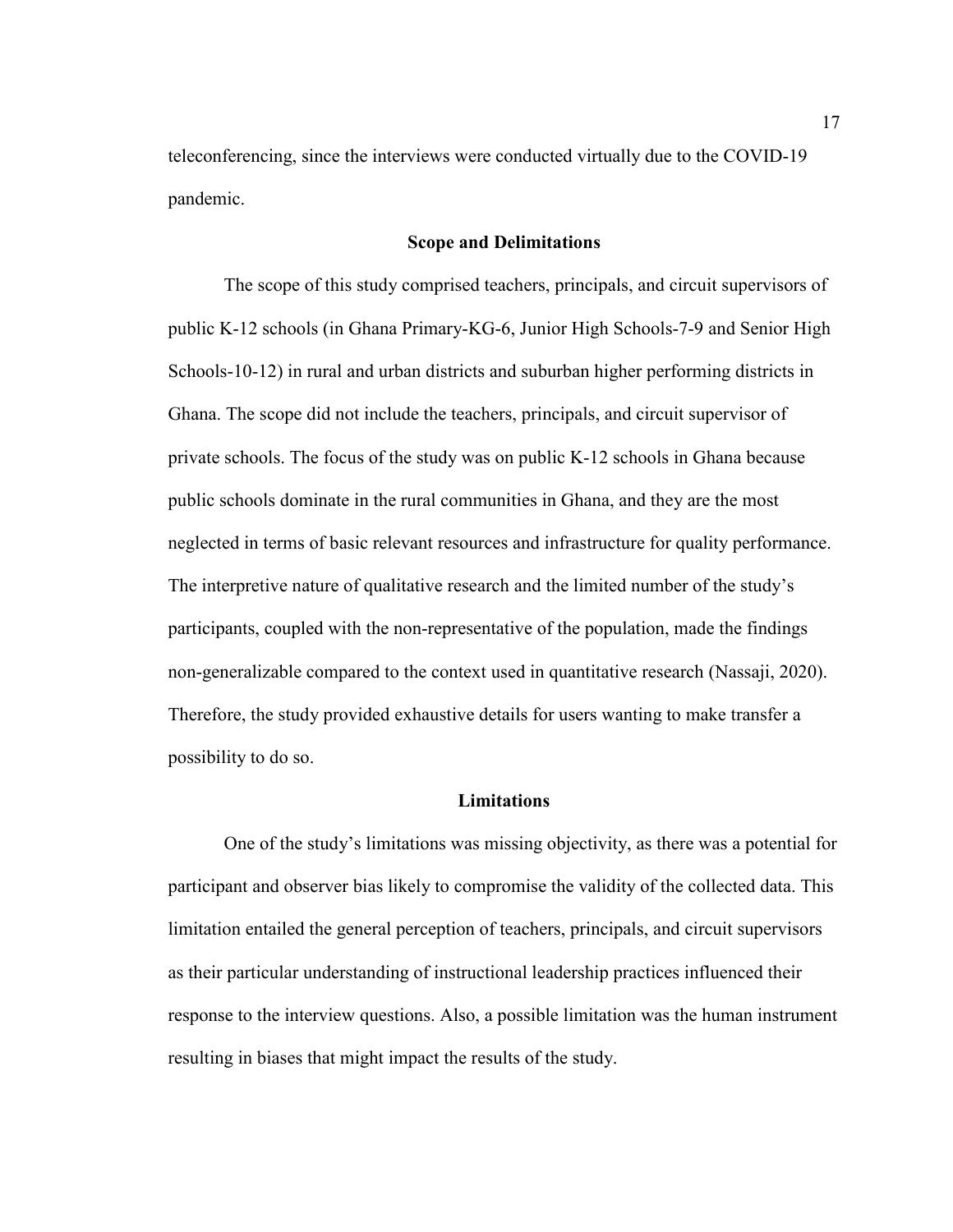teleconferencing, since the interviews were conducted virtually due to the COVID-19 pandemic.

## Scope and Delimitations

The scope of this study comprised teachers, principals, and circuit supervisors of public K-12 schools (in Ghana Primary-KG-6, Junior High Schools-7-9 and Senior High Schools-10-12) in rural and urban districts and suburban higher performing districts in Ghana. The scope did not include the teachers, principals, and circuit supervisor of private schools. The focus of the study was on public K-12 schools in Ghana because public schools dominate in the rural communities in Ghana, and they are the most neglected in terms of basic relevant resources and infrastructure for quality performance. The interpretive nature of qualitative research and the limited number of the study's participants, coupled with the non-representative of the population, made the findings non-generalizable compared to the context used in quantitative research (Nassaji, 2020). Therefore, the study provided exhaustive details for users wanting to make transfer a possibility to do so.

## Limitations

One of the study's limitations was missing objectivity, as there was a potential for participant and observer bias likely to compromise the validity of the collected data. This limitation entailed the general perception of teachers, principals, and circuit supervisors as their particular understanding of instructional leadership practices influenced their response to the interview questions. Also, a possible limitation was the human instrument resulting in biases that might impact the results of the study.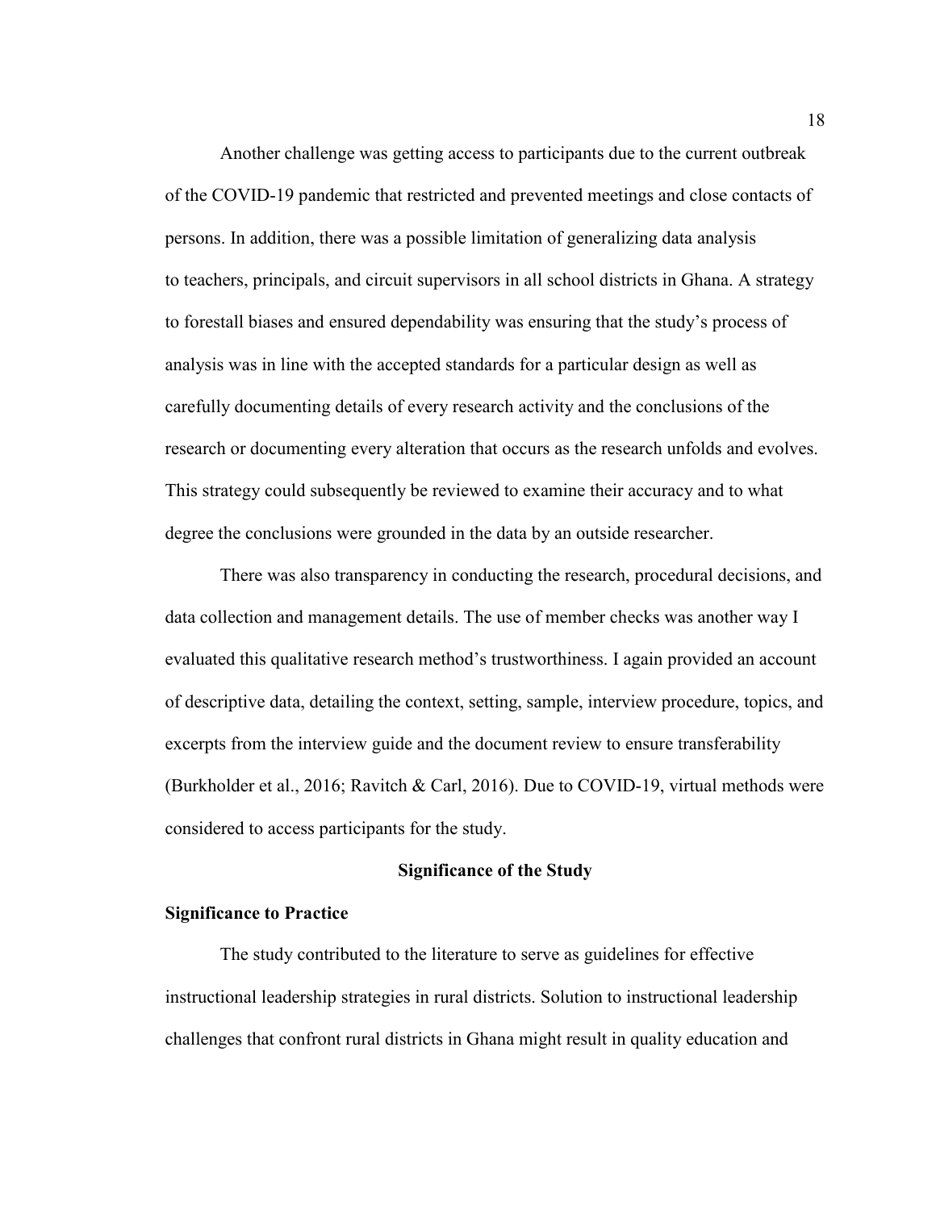Another challenge was getting access to participants due to the current outbreak of the COVID-19 pandemic that restricted and prevented meetings and close contacts of persons. In addition, there was a possible limitation of generalizing data analysis to teachers, principals, and circuit supervisors in all school districts in Ghana. A strategy to forestall biases and ensured dependability was ensuring that the study's process of analysis was in line with the accepted standards for a particular design as well as carefully documenting details of every research activity and the conclusions of the research or documenting every alteration that occurs as the research unfolds and evolves. This strategy could subsequently be reviewed to examine their accuracy and to what degree the conclusions were grounded in the data by an outside researcher.

There was also transparency in conducting the research, procedural decisions, and data collection and management details. The use of member checks was another way I evaluated this qualitative research method's trustworthiness. I again provided an account of descriptive data, detailing the context, setting, sample, interview procedure, topics, and excerpts from the interview guide and the document review to ensure transferability (Burkholder et al., 2016; Ravitch & Carl, 2016). Due to COVID-19, virtual methods were considered to access participants for the study.

## Significance of the Study

### Significance to Practice

The study contributed to the literature to serve as guidelines for effective instructional leadership strategies in rural districts. Solution to instructional leadership challenges that confront rural districts in Ghana might result in quality education and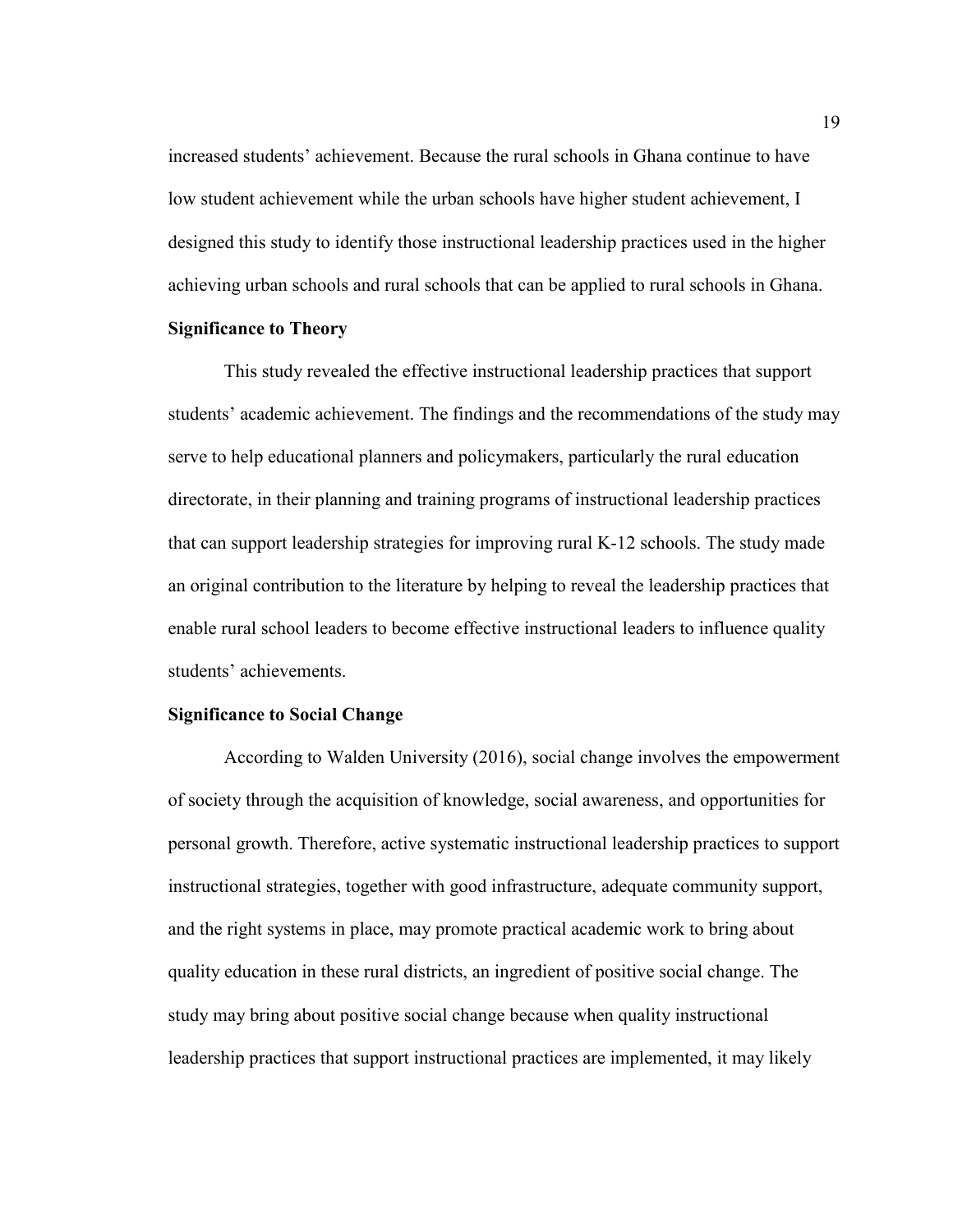increased students' achievement. Because the rural schools in Ghana continue to have low student achievement while the urban schools have higher student achievement, I designed this study to identify those instructional leadership practices used in the higher achieving urban schools and rural schools that can be applied to rural schools in Ghana.

### Significance to Theory

This study revealed the effective instructional leadership practices that support students' academic achievement. The findings and the recommendations of the study may serve to help educational planners and policymakers, particularly the rural education directorate, in their planning and training programs of instructional leadership practices that can support leadership strategies for improving rural K-12 schools. The study made an original contribution to the literature by helping to reveal the leadership practices that enable rural school leaders to become effective instructional leaders to influence quality students' achievements.

### Significance to Social Change

According to Walden University (2016), social change involves the empowerment of society through the acquisition of knowledge, social awareness, and opportunities for personal growth. Therefore, active systematic instructional leadership practices to support instructional strategies, together with good infrastructure, adequate community support, and the right systems in place, may promote practical academic work to bring about quality education in these rural districts, an ingredient of positive social change. The study may bring about positive social change because when quality instructional leadership practices that support instructional practices are implemented, it may likely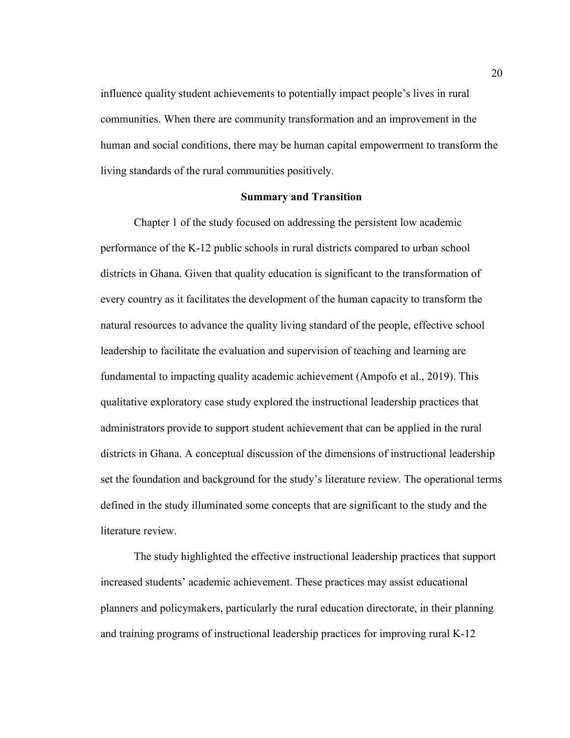influence quality student achievements to potentially impact people's lives in rural communities. When there are community transformation and an improvement in the human and social conditions, there may be human capital empowerment to transform the living standards of the rural communities positively.

## Summary and Transition

Chapter 1 of the study focused on addressing the persistent low academic performance of the K-12 public schools in rural districts compared to urban school districts in Ghana. Given that quality education is significant to the transformation of every country as it facilitates the development of the human capacity to transform the natural resources to advance the quality living standard of the people, effective school leadership to facilitate the evaluation and supervision of teaching and learning are fundamental to impacting quality academic achievement (Ampofo et al., 2019). This qualitative exploratory case study explored the instructional leadership practices that administrators provide to support student achievement that can be applied in the rural districts in Ghana. A conceptual discussion of the dimensions of instructional leadership set the foundation and background for the study's literature review. The operational terms defined in the study illuminated some concepts that are significant to the study and the literature review.

The study highlighted the effective instructional leadership practices that support increased students' academic achievement. These practices may assist educational planners and policymakers, particularly the rural education directorate, in their planning and training programs of instructional leadership practices for improving rural K-12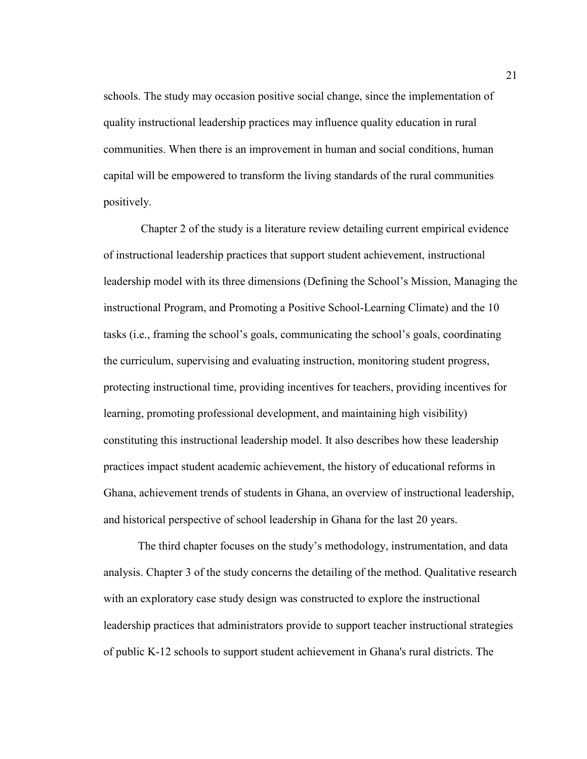schools. The study may occasion positive social change, since the implementation of quality instructional leadership practices may influence quality education in rural communities. When there is an improvement in human and social conditions, human capital will be empowered to transform the living standards of the rural communities positively.

Chapter 2 of the study is a literature review detailing current empirical evidence of instructional leadership practices that support student achievement, instructional leadership model with its three dimensions (Defining the School's Mission, Managing the instructional Program, and Promoting a Positive School-Learning Climate) and the 10 tasks (i.e., framing the school's goals, communicating the school's goals, coordinating the curriculum, supervising and evaluating instruction, monitoring student progress, protecting instructional time, providing incentives for teachers, providing incentives for learning, promoting professional development, and maintaining high visibility) constituting this instructional leadership model. It also describes how these leadership practices impact student academic achievement, the history of educational reforms in Ghana, achievement trends of students in Ghana, an overview of instructional leadership, and historical perspective of school leadership in Ghana for the last 20 years.

The third chapter focuses on the study's methodology, instrumentation, and data analysis. Chapter 3 of the study concerns the detailing of the method. Qualitative research with an exploratory case study design was constructed to explore the instructional leadership practices that administrators provide to support teacher instructional strategies of public K-12 schools to support student achievement in Ghana's rural districts. The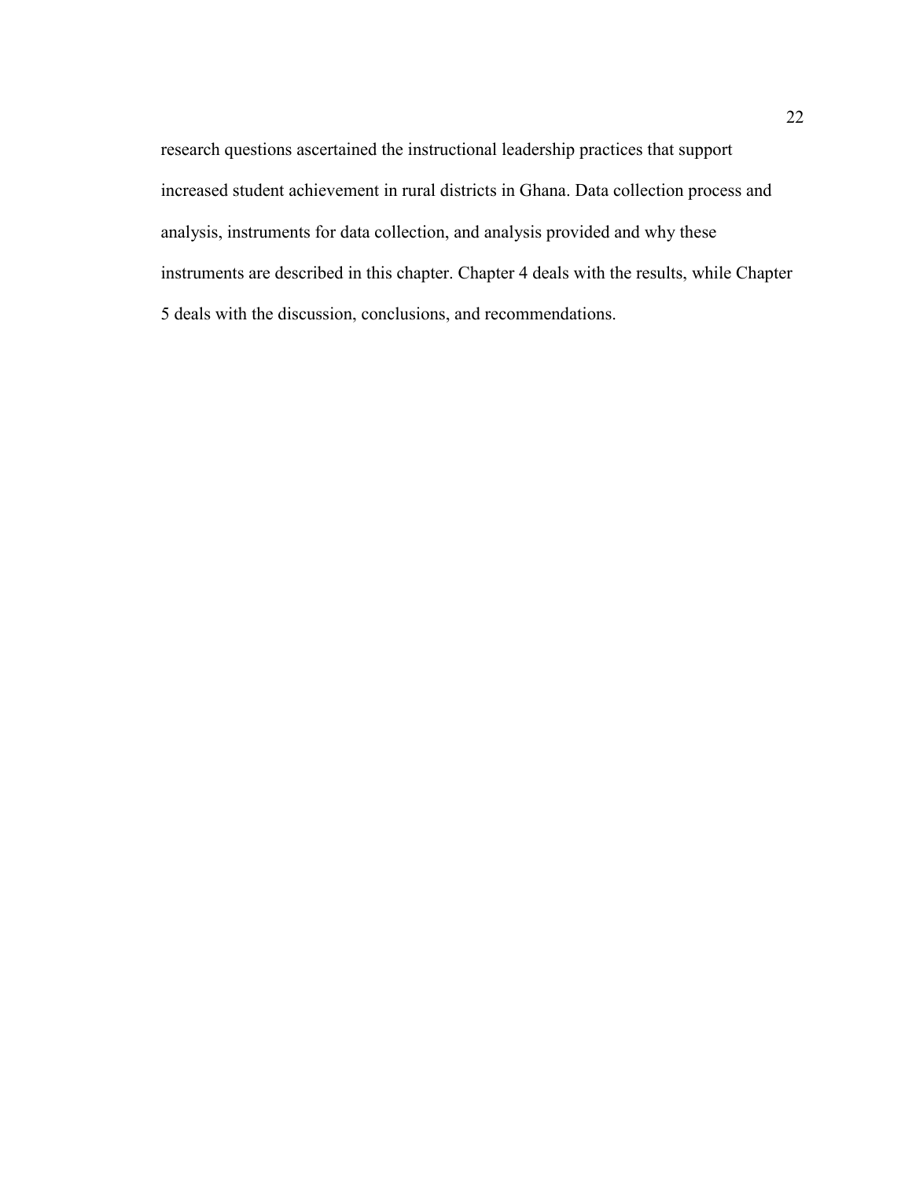research questions ascertained the instructional leadership practices that support increased student achievement in rural districts in Ghana. Data collection process and analysis, instruments for data collection, and analysis provided and why these instruments are described in this chapter. Chapter 4 deals with the results, while Chapter 5 deals with the discussion, conclusions, and recommendations.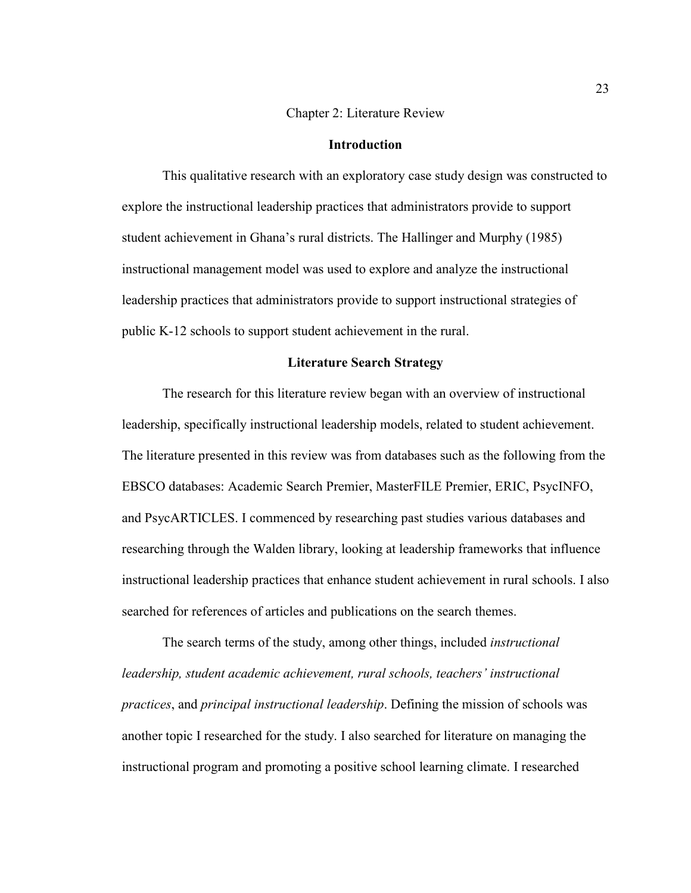# Chapter 2: Literature Review

## Introduction

This qualitative research with an exploratory case study design was constructed to explore the instructional leadership practices that administrators provide to support student achievement in Ghana's rural districts. The Hallinger and Murphy (1985) instructional management model was used to explore and analyze the instructional leadership practices that administrators provide to support instructional strategies of public K-12 schools to support student achievement in the rural.

## Literature Search Strategy

The research for this literature review began with an overview of instructional leadership, specifically instructional leadership models, related to student achievement. The literature presented in this review was from databases such as the following from the EBSCO databases: Academic Search Premier, MasterFILE Premier, ERIC, PsycINFO, and PsycARTICLES. I commenced by researching past studies various databases and researching through the Walden library, looking at leadership frameworks that influence instructional leadership practices that enhance student achievement in rural schools. I also searched for references of articles and publications on the search themes.

The search terms of the study, among other things, included *instructional leadership, student academic achievement, rural schools, teachers' instructional practices*, and *principal instructional leadership*. Defining the mission of schools was another topic I researched for the study. I also searched for literature on managing the instructional program and promoting a positive school learning climate. I researched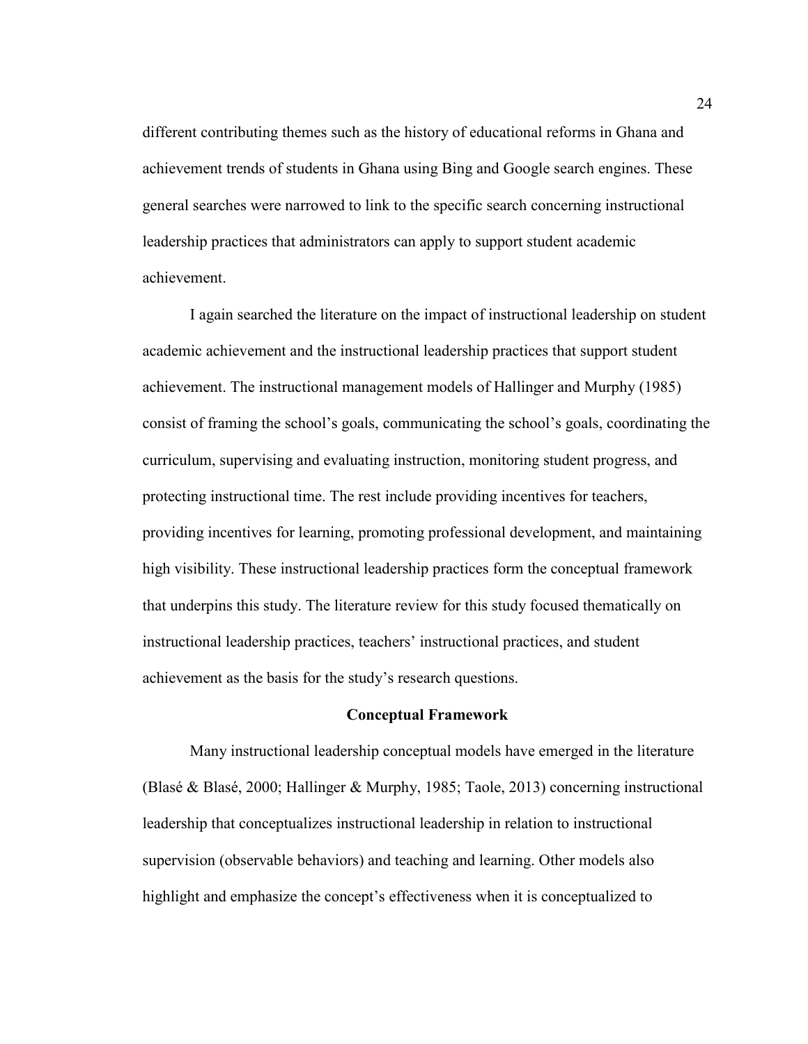different contributing themes such as the history of educational reforms in Ghana and achievement trends of students in Ghana using Bing and Google search engines. These general searches were narrowed to link to the specific search concerning instructional leadership practices that administrators can apply to support student academic achievement.

I again searched the literature on the impact of instructional leadership on student academic achievement and the instructional leadership practices that support student achievement. The instructional management models of Hallinger and Murphy (1985) consist of framing the school's goals, communicating the school's goals, coordinating the curriculum, supervising and evaluating instruction, monitoring student progress, and protecting instructional time. The rest include providing incentives for teachers, providing incentives for learning, promoting professional development, and maintaining high visibility. These instructional leadership practices form the conceptual framework that underpins this study. The literature review for this study focused thematically on instructional leadership practices, teachers' instructional practices, and student achievement as the basis for the study's research questions.

## Conceptual Framework

Many instructional leadership conceptual models have emerged in the literature (Blasé & Blasé, 2000; Hallinger & Murphy, 1985; Taole, 2013) concerning instructional leadership that conceptualizes instructional leadership in relation to instructional supervision (observable behaviors) and teaching and learning. Other models also highlight and emphasize the concept's effectiveness when it is conceptualized to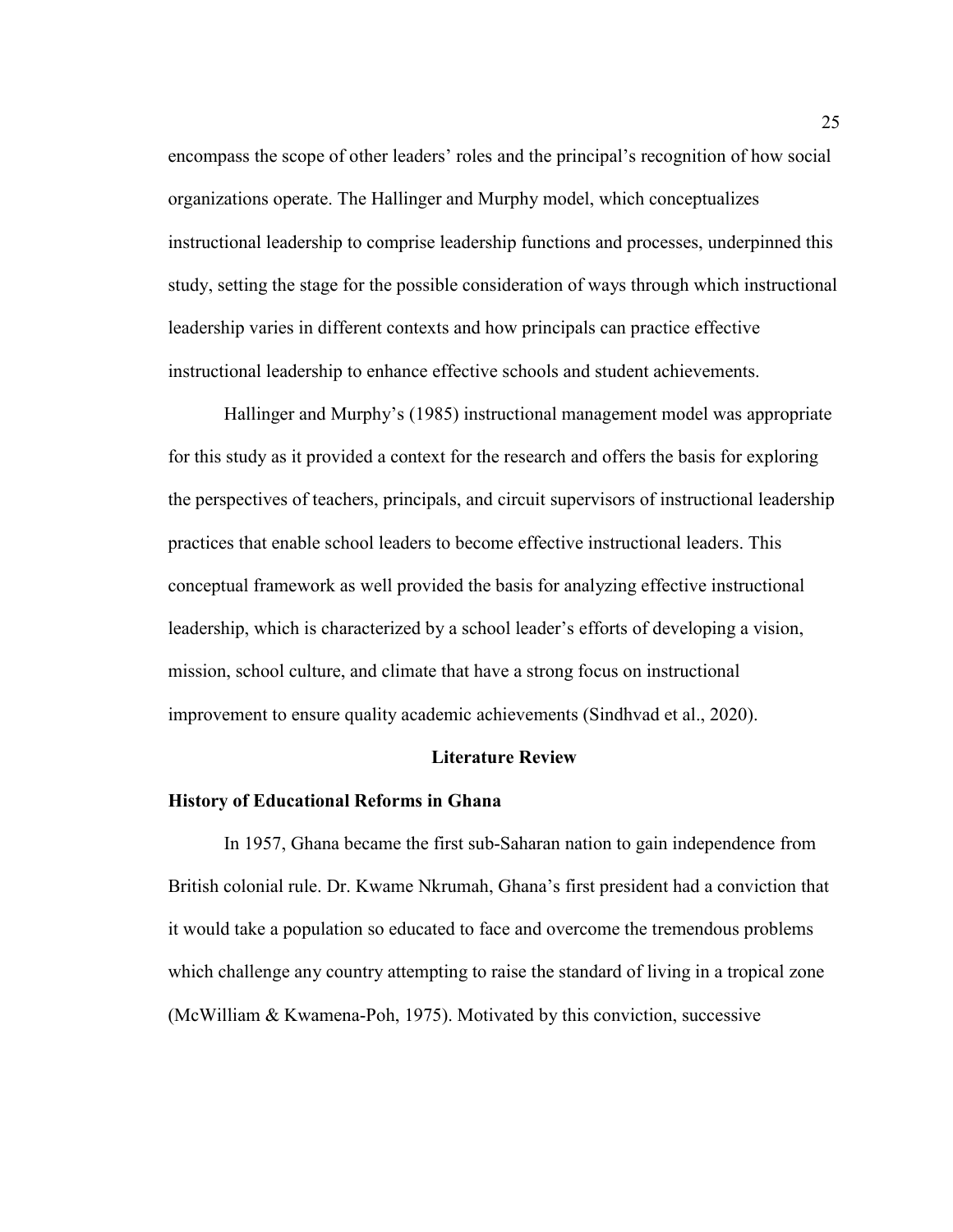encompass the scope of other leaders' roles and the principal's recognition of how social organizations operate. The Hallinger and Murphy model, which conceptualizes instructional leadership to comprise leadership functions and processes, underpinned this study, setting the stage for the possible consideration of ways through which instructional leadership varies in different contexts and how principals can practice effective instructional leadership to enhance effective schools and student achievements.

Hallinger and Murphy's (1985) instructional management model was appropriate for this study as it provided a context for the research and offers the basis for exploring the perspectives of teachers, principals, and circuit supervisors of instructional leadership practices that enable school leaders to become effective instructional leaders. This conceptual framework as well provided the basis for analyzing effective instructional leadership, which is characterized by a school leader's efforts of developing a vision, mission, school culture, and climate that have a strong focus on instructional improvement to ensure quality academic achievements (Sindhvad et al., 2020).

## Literature Review

### History of Educational Reforms in Ghana

In 1957, Ghana became the first sub-Saharan nation to gain independence from British colonial rule. Dr. Kwame Nkrumah, Ghana's first president had a conviction that it would take a population so educated to face and overcome the tremendous problems which challenge any country attempting to raise the standard of living in a tropical zone (McWilliam & Kwamena-Poh, 1975). Motivated by this conviction, successive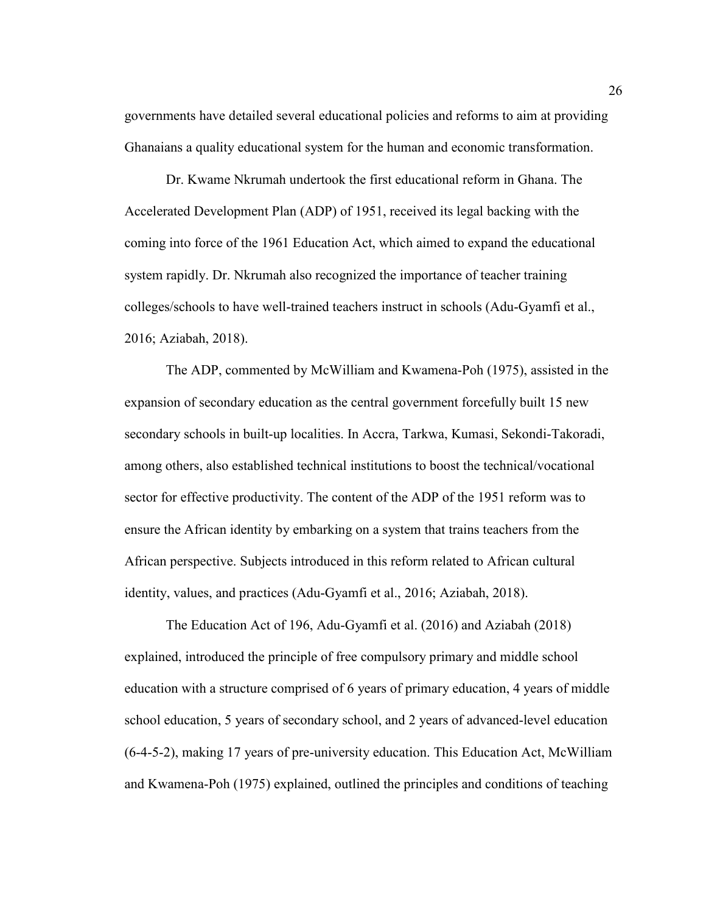governments have detailed several educational policies and reforms to aim at providing Ghanaians a quality educational system for the human and economic transformation.

Dr. Kwame Nkrumah undertook the first educational reform in Ghana. The Accelerated Development Plan (ADP) of 1951, received its legal backing with the coming into force of the 1961 Education Act, which aimed to expand the educational system rapidly. Dr. Nkrumah also recognized the importance of teacher training colleges/schools to have well-trained teachers instruct in schools (Adu-Gyamfi et al., 2016; Aziabah, 2018).

The ADP, commented by McWilliam and Kwamena-Poh (1975), assisted in the expansion of secondary education as the central government forcefully built 15 new secondary schools in built-up localities. In Accra, Tarkwa, Kumasi, Sekondi-Takoradi, among others, also established technical institutions to boost the technical/vocational sector for effective productivity. The content of the ADP of the 1951 reform was to ensure the African identity by embarking on a system that trains teachers from the African perspective. Subjects introduced in this reform related to African cultural identity, values, and practices (Adu-Gyamfi et al., 2016; Aziabah, 2018).

The Education Act of 196, Adu-Gyamfi et al. (2016) and Aziabah (2018) explained, introduced the principle of free compulsory primary and middle school education with a structure comprised of 6 years of primary education, 4 years of middle school education, 5 years of secondary school, and 2 years of advanced-level education (6-4-5-2), making 17 years of pre-university education. This Education Act, McWilliam and Kwamena-Poh (1975) explained, outlined the principles and conditions of teaching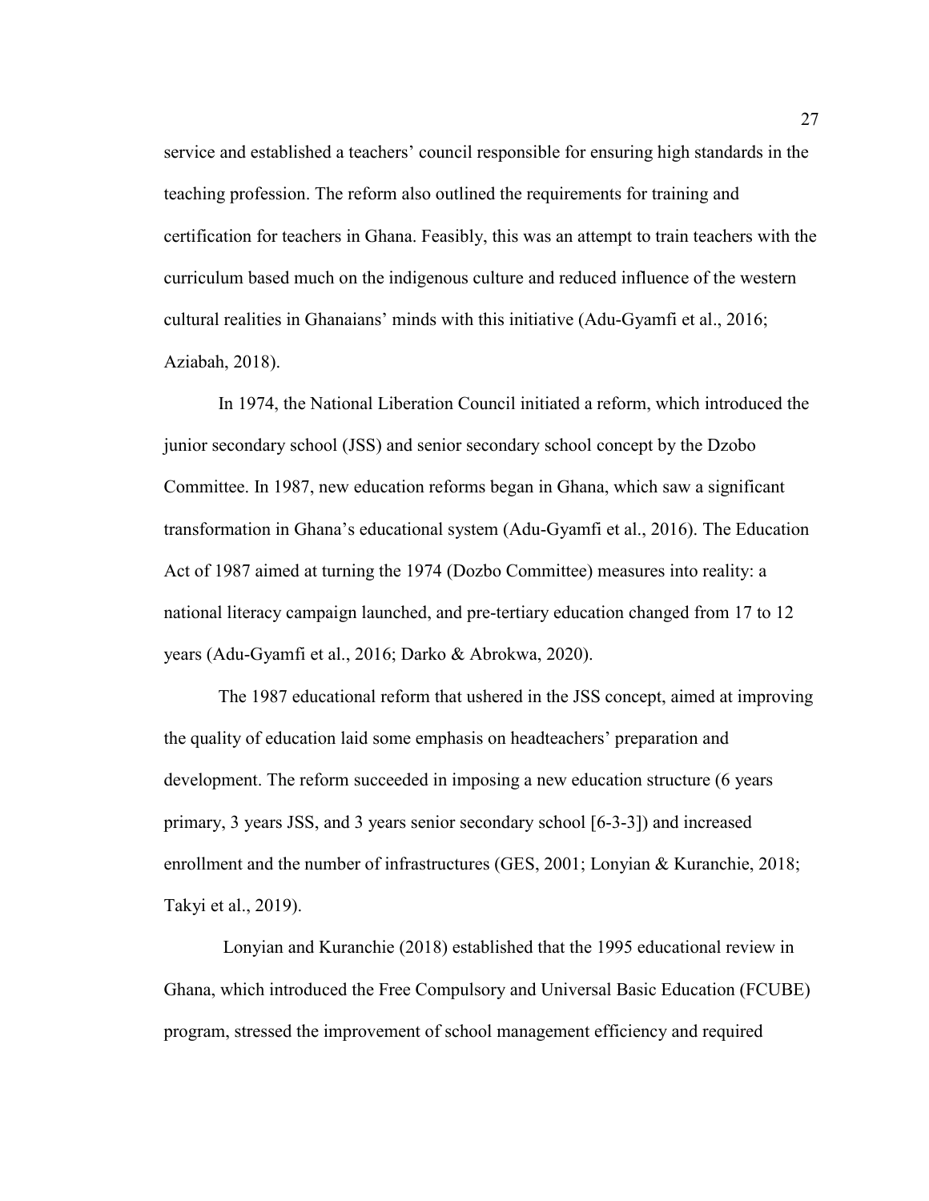service and established a teachers' council responsible for ensuring high standards in the teaching profession. The reform also outlined the requirements for training and certification for teachers in Ghana. Feasibly, this was an attempt to train teachers with the curriculum based much on the indigenous culture and reduced influence of the western cultural realities in Ghanaians' minds with this initiative (Adu-Gyamfi et al., 2016; Aziabah, 2018).

In 1974, the National Liberation Council initiated a reform, which introduced the junior secondary school (JSS) and senior secondary school concept by the Dzobo Committee. In 1987, new education reforms began in Ghana, which saw a significant transformation in Ghana's educational system (Adu-Gyamfi et al., 2016). The Education Act of 1987 aimed at turning the 1974 (Dozbo Committee) measures into reality: a national literacy campaign launched, and pre-tertiary education changed from 17 to 12 years (Adu-Gyamfi et al., 2016; Darko & Abrokwa, 2020).

The 1987 educational reform that ushered in the JSS concept, aimed at improving the quality of education laid some emphasis on headteachers' preparation and development. The reform succeeded in imposing a new education structure (6 years primary, 3 years JSS, and 3 years senior secondary school [6-3-3]) and increased enrollment and the number of infrastructures (GES, 2001; Lonyian & Kuranchie, 2018; Takyi et al., 2019).

Lonyian and Kuranchie (2018) established that the 1995 educational review in Ghana, which introduced the Free Compulsory and Universal Basic Education (FCUBE) program, stressed the improvement of school management efficiency and required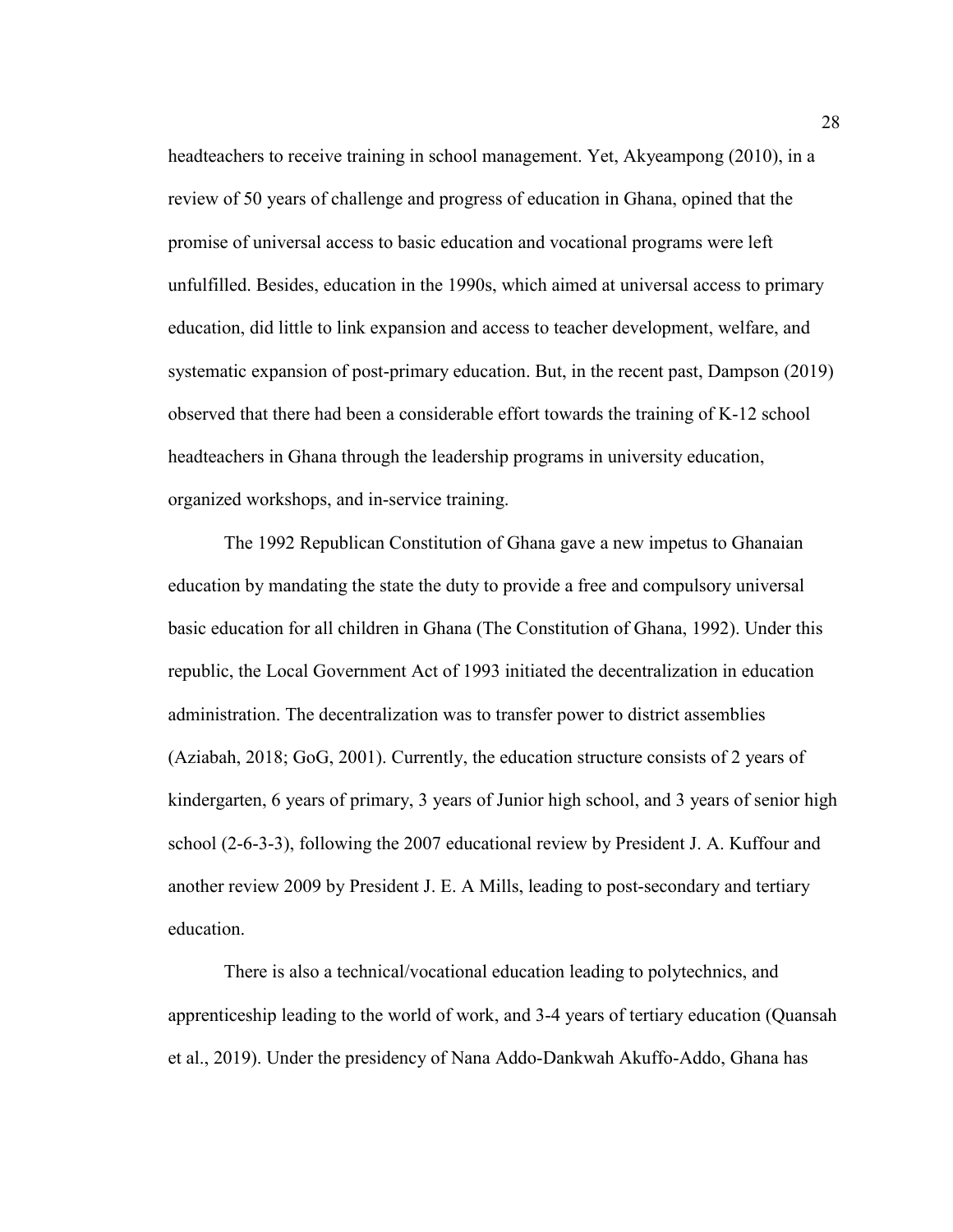headteachers to receive training in school management. Yet, Akyeampong (2010), in a review of 50 years of challenge and progress of education in Ghana, opined that the promise of universal access to basic education and vocational programs were left unfulfilled. Besides, education in the 1990s, which aimed at universal access to primary education, did little to link expansion and access to teacher development, welfare, and systematic expansion of post-primary education. But, in the recent past, Dampson (2019) observed that there had been a considerable effort towards the training of K-12 school headteachers in Ghana through the leadership programs in university education, organized workshops, and in-service training.

The 1992 Republican Constitution of Ghana gave a new impetus to Ghanaian education by mandating the state the duty to provide a free and compulsory universal basic education for all children in Ghana (The Constitution of Ghana, 1992). Under this republic, the Local Government Act of 1993 initiated the decentralization in education administration. The decentralization was to transfer power to district assemblies (Aziabah, 2018; GoG, 2001). Currently, the education structure consists of 2 years of kindergarten, 6 years of primary, 3 years of Junior high school, and 3 years of senior high school (2-6-3-3), following the 2007 educational review by President J. A. Kuffour and another review 2009 by President J. E. A Mills, leading to post-secondary and tertiary education.

There is also a technical/vocational education leading to polytechnics, and apprenticeship leading to the world of work, and 3-4 years of tertiary education (Quansah et al., 2019). Under the presidency of Nana Addo-Dankwah Akuffo-Addo, Ghana has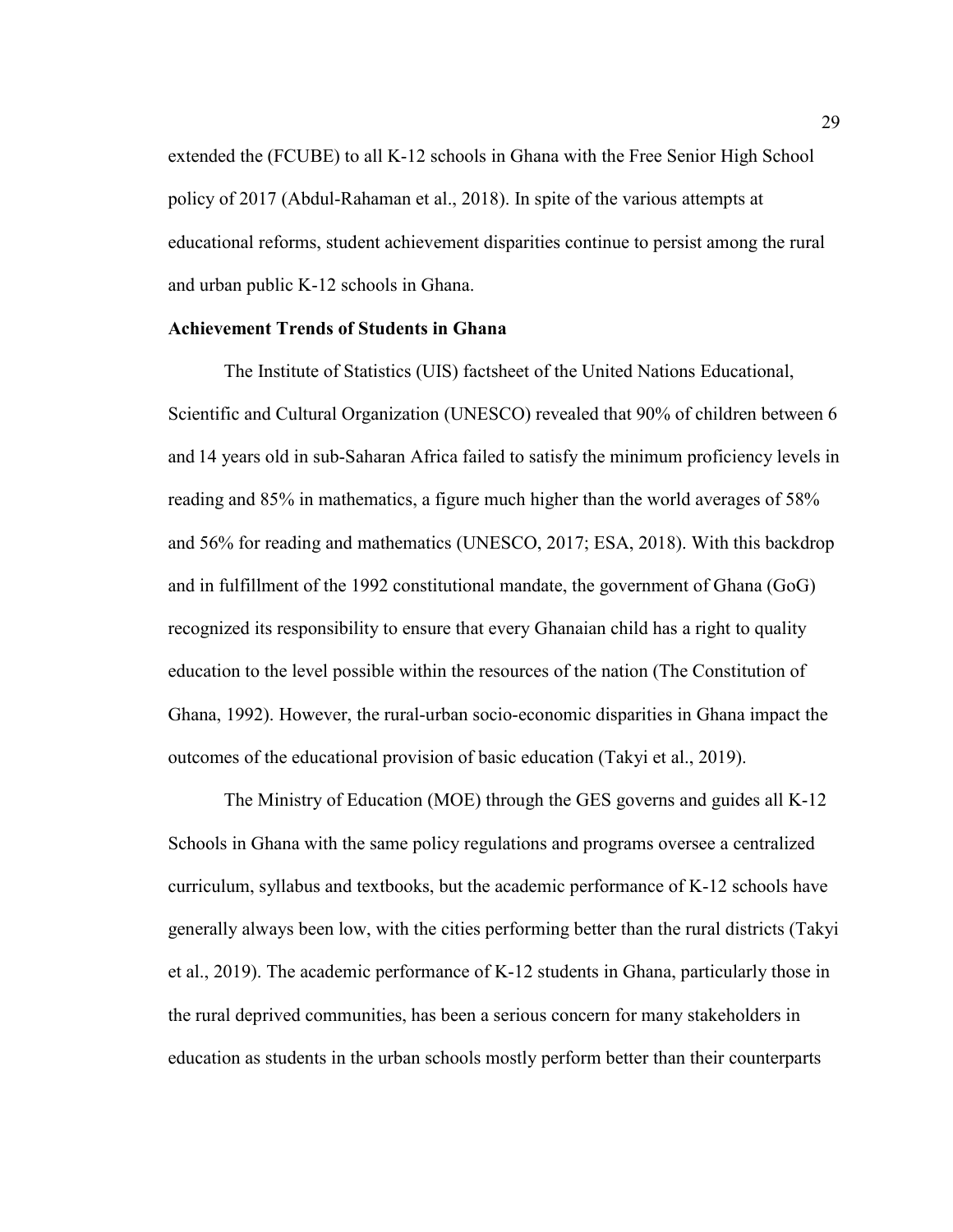extended the (FCUBE) to all K-12 schools in Ghana with the Free Senior High School policy of 2017 (Abdul-Rahaman et al., 2018). In spite of the various attempts at educational reforms, student achievement disparities continue to persist among the rural and urban public K-12 schools in Ghana.

**Achievement Trends of Students in Ghana**

The Institute of Statistics (UIS) factsheet of the United Nations Educational, Scientific and Cultural Organization (UNESCO) revealed that 90% of children between 6 and 14 years old in sub-Saharan Africa failed to satisfy the minimum proficiency levels in reading and 85% in mathematics, a figure much higher than the world averages of 58% and 56% for reading and mathematics (UNESCO, 2017; ESA, 2018). With this backdrop and in fulfillment of the 1992 constitutional mandate, the government of Ghana (GoG) recognized its responsibility to ensure that every Ghanaian child has a right to quality education to the level possible within the resources of the nation (The Constitution of Ghana, 1992). However, the rural-urban socio-economic disparities in Ghana impact the outcomes of the educational provision of basic education (Takyi et al., 2019).

The Ministry of Education (MOE) through the GES governs and guides all K-12 Schools in Ghana with the same policy regulations and programs oversee a centralized curriculum, syllabus and textbooks, but the academic performance of K-12 schools have generally always been low, with the cities performing better than the rural districts (Takyi et al., 2019). The academic performance of K-12 students in Ghana, particularly those in the rural deprived communities, has been a serious concern for many stakeholders in education as students in the urban schools mostly perform better than their counterparts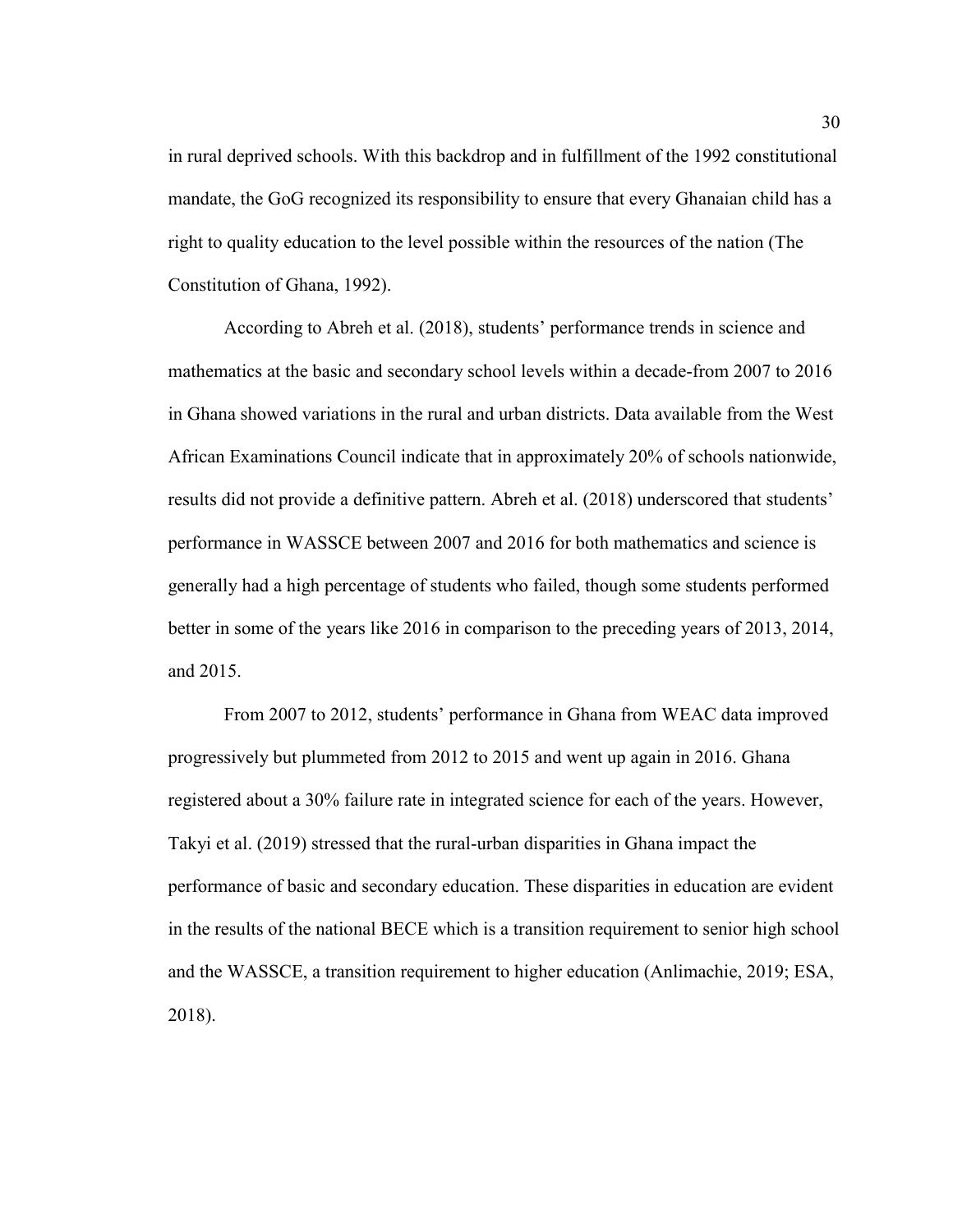in rural deprived schools. With this backdrop and in fulfillment of the 1992 constitutional mandate, the GoG recognized its responsibility to ensure that every Ghanaian child has a right to quality education to the level possible within the resources of the nation (The Constitution of Ghana, 1992).

According to Abreh et al. (2018), students' performance trends in science and mathematics at the basic and secondary school levels within a decade-from 2007 to 2016 in Ghana showed variations in the rural and urban districts. Data available from the West African Examinations Council indicate that in approximately 20% of schools nationwide, results did not provide a definitive pattern. Abreh et al. (2018) underscored that students' performance in WASSCE between 2007 and 2016 for both mathematics and science is generally had a high percentage of students who failed, though some students performed better in some of the years like 2016 in comparison to the preceding years of 2013, 2014, and 2015.

From 2007 to 2012, students' performance in Ghana from WEAC data improved progressively but plummeted from 2012 to 2015 and went up again in 2016. Ghana registered about a 30% failure rate in integrated science for each of the years. However, Takyi et al. (2019) stressed that the rural-urban disparities in Ghana impact the performance of basic and secondary education. These disparities in education are evident in the results of the national BECE which is a transition requirement to senior high school and the WASSCE, a transition requirement to higher education (Anlimachie, 2019; ESA, 2018).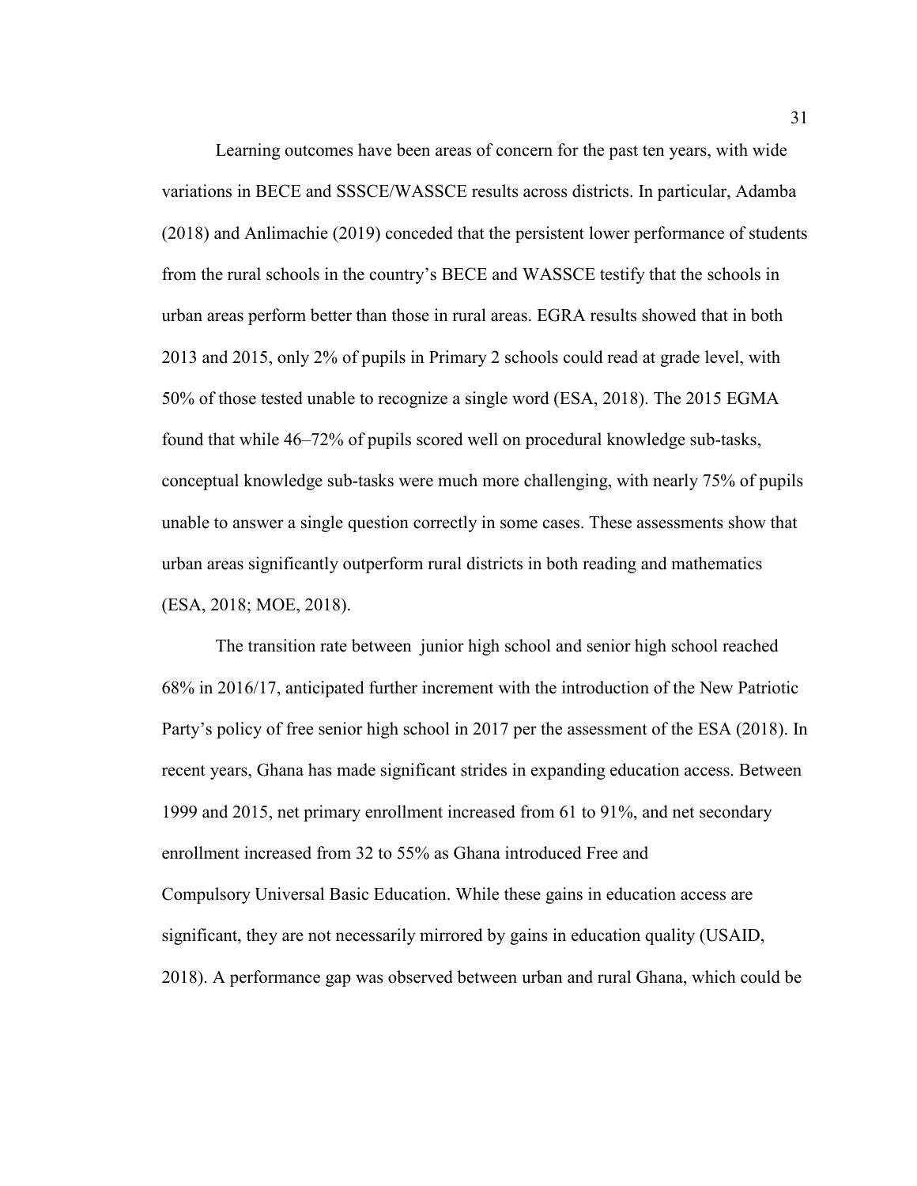Learning outcomes have been areas of concern for the past ten years, with wide variations in BECE and SSSCE/WASSCE results across districts. In particular, Adamba (2018) and Anlimachie (2019) conceded that the persistent lower performance of students from the rural schools in the country's BECE and WASSCE testify that the schools in urban areas perform better than those in rural areas. EGRA results showed that in both 2013 and 2015, only 2% of pupils in Primary 2 schools could read at grade level, with 50% of those tested unable to recognize a single word (ESA, 2018). The 2015 EGMA found that while 46–72% of pupils scored well on procedural knowledge sub-tasks, conceptual knowledge sub-tasks were much more challenging, with nearly 75% of pupils unable to answer a single question correctly in some cases. These assessments show that urban areas significantly outperform rural districts in both reading and mathematics (ESA, 2018; MOE, 2018).

The transition rate between junior high school and senior high school reached 68% in 2016/17, anticipated further increment with the introduction of the New Patriotic Party's policy of free senior high school in 2017 per the assessment of the ESA (2018). In recent years, Ghana has made significant strides in expanding education access. Between 1999 and 2015, net primary enrollment increased from 61 to 91%, and net secondary enrollment increased from 32 to 55% as Ghana introduced Free and Compulsory Universal Basic Education. While these gains in education access are significant, they are not necessarily mirrored by gains in education quality (USAID, 2018). A performance gap was observed between urban and rural Ghana, which could be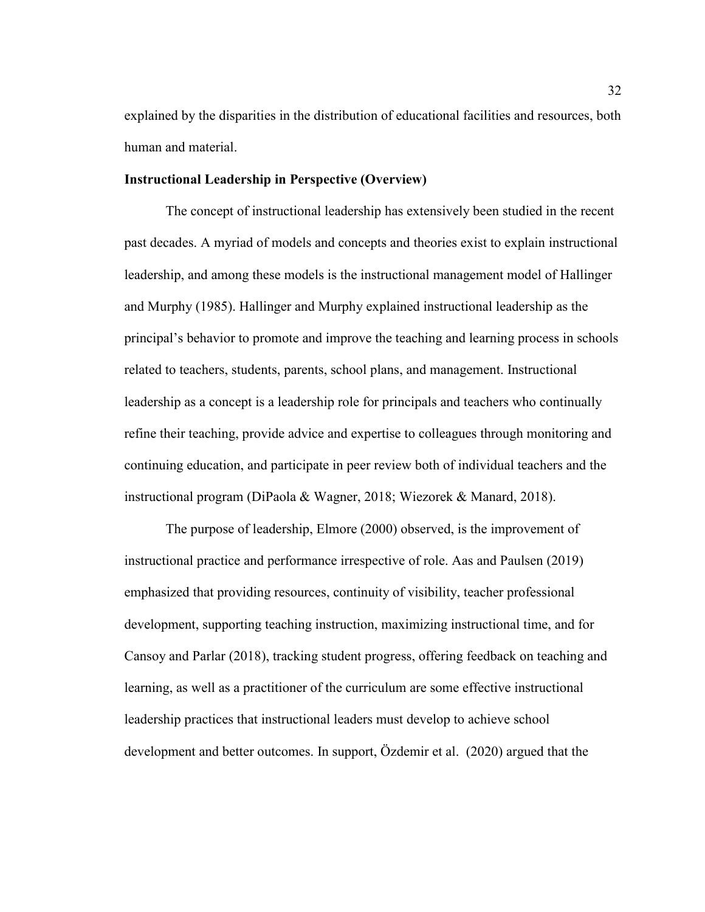explained by the disparities in the distribution of educational facilities and resources, both human and material.

**Instructional Leadership in Perspective (Overview)**

The concept of instructional leadership has extensively been studied in the recent past decades. A myriad of models and concepts and theories exist to explain instructional leadership, and among these models is the instructional management model of Hallinger and Murphy (1985). Hallinger and Murphy explained instructional leadership as the principal's behavior to promote and improve the teaching and learning process in schools related to teachers, students, parents, school plans, and management. Instructional leadership as a concept is a leadership role for principals and teachers who continually refine their teaching, provide advice and expertise to colleagues through monitoring and continuing education, and participate in peer review both of individual teachers and the instructional program (DiPaola & Wagner, 2018; Wiezorek & Manard, 2018).

The purpose of leadership, Elmore (2000) observed, is the improvement of instructional practice and performance irrespective of role. Aas and Paulsen (2019) emphasized that providing resources, continuity of visibility, teacher professional development, supporting teaching instruction, maximizing instructional time, and for Cansoy and Parlar (2018), tracking student progress, offering feedback on teaching and learning, as well as a practitioner of the curriculum are some effective instructional leadership practices that instructional leaders must develop to achieve school development and better outcomes. In support, Özdemir et al. (2020) argued that the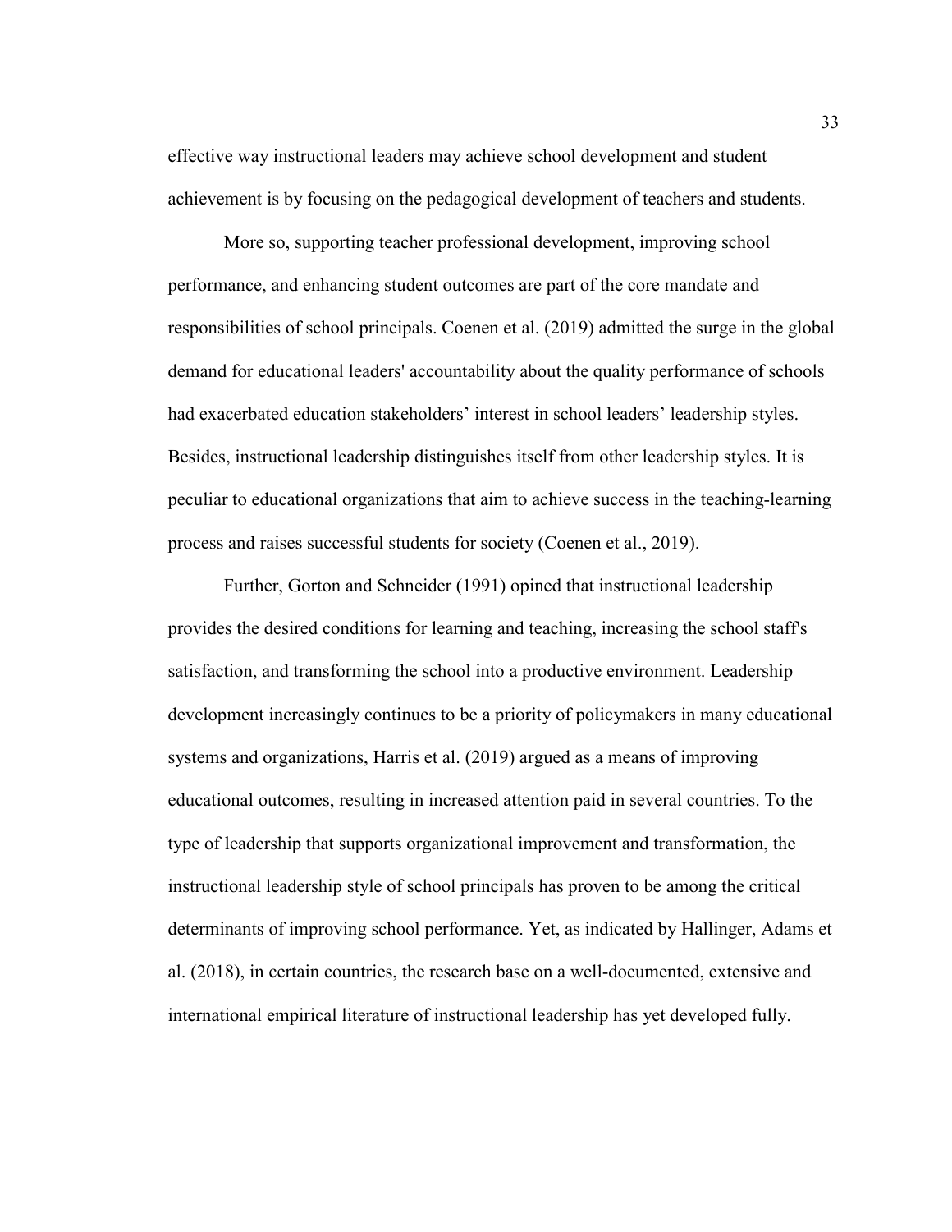effective way instructional leaders may achieve school development and student achievement is by focusing on the pedagogical development of teachers and students.

More so, supporting teacher professional development, improving school performance, and enhancing student outcomes are part of the core mandate and responsibilities of school principals. Coenen et al. (2019) admitted the surge in the global demand for educational leaders' accountability about the quality performance of schools had exacerbated education stakeholders' interest in school leaders' leadership styles. Besides, instructional leadership distinguishes itself from other leadership styles. It is peculiar to educational organizations that aim to achieve success in the teaching-learning process and raises successful students for society (Coenen et al., 2019).

Further, Gorton and Schneider (1991) opined that instructional leadership provides the desired conditions for learning and teaching, increasing the school staff's satisfaction, and transforming the school into a productive environment. Leadership development increasingly continues to be a priority of policymakers in many educational systems and organizations, Harris et al. (2019) argued as a means of improving educational outcomes, resulting in increased attention paid in several countries. To the type of leadership that supports organizational improvement and transformation, the instructional leadership style of school principals has proven to be among the critical determinants of improving school performance. Yet, as indicated by Hallinger, Adams et al. (2018), in certain countries, the research base on a well-documented, extensive and international empirical literature of instructional leadership has yet developed fully.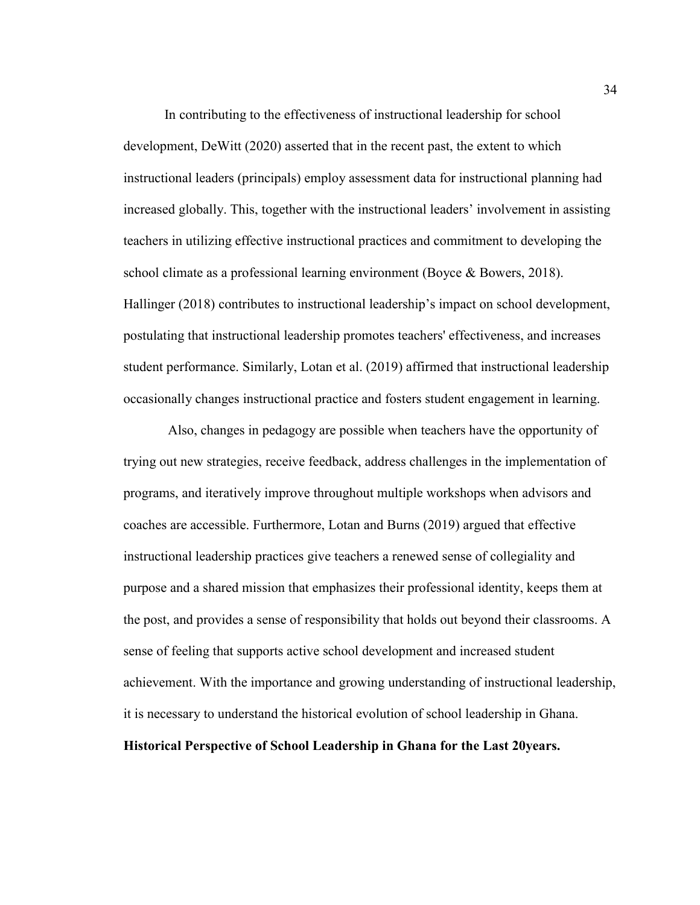In contributing to the effectiveness of instructional leadership for school development, DeWitt (2020) asserted that in the recent past, the extent to which instructional leaders (principals) employ assessment data for instructional planning had increased globally. This, together with the instructional leaders' involvement in assisting teachers in utilizing effective instructional practices and commitment to developing the school climate as a professional learning environment (Boyce & Bowers, 2018). Hallinger (2018) contributes to instructional leadership's impact on school development, postulating that instructional leadership promotes teachers' effectiveness, and increases student performance. Similarly, Lotan et al. (2019) affirmed that instructional leadership occasionally changes instructional practice and fosters student engagement in learning.

Also, changes in pedagogy are possible when teachers have the opportunity of trying out new strategies, receive feedback, address challenges in the implementation of programs, and iteratively improve throughout multiple workshops when advisors and coaches are accessible. Furthermore, Lotan and Burns (2019) argued that effective instructional leadership practices give teachers a renewed sense of collegiality and purpose and a shared mission that emphasizes their professional identity, keeps them at the post, and provides a sense of responsibility that holds out beyond their classrooms. A sense of feeling that supports active school development and increased student achievement. With the importance and growing understanding of instructional leadership, it is necessary to understand the historical evolution of school leadership in Ghana.

**Historical Perspective of School Leadership in Ghana for the Last 20years.**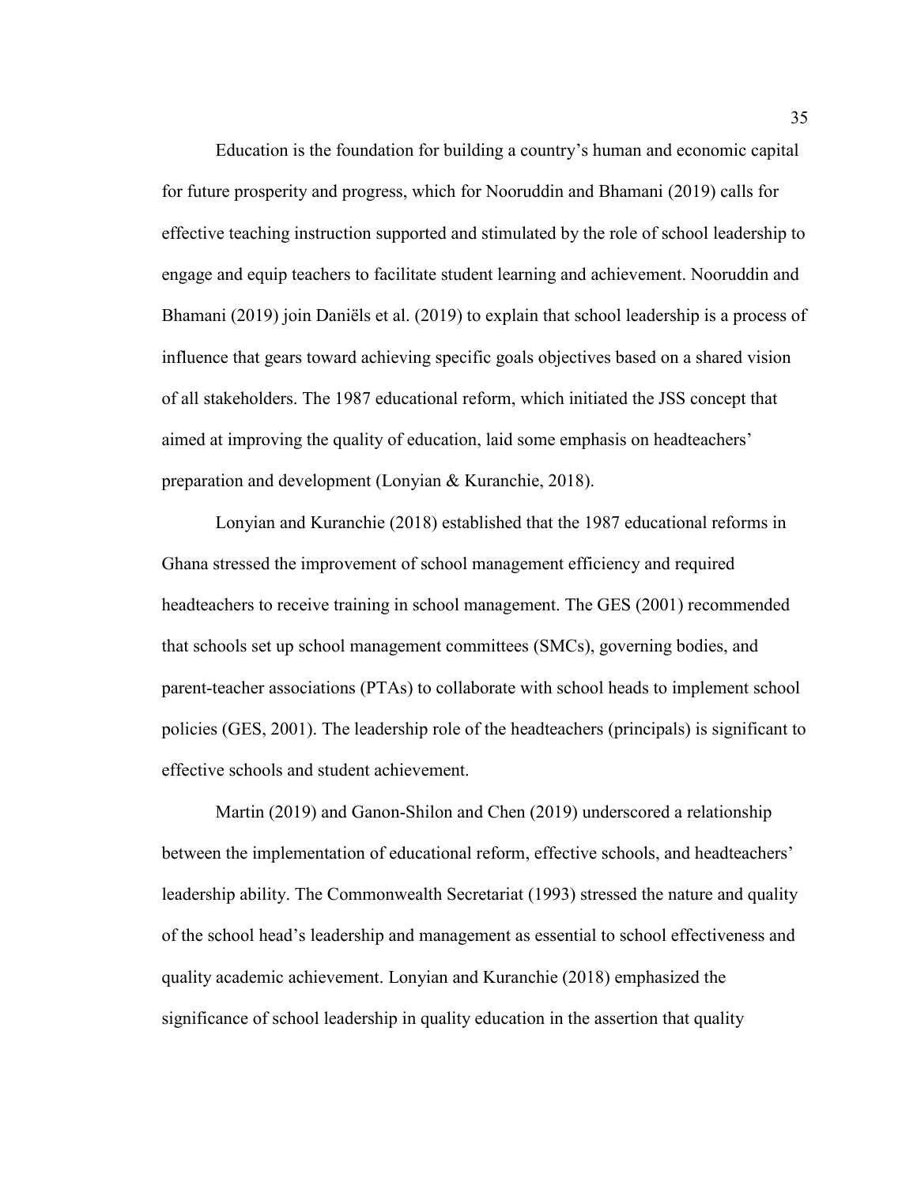Education is the foundation for building a country's human and economic capital for future prosperity and progress, which for Nooruddin and Bhamani (2019) calls for effective teaching instruction supported and stimulated by the role of school leadership to engage and equip teachers to facilitate student learning and achievement. Nooruddin and Bhamani (2019) join Daniëls et al. (2019) to explain that school leadership is a process of influence that gears toward achieving specific goals objectives based on a shared vision of all stakeholders. The 1987 educational reform, which initiated the JSS concept that aimed at improving the quality of education, laid some emphasis on headteachers' preparation and development (Lonyian & Kuranchie, 2018).

Lonyian and Kuranchie (2018) established that the 1987 educational reforms in Ghana stressed the improvement of school management efficiency and required headteachers to receive training in school management. The GES (2001) recommended that schools set up school management committees (SMCs), governing bodies, and parent-teacher associations (PTAs) to collaborate with school heads to implement school policies (GES, 2001). The leadership role of the headteachers (principals) is significant to effective schools and student achievement.

Martin (2019) and Ganon-Shilon and Chen (2019) underscored a relationship between the implementation of educational reform, effective schools, and headteachers' leadership ability. The Commonwealth Secretariat (1993) stressed the nature and quality of the school head's leadership and management as essential to school effectiveness and quality academic achievement. Lonyian and Kuranchie (2018) emphasized the significance of school leadership in quality education in the assertion that quality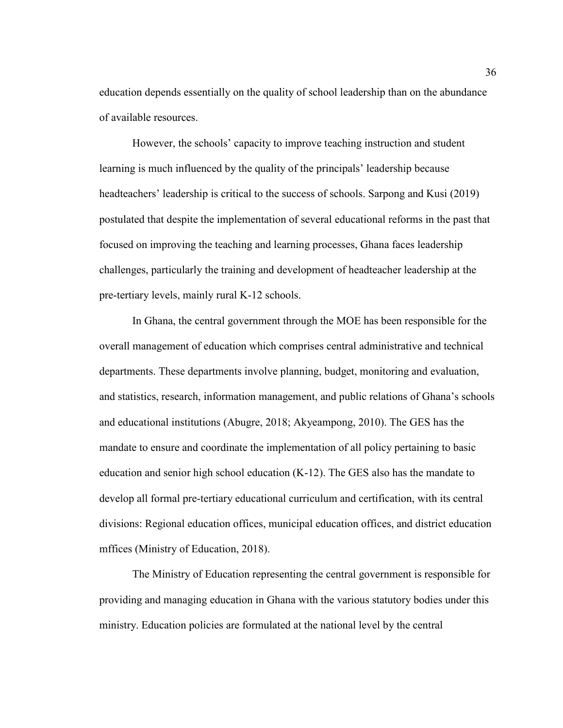education depends essentially on the quality of school leadership than on the abundance of available resources.

However, the schools' capacity to improve teaching instruction and student learning is much influenced by the quality of the principals' leadership because headteachers' leadership is critical to the success of schools. Sarpong and Kusi (2019) postulated that despite the implementation of several educational reforms in the past that focused on improving the teaching and learning processes, Ghana faces leadership challenges, particularly the training and development of headteacher leadership at the pre-tertiary levels, mainly rural K-12 schools.

In Ghana, the central government through the MOE has been responsible for the overall management of education which comprises central administrative and technical departments. These departments involve planning, budget, monitoring and evaluation, and statistics, research, information management, and public relations of Ghana's schools and educational institutions (Abugre, 2018; Akyeampong, 2010). The GES has the mandate to ensure and coordinate the implementation of all policy pertaining to basic education and senior high school education (K-12). The GES also has the mandate to develop all formal pre-tertiary educational curriculum and certification, with its central divisions: Regional education offices, municipal education offices, and district education mffices (Ministry of Education, 2018).

The Ministry of Education representing the central government is responsible for providing and managing education in Ghana with the various statutory bodies under this ministry. Education policies are formulated at the national level by the central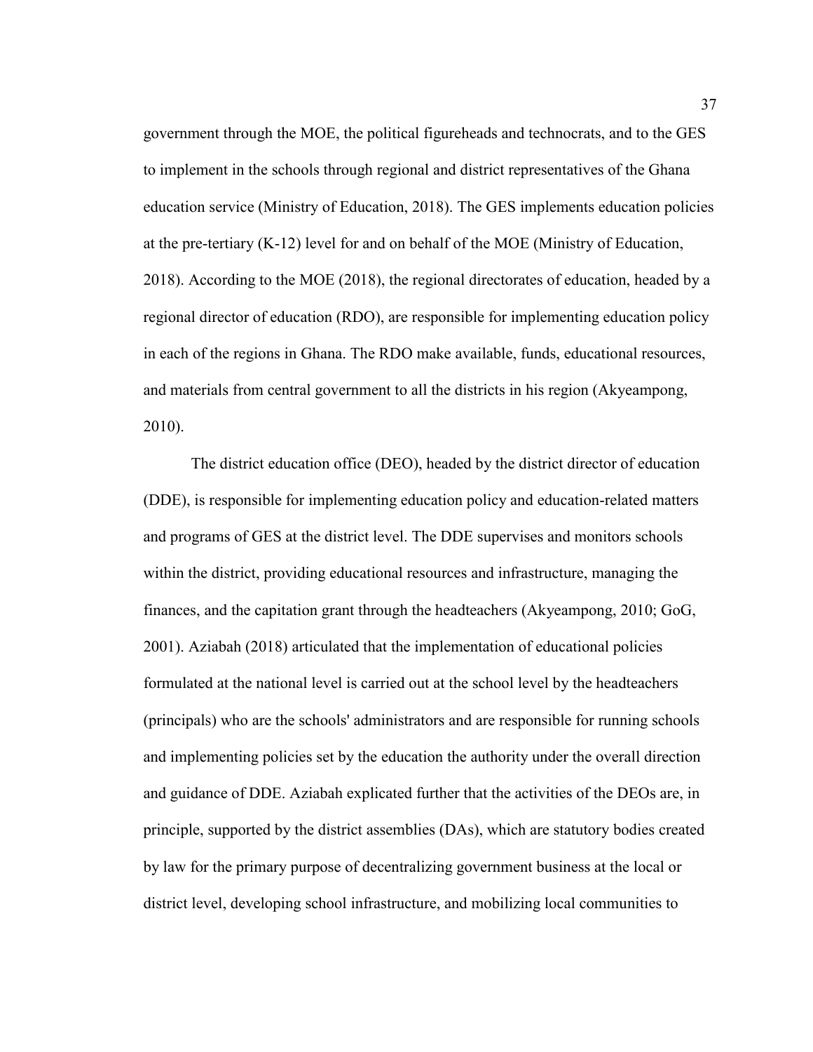government through the MOE, the political figureheads and technocrats, and to the GES to implement in the schools through regional and district representatives of the Ghana education service (Ministry of Education, 2018). The GES implements education policies at the pre-tertiary (K-12) level for and on behalf of the MOE (Ministry of Education, 2018). According to the MOE (2018), the regional directorates of education, headed by a regional director of education (RDO), are responsible for implementing education policy in each of the regions in Ghana. The RDO make available, funds, educational resources, and materials from central government to all the districts in his region (Akyeampong, 2010).

The district education office (DEO), headed by the district director of education (DDE), is responsible for implementing education policy and education-related matters and programs of GES at the district level. The DDE supervises and monitors schools within the district, providing educational resources and infrastructure, managing the finances, and the capitation grant through the headteachers (Akyeampong, 2010; GoG, 2001). Aziabah (2018) articulated that the implementation of educational policies formulated at the national level is carried out at the school level by the headteachers (principals) who are the schools' administrators and are responsible for running schools and implementing policies set by the education the authority under the overall direction and guidance of DDE. Aziabah explicated further that the activities of the DEOs are, in principle, supported by the district assemblies (DAs), which are statutory bodies created by law for the primary purpose of decentralizing government business at the local or district level, developing school infrastructure, and mobilizing local communities to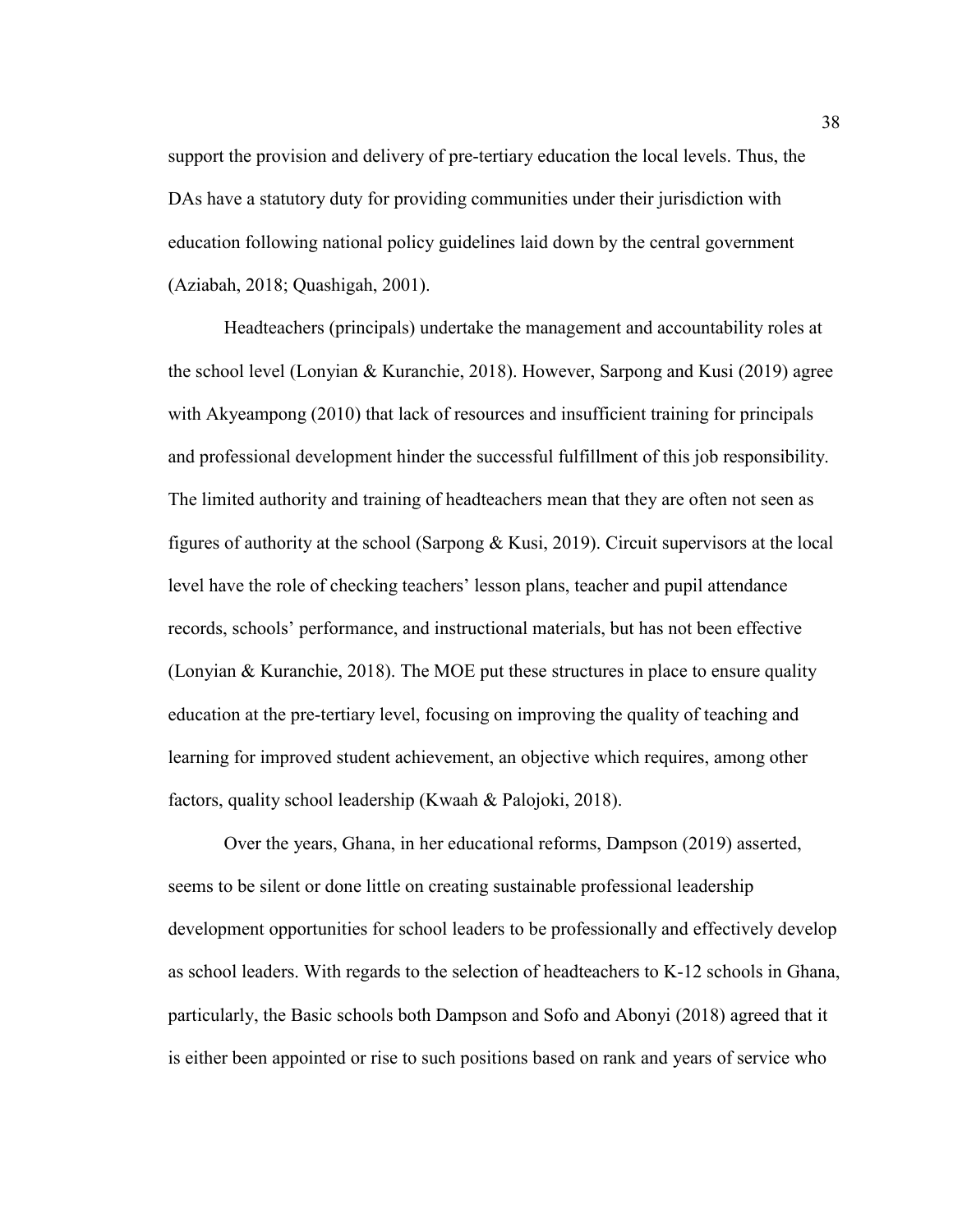support the provision and delivery of pre-tertiary education the local levels. Thus, the DAs have a statutory duty for providing communities under their jurisdiction with education following national policy guidelines laid down by the central government (Aziabah, 2018; Quashigah, 2001).

Headteachers (principals) undertake the management and accountability roles at the school level (Lonyian & Kuranchie, 2018). However, Sarpong and Kusi (2019) agree with Akyeampong (2010) that lack of resources and insufficient training for principals and professional development hinder the successful fulfillment of this job responsibility. The limited authority and training of headteachers mean that they are often not seen as figures of authority at the school (Sarpong & Kusi, 2019). Circuit supervisors at the local level have the role of checking teachers' lesson plans, teacher and pupil attendance records, schools' performance, and instructional materials, but has not been effective (Lonyian & Kuranchie, 2018). The MOE put these structures in place to ensure quality education at the pre-tertiary level, focusing on improving the quality of teaching and learning for improved student achievement, an objective which requires, among other factors, quality school leadership (Kwaah & Palojoki, 2018).

Over the years, Ghana, in her educational reforms, Dampson (2019) asserted, seems to be silent or done little on creating sustainable professional leadership development opportunities for school leaders to be professionally and effectively develop as school leaders. With regards to the selection of headteachers to K-12 schools in Ghana, particularly, the Basic schools both Dampson and Sofo and Abonyi (2018) agreed that it is either been appointed or rise to such positions based on rank and years of service who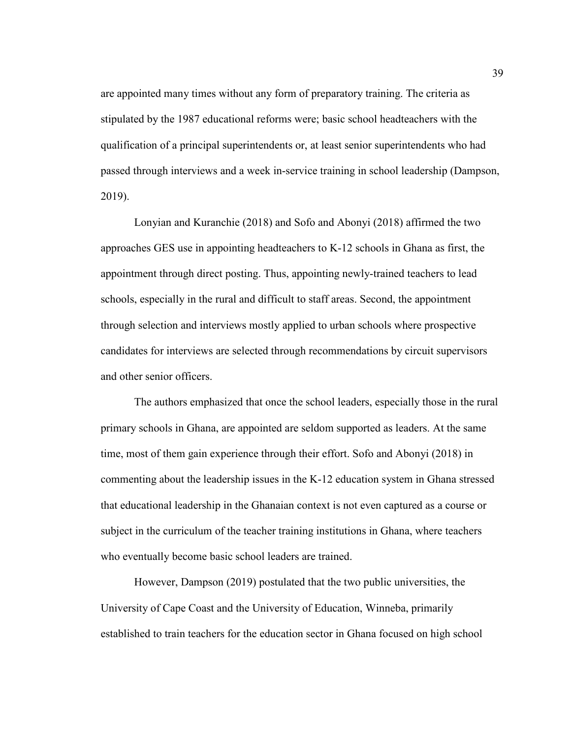are appointed many times without any form of preparatory training. The criteria as stipulated by the 1987 educational reforms were; basic school headteachers with the qualification of a principal superintendents or, at least senior superintendents who had passed through interviews and a week in-service training in school leadership (Dampson, 2019).

Lonyian and Kuranchie (2018) and Sofo and Abonyi (2018) affirmed the two approaches GES use in appointing headteachers to K-12 schools in Ghana as first, the appointment through direct posting. Thus, appointing newly-trained teachers to lead schools, especially in the rural and difficult to staff areas. Second, the appointment through selection and interviews mostly applied to urban schools where prospective candidates for interviews are selected through recommendations by circuit supervisors and other senior officers.

The authors emphasized that once the school leaders, especially those in the rural primary schools in Ghana, are appointed are seldom supported as leaders. At the same time, most of them gain experience through their effort. Sofo and Abonyi (2018) in commenting about the leadership issues in the K-12 education system in Ghana stressed that educational leadership in the Ghanaian context is not even captured as a course or subject in the curriculum of the teacher training institutions in Ghana, where teachers who eventually become basic school leaders are trained.

However, Dampson (2019) postulated that the two public universities, the University of Cape Coast and the University of Education, Winneba, primarily established to train teachers for the education sector in Ghana focused on high school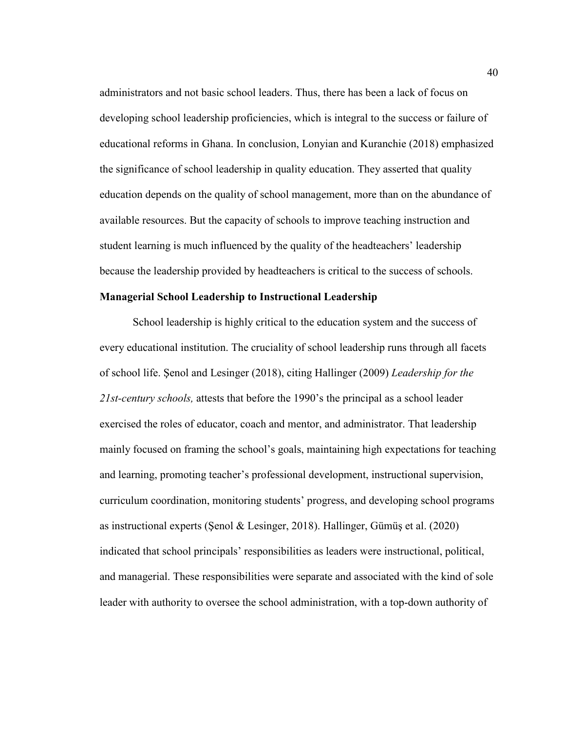administrators and not basic school leaders. Thus, there has been a lack of focus on developing school leadership proficiencies, which is integral to the success or failure of educational reforms in Ghana. In conclusion, Lonyian and Kuranchie (2018) emphasized the significance of school leadership in quality education. They asserted that quality education depends on the quality of school management, more than on the abundance of available resources. But the capacity of schools to improve teaching instruction and student learning is much influenced by the quality of the headteachers' leadership because the leadership provided by headteachers is critical to the success of schools.

**Managerial School Leadership to Instructional Leadership**

School leadership is highly critical to the education system and the success of every educational institution. The cruciality of school leadership runs through all facets of school life. Şenol and Lesinger (2018), citing Hallinger (2009) *Leadership for the 21st-century schools,* attests that before the 1990's the principal as a school leader exercised the roles of educator, coach and mentor, and administrator. That leadership mainly focused on framing the school's goals, maintaining high expectations for teaching and learning, promoting teacher's professional development, instructional supervision, curriculum coordination, monitoring students' progress, and developing school programs as instructional experts (Şenol & Lesinger, 2018). Hallinger, Gümüş et al. (2020) indicated that school principals' responsibilities as leaders were instructional, political, and managerial. These responsibilities were separate and associated with the kind of sole leader with authority to oversee the school administration, with a top-down authority of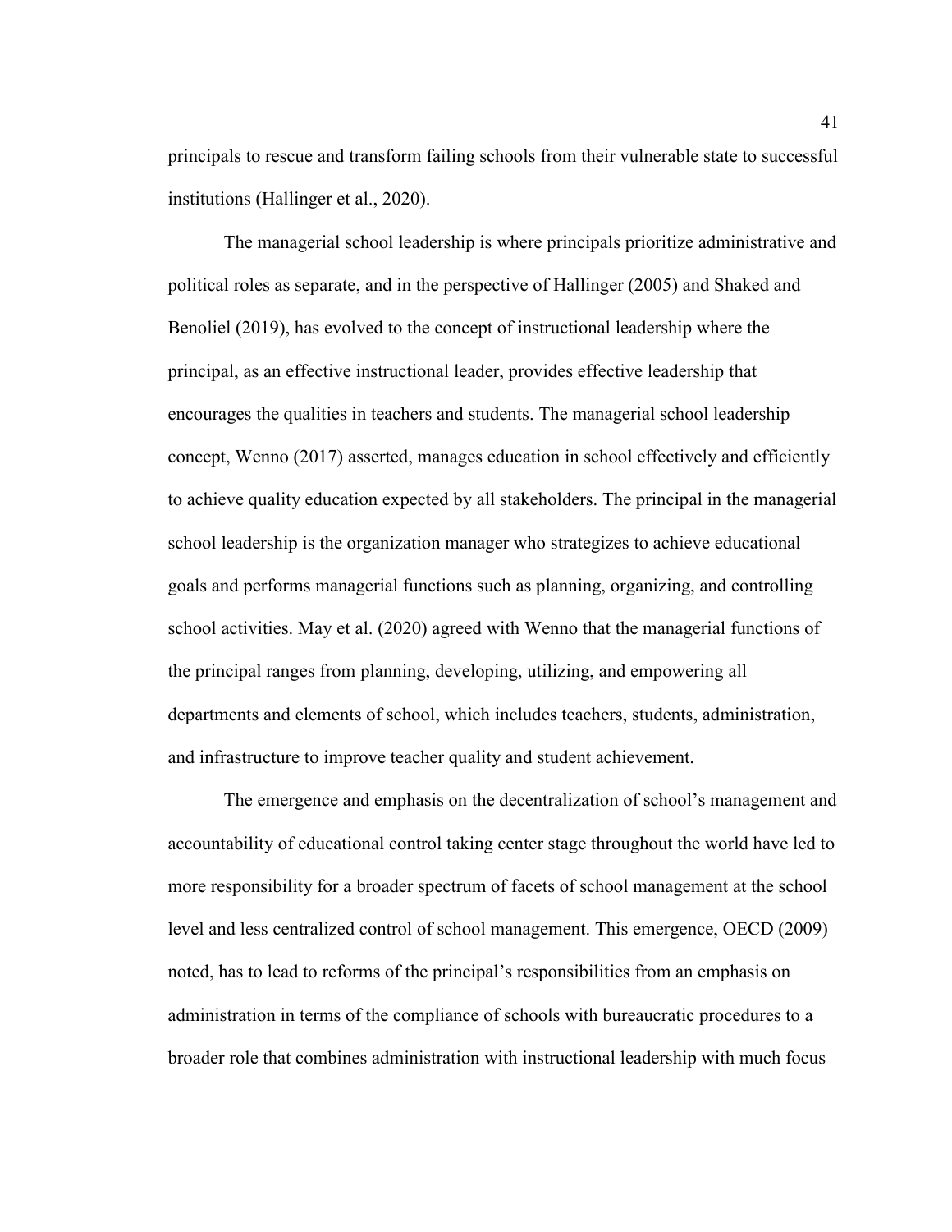principals to rescue and transform failing schools from their vulnerable state to successful institutions (Hallinger et al., 2020).

The managerial school leadership is where principals prioritize administrative and political roles as separate, and in the perspective of Hallinger (2005) and Shaked and Benoliel (2019), has evolved to the concept of instructional leadership where the principal, as an effective instructional leader, provides effective leadership that encourages the qualities in teachers and students. The managerial school leadership concept, Wenno (2017) asserted, manages education in school effectively and efficiently to achieve quality education expected by all stakeholders. The principal in the managerial school leadership is the organization manager who strategizes to achieve educational goals and performs managerial functions such as planning, organizing, and controlling school activities. May et al. (2020) agreed with Wenno that the managerial functions of the principal ranges from planning, developing, utilizing, and empowering all departments and elements of school, which includes teachers, students, administration, and infrastructure to improve teacher quality and student achievement.

The emergence and emphasis on the decentralization of school's management and accountability of educational control taking center stage throughout the world have led to more responsibility for a broader spectrum of facets of school management at the school level and less centralized control of school management. This emergence, OECD (2009) noted, has to lead to reforms of the principal's responsibilities from an emphasis on administration in terms of the compliance of schools with bureaucratic procedures to a broader role that combines administration with instructional leadership with much focus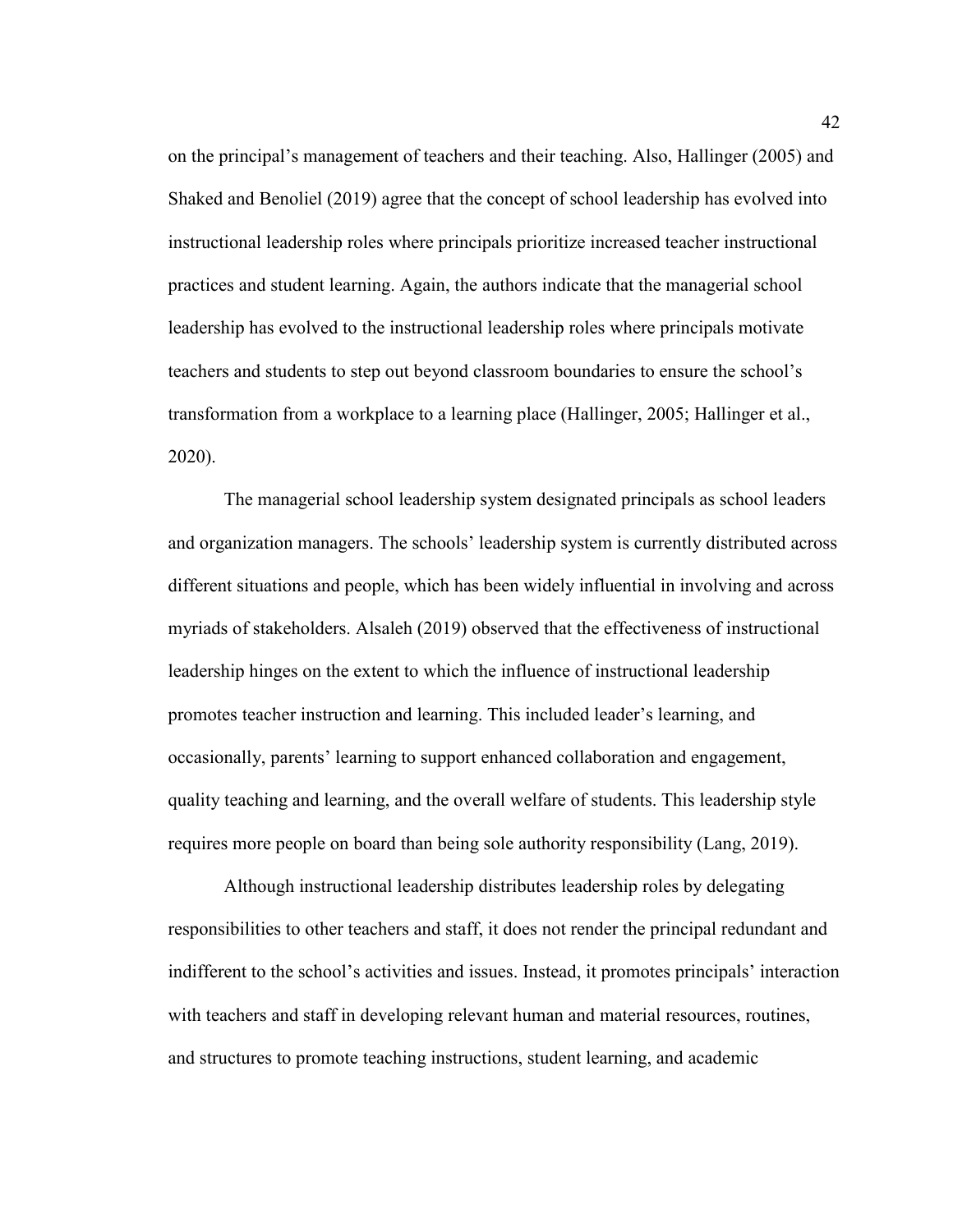on the principal's management of teachers and their teaching. Also, Hallinger (2005) and Shaked and Benoliel (2019) agree that the concept of school leadership has evolved into instructional leadership roles where principals prioritize increased teacher instructional practices and student learning. Again, the authors indicate that the managerial school leadership has evolved to the instructional leadership roles where principals motivate teachers and students to step out beyond classroom boundaries to ensure the school's transformation from a workplace to a learning place (Hallinger, 2005; Hallinger et al., 2020).

The managerial school leadership system designated principals as school leaders and organization managers. The schools' leadership system is currently distributed across different situations and people, which has been widely influential in involving and across myriads of stakeholders. Alsaleh (2019) observed that the effectiveness of instructional leadership hinges on the extent to which the influence of instructional leadership promotes teacher instruction and learning. This included leader's learning, and occasionally, parents' learning to support enhanced collaboration and engagement, quality teaching and learning, and the overall welfare of students. This leadership style requires more people on board than being sole authority responsibility (Lang, 2019).

Although instructional leadership distributes leadership roles by delegating responsibilities to other teachers and staff, it does not render the principal redundant and indifferent to the school's activities and issues. Instead, it promotes principals' interaction with teachers and staff in developing relevant human and material resources, routines, and structures to promote teaching instructions, student learning, and academic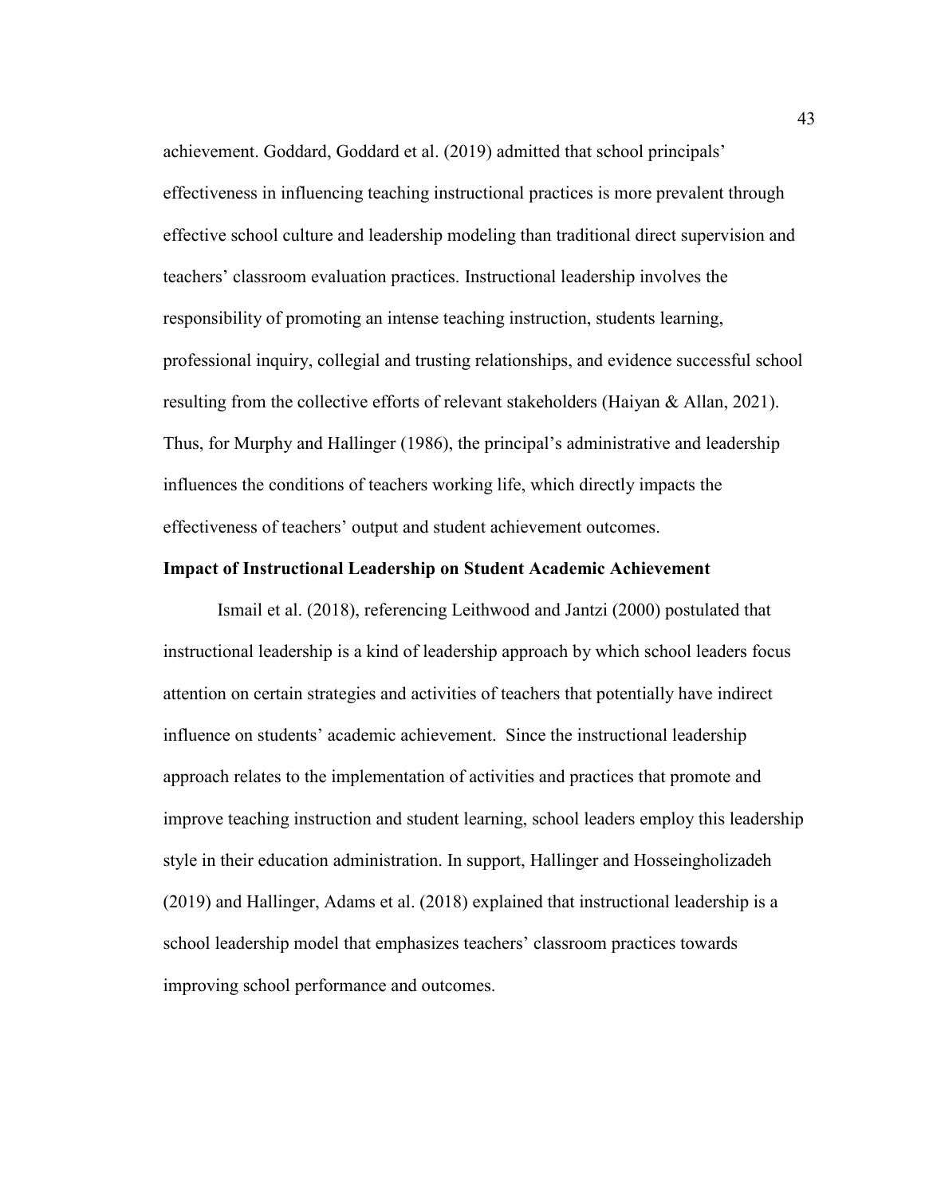achievement. Goddard, Goddard et al. (2019) admitted that school principals' effectiveness in influencing teaching instructional practices is more prevalent through effective school culture and leadership modeling than traditional direct supervision and teachers' classroom evaluation practices. Instructional leadership involves the responsibility of promoting an intense teaching instruction, students learning, professional inquiry, collegial and trusting relationships, and evidence successful school resulting from the collective efforts of relevant stakeholders (Haiyan & Allan, 2021). Thus, for Murphy and Hallinger (1986), the principal's administrative and leadership influences the conditions of teachers working life, which directly impacts the effectiveness of teachers' output and student achievement outcomes.

### Impact of Instructional Leadership on Student Academic Achievement

Ismail et al. (2018), referencing Leithwood and Jantzi (2000) postulated that instructional leadership is a kind of leadership approach by which school leaders focus attention on certain strategies and activities of teachers that potentially have indirect influence on students' academic achievement. Since the instructional leadership approach relates to the implementation of activities and practices that promote and improve teaching instruction and student learning, school leaders employ this leadership style in their education administration. In support, Hallinger and Hosseingholizadeh (2019) and Hallinger, Adams et al. (2018) explained that instructional leadership is a school leadership model that emphasizes teachers' classroom practices towards improving school performance and outcomes.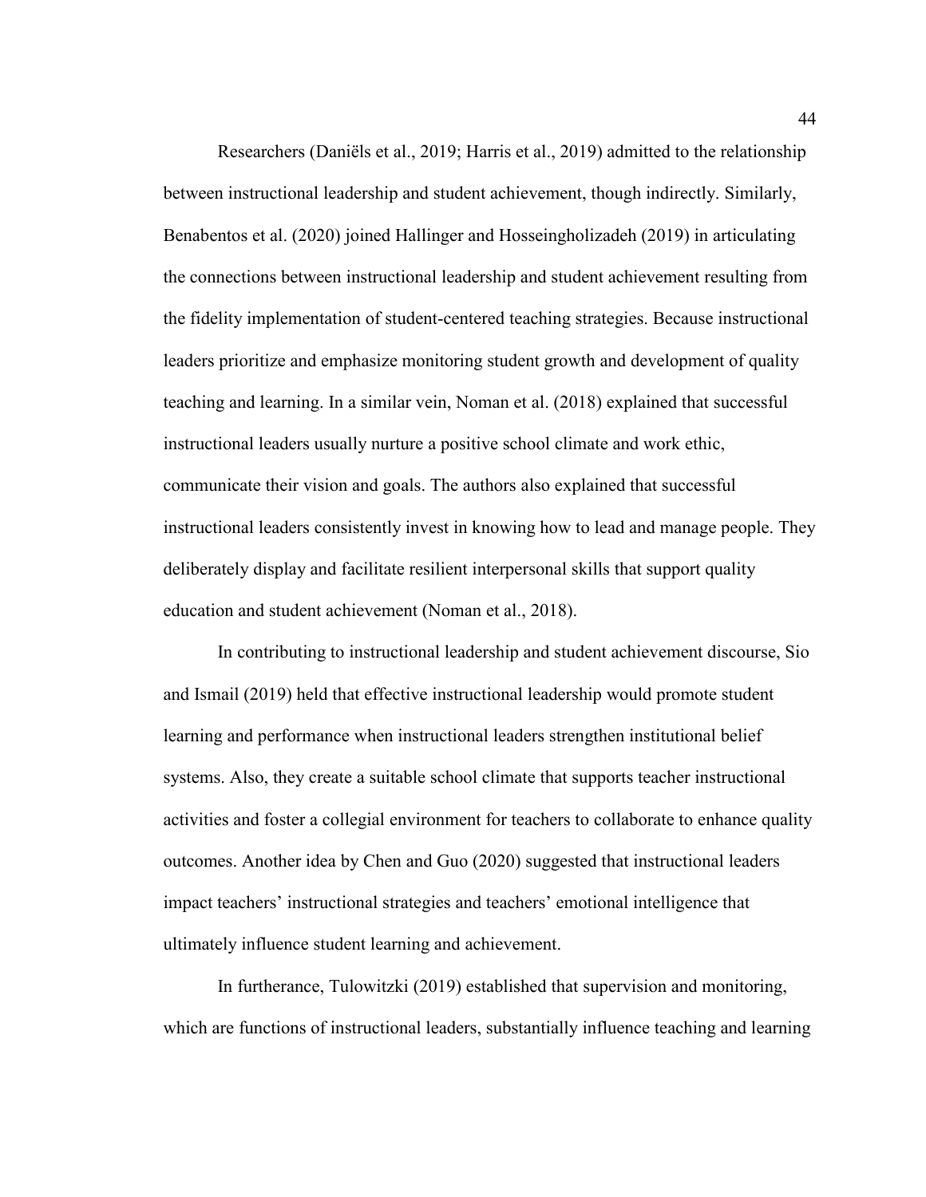Researchers (Daniëls et al., 2019; Harris et al., 2019) admitted to the relationship between instructional leadership and student achievement, though indirectly. Similarly, Benabentos et al. (2020) joined Hallinger and Hosseingholizadeh (2019) in articulating the connections between instructional leadership and student achievement resulting from the fidelity implementation of student-centered teaching strategies. Because instructional leaders prioritize and emphasize monitoring student growth and development of quality teaching and learning. In a similar vein, Noman et al. (2018) explained that successful instructional leaders usually nurture a positive school climate and work ethic, communicate their vision and goals. The authors also explained that successful instructional leaders consistently invest in knowing how to lead and manage people. They deliberately display and facilitate resilient interpersonal skills that support quality education and student achievement (Noman et al., 2018).

In contributing to instructional leadership and student achievement discourse, Sio and Ismail (2019) held that effective instructional leadership would promote student learning and performance when instructional leaders strengthen institutional belief systems. Also, they create a suitable school climate that supports teacher instructional activities and foster a collegial environment for teachers to collaborate to enhance quality outcomes. Another idea by Chen and Guo (2020) suggested that instructional leaders impact teachers' instructional strategies and teachers' emotional intelligence that ultimately influence student learning and achievement.

In furtherance, Tulowitzki (2019) established that supervision and monitoring, which are functions of instructional leaders, substantially influence teaching and learning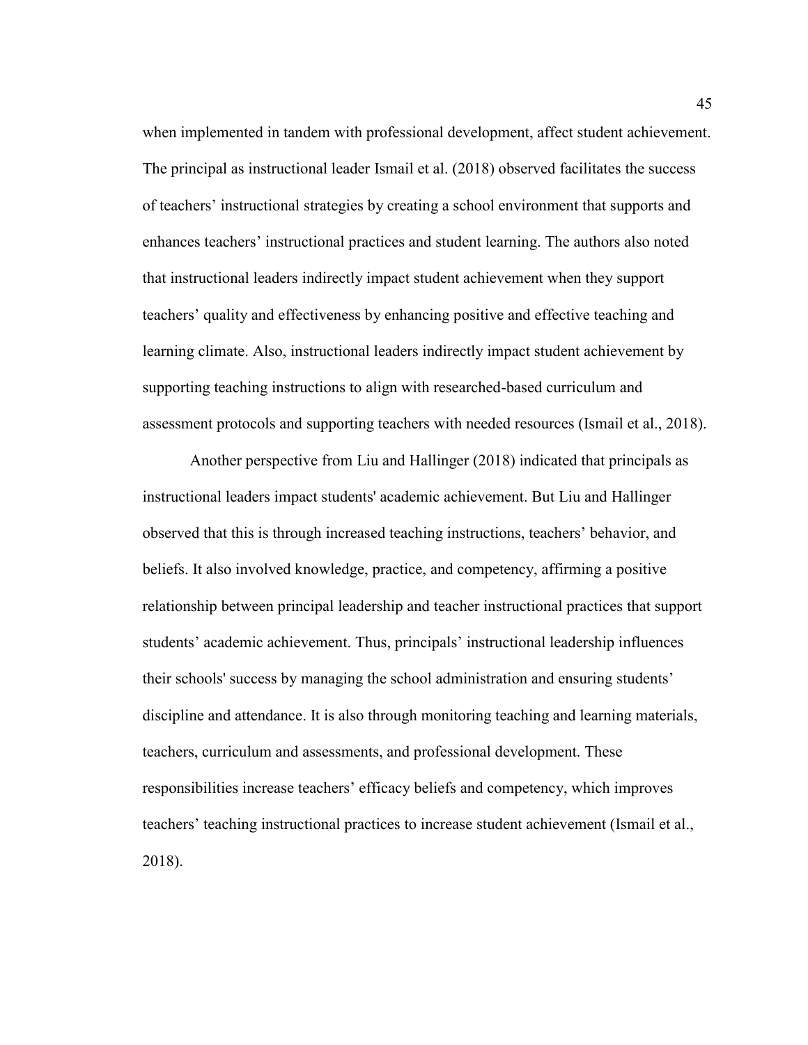when implemented in tandem with professional development, affect student achievement. The principal as instructional leader Ismail et al. (2018) observed facilitates the success of teachers' instructional strategies by creating a school environment that supports and enhances teachers' instructional practices and student learning. The authors also noted that instructional leaders indirectly impact student achievement when they support teachers' quality and effectiveness by enhancing positive and effective teaching and learning climate. Also, instructional leaders indirectly impact student achievement by supporting teaching instructions to align with researched-based curriculum and assessment protocols and supporting teachers with needed resources (Ismail et al., 2018).

Another perspective from Liu and Hallinger (2018) indicated that principals as instructional leaders impact students' academic achievement. But Liu and Hallinger observed that this is through increased teaching instructions, teachers' behavior, and beliefs. It also involved knowledge, practice, and competency, affirming a positive relationship between principal leadership and teacher instructional practices that support students' academic achievement. Thus, principals' instructional leadership influences their schools' success by managing the school administration and ensuring students' discipline and attendance. It is also through monitoring teaching and learning materials, teachers, curriculum and assessments, and professional development. These responsibilities increase teachers' efficacy beliefs and competency, which improves teachers' teaching instructional practices to increase student achievement (Ismail et al., 2018).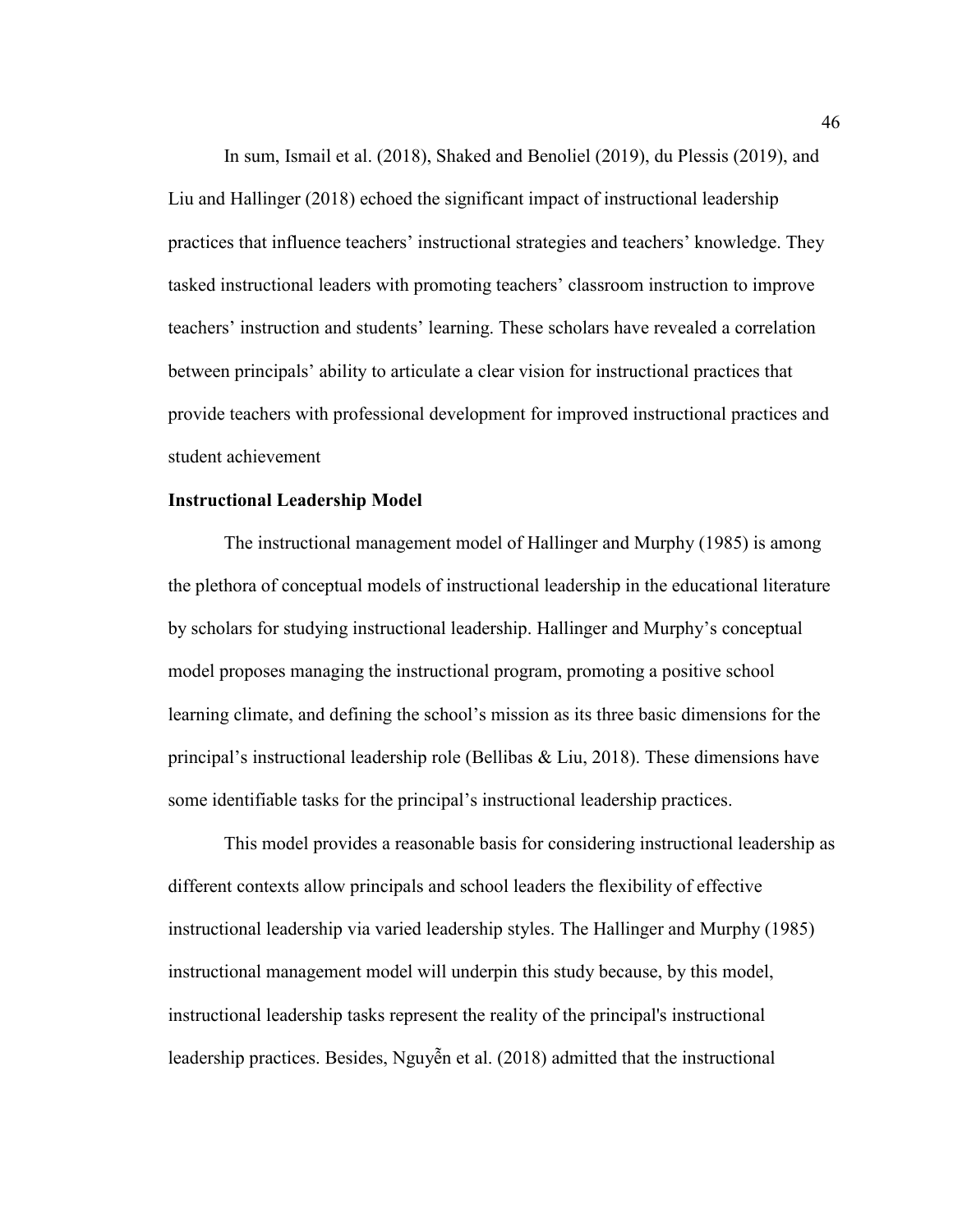In sum, Ismail et al. (2018), Shaked and Benoliel (2019), du Plessis (2019), and Liu and Hallinger (2018) echoed the significant impact of instructional leadership practices that influence teachers' instructional strategies and teachers' knowledge. They tasked instructional leaders with promoting teachers' classroom instruction to improve teachers' instruction and students' learning. These scholars have revealed a correlation between principals' ability to articulate a clear vision for instructional practices that provide teachers with professional development for improved instructional practices and student achievement

### Instructional Leadership Model

The instructional management model of Hallinger and Murphy (1985) is among the plethora of conceptual models of instructional leadership in the educational literature by scholars for studying instructional leadership. Hallinger and Murphy's conceptual model proposes managing the instructional program, promoting a positive school learning climate, and defining the school's mission as its three basic dimensions for the principal's instructional leadership role (Bellibas & Liu, 2018). These dimensions have some identifiable tasks for the principal's instructional leadership practices.

This model provides a reasonable basis for considering instructional leadership as different contexts allow principals and school leaders the flexibility of effective instructional leadership via varied leadership styles. The Hallinger and Murphy (1985) instructional management model will underpin this study because, by this model, instructional leadership tasks represent the reality of the principal's instructional leadership practices. Besides, Nguyễn et al. (2018) admitted that the instructional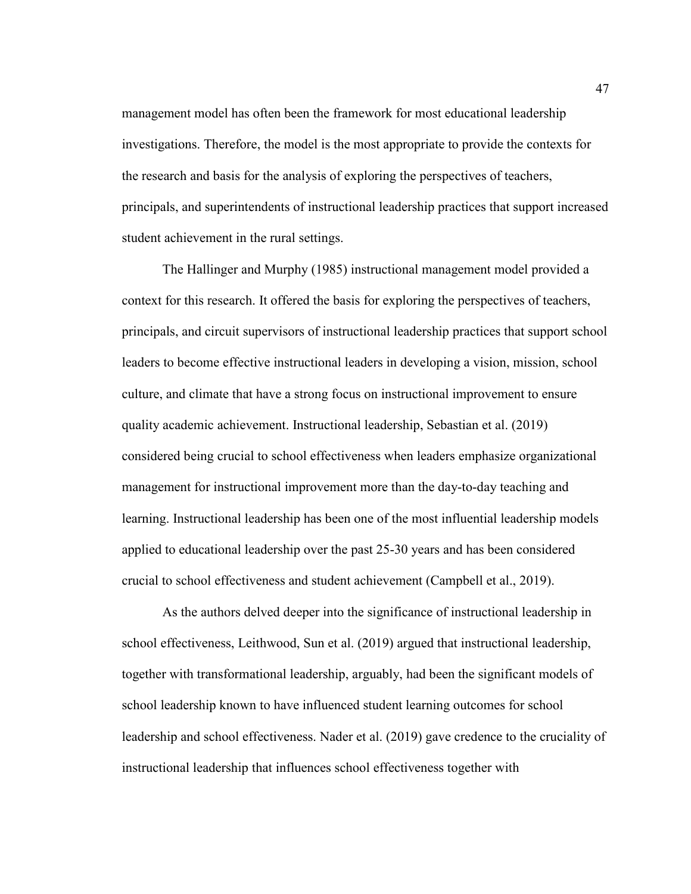management model has often been the framework for most educational leadership investigations. Therefore, the model is the most appropriate to provide the contexts for the research and basis for the analysis of exploring the perspectives of teachers, principals, and superintendents of instructional leadership practices that support increased student achievement in the rural settings.

The Hallinger and Murphy (1985) instructional management model provided a context for this research. It offered the basis for exploring the perspectives of teachers, principals, and circuit supervisors of instructional leadership practices that support school leaders to become effective instructional leaders in developing a vision, mission, school culture, and climate that have a strong focus on instructional improvement to ensure quality academic achievement. Instructional leadership, Sebastian et al. (2019) considered being crucial to school effectiveness when leaders emphasize organizational management for instructional improvement more than the day-to-day teaching and learning. Instructional leadership has been one of the most influential leadership models applied to educational leadership over the past 25-30 years and has been considered crucial to school effectiveness and student achievement (Campbell et al., 2019).

As the authors delved deeper into the significance of instructional leadership in school effectiveness, Leithwood, Sun et al. (2019) argued that instructional leadership, together with transformational leadership, arguably, had been the significant models of school leadership known to have influenced student learning outcomes for school leadership and school effectiveness. Nader et al. (2019) gave credence to the cruciality of instructional leadership that influences school effectiveness together with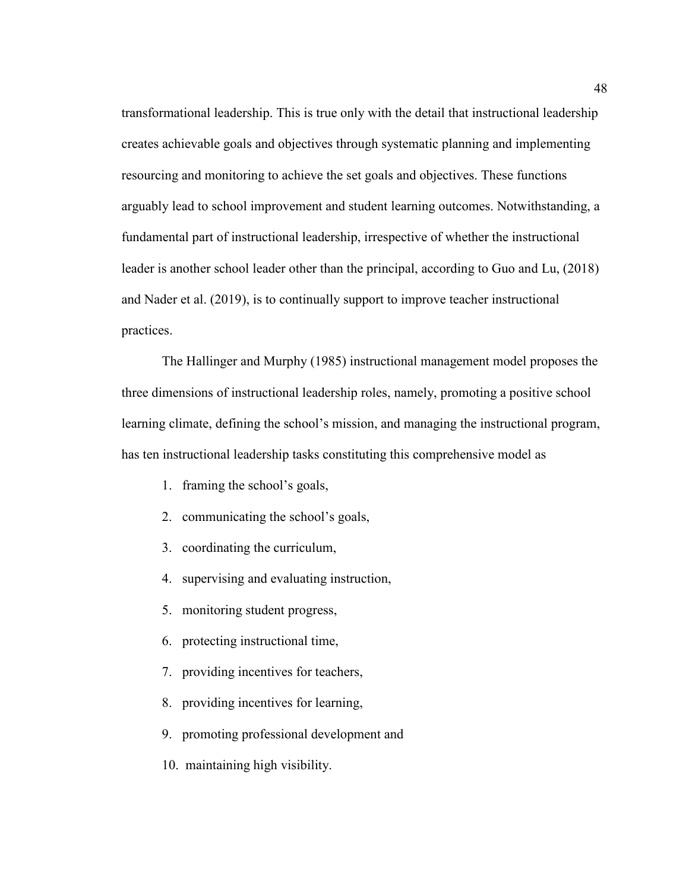transformational leadership. This is true only with the detail that instructional leadership creates achievable goals and objectives through systematic planning and implementing resourcing and monitoring to achieve the set goals and objectives. These functions arguably lead to school improvement and student learning outcomes. Notwithstanding, a fundamental part of instructional leadership, irrespective of whether the instructional leader is another school leader other than the principal, according to Guo and Lu, (2018) and Nader et al. (2019), is to continually support to improve teacher instructional practices.

The Hallinger and Murphy (1985) instructional management model proposes the three dimensions of instructional leadership roles, namely, promoting a positive school learning climate, defining the school's mission, and managing the instructional program, has ten instructional leadership tasks constituting this comprehensive model as

1. framing the school's goals,
2. communicating the school's goals,
3. coordinating the curriculum,
4. supervising and evaluating instruction,
5. monitoring student progress,
6. protecting instructional time,
7. providing incentives for teachers,
8. providing incentives for learning,
9. promoting professional development and
10. maintaining high visibility.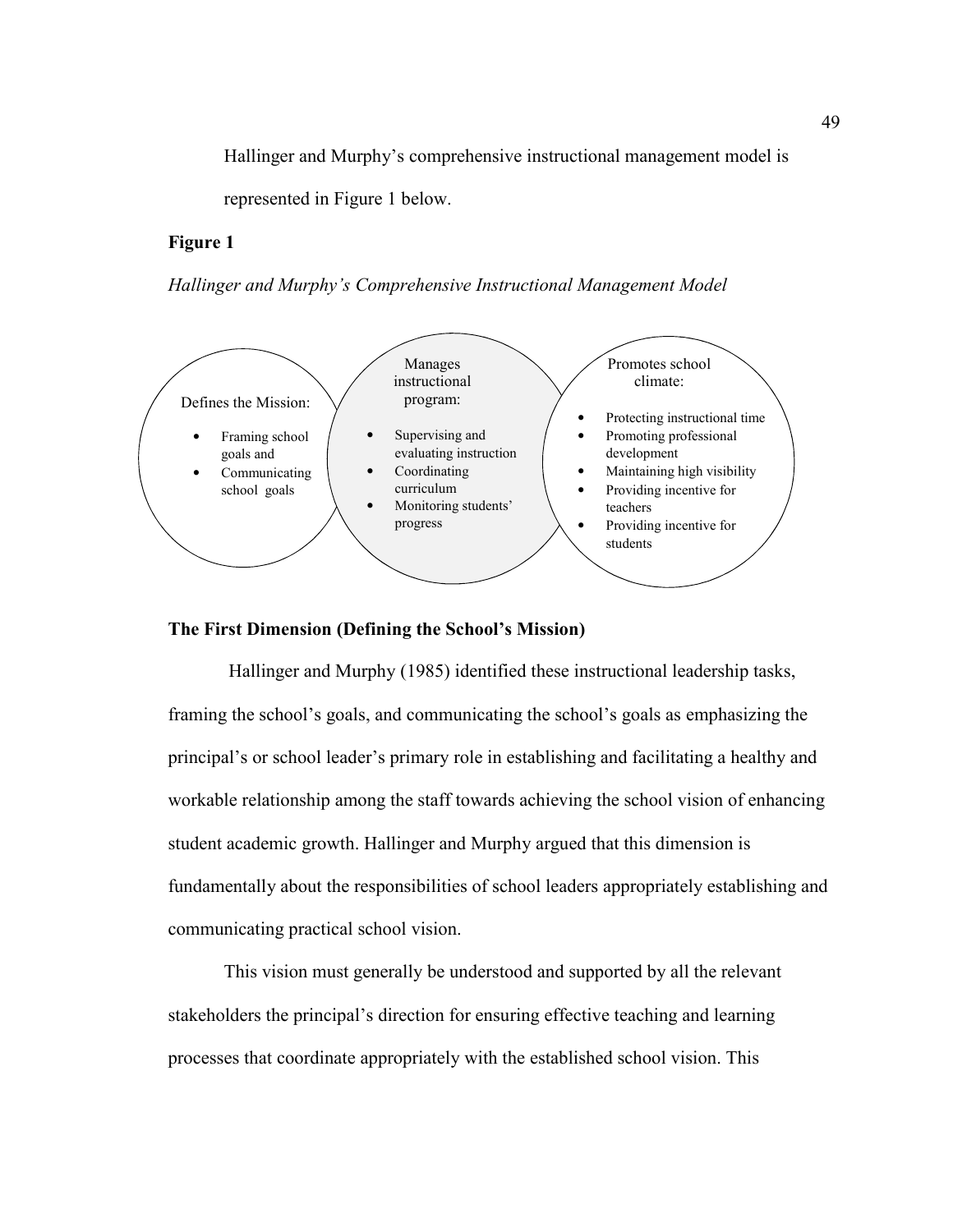Hallinger and Murphy's comprehensive instructional management model is represented in Figure 1 below.

**Figure 1**

*Hallinger and Murphy's Comprehensive Instructional Management Model*

Defines the Mission:

- Framing school goals and
- Communicating school goals

Manages instructional program:

- Supervising and evaluating instruction
- Coordinating curriculum
- Monitoring students' progress

Promotes school climate:

- Protecting instructional time
- Promoting professional development
- Maintaining high visibility
- Providing incentive for teachers
- Providing incentive for students

**The First Dimension (Defining the School's Mission)**

Hallinger and Murphy (1985) identified these instructional leadership tasks, framing the school's goals, and communicating the school's goals as emphasizing the principal's or school leader's primary role in establishing and facilitating a healthy and workable relationship among the staff towards achieving the school vision of enhancing student academic growth. Hallinger and Murphy argued that this dimension is fundamentally about the responsibilities of school leaders appropriately establishing and communicating practical school vision.

This vision must generally be understood and supported by all the relevant stakeholders the principal's direction for ensuring effective teaching and learning processes that coordinate appropriately with the established school vision. This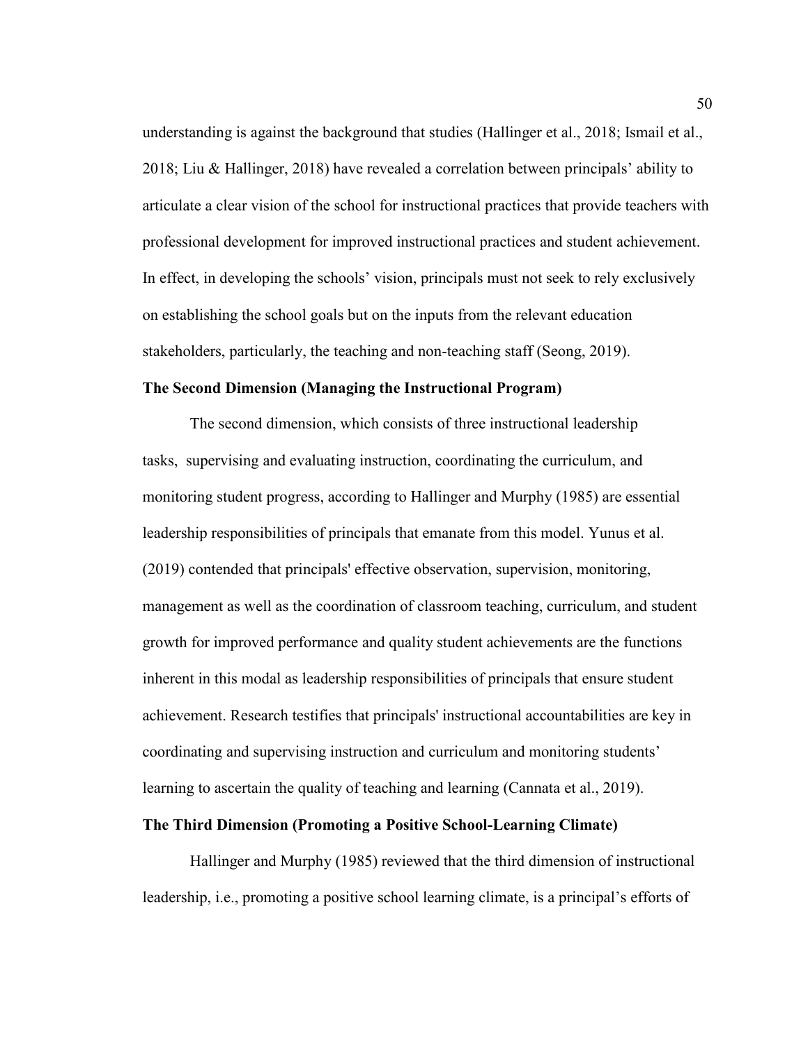understanding is against the background that studies (Hallinger et al., 2018; Ismail et al., 2018; Liu & Hallinger, 2018) have revealed a correlation between principals' ability to articulate a clear vision of the school for instructional practices that provide teachers with professional development for improved instructional practices and student achievement. In effect, in developing the schools' vision, principals must not seek to rely exclusively on establishing the school goals but on the inputs from the relevant education stakeholders, particularly, the teaching and non-teaching staff (Seong, 2019).

**The Second Dimension (Managing the Instructional Program)**

The second dimension, which consists of three instructional leadership tasks, supervising and evaluating instruction, coordinating the curriculum, and monitoring student progress, according to Hallinger and Murphy (1985) are essential leadership responsibilities of principals that emanate from this model. Yunus et al. (2019) contended that principals' effective observation, supervision, monitoring, management as well as the coordination of classroom teaching, curriculum, and student growth for improved performance and quality student achievements are the functions inherent in this modal as leadership responsibilities of principals that ensure student achievement. Research testifies that principals' instructional accountabilities are key in coordinating and supervising instruction and curriculum and monitoring students' learning to ascertain the quality of teaching and learning (Cannata et al., 2019).

**The Third Dimension (Promoting a Positive School-Learning Climate)**

Hallinger and Murphy (1985) reviewed that the third dimension of instructional leadership, i.e., promoting a positive school learning climate, is a principal's efforts of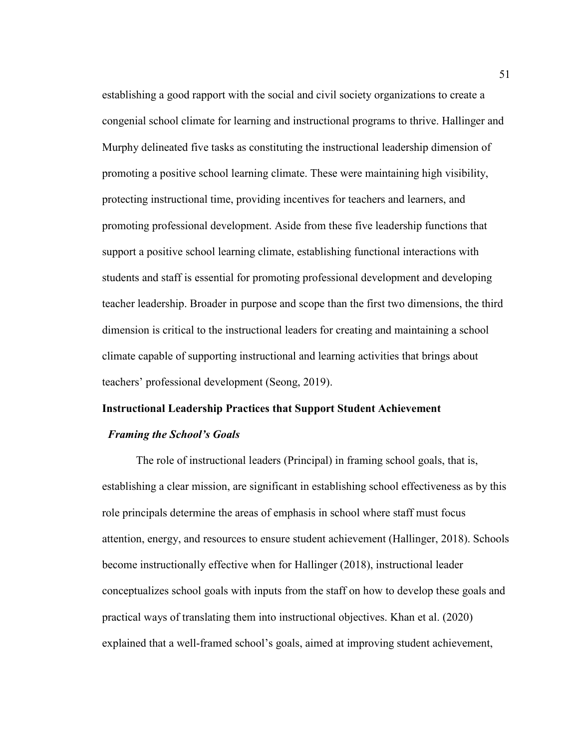establishing a good rapport with the social and civil society organizations to create a congenial school climate for learning and instructional programs to thrive. Hallinger and Murphy delineated five tasks as constituting the instructional leadership dimension of promoting a positive school learning climate. These were maintaining high visibility, protecting instructional time, providing incentives for teachers and learners, and promoting professional development. Aside from these five leadership functions that support a positive school learning climate, establishing functional interactions with students and staff is essential for promoting professional development and developing teacher leadership. Broader in purpose and scope than the first two dimensions, the third dimension is critical to the instructional leaders for creating and maintaining a school climate capable of supporting instructional and learning activities that brings about teachers' professional development (Seong, 2019).

## Instructional Leadership Practices that Support Student Achievement

### *Framing the School's Goals*

The role of instructional leaders (Principal) in framing school goals, that is, establishing a clear mission, are significant in establishing school effectiveness as by this role principals determine the areas of emphasis in school where staff must focus attention, energy, and resources to ensure student achievement (Hallinger, 2018). Schools become instructionally effective when for Hallinger (2018), instructional leader conceptualizes school goals with inputs from the staff on how to develop these goals and practical ways of translating them into instructional objectives. Khan et al. (2020) explained that a well-framed school's goals, aimed at improving student achievement,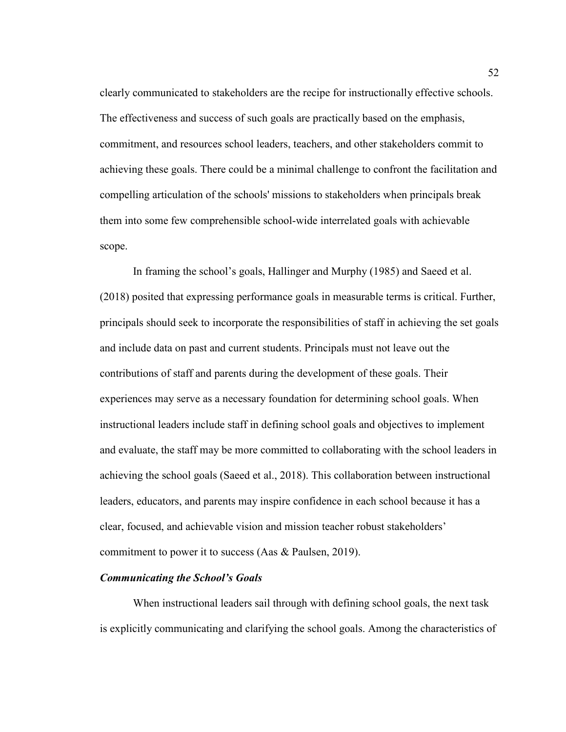clearly communicated to stakeholders are the recipe for instructionally effective schools. The effectiveness and success of such goals are practically based on the emphasis, commitment, and resources school leaders, teachers, and other stakeholders commit to achieving these goals. There could be a minimal challenge to confront the facilitation and compelling articulation of the schools' missions to stakeholders when principals break them into some few comprehensible school-wide interrelated goals with achievable scope.

In framing the school's goals, Hallinger and Murphy (1985) and Saeed et al. (2018) posited that expressing performance goals in measurable terms is critical. Further, principals should seek to incorporate the responsibilities of staff in achieving the set goals and include data on past and current students. Principals must not leave out the contributions of staff and parents during the development of these goals. Their experiences may serve as a necessary foundation for determining school goals. When instructional leaders include staff in defining school goals and objectives to implement and evaluate, the staff may be more committed to collaborating with the school leaders in achieving the school goals (Saeed et al., 2018). This collaboration between instructional leaders, educators, and parents may inspire confidence in each school because it has a clear, focused, and achievable vision and mission teacher robust stakeholders' commitment to power it to success (Aas & Paulsen, 2019).

### *Communicating the School's Goals*

When instructional leaders sail through with defining school goals, the next task is explicitly communicating and clarifying the school goals. Among the characteristics of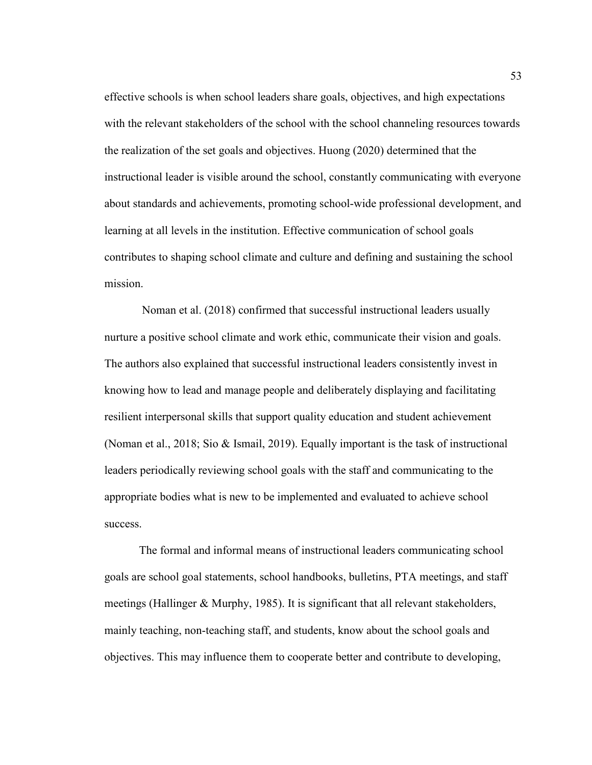effective schools is when school leaders share goals, objectives, and high expectations with the relevant stakeholders of the school with the school channeling resources towards the realization of the set goals and objectives. Huong (2020) determined that the instructional leader is visible around the school, constantly communicating with everyone about standards and achievements, promoting school-wide professional development, and learning at all levels in the institution. Effective communication of school goals contributes to shaping school climate and culture and defining and sustaining the school mission.

Noman et al. (2018) confirmed that successful instructional leaders usually nurture a positive school climate and work ethic, communicate their vision and goals. The authors also explained that successful instructional leaders consistently invest in knowing how to lead and manage people and deliberately displaying and facilitating resilient interpersonal skills that support quality education and student achievement (Noman et al., 2018; Sio & Ismail, 2019). Equally important is the task of instructional leaders periodically reviewing school goals with the staff and communicating to the appropriate bodies what is new to be implemented and evaluated to achieve school success.

The formal and informal means of instructional leaders communicating school goals are school goal statements, school handbooks, bulletins, PTA meetings, and staff meetings (Hallinger & Murphy, 1985). It is significant that all relevant stakeholders, mainly teaching, non-teaching staff, and students, know about the school goals and objectives. This may influence them to cooperate better and contribute to developing,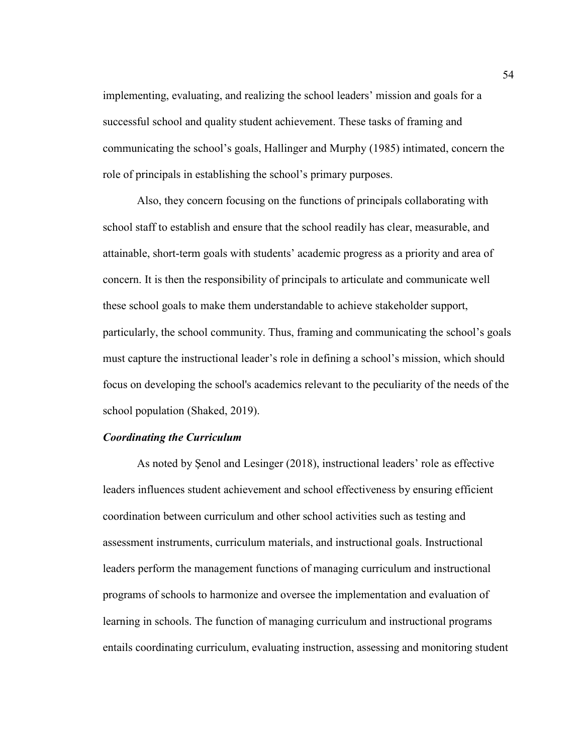implementing, evaluating, and realizing the school leaders' mission and goals for a successful school and quality student achievement. These tasks of framing and communicating the school's goals, Hallinger and Murphy (1985) intimated, concern the role of principals in establishing the school's primary purposes.

Also, they concern focusing on the functions of principals collaborating with school staff to establish and ensure that the school readily has clear, measurable, and attainable, short-term goals with students' academic progress as a priority and area of concern. It is then the responsibility of principals to articulate and communicate well these school goals to make them understandable to achieve stakeholder support, particularly, the school community. Thus, framing and communicating the school's goals must capture the instructional leader's role in defining a school's mission, which should focus on developing the school's academics relevant to the peculiarity of the needs of the school population (Shaked, 2019).

***Coordinating the Curriculum***

As noted by Şenol and Lesinger (2018), instructional leaders' role as effective leaders influences student achievement and school effectiveness by ensuring efficient coordination between curriculum and other school activities such as testing and assessment instruments, curriculum materials, and instructional goals. Instructional leaders perform the management functions of managing curriculum and instructional programs of schools to harmonize and oversee the implementation and evaluation of learning in schools. The function of managing curriculum and instructional programs entails coordinating curriculum, evaluating instruction, assessing and monitoring student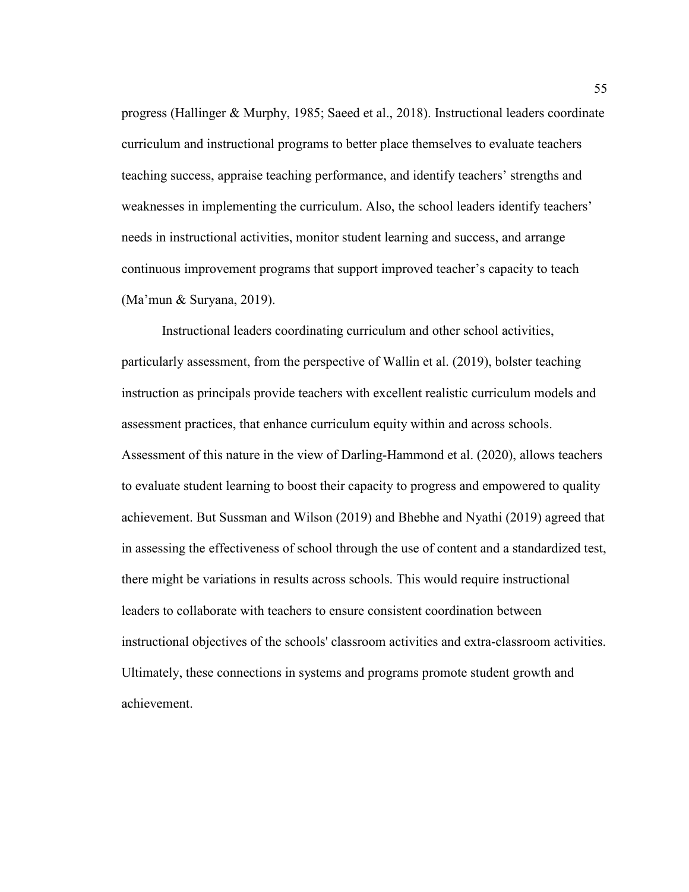progress (Hallinger & Murphy, 1985; Saeed et al., 2018). Instructional leaders coordinate curriculum and instructional programs to better place themselves to evaluate teachers teaching success, appraise teaching performance, and identify teachers' strengths and weaknesses in implementing the curriculum. Also, the school leaders identify teachers' needs in instructional activities, monitor student learning and success, and arrange continuous improvement programs that support improved teacher's capacity to teach (Ma'mun & Suryana, 2019).

Instructional leaders coordinating curriculum and other school activities, particularly assessment, from the perspective of Wallin et al. (2019), bolster teaching instruction as principals provide teachers with excellent realistic curriculum models and assessment practices, that enhance curriculum equity within and across schools. Assessment of this nature in the view of Darling-Hammond et al. (2020), allows teachers to evaluate student learning to boost their capacity to progress and empowered to quality achievement. But Sussman and Wilson (2019) and Bhebhe and Nyathi (2019) agreed that in assessing the effectiveness of school through the use of content and a standardized test, there might be variations in results across schools. This would require instructional leaders to collaborate with teachers to ensure consistent coordination between instructional objectives of the schools' classroom activities and extra-classroom activities. Ultimately, these connections in systems and programs promote student growth and achievement.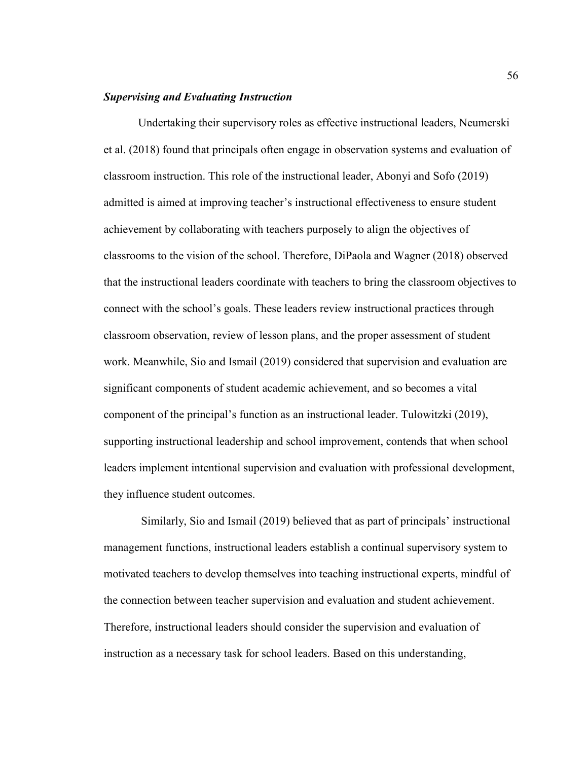### ***Supervising and Evaluating Instruction***

Undertaking their supervisory roles as effective instructional leaders, Neumerski et al. (2018) found that principals often engage in observation systems and evaluation of classroom instruction. This role of the instructional leader, Abonyi and Sofo (2019) admitted is aimed at improving teacher's instructional effectiveness to ensure student achievement by collaborating with teachers purposely to align the objectives of classrooms to the vision of the school. Therefore, DiPaola and Wagner (2018) observed that the instructional leaders coordinate with teachers to bring the classroom objectives to connect with the school's goals. These leaders review instructional practices through classroom observation, review of lesson plans, and the proper assessment of student work. Meanwhile, Sio and Ismail (2019) considered that supervision and evaluation are significant components of student academic achievement, and so becomes a vital component of the principal's function as an instructional leader. Tulowitzki (2019), supporting instructional leadership and school improvement, contends that when school leaders implement intentional supervision and evaluation with professional development, they influence student outcomes.

Similarly, Sio and Ismail (2019) believed that as part of principals' instructional management functions, instructional leaders establish a continual supervisory system to motivated teachers to develop themselves into teaching instructional experts, mindful of the connection between teacher supervision and evaluation and student achievement. Therefore, instructional leaders should consider the supervision and evaluation of instruction as a necessary task for school leaders. Based on this understanding,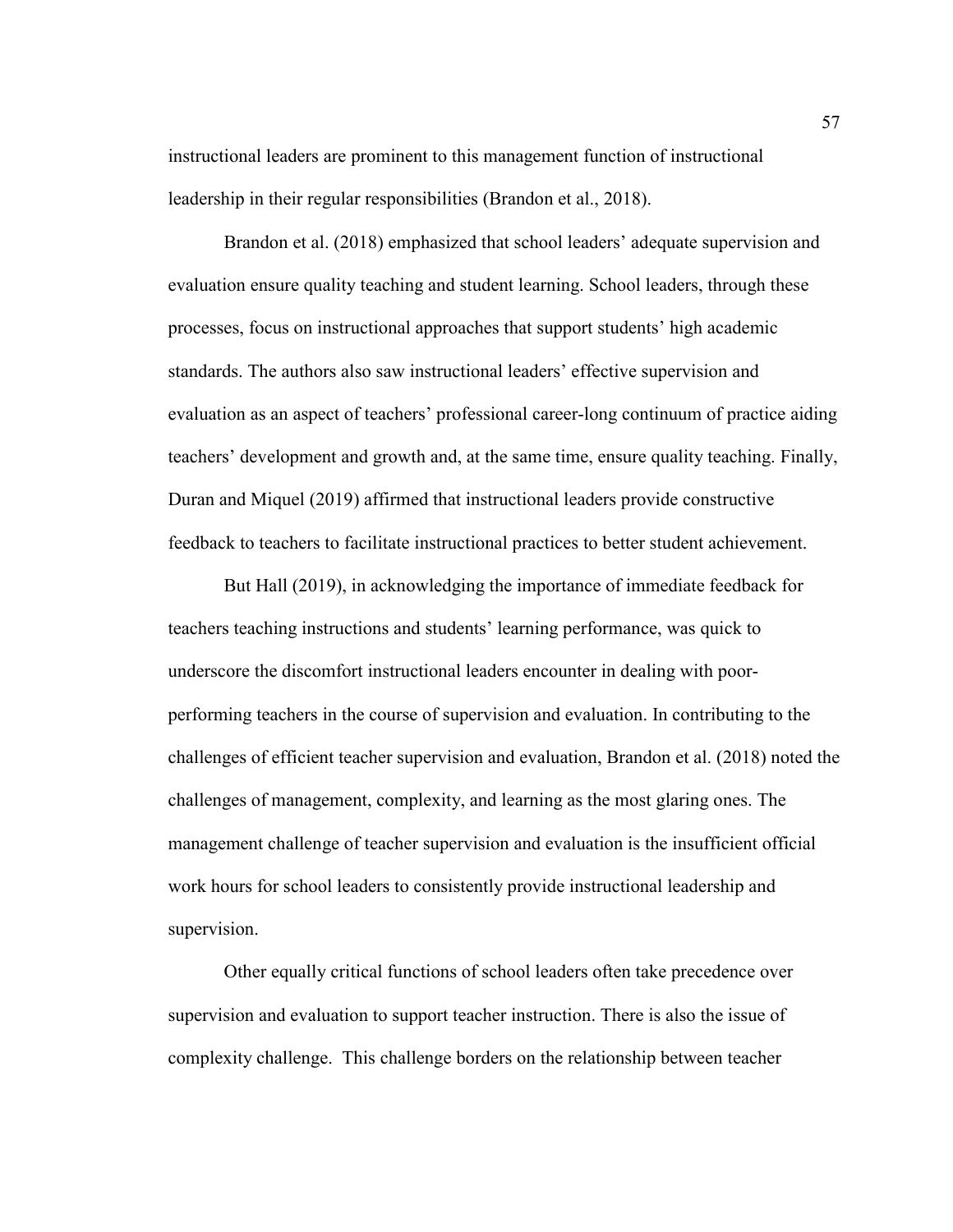instructional leaders are prominent to this management function of instructional leadership in their regular responsibilities (Brandon et al., 2018).

Brandon et al. (2018) emphasized that school leaders' adequate supervision and evaluation ensure quality teaching and student learning. School leaders, through these processes, focus on instructional approaches that support students' high academic standards. The authors also saw instructional leaders' effective supervision and evaluation as an aspect of teachers' professional career-long continuum of practice aiding teachers' development and growth and, at the same time, ensure quality teaching. Finally, Duran and Miquel (2019) affirmed that instructional leaders provide constructive feedback to teachers to facilitate instructional practices to better student achievement.

But Hall (2019), in acknowledging the importance of immediate feedback for teachers teaching instructions and students' learning performance, was quick to underscore the discomfort instructional leaders encounter in dealing with poor-performing teachers in the course of supervision and evaluation. In contributing to the challenges of efficient teacher supervision and evaluation, Brandon et al. (2018) noted the challenges of management, complexity, and learning as the most glaring ones. The management challenge of teacher supervision and evaluation is the insufficient official work hours for school leaders to consistently provide instructional leadership and supervision.

Other equally critical functions of school leaders often take precedence over supervision and evaluation to support teacher instruction. There is also the issue of complexity challenge. This challenge borders on the relationship between teacher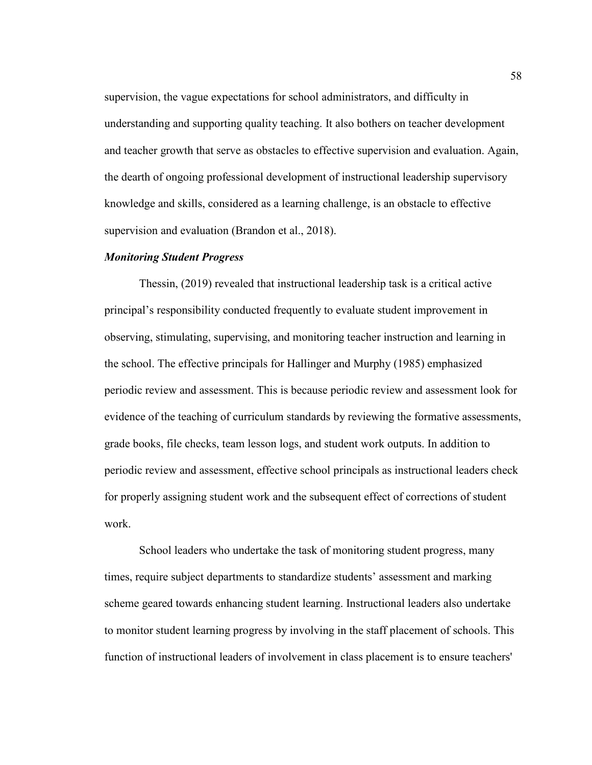supervision, the vague expectations for school administrators, and difficulty in understanding and supporting quality teaching. It also bothers on teacher development and teacher growth that serve as obstacles to effective supervision and evaluation. Again, the dearth of ongoing professional development of instructional leadership supervisory knowledge and skills, considered as a learning challenge, is an obstacle to effective supervision and evaluation (Brandon et al., 2018).

***Monitoring Student Progress***

Thessin, (2019) revealed that instructional leadership task is a critical active principal's responsibility conducted frequently to evaluate student improvement in observing, stimulating, supervising, and monitoring teacher instruction and learning in the school. The effective principals for Hallinger and Murphy (1985) emphasized periodic review and assessment. This is because periodic review and assessment look for evidence of the teaching of curriculum standards by reviewing the formative assessments, grade books, file checks, team lesson logs, and student work outputs. In addition to periodic review and assessment, effective school principals as instructional leaders check for properly assigning student work and the subsequent effect of corrections of student work.

School leaders who undertake the task of monitoring student progress, many times, require subject departments to standardize students' assessment and marking scheme geared towards enhancing student learning. Instructional leaders also undertake to monitor student learning progress by involving in the staff placement of schools. This function of instructional leaders of involvement in class placement is to ensure teachers'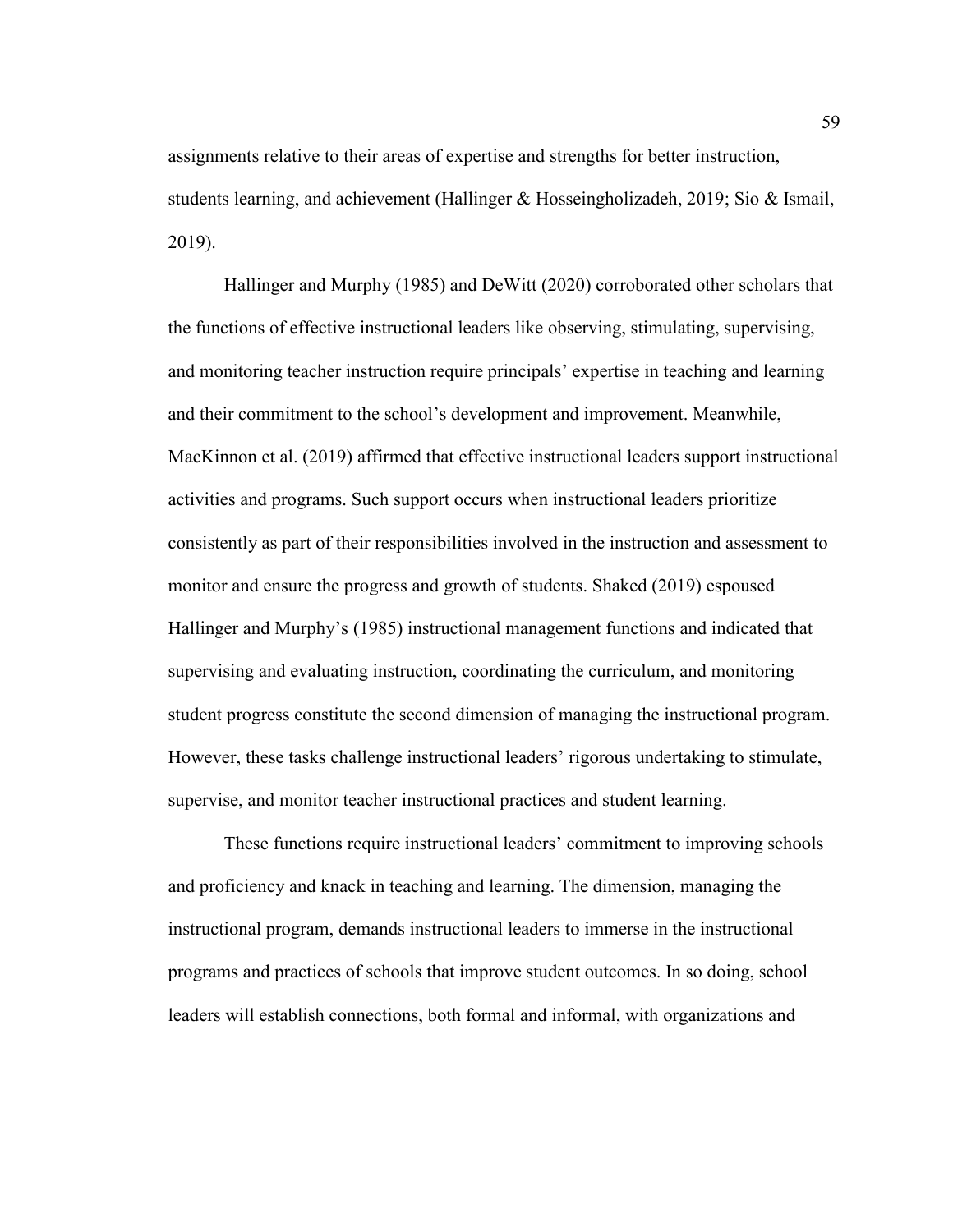assignments relative to their areas of expertise and strengths for better instruction, students learning, and achievement (Hallinger & Hosseingholizadeh, 2019; Sio & Ismail, 2019).

Hallinger and Murphy (1985) and DeWitt (2020) corroborated other scholars that the functions of effective instructional leaders like observing, stimulating, supervising, and monitoring teacher instruction require principals' expertise in teaching and learning and their commitment to the school's development and improvement. Meanwhile, MacKinnon et al. (2019) affirmed that effective instructional leaders support instructional activities and programs. Such support occurs when instructional leaders prioritize consistently as part of their responsibilities involved in the instruction and assessment to monitor and ensure the progress and growth of students. Shaked (2019) espoused Hallinger and Murphy's (1985) instructional management functions and indicated that supervising and evaluating instruction, coordinating the curriculum, and monitoring student progress constitute the second dimension of managing the instructional program. However, these tasks challenge instructional leaders' rigorous undertaking to stimulate, supervise, and monitor teacher instructional practices and student learning.

These functions require instructional leaders' commitment to improving schools and proficiency and knack in teaching and learning. The dimension, managing the instructional program, demands instructional leaders to immerse in the instructional programs and practices of schools that improve student outcomes. In so doing, school leaders will establish connections, both formal and informal, with organizations and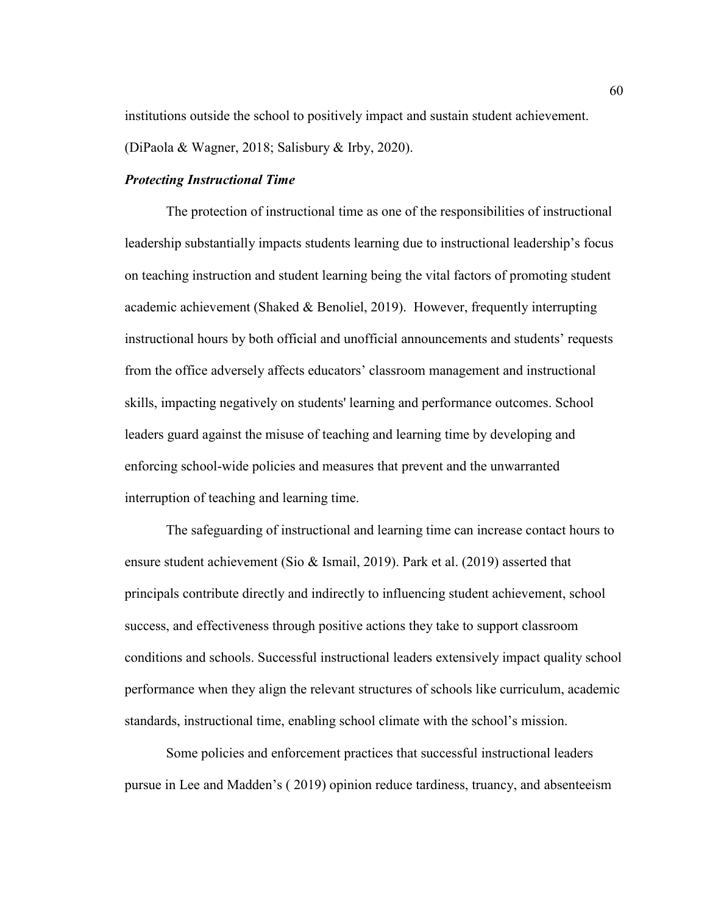institutions outside the school to positively impact and sustain student achievement. (DiPaola & Wagner, 2018; Salisbury & Irby, 2020).

### *Protecting Instructional Time*

The protection of instructional time as one of the responsibilities of instructional leadership substantially impacts students learning due to instructional leadership's focus on teaching instruction and student learning being the vital factors of promoting student academic achievement (Shaked & Benoliel, 2019). However, frequently interrupting instructional hours by both official and unofficial announcements and students' requests from the office adversely affects educators' classroom management and instructional skills, impacting negatively on students' learning and performance outcomes. School leaders guard against the misuse of teaching and learning time by developing and enforcing school-wide policies and measures that prevent and the unwarranted interruption of teaching and learning time.

The safeguarding of instructional and learning time can increase contact hours to ensure student achievement (Sio & Ismail, 2019). Park et al. (2019) asserted that principals contribute directly and indirectly to influencing student achievement, school success, and effectiveness through positive actions they take to support classroom conditions and schools. Successful instructional leaders extensively impact quality school performance when they align the relevant structures of schools like curriculum, academic standards, instructional time, enabling school climate with the school's mission.

Some policies and enforcement practices that successful instructional leaders pursue in Lee and Madden's ( 2019) opinion reduce tardiness, truancy, and absenteeism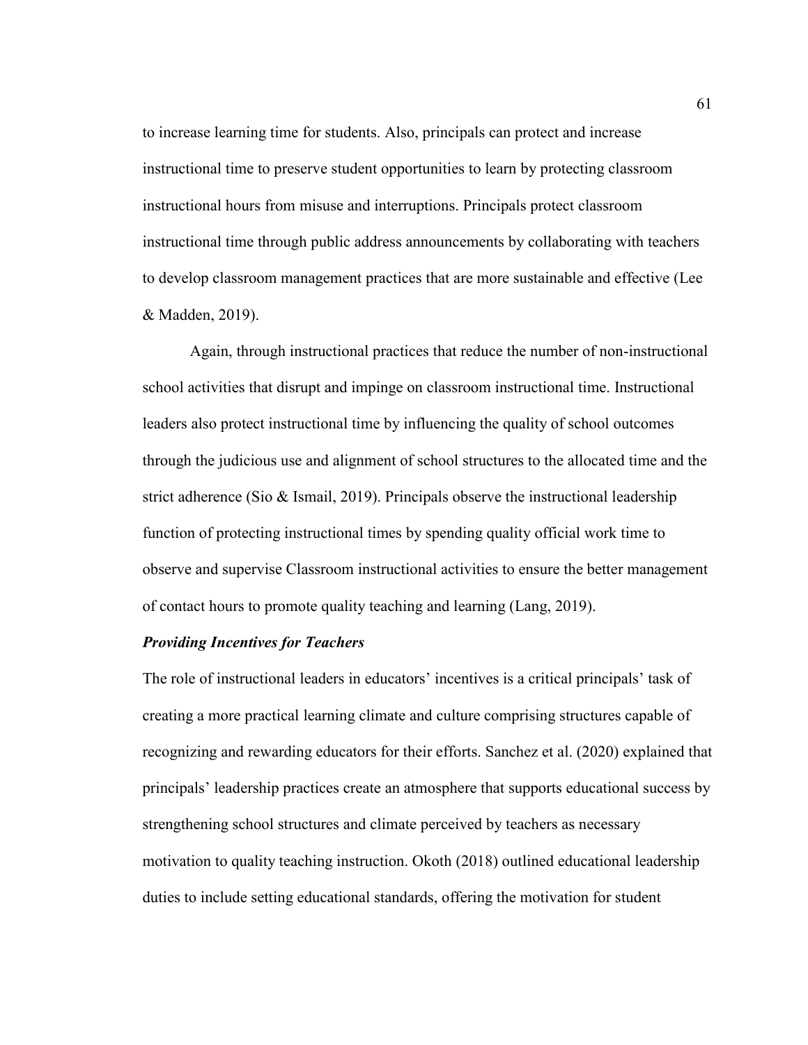to increase learning time for students. Also, principals can protect and increase instructional time to preserve student opportunities to learn by protecting classroom instructional hours from misuse and interruptions. Principals protect classroom instructional time through public address announcements by collaborating with teachers to develop classroom management practices that are more sustainable and effective (Lee & Madden, 2019).

Again, through instructional practices that reduce the number of non-instructional school activities that disrupt and impinge on classroom instructional time. Instructional leaders also protect instructional time by influencing the quality of school outcomes through the judicious use and alignment of school structures to the allocated time and the strict adherence (Sio & Ismail, 2019). Principals observe the instructional leadership function of protecting instructional times by spending quality official work time to observe and supervise Classroom instructional activities to ensure the better management of contact hours to promote quality teaching and learning (Lang, 2019).

***Providing Incentives for Teachers***

The role of instructional leaders in educators' incentives is a critical principals' task of creating a more practical learning climate and culture comprising structures capable of recognizing and rewarding educators for their efforts. Sanchez et al. (2020) explained that principals' leadership practices create an atmosphere that supports educational success by strengthening school structures and climate perceived by teachers as necessary motivation to quality teaching instruction. Okoth (2018) outlined educational leadership duties to include setting educational standards, offering the motivation for student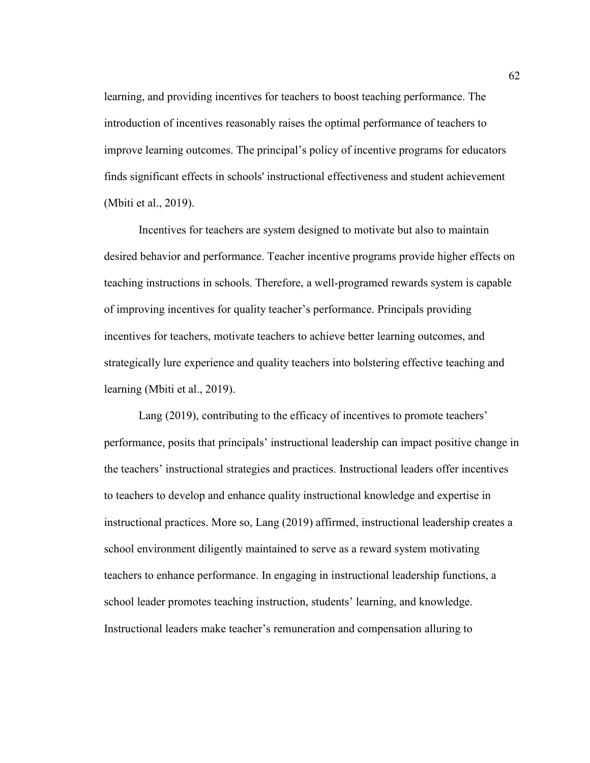learning, and providing incentives for teachers to boost teaching performance. The introduction of incentives reasonably raises the optimal performance of teachers to improve learning outcomes. The principal's policy of incentive programs for educators finds significant effects in schools' instructional effectiveness and student achievement (Mbiti et al., 2019).

Incentives for teachers are system designed to motivate but also to maintain desired behavior and performance. Teacher incentive programs provide higher effects on teaching instructions in schools. Therefore, a well-programed rewards system is capable of improving incentives for quality teacher's performance. Principals providing incentives for teachers, motivate teachers to achieve better learning outcomes, and strategically lure experience and quality teachers into bolstering effective teaching and learning (Mbiti et al., 2019).

Lang (2019), contributing to the efficacy of incentives to promote teachers' performance, posits that principals' instructional leadership can impact positive change in the teachers' instructional strategies and practices. Instructional leaders offer incentives to teachers to develop and enhance quality instructional knowledge and expertise in instructional practices. More so, Lang (2019) affirmed, instructional leadership creates a school environment diligently maintained to serve as a reward system motivating teachers to enhance performance. In engaging in instructional leadership functions, a school leader promotes teaching instruction, students' learning, and knowledge. Instructional leaders make teacher's remuneration and compensation alluring to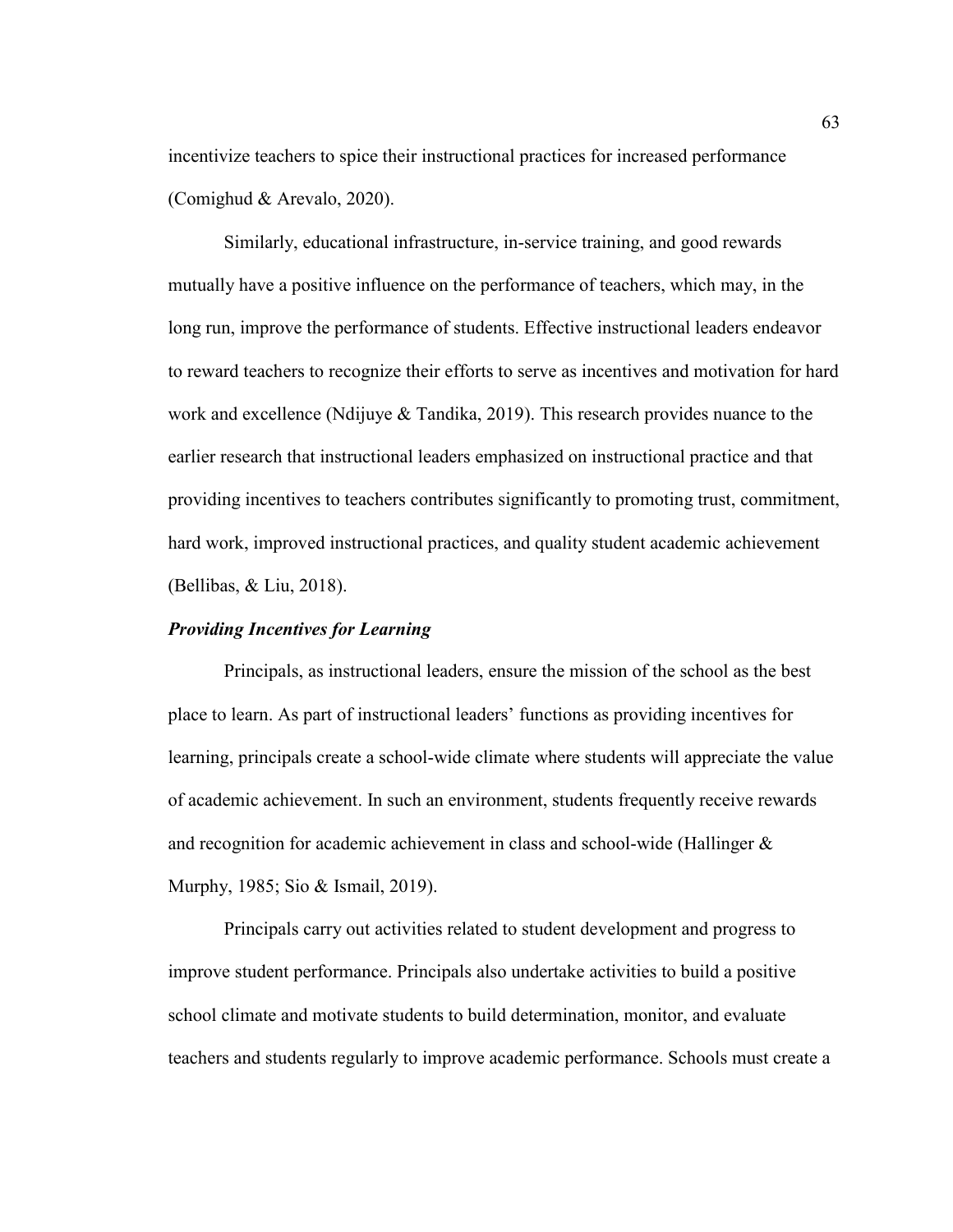incentivize teachers to spice their instructional practices for increased performance (Comighud & Arevalo, 2020).

Similarly, educational infrastructure, in-service training, and good rewards mutually have a positive influence on the performance of teachers, which may, in the long run, improve the performance of students. Effective instructional leaders endeavor to reward teachers to recognize their efforts to serve as incentives and motivation for hard work and excellence (Ndijuye & Tandika, 2019). This research provides nuance to the earlier research that instructional leaders emphasized on instructional practice and that providing incentives to teachers contributes significantly to promoting trust, commitment, hard work, improved instructional practices, and quality student academic achievement (Bellibas, & Liu, 2018).

### ***Providing Incentives for Learning***

Principals, as instructional leaders, ensure the mission of the school as the best place to learn. As part of instructional leaders' functions as providing incentives for learning, principals create a school-wide climate where students will appreciate the value of academic achievement. In such an environment, students frequently receive rewards and recognition for academic achievement in class and school-wide (Hallinger & Murphy, 1985; Sio & Ismail, 2019).

Principals carry out activities related to student development and progress to improve student performance. Principals also undertake activities to build a positive school climate and motivate students to build determination, monitor, and evaluate teachers and students regularly to improve academic performance. Schools must create a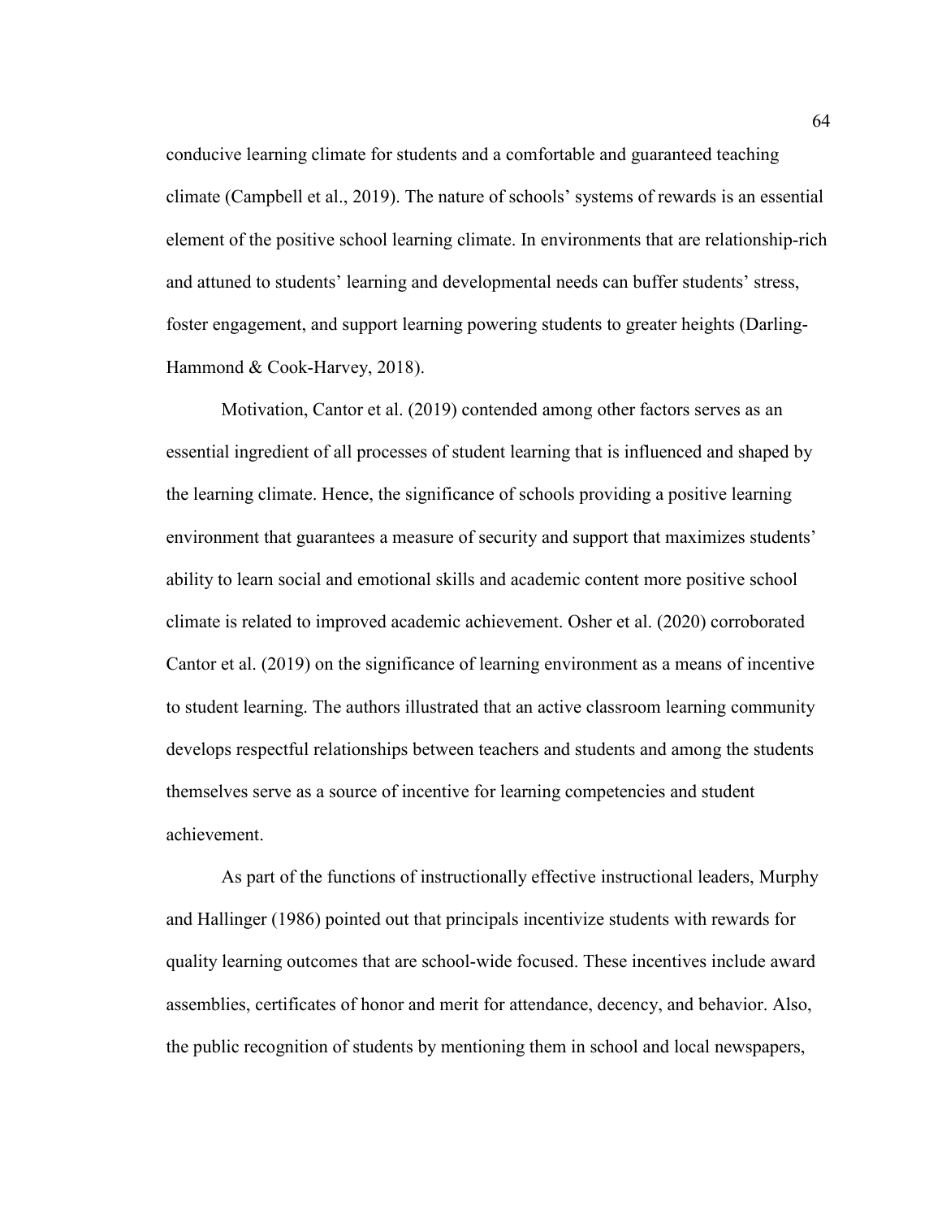conducive learning climate for students and a comfortable and guaranteed teaching climate (Campbell et al., 2019). The nature of schools' systems of rewards is an essential element of the positive school learning climate. In environments that are relationship-rich and attuned to students' learning and developmental needs can buffer students' stress, foster engagement, and support learning powering students to greater heights (Darling-Hammond & Cook-Harvey, 2018).

Motivation, Cantor et al. (2019) contended among other factors serves as an essential ingredient of all processes of student learning that is influenced and shaped by the learning climate. Hence, the significance of schools providing a positive learning environment that guarantees a measure of security and support that maximizes students' ability to learn social and emotional skills and academic content more positive school climate is related to improved academic achievement. Osher et al. (2020) corroborated Cantor et al. (2019) on the significance of learning environment as a means of incentive to student learning. The authors illustrated that an active classroom learning community develops respectful relationships between teachers and students and among the students themselves serve as a source of incentive for learning competencies and student achievement.

As part of the functions of instructionally effective instructional leaders, Murphy and Hallinger (1986) pointed out that principals incentivize students with rewards for quality learning outcomes that are school-wide focused. These incentives include award assemblies, certificates of honor and merit for attendance, decency, and behavior. Also, the public recognition of students by mentioning them in school and local newspapers,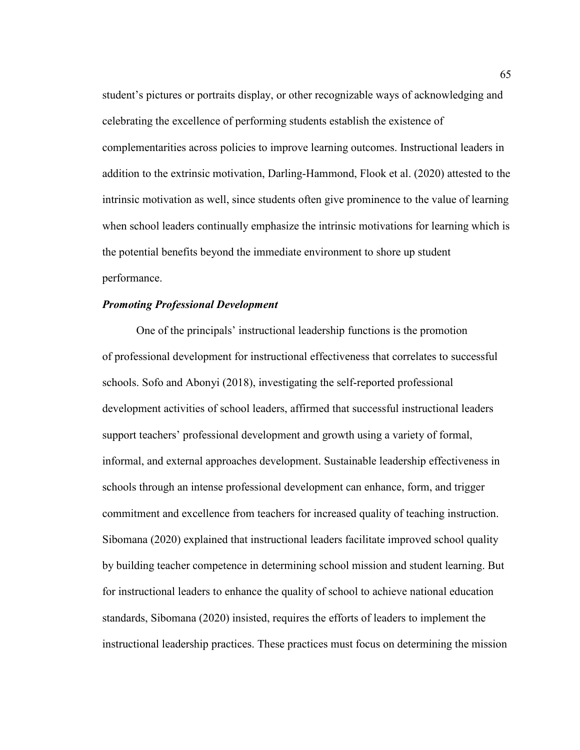student's pictures or portraits display, or other recognizable ways of acknowledging and celebrating the excellence of performing students establish the existence of complementarities across policies to improve learning outcomes. Instructional leaders in addition to the extrinsic motivation, Darling-Hammond, Flook et al. (2020) attested to the intrinsic motivation as well, since students often give prominence to the value of learning when school leaders continually emphasize the intrinsic motivations for learning which is the potential benefits beyond the immediate environment to shore up student performance.

### ***Promoting Professional Development***

One of the principals' instructional leadership functions is the promotion of professional development for instructional effectiveness that correlates to successful schools. Sofo and Abonyi (2018), investigating the self-reported professional development activities of school leaders, affirmed that successful instructional leaders support teachers' professional development and growth using a variety of formal, informal, and external approaches development. Sustainable leadership effectiveness in schools through an intense professional development can enhance, form, and trigger commitment and excellence from teachers for increased quality of teaching instruction. Sibomana (2020) explained that instructional leaders facilitate improved school quality by building teacher competence in determining school mission and student learning. But for instructional leaders to enhance the quality of school to achieve national education standards, Sibomana (2020) insisted, requires the efforts of leaders to implement the instructional leadership practices. These practices must focus on determining the mission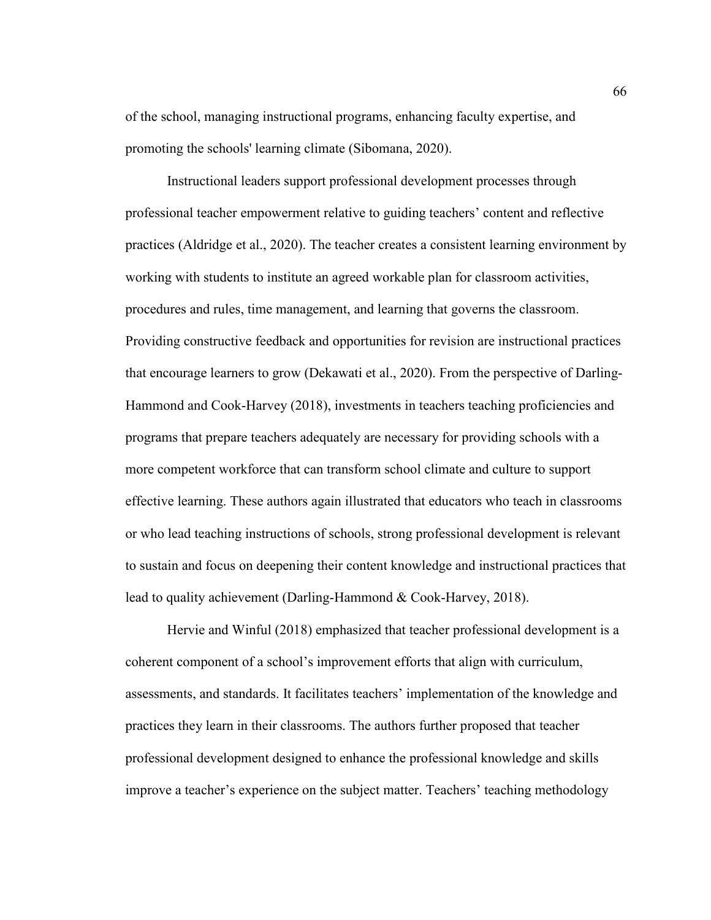of the school, managing instructional programs, enhancing faculty expertise, and promoting the schools' learning climate (Sibomana, 2020).

Instructional leaders support professional development processes through professional teacher empowerment relative to guiding teachers' content and reflective practices (Aldridge et al., 2020). The teacher creates a consistent learning environment by working with students to institute an agreed workable plan for classroom activities, procedures and rules, time management, and learning that governs the classroom. Providing constructive feedback and opportunities for revision are instructional practices that encourage learners to grow (Dekawati et al., 2020). From the perspective of Darling-Hammond and Cook-Harvey (2018), investments in teachers teaching proficiencies and programs that prepare teachers adequately are necessary for providing schools with a more competent workforce that can transform school climate and culture to support effective learning. These authors again illustrated that educators who teach in classrooms or who lead teaching instructions of schools, strong professional development is relevant to sustain and focus on deepening their content knowledge and instructional practices that lead to quality achievement (Darling-Hammond & Cook-Harvey, 2018).

Hervie and Winful (2018) emphasized that teacher professional development is a coherent component of a school's improvement efforts that align with curriculum, assessments, and standards. It facilitates teachers' implementation of the knowledge and practices they learn in their classrooms. The authors further proposed that teacher professional development designed to enhance the professional knowledge and skills improve a teacher's experience on the subject matter. Teachers' teaching methodology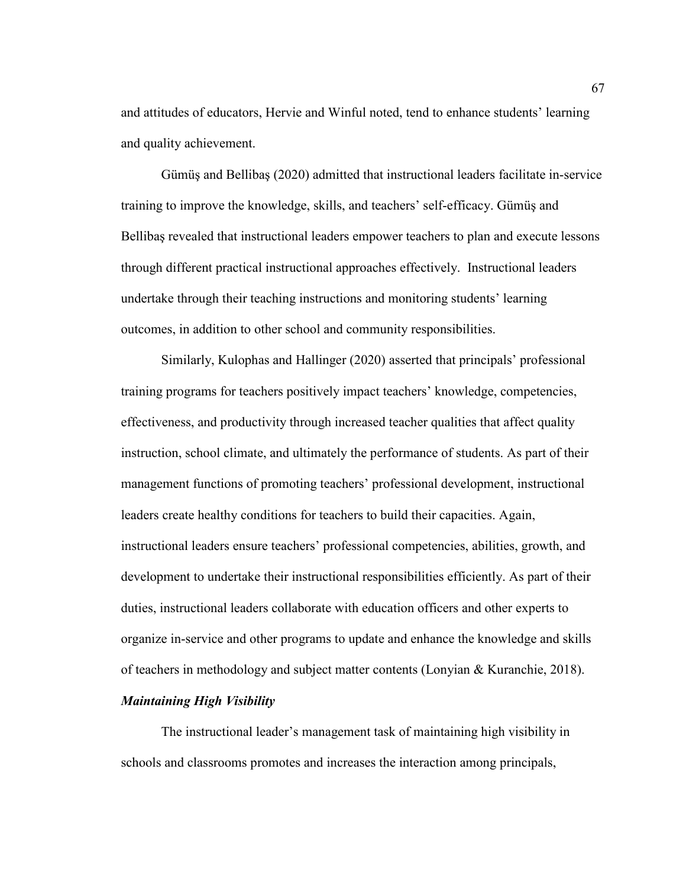and attitudes of educators, Hervie and Winful noted, tend to enhance students' learning and quality achievement.

Gümüş and Bellibaş (2020) admitted that instructional leaders facilitate in-service training to improve the knowledge, skills, and teachers' self-efficacy. Gümüş and Bellibaş revealed that instructional leaders empower teachers to plan and execute lessons through different practical instructional approaches effectively. Instructional leaders undertake through their teaching instructions and monitoring students' learning outcomes, in addition to other school and community responsibilities.

Similarly, Kulophas and Hallinger (2020) asserted that principals' professional training programs for teachers positively impact teachers' knowledge, competencies, effectiveness, and productivity through increased teacher qualities that affect quality instruction, school climate, and ultimately the performance of students. As part of their management functions of promoting teachers' professional development, instructional leaders create healthy conditions for teachers to build their capacities. Again, instructional leaders ensure teachers' professional competencies, abilities, growth, and development to undertake their instructional responsibilities efficiently. As part of their duties, instructional leaders collaborate with education officers and other experts to organize in-service and other programs to update and enhance the knowledge and skills of teachers in methodology and subject matter contents (Lonyian & Kuranchie, 2018).

### *Maintaining High Visibility*

The instructional leader's management task of maintaining high visibility in schools and classrooms promotes and increases the interaction among principals,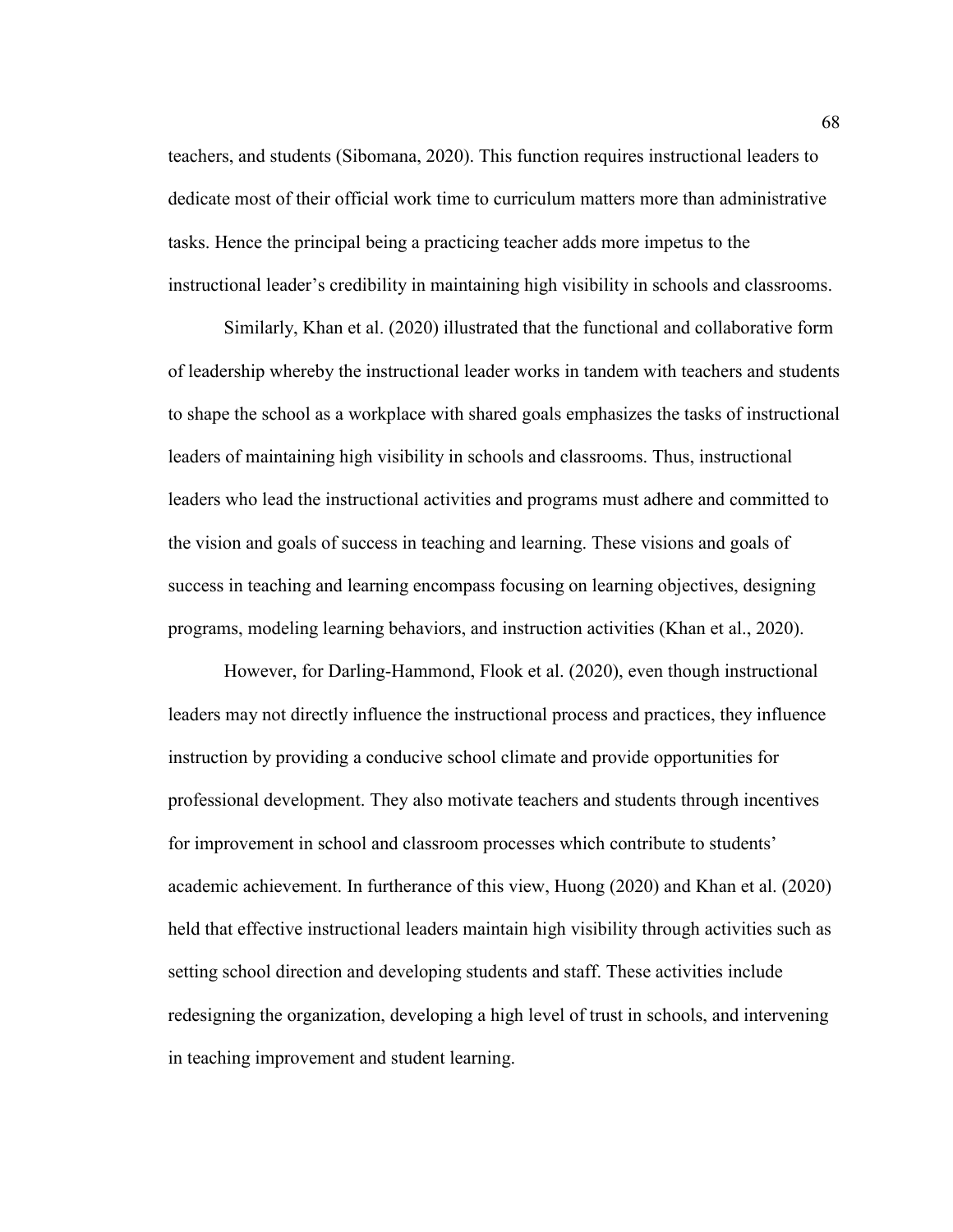teachers, and students (Sibomana, 2020). This function requires instructional leaders to dedicate most of their official work time to curriculum matters more than administrative tasks. Hence the principal being a practicing teacher adds more impetus to the instructional leader's credibility in maintaining high visibility in schools and classrooms.

Similarly, Khan et al. (2020) illustrated that the functional and collaborative form of leadership whereby the instructional leader works in tandem with teachers and students to shape the school as a workplace with shared goals emphasizes the tasks of instructional leaders of maintaining high visibility in schools and classrooms. Thus, instructional leaders who lead the instructional activities and programs must adhere and committed to the vision and goals of success in teaching and learning. These visions and goals of success in teaching and learning encompass focusing on learning objectives, designing programs, modeling learning behaviors, and instruction activities (Khan et al., 2020).

However, for Darling-Hammond, Flook et al. (2020), even though instructional leaders may not directly influence the instructional process and practices, they influence instruction by providing a conducive school climate and provide opportunities for professional development. They also motivate teachers and students through incentives for improvement in school and classroom processes which contribute to students' academic achievement. In furtherance of this view, Huong (2020) and Khan et al. (2020) held that effective instructional leaders maintain high visibility through activities such as setting school direction and developing students and staff. These activities include redesigning the organization, developing a high level of trust in schools, and intervening in teaching improvement and student learning.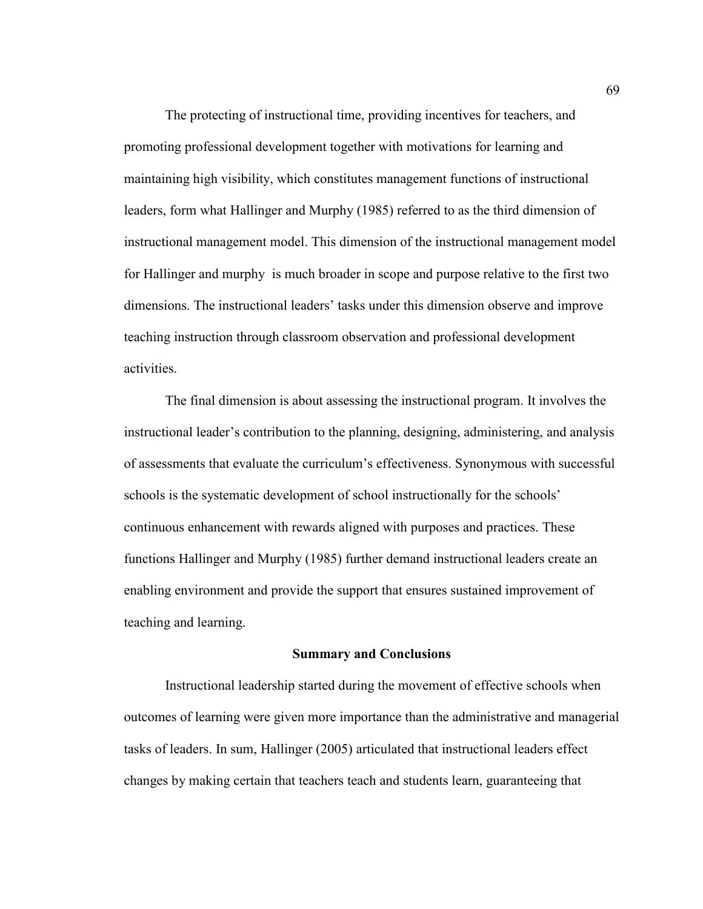The protecting of instructional time, providing incentives for teachers, and promoting professional development together with motivations for learning and maintaining high visibility, which constitutes management functions of instructional leaders, form what Hallinger and Murphy (1985) referred to as the third dimension of instructional management model. This dimension of the instructional management model for Hallinger and murphy  is much broader in scope and purpose relative to the first two dimensions. The instructional leaders' tasks under this dimension observe and improve teaching instruction through classroom observation and professional development activities.

The final dimension is about assessing the instructional program. It involves the instructional leader's contribution to the planning, designing, administering, and analysis of assessments that evaluate the curriculum's effectiveness. Synonymous with successful schools is the systematic development of school instructionally for the schools' continuous enhancement with rewards aligned with purposes and practices. These functions Hallinger and Murphy (1985) further demand instructional leaders create an enabling environment and provide the support that ensures sustained improvement of teaching and learning.

## Summary and Conclusions

Instructional leadership started during the movement of effective schools when outcomes of learning were given more importance than the administrative and managerial tasks of leaders. In sum, Hallinger (2005) articulated that instructional leaders effect changes by making certain that teachers teach and students learn, guaranteeing that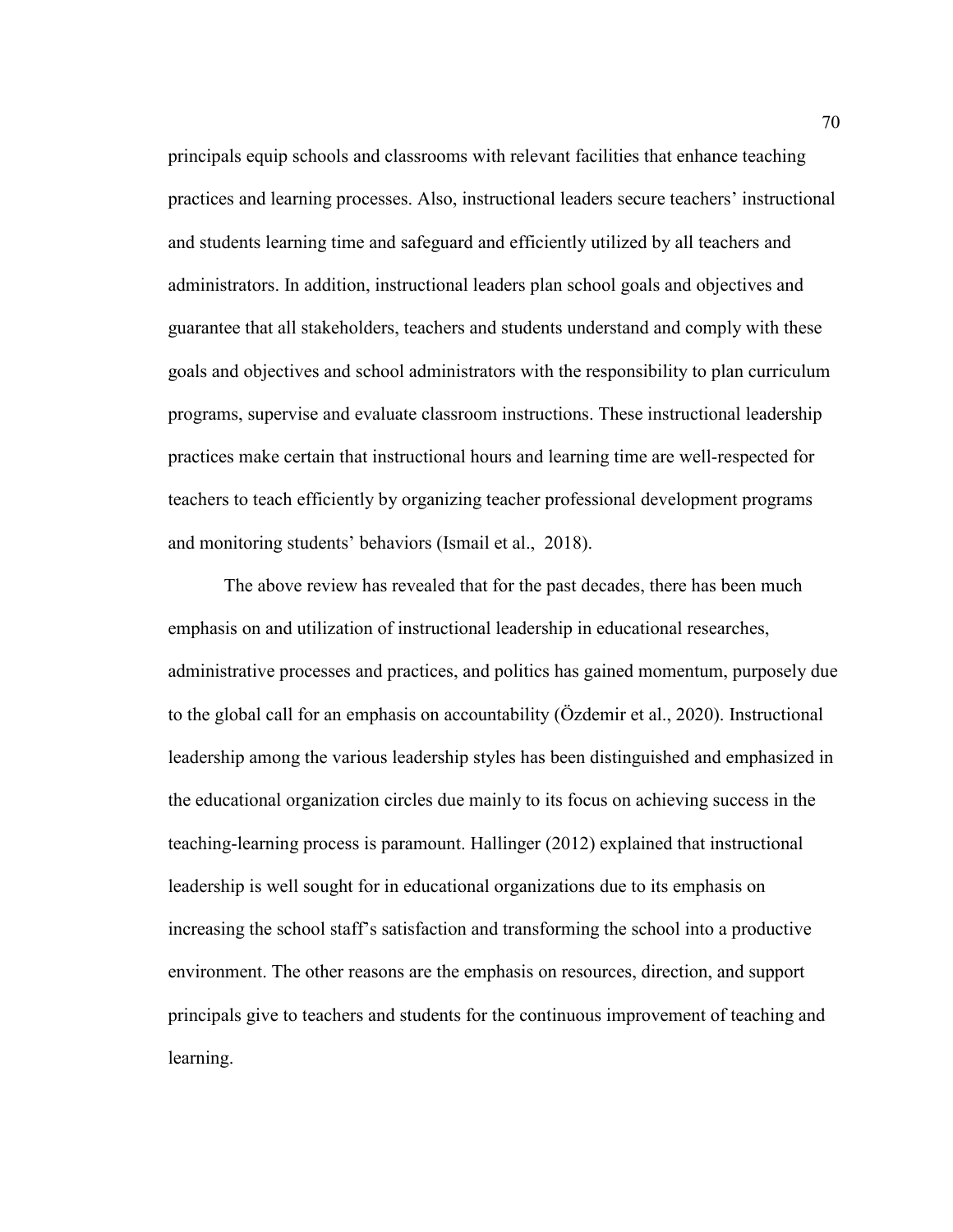principals equip schools and classrooms with relevant facilities that enhance teaching practices and learning processes. Also, instructional leaders secure teachers' instructional and students learning time and safeguard and efficiently utilized by all teachers and administrators. In addition, instructional leaders plan school goals and objectives and guarantee that all stakeholders, teachers and students understand and comply with these goals and objectives and school administrators with the responsibility to plan curriculum programs, supervise and evaluate classroom instructions. These instructional leadership practices make certain that instructional hours and learning time are well-respected for teachers to teach efficiently by organizing teacher professional development programs and monitoring students' behaviors (Ismail et al., 2018).

The above review has revealed that for the past decades, there has been much emphasis on and utilization of instructional leadership in educational researches, administrative processes and practices, and politics has gained momentum, purposely due to the global call for an emphasis on accountability (Özdemir et al., 2020). Instructional leadership among the various leadership styles has been distinguished and emphasized in the educational organization circles due mainly to its focus on achieving success in the teaching-learning process is paramount. Hallinger (2012) explained that instructional leadership is well sought for in educational organizations due to its emphasis on increasing the school staff's satisfaction and transforming the school into a productive environment. The other reasons are the emphasis on resources, direction, and support principals give to teachers and students for the continuous improvement of teaching and learning.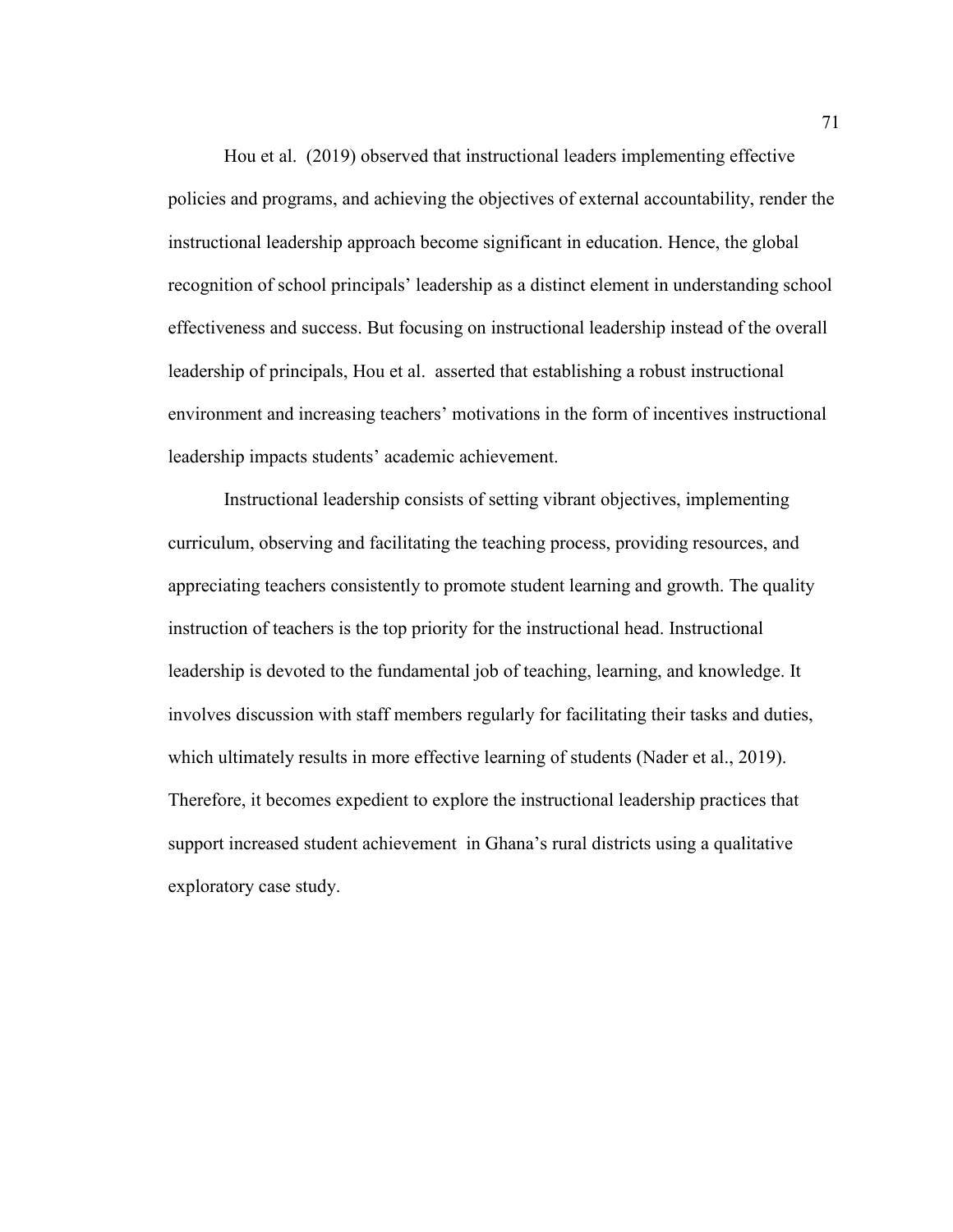Hou et al. (2019) observed that instructional leaders implementing effective policies and programs, and achieving the objectives of external accountability, render the instructional leadership approach become significant in education. Hence, the global recognition of school principals' leadership as a distinct element in understanding school effectiveness and success. But focusing on instructional leadership instead of the overall leadership of principals, Hou et al. asserted that establishing a robust instructional environment and increasing teachers' motivations in the form of incentives instructional leadership impacts students' academic achievement.

Instructional leadership consists of setting vibrant objectives, implementing curriculum, observing and facilitating the teaching process, providing resources, and appreciating teachers consistently to promote student learning and growth. The quality instruction of teachers is the top priority for the instructional head. Instructional leadership is devoted to the fundamental job of teaching, learning, and knowledge. It involves discussion with staff members regularly for facilitating their tasks and duties, which ultimately results in more effective learning of students (Nader et al., 2019). Therefore, it becomes expedient to explore the instructional leadership practices that support increased student achievement in Ghana's rural districts using a qualitative exploratory case study.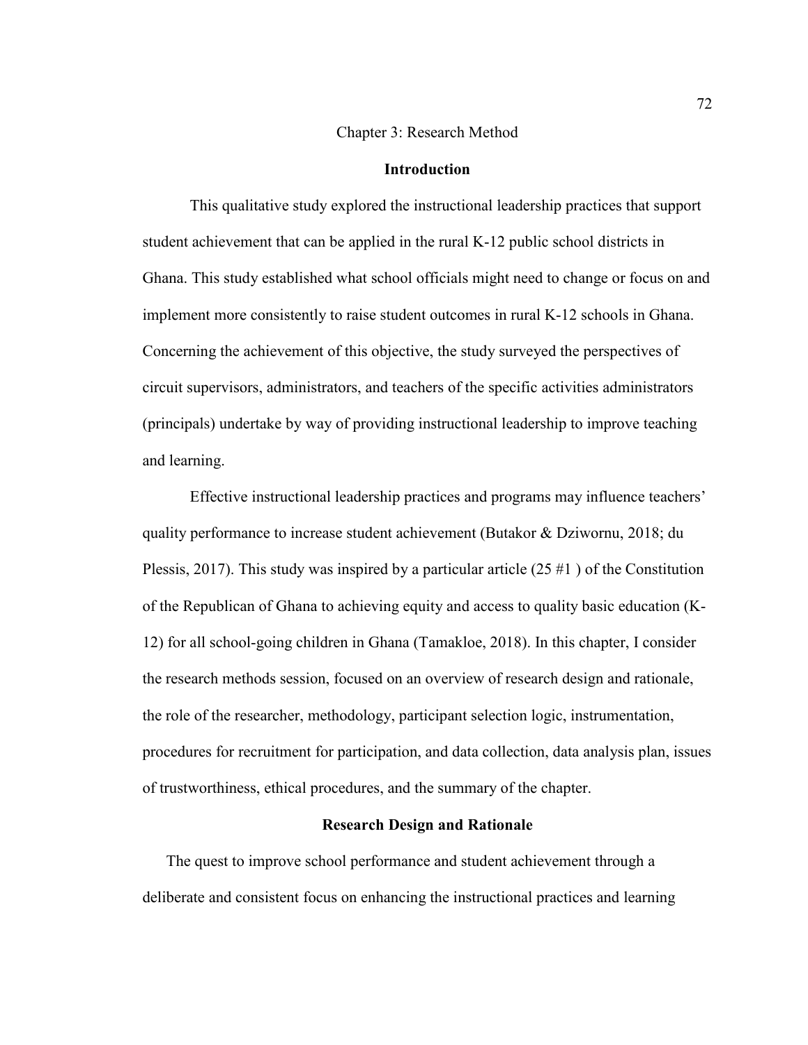# Chapter 3: Research Method

## Introduction

This qualitative study explored the instructional leadership practices that support student achievement that can be applied in the rural K-12 public school districts in Ghana. This study established what school officials might need to change or focus on and implement more consistently to raise student outcomes in rural K-12 schools in Ghana. Concerning the achievement of this objective, the study surveyed the perspectives of circuit supervisors, administrators, and teachers of the specific activities administrators (principals) undertake by way of providing instructional leadership to improve teaching and learning.

Effective instructional leadership practices and programs may influence teachers' quality performance to increase student achievement (Butakor & Dziwornu, 2018; du Plessis, 2017). This study was inspired by a particular article (25 #1 ) of the Constitution of the Republican of Ghana to achieving equity and access to quality basic education (K-12) for all school-going children in Ghana (Tamakloe, 2018). In this chapter, I consider the research methods session, focused on an overview of research design and rationale, the role of the researcher, methodology, participant selection logic, instrumentation, procedures for recruitment for participation, and data collection, data analysis plan, issues of trustworthiness, ethical procedures, and the summary of the chapter.

## Research Design and Rationale

The quest to improve school performance and student achievement through a deliberate and consistent focus on enhancing the instructional practices and learning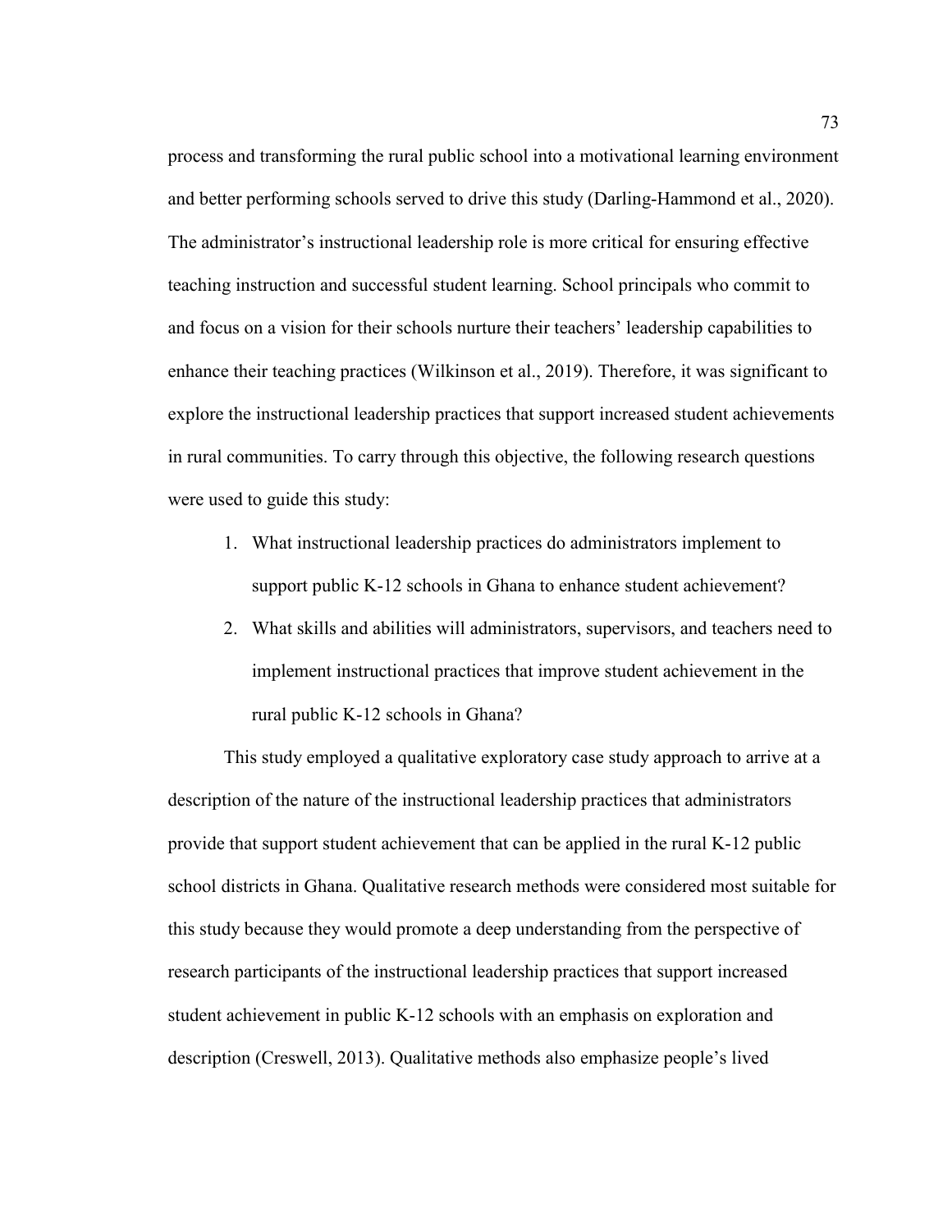process and transforming the rural public school into a motivational learning environment and better performing schools served to drive this study (Darling-Hammond et al., 2020). The administrator's instructional leadership role is more critical for ensuring effective teaching instruction and successful student learning. School principals who commit to and focus on a vision for their schools nurture their teachers' leadership capabilities to enhance their teaching practices (Wilkinson et al., 2019). Therefore, it was significant to explore the instructional leadership practices that support increased student achievements in rural communities. To carry through this objective, the following research questions were used to guide this study:

1. What instructional leadership practices do administrators implement to support public K-12 schools in Ghana to enhance student achievement?
2. What skills and abilities will administrators, supervisors, and teachers need to implement instructional practices that improve student achievement in the rural public K-12 schools in Ghana?

This study employed a qualitative exploratory case study approach to arrive at a description of the nature of the instructional leadership practices that administrators provide that support student achievement that can be applied in the rural K-12 public school districts in Ghana. Qualitative research methods were considered most suitable for this study because they would promote a deep understanding from the perspective of research participants of the instructional leadership practices that support increased student achievement in public K-12 schools with an emphasis on exploration and description (Creswell, 2013). Qualitative methods also emphasize people's lived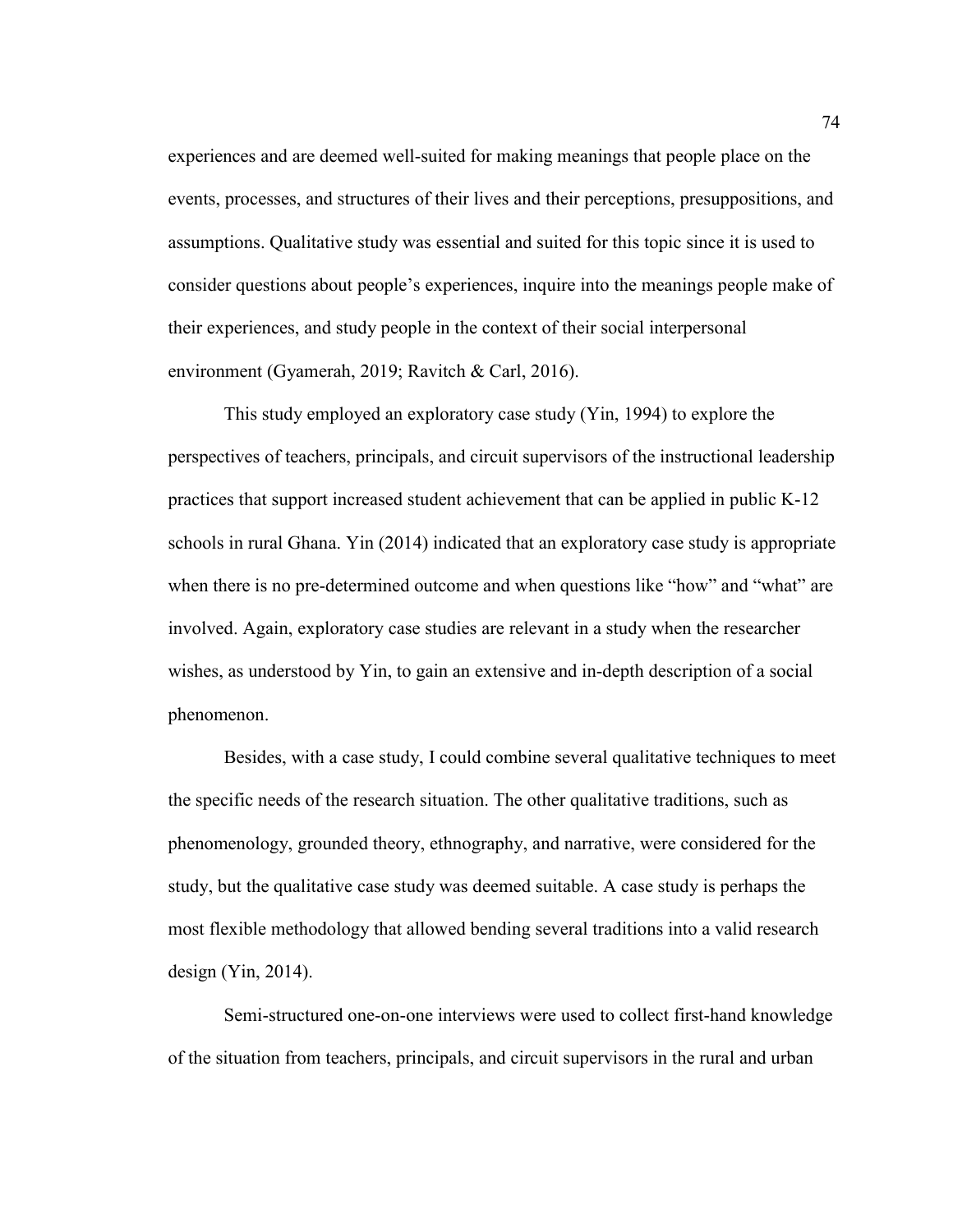experiences and are deemed well-suited for making meanings that people place on the events, processes, and structures of their lives and their perceptions, presuppositions, and assumptions. Qualitative study was essential and suited for this topic since it is used to consider questions about people's experiences, inquire into the meanings people make of their experiences, and study people in the context of their social interpersonal environment (Gyamerah, 2019; Ravitch & Carl, 2016).

This study employed an exploratory case study (Yin, 1994) to explore the perspectives of teachers, principals, and circuit supervisors of the instructional leadership practices that support increased student achievement that can be applied in public K-12 schools in rural Ghana. Yin (2014) indicated that an exploratory case study is appropriate when there is no pre-determined outcome and when questions like "how" and "what" are involved. Again, exploratory case studies are relevant in a study when the researcher wishes, as understood by Yin, to gain an extensive and in-depth description of a social phenomenon.

Besides, with a case study, I could combine several qualitative techniques to meet the specific needs of the research situation. The other qualitative traditions, such as phenomenology, grounded theory, ethnography, and narrative, were considered for the study, but the qualitative case study was deemed suitable. A case study is perhaps the most flexible methodology that allowed bending several traditions into a valid research design (Yin, 2014).

Semi-structured one-on-one interviews were used to collect first-hand knowledge of the situation from teachers, principals, and circuit supervisors in the rural and urban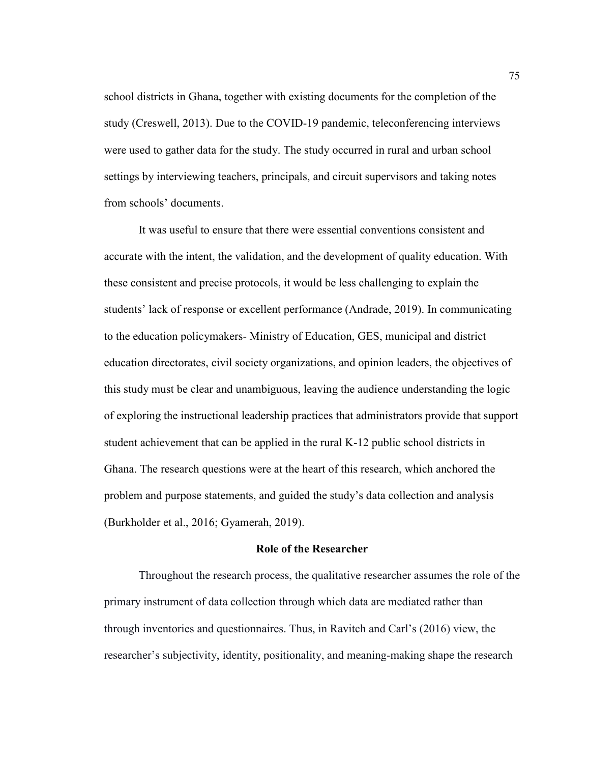school districts in Ghana, together with existing documents for the completion of the study (Creswell, 2013). Due to the COVID-19 pandemic, teleconferencing interviews were used to gather data for the study. The study occurred in rural and urban school settings by interviewing teachers, principals, and circuit supervisors and taking notes from schools' documents.

It was useful to ensure that there were essential conventions consistent and accurate with the intent, the validation, and the development of quality education. With these consistent and precise protocols, it would be less challenging to explain the students' lack of response or excellent performance (Andrade, 2019). In communicating to the education policymakers- Ministry of Education, GES, municipal and district education directorates, civil society organizations, and opinion leaders, the objectives of this study must be clear and unambiguous, leaving the audience understanding the logic of exploring the instructional leadership practices that administrators provide that support student achievement that can be applied in the rural K-12 public school districts in Ghana. The research questions were at the heart of this research, which anchored the problem and purpose statements, and guided the study's data collection and analysis (Burkholder et al., 2016; Gyamerah, 2019).

## Role of the Researcher

Throughout the research process, the qualitative researcher assumes the role of the primary instrument of data collection through which data are mediated rather than through inventories and questionnaires. Thus, in Ravitch and Carl's (2016) view, the researcher's subjectivity, identity, positionality, and meaning-making shape the research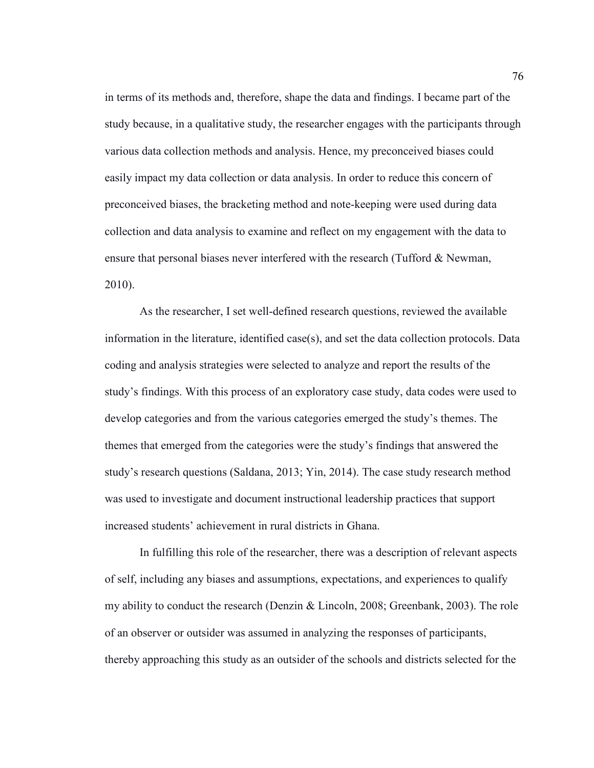in terms of its methods and, therefore, shape the data and findings. I became part of the study because, in a qualitative study, the researcher engages with the participants through various data collection methods and analysis. Hence, my preconceived biases could easily impact my data collection or data analysis. In order to reduce this concern of preconceived biases, the bracketing method and note-keeping were used during data collection and data analysis to examine and reflect on my engagement with the data to ensure that personal biases never interfered with the research (Tufford & Newman, 2010).

As the researcher, I set well-defined research questions, reviewed the available information in the literature, identified case(s), and set the data collection protocols. Data coding and analysis strategies were selected to analyze and report the results of the study's findings. With this process of an exploratory case study, data codes were used to develop categories and from the various categories emerged the study's themes. The themes that emerged from the categories were the study's findings that answered the study's research questions (Saldana, 2013; Yin, 2014). The case study research method was used to investigate and document instructional leadership practices that support increased students' achievement in rural districts in Ghana.

In fulfilling this role of the researcher, there was a description of relevant aspects of self, including any biases and assumptions, expectations, and experiences to qualify my ability to conduct the research (Denzin & Lincoln, 2008; Greenbank, 2003). The role of an observer or outsider was assumed in analyzing the responses of participants, thereby approaching this study as an outsider of the schools and districts selected for the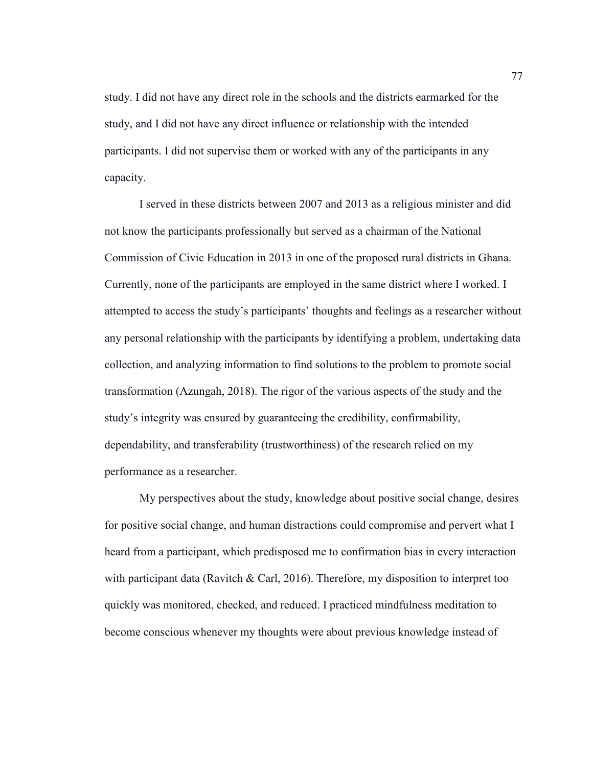study. I did not have any direct role in the schools and the districts earmarked for the study, and I did not have any direct influence or relationship with the intended participants. I did not supervise them or worked with any of the participants in any capacity.

I served in these districts between 2007 and 2013 as a religious minister and did not know the participants professionally but served as a chairman of the National Commission of Civic Education in 2013 in one of the proposed rural districts in Ghana. Currently, none of the participants are employed in the same district where I worked. I attempted to access the study's participants' thoughts and feelings as a researcher without any personal relationship with the participants by identifying a problem, undertaking data collection, and analyzing information to find solutions to the problem to promote social transformation (Azungah, 2018). The rigor of the various aspects of the study and the study's integrity was ensured by guaranteeing the credibility, confirmability, dependability, and transferability (trustworthiness) of the research relied on my performance as a researcher.

My perspectives about the study, knowledge about positive social change, desires for positive social change, and human distractions could compromise and pervert what I heard from a participant, which predisposed me to confirmation bias in every interaction with participant data (Ravitch & Carl, 2016). Therefore, my disposition to interpret too quickly was monitored, checked, and reduced. I practiced mindfulness meditation to become conscious whenever my thoughts were about previous knowledge instead of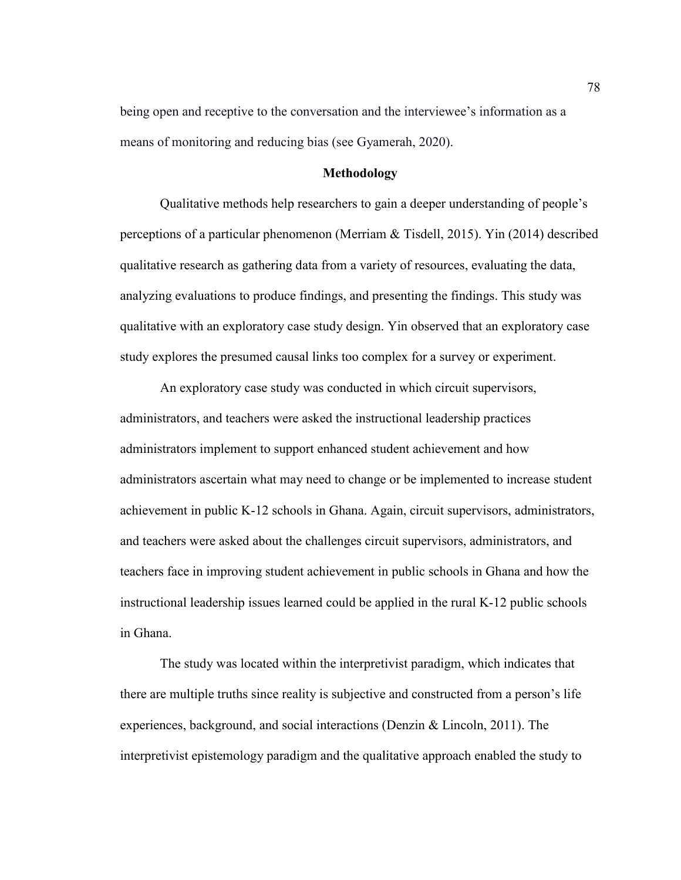being open and receptive to the conversation and the interviewee's information as a means of monitoring and reducing bias (see Gyamerah, 2020).

## Methodology

Qualitative methods help researchers to gain a deeper understanding of people's perceptions of a particular phenomenon (Merriam & Tisdell, 2015). Yin (2014) described qualitative research as gathering data from a variety of resources, evaluating the data, analyzing evaluations to produce findings, and presenting the findings. This study was qualitative with an exploratory case study design. Yin observed that an exploratory case study explores the presumed causal links too complex for a survey or experiment.

An exploratory case study was conducted in which circuit supervisors, administrators, and teachers were asked the instructional leadership practices administrators implement to support enhanced student achievement and how administrators ascertain what may need to change or be implemented to increase student achievement in public K-12 schools in Ghana. Again, circuit supervisors, administrators, and teachers were asked about the challenges circuit supervisors, administrators, and teachers face in improving student achievement in public schools in Ghana and how the instructional leadership issues learned could be applied in the rural K-12 public schools in Ghana.

The study was located within the interpretivist paradigm, which indicates that there are multiple truths since reality is subjective and constructed from a person's life experiences, background, and social interactions (Denzin & Lincoln, 2011). The interpretivist epistemology paradigm and the qualitative approach enabled the study to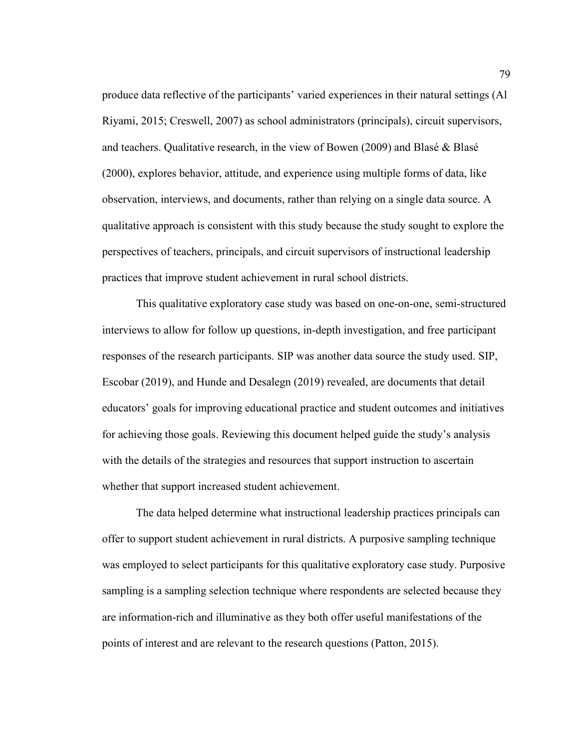produce data reflective of the participants' varied experiences in their natural settings (Al Riyami, 2015; Creswell, 2007) as school administrators (principals), circuit supervisors, and teachers. Qualitative research, in the view of Bowen (2009) and Blasé & Blasé (2000), explores behavior, attitude, and experience using multiple forms of data, like observation, interviews, and documents, rather than relying on a single data source. A qualitative approach is consistent with this study because the study sought to explore the perspectives of teachers, principals, and circuit supervisors of instructional leadership practices that improve student achievement in rural school districts.

This qualitative exploratory case study was based on one-on-one, semi-structured interviews to allow for follow up questions, in-depth investigation, and free participant responses of the research participants. SIP was another data source the study used. SIP, Escobar (2019), and Hunde and Desalegn (2019) revealed, are documents that detail educators' goals for improving educational practice and student outcomes and initiatives for achieving those goals. Reviewing this document helped guide the study's analysis with the details of the strategies and resources that support instruction to ascertain whether that support increased student achievement.

The data helped determine what instructional leadership practices principals can offer to support student achievement in rural districts. A purposive sampling technique was employed to select participants for this qualitative exploratory case study. Purposive sampling is a sampling selection technique where respondents are selected because they are information-rich and illuminative as they both offer useful manifestations of the points of interest and are relevant to the research questions (Patton, 2015).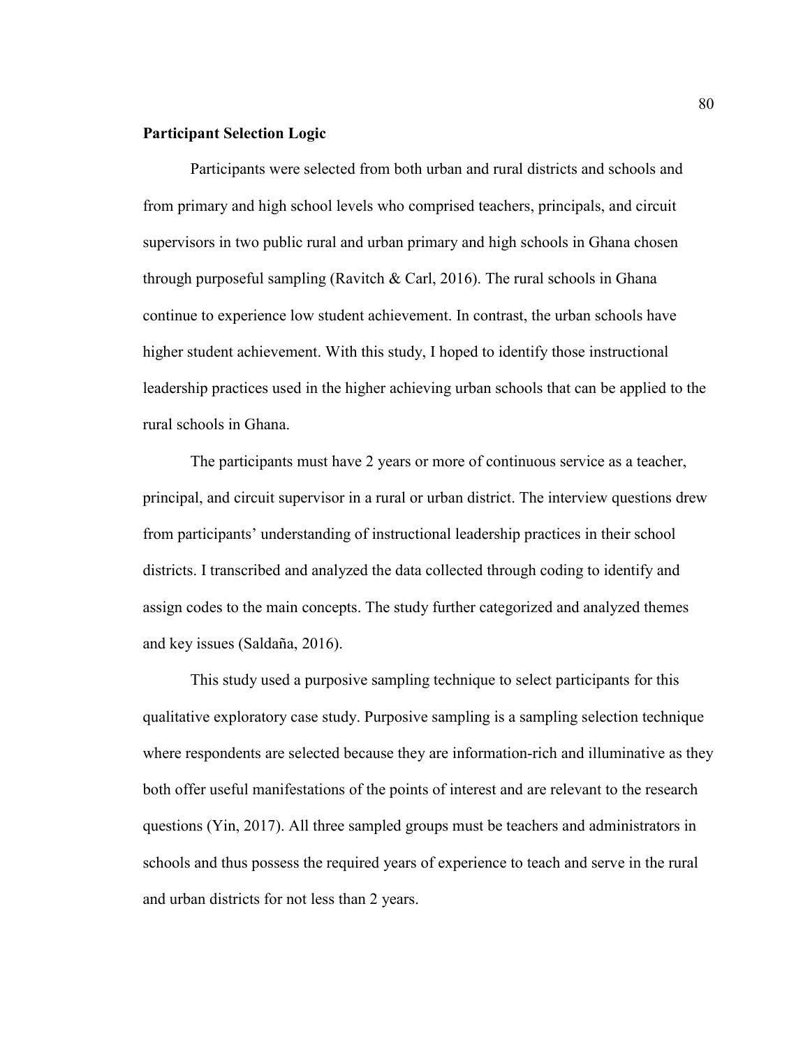**Participant Selection Logic**

Participants were selected from both urban and rural districts and schools and from primary and high school levels who comprised teachers, principals, and circuit supervisors in two public rural and urban primary and high schools in Ghana chosen through purposeful sampling (Ravitch & Carl, 2016). The rural schools in Ghana continue to experience low student achievement. In contrast, the urban schools have higher student achievement. With this study, I hoped to identify those instructional leadership practices used in the higher achieving urban schools that can be applied to the rural schools in Ghana.

The participants must have 2 years or more of continuous service as a teacher, principal, and circuit supervisor in a rural or urban district. The interview questions drew from participants' understanding of instructional leadership practices in their school districts. I transcribed and analyzed the data collected through coding to identify and assign codes to the main concepts. The study further categorized and analyzed themes and key issues (Saldaña, 2016).

This study used a purposive sampling technique to select participants for this qualitative exploratory case study. Purposive sampling is a sampling selection technique where respondents are selected because they are information-rich and illuminative as they both offer useful manifestations of the points of interest and are relevant to the research questions (Yin, 2017). All three sampled groups must be teachers and administrators in schools and thus possess the required years of experience to teach and serve in the rural and urban districts for not less than 2 years.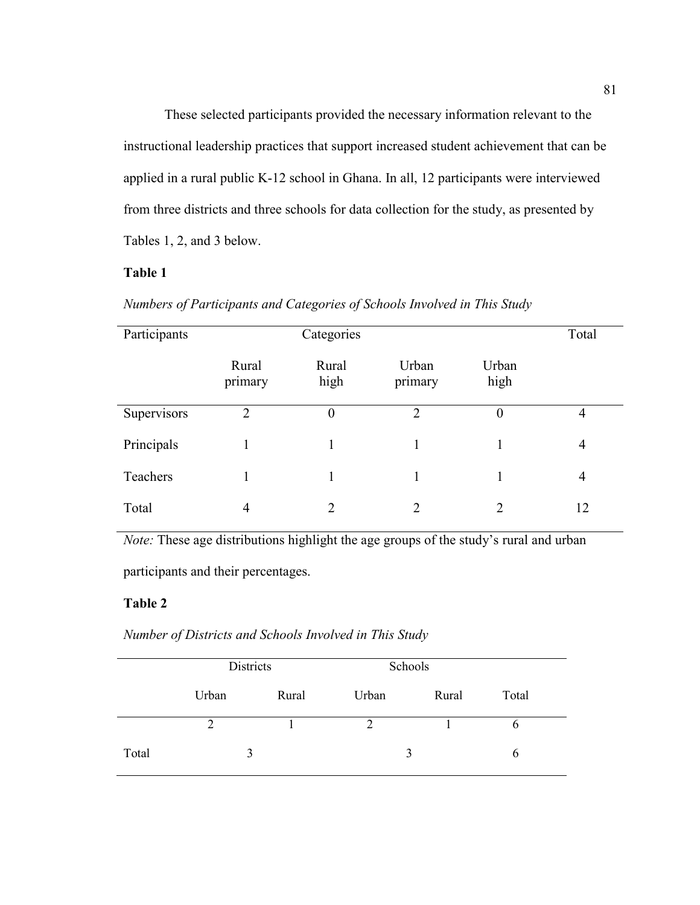These selected participants provided the necessary information relevant to the instructional leadership practices that support increased student achievement that can be applied in a rural public K-12 school in Ghana. In all, 12 participants were interviewed from three districts and three schools for data collection for the study, as presented by Tables 1, 2, and 3 below.

**Table 1**

*Numbers of Participants and Categories of Schools Involved in This Study*

| Participants | Categories | | | | Total |
|---|---|---|---|---|---|
| | Rural primary | Rural high | Urban primary | Urban high | |
| Supervisors | 2 | 0 | 2 | 0 | 4 |
| Principals | 1 | 1 | 1 | 1 | 4 |
| Teachers | 1 | 1 | 1 | 1 | 4 |
| Total | 4 | 2 | 2 | 2 | 12 |

*Note:* These age distributions highlight the age groups of the study's rural and urban participants and their percentages.

**Table 2**

*Number of Districts and Schools Involved in This Study*

| | Districts | | Schools | | |
|---|---|---|---|---|---|
| | Urban | Rural | Urban | Rural | Total |
| | 2 | 1 | 2 | 1 | 6 |
| Total | 3 | | 3 | | 6 |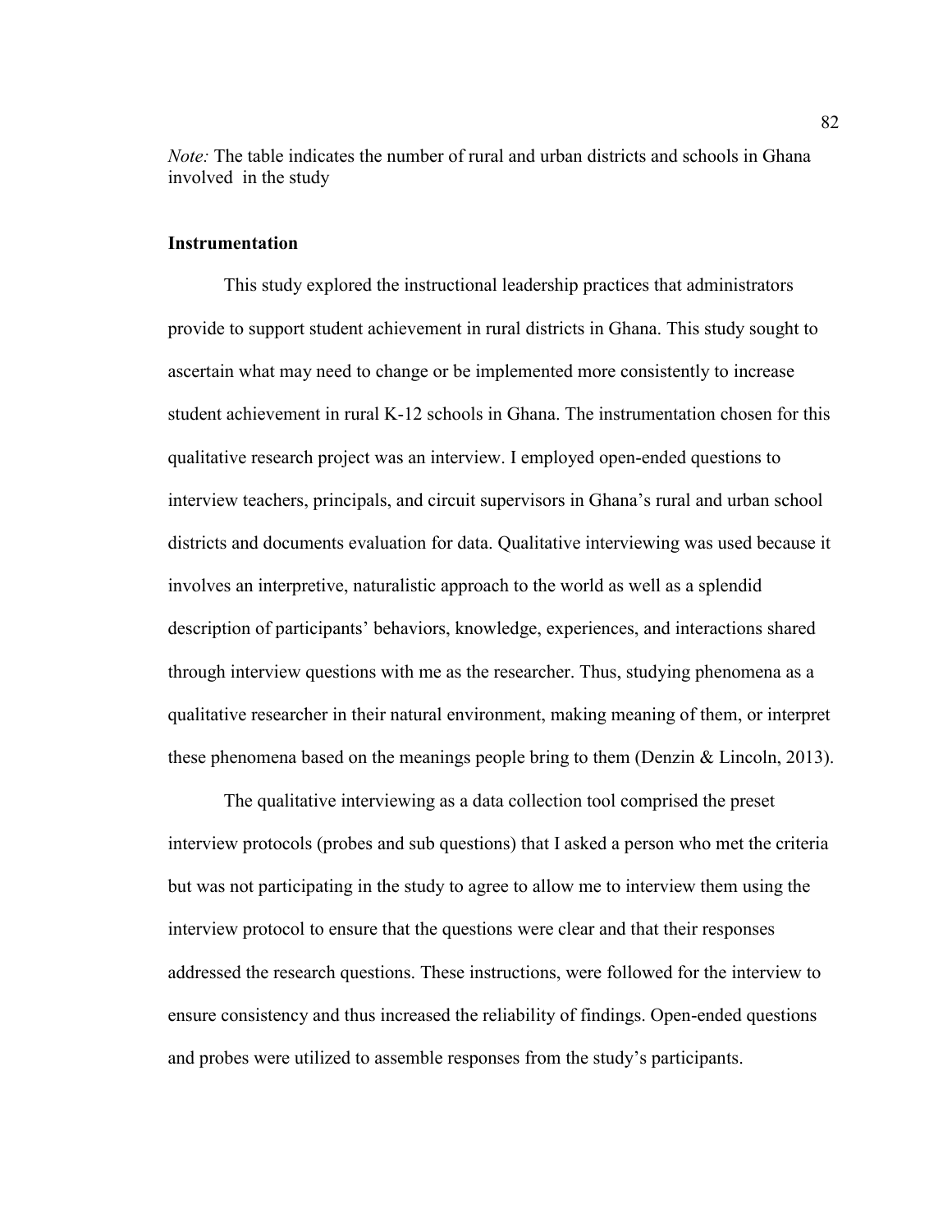*Note:* The table indicates the number of rural and urban districts and schools in Ghana involved in the study

**Instrumentation**

This study explored the instructional leadership practices that administrators provide to support student achievement in rural districts in Ghana. This study sought to ascertain what may need to change or be implemented more consistently to increase student achievement in rural K-12 schools in Ghana. The instrumentation chosen for this qualitative research project was an interview. I employed open-ended questions to interview teachers, principals, and circuit supervisors in Ghana's rural and urban school districts and documents evaluation for data. Qualitative interviewing was used because it involves an interpretive, naturalistic approach to the world as well as a splendid description of participants' behaviors, knowledge, experiences, and interactions shared through interview questions with me as the researcher. Thus, studying phenomena as a qualitative researcher in their natural environment, making meaning of them, or interpret these phenomena based on the meanings people bring to them (Denzin & Lincoln, 2013).

The qualitative interviewing as a data collection tool comprised the preset interview protocols (probes and sub questions) that I asked a person who met the criteria but was not participating in the study to agree to allow me to interview them using the interview protocol to ensure that the questions were clear and that their responses addressed the research questions. These instructions, were followed for the interview to ensure consistency and thus increased the reliability of findings. Open-ended questions and probes were utilized to assemble responses from the study's participants.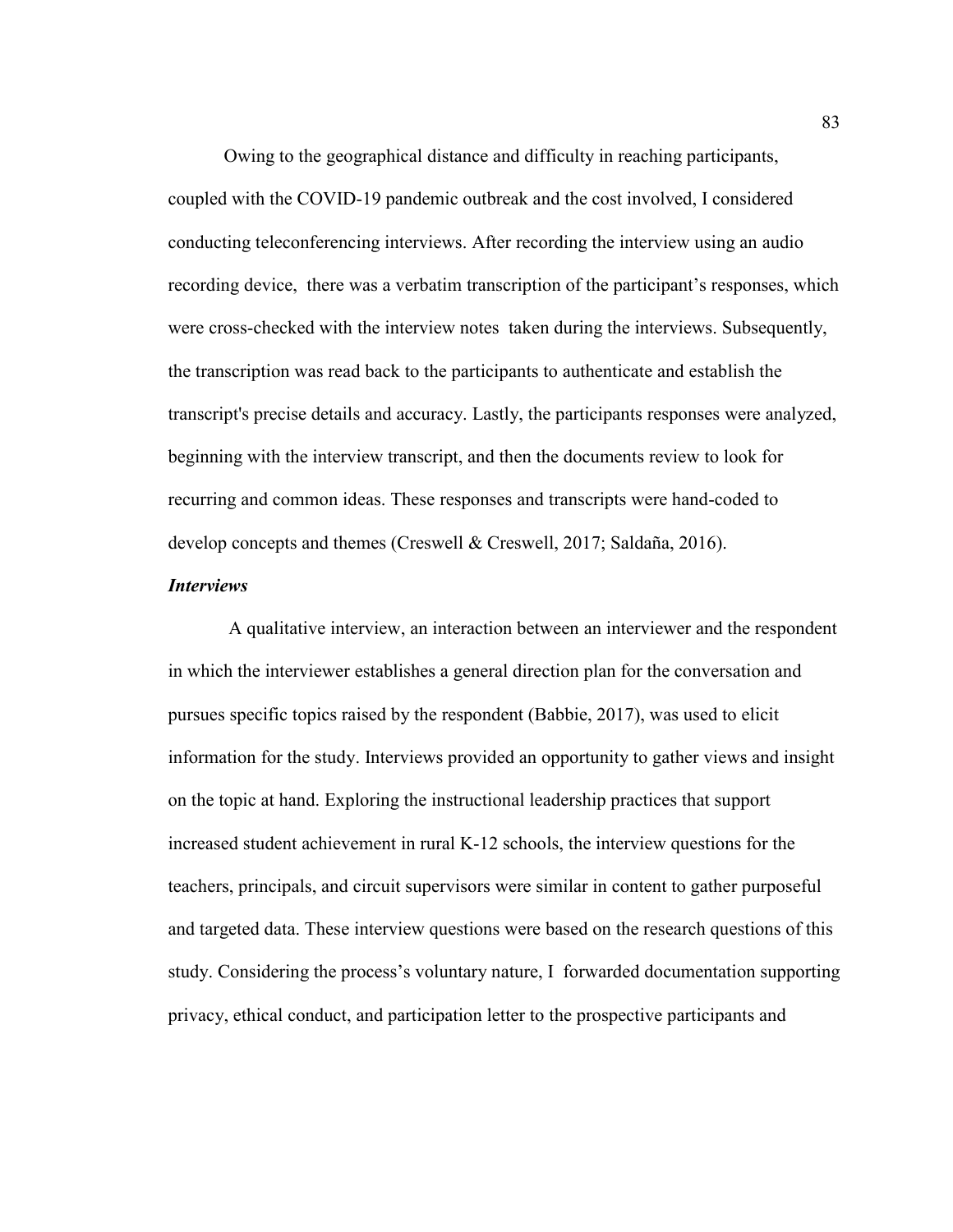Owing to the geographical distance and difficulty in reaching participants, coupled with the COVID-19 pandemic outbreak and the cost involved, I considered conducting teleconferencing interviews. After recording the interview using an audio recording device, there was a verbatim transcription of the participant's responses, which were cross-checked with the interview notes taken during the interviews. Subsequently, the transcription was read back to the participants to authenticate and establish the transcript's precise details and accuracy. Lastly, the participants responses were analyzed, beginning with the interview transcript, and then the documents review to look for recurring and common ideas. These responses and transcripts were hand-coded to develop concepts and themes (Creswell & Creswell, 2017; Saldaña, 2016).

### *Interviews*

A qualitative interview, an interaction between an interviewer and the respondent in which the interviewer establishes a general direction plan for the conversation and pursues specific topics raised by the respondent (Babbie, 2017), was used to elicit information for the study. Interviews provided an opportunity to gather views and insight on the topic at hand. Exploring the instructional leadership practices that support increased student achievement in rural K-12 schools, the interview questions for the teachers, principals, and circuit supervisors were similar in content to gather purposeful and targeted data. These interview questions were based on the research questions of this study. Considering the process's voluntary nature, I forwarded documentation supporting privacy, ethical conduct, and participation letter to the prospective participants and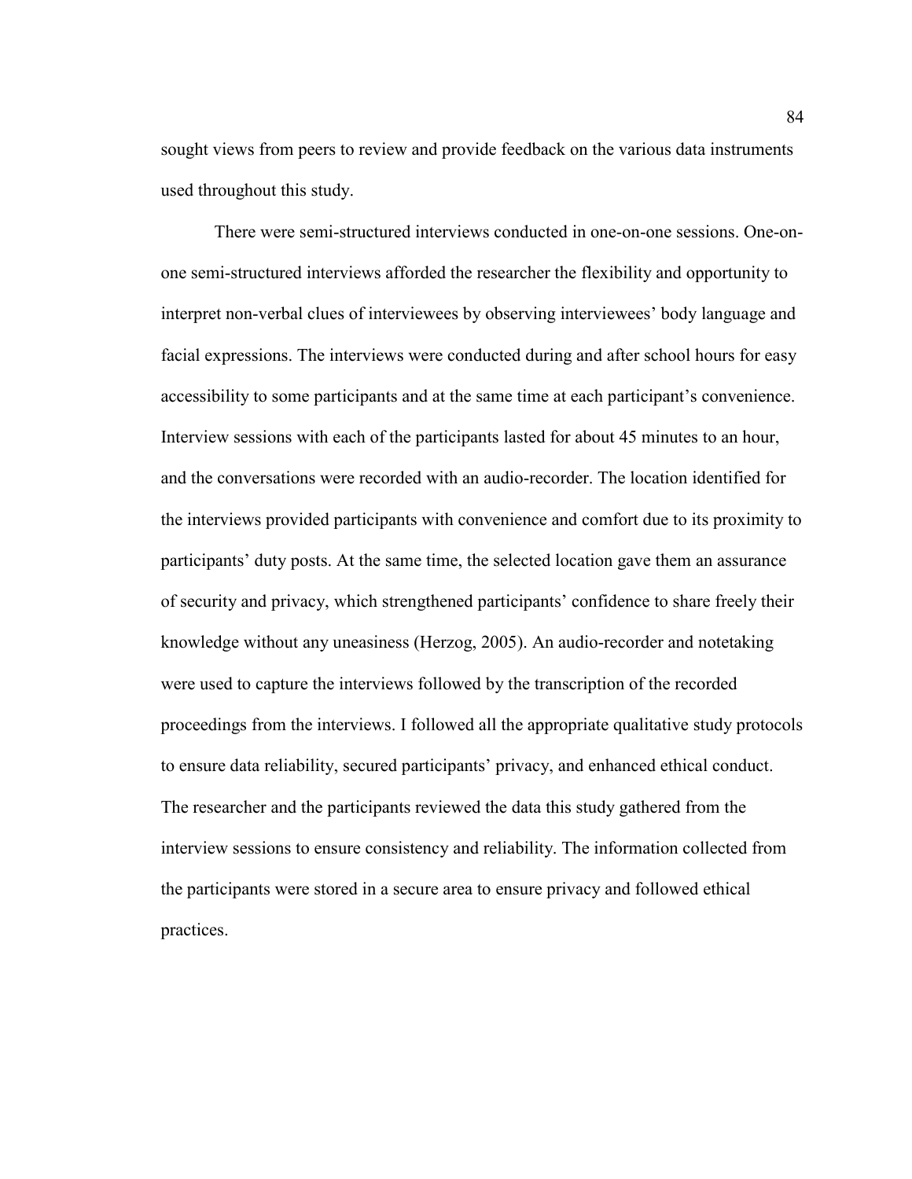sought views from peers to review and provide feedback on the various data instruments used throughout this study.

There were semi-structured interviews conducted in one-on-one sessions. One-on-one semi-structured interviews afforded the researcher the flexibility and opportunity to interpret non-verbal clues of interviewees by observing interviewees' body language and facial expressions. The interviews were conducted during and after school hours for easy accessibility to some participants and at the same time at each participant's convenience. Interview sessions with each of the participants lasted for about 45 minutes to an hour, and the conversations were recorded with an audio-recorder. The location identified for the interviews provided participants with convenience and comfort due to its proximity to participants' duty posts. At the same time, the selected location gave them an assurance of security and privacy, which strengthened participants' confidence to share freely their knowledge without any uneasiness (Herzog, 2005). An audio-recorder and notetaking were used to capture the interviews followed by the transcription of the recorded proceedings from the interviews. I followed all the appropriate qualitative study protocols to ensure data reliability, secured participants' privacy, and enhanced ethical conduct. The researcher and the participants reviewed the data this study gathered from the interview sessions to ensure consistency and reliability. The information collected from the participants were stored in a secure area to ensure privacy and followed ethical practices.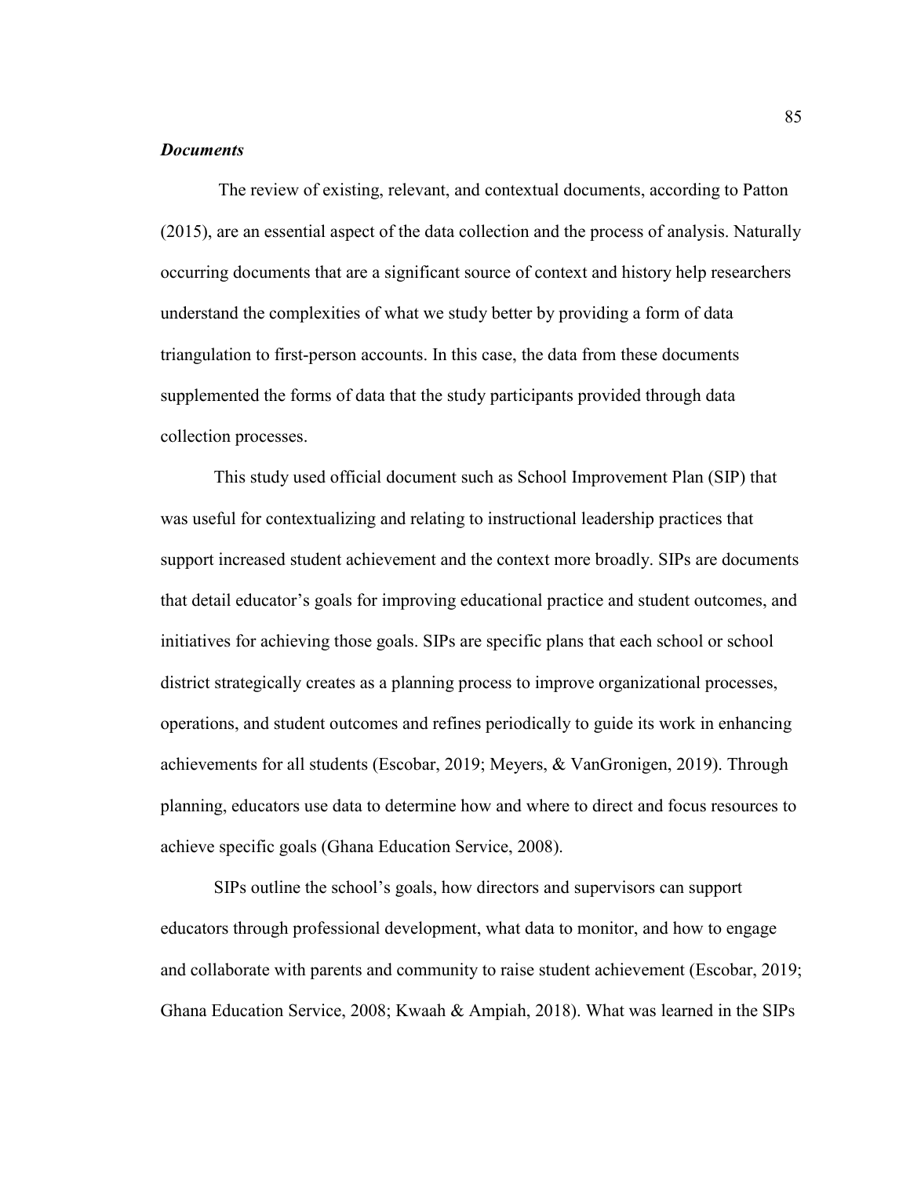### *Documents*

The review of existing, relevant, and contextual documents, according to Patton (2015), are an essential aspect of the data collection and the process of analysis. Naturally occurring documents that are a significant source of context and history help researchers understand the complexities of what we study better by providing a form of data triangulation to first-person accounts. In this case, the data from these documents supplemented the forms of data that the study participants provided through data collection processes.

This study used official document such as School Improvement Plan (SIP) that was useful for contextualizing and relating to instructional leadership practices that support increased student achievement and the context more broadly. SIPs are documents that detail educator's goals for improving educational practice and student outcomes, and initiatives for achieving those goals. SIPs are specific plans that each school or school district strategically creates as a planning process to improve organizational processes, operations, and student outcomes and refines periodically to guide its work in enhancing achievements for all students (Escobar, 2019; Meyers, & VanGronigen, 2019). Through planning, educators use data to determine how and where to direct and focus resources to achieve specific goals (Ghana Education Service, 2008).

SIPs outline the school's goals, how directors and supervisors can support educators through professional development, what data to monitor, and how to engage and collaborate with parents and community to raise student achievement (Escobar, 2019; Ghana Education Service, 2008; Kwaah & Ampiah, 2018). What was learned in the SIPs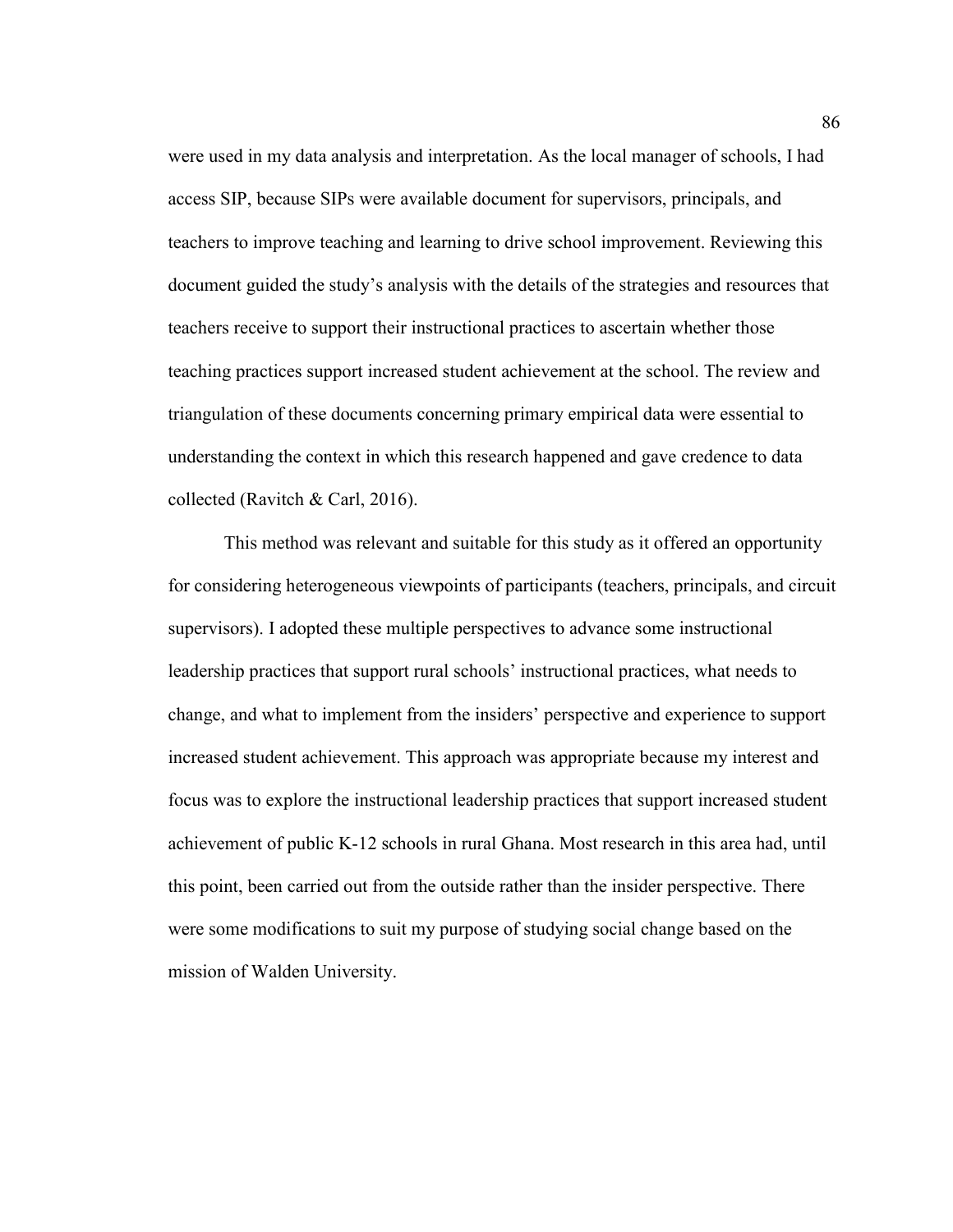were used in my data analysis and interpretation. As the local manager of schools, I had access SIP, because SIPs were available document for supervisors, principals, and teachers to improve teaching and learning to drive school improvement. Reviewing this document guided the study's analysis with the details of the strategies and resources that teachers receive to support their instructional practices to ascertain whether those teaching practices support increased student achievement at the school. The review and triangulation of these documents concerning primary empirical data were essential to understanding the context in which this research happened and gave credence to data collected (Ravitch & Carl, 2016).

This method was relevant and suitable for this study as it offered an opportunity for considering heterogeneous viewpoints of participants (teachers, principals, and circuit supervisors). I adopted these multiple perspectives to advance some instructional leadership practices that support rural schools' instructional practices, what needs to change, and what to implement from the insiders' perspective and experience to support increased student achievement. This approach was appropriate because my interest and focus was to explore the instructional leadership practices that support increased student achievement of public K-12 schools in rural Ghana. Most research in this area had, until this point, been carried out from the outside rather than the insider perspective. There were some modifications to suit my purpose of studying social change based on the mission of Walden University.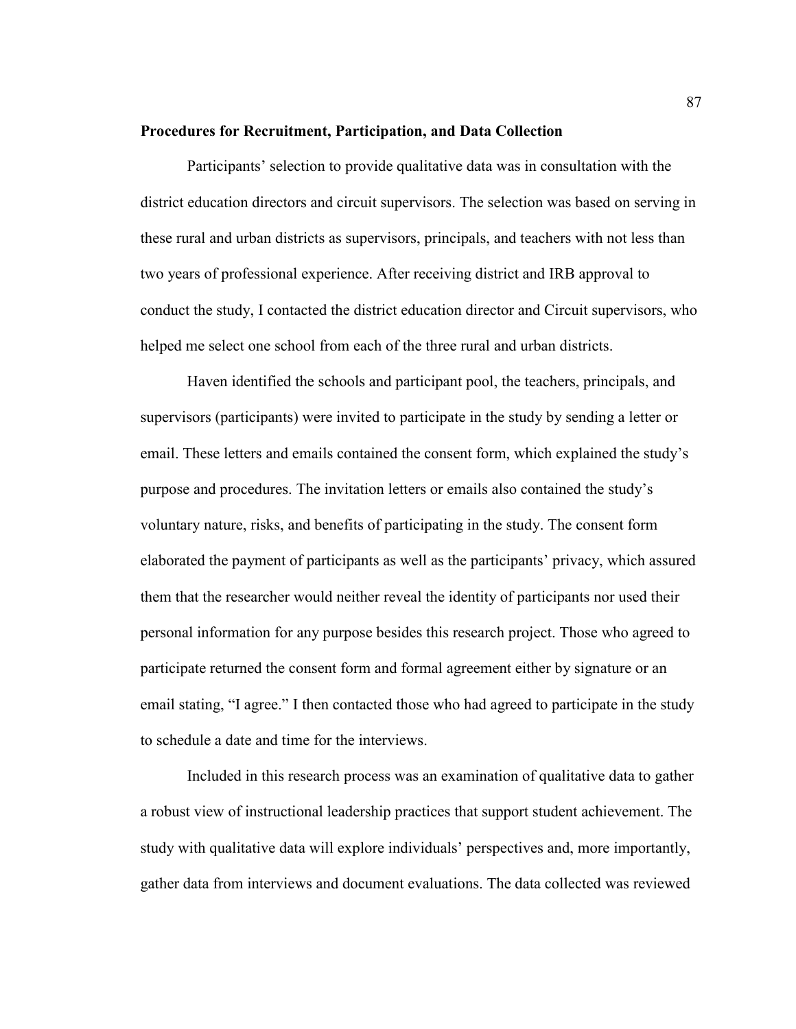**Procedures for Recruitment, Participation, and Data Collection**

Participants' selection to provide qualitative data was in consultation with the district education directors and circuit supervisors. The selection was based on serving in these rural and urban districts as supervisors, principals, and teachers with not less than two years of professional experience. After receiving district and IRB approval to conduct the study, I contacted the district education director and Circuit supervisors, who helped me select one school from each of the three rural and urban districts.

Haven identified the schools and participant pool, the teachers, principals, and supervisors (participants) were invited to participate in the study by sending a letter or email. These letters and emails contained the consent form, which explained the study's purpose and procedures. The invitation letters or emails also contained the study's voluntary nature, risks, and benefits of participating in the study. The consent form elaborated the payment of participants as well as the participants' privacy, which assured them that the researcher would neither reveal the identity of participants nor used their personal information for any purpose besides this research project. Those who agreed to participate returned the consent form and formal agreement either by signature or an email stating, "I agree." I then contacted those who had agreed to participate in the study to schedule a date and time for the interviews.

Included in this research process was an examination of qualitative data to gather a robust view of instructional leadership practices that support student achievement. The study with qualitative data will explore individuals' perspectives and, more importantly, gather data from interviews and document evaluations. The data collected was reviewed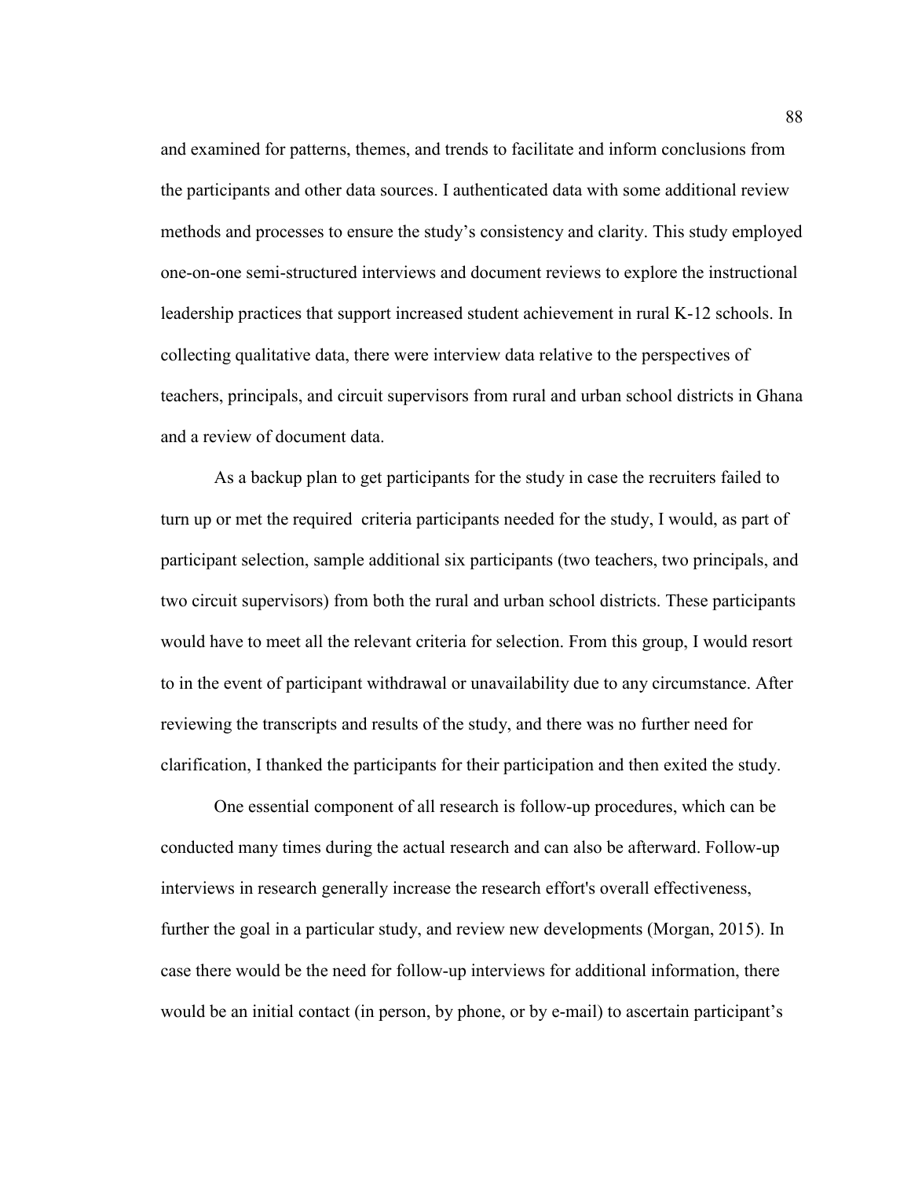and examined for patterns, themes, and trends to facilitate and inform conclusions from the participants and other data sources. I authenticated data with some additional review methods and processes to ensure the study's consistency and clarity. This study employed one-on-one semi-structured interviews and document reviews to explore the instructional leadership practices that support increased student achievement in rural K-12 schools. In collecting qualitative data, there were interview data relative to the perspectives of teachers, principals, and circuit supervisors from rural and urban school districts in Ghana and a review of document data.

As a backup plan to get participants for the study in case the recruiters failed to turn up or met the required criteria participants needed for the study, I would, as part of participant selection, sample additional six participants (two teachers, two principals, and two circuit supervisors) from both the rural and urban school districts. These participants would have to meet all the relevant criteria for selection. From this group, I would resort to in the event of participant withdrawal or unavailability due to any circumstance. After reviewing the transcripts and results of the study, and there was no further need for clarification, I thanked the participants for their participation and then exited the study.

One essential component of all research is follow-up procedures, which can be conducted many times during the actual research and can also be afterward. Follow-up interviews in research generally increase the research effort's overall effectiveness, further the goal in a particular study, and review new developments (Morgan, 2015). In case there would be the need for follow-up interviews for additional information, there would be an initial contact (in person, by phone, or by e-mail) to ascertain participant's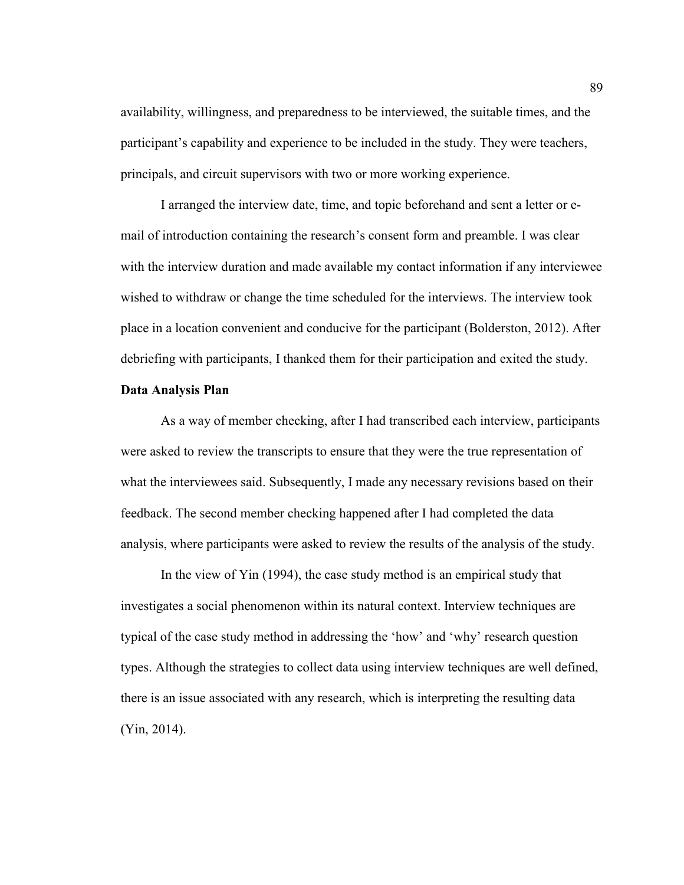availability, willingness, and preparedness to be interviewed, the suitable times, and the participant's capability and experience to be included in the study. They were teachers, principals, and circuit supervisors with two or more working experience.

I arranged the interview date, time, and topic beforehand and sent a letter or e-mail of introduction containing the research's consent form and preamble. I was clear with the interview duration and made available my contact information if any interviewee wished to withdraw or change the time scheduled for the interviews. The interview took place in a location convenient and conducive for the participant (Bolderston, 2012). After debriefing with participants, I thanked them for their participation and exited the study.

**Data Analysis Plan**

As a way of member checking, after I had transcribed each interview, participants were asked to review the transcripts to ensure that they were the true representation of what the interviewees said. Subsequently, I made any necessary revisions based on their feedback. The second member checking happened after I had completed the data analysis, where participants were asked to review the results of the analysis of the study.

In the view of Yin (1994), the case study method is an empirical study that investigates a social phenomenon within its natural context. Interview techniques are typical of the case study method in addressing the 'how' and 'why' research question types. Although the strategies to collect data using interview techniques are well defined, there is an issue associated with any research, which is interpreting the resulting data (Yin, 2014).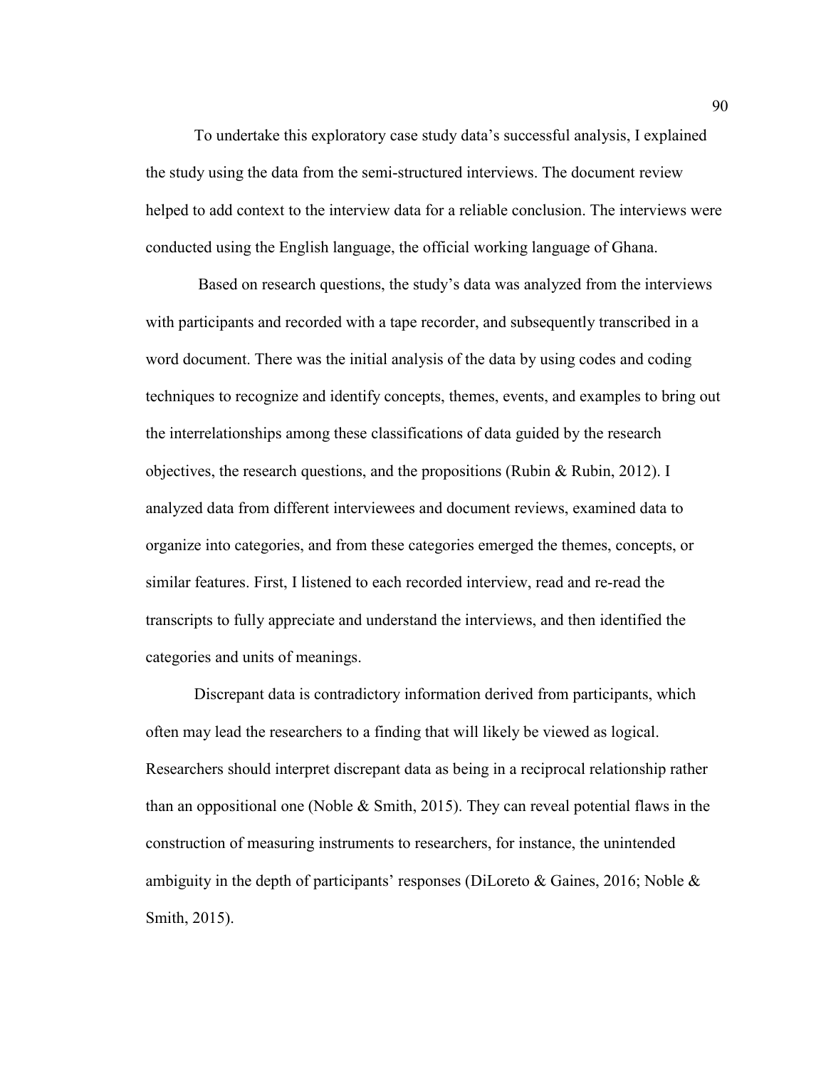To undertake this exploratory case study data's successful analysis, I explained the study using the data from the semi-structured interviews. The document review helped to add context to the interview data for a reliable conclusion. The interviews were conducted using the English language, the official working language of Ghana.

Based on research questions, the study's data was analyzed from the interviews with participants and recorded with a tape recorder, and subsequently transcribed in a word document. There was the initial analysis of the data by using codes and coding techniques to recognize and identify concepts, themes, events, and examples to bring out the interrelationships among these classifications of data guided by the research objectives, the research questions, and the propositions (Rubin & Rubin, 2012). I analyzed data from different interviewees and document reviews, examined data to organize into categories, and from these categories emerged the themes, concepts, or similar features. First, I listened to each recorded interview, read and re-read the transcripts to fully appreciate and understand the interviews, and then identified the categories and units of meanings.

Discrepant data is contradictory information derived from participants, which often may lead the researchers to a finding that will likely be viewed as logical. Researchers should interpret discrepant data as being in a reciprocal relationship rather than an oppositional one (Noble & Smith, 2015). They can reveal potential flaws in the construction of measuring instruments to researchers, for instance, the unintended ambiguity in the depth of participants' responses (DiLoreto & Gaines, 2016; Noble & Smith, 2015).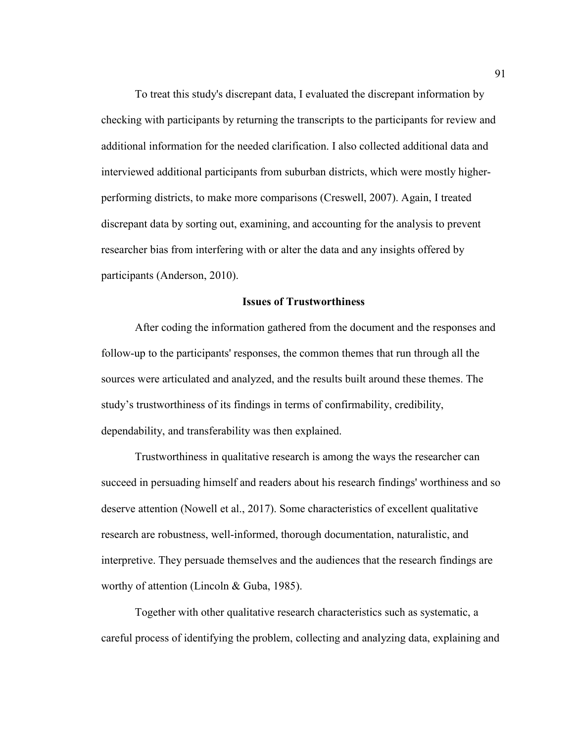To treat this study's discrepant data, I evaluated the discrepant information by checking with participants by returning the transcripts to the participants for review and additional information for the needed clarification. I also collected additional data and interviewed additional participants from suburban districts, which were mostly higher-performing districts, to make more comparisons (Creswell, 2007). Again, I treated discrepant data by sorting out, examining, and accounting for the analysis to prevent researcher bias from interfering with or alter the data and any insights offered by participants (Anderson, 2010).

## Issues of Trustworthiness

After coding the information gathered from the document and the responses and follow-up to the participants' responses, the common themes that run through all the sources were articulated and analyzed, and the results built around these themes. The study's trustworthiness of its findings in terms of confirmability, credibility, dependability, and transferability was then explained.

Trustworthiness in qualitative research is among the ways the researcher can succeed in persuading himself and readers about his research findings' worthiness and so deserve attention (Nowell et al., 2017). Some characteristics of excellent qualitative research are robustness, well-informed, thorough documentation, naturalistic, and interpretive. They persuade themselves and the audiences that the research findings are worthy of attention (Lincoln & Guba, 1985).

Together with other qualitative research characteristics such as systematic, a careful process of identifying the problem, collecting and analyzing data, explaining and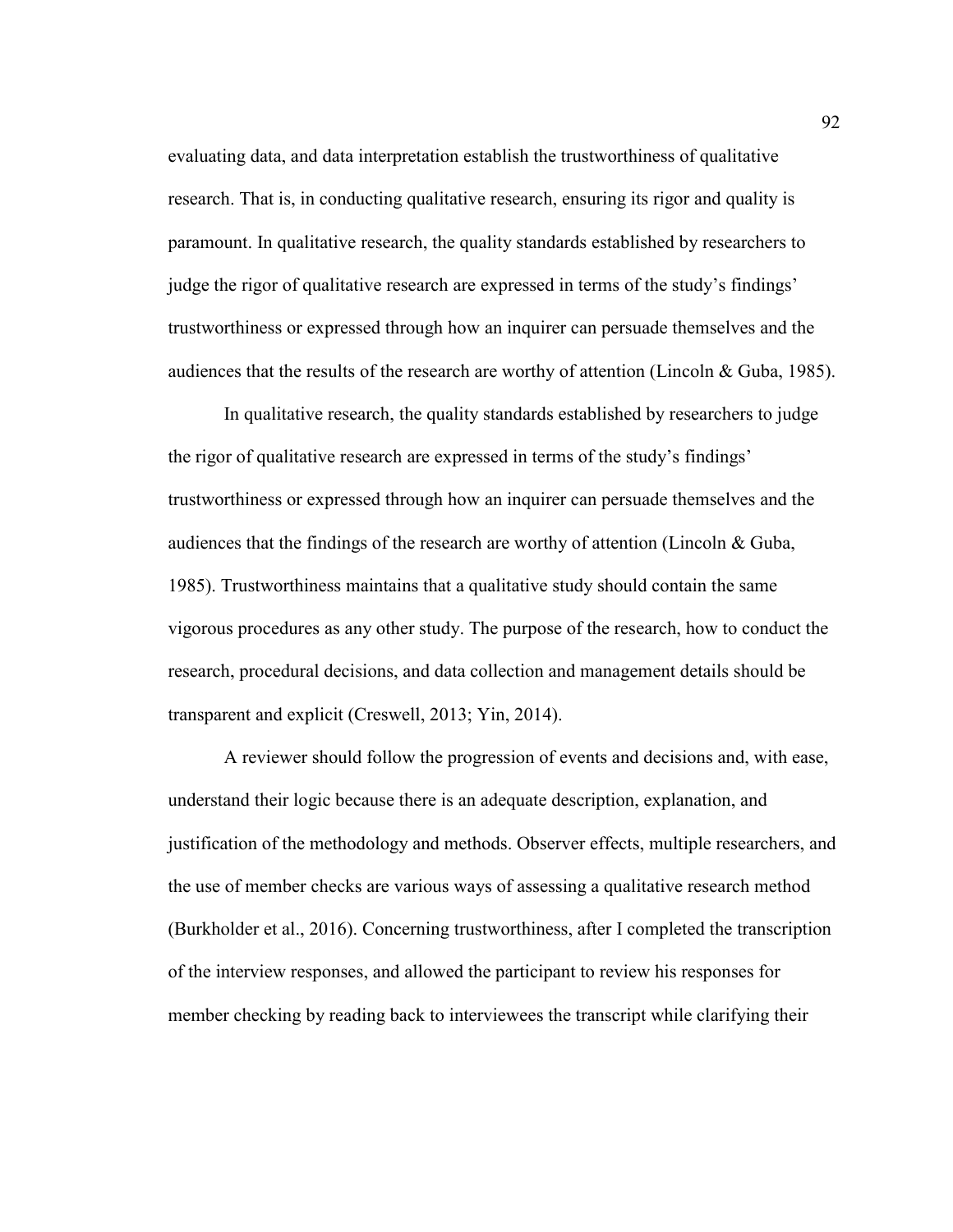evaluating data, and data interpretation establish the trustworthiness of qualitative research. That is, in conducting qualitative research, ensuring its rigor and quality is paramount. In qualitative research, the quality standards established by researchers to judge the rigor of qualitative research are expressed in terms of the study's findings' trustworthiness or expressed through how an inquirer can persuade themselves and the audiences that the results of the research are worthy of attention (Lincoln & Guba, 1985).

In qualitative research, the quality standards established by researchers to judge the rigor of qualitative research are expressed in terms of the study's findings' trustworthiness or expressed through how an inquirer can persuade themselves and the audiences that the findings of the research are worthy of attention (Lincoln & Guba, 1985). Trustworthiness maintains that a qualitative study should contain the same vigorous procedures as any other study. The purpose of the research, how to conduct the research, procedural decisions, and data collection and management details should be transparent and explicit (Creswell, 2013; Yin, 2014).

A reviewer should follow the progression of events and decisions and, with ease, understand their logic because there is an adequate description, explanation, and justification of the methodology and methods. Observer effects, multiple researchers, and the use of member checks are various ways of assessing a qualitative research method (Burkholder et al., 2016). Concerning trustworthiness, after I completed the transcription of the interview responses, and allowed the participant to review his responses for member checking by reading back to interviewees the transcript while clarifying their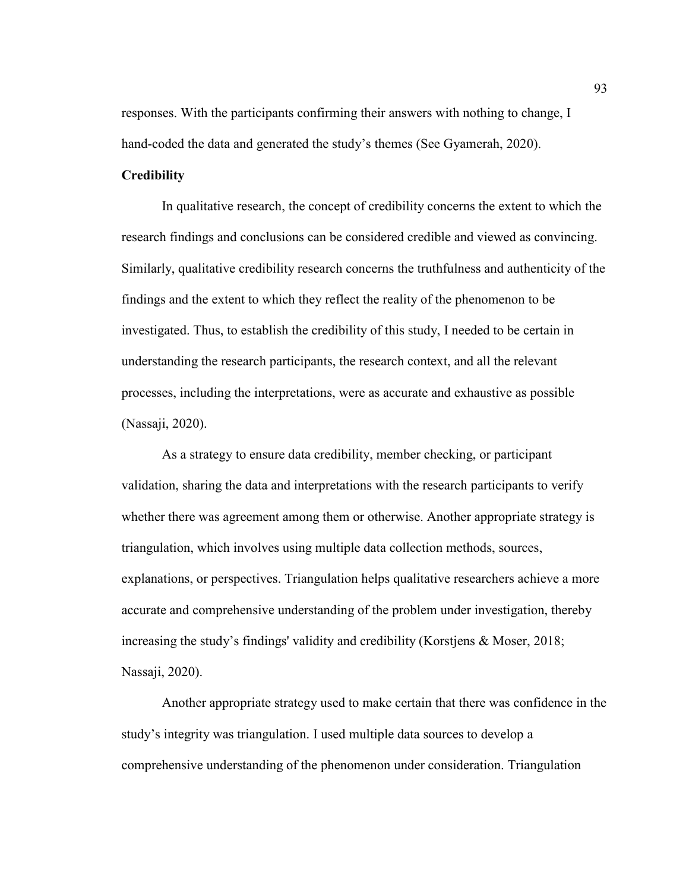responses. With the participants confirming their answers with nothing to change, I hand-coded the data and generated the study's themes (See Gyamerah, 2020).

### Credibility

In qualitative research, the concept of credibility concerns the extent to which the research findings and conclusions can be considered credible and viewed as convincing. Similarly, qualitative credibility research concerns the truthfulness and authenticity of the findings and the extent to which they reflect the reality of the phenomenon to be investigated. Thus, to establish the credibility of this study, I needed to be certain in understanding the research participants, the research context, and all the relevant processes, including the interpretations, were as accurate and exhaustive as possible (Nassaji, 2020).

As a strategy to ensure data credibility, member checking, or participant validation, sharing the data and interpretations with the research participants to verify whether there was agreement among them or otherwise. Another appropriate strategy is triangulation, which involves using multiple data collection methods, sources, explanations, or perspectives. Triangulation helps qualitative researchers achieve a more accurate and comprehensive understanding of the problem under investigation, thereby increasing the study's findings' validity and credibility (Korstjens & Moser, 2018; Nassaji, 2020).

Another appropriate strategy used to make certain that there was confidence in the study's integrity was triangulation. I used multiple data sources to develop a comprehensive understanding of the phenomenon under consideration. Triangulation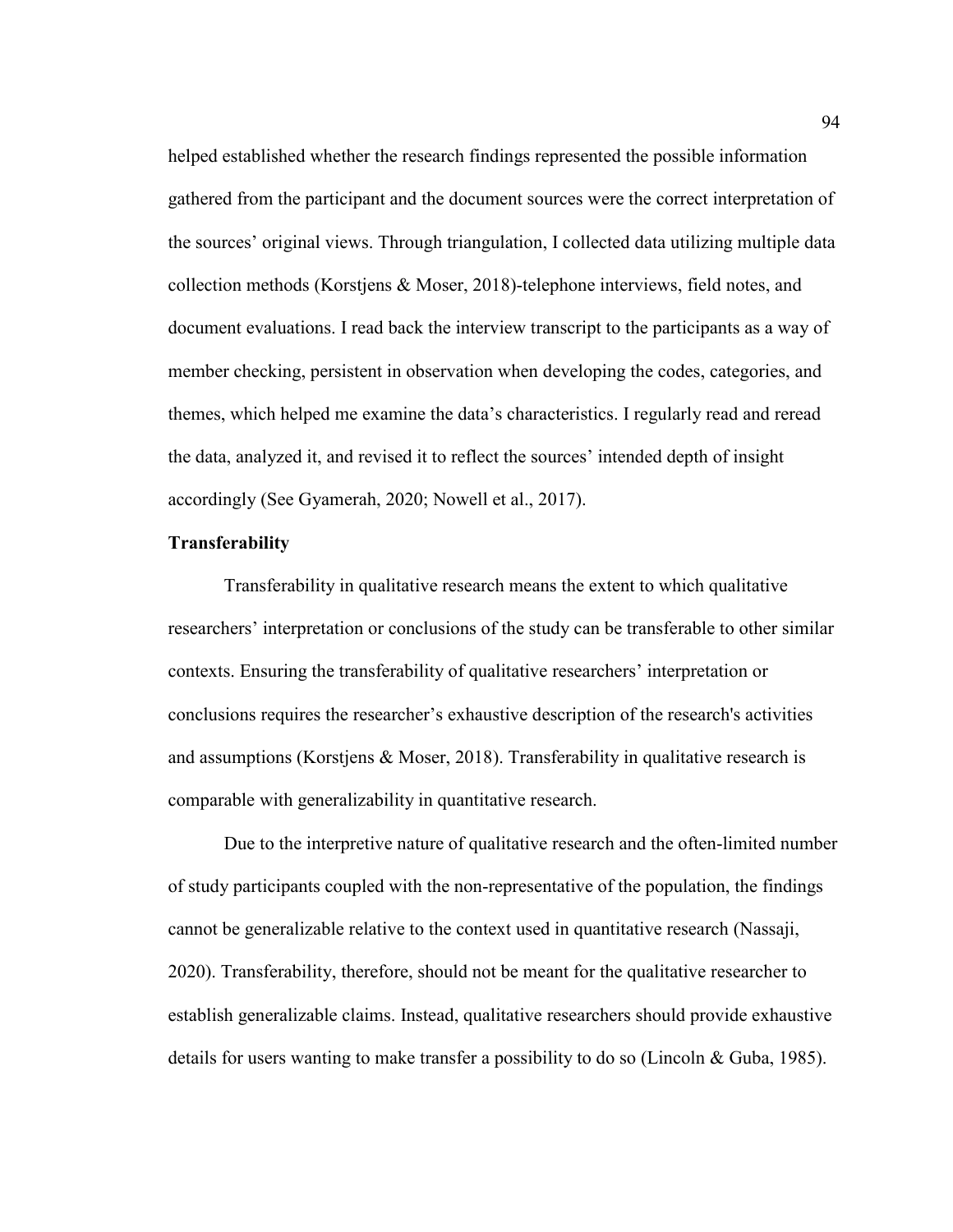helped established whether the research findings represented the possible information gathered from the participant and the document sources were the correct interpretation of the sources' original views. Through triangulation, I collected data utilizing multiple data collection methods (Korstjens & Moser, 2018)-telephone interviews, field notes, and document evaluations. I read back the interview transcript to the participants as a way of member checking, persistent in observation when developing the codes, categories, and themes, which helped me examine the data's characteristics. I regularly read and reread the data, analyzed it, and revised it to reflect the sources' intended depth of insight accordingly (See Gyamerah, 2020; Nowell et al., 2017).

**Transferability**

Transferability in qualitative research means the extent to which qualitative researchers' interpretation or conclusions of the study can be transferable to other similar contexts. Ensuring the transferability of qualitative researchers' interpretation or conclusions requires the researcher's exhaustive description of the research's activities and assumptions (Korstjens & Moser, 2018). Transferability in qualitative research is comparable with generalizability in quantitative research.

Due to the interpretive nature of qualitative research and the often-limited number of study participants coupled with the non-representative of the population, the findings cannot be generalizable relative to the context used in quantitative research (Nassaji, 2020). Transferability, therefore, should not be meant for the qualitative researcher to establish generalizable claims. Instead, qualitative researchers should provide exhaustive details for users wanting to make transfer a possibility to do so (Lincoln & Guba, 1985).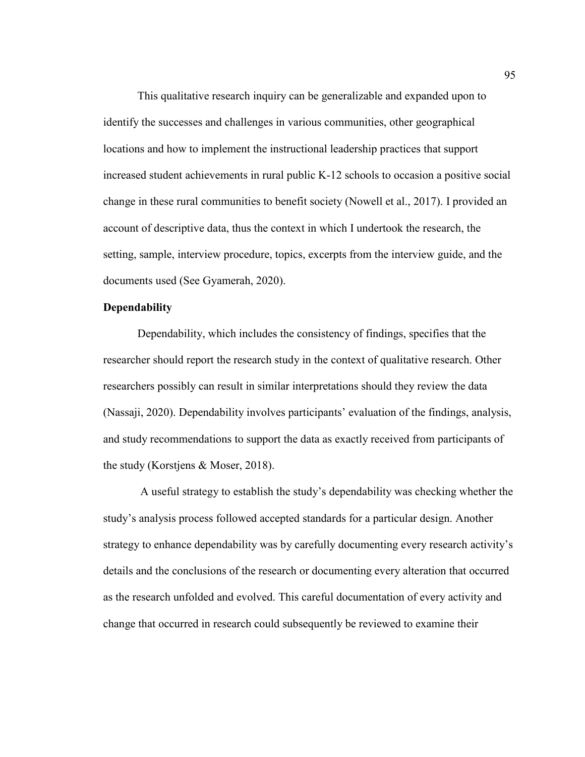This qualitative research inquiry can be generalizable and expanded upon to identify the successes and challenges in various communities, other geographical locations and how to implement the instructional leadership practices that support increased student achievements in rural public K-12 schools to occasion a positive social change in these rural communities to benefit society (Nowell et al., 2017). I provided an account of descriptive data, thus the context in which I undertook the research, the setting, sample, interview procedure, topics, excerpts from the interview guide, and the documents used (See Gyamerah, 2020).

**Dependability**

Dependability, which includes the consistency of findings, specifies that the researcher should report the research study in the context of qualitative research. Other researchers possibly can result in similar interpretations should they review the data (Nassaji, 2020). Dependability involves participants' evaluation of the findings, analysis, and study recommendations to support the data as exactly received from participants of the study (Korstjens & Moser, 2018).

A useful strategy to establish the study's dependability was checking whether the study's analysis process followed accepted standards for a particular design. Another strategy to enhance dependability was by carefully documenting every research activity's details and the conclusions of the research or documenting every alteration that occurred as the research unfolded and evolved. This careful documentation of every activity and change that occurred in research could subsequently be reviewed to examine their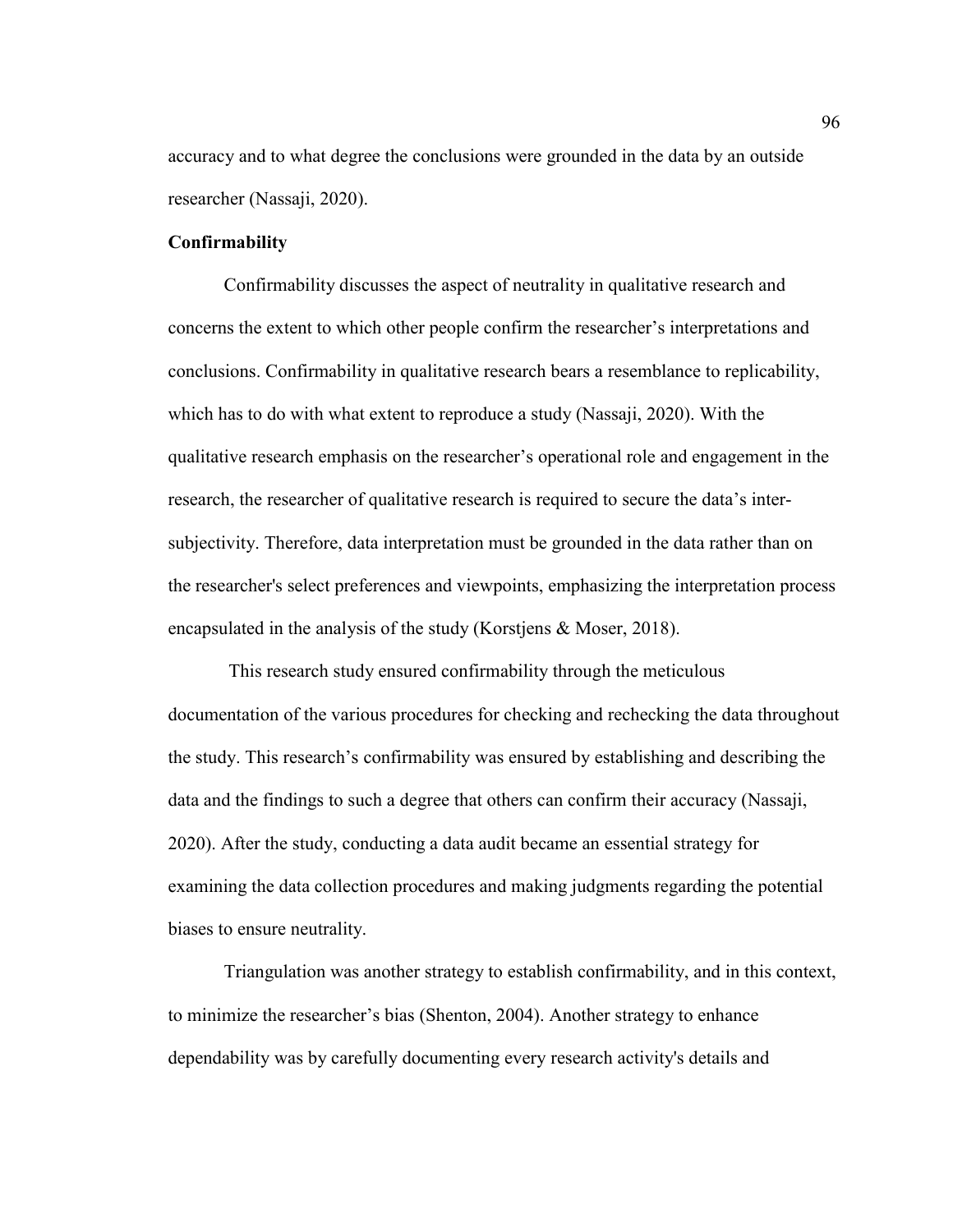accuracy and to what degree the conclusions were grounded in the data by an outside researcher (Nassaji, 2020).

**Confirmability**

Confirmability discusses the aspect of neutrality in qualitative research and concerns the extent to which other people confirm the researcher's interpretations and conclusions. Confirmability in qualitative research bears a resemblance to replicability, which has to do with what extent to reproduce a study (Nassaji, 2020). With the qualitative research emphasis on the researcher's operational role and engagement in the research, the researcher of qualitative research is required to secure the data's inter-subjectivity. Therefore, data interpretation must be grounded in the data rather than on the researcher's select preferences and viewpoints, emphasizing the interpretation process encapsulated in the analysis of the study (Korstjens & Moser, 2018).

This research study ensured confirmability through the meticulous documentation of the various procedures for checking and rechecking the data throughout the study. This research's confirmability was ensured by establishing and describing the data and the findings to such a degree that others can confirm their accuracy (Nassaji, 2020). After the study, conducting a data audit became an essential strategy for examining the data collection procedures and making judgments regarding the potential biases to ensure neutrality.

Triangulation was another strategy to establish confirmability, and in this context, to minimize the researcher's bias (Shenton, 2004). Another strategy to enhance dependability was by carefully documenting every research activity's details and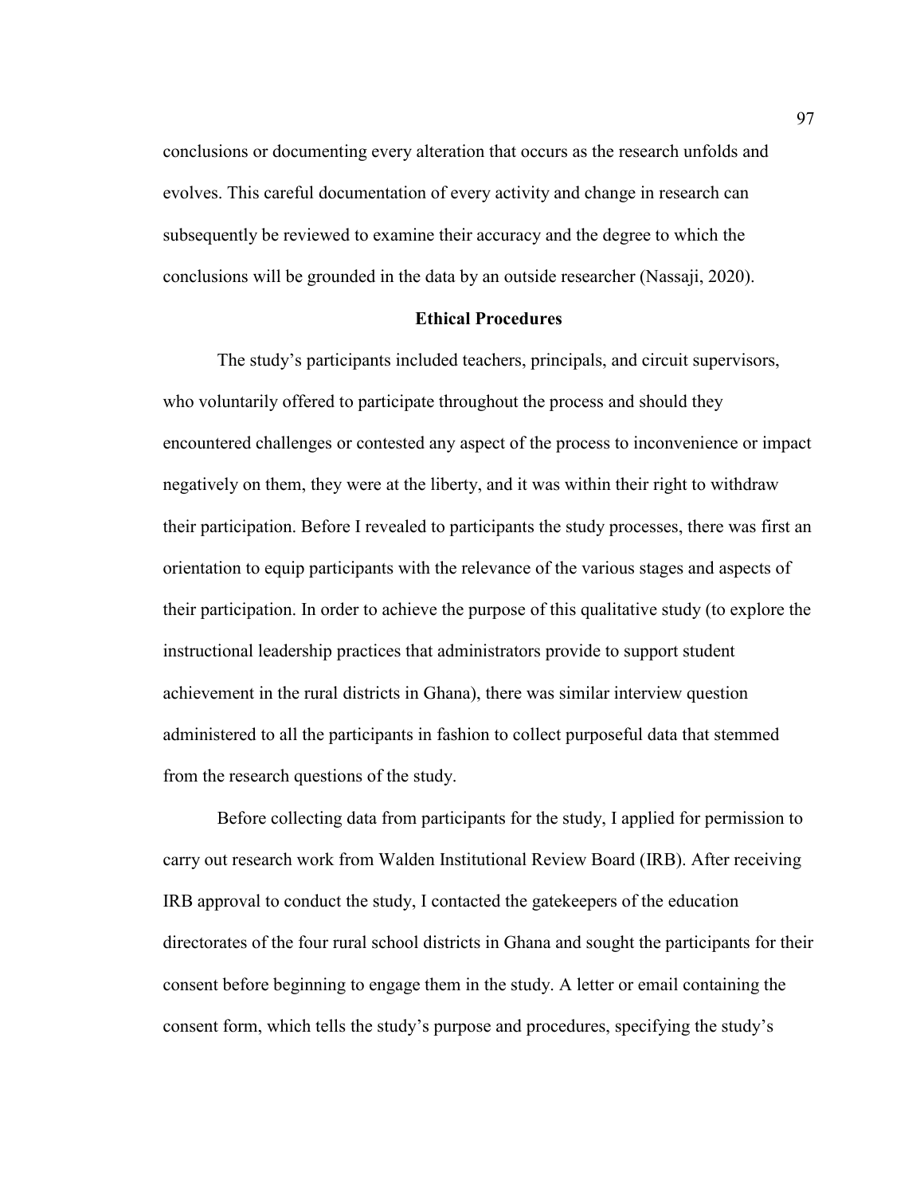conclusions or documenting every alteration that occurs as the research unfolds and evolves. This careful documentation of every activity and change in research can subsequently be reviewed to examine their accuracy and the degree to which the conclusions will be grounded in the data by an outside researcher (Nassaji, 2020).

### Ethical Procedures

The study's participants included teachers, principals, and circuit supervisors, who voluntarily offered to participate throughout the process and should they encountered challenges or contested any aspect of the process to inconvenience or impact negatively on them, they were at the liberty, and it was within their right to withdraw their participation. Before I revealed to participants the study processes, there was first an orientation to equip participants with the relevance of the various stages and aspects of their participation. In order to achieve the purpose of this qualitative study (to explore the instructional leadership practices that administrators provide to support student achievement in the rural districts in Ghana), there was similar interview question administered to all the participants in fashion to collect purposeful data that stemmed from the research questions of the study.

Before collecting data from participants for the study, I applied for permission to carry out research work from Walden Institutional Review Board (IRB). After receiving IRB approval to conduct the study, I contacted the gatekeepers of the education directorates of the four rural school districts in Ghana and sought the participants for their consent before beginning to engage them in the study. A letter or email containing the consent form, which tells the study's purpose and procedures, specifying the study's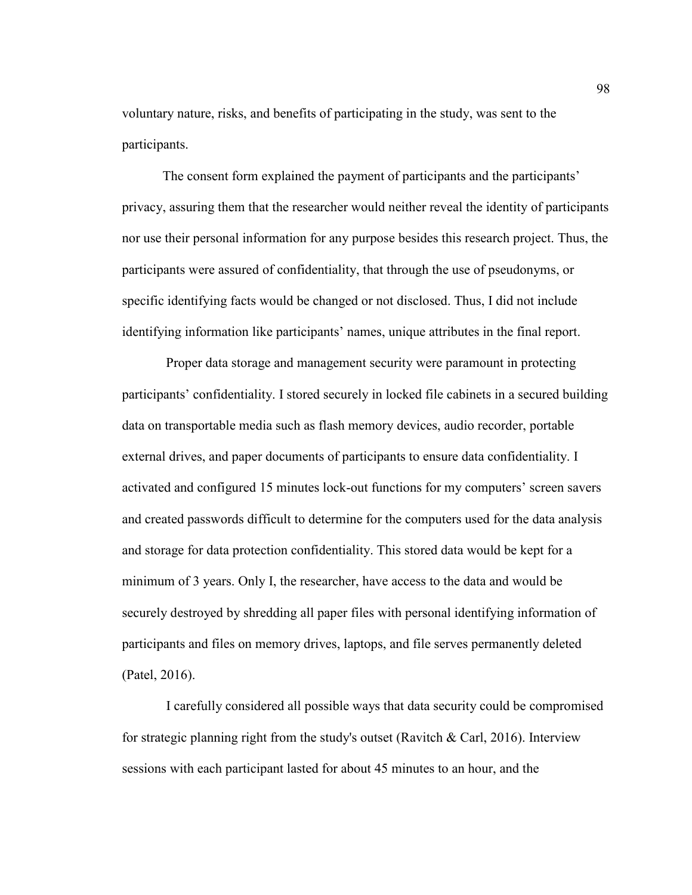voluntary nature, risks, and benefits of participating in the study, was sent to the participants.

The consent form explained the payment of participants and the participants' privacy, assuring them that the researcher would neither reveal the identity of participants nor use their personal information for any purpose besides this research project. Thus, the participants were assured of confidentiality, that through the use of pseudonyms, or specific identifying facts would be changed or not disclosed. Thus, I did not include identifying information like participants' names, unique attributes in the final report.

Proper data storage and management security were paramount in protecting participants' confidentiality. I stored securely in locked file cabinets in a secured building data on transportable media such as flash memory devices, audio recorder, portable external drives, and paper documents of participants to ensure data confidentiality. I activated and configured 15 minutes lock-out functions for my computers' screen savers and created passwords difficult to determine for the computers used for the data analysis and storage for data protection confidentiality. This stored data would be kept for a minimum of 3 years. Only I, the researcher, have access to the data and would be securely destroyed by shredding all paper files with personal identifying information of participants and files on memory drives, laptops, and file serves permanently deleted (Patel, 2016).

I carefully considered all possible ways that data security could be compromised for strategic planning right from the study's outset (Ravitch & Carl, 2016). Interview sessions with each participant lasted for about 45 minutes to an hour, and the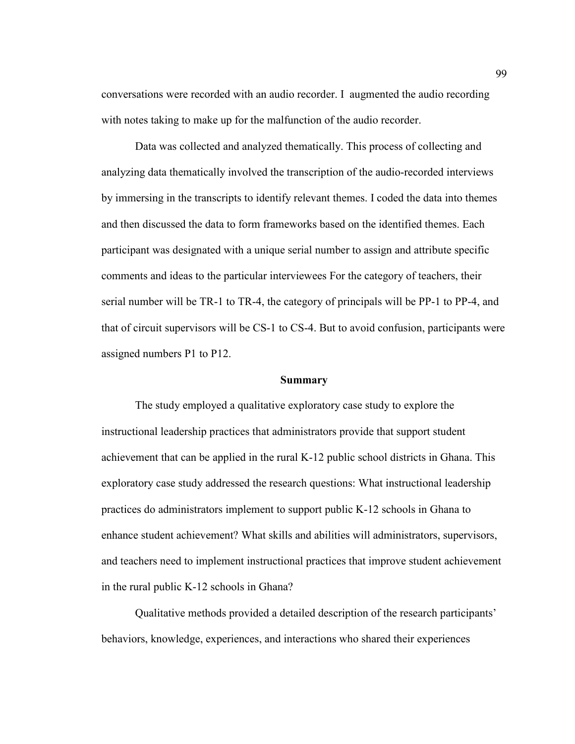conversations were recorded with an audio recorder. I augmented the audio recording with notes taking to make up for the malfunction of the audio recorder.

Data was collected and analyzed thematically. This process of collecting and analyzing data thematically involved the transcription of the audio-recorded interviews by immersing in the transcripts to identify relevant themes. I coded the data into themes and then discussed the data to form frameworks based on the identified themes. Each participant was designated with a unique serial number to assign and attribute specific comments and ideas to the particular interviewees For the category of teachers, their serial number will be TR-1 to TR-4, the category of principals will be PP-1 to PP-4, and that of circuit supervisors will be CS-1 to CS-4. But to avoid confusion, participants were assigned numbers P1 to P12.

**Summary**

The study employed a qualitative exploratory case study to explore the instructional leadership practices that administrators provide that support student achievement that can be applied in the rural K-12 public school districts in Ghana. This exploratory case study addressed the research questions: What instructional leadership practices do administrators implement to support public K-12 schools in Ghana to enhance student achievement? What skills and abilities will administrators, supervisors, and teachers need to implement instructional practices that improve student achievement in the rural public K-12 schools in Ghana?

Qualitative methods provided a detailed description of the research participants' behaviors, knowledge, experiences, and interactions who shared their experiences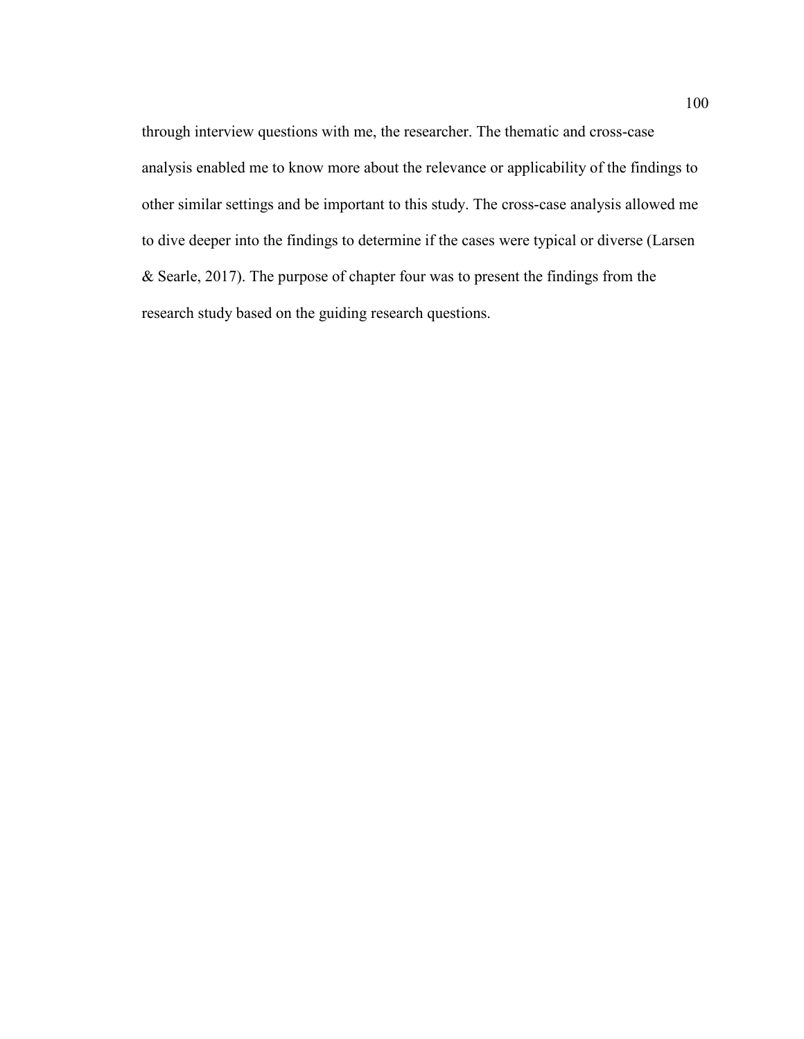through interview questions with me, the researcher. The thematic and cross-case analysis enabled me to know more about the relevance or applicability of the findings to other similar settings and be important to this study. The cross-case analysis allowed me to dive deeper into the findings to determine if the cases were typical or diverse (Larsen & Searle, 2017). The purpose of chapter four was to present the findings from the research study based on the guiding research questions.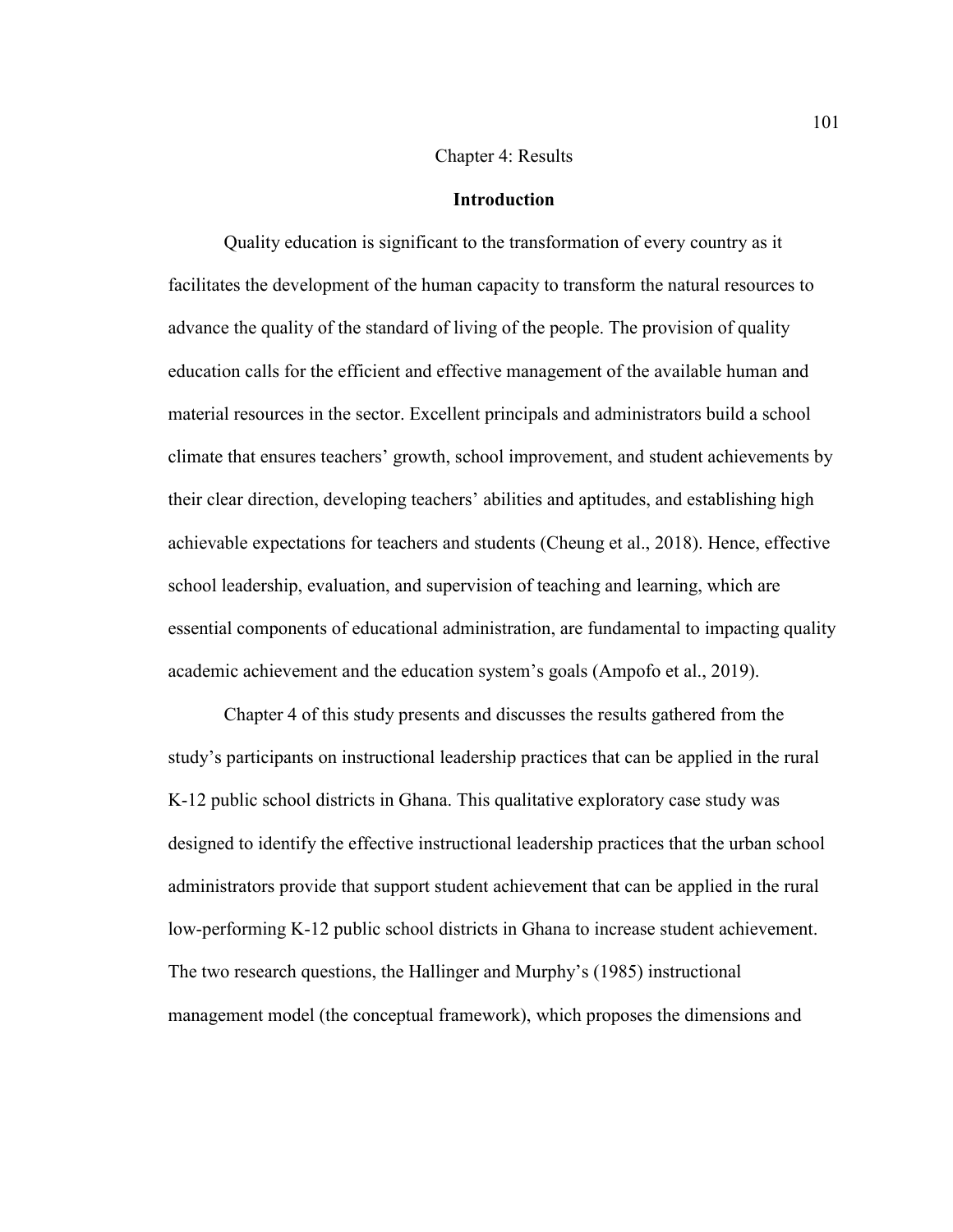# Chapter 4: Results

## Introduction

Quality education is significant to the transformation of every country as it facilitates the development of the human capacity to transform the natural resources to advance the quality of the standard of living of the people. The provision of quality education calls for the efficient and effective management of the available human and material resources in the sector. Excellent principals and administrators build a school climate that ensures teachers' growth, school improvement, and student achievements by their clear direction, developing teachers' abilities and aptitudes, and establishing high achievable expectations for teachers and students (Cheung et al., 2018). Hence, effective school leadership, evaluation, and supervision of teaching and learning, which are essential components of educational administration, are fundamental to impacting quality academic achievement and the education system's goals (Ampofo et al., 2019).

Chapter 4 of this study presents and discusses the results gathered from the study's participants on instructional leadership practices that can be applied in the rural K-12 public school districts in Ghana. This qualitative exploratory case study was designed to identify the effective instructional leadership practices that the urban school administrators provide that support student achievement that can be applied in the rural low-performing K-12 public school districts in Ghana to increase student achievement. The two research questions, the Hallinger and Murphy's (1985) instructional management model (the conceptual framework), which proposes the dimensions and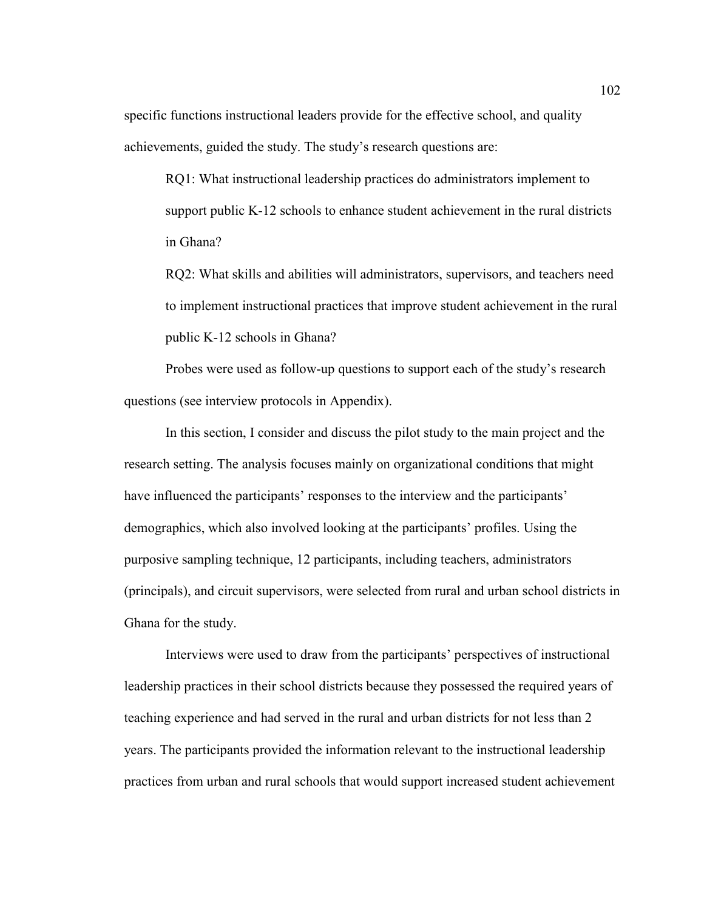specific functions instructional leaders provide for the effective school, and quality achievements, guided the study. The study's research questions are:

RQ1: What instructional leadership practices do administrators implement to support public K-12 schools to enhance student achievement in the rural districts in Ghana?

RQ2: What skills and abilities will administrators, supervisors, and teachers need to implement instructional practices that improve student achievement in the rural public K-12 schools in Ghana?

Probes were used as follow-up questions to support each of the study's research questions (see interview protocols in Appendix).

In this section, I consider and discuss the pilot study to the main project and the research setting. The analysis focuses mainly on organizational conditions that might have influenced the participants' responses to the interview and the participants' demographics, which also involved looking at the participants' profiles. Using the purposive sampling technique, 12 participants, including teachers, administrators (principals), and circuit supervisors, were selected from rural and urban school districts in Ghana for the study.

Interviews were used to draw from the participants' perspectives of instructional leadership practices in their school districts because they possessed the required years of teaching experience and had served in the rural and urban districts for not less than 2 years. The participants provided the information relevant to the instructional leadership practices from urban and rural schools that would support increased student achievement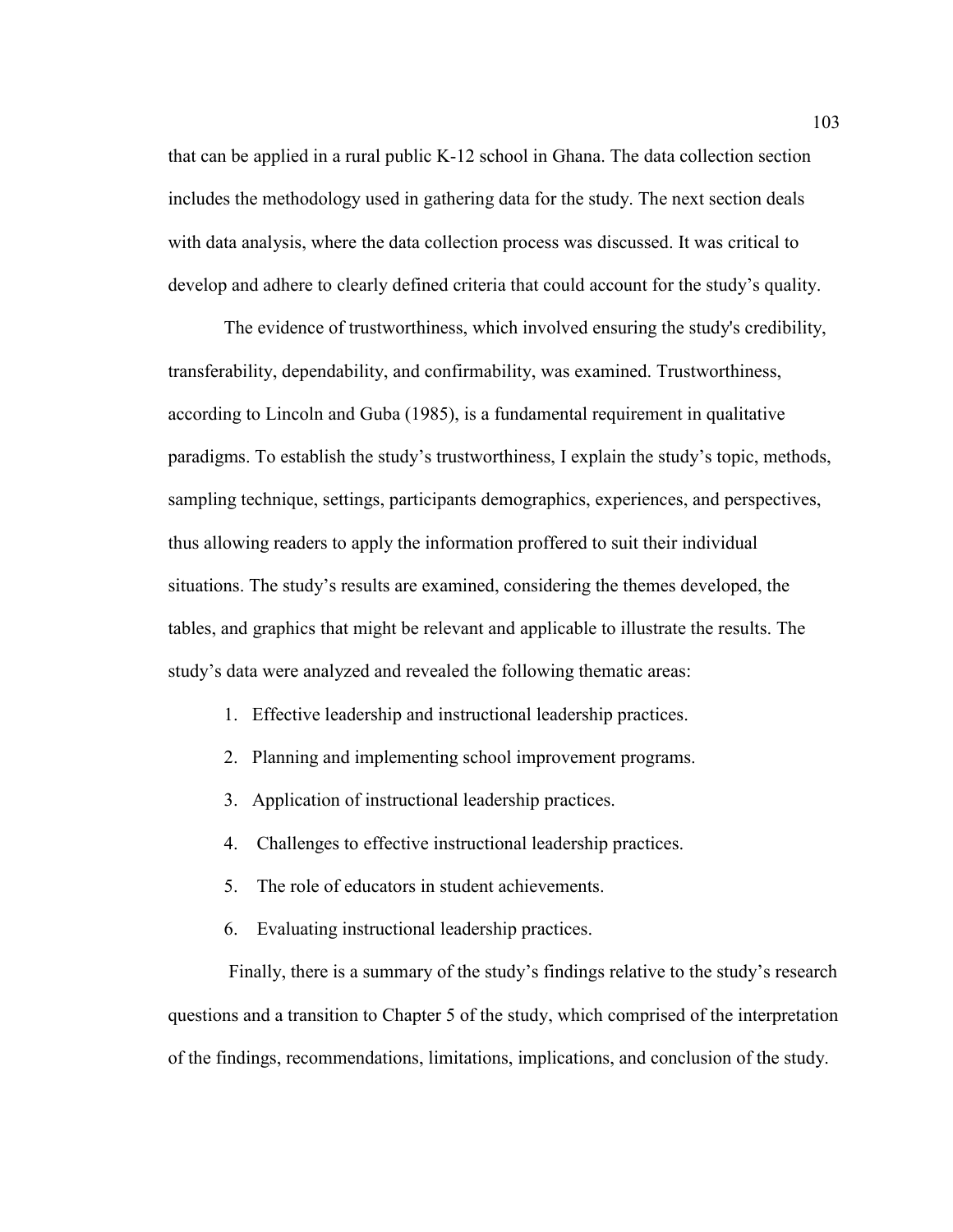that can be applied in a rural public K-12 school in Ghana. The data collection section includes the methodology used in gathering data for the study. The next section deals with data analysis, where the data collection process was discussed. It was critical to develop and adhere to clearly defined criteria that could account for the study's quality.

The evidence of trustworthiness, which involved ensuring the study's credibility, transferability, dependability, and confirmability, was examined. Trustworthiness, according to Lincoln and Guba (1985), is a fundamental requirement in qualitative paradigms. To establish the study's trustworthiness, I explain the study's topic, methods, sampling technique, settings, participants demographics, experiences, and perspectives, thus allowing readers to apply the information proffered to suit their individual situations. The study's results are examined, considering the themes developed, the tables, and graphics that might be relevant and applicable to illustrate the results. The study's data were analyzed and revealed the following thematic areas:

1. Effective leadership and instructional leadership practices.
2. Planning and implementing school improvement programs.
3. Application of instructional leadership practices.
4. Challenges to effective instructional leadership practices.
5. The role of educators in student achievements.
6. Evaluating instructional leadership practices.

Finally, there is a summary of the study's findings relative to the study's research questions and a transition to Chapter 5 of the study, which comprised of the interpretation of the findings, recommendations, limitations, implications, and conclusion of the study.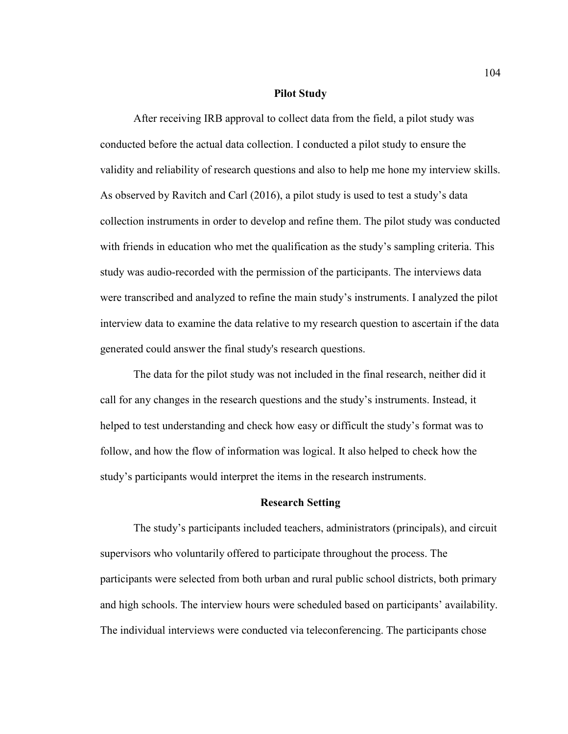## Pilot Study

After receiving IRB approval to collect data from the field, a pilot study was conducted before the actual data collection. I conducted a pilot study to ensure the validity and reliability of research questions and also to help me hone my interview skills. As observed by Ravitch and Carl (2016), a pilot study is used to test a study's data collection instruments in order to develop and refine them. The pilot study was conducted with friends in education who met the qualification as the study's sampling criteria. This study was audio-recorded with the permission of the participants. The interviews data were transcribed and analyzed to refine the main study's instruments. I analyzed the pilot interview data to examine the data relative to my research question to ascertain if the data generated could answer the final study's research questions.

The data for the pilot study was not included in the final research, neither did it call for any changes in the research questions and the study's instruments. Instead, it helped to test understanding and check how easy or difficult the study's format was to follow, and how the flow of information was logical. It also helped to check how the study's participants would interpret the items in the research instruments.

## Research Setting

The study's participants included teachers, administrators (principals), and circuit supervisors who voluntarily offered to participate throughout the process. The participants were selected from both urban and rural public school districts, both primary and high schools. The interview hours were scheduled based on participants' availability. The individual interviews were conducted via teleconferencing. The participants chose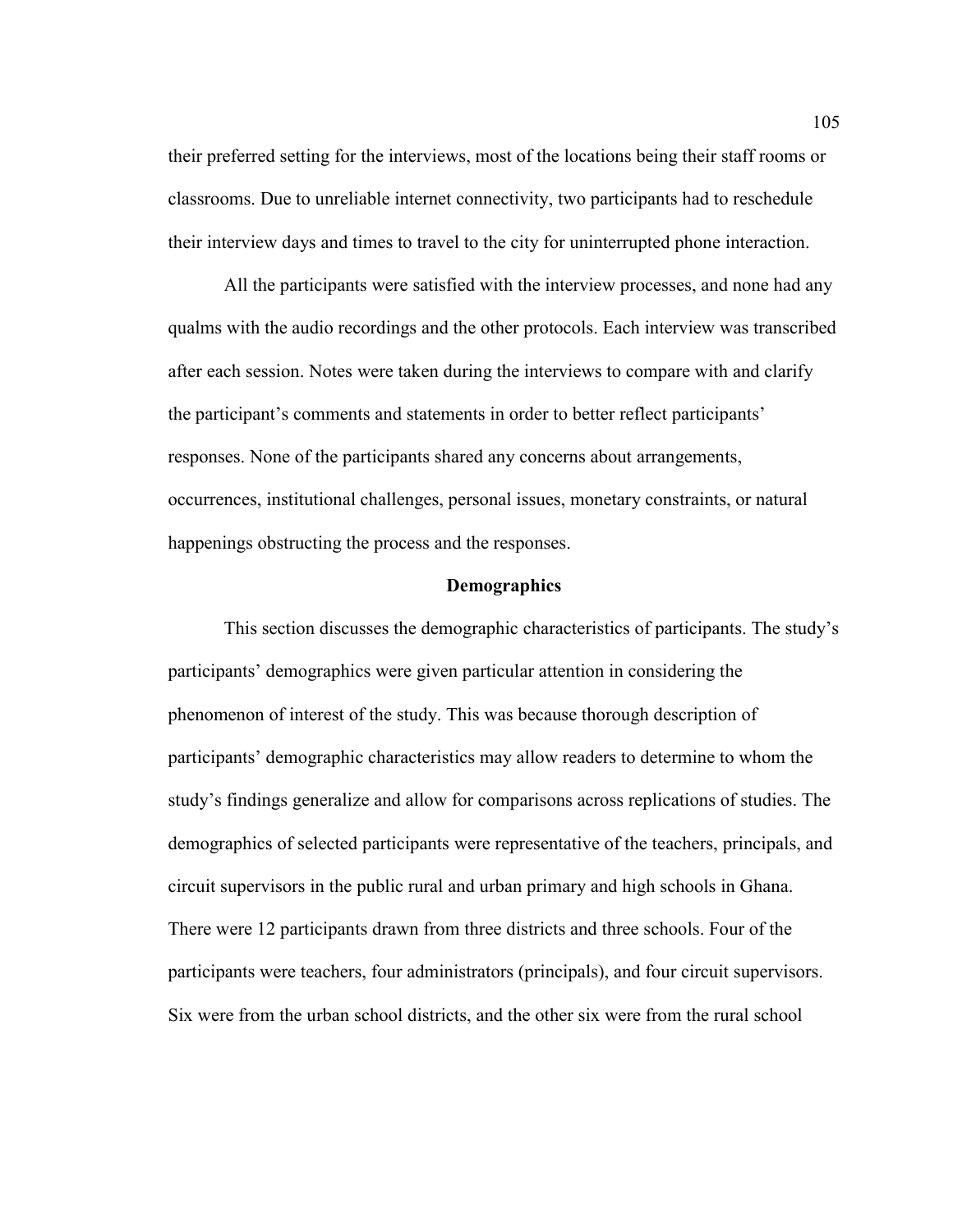their preferred setting for the interviews, most of the locations being their staff rooms or classrooms. Due to unreliable internet connectivity, two participants had to reschedule their interview days and times to travel to the city for uninterrupted phone interaction.

All the participants were satisfied with the interview processes, and none had any qualms with the audio recordings and the other protocols. Each interview was transcribed after each session. Notes were taken during the interviews to compare with and clarify the participant's comments and statements in order to better reflect participants' responses. None of the participants shared any concerns about arrangements, occurrences, institutional challenges, personal issues, monetary constraints, or natural happenings obstructing the process and the responses.

## Demographics

This section discusses the demographic characteristics of participants. The study's participants' demographics were given particular attention in considering the phenomenon of interest of the study. This was because thorough description of participants' demographic characteristics may allow readers to determine to whom the study's findings generalize and allow for comparisons across replications of studies. The demographics of selected participants were representative of the teachers, principals, and circuit supervisors in the public rural and urban primary and high schools in Ghana. There were 12 participants drawn from three districts and three schools. Four of the participants were teachers, four administrators (principals), and four circuit supervisors. Six were from the urban school districts, and the other six were from the rural school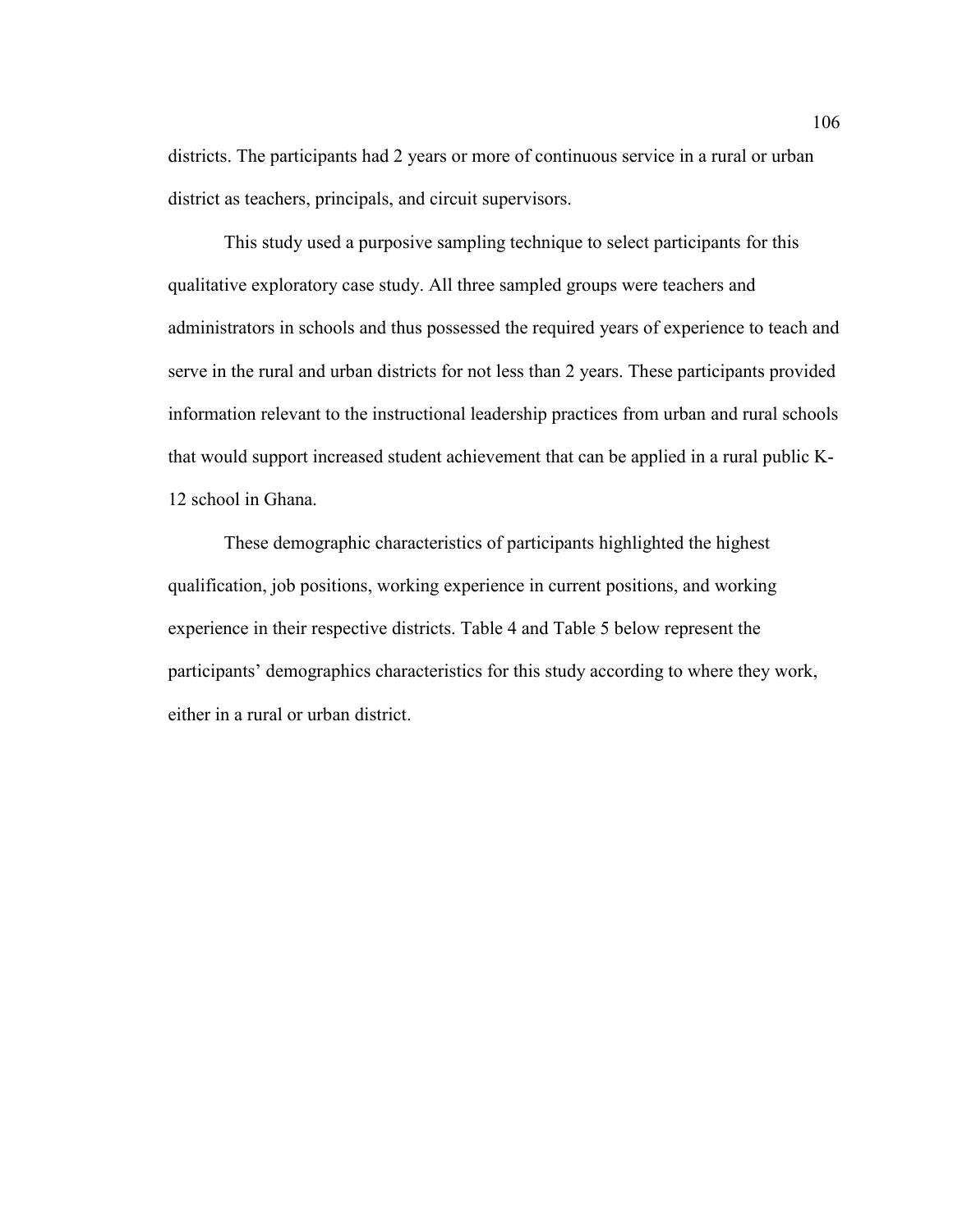districts. The participants had 2 years or more of continuous service in a rural or urban district as teachers, principals, and circuit supervisors.

This study used a purposive sampling technique to select participants for this qualitative exploratory case study. All three sampled groups were teachers and administrators in schools and thus possessed the required years of experience to teach and serve in the rural and urban districts for not less than 2 years. These participants provided information relevant to the instructional leadership practices from urban and rural schools that would support increased student achievement that can be applied in a rural public K-12 school in Ghana.

These demographic characteristics of participants highlighted the highest qualification, job positions, working experience in current positions, and working experience in their respective districts. Table 4 and Table 5 below represent the participants' demographics characteristics for this study according to where they work, either in a rural or urban district.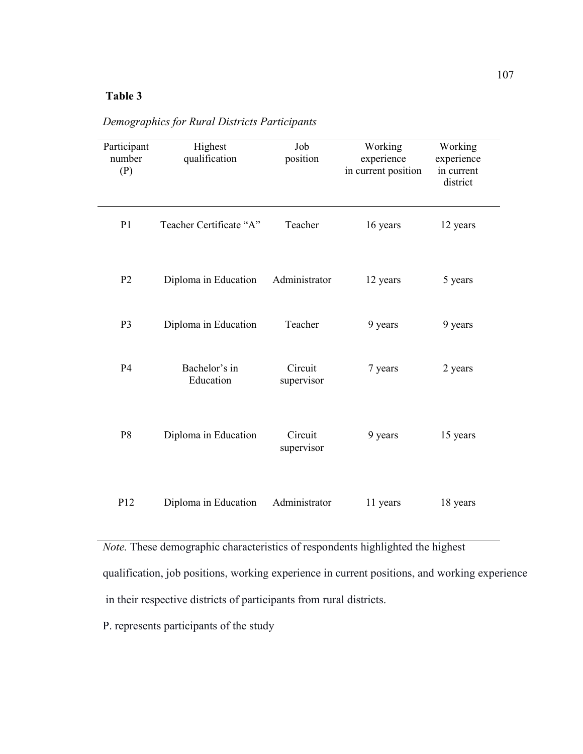**Table 3**

*Demographics for Rural Districts Participants*

| Participant number (P) | Highest qualification | Job position | Working experience in current position | Working experience in current district |
|---|---|---|---|---|
| P1 | Teacher Certificate "A" | Teacher | 16 years | 12 years |
| P2 | Diploma in Education | Administrator | 12 years | 5 years |
| P3 | Diploma in Education | Teacher | 9 years | 9 years |
| P4 | Bachelor's in Education | Circuit supervisor | 7 years | 2 years |
| P8 | Diploma in Education | Circuit supervisor | 9 years | 15 years |
| P12 | Diploma in Education | Administrator | 11 years | 18 years |

*Note.* These demographic characteristics of respondents highlighted the highest qualification, job positions, working experience in current positions, and working experience in their respective districts of participants from rural districts.

P. represents participants of the study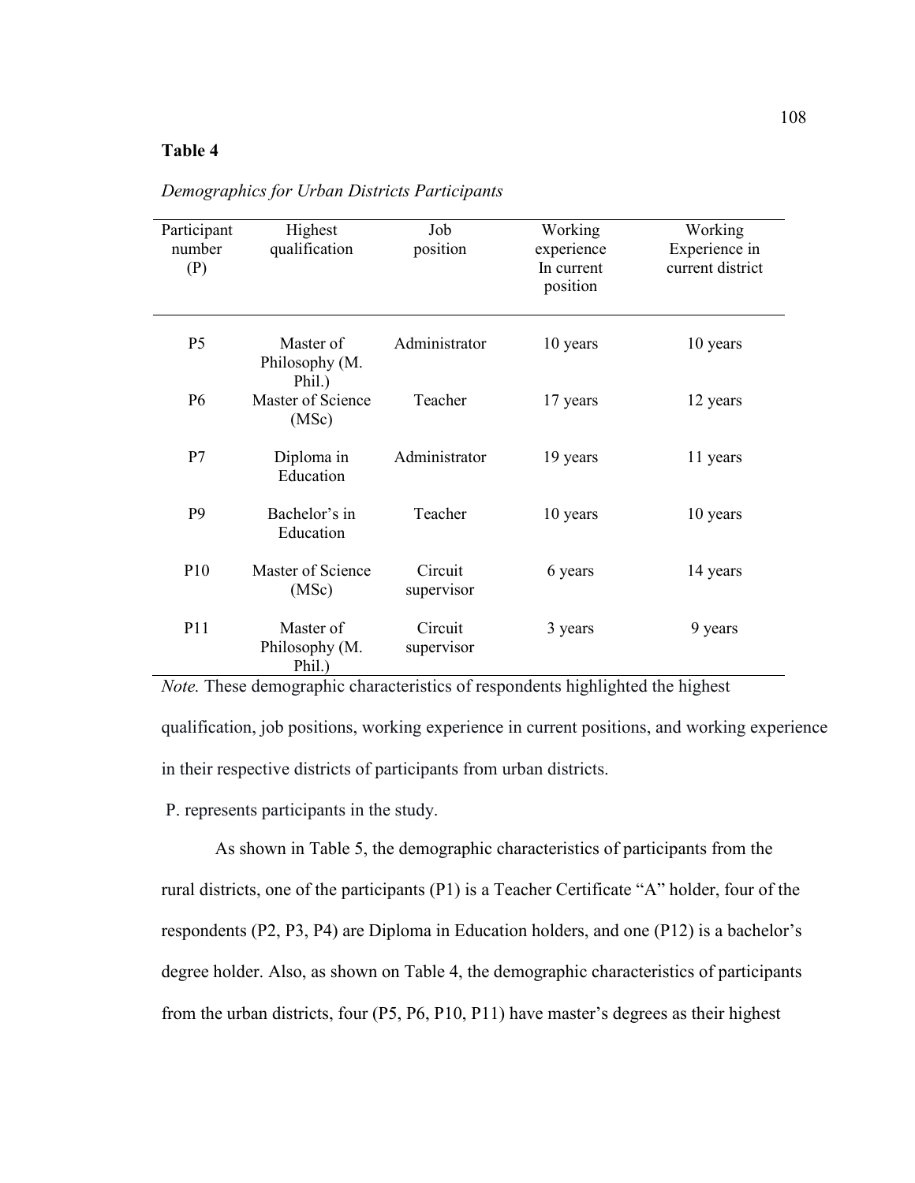**Table 4**

*Demographics for Urban Districts Participants*

| Participant number (P) | Highest qualification | Job position | Working experience In current position | Working Experience in current district |
|---|---|---|---|---|
| P5 | Master of Philosophy (M. Phil.) | Administrator | 10 years | 10 years |
| P6 | Master of Science (MSc) | Teacher | 17 years | 12 years |
| P7 | Diploma in Education | Administrator | 19 years | 11 years |
| P9 | Bachelor's in Education | Teacher | 10 years | 10 years |
| P10 | Master of Science (MSc) | Circuit supervisor | 6 years | 14 years |
| P11 | Master of Philosophy (M. Phil.) | Circuit supervisor | 3 years | 9 years |

*Note.* These demographic characteristics of respondents highlighted the highest qualification, job positions, working experience in current positions, and working experience in their respective districts of participants from urban districts.

P. represents participants in the study.

As shown in Table 5, the demographic characteristics of participants from the rural districts, one of the participants (P1) is a Teacher Certificate "A" holder, four of the respondents (P2, P3, P4) are Diploma in Education holders, and one (P12) is a bachelor's degree holder. Also, as shown on Table 4, the demographic characteristics of participants from the urban districts, four (P5, P6, P10, P11) have master's degrees as their highest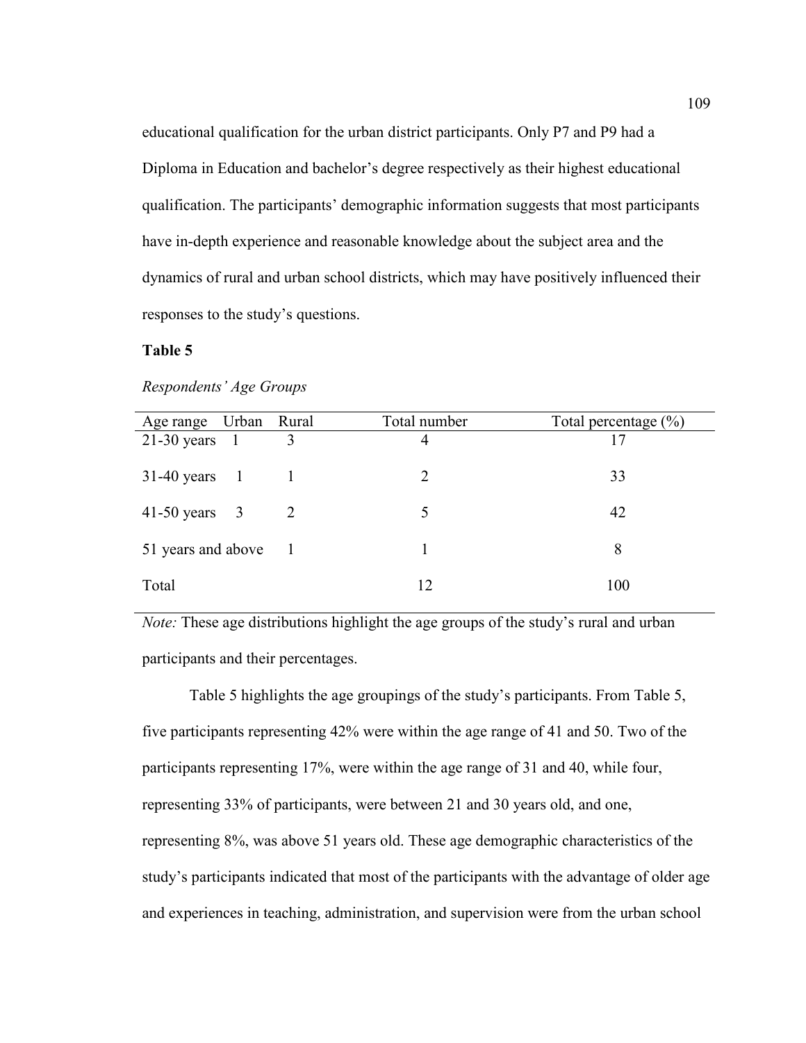educational qualification for the urban district participants. Only P7 and P9 had a Diploma in Education and bachelor's degree respectively as their highest educational qualification. The participants' demographic information suggests that most participants have in-depth experience and reasonable knowledge about the subject area and the dynamics of rural and urban school districts, which may have positively influenced their responses to the study's questions.

**Table 5**

*Respondents' Age Groups*

| Age range | Urban | Rural | Total number | Total percentage (%) |
|---|---|---|---|---|
| 21-30 years | 1 | 3 | 4 | 17 |
| 31-40 years | 1 | 1 | 2 | 33 |
| 41-50 years | 3 | 2 | 5 | 42 |
| 51 years and above | | 1 | 1 | 8 |
| Total | | | 12 | 100 |

*Note:* These age distributions highlight the age groups of the study's rural and urban participants and their percentages.

Table 5 highlights the age groupings of the study's participants. From Table 5, five participants representing 42% were within the age range of 41 and 50. Two of the participants representing 17%, were within the age range of 31 and 40, while four, representing 33% of participants, were between 21 and 30 years old, and one, representing 8%, was above 51 years old. These age demographic characteristics of the study's participants indicated that most of the participants with the advantage of older age and experiences in teaching, administration, and supervision were from the urban school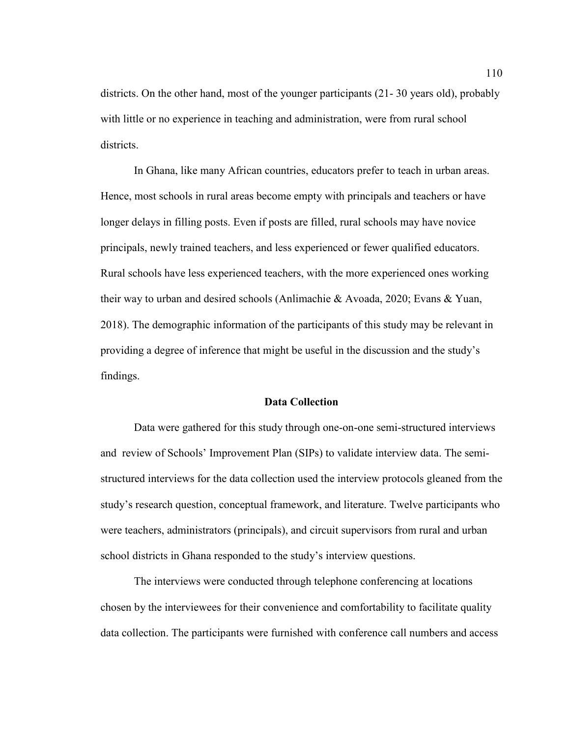districts. On the other hand, most of the younger participants (21- 30 years old), probably with little or no experience in teaching and administration, were from rural school districts.

In Ghana, like many African countries, educators prefer to teach in urban areas. Hence, most schools in rural areas become empty with principals and teachers or have longer delays in filling posts. Even if posts are filled, rural schools may have novice principals, newly trained teachers, and less experienced or fewer qualified educators. Rural schools have less experienced teachers, with the more experienced ones working their way to urban and desired schools (Anlimachie & Avoada, 2020; Evans & Yuan, 2018). The demographic information of the participants of this study may be relevant in providing a degree of inference that might be useful in the discussion and the study's findings.

## Data Collection

Data were gathered for this study through one-on-one semi-structured interviews and review of Schools' Improvement Plan (SIPs) to validate interview data. The semi-structured interviews for the data collection used the interview protocols gleaned from the study's research question, conceptual framework, and literature. Twelve participants who were teachers, administrators (principals), and circuit supervisors from rural and urban school districts in Ghana responded to the study's interview questions.

The interviews were conducted through telephone conferencing at locations chosen by the interviewees for their convenience and comfortability to facilitate quality data collection. The participants were furnished with conference call numbers and access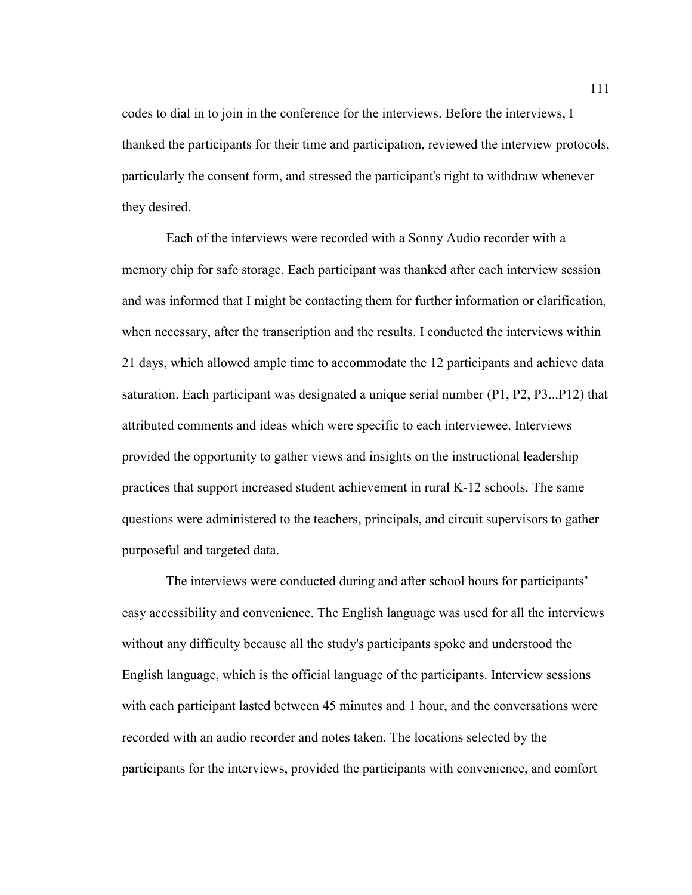codes to dial in to join in the conference for the interviews. Before the interviews, I thanked the participants for their time and participation, reviewed the interview protocols, particularly the consent form, and stressed the participant's right to withdraw whenever they desired.

Each of the interviews were recorded with a Sonny Audio recorder with a memory chip for safe storage. Each participant was thanked after each interview session and was informed that I might be contacting them for further information or clarification, when necessary, after the transcription and the results. I conducted the interviews within 21 days, which allowed ample time to accommodate the 12 participants and achieve data saturation. Each participant was designated a unique serial number (P1, P2, P3...P12) that attributed comments and ideas which were specific to each interviewee. Interviews provided the opportunity to gather views and insights on the instructional leadership practices that support increased student achievement in rural K-12 schools. The same questions were administered to the teachers, principals, and circuit supervisors to gather purposeful and targeted data.

The interviews were conducted during and after school hours for participants' easy accessibility and convenience. The English language was used for all the interviews without any difficulty because all the study's participants spoke and understood the English language, which is the official language of the participants. Interview sessions with each participant lasted between 45 minutes and 1 hour, and the conversations were recorded with an audio recorder and notes taken. The locations selected by the participants for the interviews, provided the participants with convenience, and comfort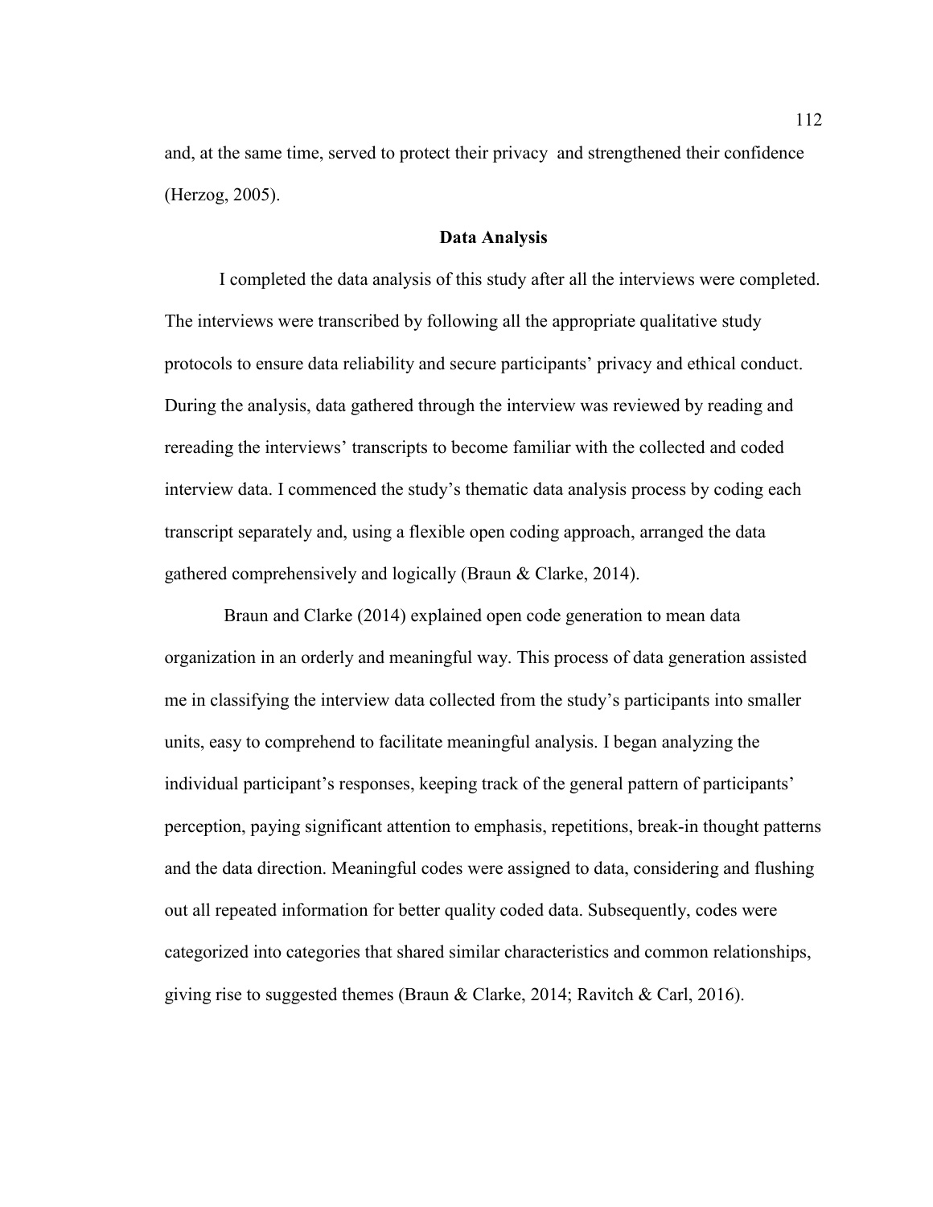and, at the same time, served to protect their privacy  and strengthened their confidence (Herzog, 2005).

## Data Analysis

I completed the data analysis of this study after all the interviews were completed. The interviews were transcribed by following all the appropriate qualitative study protocols to ensure data reliability and secure participants' privacy and ethical conduct. During the analysis, data gathered through the interview was reviewed by reading and rereading the interviews' transcripts to become familiar with the collected and coded interview data. I commenced the study's thematic data analysis process by coding each transcript separately and, using a flexible open coding approach, arranged the data gathered comprehensively and logically (Braun & Clarke, 2014).

Braun and Clarke (2014) explained open code generation to mean data organization in an orderly and meaningful way. This process of data generation assisted me in classifying the interview data collected from the study's participants into smaller units, easy to comprehend to facilitate meaningful analysis. I began analyzing the individual participant's responses, keeping track of the general pattern of participants' perception, paying significant attention to emphasis, repetitions, break-in thought patterns and the data direction. Meaningful codes were assigned to data, considering and flushing out all repeated information for better quality coded data. Subsequently, codes were categorized into categories that shared similar characteristics and common relationships, giving rise to suggested themes (Braun & Clarke, 2014; Ravitch & Carl, 2016).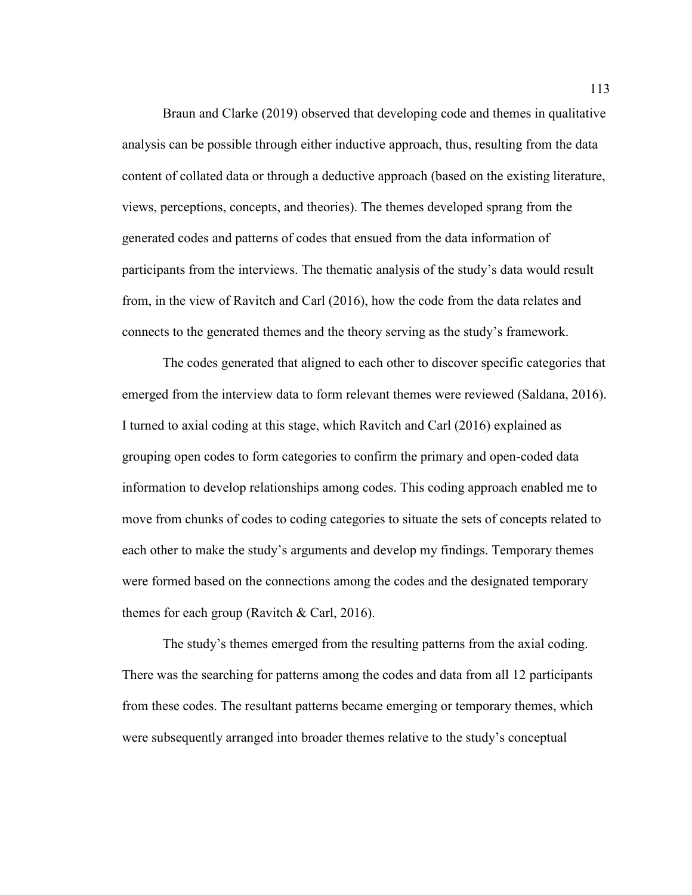Braun and Clarke (2019) observed that developing code and themes in qualitative analysis can be possible through either inductive approach, thus, resulting from the data content of collated data or through a deductive approach (based on the existing literature, views, perceptions, concepts, and theories). The themes developed sprang from the generated codes and patterns of codes that ensued from the data information of participants from the interviews. The thematic analysis of the study's data would result from, in the view of Ravitch and Carl (2016), how the code from the data relates and connects to the generated themes and the theory serving as the study's framework.

The codes generated that aligned to each other to discover specific categories that emerged from the interview data to form relevant themes were reviewed (Saldana, 2016). I turned to axial coding at this stage, which Ravitch and Carl (2016) explained as grouping open codes to form categories to confirm the primary and open-coded data information to develop relationships among codes. This coding approach enabled me to move from chunks of codes to coding categories to situate the sets of concepts related to each other to make the study's arguments and develop my findings. Temporary themes were formed based on the connections among the codes and the designated temporary themes for each group (Ravitch & Carl, 2016).

The study's themes emerged from the resulting patterns from the axial coding. There was the searching for patterns among the codes and data from all 12 participants from these codes. The resultant patterns became emerging or temporary themes, which were subsequently arranged into broader themes relative to the study's conceptual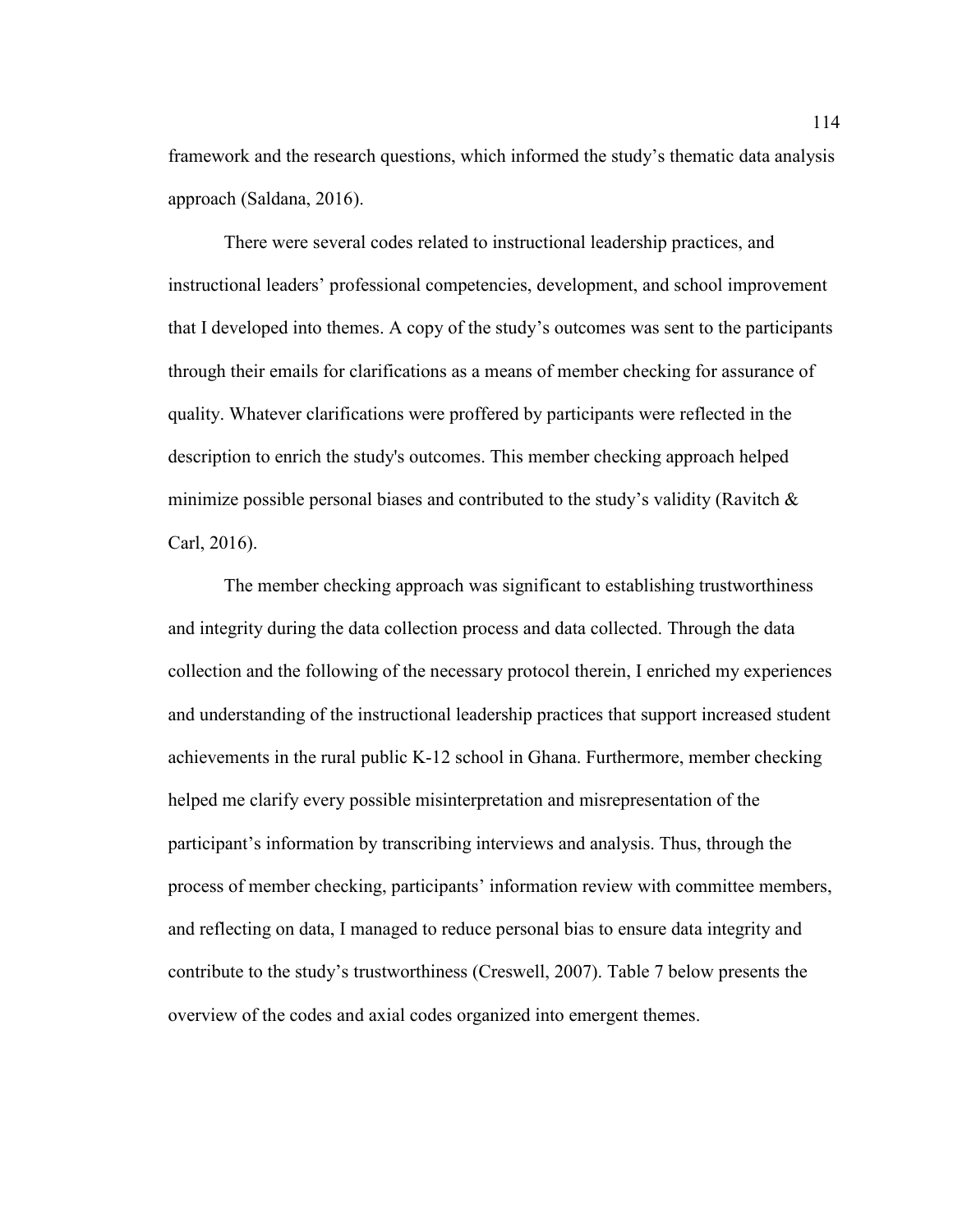framework and the research questions, which informed the study's thematic data analysis approach (Saldana, 2016).

There were several codes related to instructional leadership practices, and instructional leaders' professional competencies, development, and school improvement that I developed into themes. A copy of the study's outcomes was sent to the participants through their emails for clarifications as a means of member checking for assurance of quality. Whatever clarifications were proffered by participants were reflected in the description to enrich the study's outcomes. This member checking approach helped minimize possible personal biases and contributed to the study's validity (Ravitch & Carl, 2016).

The member checking approach was significant to establishing trustworthiness and integrity during the data collection process and data collected. Through the data collection and the following of the necessary protocol therein, I enriched my experiences and understanding of the instructional leadership practices that support increased student achievements in the rural public K-12 school in Ghana. Furthermore, member checking helped me clarify every possible misinterpretation and misrepresentation of the participant's information by transcribing interviews and analysis. Thus, through the process of member checking, participants' information review with committee members, and reflecting on data, I managed to reduce personal bias to ensure data integrity and contribute to the study's trustworthiness (Creswell, 2007). Table 7 below presents the overview of the codes and axial codes organized into emergent themes.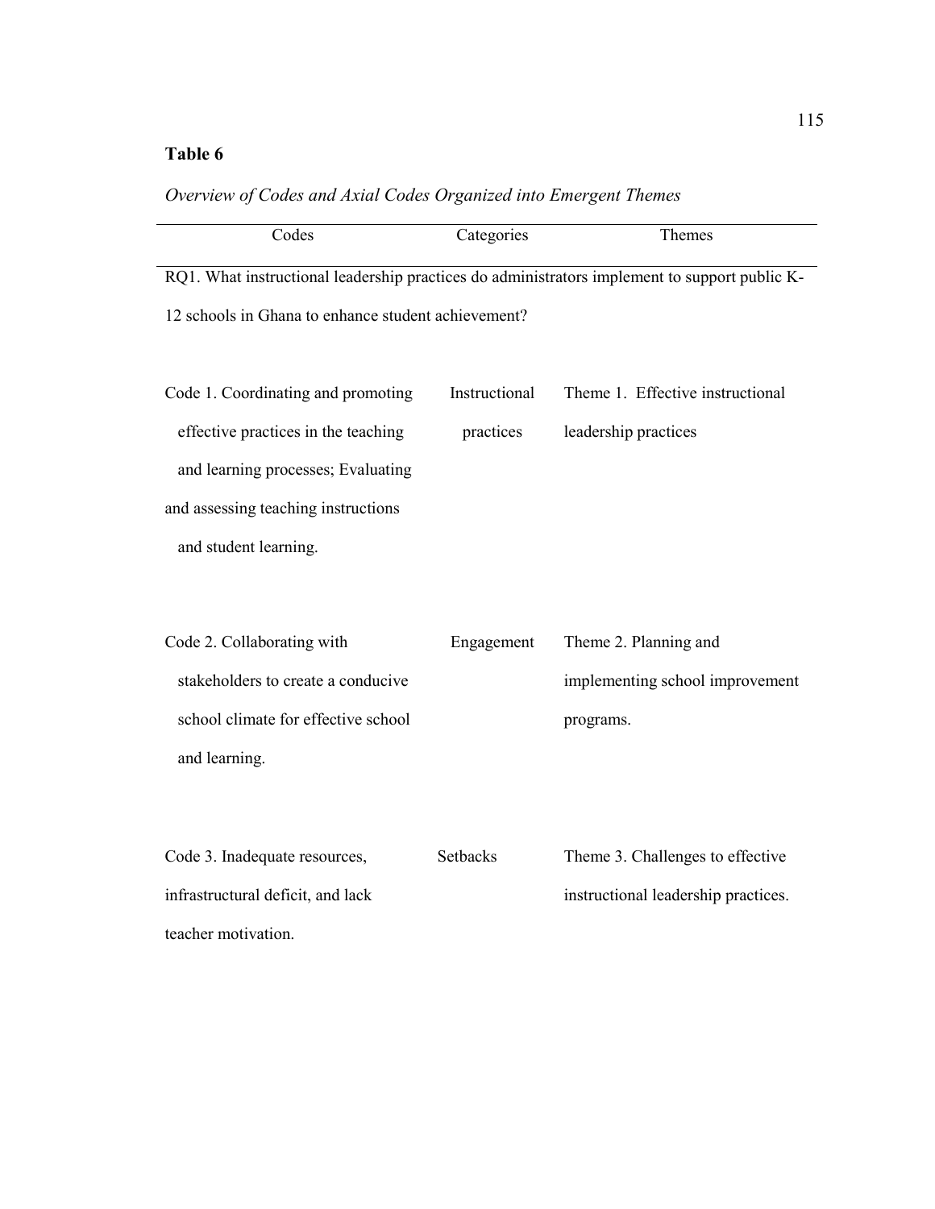**Table 6**

*Overview of Codes and Axial Codes Organized into Emergent Themes*

| Codes | Categories | Themes |
|---|---|---|
| RQ1. What instructional leadership practices do administrators implement to support public K-12 schools in Ghana to enhance student achievement? | | |
| Code 1. Coordinating and promoting effective practices in the teaching and learning processes; Evaluating and assessing teaching instructions and student learning. | Instructional practices | Theme 1. Effective instructional leadership practices |
| Code 2. Collaborating with stakeholders to create a conducive school climate for effective school and learning. | Engagement | Theme 2. Planning and implementing school improvement programs. |
| Code 3. Inadequate resources, infrastructural deficit, and lack teacher motivation. | Setbacks | Theme 3. Challenges to effective instructional leadership practices. |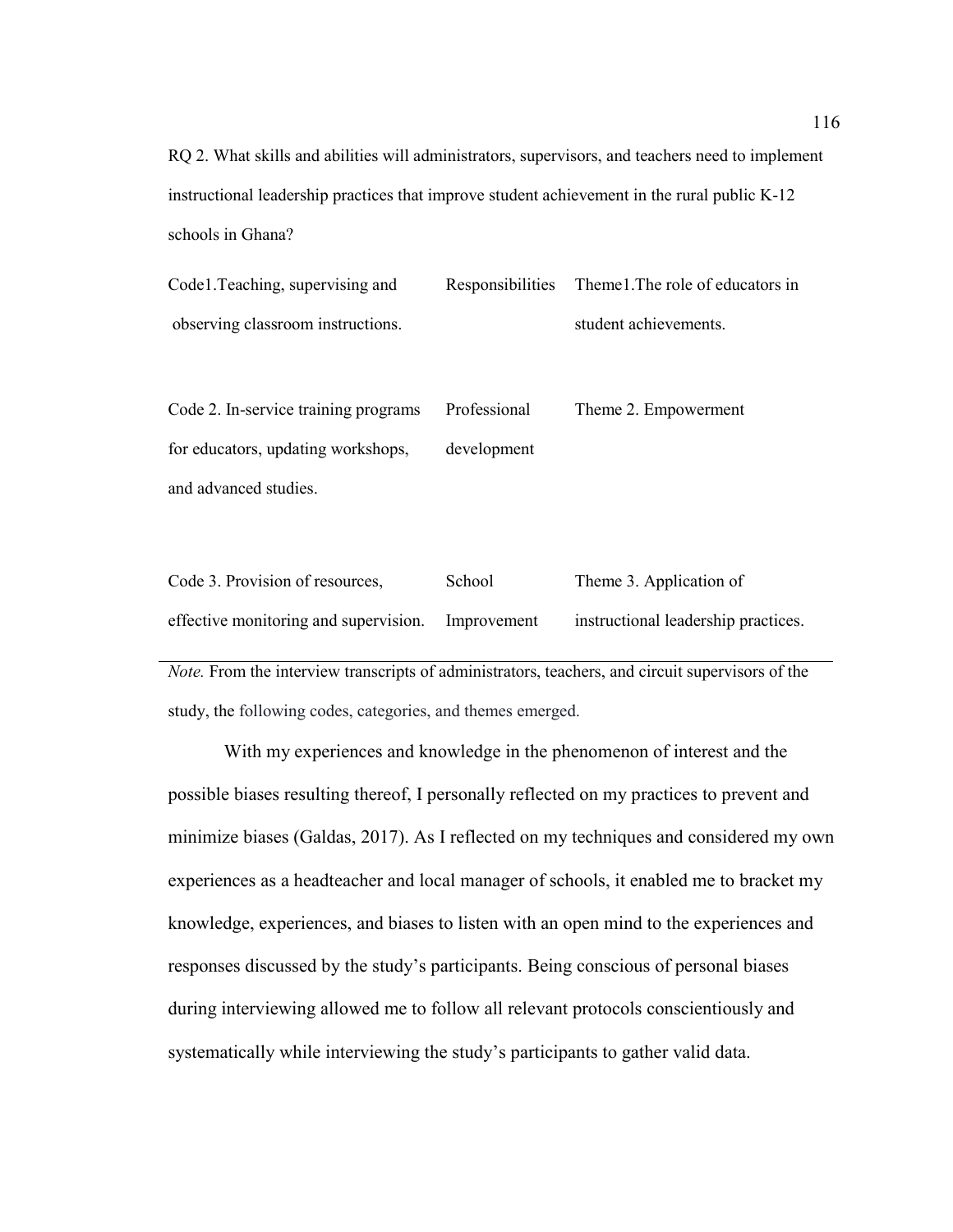RQ 2. What skills and abilities will administrators, supervisors, and teachers need to implement instructional leadership practices that improve student achievement in the rural public K-12 schools in Ghana?

| | | |
|---|---|---|
| Code1.Teaching, supervising and observing classroom instructions. | Responsibilities | Theme1.The role of educators in student achievements. |
| Code 2. In-service training programs for educators, updating workshops, and advanced studies. | Professional development | Theme 2. Empowerment |
| Code 3. Provision of resources, effective monitoring and supervision. | School Improvement | Theme 3. Application of instructional leadership practices. |

*Note.* From the interview transcripts of administrators, teachers, and circuit supervisors of the study, the following codes, categories, and themes emerged.

With my experiences and knowledge in the phenomenon of interest and the possible biases resulting thereof, I personally reflected on my practices to prevent and minimize biases (Galdas, 2017). As I reflected on my techniques and considered my own experiences as a headteacher and local manager of schools, it enabled me to bracket my knowledge, experiences, and biases to listen with an open mind to the experiences and responses discussed by the study's participants. Being conscious of personal biases during interviewing allowed me to follow all relevant protocols conscientiously and systematically while interviewing the study's participants to gather valid data.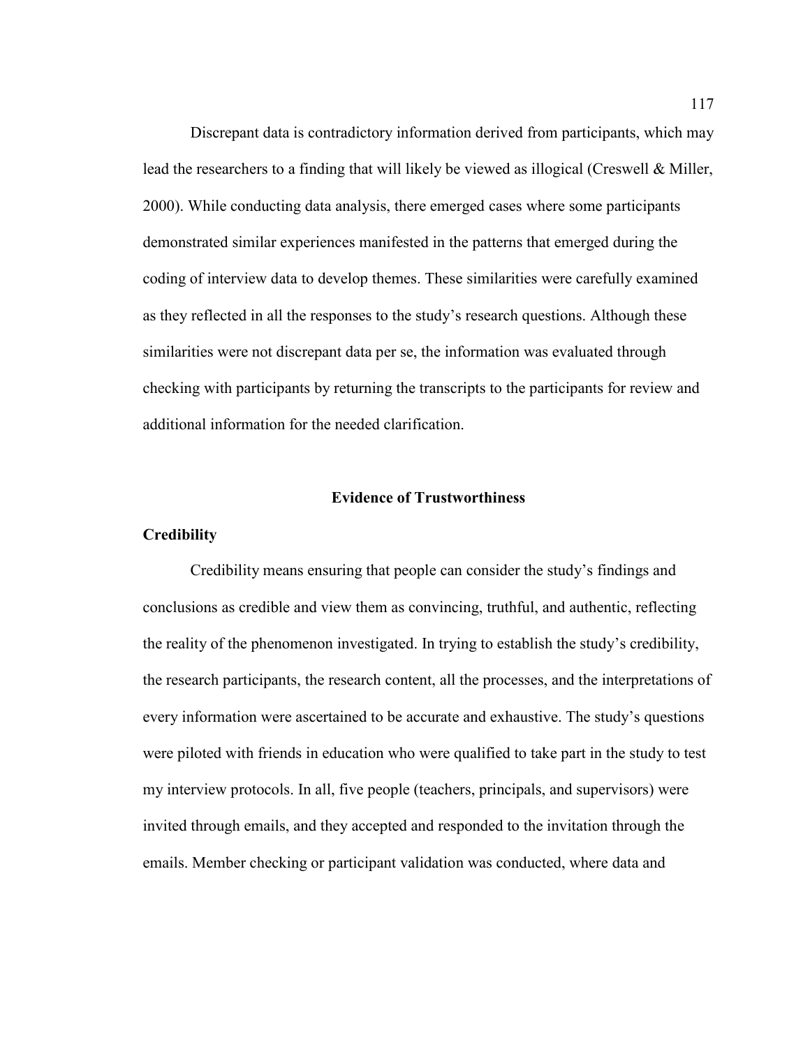Discrepant data is contradictory information derived from participants, which may lead the researchers to a finding that will likely be viewed as illogical (Creswell & Miller, 2000). While conducting data analysis, there emerged cases where some participants demonstrated similar experiences manifested in the patterns that emerged during the coding of interview data to develop themes. These similarities were carefully examined as they reflected in all the responses to the study's research questions. Although these similarities were not discrepant data per se, the information was evaluated through checking with participants by returning the transcripts to the participants for review and additional information for the needed clarification.

## Evidence of Trustworthiness

### Credibility

Credibility means ensuring that people can consider the study's findings and conclusions as credible and view them as convincing, truthful, and authentic, reflecting the reality of the phenomenon investigated. In trying to establish the study's credibility, the research participants, the research content, all the processes, and the interpretations of every information were ascertained to be accurate and exhaustive. The study's questions were piloted with friends in education who were qualified to take part in the study to test my interview protocols. In all, five people (teachers, principals, and supervisors) were invited through emails, and they accepted and responded to the invitation through the emails. Member checking or participant validation was conducted, where data and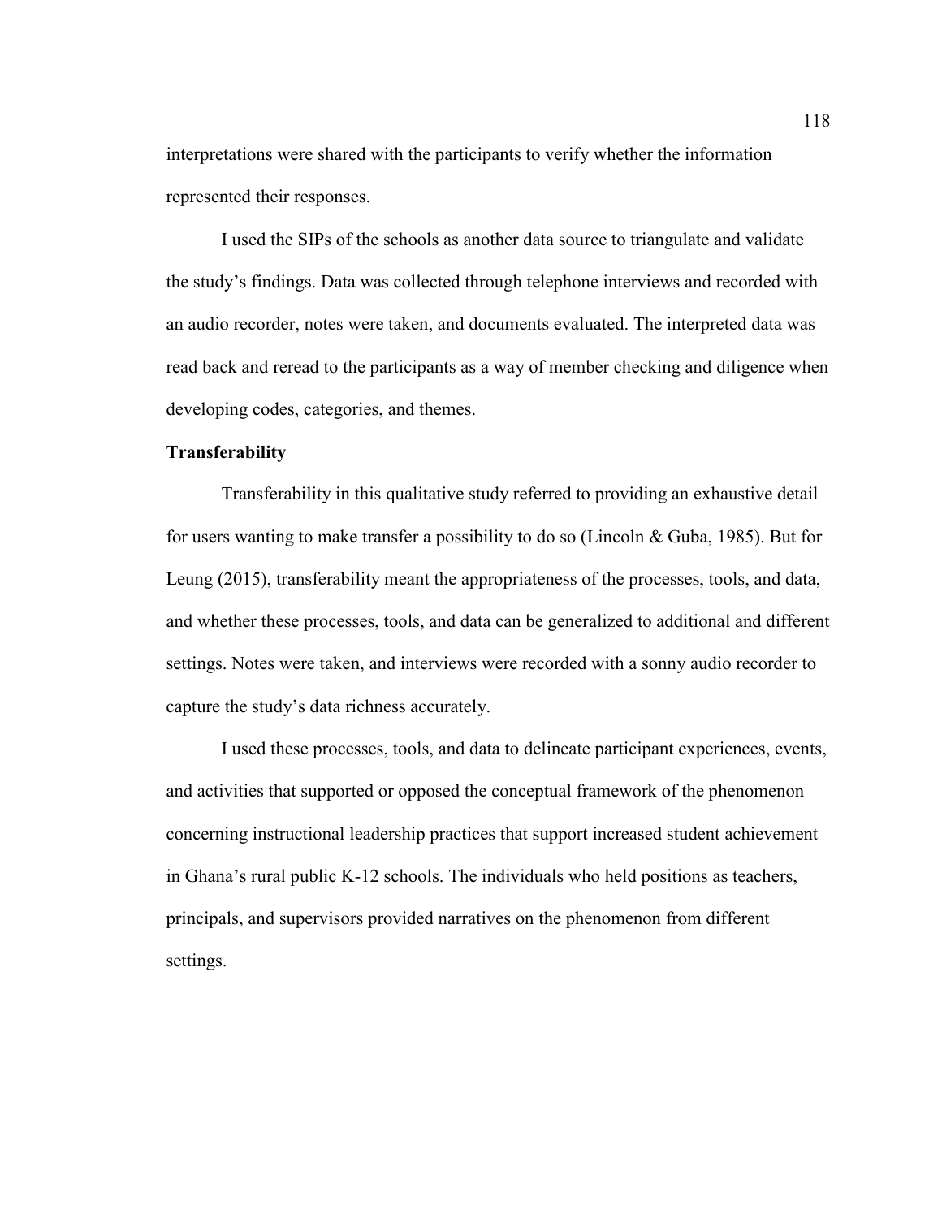interpretations were shared with the participants to verify whether the information represented their responses.

I used the SIPs of the schools as another data source to triangulate and validate the study's findings. Data was collected through telephone interviews and recorded with an audio recorder, notes were taken, and documents evaluated. The interpreted data was read back and reread to the participants as a way of member checking and diligence when developing codes, categories, and themes.

**Transferability**

Transferability in this qualitative study referred to providing an exhaustive detail for users wanting to make transfer a possibility to do so (Lincoln & Guba, 1985). But for Leung (2015), transferability meant the appropriateness of the processes, tools, and data, and whether these processes, tools, and data can be generalized to additional and different settings. Notes were taken, and interviews were recorded with a sonny audio recorder to capture the study's data richness accurately.

I used these processes, tools, and data to delineate participant experiences, events, and activities that supported or opposed the conceptual framework of the phenomenon concerning instructional leadership practices that support increased student achievement in Ghana's rural public K-12 schools. The individuals who held positions as teachers, principals, and supervisors provided narratives on the phenomenon from different settings.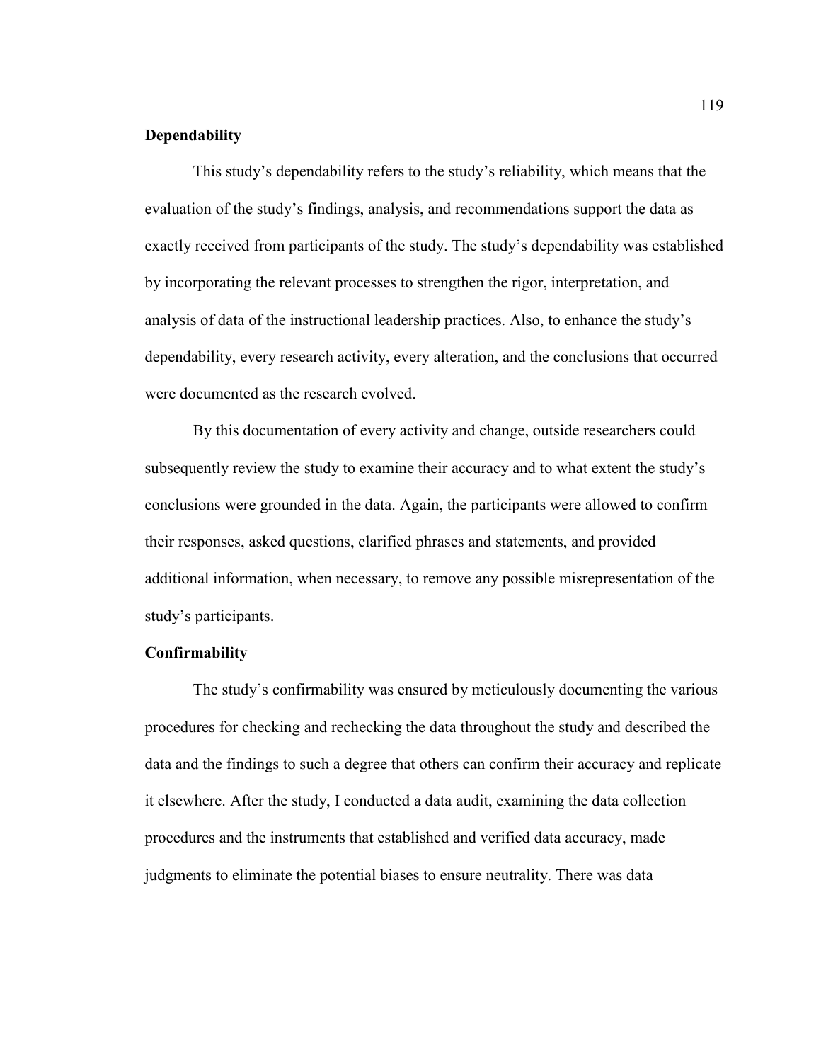**Dependability**

This study's dependability refers to the study's reliability, which means that the evaluation of the study's findings, analysis, and recommendations support the data as exactly received from participants of the study. The study's dependability was established by incorporating the relevant processes to strengthen the rigor, interpretation, and analysis of data of the instructional leadership practices. Also, to enhance the study's dependability, every research activity, every alteration, and the conclusions that occurred were documented as the research evolved.

By this documentation of every activity and change, outside researchers could subsequently review the study to examine their accuracy and to what extent the study's conclusions were grounded in the data. Again, the participants were allowed to confirm their responses, asked questions, clarified phrases and statements, and provided additional information, when necessary, to remove any possible misrepresentation of the study's participants.

**Confirmability**

The study's confirmability was ensured by meticulously documenting the various procedures for checking and rechecking the data throughout the study and described the data and the findings to such a degree that others can confirm their accuracy and replicate it elsewhere. After the study, I conducted a data audit, examining the data collection procedures and the instruments that established and verified data accuracy, made judgments to eliminate the potential biases to ensure neutrality. There was data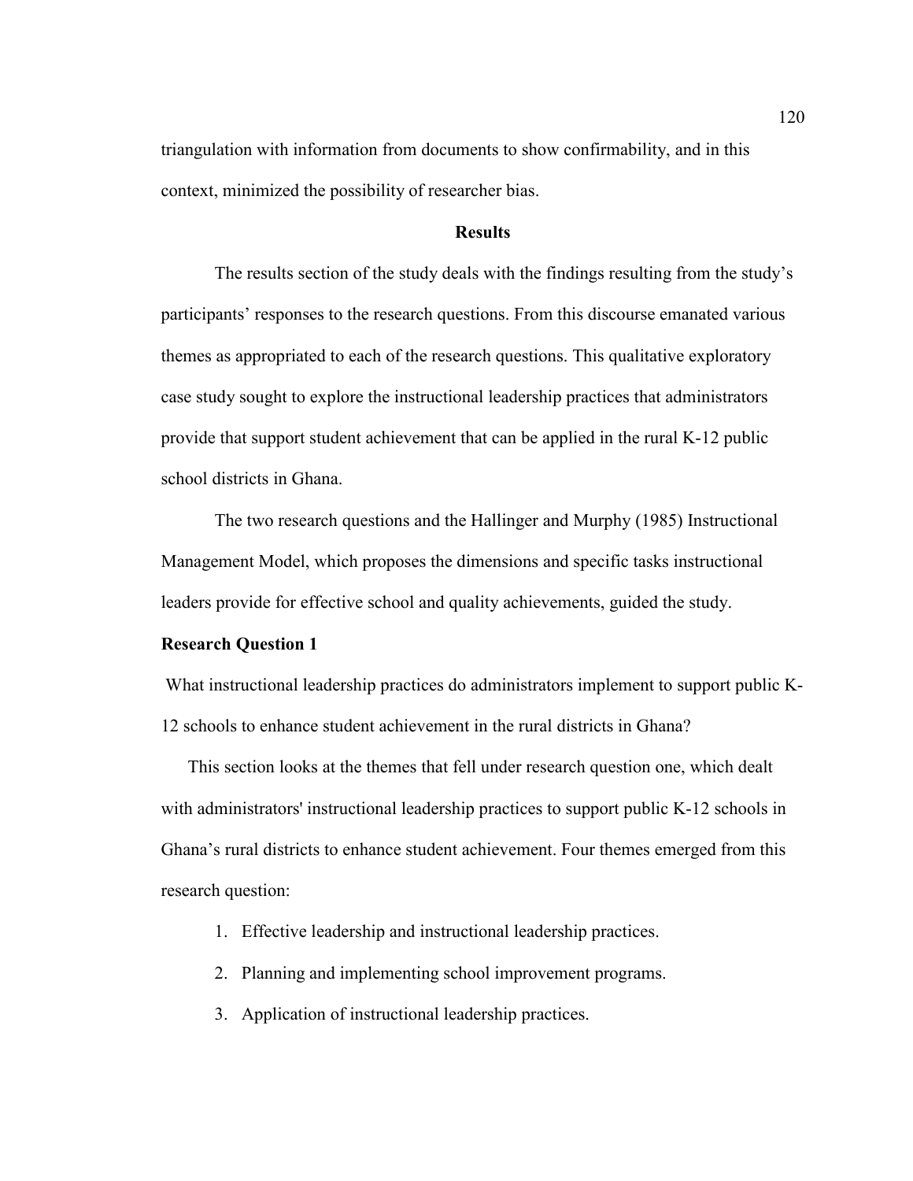triangulation with information from documents to show confirmability, and in this context, minimized the possibility of researcher bias.

## Results

The results section of the study deals with the findings resulting from the study's participants' responses to the research questions. From this discourse emanated various themes as appropriated to each of the research questions. This qualitative exploratory case study sought to explore the instructional leadership practices that administrators provide that support student achievement that can be applied in the rural K-12 public school districts in Ghana.

The two research questions and the Hallinger and Murphy (1985) Instructional Management Model, which proposes the dimensions and specific tasks instructional leaders provide for effective school and quality achievements, guided the study.

### Research Question 1

What instructional leadership practices do administrators implement to support public K-12 schools to enhance student achievement in the rural districts in Ghana?

This section looks at the themes that fell under research question one, which dealt with administrators' instructional leadership practices to support public K-12 schools in Ghana's rural districts to enhance student achievement. Four themes emerged from this research question:

1. Effective leadership and instructional leadership practices.
2. Planning and implementing school improvement programs.
3. Application of instructional leadership practices.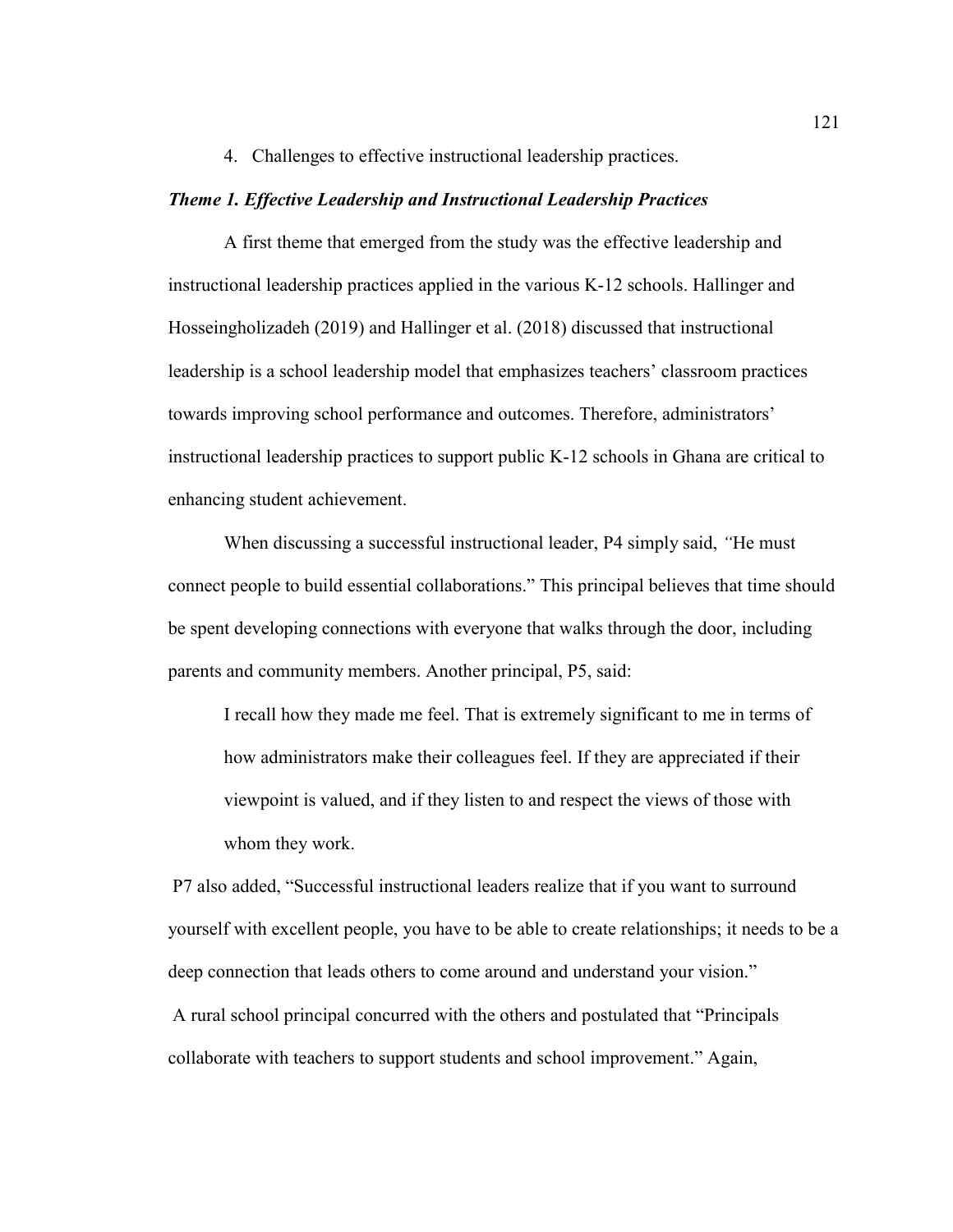4. Challenges to effective instructional leadership practices.

***Theme 1. Effective Leadership and Instructional Leadership Practices***

A first theme that emerged from the study was the effective leadership and instructional leadership practices applied in the various K-12 schools. Hallinger and Hosseingholizadeh (2019) and Hallinger et al. (2018) discussed that instructional leadership is a school leadership model that emphasizes teachers' classroom practices towards improving school performance and outcomes. Therefore, administrators' instructional leadership practices to support public K-12 schools in Ghana are critical to enhancing student achievement.

When discussing a successful instructional leader, P4 simply said, *"*He must connect people to build essential collaborations." This principal believes that time should be spent developing connections with everyone that walks through the door, including parents and community members. Another principal, P5, said:

> I recall how they made me feel. That is extremely significant to me in terms of how administrators make their colleagues feel. If they are appreciated if their viewpoint is valued, and if they listen to and respect the views of those with whom they work.

P7 also added, "Successful instructional leaders realize that if you want to surround yourself with excellent people, you have to be able to create relationships; it needs to be a deep connection that leads others to come around and understand your vision."

A rural school principal concurred with the others and postulated that "Principals collaborate with teachers to support students and school improvement." Again,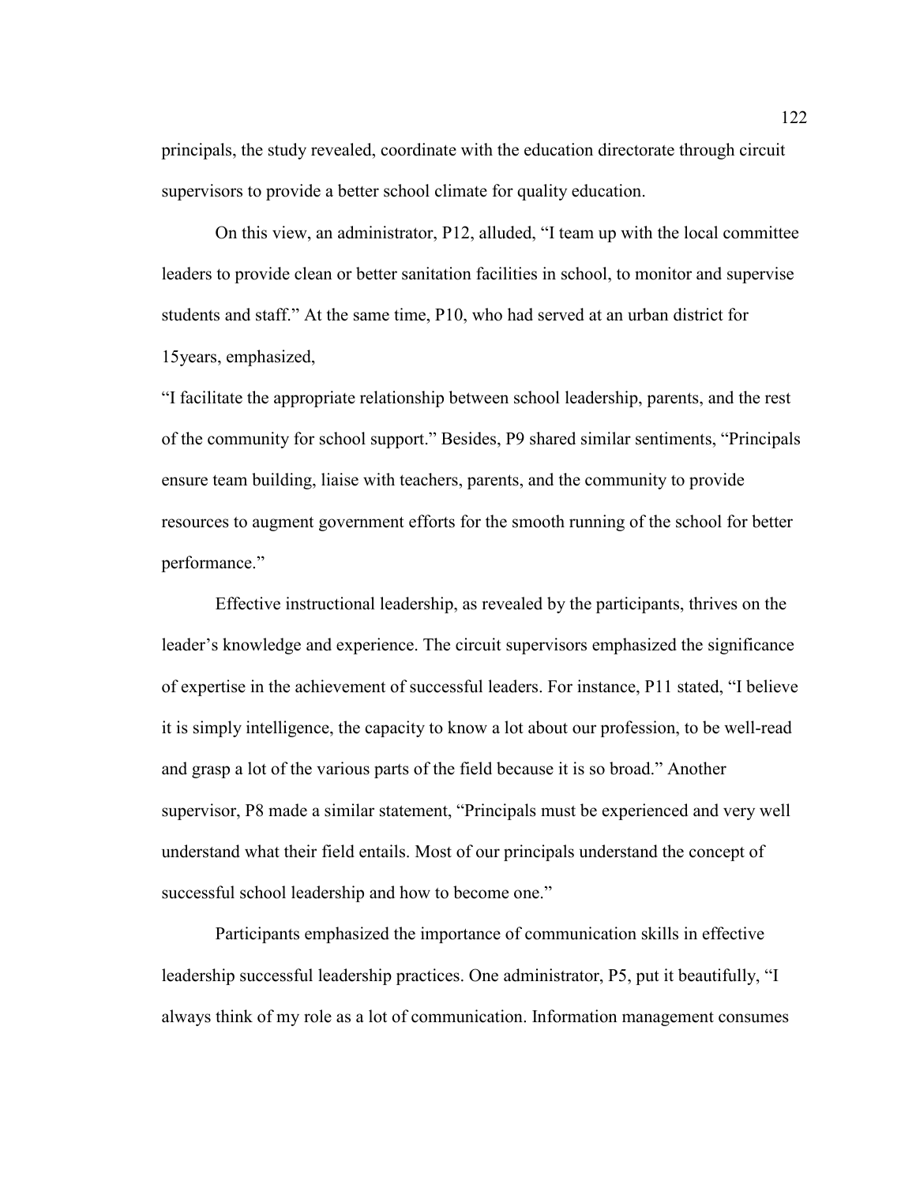principals, the study revealed, coordinate with the education directorate through circuit supervisors to provide a better school climate for quality education.

On this view, an administrator, P12, alluded, "I team up with the local committee leaders to provide clean or better sanitation facilities in school, to monitor and supervise students and staff." At the same time, P10, who had served at an urban district for 15years, emphasized,

"I facilitate the appropriate relationship between school leadership, parents, and the rest of the community for school support." Besides, P9 shared similar sentiments, "Principals ensure team building, liaise with teachers, parents, and the community to provide resources to augment government efforts for the smooth running of the school for better performance."

Effective instructional leadership, as revealed by the participants, thrives on the leader's knowledge and experience. The circuit supervisors emphasized the significance of expertise in the achievement of successful leaders. For instance, P11 stated, "I believe it is simply intelligence, the capacity to know a lot about our profession, to be well-read and grasp a lot of the various parts of the field because it is so broad." Another supervisor, P8 made a similar statement, "Principals must be experienced and very well understand what their field entails. Most of our principals understand the concept of successful school leadership and how to become one."

Participants emphasized the importance of communication skills in effective leadership successful leadership practices. One administrator, P5, put it beautifully, "I always think of my role as a lot of communication. Information management consumes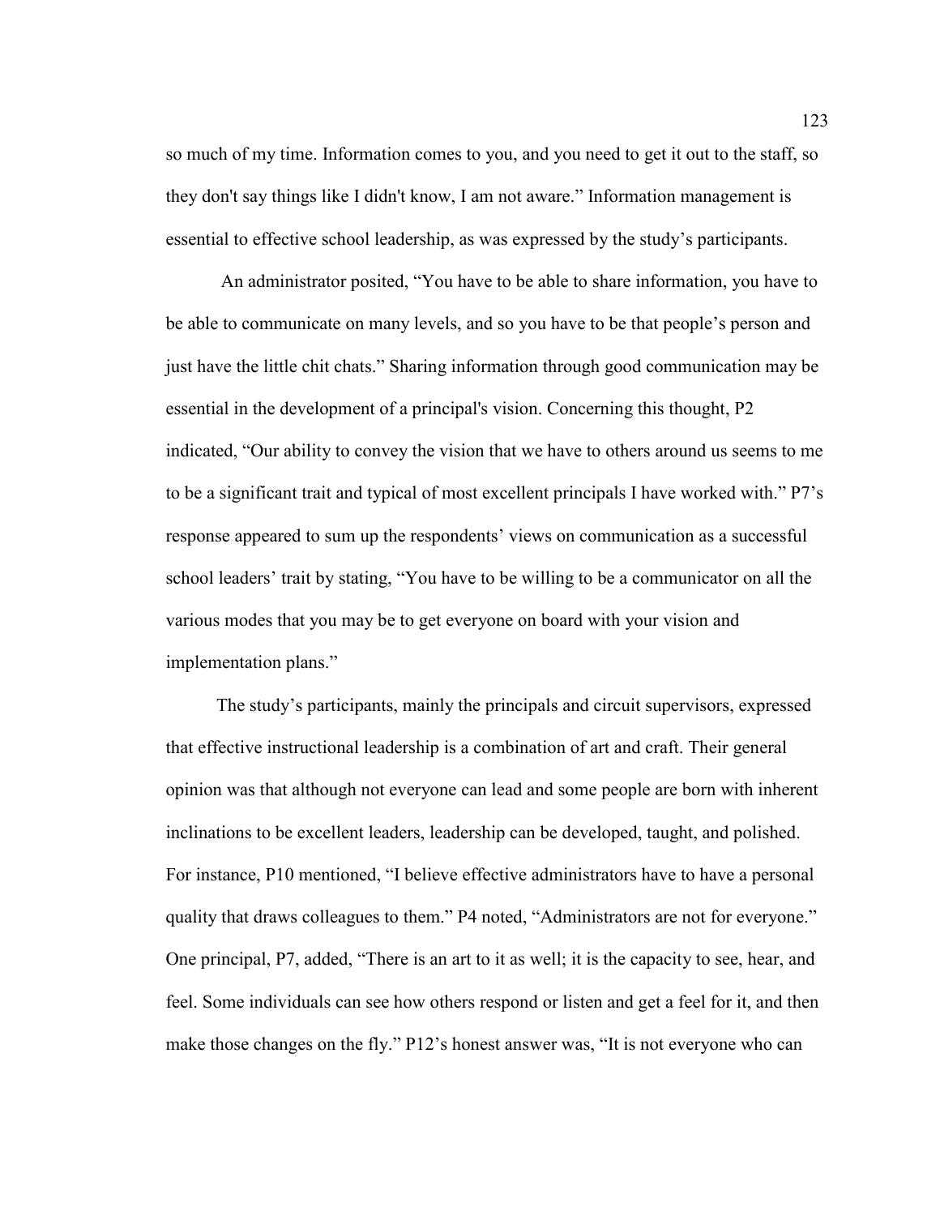so much of my time. Information comes to you, and you need to get it out to the staff, so they don't say things like I didn't know, I am not aware." Information management is essential to effective school leadership, as was expressed by the study's participants.

An administrator posited, "You have to be able to share information, you have to be able to communicate on many levels, and so you have to be that people's person and just have the little chit chats." Sharing information through good communication may be essential in the development of a principal's vision. Concerning this thought, P2 indicated, "Our ability to convey the vision that we have to others around us seems to me to be a significant trait and typical of most excellent principals I have worked with." P7's response appeared to sum up the respondents' views on communication as a successful school leaders' trait by stating, "You have to be willing to be a communicator on all the various modes that you may be to get everyone on board with your vision and implementation plans."

The study's participants, mainly the principals and circuit supervisors, expressed that effective instructional leadership is a combination of art and craft. Their general opinion was that although not everyone can lead and some people are born with inherent inclinations to be excellent leaders, leadership can be developed, taught, and polished. For instance, P10 mentioned, "I believe effective administrators have to have a personal quality that draws colleagues to them." P4 noted, "Administrators are not for everyone." One principal, P7, added, "There is an art to it as well; it is the capacity to see, hear, and feel. Some individuals can see how others respond or listen and get a feel for it, and then make those changes on the fly." P12's honest answer was, "It is not everyone who can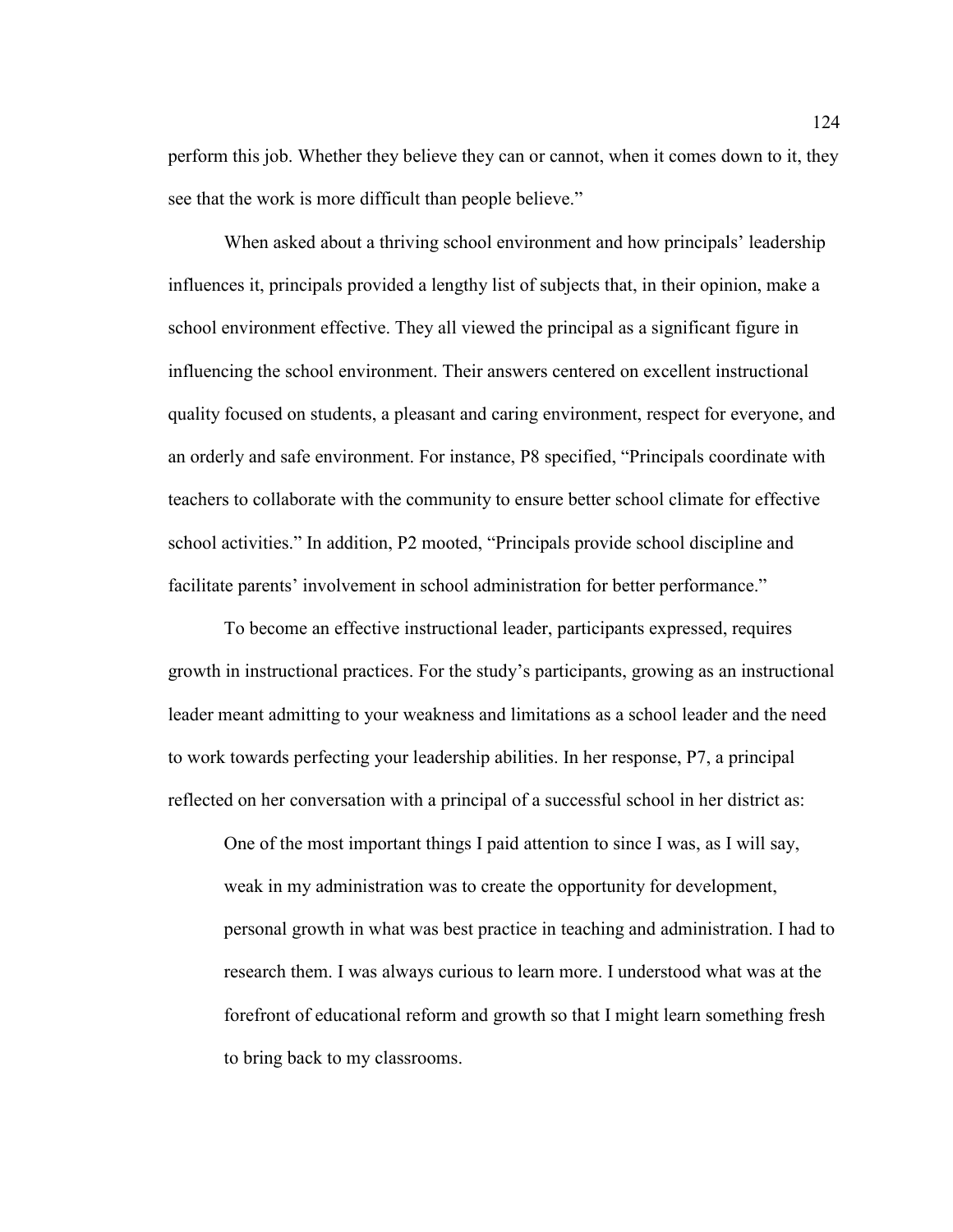perform this job. Whether they believe they can or cannot, when it comes down to it, they see that the work is more difficult than people believe."

When asked about a thriving school environment and how principals' leadership influences it, principals provided a lengthy list of subjects that, in their opinion, make a school environment effective. They all viewed the principal as a significant figure in influencing the school environment. Their answers centered on excellent instructional quality focused on students, a pleasant and caring environment, respect for everyone, and an orderly and safe environment. For instance, P8 specified, "Principals coordinate with teachers to collaborate with the community to ensure better school climate for effective school activities." In addition, P2 mooted, "Principals provide school discipline and facilitate parents' involvement in school administration for better performance."

To become an effective instructional leader, participants expressed, requires growth in instructional practices. For the study's participants, growing as an instructional leader meant admitting to your weakness and limitations as a school leader and the need to work towards perfecting your leadership abilities. In her response, P7, a principal reflected on her conversation with a principal of a successful school in her district as:

> One of the most important things I paid attention to since I was, as I will say, weak in my administration was to create the opportunity for development, personal growth in what was best practice in teaching and administration. I had to research them. I was always curious to learn more. I understood what was at the forefront of educational reform and growth so that I might learn something fresh to bring back to my classrooms.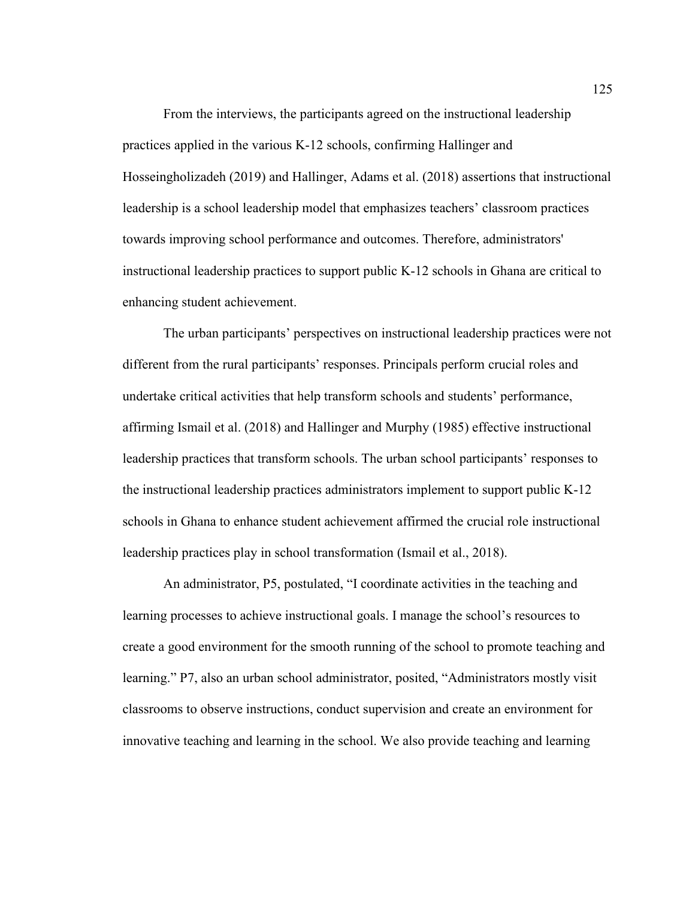From the interviews, the participants agreed on the instructional leadership practices applied in the various K-12 schools, confirming Hallinger and Hosseingholizadeh (2019) and Hallinger, Adams et al. (2018) assertions that instructional leadership is a school leadership model that emphasizes teachers' classroom practices towards improving school performance and outcomes. Therefore, administrators' instructional leadership practices to support public K-12 schools in Ghana are critical to enhancing student achievement.

The urban participants' perspectives on instructional leadership practices were not different from the rural participants' responses. Principals perform crucial roles and undertake critical activities that help transform schools and students' performance, affirming Ismail et al. (2018) and Hallinger and Murphy (1985) effective instructional leadership practices that transform schools. The urban school participants' responses to the instructional leadership practices administrators implement to support public K-12 schools in Ghana to enhance student achievement affirmed the crucial role instructional leadership practices play in school transformation (Ismail et al., 2018).

An administrator, P5, postulated, "I coordinate activities in the teaching and learning processes to achieve instructional goals. I manage the school's resources to create a good environment for the smooth running of the school to promote teaching and learning." P7, also an urban school administrator, posited, "Administrators mostly visit classrooms to observe instructions, conduct supervision and create an environment for innovative teaching and learning in the school. We also provide teaching and learning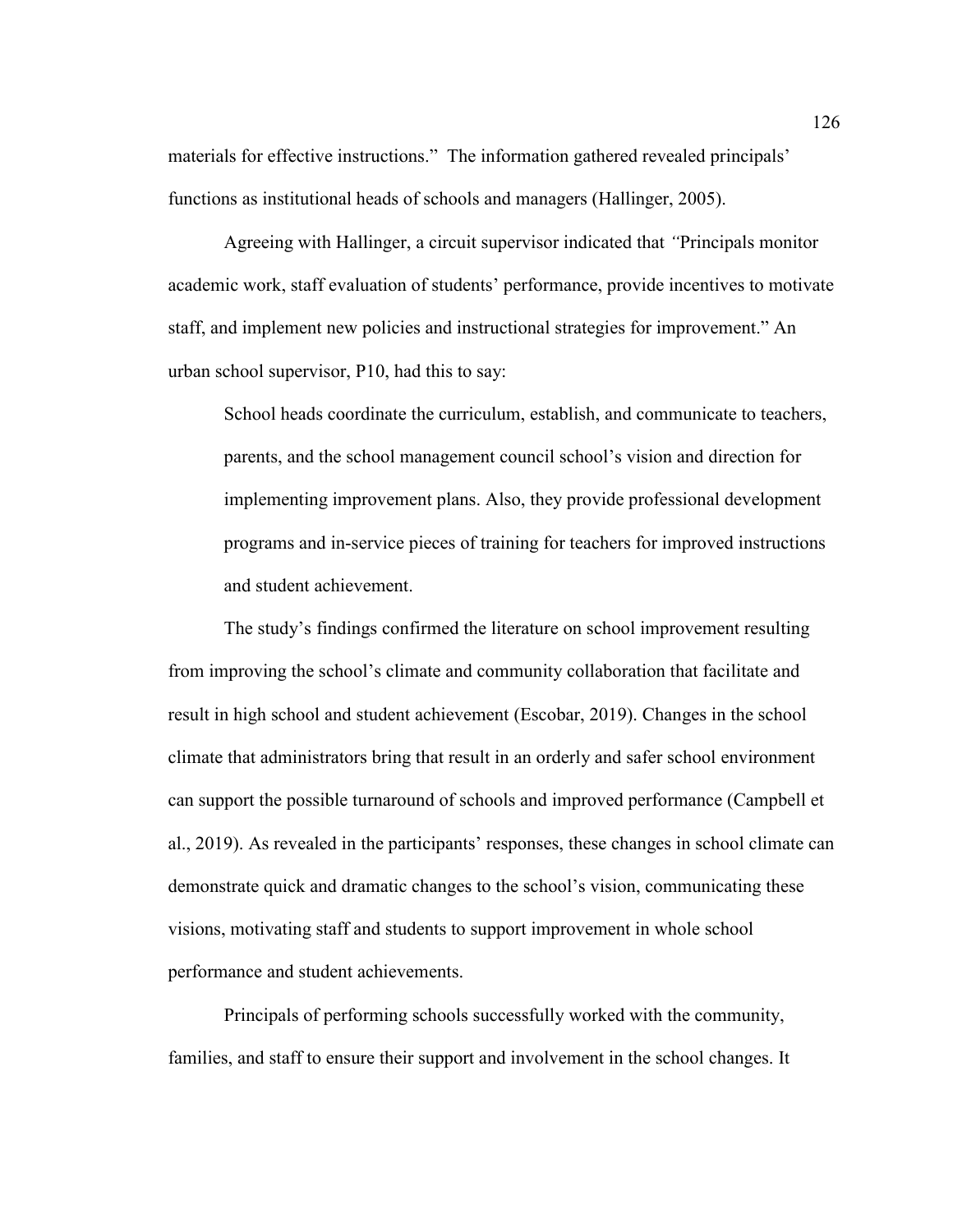materials for effective instructions." The information gathered revealed principals' functions as institutional heads of schools and managers (Hallinger, 2005).

Agreeing with Hallinger, a circuit supervisor indicated that *"*Principals monitor academic work, staff evaluation of students' performance, provide incentives to motivate staff, and implement new policies and instructional strategies for improvement." An urban school supervisor, P10, had this to say:

> School heads coordinate the curriculum, establish, and communicate to teachers, parents, and the school management council school's vision and direction for implementing improvement plans. Also, they provide professional development programs and in-service pieces of training for teachers for improved instructions and student achievement.

The study's findings confirmed the literature on school improvement resulting from improving the school's climate and community collaboration that facilitate and result in high school and student achievement (Escobar, 2019). Changes in the school climate that administrators bring that result in an orderly and safer school environment can support the possible turnaround of schools and improved performance (Campbell et al., 2019). As revealed in the participants' responses, these changes in school climate can demonstrate quick and dramatic changes to the school's vision, communicating these visions, motivating staff and students to support improvement in whole school performance and student achievements.

Principals of performing schools successfully worked with the community, families, and staff to ensure their support and involvement in the school changes. It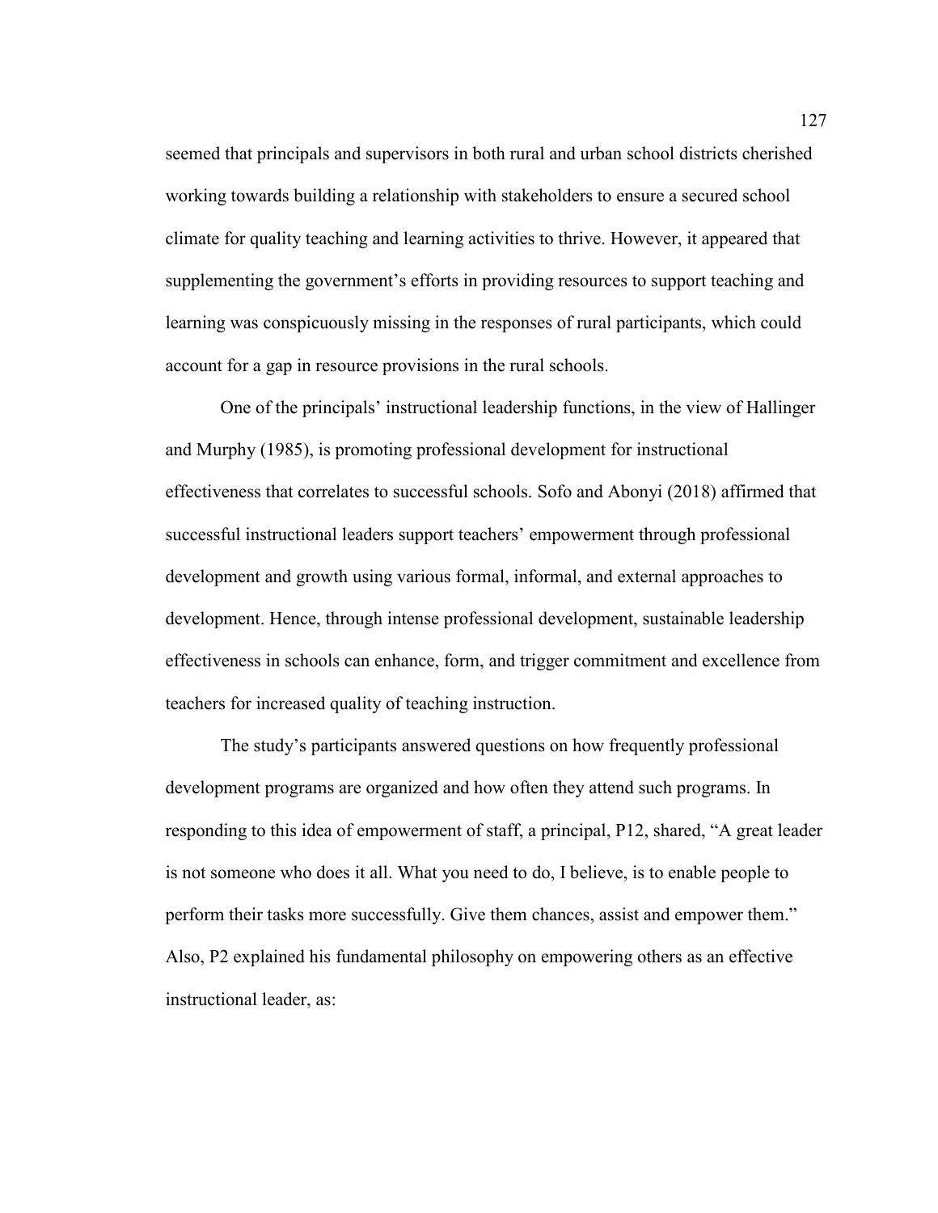seemed that principals and supervisors in both rural and urban school districts cherished working towards building a relationship with stakeholders to ensure a secured school climate for quality teaching and learning activities to thrive. However, it appeared that supplementing the government's efforts in providing resources to support teaching and learning was conspicuously missing in the responses of rural participants, which could account for a gap in resource provisions in the rural schools.

One of the principals' instructional leadership functions, in the view of Hallinger and Murphy (1985), is promoting professional development for instructional effectiveness that correlates to successful schools. Sofo and Abonyi (2018) affirmed that successful instructional leaders support teachers' empowerment through professional development and growth using various formal, informal, and external approaches to development. Hence, through intense professional development, sustainable leadership effectiveness in schools can enhance, form, and trigger commitment and excellence from teachers for increased quality of teaching instruction.

The study's participants answered questions on how frequently professional development programs are organized and how often they attend such programs. In responding to this idea of empowerment of staff, a principal, P12, shared, "A great leader is not someone who does it all. What you need to do, I believe, is to enable people to perform their tasks more successfully. Give them chances, assist and empower them." Also, P2 explained his fundamental philosophy on empowering others as an effective instructional leader, as: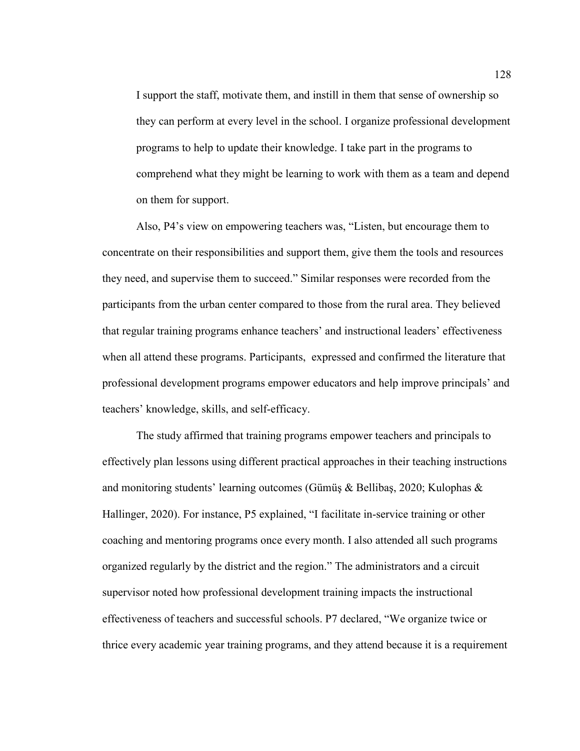> I support the staff, motivate them, and instill in them that sense of ownership so they can perform at every level in the school. I organize professional development programs to help to update their knowledge. I take part in the programs to comprehend what they might be learning to work with them as a team and depend on them for support.

Also, P4's view on empowering teachers was, "Listen, but encourage them to concentrate on their responsibilities and support them, give them the tools and resources they need, and supervise them to succeed." Similar responses were recorded from the participants from the urban center compared to those from the rural area. They believed that regular training programs enhance teachers' and instructional leaders' effectiveness when all attend these programs. Participants, expressed and confirmed the literature that professional development programs empower educators and help improve principals' and teachers' knowledge, skills, and self-efficacy.

The study affirmed that training programs empower teachers and principals to effectively plan lessons using different practical approaches in their teaching instructions and monitoring students' learning outcomes (Gümüş & Bellibaş, 2020; Kulophas & Hallinger, 2020). For instance, P5 explained, "I facilitate in-service training or other coaching and mentoring programs once every month. I also attended all such programs organized regularly by the district and the region." The administrators and a circuit supervisor noted how professional development training impacts the instructional effectiveness of teachers and successful schools. P7 declared, "We organize twice or thrice every academic year training programs, and they attend because it is a requirement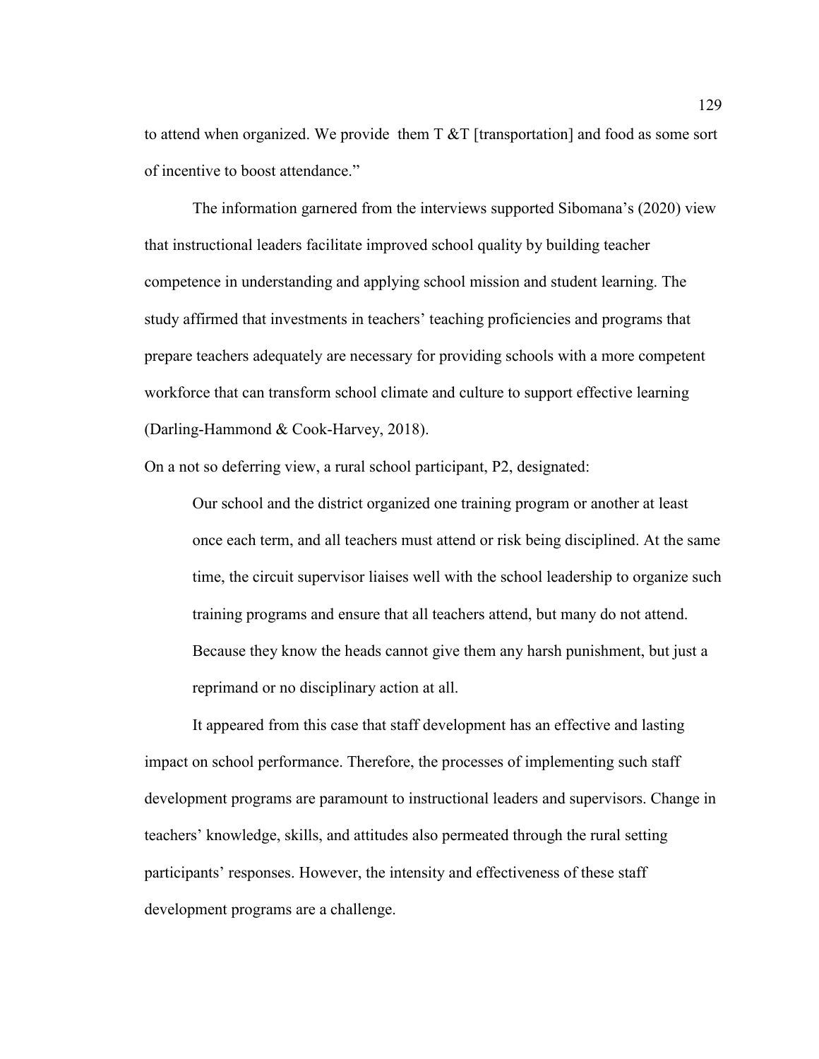to attend when organized. We provide  them T &T [transportation] and food as some sort of incentive to boost attendance."

The information garnered from the interviews supported Sibomana's (2020) view that instructional leaders facilitate improved school quality by building teacher competence in understanding and applying school mission and student learning. The study affirmed that investments in teachers' teaching proficiencies and programs that prepare teachers adequately are necessary for providing schools with a more competent workforce that can transform school climate and culture to support effective learning (Darling-Hammond & Cook-Harvey, 2018).

On a not so deferring view, a rural school participant, P2, designated:

> Our school and the district organized one training program or another at least once each term, and all teachers must attend or risk being disciplined. At the same time, the circuit supervisor liaises well with the school leadership to organize such training programs and ensure that all teachers attend, but many do not attend. Because they know the heads cannot give them any harsh punishment, but just a reprimand or no disciplinary action at all.

It appeared from this case that staff development has an effective and lasting impact on school performance. Therefore, the processes of implementing such staff development programs are paramount to instructional leaders and supervisors. Change in teachers' knowledge, skills, and attitudes also permeated through the rural setting participants' responses. However, the intensity and effectiveness of these staff development programs are a challenge.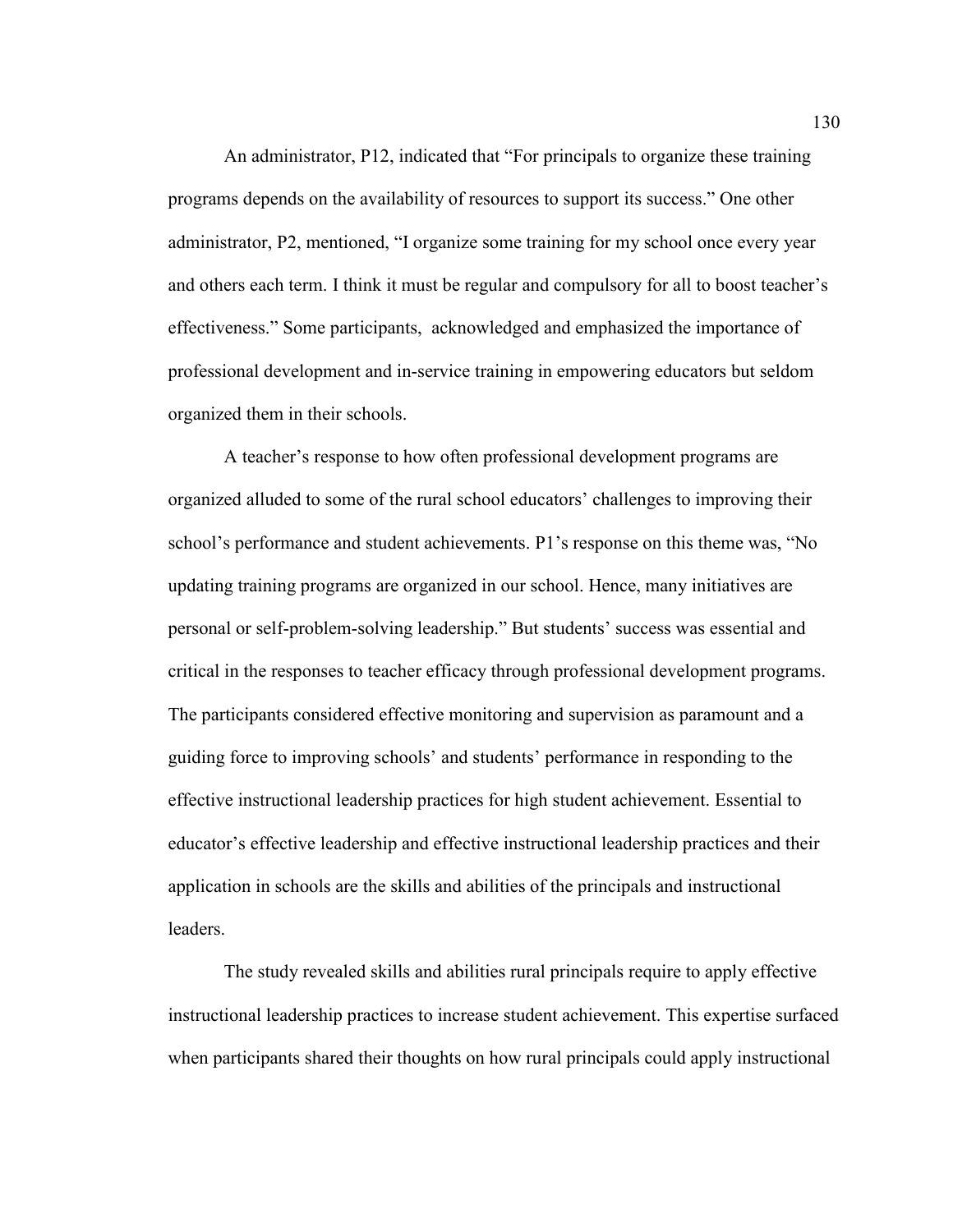An administrator, P12, indicated that "For principals to organize these training programs depends on the availability of resources to support its success." One other administrator, P2, mentioned, "I organize some training for my school once every year and others each term. I think it must be regular and compulsory for all to boost teacher's effectiveness." Some participants,  acknowledged and emphasized the importance of professional development and in-service training in empowering educators but seldom organized them in their schools.

A teacher's response to how often professional development programs are organized alluded to some of the rural school educators' challenges to improving their school's performance and student achievements. P1's response on this theme was, "No updating training programs are organized in our school. Hence, many initiatives are personal or self-problem-solving leadership." But students' success was essential and critical in the responses to teacher efficacy through professional development programs. The participants considered effective monitoring and supervision as paramount and a guiding force to improving schools' and students' performance in responding to the effective instructional leadership practices for high student achievement. Essential to educator's effective leadership and effective instructional leadership practices and their application in schools are the skills and abilities of the principals and instructional leaders.

The study revealed skills and abilities rural principals require to apply effective instructional leadership practices to increase student achievement. This expertise surfaced when participants shared their thoughts on how rural principals could apply instructional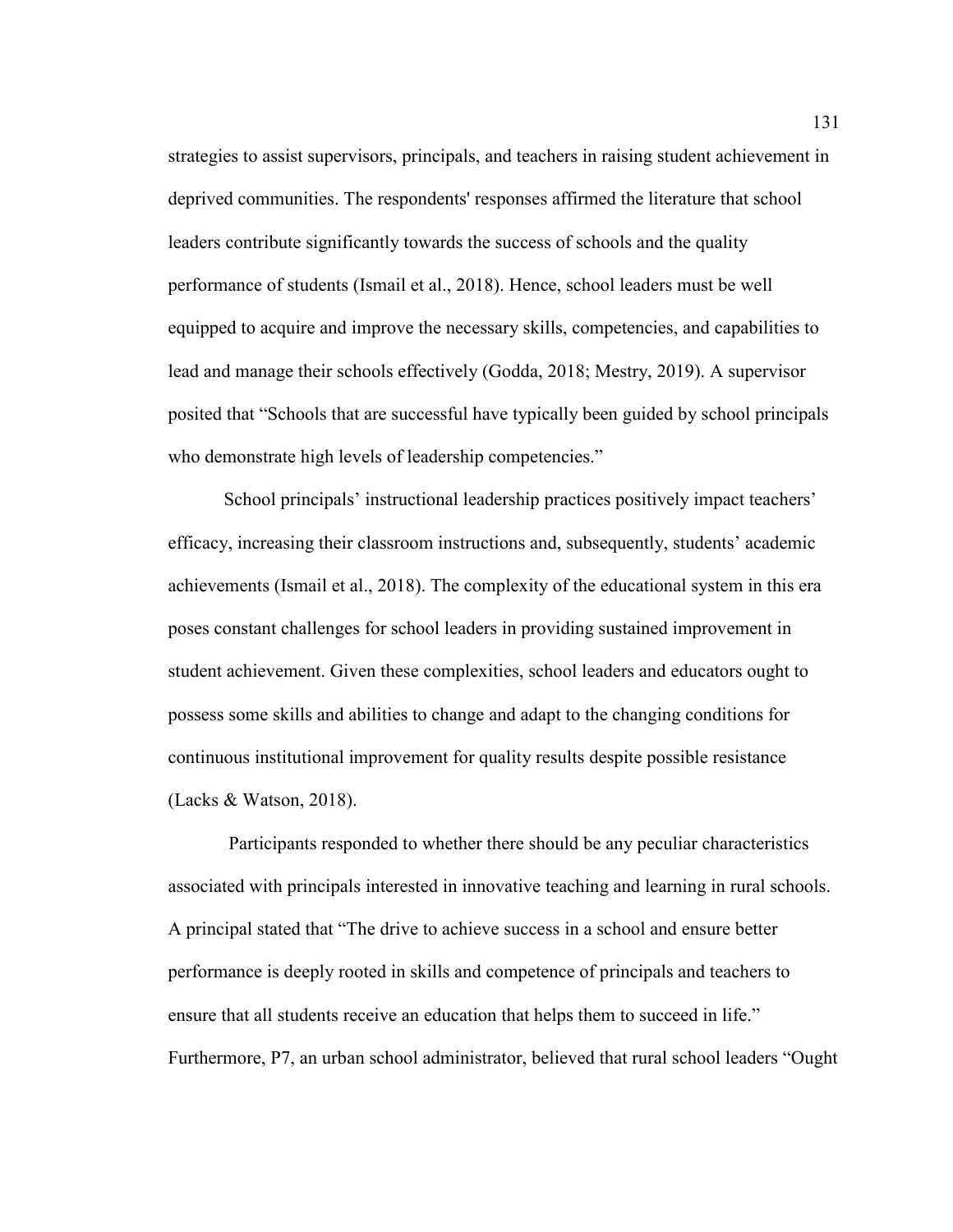strategies to assist supervisors, principals, and teachers in raising student achievement in deprived communities. The respondents' responses affirmed the literature that school leaders contribute significantly towards the success of schools and the quality performance of students (Ismail et al., 2018). Hence, school leaders must be well equipped to acquire and improve the necessary skills, competencies, and capabilities to lead and manage their schools effectively (Godda, 2018; Mestry, 2019). A supervisor posited that "Schools that are successful have typically been guided by school principals who demonstrate high levels of leadership competencies."

School principals' instructional leadership practices positively impact teachers' efficacy, increasing their classroom instructions and, subsequently, students' academic achievements (Ismail et al., 2018). The complexity of the educational system in this era poses constant challenges for school leaders in providing sustained improvement in student achievement. Given these complexities, school leaders and educators ought to possess some skills and abilities to change and adapt to the changing conditions for continuous institutional improvement for quality results despite possible resistance (Lacks & Watson, 2018).

Participants responded to whether there should be any peculiar characteristics associated with principals interested in innovative teaching and learning in rural schools. A principal stated that "The drive to achieve success in a school and ensure better performance is deeply rooted in skills and competence of principals and teachers to ensure that all students receive an education that helps them to succeed in life." Furthermore, P7, an urban school administrator, believed that rural school leaders "Ought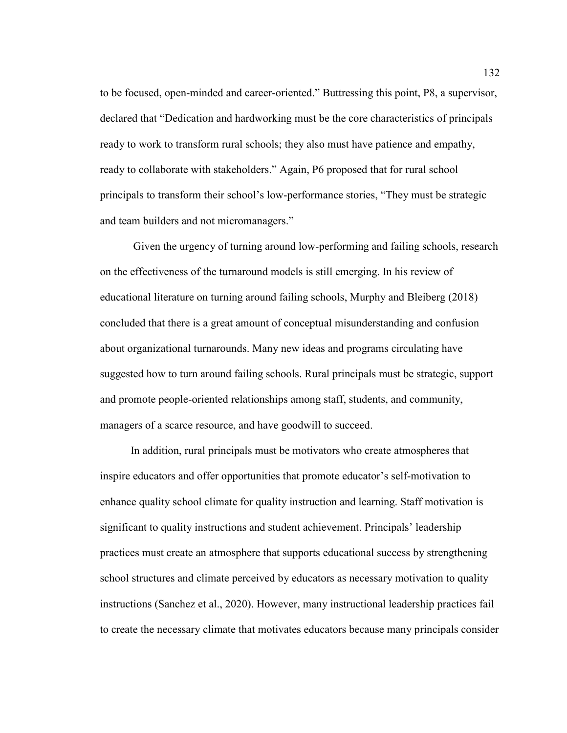to be focused, open-minded and career-oriented." Buttressing this point, P8, a supervisor, declared that "Dedication and hardworking must be the core characteristics of principals ready to work to transform rural schools; they also must have patience and empathy, ready to collaborate with stakeholders." Again, P6 proposed that for rural school principals to transform their school's low-performance stories, "They must be strategic and team builders and not micromanagers."

Given the urgency of turning around low-performing and failing schools, research on the effectiveness of the turnaround models is still emerging. In his review of educational literature on turning around failing schools, Murphy and Bleiberg (2018) concluded that there is a great amount of conceptual misunderstanding and confusion about organizational turnarounds. Many new ideas and programs circulating have suggested how to turn around failing schools. Rural principals must be strategic, support and promote people-oriented relationships among staff, students, and community, managers of a scarce resource, and have goodwill to succeed.

In addition, rural principals must be motivators who create atmospheres that inspire educators and offer opportunities that promote educator's self-motivation to enhance quality school climate for quality instruction and learning. Staff motivation is significant to quality instructions and student achievement. Principals' leadership practices must create an atmosphere that supports educational success by strengthening school structures and climate perceived by educators as necessary motivation to quality instructions (Sanchez et al., 2020). However, many instructional leadership practices fail to create the necessary climate that motivates educators because many principals consider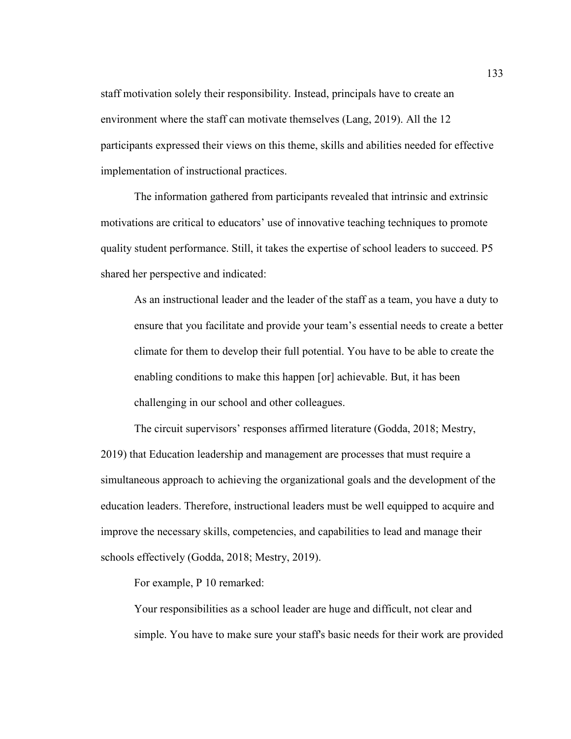staff motivation solely their responsibility. Instead, principals have to create an environment where the staff can motivate themselves (Lang, 2019). All the 12 participants expressed their views on this theme, skills and abilities needed for effective implementation of instructional practices.

The information gathered from participants revealed that intrinsic and extrinsic motivations are critical to educators' use of innovative teaching techniques to promote quality student performance. Still, it takes the expertise of school leaders to succeed. P5 shared her perspective and indicated:

> As an instructional leader and the leader of the staff as a team, you have a duty to ensure that you facilitate and provide your team's essential needs to create a better climate for them to develop their full potential. You have to be able to create the enabling conditions to make this happen [or] achievable. But, it has been challenging in our school and other colleagues.

The circuit supervisors' responses affirmed literature (Godda, 2018; Mestry, 2019) that Education leadership and management are processes that must require a simultaneous approach to achieving the organizational goals and the development of the education leaders. Therefore, instructional leaders must be well equipped to acquire and improve the necessary skills, competencies, and capabilities to lead and manage their schools effectively (Godda, 2018; Mestry, 2019).

For example, P 10 remarked:

> Your responsibilities as a school leader are huge and difficult, not clear and simple. You have to make sure your staff's basic needs for their work are provided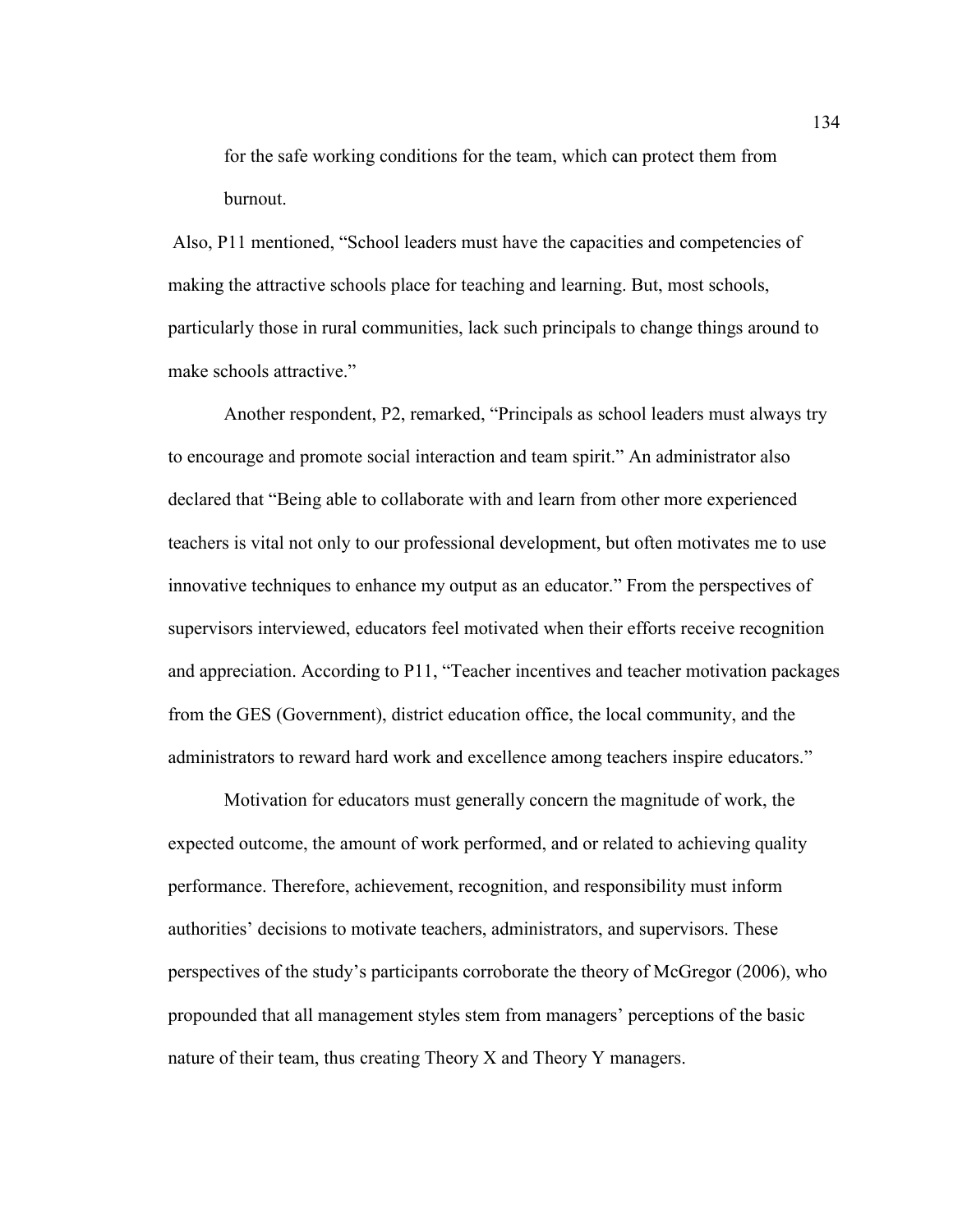for the safe working conditions for the team, which can protect them from burnout.

Also, P11 mentioned, “School leaders must have the capacities and competencies of making the attractive schools place for teaching and learning. But, most schools, particularly those in rural communities, lack such principals to change things around to make schools attractive.”

Another respondent, P2, remarked, “Principals as school leaders must always try to encourage and promote social interaction and team spirit.” An administrator also declared that “Being able to collaborate with and learn from other more experienced teachers is vital not only to our professional development, but often motivates me to use innovative techniques to enhance my output as an educator.” From the perspectives of supervisors interviewed, educators feel motivated when their efforts receive recognition and appreciation. According to P11, “Teacher incentives and teacher motivation packages from the GES (Government), district education office, the local community, and the administrators to reward hard work and excellence among teachers inspire educators.”

Motivation for educators must generally concern the magnitude of work, the expected outcome, the amount of work performed, and or related to achieving quality performance. Therefore, achievement, recognition, and responsibility must inform authorities’ decisions to motivate teachers, administrators, and supervisors. These perspectives of the study’s participants corroborate the theory of McGregor (2006), who propounded that all management styles stem from managers’ perceptions of the basic nature of their team, thus creating Theory X and Theory Y managers.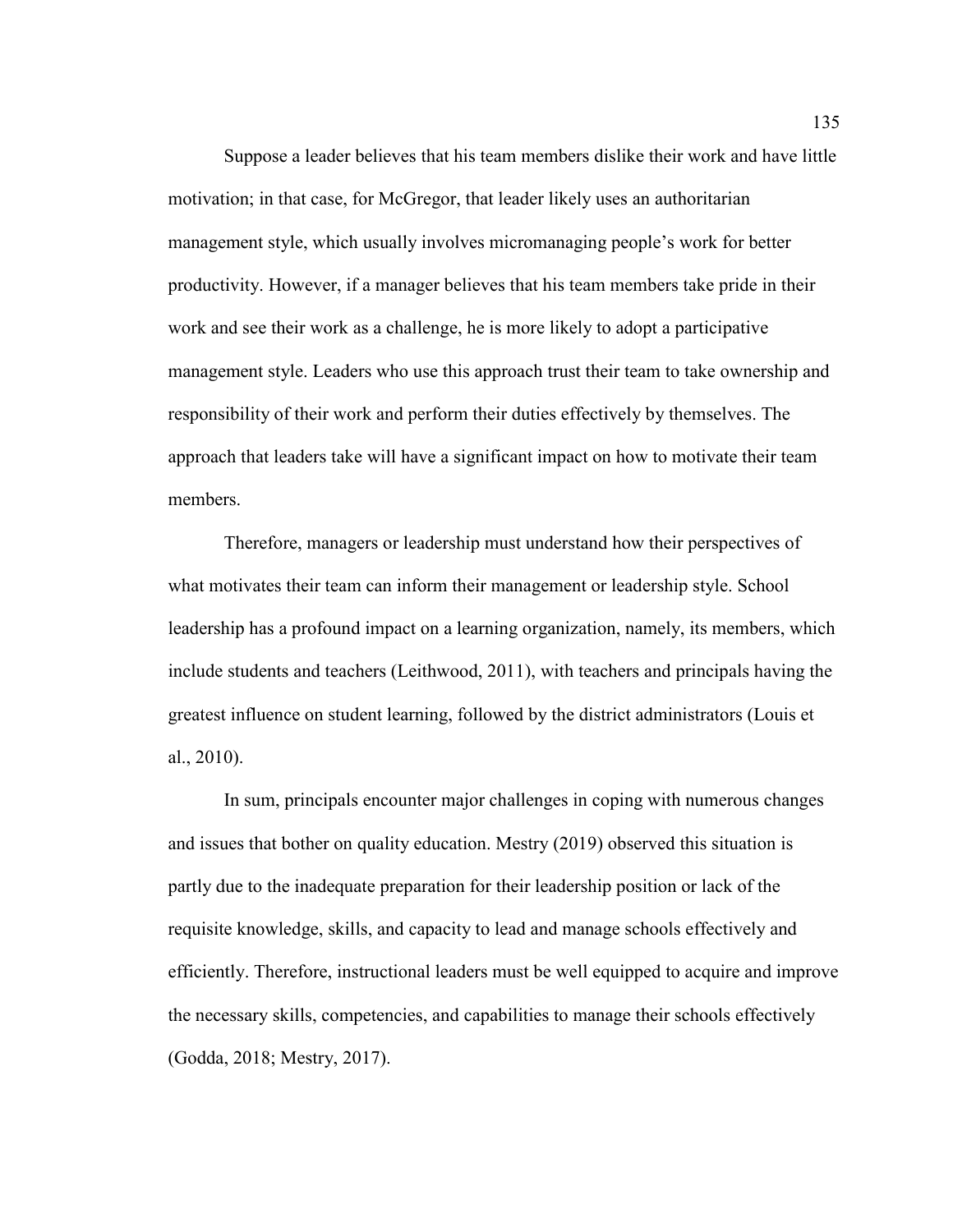Suppose a leader believes that his team members dislike their work and have little motivation; in that case, for McGregor, that leader likely uses an authoritarian management style, which usually involves micromanaging people's work for better productivity. However, if a manager believes that his team members take pride in their work and see their work as a challenge, he is more likely to adopt a participative management style. Leaders who use this approach trust their team to take ownership and responsibility of their work and perform their duties effectively by themselves. The approach that leaders take will have a significant impact on how to motivate their team members.

Therefore, managers or leadership must understand how their perspectives of what motivates their team can inform their management or leadership style. School leadership has a profound impact on a learning organization, namely, its members, which include students and teachers (Leithwood, 2011), with teachers and principals having the greatest influence on student learning, followed by the district administrators (Louis et al., 2010).

In sum, principals encounter major challenges in coping with numerous changes and issues that bother on quality education. Mestry (2019) observed this situation is partly due to the inadequate preparation for their leadership position or lack of the requisite knowledge, skills, and capacity to lead and manage schools effectively and efficiently. Therefore, instructional leaders must be well equipped to acquire and improve the necessary skills, competencies, and capabilities to manage their schools effectively (Godda, 2018; Mestry, 2017).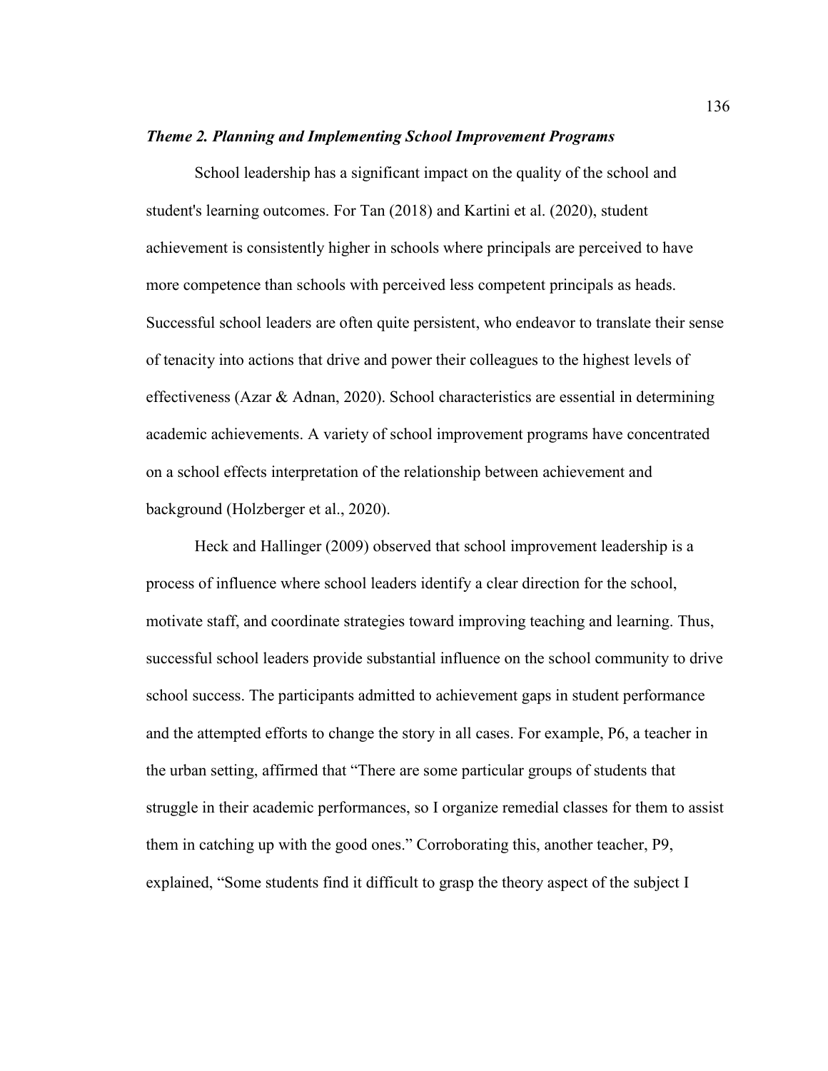### *Theme 2. Planning and Implementing School Improvement Programs*

School leadership has a significant impact on the quality of the school and student's learning outcomes. For Tan (2018) and Kartini et al. (2020), student achievement is consistently higher in schools where principals are perceived to have more competence than schools with perceived less competent principals as heads. Successful school leaders are often quite persistent, who endeavor to translate their sense of tenacity into actions that drive and power their colleagues to the highest levels of effectiveness (Azar & Adnan, 2020). School characteristics are essential in determining academic achievements. A variety of school improvement programs have concentrated on a school effects interpretation of the relationship between achievement and background (Holzberger et al., 2020).

Heck and Hallinger (2009) observed that school improvement leadership is a process of influence where school leaders identify a clear direction for the school, motivate staff, and coordinate strategies toward improving teaching and learning. Thus, successful school leaders provide substantial influence on the school community to drive school success. The participants admitted to achievement gaps in student performance and the attempted efforts to change the story in all cases. For example, P6, a teacher in the urban setting, affirmed that "There are some particular groups of students that struggle in their academic performances, so I organize remedial classes for them to assist them in catching up with the good ones." Corroborating this, another teacher, P9, explained, "Some students find it difficult to grasp the theory aspect of the subject I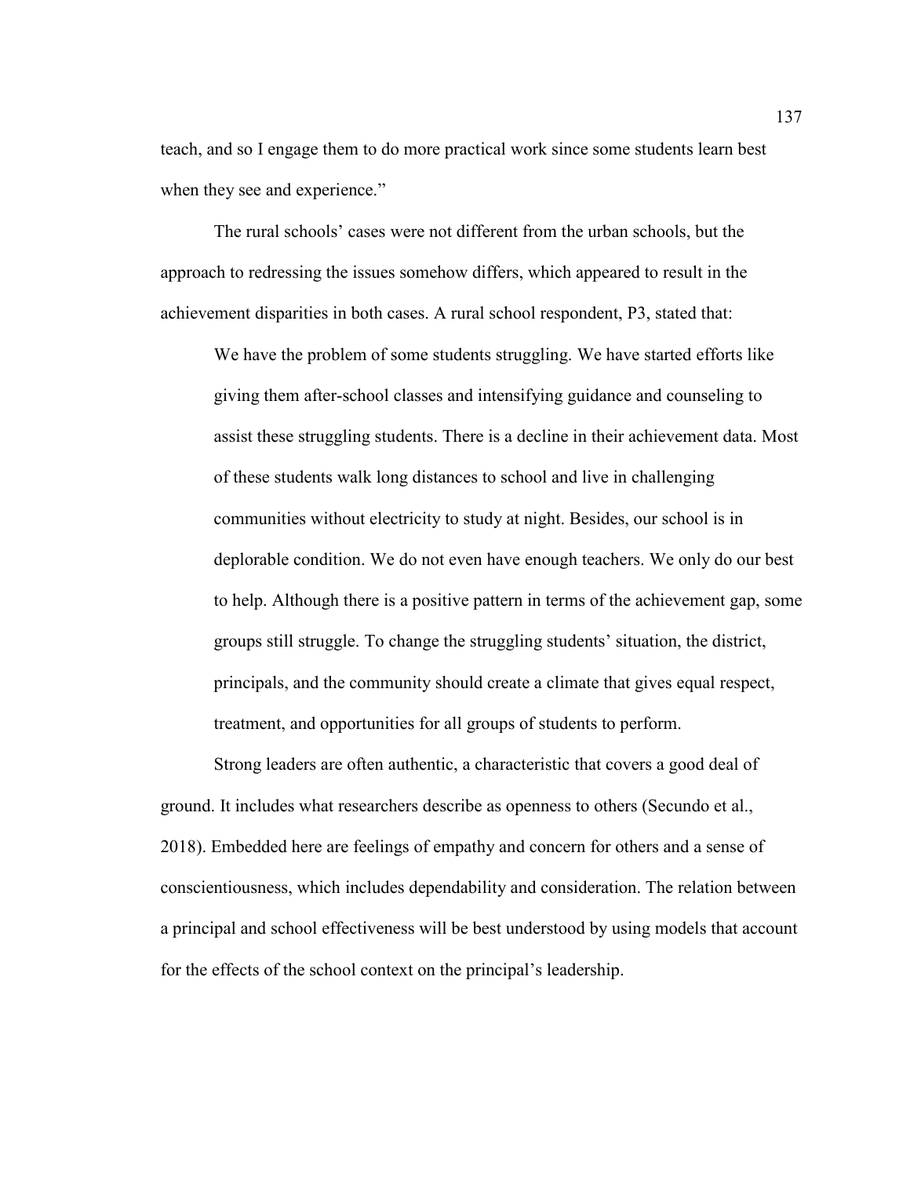teach, and so I engage them to do more practical work since some students learn best when they see and experience."

The rural schools' cases were not different from the urban schools, but the approach to redressing the issues somehow differs, which appeared to result in the achievement disparities in both cases. A rural school respondent, P3, stated that:

> We have the problem of some students struggling. We have started efforts like giving them after-school classes and intensifying guidance and counseling to assist these struggling students. There is a decline in their achievement data. Most of these students walk long distances to school and live in challenging communities without electricity to study at night. Besides, our school is in deplorable condition. We do not even have enough teachers. We only do our best to help. Although there is a positive pattern in terms of the achievement gap, some groups still struggle. To change the struggling students' situation, the district, principals, and the community should create a climate that gives equal respect, treatment, and opportunities for all groups of students to perform.

Strong leaders are often authentic, a characteristic that covers a good deal of ground. It includes what researchers describe as openness to others (Secundo et al., 2018). Embedded here are feelings of empathy and concern for others and a sense of conscientiousness, which includes dependability and consideration. The relation between a principal and school effectiveness will be best understood by using models that account for the effects of the school context on the principal's leadership.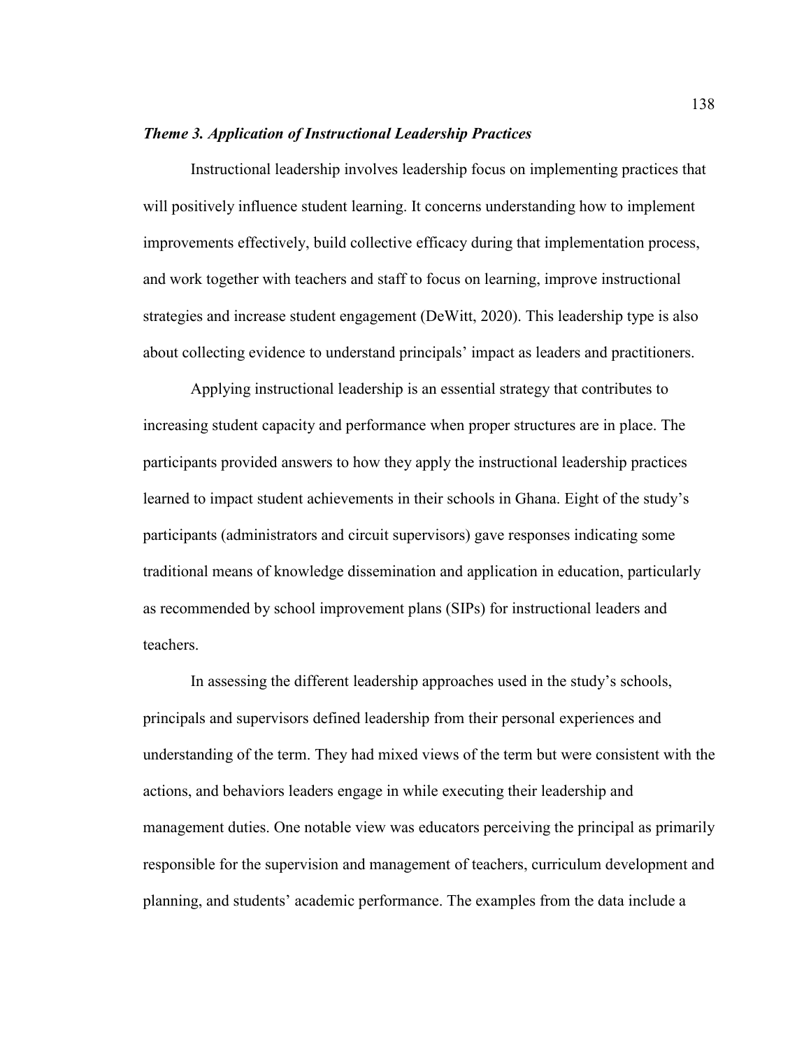### *Theme 3. Application of Instructional Leadership Practices*

Instructional leadership involves leadership focus on implementing practices that will positively influence student learning. It concerns understanding how to implement improvements effectively, build collective efficacy during that implementation process, and work together with teachers and staff to focus on learning, improve instructional strategies and increase student engagement (DeWitt, 2020). This leadership type is also about collecting evidence to understand principals' impact as leaders and practitioners.

Applying instructional leadership is an essential strategy that contributes to increasing student capacity and performance when proper structures are in place. The participants provided answers to how they apply the instructional leadership practices learned to impact student achievements in their schools in Ghana. Eight of the study's participants (administrators and circuit supervisors) gave responses indicating some traditional means of knowledge dissemination and application in education, particularly as recommended by school improvement plans (SIPs) for instructional leaders and teachers.

In assessing the different leadership approaches used in the study's schools, principals and supervisors defined leadership from their personal experiences and understanding of the term. They had mixed views of the term but were consistent with the actions, and behaviors leaders engage in while executing their leadership and management duties. One notable view was educators perceiving the principal as primarily responsible for the supervision and management of teachers, curriculum development and planning, and students' academic performance. The examples from the data include a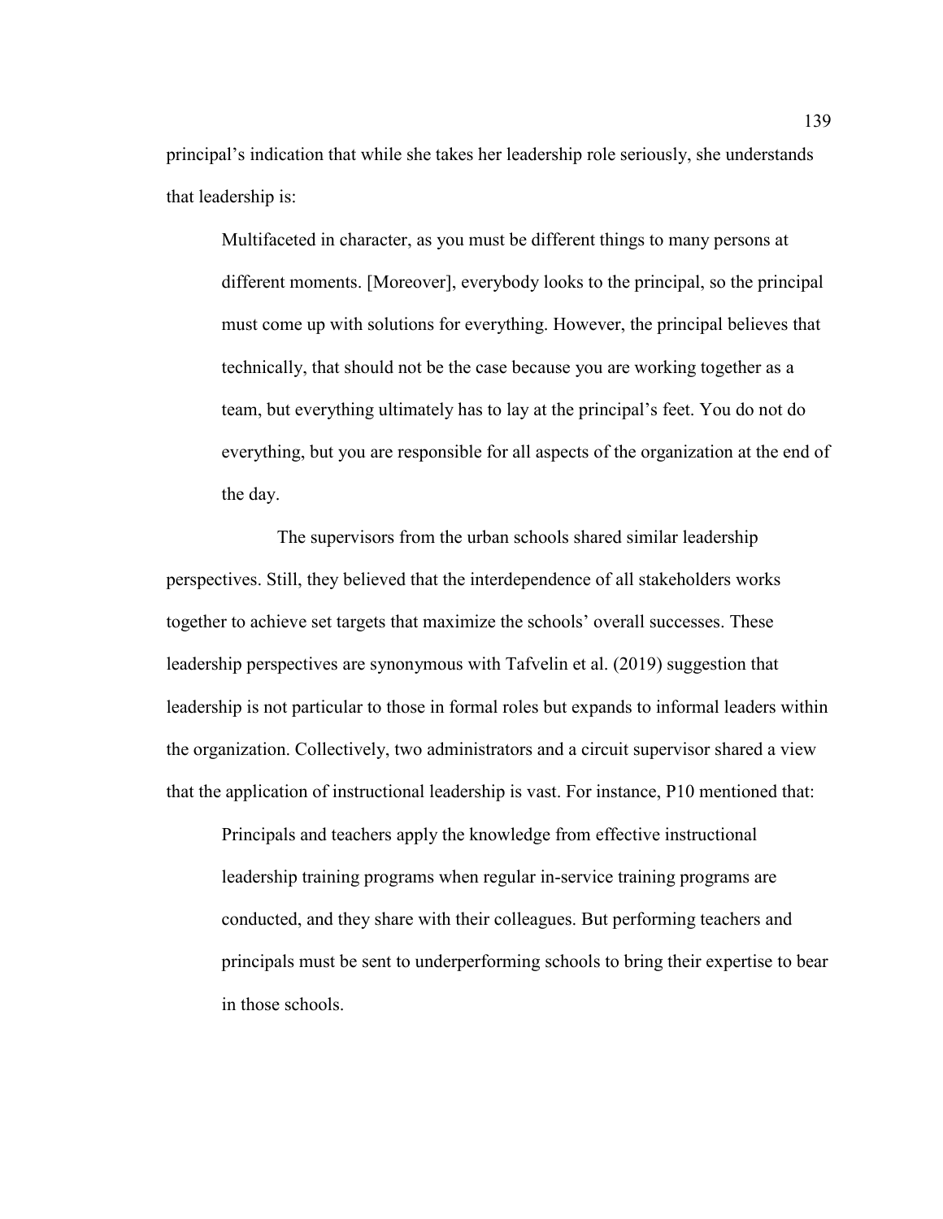principal's indication that while she takes her leadership role seriously, she understands that leadership is:

> Multifaceted in character, as you must be different things to many persons at different moments. [Moreover], everybody looks to the principal, so the principal must come up with solutions for everything. However, the principal believes that technically, that should not be the case because you are working together as a team, but everything ultimately has to lay at the principal's feet. You do not do everything, but you are responsible for all aspects of the organization at the end of the day.

The supervisors from the urban schools shared similar leadership perspectives. Still, they believed that the interdependence of all stakeholders works together to achieve set targets that maximize the schools' overall successes. These leadership perspectives are synonymous with Tafvelin et al. (2019) suggestion that leadership is not particular to those in formal roles but expands to informal leaders within the organization. Collectively, two administrators and a circuit supervisor shared a view that the application of instructional leadership is vast. For instance, P10 mentioned that:

> Principals and teachers apply the knowledge from effective instructional leadership training programs when regular in-service training programs are conducted, and they share with their colleagues. But performing teachers and principals must be sent to underperforming schools to bring their expertise to bear in those schools.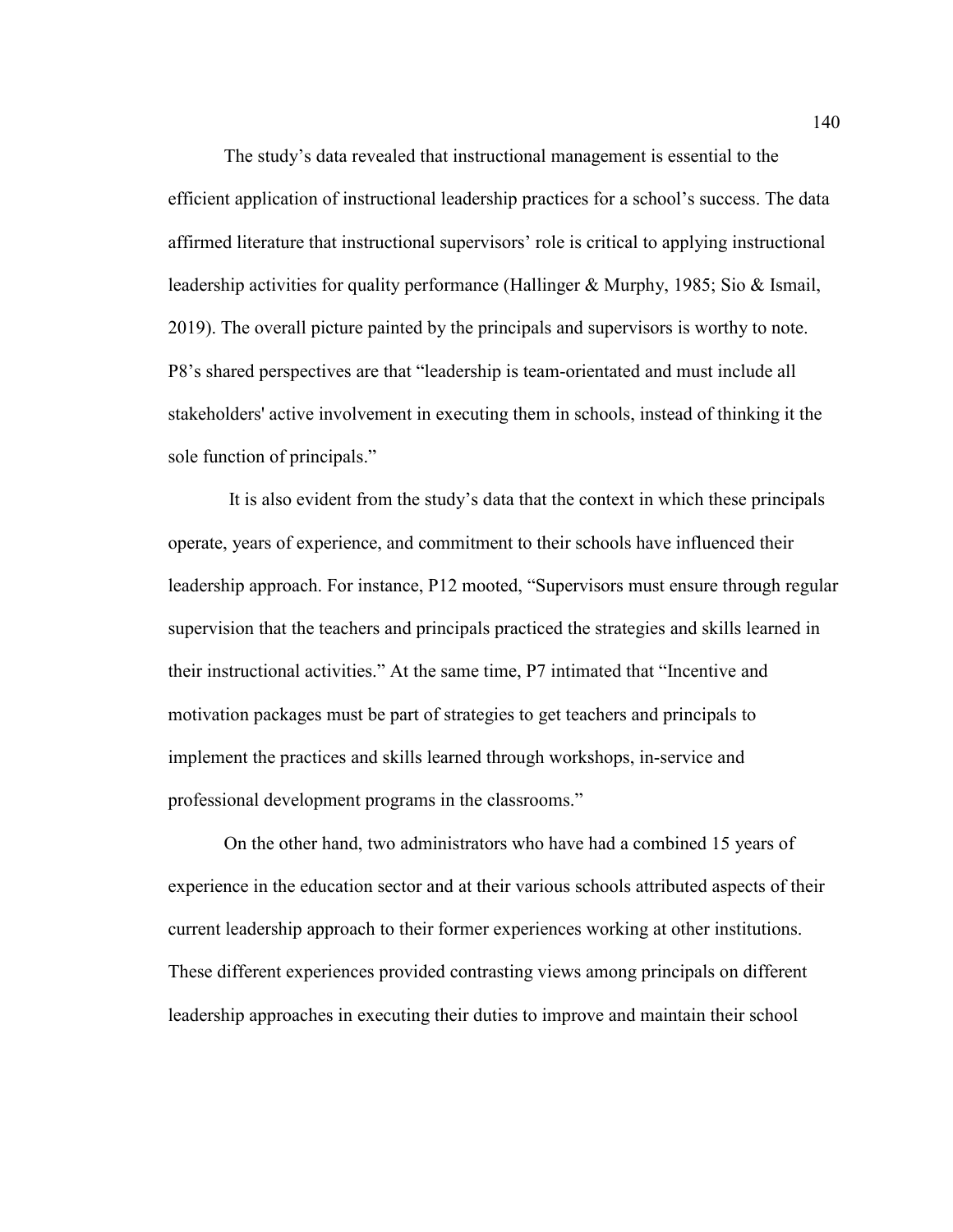The study's data revealed that instructional management is essential to the efficient application of instructional leadership practices for a school's success. The data affirmed literature that instructional supervisors' role is critical to applying instructional leadership activities for quality performance (Hallinger & Murphy, 1985; Sio & Ismail, 2019). The overall picture painted by the principals and supervisors is worthy to note. P8's shared perspectives are that "leadership is team-orientated and must include all stakeholders' active involvement in executing them in schools, instead of thinking it the sole function of principals."

It is also evident from the study's data that the context in which these principals operate, years of experience, and commitment to their schools have influenced their leadership approach. For instance, P12 mooted, "Supervisors must ensure through regular supervision that the teachers and principals practiced the strategies and skills learned in their instructional activities." At the same time, P7 intimated that "Incentive and motivation packages must be part of strategies to get teachers and principals to implement the practices and skills learned through workshops, in-service and professional development programs in the classrooms."

On the other hand, two administrators who have had a combined 15 years of experience in the education sector and at their various schools attributed aspects of their current leadership approach to their former experiences working at other institutions. These different experiences provided contrasting views among principals on different leadership approaches in executing their duties to improve and maintain their school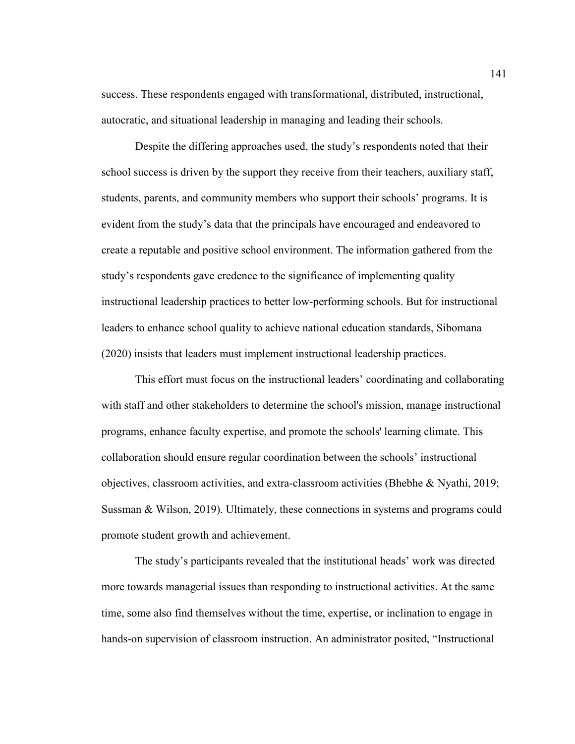success. These respondents engaged with transformational, distributed, instructional, autocratic, and situational leadership in managing and leading their schools.

Despite the differing approaches used, the study's respondents noted that their school success is driven by the support they receive from their teachers, auxiliary staff, students, parents, and community members who support their schools' programs. It is evident from the study's data that the principals have encouraged and endeavored to create a reputable and positive school environment. The information gathered from the study's respondents gave credence to the significance of implementing quality instructional leadership practices to better low-performing schools. But for instructional leaders to enhance school quality to achieve national education standards, Sibomana (2020) insists that leaders must implement instructional leadership practices.

This effort must focus on the instructional leaders' coordinating and collaborating with staff and other stakeholders to determine the school's mission, manage instructional programs, enhance faculty expertise, and promote the schools' learning climate. This collaboration should ensure regular coordination between the schools' instructional objectives, classroom activities, and extra-classroom activities (Bhebhe & Nyathi, 2019; Sussman & Wilson, 2019). Ultimately, these connections in systems and programs could promote student growth and achievement.

The study's participants revealed that the institutional heads' work was directed more towards managerial issues than responding to instructional activities. At the same time, some also find themselves without the time, expertise, or inclination to engage in hands-on supervision of classroom instruction. An administrator posited, "Instructional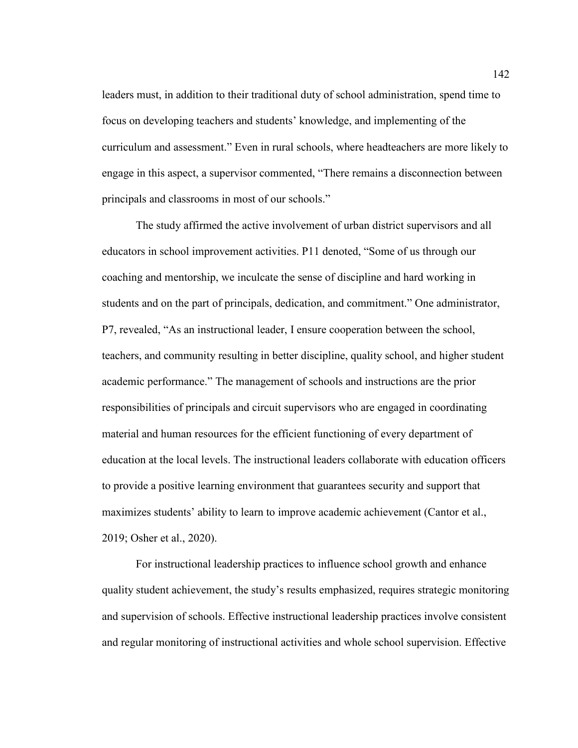leaders must, in addition to their traditional duty of school administration, spend time to focus on developing teachers and students' knowledge, and implementing of the curriculum and assessment." Even in rural schools, where headteachers are more likely to engage in this aspect, a supervisor commented, "There remains a disconnection between principals and classrooms in most of our schools."

The study affirmed the active involvement of urban district supervisors and all educators in school improvement activities. P11 denoted, "Some of us through our coaching and mentorship, we inculcate the sense of discipline and hard working in students and on the part of principals, dedication, and commitment." One administrator, P7, revealed, "As an instructional leader, I ensure cooperation between the school, teachers, and community resulting in better discipline, quality school, and higher student academic performance." The management of schools and instructions are the prior responsibilities of principals and circuit supervisors who are engaged in coordinating material and human resources for the efficient functioning of every department of education at the local levels. The instructional leaders collaborate with education officers to provide a positive learning environment that guarantees security and support that maximizes students' ability to learn to improve academic achievement (Cantor et al., 2019; Osher et al., 2020).

For instructional leadership practices to influence school growth and enhance quality student achievement, the study's results emphasized, requires strategic monitoring and supervision of schools. Effective instructional leadership practices involve consistent and regular monitoring of instructional activities and whole school supervision. Effective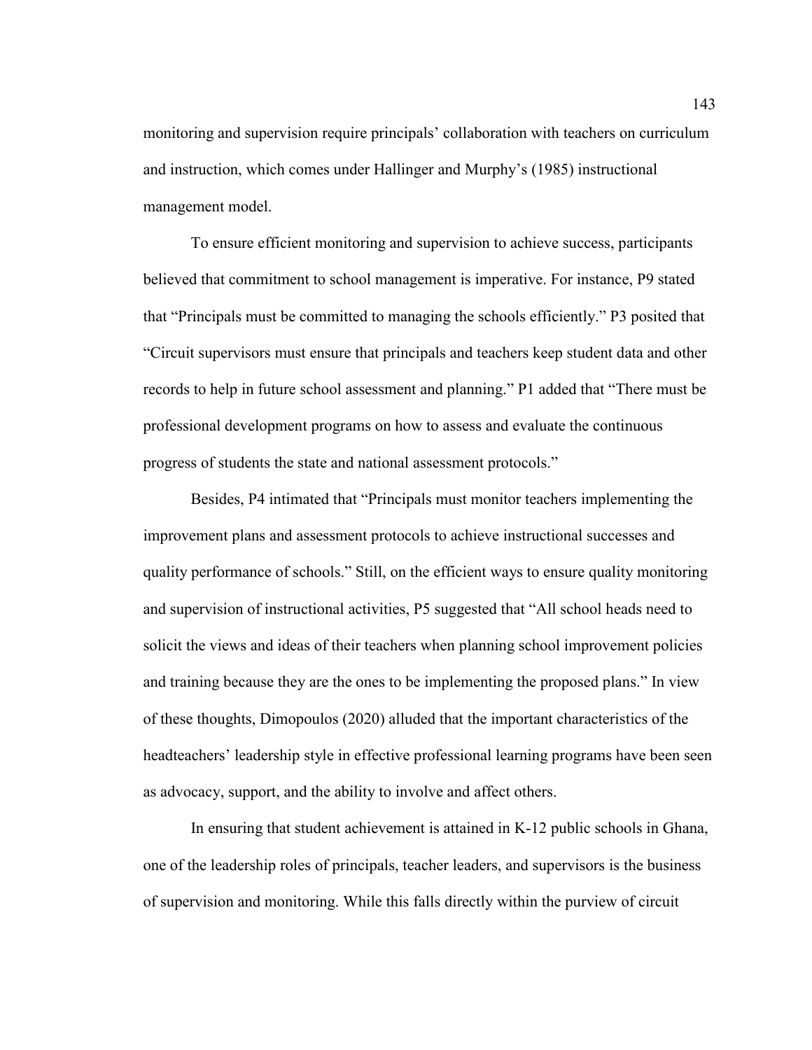monitoring and supervision require principals' collaboration with teachers on curriculum and instruction, which comes under Hallinger and Murphy's (1985) instructional management model.

To ensure efficient monitoring and supervision to achieve success, participants believed that commitment to school management is imperative. For instance, P9 stated that "Principals must be committed to managing the schools efficiently." P3 posited that "Circuit supervisors must ensure that principals and teachers keep student data and other records to help in future school assessment and planning." P1 added that "There must be professional development programs on how to assess and evaluate the continuous progress of students the state and national assessment protocols."

Besides, P4 intimated that "Principals must monitor teachers implementing the improvement plans and assessment protocols to achieve instructional successes and quality performance of schools." Still, on the efficient ways to ensure quality monitoring and supervision of instructional activities, P5 suggested that "All school heads need to solicit the views and ideas of their teachers when planning school improvement policies and training because they are the ones to be implementing the proposed plans." In view of these thoughts, Dimopoulos (2020) alluded that the important characteristics of the headteachers' leadership style in effective professional learning programs have been seen as advocacy, support, and the ability to involve and affect others.

In ensuring that student achievement is attained in K-12 public schools in Ghana, one of the leadership roles of principals, teacher leaders, and supervisors is the business of supervision and monitoring. While this falls directly within the purview of circuit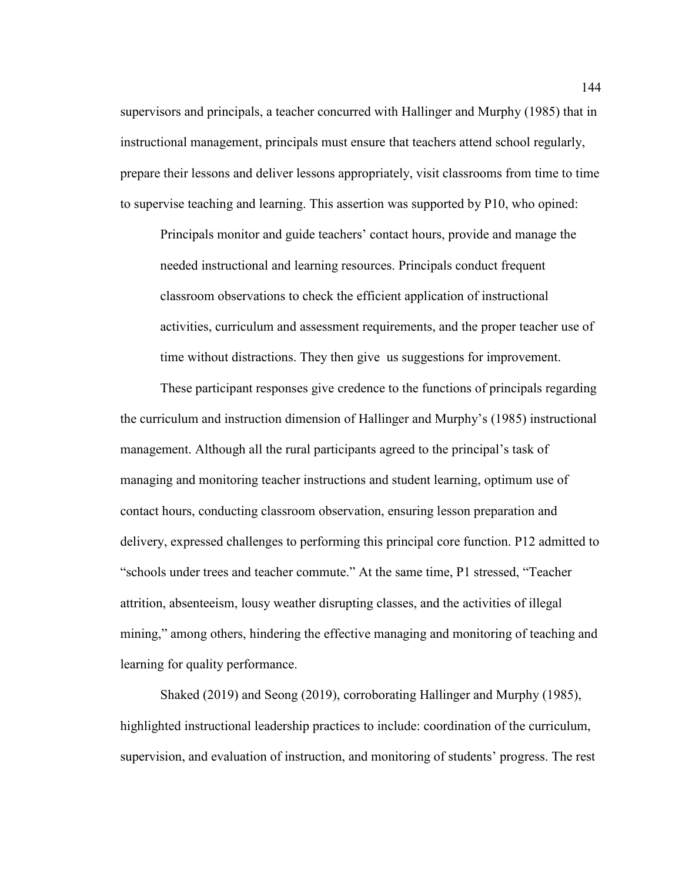supervisors and principals, a teacher concurred with Hallinger and Murphy (1985) that in instructional management, principals must ensure that teachers attend school regularly, prepare their lessons and deliver lessons appropriately, visit classrooms from time to time to supervise teaching and learning. This assertion was supported by P10, who opined:

> Principals monitor and guide teachers' contact hours, provide and manage the needed instructional and learning resources. Principals conduct frequent classroom observations to check the efficient application of instructional activities, curriculum and assessment requirements, and the proper teacher use of time without distractions. They then give us suggestions for improvement.

These participant responses give credence to the functions of principals regarding the curriculum and instruction dimension of Hallinger and Murphy's (1985) instructional management. Although all the rural participants agreed to the principal's task of managing and monitoring teacher instructions and student learning, optimum use of contact hours, conducting classroom observation, ensuring lesson preparation and delivery, expressed challenges to performing this principal core function. P12 admitted to "schools under trees and teacher commute." At the same time, P1 stressed, "Teacher attrition, absenteeism, lousy weather disrupting classes, and the activities of illegal mining," among others, hindering the effective managing and monitoring of teaching and learning for quality performance.

Shaked (2019) and Seong (2019), corroborating Hallinger and Murphy (1985), highlighted instructional leadership practices to include: coordination of the curriculum, supervision, and evaluation of instruction, and monitoring of students' progress. The rest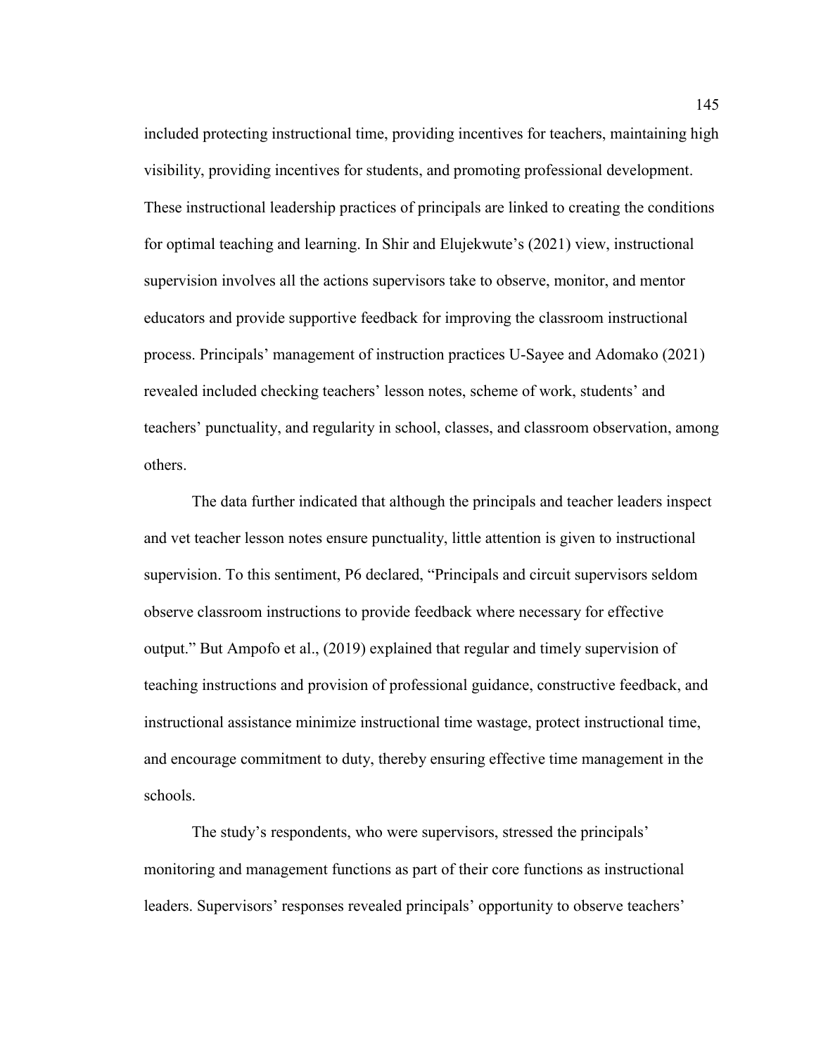included protecting instructional time, providing incentives for teachers, maintaining high visibility, providing incentives for students, and promoting professional development. These instructional leadership practices of principals are linked to creating the conditions for optimal teaching and learning. In Shir and Elujekwute's (2021) view, instructional supervision involves all the actions supervisors take to observe, monitor, and mentor educators and provide supportive feedback for improving the classroom instructional process. Principals' management of instruction practices U-Sayee and Adomako (2021) revealed included checking teachers' lesson notes, scheme of work, students' and teachers' punctuality, and regularity in school, classes, and classroom observation, among others.

The data further indicated that although the principals and teacher leaders inspect and vet teacher lesson notes ensure punctuality, little attention is given to instructional supervision. To this sentiment, P6 declared, "Principals and circuit supervisors seldom observe classroom instructions to provide feedback where necessary for effective output." But Ampofo et al., (2019) explained that regular and timely supervision of teaching instructions and provision of professional guidance, constructive feedback, and instructional assistance minimize instructional time wastage, protect instructional time, and encourage commitment to duty, thereby ensuring effective time management in the schools.

The study's respondents, who were supervisors, stressed the principals' monitoring and management functions as part of their core functions as instructional leaders. Supervisors' responses revealed principals' opportunity to observe teachers'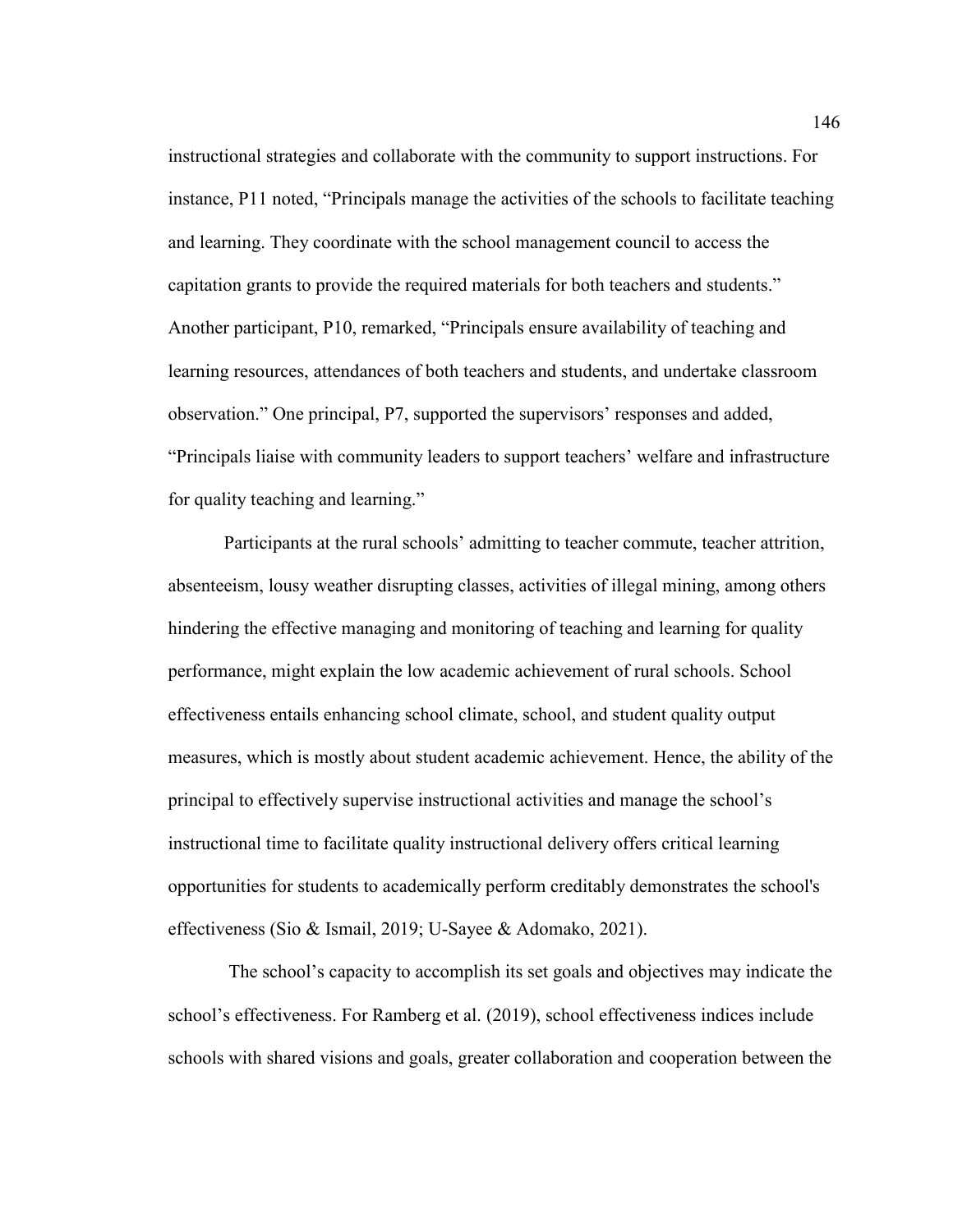instructional strategies and collaborate with the community to support instructions. For instance, P11 noted, "Principals manage the activities of the schools to facilitate teaching and learning. They coordinate with the school management council to access the capitation grants to provide the required materials for both teachers and students." Another participant, P10, remarked, "Principals ensure availability of teaching and learning resources, attendances of both teachers and students, and undertake classroom observation." One principal, P7, supported the supervisors' responses and added, "Principals liaise with community leaders to support teachers' welfare and infrastructure for quality teaching and learning."

Participants at the rural schools' admitting to teacher commute, teacher attrition, absenteeism, lousy weather disrupting classes, activities of illegal mining, among others hindering the effective managing and monitoring of teaching and learning for quality performance, might explain the low academic achievement of rural schools. School effectiveness entails enhancing school climate, school, and student quality output measures, which is mostly about student academic achievement. Hence, the ability of the principal to effectively supervise instructional activities and manage the school's instructional time to facilitate quality instructional delivery offers critical learning opportunities for students to academically perform creditably demonstrates the school's effectiveness (Sio & Ismail, 2019; U-Sayee & Adomako, 2021).

The school's capacity to accomplish its set goals and objectives may indicate the school's effectiveness. For Ramberg et al. (2019), school effectiveness indices include schools with shared visions and goals, greater collaboration and cooperation between the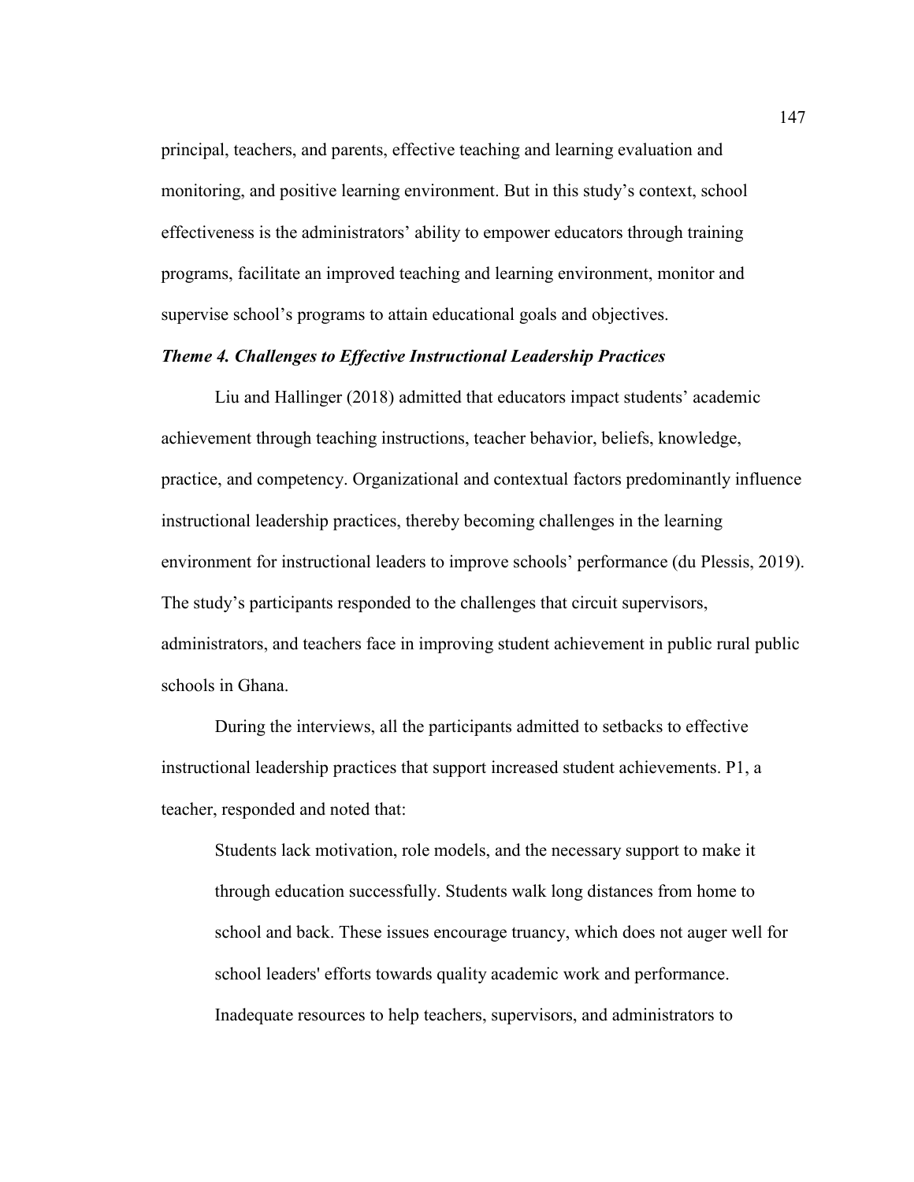principal, teachers, and parents, effective teaching and learning evaluation and monitoring, and positive learning environment. But in this study's context, school effectiveness is the administrators' ability to empower educators through training programs, facilitate an improved teaching and learning environment, monitor and supervise school's programs to attain educational goals and objectives.

### *Theme 4. Challenges to Effective Instructional Leadership Practices*

Liu and Hallinger (2018) admitted that educators impact students' academic achievement through teaching instructions, teacher behavior, beliefs, knowledge, practice, and competency. Organizational and contextual factors predominantly influence instructional leadership practices, thereby becoming challenges in the learning environment for instructional leaders to improve schools' performance (du Plessis, 2019). The study's participants responded to the challenges that circuit supervisors, administrators, and teachers face in improving student achievement in public rural public schools in Ghana.

During the interviews, all the participants admitted to setbacks to effective instructional leadership practices that support increased student achievements. P1, a teacher, responded and noted that:

> Students lack motivation, role models, and the necessary support to make it through education successfully. Students walk long distances from home to school and back. These issues encourage truancy, which does not auger well for school leaders' efforts towards quality academic work and performance. Inadequate resources to help teachers, supervisors, and administrators to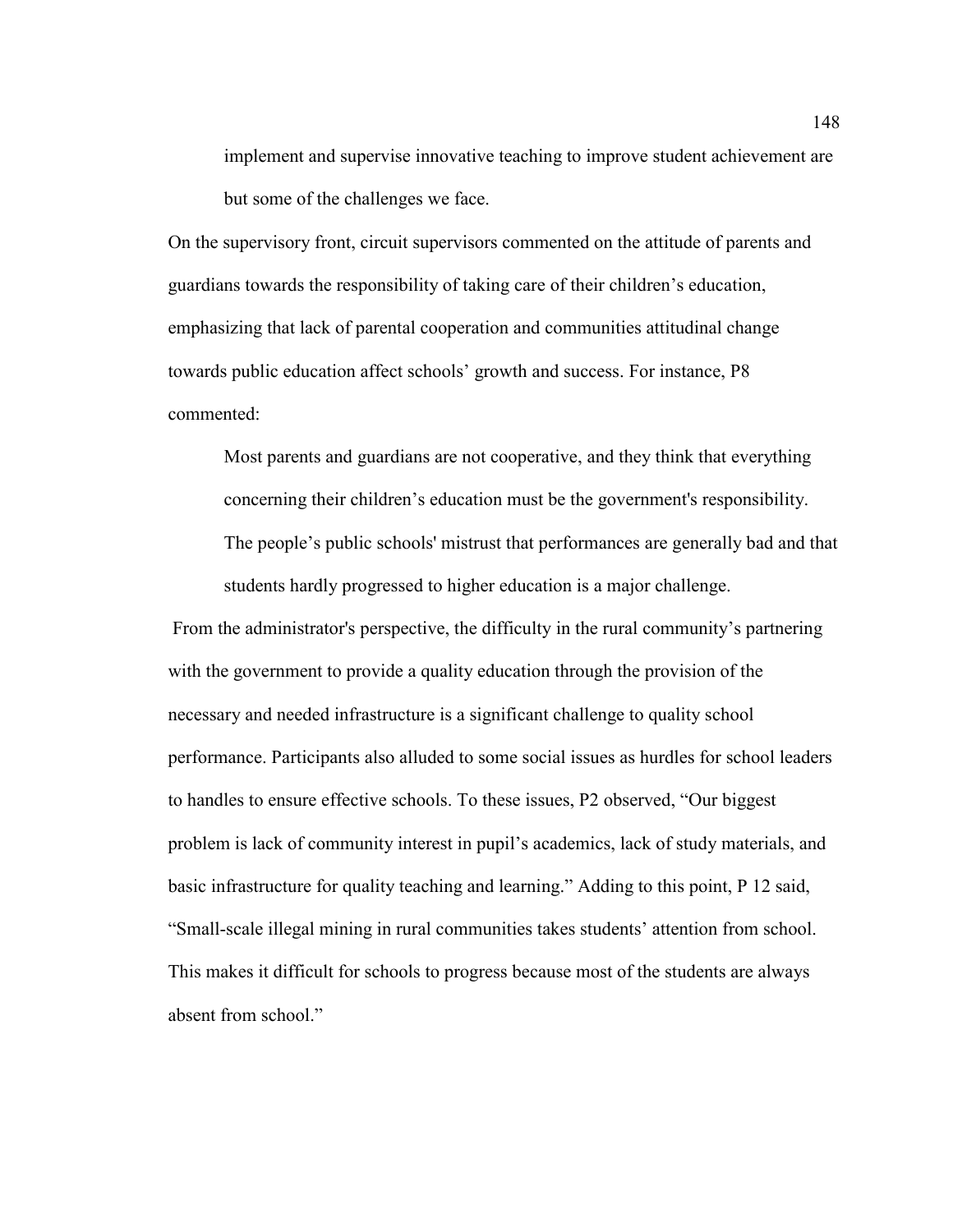> implement and supervise innovative teaching to improve student achievement are but some of the challenges we face.

On the supervisory front, circuit supervisors commented on the attitude of parents and guardians towards the responsibility of taking care of their children's education, emphasizing that lack of parental cooperation and communities attitudinal change towards public education affect schools' growth and success. For instance, P8 commented:

> Most parents and guardians are not cooperative, and they think that everything concerning their children's education must be the government's responsibility. The people's public schools' mistrust that performances are generally bad and that students hardly progressed to higher education is a major challenge.

From the administrator's perspective, the difficulty in the rural community's partnering with the government to provide a quality education through the provision of the necessary and needed infrastructure is a significant challenge to quality school performance. Participants also alluded to some social issues as hurdles for school leaders to handles to ensure effective schools. To these issues, P2 observed, "Our biggest problem is lack of community interest in pupil's academics, lack of study materials, and basic infrastructure for quality teaching and learning." Adding to this point, P 12 said, "Small-scale illegal mining in rural communities takes students' attention from school. This makes it difficult for schools to progress because most of the students are always absent from school."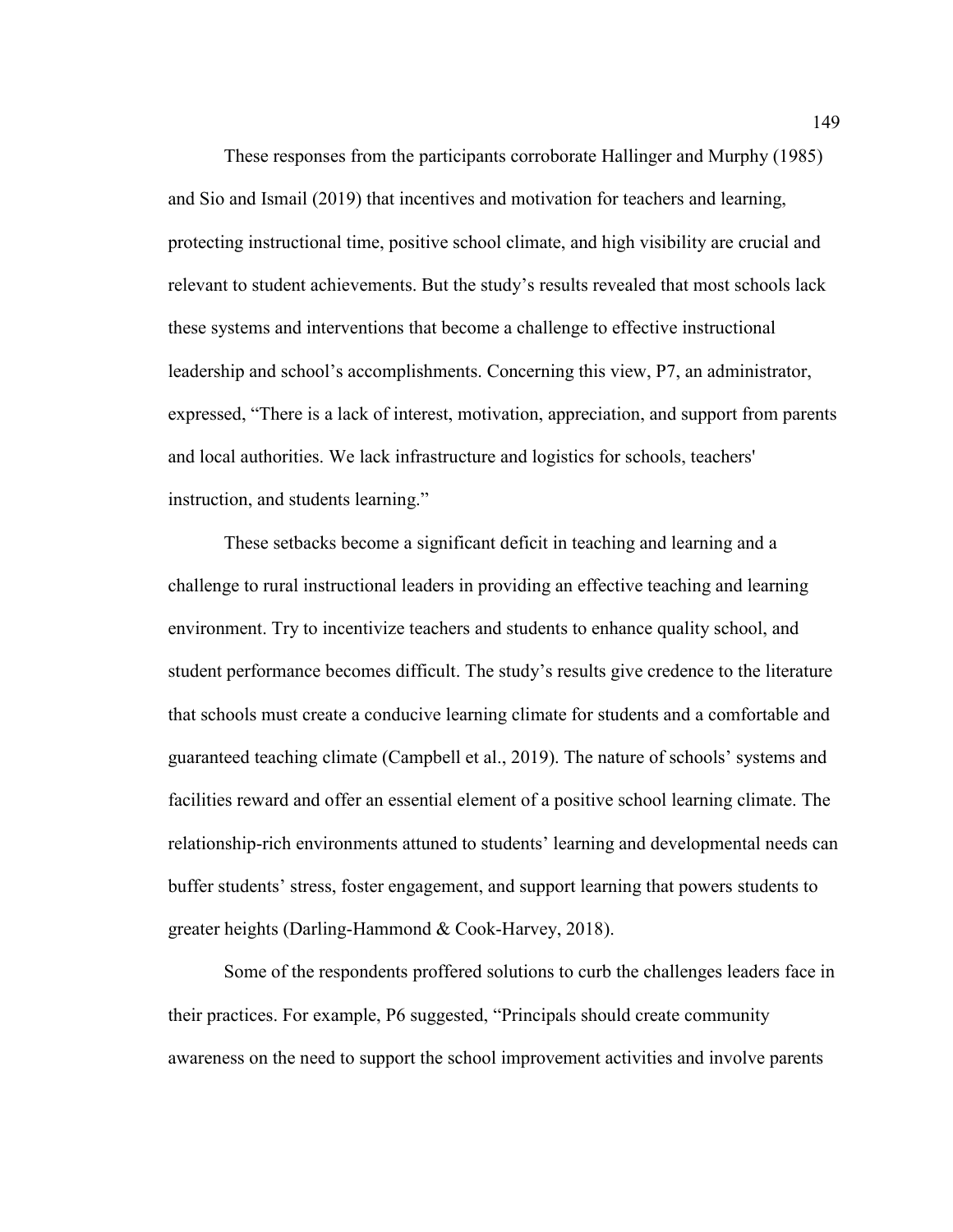These responses from the participants corroborate Hallinger and Murphy (1985) and Sio and Ismail (2019) that incentives and motivation for teachers and learning, protecting instructional time, positive school climate, and high visibility are crucial and relevant to student achievements. But the study's results revealed that most schools lack these systems and interventions that become a challenge to effective instructional leadership and school's accomplishments. Concerning this view, P7, an administrator, expressed, "There is a lack of interest, motivation, appreciation, and support from parents and local authorities. We lack infrastructure and logistics for schools, teachers' instruction, and students learning."

These setbacks become a significant deficit in teaching and learning and a challenge to rural instructional leaders in providing an effective teaching and learning environment. Try to incentivize teachers and students to enhance quality school, and student performance becomes difficult. The study's results give credence to the literature that schools must create a conducive learning climate for students and a comfortable and guaranteed teaching climate (Campbell et al., 2019). The nature of schools' systems and facilities reward and offer an essential element of a positive school learning climate. The relationship-rich environments attuned to students' learning and developmental needs can buffer students' stress, foster engagement, and support learning that powers students to greater heights (Darling-Hammond & Cook-Harvey, 2018).

Some of the respondents proffered solutions to curb the challenges leaders face in their practices. For example, P6 suggested, "Principals should create community awareness on the need to support the school improvement activities and involve parents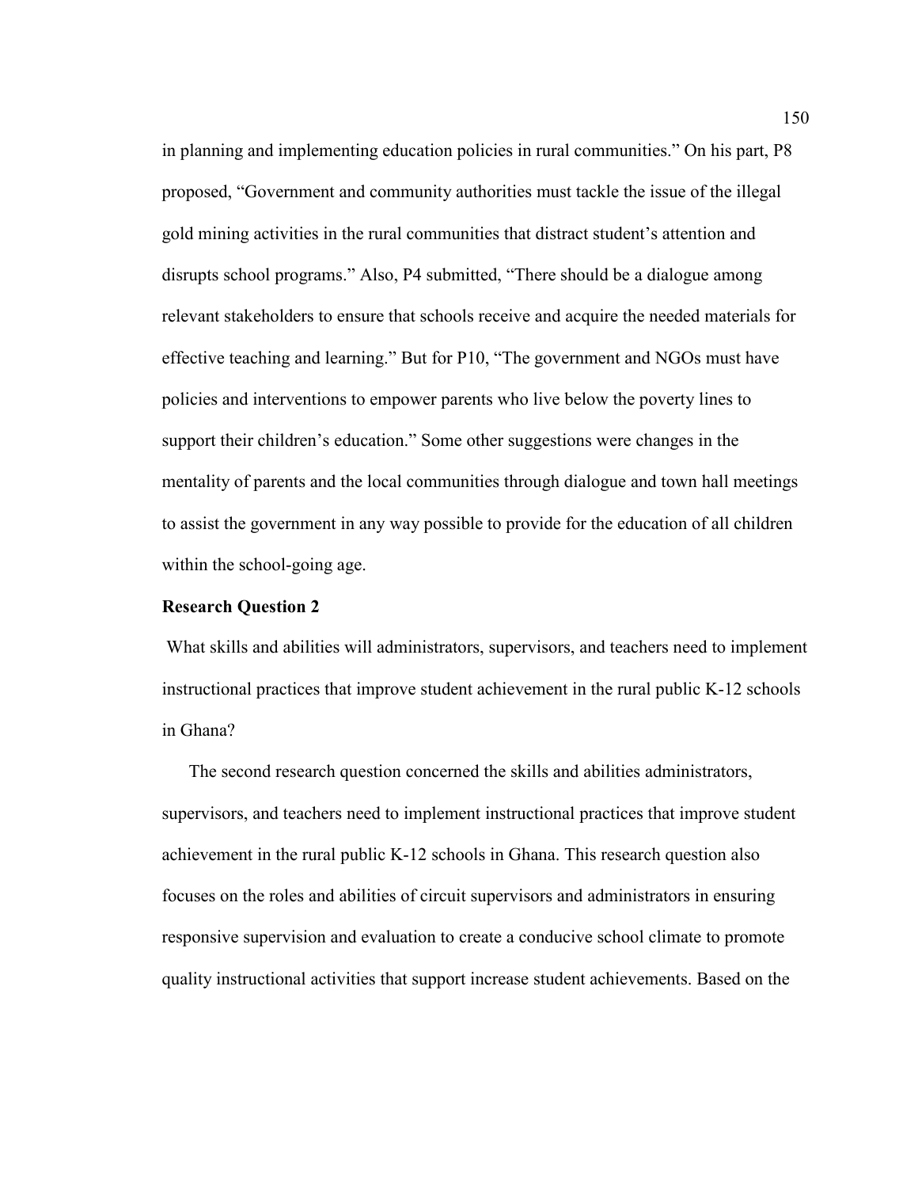in planning and implementing education policies in rural communities." On his part, P8 proposed, "Government and community authorities must tackle the issue of the illegal gold mining activities in the rural communities that distract student's attention and disrupts school programs." Also, P4 submitted, "There should be a dialogue among relevant stakeholders to ensure that schools receive and acquire the needed materials for effective teaching and learning." But for P10, "The government and NGOs must have policies and interventions to empower parents who live below the poverty lines to support their children's education." Some other suggestions were changes in the mentality of parents and the local communities through dialogue and town hall meetings to assist the government in any way possible to provide for the education of all children within the school-going age.

**Research Question 2**

What skills and abilities will administrators, supervisors, and teachers need to implement instructional practices that improve student achievement in the rural public K-12 schools in Ghana?

The second research question concerned the skills and abilities administrators, supervisors, and teachers need to implement instructional practices that improve student achievement in the rural public K-12 schools in Ghana. This research question also focuses on the roles and abilities of circuit supervisors and administrators in ensuring responsive supervision and evaluation to create a conducive school climate to promote quality instructional activities that support increase student achievements. Based on the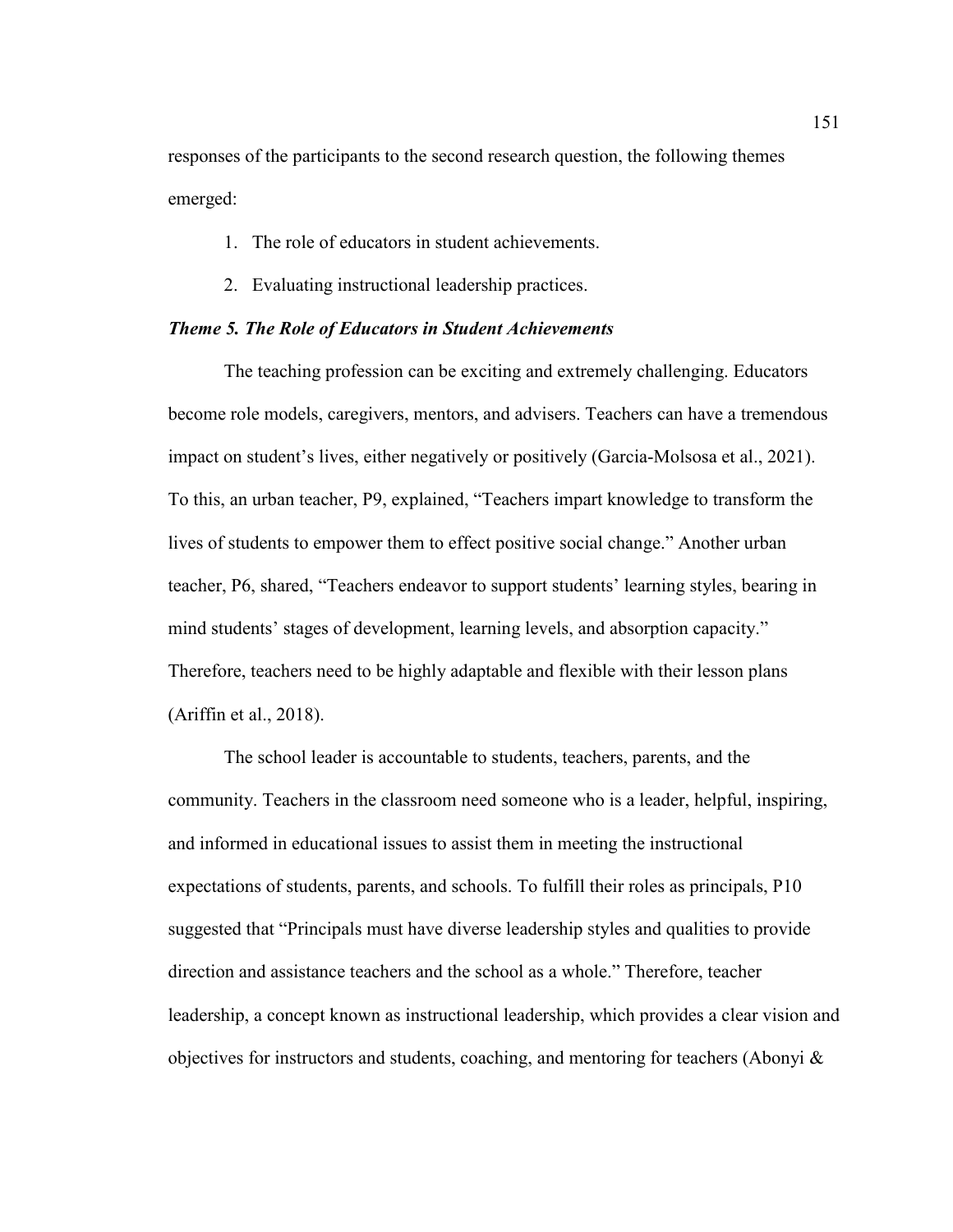responses of the participants to the second research question, the following themes emerged:

1. The role of educators in student achievements.
2. Evaluating instructional leadership practices.

### *Theme 5. The Role of Educators in Student Achievements*

The teaching profession can be exciting and extremely challenging. Educators become role models, caregivers, mentors, and advisers. Teachers can have a tremendous impact on student's lives, either negatively or positively (Garcia-Molsosa et al., 2021). To this, an urban teacher, P9, explained, "Teachers impart knowledge to transform the lives of students to empower them to effect positive social change." Another urban teacher, P6, shared, "Teachers endeavor to support students' learning styles, bearing in mind students' stages of development, learning levels, and absorption capacity." Therefore, teachers need to be highly adaptable and flexible with their lesson plans (Ariffin et al., 2018).

The school leader is accountable to students, teachers, parents, and the community. Teachers in the classroom need someone who is a leader, helpful, inspiring, and informed in educational issues to assist them in meeting the instructional expectations of students, parents, and schools. To fulfill their roles as principals, P10 suggested that "Principals must have diverse leadership styles and qualities to provide direction and assistance teachers and the school as a whole." Therefore, teacher leadership, a concept known as instructional leadership, which provides a clear vision and objectives for instructors and students, coaching, and mentoring for teachers (Abonyi &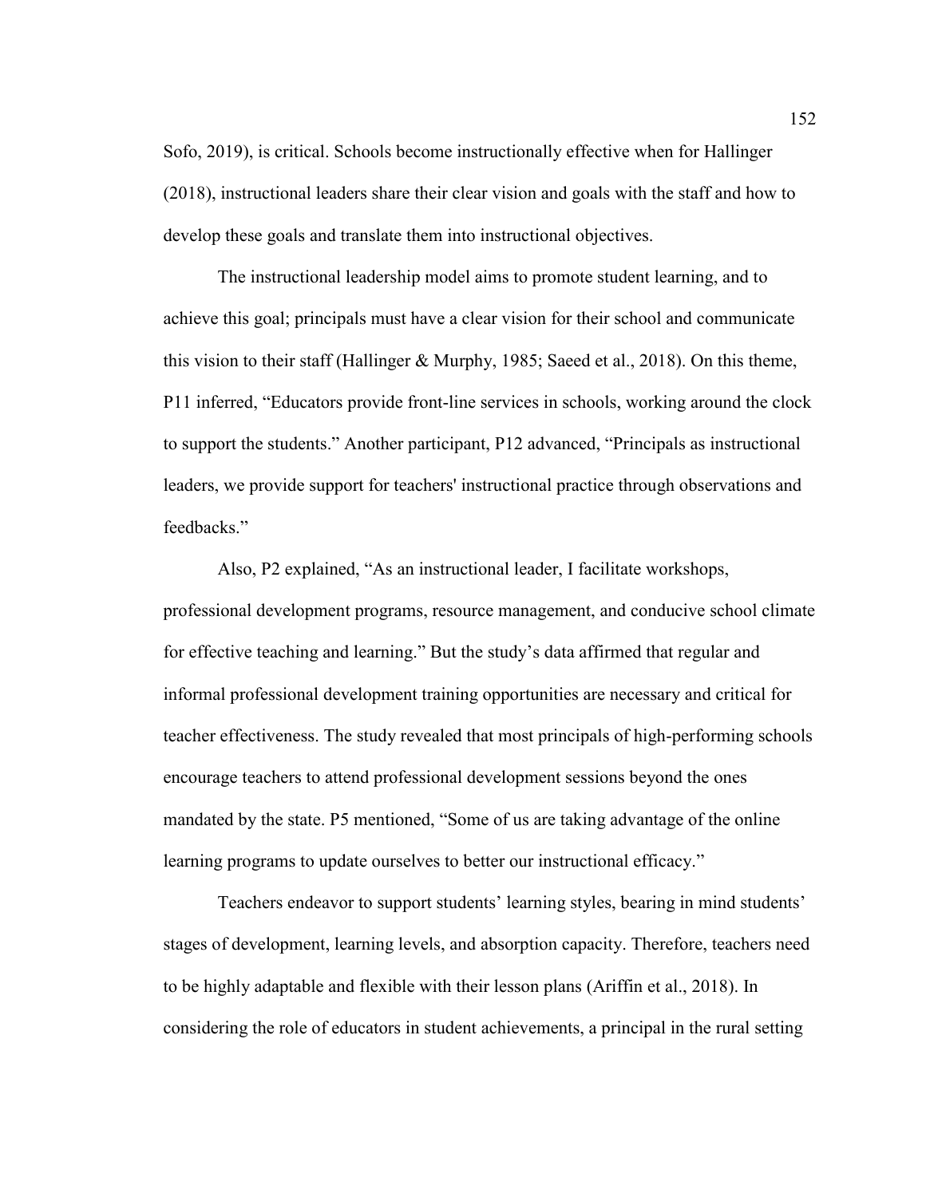Sofo, 2019), is critical. Schools become instructionally effective when for Hallinger (2018), instructional leaders share their clear vision and goals with the staff and how to develop these goals and translate them into instructional objectives.

The instructional leadership model aims to promote student learning, and to achieve this goal; principals must have a clear vision for their school and communicate this vision to their staff (Hallinger & Murphy, 1985; Saeed et al., 2018). On this theme, P11 inferred, "Educators provide front-line services in schools, working around the clock to support the students." Another participant, P12 advanced, "Principals as instructional leaders, we provide support for teachers' instructional practice through observations and feedbacks."

Also, P2 explained, "As an instructional leader, I facilitate workshops, professional development programs, resource management, and conducive school climate for effective teaching and learning." But the study's data affirmed that regular and informal professional development training opportunities are necessary and critical for teacher effectiveness. The study revealed that most principals of high-performing schools encourage teachers to attend professional development sessions beyond the ones mandated by the state. P5 mentioned, "Some of us are taking advantage of the online learning programs to update ourselves to better our instructional efficacy."

Teachers endeavor to support students' learning styles, bearing in mind students' stages of development, learning levels, and absorption capacity. Therefore, teachers need to be highly adaptable and flexible with their lesson plans (Ariffin et al., 2018). In considering the role of educators in student achievements, a principal in the rural setting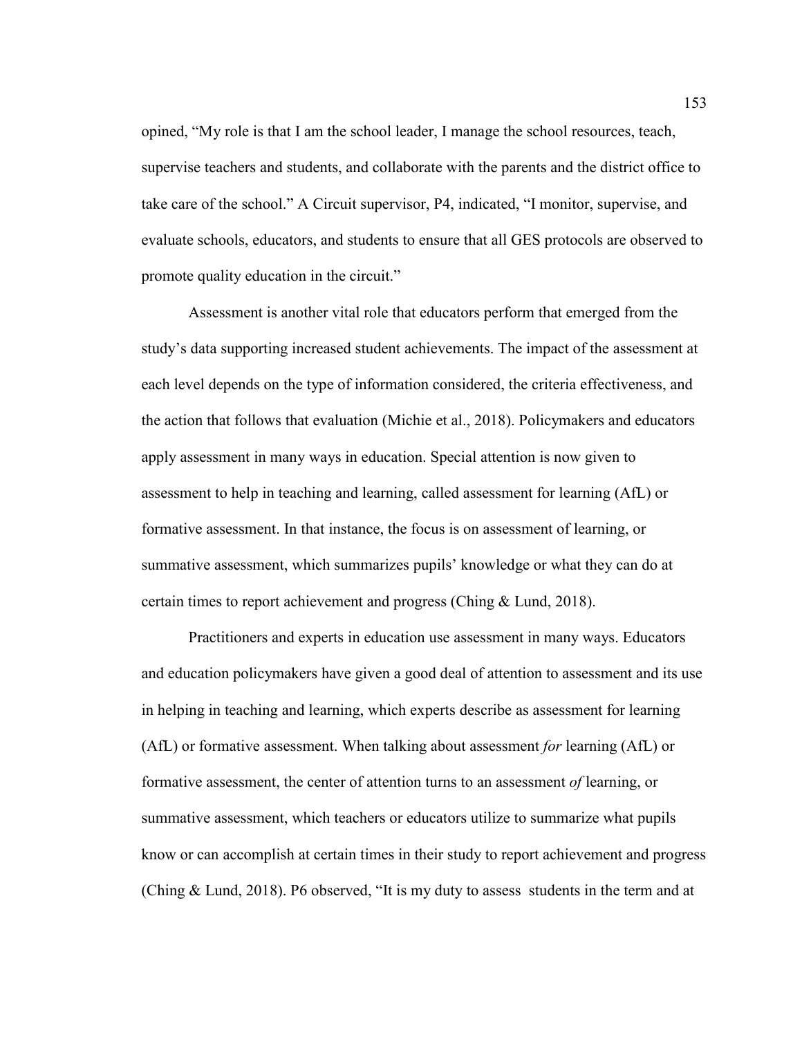opined, "My role is that I am the school leader, I manage the school resources, teach, supervise teachers and students, and collaborate with the parents and the district office to take care of the school." A Circuit supervisor, P4, indicated, "I monitor, supervise, and evaluate schools, educators, and students to ensure that all GES protocols are observed to promote quality education in the circuit."

Assessment is another vital role that educators perform that emerged from the study's data supporting increased student achievements. The impact of the assessment at each level depends on the type of information considered, the criteria effectiveness, and the action that follows that evaluation (Michie et al., 2018). Policymakers and educators apply assessment in many ways in education. Special attention is now given to assessment to help in teaching and learning, called assessment for learning (AfL) or formative assessment. In that instance, the focus is on assessment of learning, or summative assessment, which summarizes pupils' knowledge or what they can do at certain times to report achievement and progress (Ching & Lund, 2018).

Practitioners and experts in education use assessment in many ways. Educators and education policymakers have given a good deal of attention to assessment and its use in helping in teaching and learning, which experts describe as assessment for learning (AfL) or formative assessment. When talking about assessment *for* learning (AfL) or formative assessment, the center of attention turns to an assessment *of* learning, or summative assessment, which teachers or educators utilize to summarize what pupils know or can accomplish at certain times in their study to report achievement and progress (Ching & Lund, 2018). P6 observed, "It is my duty to assess students in the term and at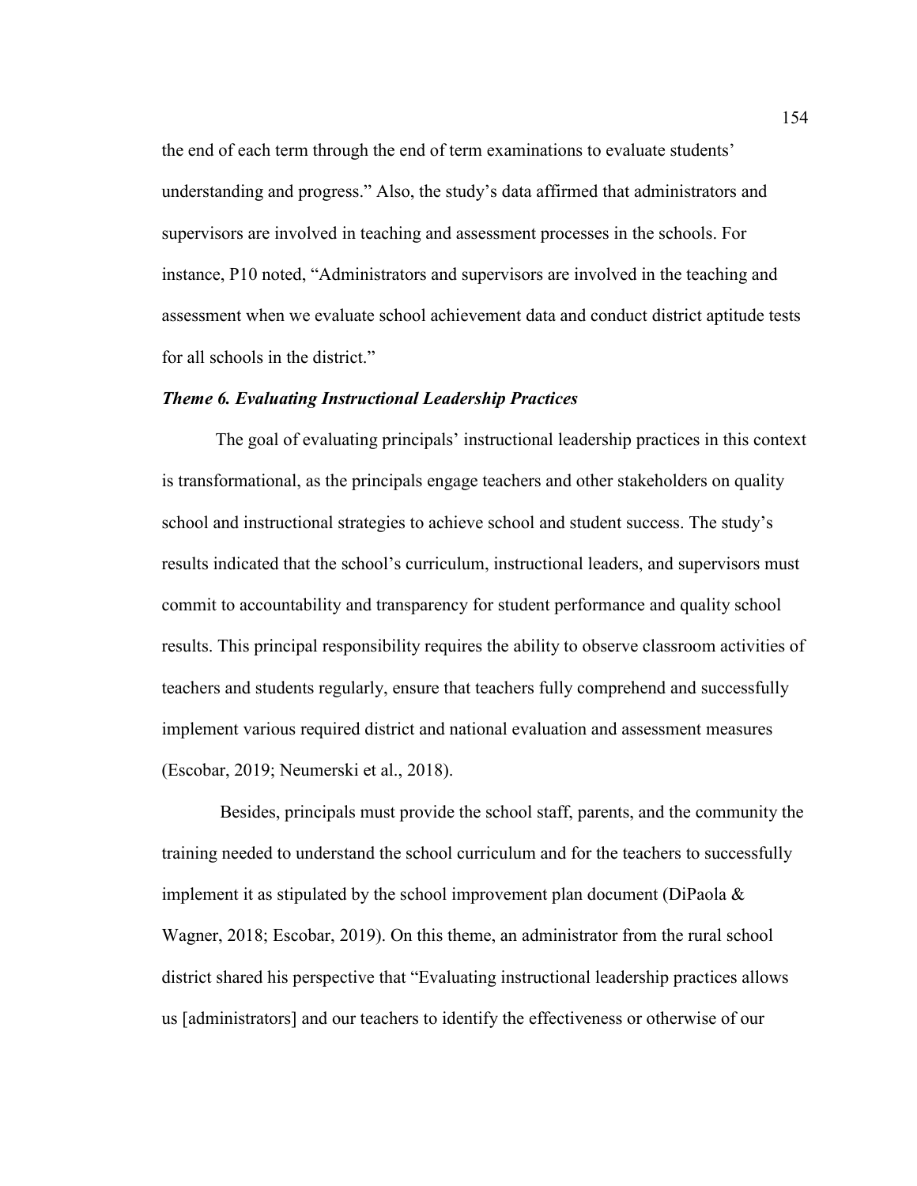the end of each term through the end of term examinations to evaluate students' understanding and progress." Also, the study's data affirmed that administrators and supervisors are involved in teaching and assessment processes in the schools. For instance, P10 noted, "Administrators and supervisors are involved in the teaching and assessment when we evaluate school achievement data and conduct district aptitude tests for all schools in the district."

### ***Theme 6. Evaluating Instructional Leadership Practices***

The goal of evaluating principals' instructional leadership practices in this context is transformational, as the principals engage teachers and other stakeholders on quality school and instructional strategies to achieve school and student success. The study's results indicated that the school's curriculum, instructional leaders, and supervisors must commit to accountability and transparency for student performance and quality school results. This principal responsibility requires the ability to observe classroom activities of teachers and students regularly, ensure that teachers fully comprehend and successfully implement various required district and national evaluation and assessment measures (Escobar, 2019; Neumerski et al., 2018).

Besides, principals must provide the school staff, parents, and the community the training needed to understand the school curriculum and for the teachers to successfully implement it as stipulated by the school improvement plan document (DiPaola & Wagner, 2018; Escobar, 2019). On this theme, an administrator from the rural school district shared his perspective that "Evaluating instructional leadership practices allows us [administrators] and our teachers to identify the effectiveness or otherwise of our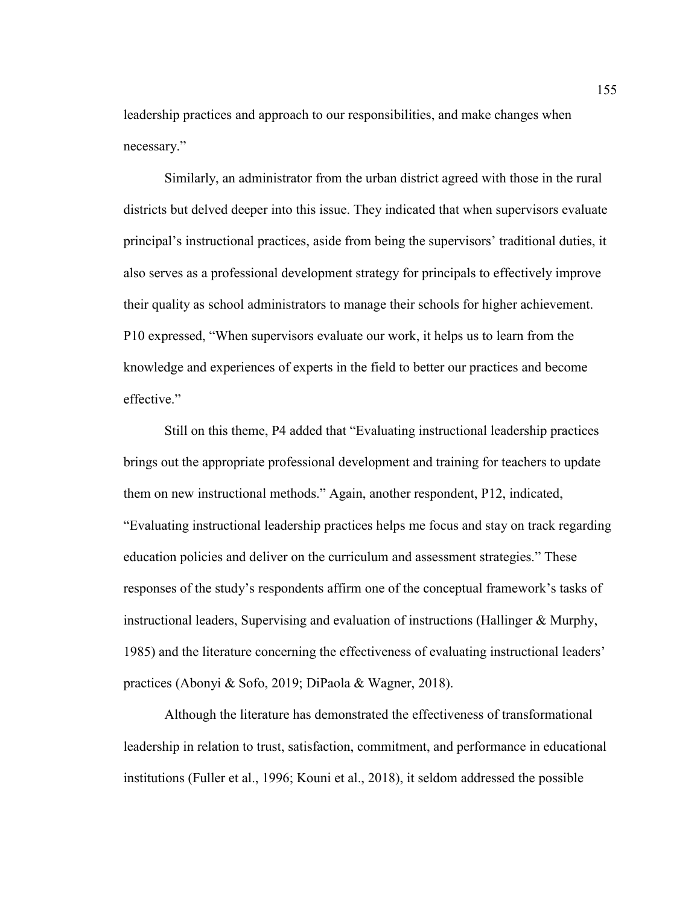leadership practices and approach to our responsibilities, and make changes when necessary."

Similarly, an administrator from the urban district agreed with those in the rural districts but delved deeper into this issue. They indicated that when supervisors evaluate principal's instructional practices, aside from being the supervisors' traditional duties, it also serves as a professional development strategy for principals to effectively improve their quality as school administrators to manage their schools for higher achievement. P10 expressed, "When supervisors evaluate our work, it helps us to learn from the knowledge and experiences of experts in the field to better our practices and become effective."

Still on this theme, P4 added that "Evaluating instructional leadership practices brings out the appropriate professional development and training for teachers to update them on new instructional methods." Again, another respondent, P12, indicated, "Evaluating instructional leadership practices helps me focus and stay on track regarding education policies and deliver on the curriculum and assessment strategies." These responses of the study's respondents affirm one of the conceptual framework's tasks of instructional leaders, Supervising and evaluation of instructions (Hallinger & Murphy, 1985) and the literature concerning the effectiveness of evaluating instructional leaders' practices (Abonyi & Sofo, 2019; DiPaola & Wagner, 2018).

Although the literature has demonstrated the effectiveness of transformational leadership in relation to trust, satisfaction, commitment, and performance in educational institutions (Fuller et al., 1996; Kouni et al., 2018), it seldom addressed the possible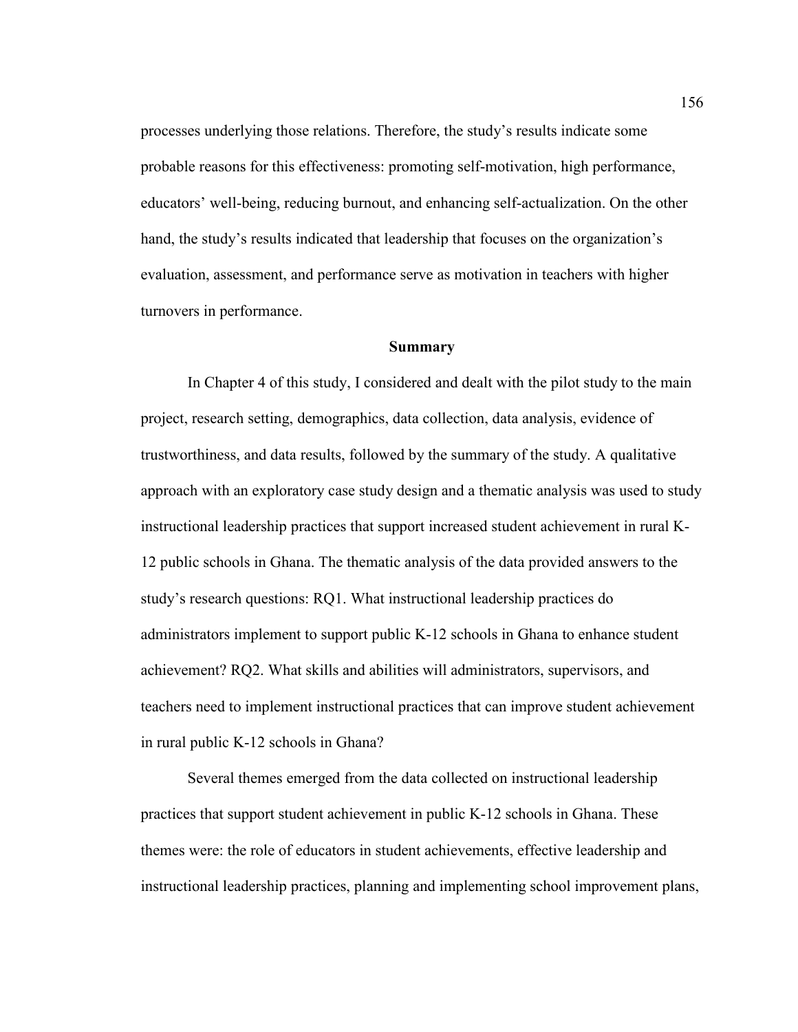processes underlying those relations. Therefore, the study's results indicate some probable reasons for this effectiveness: promoting self-motivation, high performance, educators' well-being, reducing burnout, and enhancing self-actualization. On the other hand, the study's results indicated that leadership that focuses on the organization's evaluation, assessment, and performance serve as motivation in teachers with higher turnovers in performance.

## Summary

In Chapter 4 of this study, I considered and dealt with the pilot study to the main project, research setting, demographics, data collection, data analysis, evidence of trustworthiness, and data results, followed by the summary of the study. A qualitative approach with an exploratory case study design and a thematic analysis was used to study instructional leadership practices that support increased student achievement in rural K-12 public schools in Ghana. The thematic analysis of the data provided answers to the study's research questions: RQ1. What instructional leadership practices do administrators implement to support public K-12 schools in Ghana to enhance student achievement? RQ2. What skills and abilities will administrators, supervisors, and teachers need to implement instructional practices that can improve student achievement in rural public K-12 schools in Ghana?

Several themes emerged from the data collected on instructional leadership practices that support student achievement in public K-12 schools in Ghana. These themes were: the role of educators in student achievements, effective leadership and instructional leadership practices, planning and implementing school improvement plans,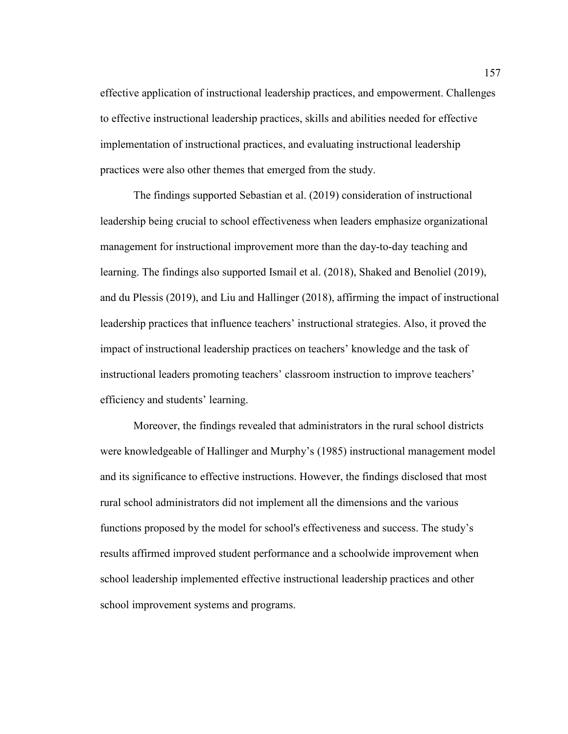effective application of instructional leadership practices, and empowerment. Challenges to effective instructional leadership practices, skills and abilities needed for effective implementation of instructional practices, and evaluating instructional leadership practices were also other themes that emerged from the study.

The findings supported Sebastian et al. (2019) consideration of instructional leadership being crucial to school effectiveness when leaders emphasize organizational management for instructional improvement more than the day-to-day teaching and learning. The findings also supported Ismail et al. (2018), Shaked and Benoliel (2019), and du Plessis (2019), and Liu and Hallinger (2018), affirming the impact of instructional leadership practices that influence teachers' instructional strategies. Also, it proved the impact of instructional leadership practices on teachers' knowledge and the task of instructional leaders promoting teachers' classroom instruction to improve teachers' efficiency and students' learning.

Moreover, the findings revealed that administrators in the rural school districts were knowledgeable of Hallinger and Murphy's (1985) instructional management model and its significance to effective instructions. However, the findings disclosed that most rural school administrators did not implement all the dimensions and the various functions proposed by the model for school's effectiveness and success. The study's results affirmed improved student performance and a schoolwide improvement when school leadership implemented effective instructional leadership practices and other school improvement systems and programs.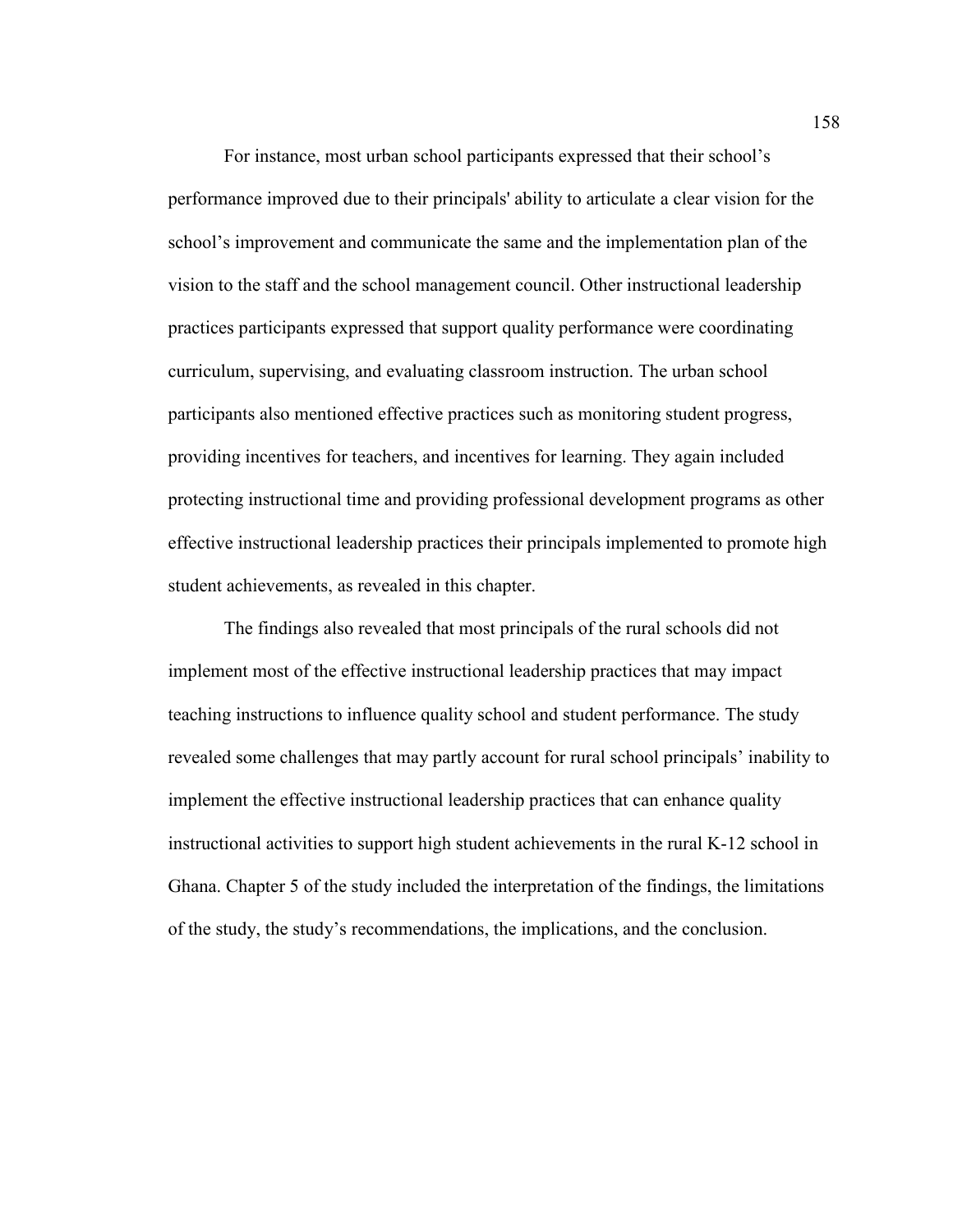For instance, most urban school participants expressed that their school's performance improved due to their principals' ability to articulate a clear vision for the school's improvement and communicate the same and the implementation plan of the vision to the staff and the school management council. Other instructional leadership practices participants expressed that support quality performance were coordinating curriculum, supervising, and evaluating classroom instruction. The urban school participants also mentioned effective practices such as monitoring student progress, providing incentives for teachers, and incentives for learning. They again included protecting instructional time and providing professional development programs as other effective instructional leadership practices their principals implemented to promote high student achievements, as revealed in this chapter.

The findings also revealed that most principals of the rural schools did not implement most of the effective instructional leadership practices that may impact teaching instructions to influence quality school and student performance. The study revealed some challenges that may partly account for rural school principals' inability to implement the effective instructional leadership practices that can enhance quality instructional activities to support high student achievements in the rural K-12 school in Ghana. Chapter 5 of the study included the interpretation of the findings, the limitations of the study, the study's recommendations, the implications, and the conclusion.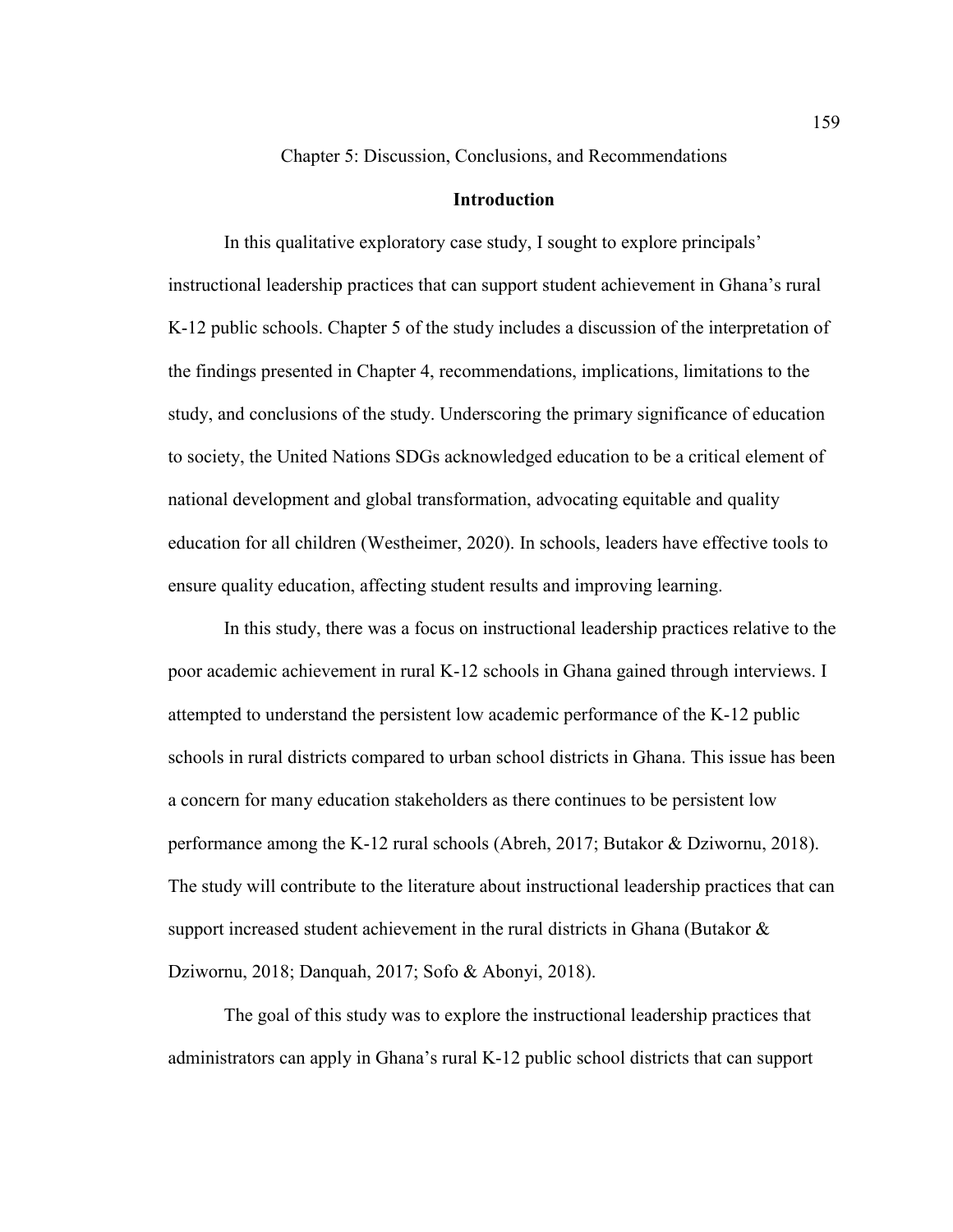# Chapter 5: Discussion, Conclusions, and Recommendations

## Introduction

In this qualitative exploratory case study, I sought to explore principals' instructional leadership practices that can support student achievement in Ghana's rural K-12 public schools. Chapter 5 of the study includes a discussion of the interpretation of the findings presented in Chapter 4, recommendations, implications, limitations to the study, and conclusions of the study. Underscoring the primary significance of education to society, the United Nations SDGs acknowledged education to be a critical element of national development and global transformation, advocating equitable and quality education for all children (Westheimer, 2020). In schools, leaders have effective tools to ensure quality education, affecting student results and improving learning.

In this study, there was a focus on instructional leadership practices relative to the poor academic achievement in rural K-12 schools in Ghana gained through interviews. I attempted to understand the persistent low academic performance of the K-12 public schools in rural districts compared to urban school districts in Ghana. This issue has been a concern for many education stakeholders as there continues to be persistent low performance among the K-12 rural schools (Abreh, 2017; Butakor & Dziwornu, 2018). The study will contribute to the literature about instructional leadership practices that can support increased student achievement in the rural districts in Ghana (Butakor & Dziwornu, 2018; Danquah, 2017; Sofo & Abonyi, 2018).

The goal of this study was to explore the instructional leadership practices that administrators can apply in Ghana's rural K-12 public school districts that can support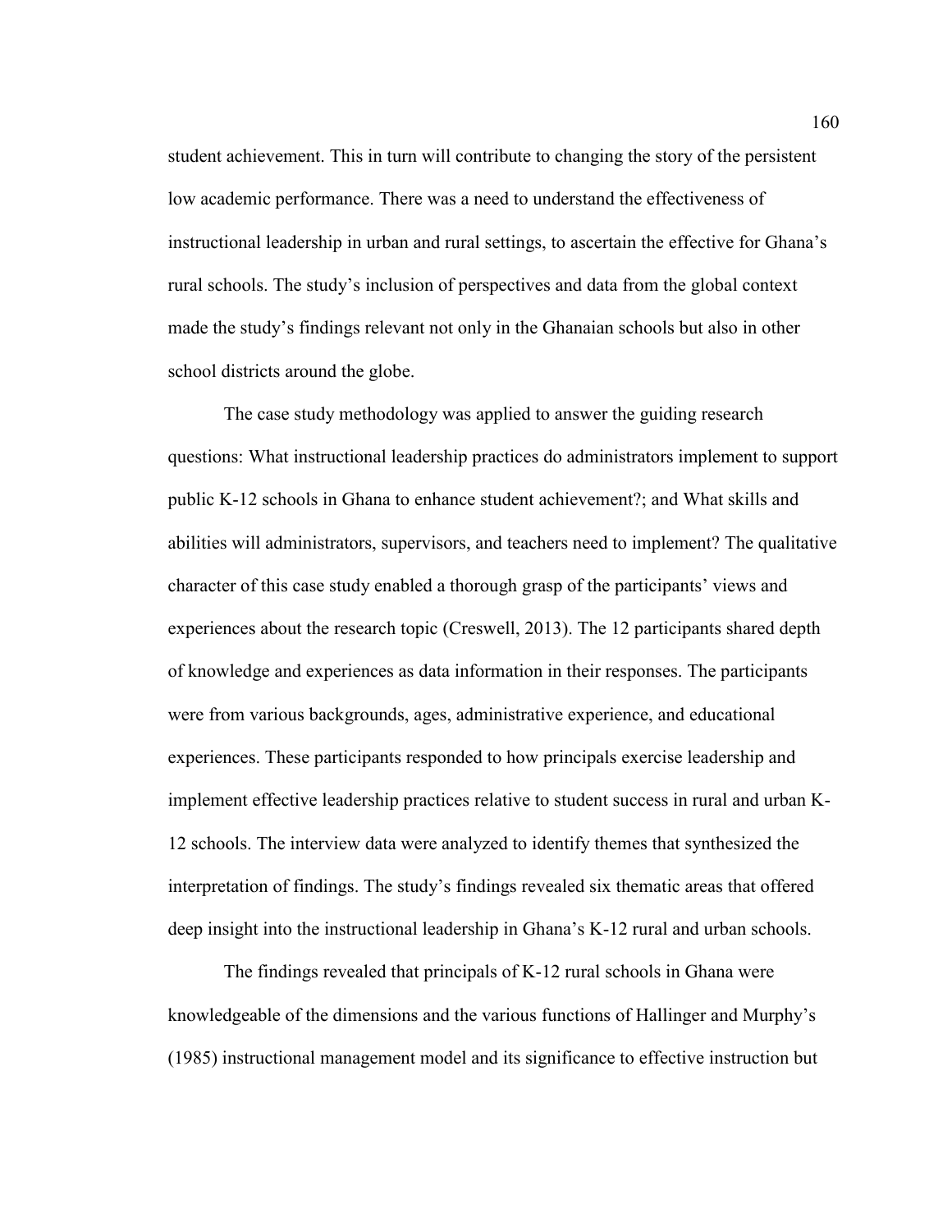student achievement. This in turn will contribute to changing the story of the persistent low academic performance. There was a need to understand the effectiveness of instructional leadership in urban and rural settings, to ascertain the effective for Ghana's rural schools. The study's inclusion of perspectives and data from the global context made the study's findings relevant not only in the Ghanaian schools but also in other school districts around the globe.

The case study methodology was applied to answer the guiding research questions: What instructional leadership practices do administrators implement to support public K-12 schools in Ghana to enhance student achievement?; and What skills and abilities will administrators, supervisors, and teachers need to implement? The qualitative character of this case study enabled a thorough grasp of the participants' views and experiences about the research topic (Creswell, 2013). The 12 participants shared depth of knowledge and experiences as data information in their responses. The participants were from various backgrounds, ages, administrative experience, and educational experiences. These participants responded to how principals exercise leadership and implement effective leadership practices relative to student success in rural and urban K-12 schools. The interview data were analyzed to identify themes that synthesized the interpretation of findings. The study's findings revealed six thematic areas that offered deep insight into the instructional leadership in Ghana's K-12 rural and urban schools.

The findings revealed that principals of K-12 rural schools in Ghana were knowledgeable of the dimensions and the various functions of Hallinger and Murphy's (1985) instructional management model and its significance to effective instruction but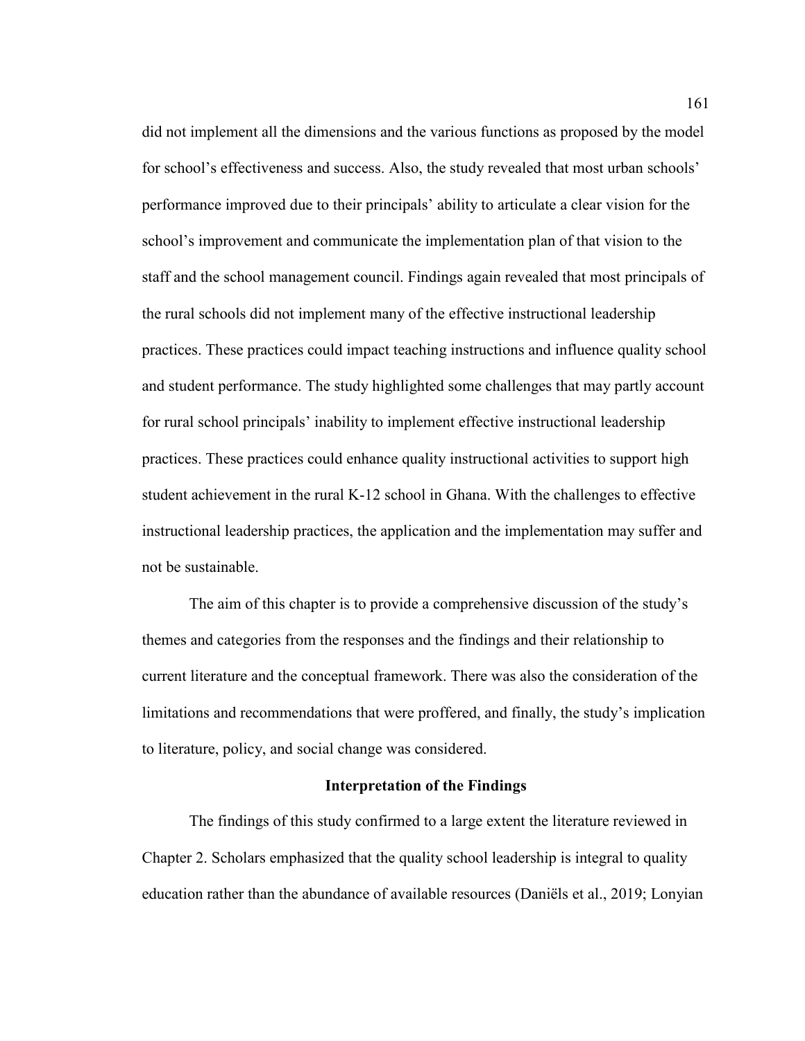did not implement all the dimensions and the various functions as proposed by the model for school's effectiveness and success. Also, the study revealed that most urban schools' performance improved due to their principals' ability to articulate a clear vision for the school's improvement and communicate the implementation plan of that vision to the staff and the school management council. Findings again revealed that most principals of the rural schools did not implement many of the effective instructional leadership practices. These practices could impact teaching instructions and influence quality school and student performance. The study highlighted some challenges that may partly account for rural school principals' inability to implement effective instructional leadership practices. These practices could enhance quality instructional activities to support high student achievement in the rural K-12 school in Ghana. With the challenges to effective instructional leadership practices, the application and the implementation may suffer and not be sustainable.

The aim of this chapter is to provide a comprehensive discussion of the study's themes and categories from the responses and the findings and their relationship to current literature and the conceptual framework. There was also the consideration of the limitations and recommendations that were proffered, and finally, the study's implication to literature, policy, and social change was considered.

## Interpretation of the Findings

The findings of this study confirmed to a large extent the literature reviewed in Chapter 2. Scholars emphasized that the quality school leadership is integral to quality education rather than the abundance of available resources (Daniëls et al., 2019; Lonyian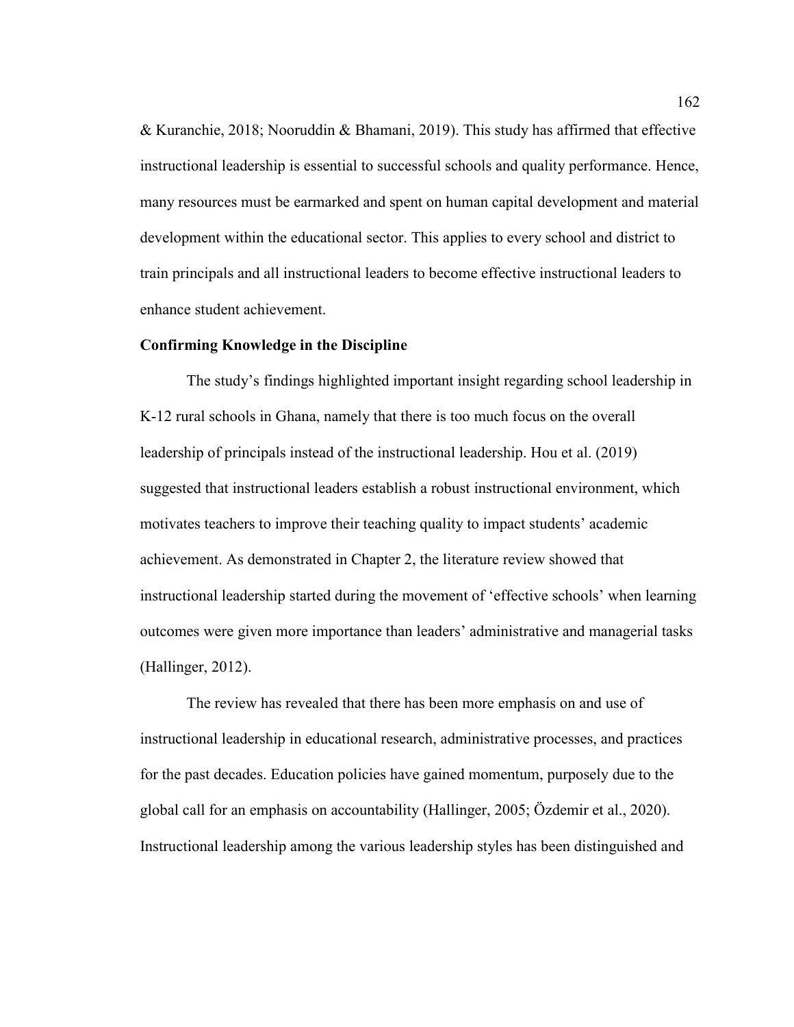& Kuranchie, 2018; Nooruddin & Bhamani, 2019). This study has affirmed that effective instructional leadership is essential to successful schools and quality performance. Hence, many resources must be earmarked and spent on human capital development and material development within the educational sector. This applies to every school and district to train principals and all instructional leaders to become effective instructional leaders to enhance student achievement.

**Confirming Knowledge in the Discipline**

The study's findings highlighted important insight regarding school leadership in K-12 rural schools in Ghana, namely that there is too much focus on the overall leadership of principals instead of the instructional leadership. Hou et al. (2019) suggested that instructional leaders establish a robust instructional environment, which motivates teachers to improve their teaching quality to impact students' academic achievement. As demonstrated in Chapter 2, the literature review showed that instructional leadership started during the movement of 'effective schools' when learning outcomes were given more importance than leaders' administrative and managerial tasks (Hallinger, 2012).

The review has revealed that there has been more emphasis on and use of instructional leadership in educational research, administrative processes, and practices for the past decades. Education policies have gained momentum, purposely due to the global call for an emphasis on accountability (Hallinger, 2005; Özdemir et al., 2020). Instructional leadership among the various leadership styles has been distinguished and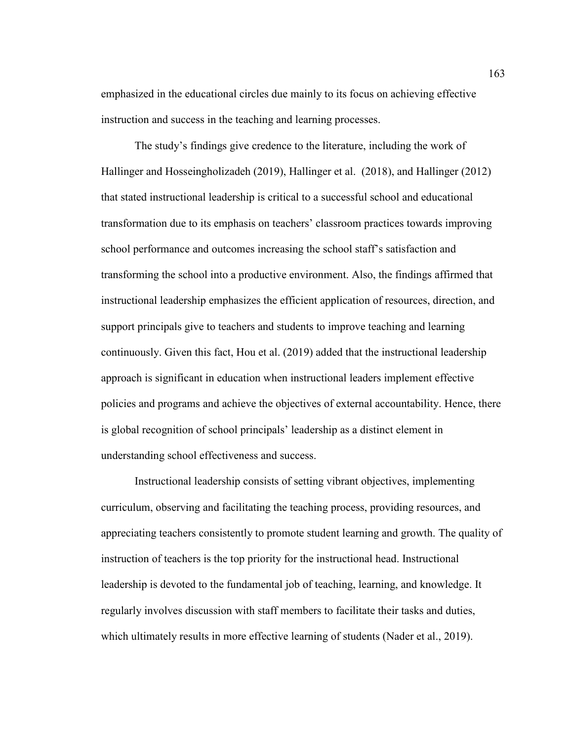emphasized in the educational circles due mainly to its focus on achieving effective instruction and success in the teaching and learning processes.

The study's findings give credence to the literature, including the work of Hallinger and Hosseingholizadeh (2019), Hallinger et al. (2018), and Hallinger (2012) that stated instructional leadership is critical to a successful school and educational transformation due to its emphasis on teachers' classroom practices towards improving school performance and outcomes increasing the school staff's satisfaction and transforming the school into a productive environment. Also, the findings affirmed that instructional leadership emphasizes the efficient application of resources, direction, and support principals give to teachers and students to improve teaching and learning continuously. Given this fact, Hou et al. (2019) added that the instructional leadership approach is significant in education when instructional leaders implement effective policies and programs and achieve the objectives of external accountability. Hence, there is global recognition of school principals' leadership as a distinct element in understanding school effectiveness and success.

Instructional leadership consists of setting vibrant objectives, implementing curriculum, observing and facilitating the teaching process, providing resources, and appreciating teachers consistently to promote student learning and growth. The quality of instruction of teachers is the top priority for the instructional head. Instructional leadership is devoted to the fundamental job of teaching, learning, and knowledge. It regularly involves discussion with staff members to facilitate their tasks and duties, which ultimately results in more effective learning of students (Nader et al., 2019).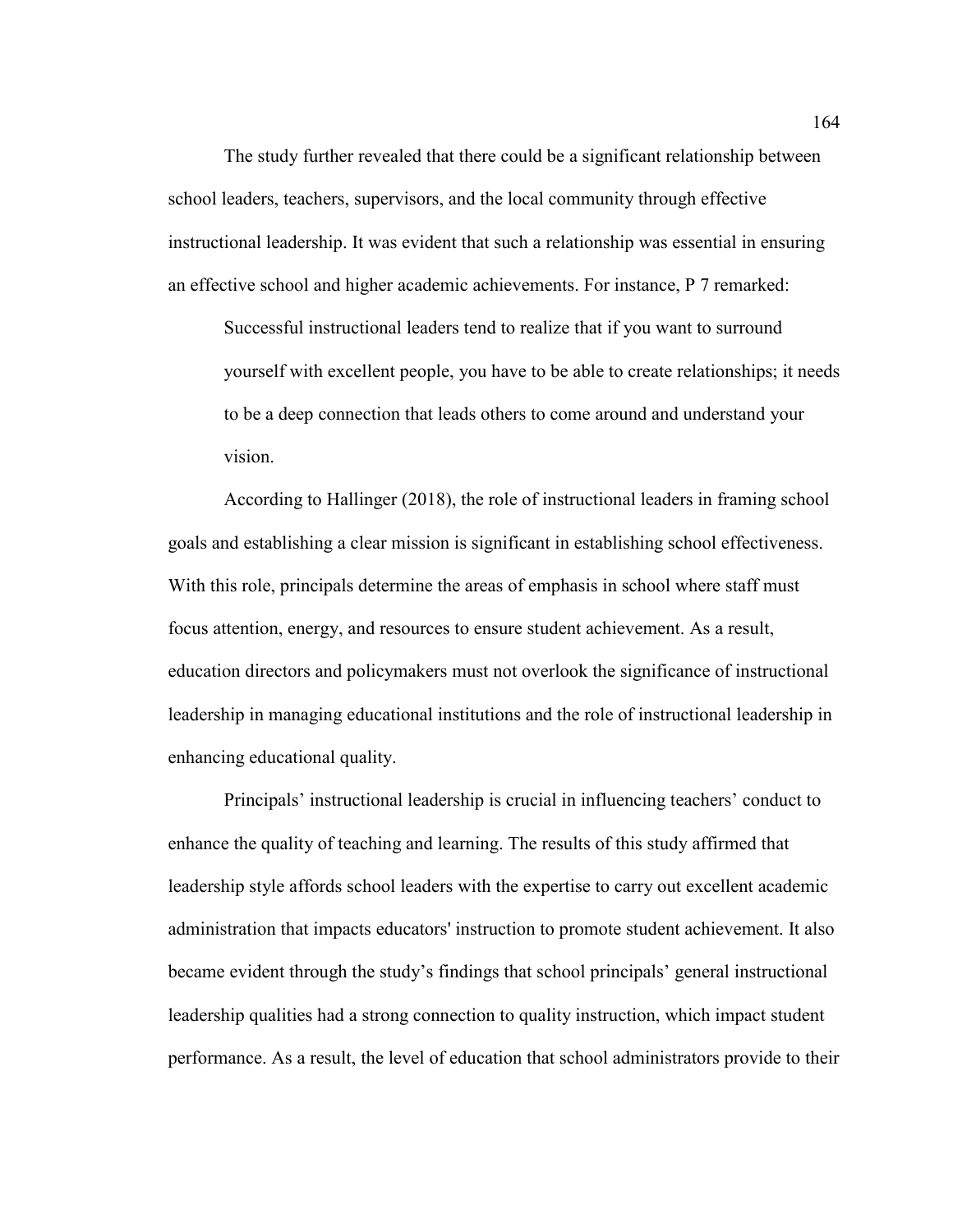The study further revealed that there could be a significant relationship between school leaders, teachers, supervisors, and the local community through effective instructional leadership. It was evident that such a relationship was essential in ensuring an effective school and higher academic achievements. For instance, P 7 remarked:

> Successful instructional leaders tend to realize that if you want to surround yourself with excellent people, you have to be able to create relationships; it needs to be a deep connection that leads others to come around and understand your vision.

According to Hallinger (2018), the role of instructional leaders in framing school goals and establishing a clear mission is significant in establishing school effectiveness. With this role, principals determine the areas of emphasis in school where staff must focus attention, energy, and resources to ensure student achievement. As a result, education directors and policymakers must not overlook the significance of instructional leadership in managing educational institutions and the role of instructional leadership in enhancing educational quality.

Principals' instructional leadership is crucial in influencing teachers' conduct to enhance the quality of teaching and learning. The results of this study affirmed that leadership style affords school leaders with the expertise to carry out excellent academic administration that impacts educators' instruction to promote student achievement. It also became evident through the study's findings that school principals' general instructional leadership qualities had a strong connection to quality instruction, which impact student performance. As a result, the level of education that school administrators provide to their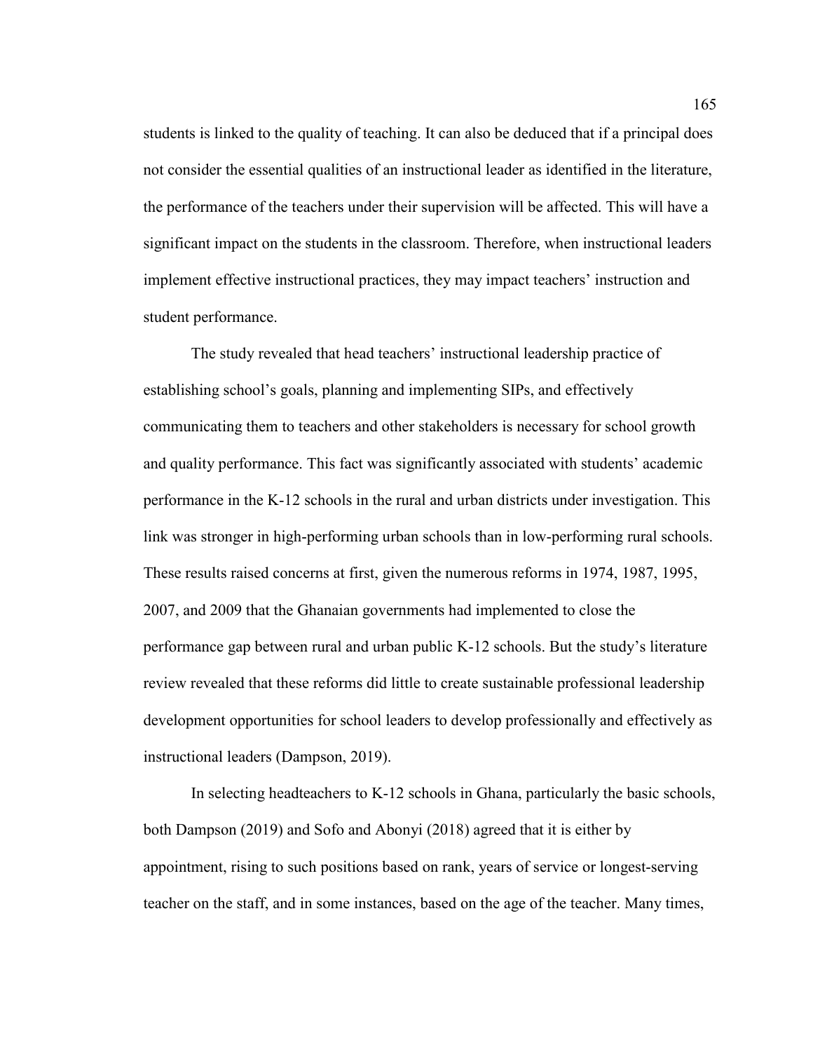students is linked to the quality of teaching. It can also be deduced that if a principal does not consider the essential qualities of an instructional leader as identified in the literature, the performance of the teachers under their supervision will be affected. This will have a significant impact on the students in the classroom. Therefore, when instructional leaders implement effective instructional practices, they may impact teachers' instruction and student performance.

The study revealed that head teachers' instructional leadership practice of establishing school's goals, planning and implementing SIPs, and effectively communicating them to teachers and other stakeholders is necessary for school growth and quality performance. This fact was significantly associated with students' academic performance in the K-12 schools in the rural and urban districts under investigation. This link was stronger in high-performing urban schools than in low-performing rural schools. These results raised concerns at first, given the numerous reforms in 1974, 1987, 1995, 2007, and 2009 that the Ghanaian governments had implemented to close the performance gap between rural and urban public K-12 schools. But the study's literature review revealed that these reforms did little to create sustainable professional leadership development opportunities for school leaders to develop professionally and effectively as instructional leaders (Dampson, 2019).

In selecting headteachers to K-12 schools in Ghana, particularly the basic schools, both Dampson (2019) and Sofo and Abonyi (2018) agreed that it is either by appointment, rising to such positions based on rank, years of service or longest-serving teacher on the staff, and in some instances, based on the age of the teacher. Many times,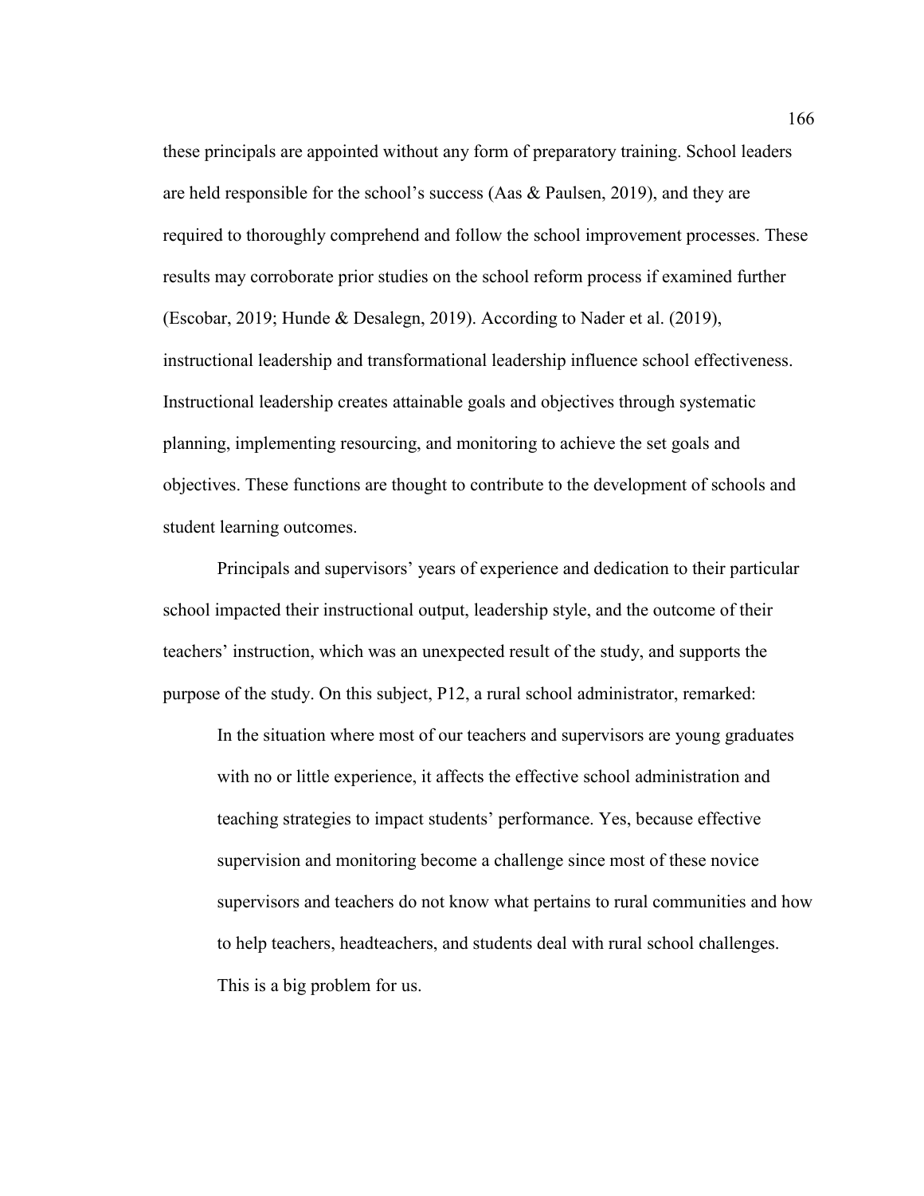these principals are appointed without any form of preparatory training. School leaders are held responsible for the school's success (Aas & Paulsen, 2019), and they are required to thoroughly comprehend and follow the school improvement processes. These results may corroborate prior studies on the school reform process if examined further (Escobar, 2019; Hunde & Desalegn, 2019). According to Nader et al. (2019), instructional leadership and transformational leadership influence school effectiveness. Instructional leadership creates attainable goals and objectives through systematic planning, implementing resourcing, and monitoring to achieve the set goals and objectives. These functions are thought to contribute to the development of schools and student learning outcomes.

Principals and supervisors' years of experience and dedication to their particular school impacted their instructional output, leadership style, and the outcome of their teachers' instruction, which was an unexpected result of the study, and supports the purpose of the study. On this subject, P12, a rural school administrator, remarked:

> In the situation where most of our teachers and supervisors are young graduates with no or little experience, it affects the effective school administration and teaching strategies to impact students' performance. Yes, because effective supervision and monitoring become a challenge since most of these novice supervisors and teachers do not know what pertains to rural communities and how to help teachers, headteachers, and students deal with rural school challenges. This is a big problem for us.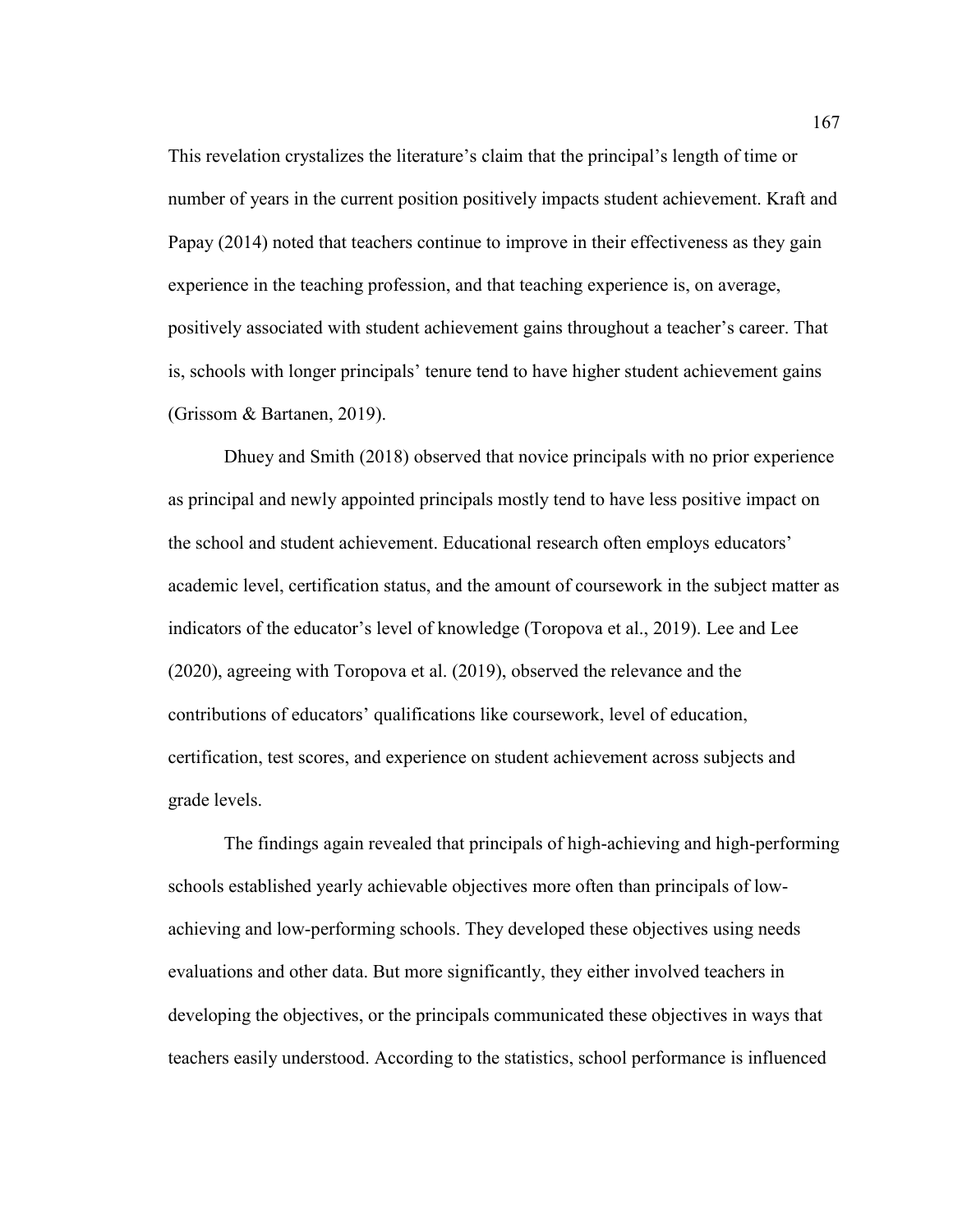This revelation crystalizes the literature's claim that the principal's length of time or number of years in the current position positively impacts student achievement. Kraft and Papay (2014) noted that teachers continue to improve in their effectiveness as they gain experience in the teaching profession, and that teaching experience is, on average, positively associated with student achievement gains throughout a teacher's career. That is, schools with longer principals' tenure tend to have higher student achievement gains (Grissom & Bartanen, 2019).

Dhuey and Smith (2018) observed that novice principals with no prior experience as principal and newly appointed principals mostly tend to have less positive impact on the school and student achievement. Educational research often employs educators' academic level, certification status, and the amount of coursework in the subject matter as indicators of the educator's level of knowledge (Toropova et al., 2019). Lee and Lee (2020), agreeing with Toropova et al. (2019), observed the relevance and the contributions of educators' qualifications like coursework, level of education, certification, test scores, and experience on student achievement across subjects and grade levels.

The findings again revealed that principals of high-achieving and high-performing schools established yearly achievable objectives more often than principals of low-achieving and low-performing schools. They developed these objectives using needs evaluations and other data. But more significantly, they either involved teachers in developing the objectives, or the principals communicated these objectives in ways that teachers easily understood. According to the statistics, school performance is influenced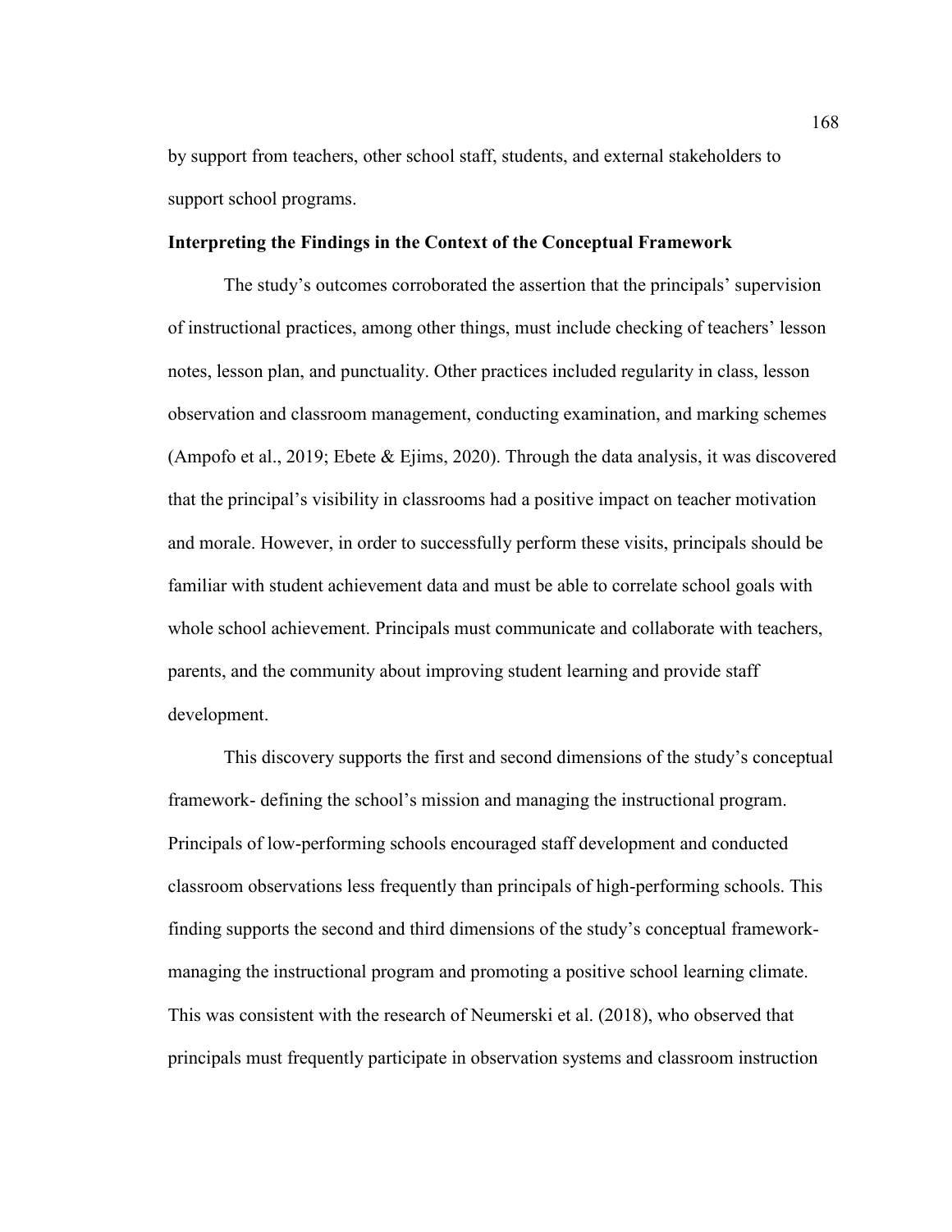by support from teachers, other school staff, students, and external stakeholders to support school programs.

**Interpreting the Findings in the Context of the Conceptual Framework**

The study's outcomes corroborated the assertion that the principals' supervision of instructional practices, among other things, must include checking of teachers' lesson notes, lesson plan, and punctuality. Other practices included regularity in class, lesson observation and classroom management, conducting examination, and marking schemes (Ampofo et al., 2019; Ebete & Ejims, 2020). Through the data analysis, it was discovered that the principal's visibility in classrooms had a positive impact on teacher motivation and morale. However, in order to successfully perform these visits, principals should be familiar with student achievement data and must be able to correlate school goals with whole school achievement. Principals must communicate and collaborate with teachers, parents, and the community about improving student learning and provide staff development.

This discovery supports the first and second dimensions of the study's conceptual framework- defining the school's mission and managing the instructional program. Principals of low-performing schools encouraged staff development and conducted classroom observations less frequently than principals of high-performing schools. This finding supports the second and third dimensions of the study's conceptual framework- managing the instructional program and promoting a positive school learning climate. This was consistent with the research of Neumerski et al. (2018), who observed that principals must frequently participate in observation systems and classroom instruction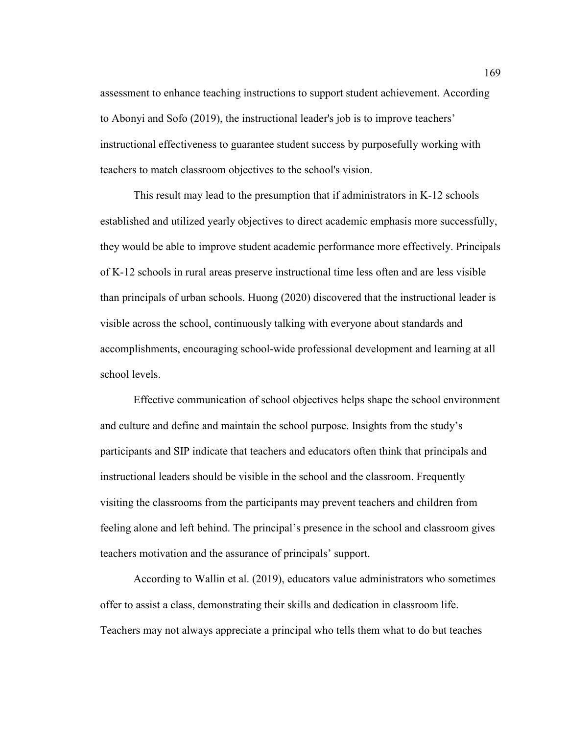assessment to enhance teaching instructions to support student achievement. According to Abonyi and Sofo (2019), the instructional leader's job is to improve teachers' instructional effectiveness to guarantee student success by purposefully working with teachers to match classroom objectives to the school's vision.

This result may lead to the presumption that if administrators in K-12 schools established and utilized yearly objectives to direct academic emphasis more successfully, they would be able to improve student academic performance more effectively. Principals of K-12 schools in rural areas preserve instructional time less often and are less visible than principals of urban schools. Huong (2020) discovered that the instructional leader is visible across the school, continuously talking with everyone about standards and accomplishments, encouraging school-wide professional development and learning at all school levels.

Effective communication of school objectives helps shape the school environment and culture and define and maintain the school purpose. Insights from the study's participants and SIP indicate that teachers and educators often think that principals and instructional leaders should be visible in the school and the classroom. Frequently visiting the classrooms from the participants may prevent teachers and children from feeling alone and left behind. The principal's presence in the school and classroom gives teachers motivation and the assurance of principals' support.

According to Wallin et al. (2019), educators value administrators who sometimes offer to assist a class, demonstrating their skills and dedication in classroom life. Teachers may not always appreciate a principal who tells them what to do but teaches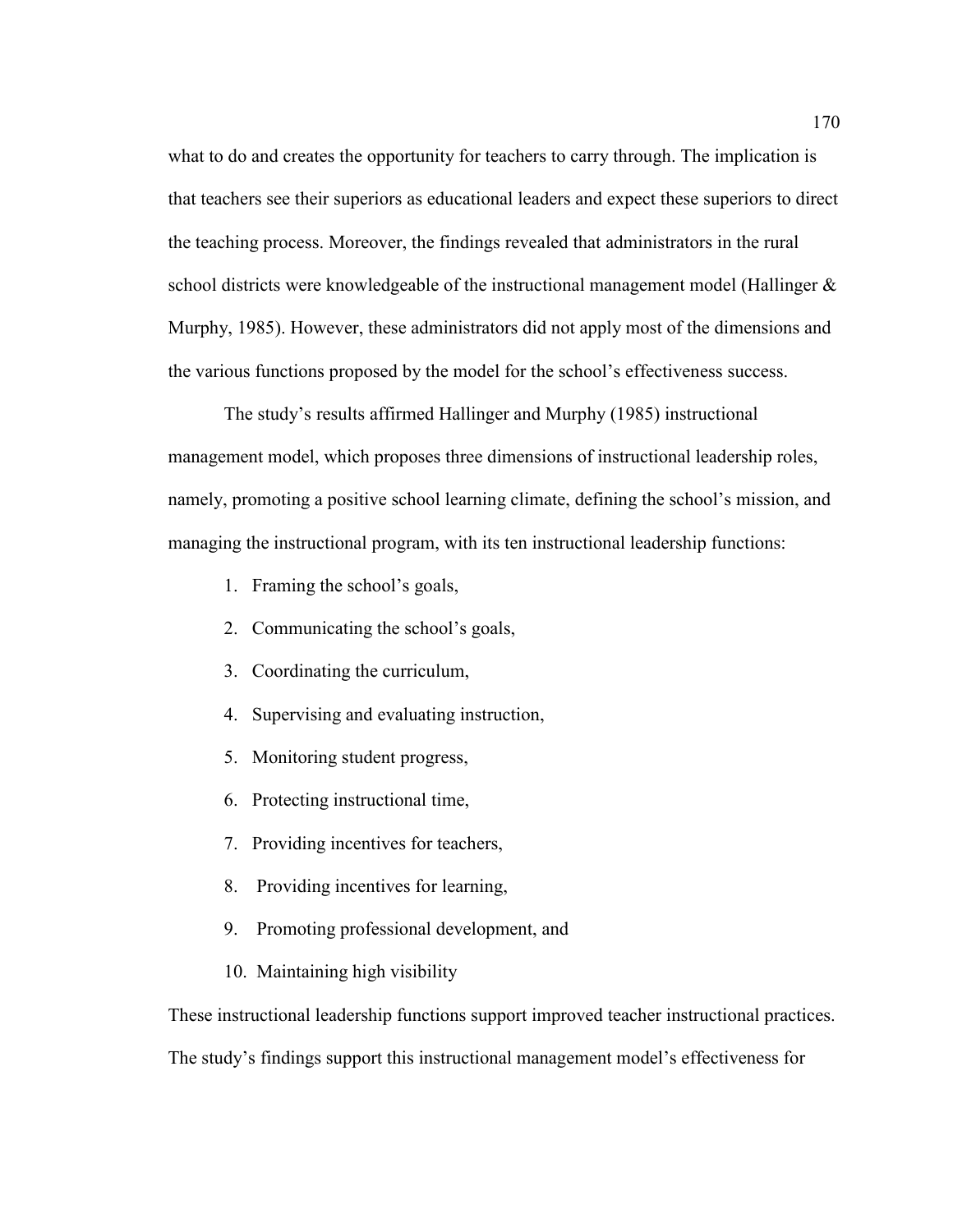what to do and creates the opportunity for teachers to carry through. The implication is that teachers see their superiors as educational leaders and expect these superiors to direct the teaching process. Moreover, the findings revealed that administrators in the rural school districts were knowledgeable of the instructional management model (Hallinger & Murphy, 1985). However, these administrators did not apply most of the dimensions and the various functions proposed by the model for the school's effectiveness success.

The study's results affirmed Hallinger and Murphy (1985) instructional management model, which proposes three dimensions of instructional leadership roles, namely, promoting a positive school learning climate, defining the school's mission, and managing the instructional program, with its ten instructional leadership functions:

1. Framing the school's goals,
2. Communicating the school's goals,
3. Coordinating the curriculum,
4. Supervising and evaluating instruction,
5. Monitoring student progress,
6. Protecting instructional time,
7. Providing incentives for teachers,
8. Providing incentives for learning,
9. Promoting professional development, and
10. Maintaining high visibility

These instructional leadership functions support improved teacher instructional practices. The study's findings support this instructional management model's effectiveness for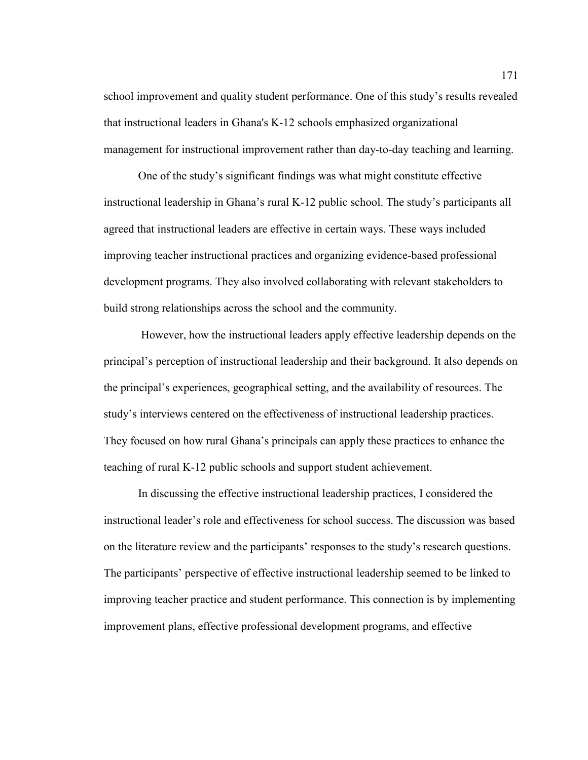school improvement and quality student performance. One of this study's results revealed that instructional leaders in Ghana's K-12 schools emphasized organizational management for instructional improvement rather than day-to-day teaching and learning.

One of the study's significant findings was what might constitute effective instructional leadership in Ghana's rural K-12 public school. The study's participants all agreed that instructional leaders are effective in certain ways. These ways included improving teacher instructional practices and organizing evidence-based professional development programs. They also involved collaborating with relevant stakeholders to build strong relationships across the school and the community.

However, how the instructional leaders apply effective leadership depends on the principal's perception of instructional leadership and their background. It also depends on the principal's experiences, geographical setting, and the availability of resources. The study's interviews centered on the effectiveness of instructional leadership practices. They focused on how rural Ghana's principals can apply these practices to enhance the teaching of rural K-12 public schools and support student achievement.

In discussing the effective instructional leadership practices, I considered the instructional leader's role and effectiveness for school success. The discussion was based on the literature review and the participants' responses to the study's research questions. The participants' perspective of effective instructional leadership seemed to be linked to improving teacher practice and student performance. This connection is by implementing improvement plans, effective professional development programs, and effective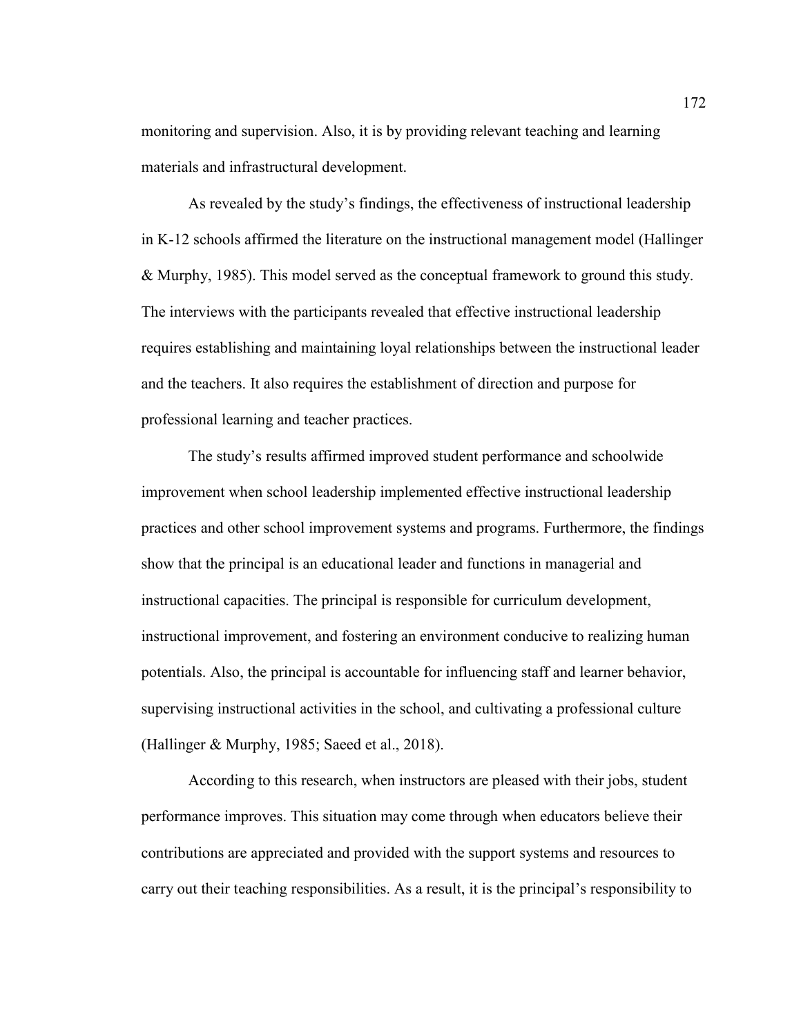monitoring and supervision. Also, it is by providing relevant teaching and learning materials and infrastructural development.

As revealed by the study's findings, the effectiveness of instructional leadership in K-12 schools affirmed the literature on the instructional management model (Hallinger & Murphy, 1985). This model served as the conceptual framework to ground this study. The interviews with the participants revealed that effective instructional leadership requires establishing and maintaining loyal relationships between the instructional leader and the teachers. It also requires the establishment of direction and purpose for professional learning and teacher practices.

The study's results affirmed improved student performance and schoolwide improvement when school leadership implemented effective instructional leadership practices and other school improvement systems and programs. Furthermore, the findings show that the principal is an educational leader and functions in managerial and instructional capacities. The principal is responsible for curriculum development, instructional improvement, and fostering an environment conducive to realizing human potentials. Also, the principal is accountable for influencing staff and learner behavior, supervising instructional activities in the school, and cultivating a professional culture (Hallinger & Murphy, 1985; Saeed et al., 2018).

According to this research, when instructors are pleased with their jobs, student performance improves. This situation may come through when educators believe their contributions are appreciated and provided with the support systems and resources to carry out their teaching responsibilities. As a result, it is the principal's responsibility to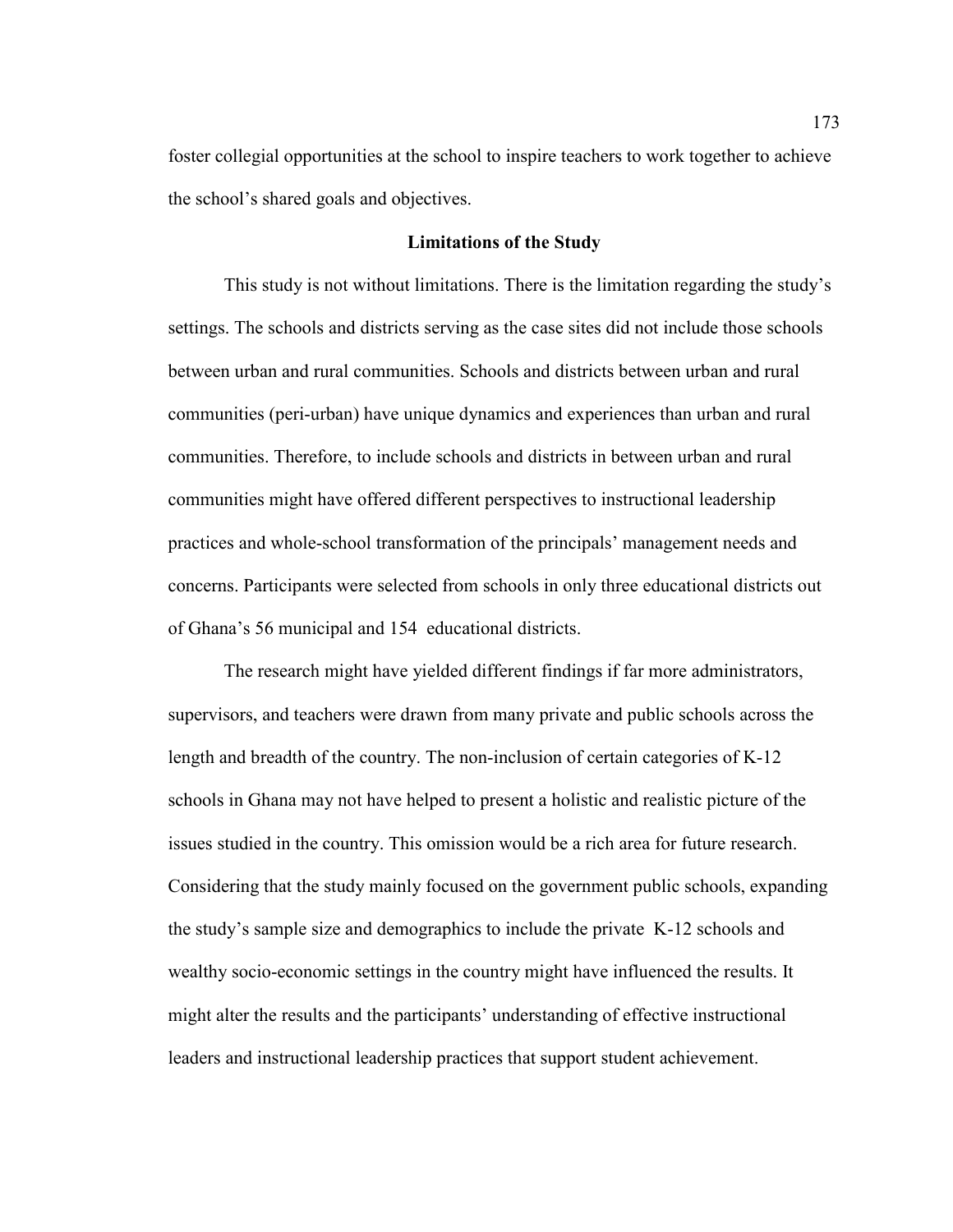foster collegial opportunities at the school to inspire teachers to work together to achieve the school's shared goals and objectives.

## Limitations of the Study

This study is not without limitations. There is the limitation regarding the study's settings. The schools and districts serving as the case sites did not include those schools between urban and rural communities. Schools and districts between urban and rural communities (peri-urban) have unique dynamics and experiences than urban and rural communities. Therefore, to include schools and districts in between urban and rural communities might have offered different perspectives to instructional leadership practices and whole-school transformation of the principals' management needs and concerns. Participants were selected from schools in only three educational districts out of Ghana's 56 municipal and 154 educational districts.

The research might have yielded different findings if far more administrators, supervisors, and teachers were drawn from many private and public schools across the length and breadth of the country. The non-inclusion of certain categories of K-12 schools in Ghana may not have helped to present a holistic and realistic picture of the issues studied in the country. This omission would be a rich area for future research. Considering that the study mainly focused on the government public schools, expanding the study's sample size and demographics to include the private K-12 schools and wealthy socio-economic settings in the country might have influenced the results. It might alter the results and the participants' understanding of effective instructional leaders and instructional leadership practices that support student achievement.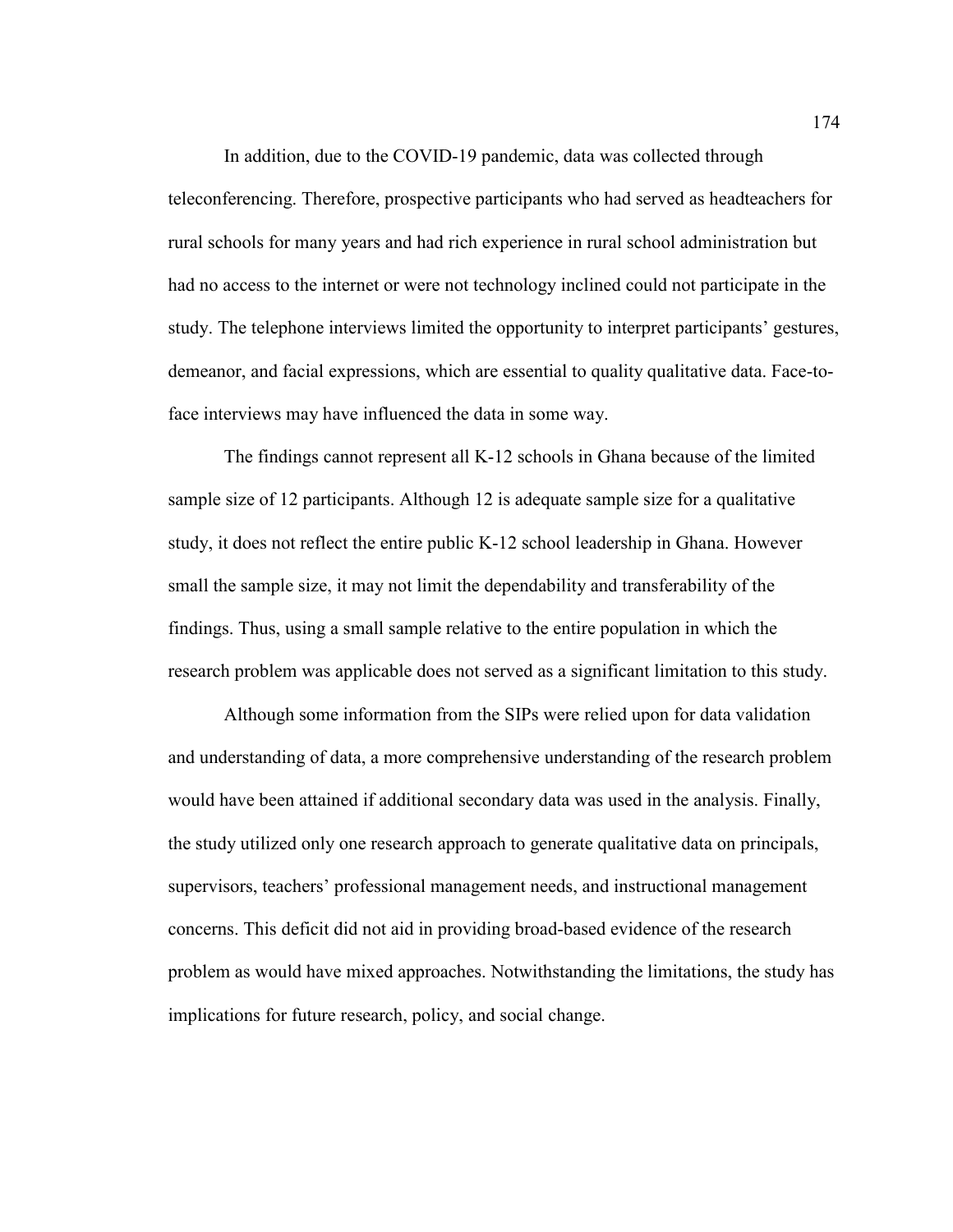In addition, due to the COVID-19 pandemic, data was collected through teleconferencing. Therefore, prospective participants who had served as headteachers for rural schools for many years and had rich experience in rural school administration but had no access to the internet or were not technology inclined could not participate in the study. The telephone interviews limited the opportunity to interpret participants' gestures, demeanor, and facial expressions, which are essential to quality qualitative data. Face-to-face interviews may have influenced the data in some way.

The findings cannot represent all K-12 schools in Ghana because of the limited sample size of 12 participants. Although 12 is adequate sample size for a qualitative study, it does not reflect the entire public K-12 school leadership in Ghana. However small the sample size, it may not limit the dependability and transferability of the findings. Thus, using a small sample relative to the entire population in which the research problem was applicable does not served as a significant limitation to this study.

Although some information from the SIPs were relied upon for data validation and understanding of data, a more comprehensive understanding of the research problem would have been attained if additional secondary data was used in the analysis. Finally, the study utilized only one research approach to generate qualitative data on principals, supervisors, teachers' professional management needs, and instructional management concerns. This deficit did not aid in providing broad-based evidence of the research problem as would have mixed approaches. Notwithstanding the limitations, the study has implications for future research, policy, and social change.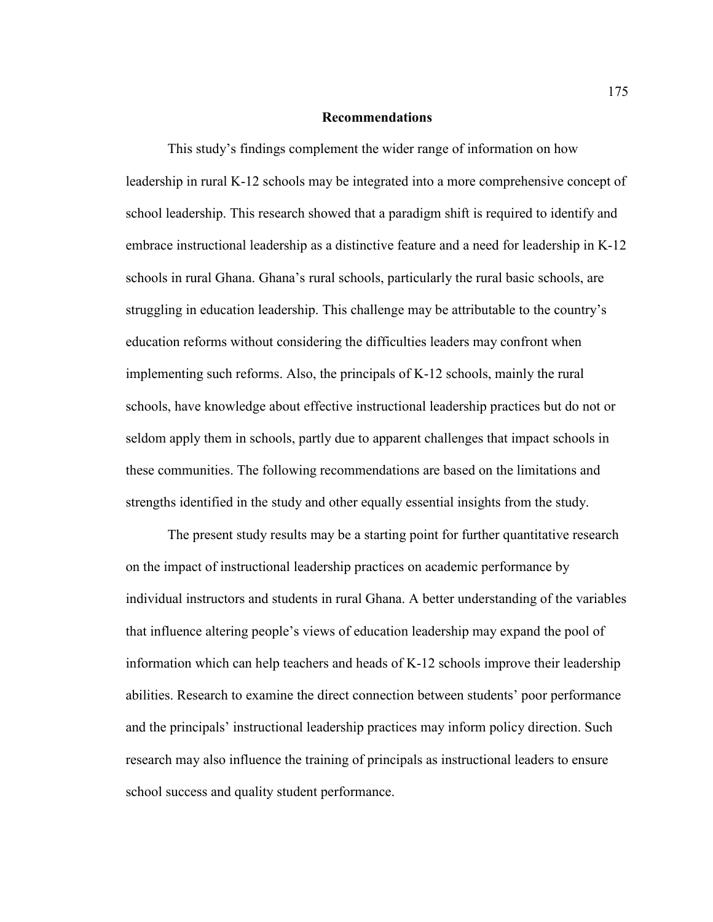## Recommendations

This study's findings complement the wider range of information on how leadership in rural K-12 schools may be integrated into a more comprehensive concept of school leadership. This research showed that a paradigm shift is required to identify and embrace instructional leadership as a distinctive feature and a need for leadership in K-12 schools in rural Ghana. Ghana's rural schools, particularly the rural basic schools, are struggling in education leadership. This challenge may be attributable to the country's education reforms without considering the difficulties leaders may confront when implementing such reforms. Also, the principals of K-12 schools, mainly the rural schools, have knowledge about effective instructional leadership practices but do not or seldom apply them in schools, partly due to apparent challenges that impact schools in these communities. The following recommendations are based on the limitations and strengths identified in the study and other equally essential insights from the study.

The present study results may be a starting point for further quantitative research on the impact of instructional leadership practices on academic performance by individual instructors and students in rural Ghana. A better understanding of the variables that influence altering people's views of education leadership may expand the pool of information which can help teachers and heads of K-12 schools improve their leadership abilities. Research to examine the direct connection between students' poor performance and the principals' instructional leadership practices may inform policy direction. Such research may also influence the training of principals as instructional leaders to ensure school success and quality student performance.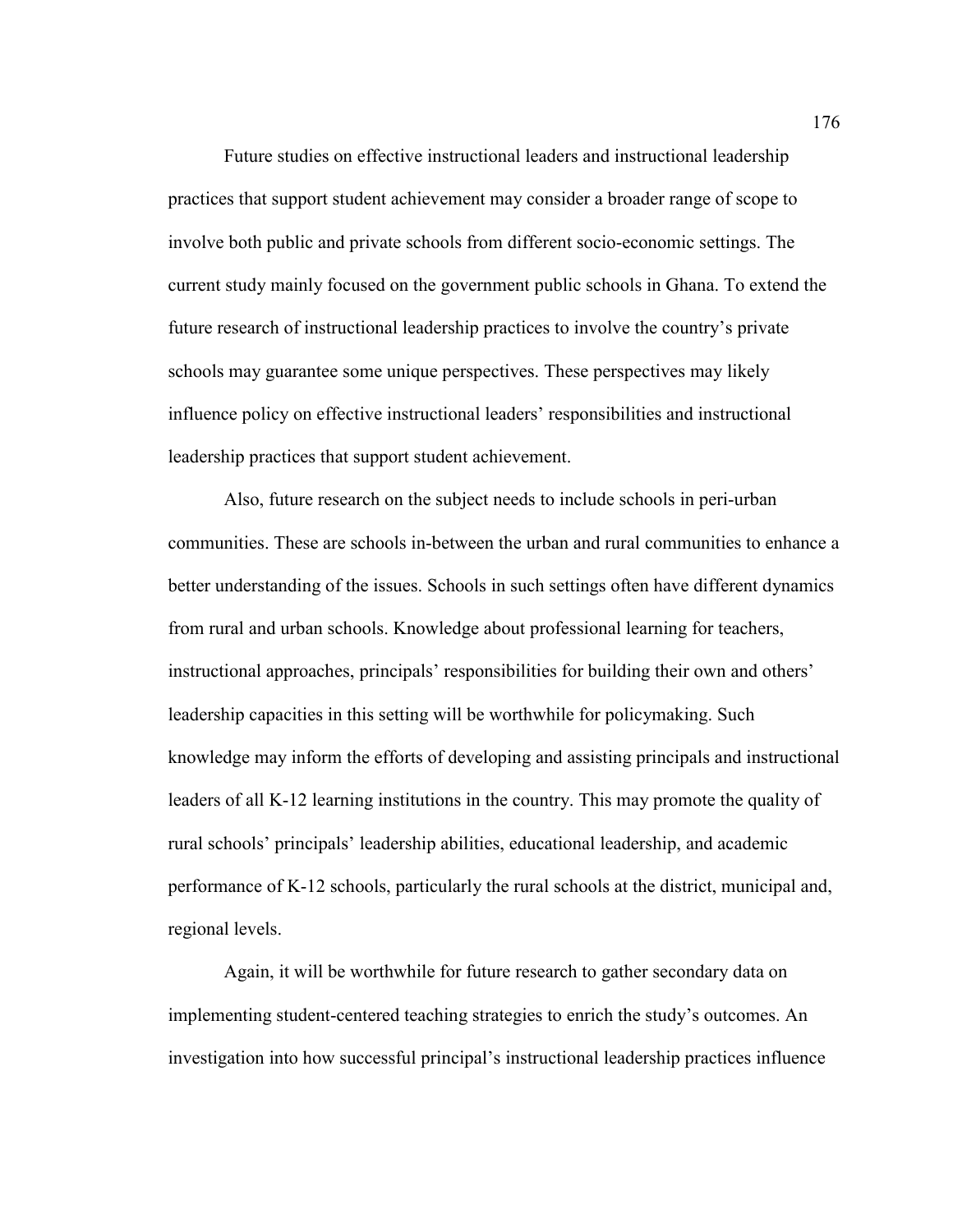Future studies on effective instructional leaders and instructional leadership practices that support student achievement may consider a broader range of scope to involve both public and private schools from different socio-economic settings. The current study mainly focused on the government public schools in Ghana. To extend the future research of instructional leadership practices to involve the country's private schools may guarantee some unique perspectives. These perspectives may likely influence policy on effective instructional leaders' responsibilities and instructional leadership practices that support student achievement.

Also, future research on the subject needs to include schools in peri-urban communities. These are schools in-between the urban and rural communities to enhance a better understanding of the issues. Schools in such settings often have different dynamics from rural and urban schools. Knowledge about professional learning for teachers, instructional approaches, principals' responsibilities for building their own and others' leadership capacities in this setting will be worthwhile for policymaking. Such knowledge may inform the efforts of developing and assisting principals and instructional leaders of all K-12 learning institutions in the country. This may promote the quality of rural schools' principals' leadership abilities, educational leadership, and academic performance of K-12 schools, particularly the rural schools at the district, municipal and, regional levels.

Again, it will be worthwhile for future research to gather secondary data on implementing student-centered teaching strategies to enrich the study's outcomes. An investigation into how successful principal's instructional leadership practices influence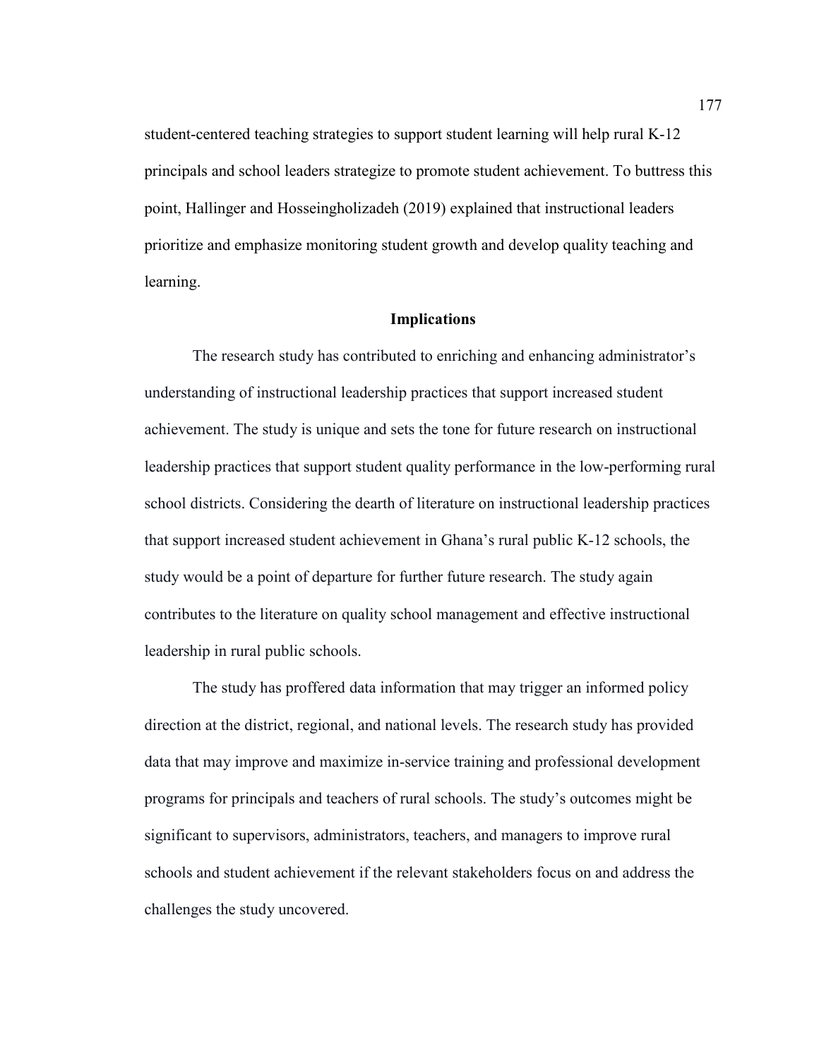student-centered teaching strategies to support student learning will help rural K-12 principals and school leaders strategize to promote student achievement. To buttress this point, Hallinger and Hosseingholizadeh (2019) explained that instructional leaders prioritize and emphasize monitoring student growth and develop quality teaching and learning.

## Implications

The research study has contributed to enriching and enhancing administrator's understanding of instructional leadership practices that support increased student achievement. The study is unique and sets the tone for future research on instructional leadership practices that support student quality performance in the low-performing rural school districts. Considering the dearth of literature on instructional leadership practices that support increased student achievement in Ghana's rural public K-12 schools, the study would be a point of departure for further future research. The study again contributes to the literature on quality school management and effective instructional leadership in rural public schools.

The study has proffered data information that may trigger an informed policy direction at the district, regional, and national levels. The research study has provided data that may improve and maximize in-service training and professional development programs for principals and teachers of rural schools. The study's outcomes might be significant to supervisors, administrators, teachers, and managers to improve rural schools and student achievement if the relevant stakeholders focus on and address the challenges the study uncovered.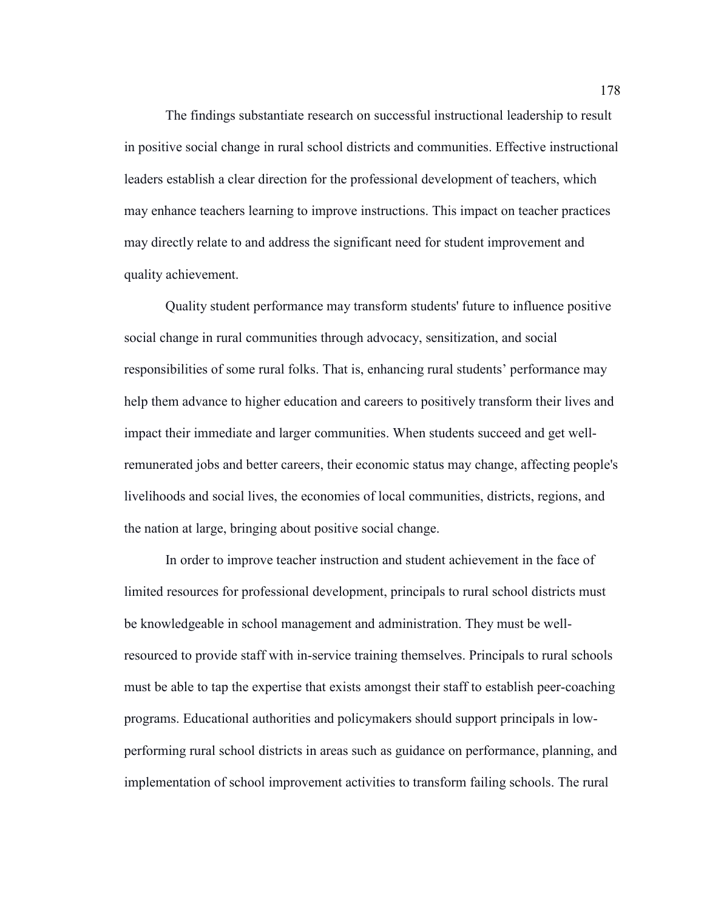The findings substantiate research on successful instructional leadership to result in positive social change in rural school districts and communities. Effective instructional leaders establish a clear direction for the professional development of teachers, which may enhance teachers learning to improve instructions. This impact on teacher practices may directly relate to and address the significant need for student improvement and quality achievement.

Quality student performance may transform students' future to influence positive social change in rural communities through advocacy, sensitization, and social responsibilities of some rural folks. That is, enhancing rural students’ performance may help them advance to higher education and careers to positively transform their lives and impact their immediate and larger communities. When students succeed and get well-remunerated jobs and better careers, their economic status may change, affecting people's livelihoods and social lives, the economies of local communities, districts, regions, and the nation at large, bringing about positive social change.

In order to improve teacher instruction and student achievement in the face of limited resources for professional development, principals to rural school districts must be knowledgeable in school management and administration. They must be well-resourced to provide staff with in-service training themselves. Principals to rural schools must be able to tap the expertise that exists amongst their staff to establish peer-coaching programs. Educational authorities and policymakers should support principals in low-performing rural school districts in areas such as guidance on performance, planning, and implementation of school improvement activities to transform failing schools. The rural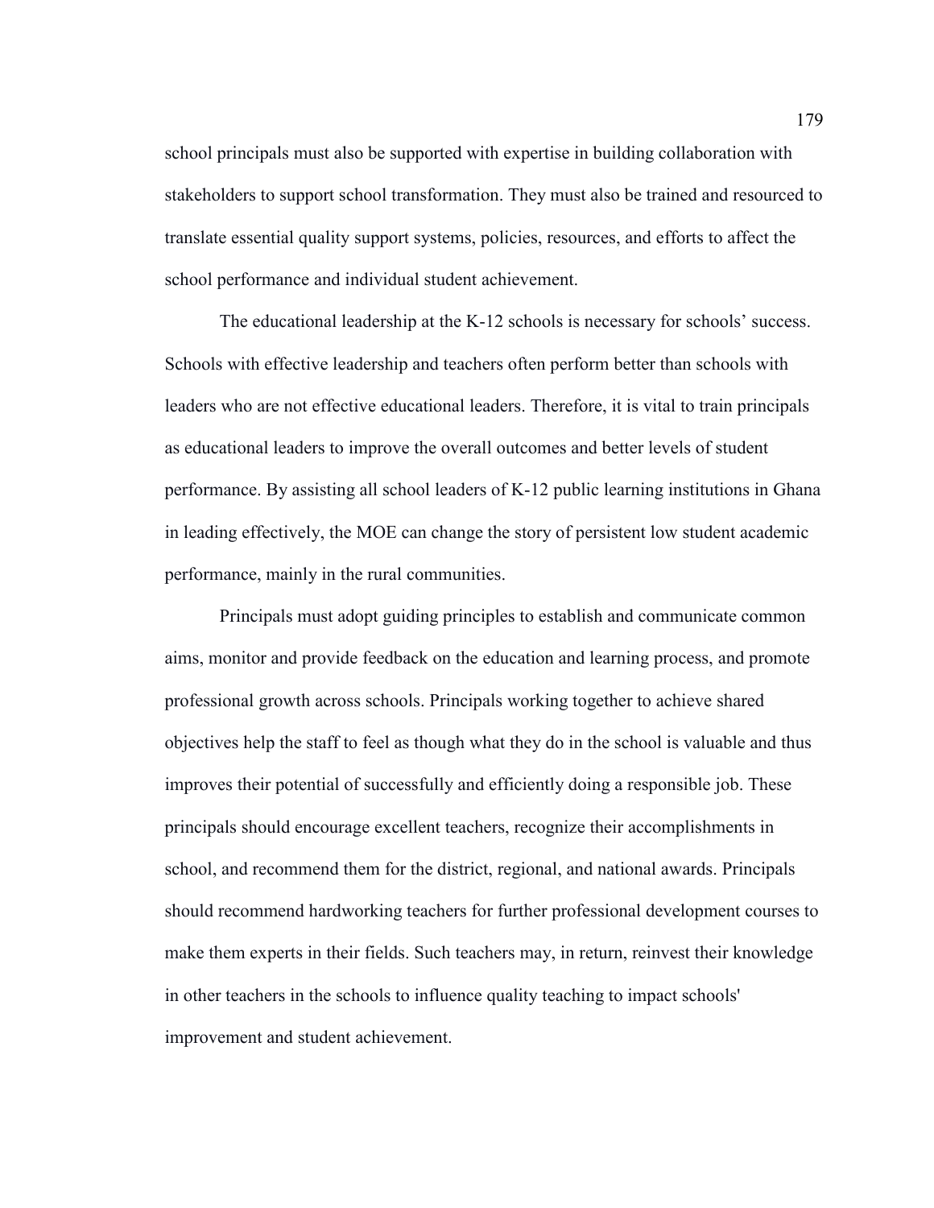school principals must also be supported with expertise in building collaboration with stakeholders to support school transformation. They must also be trained and resourced to translate essential quality support systems, policies, resources, and efforts to affect the school performance and individual student achievement.

The educational leadership at the K-12 schools is necessary for schools' success. Schools with effective leadership and teachers often perform better than schools with leaders who are not effective educational leaders. Therefore, it is vital to train principals as educational leaders to improve the overall outcomes and better levels of student performance. By assisting all school leaders of K-12 public learning institutions in Ghana in leading effectively, the MOE can change the story of persistent low student academic performance, mainly in the rural communities.

Principals must adopt guiding principles to establish and communicate common aims, monitor and provide feedback on the education and learning process, and promote professional growth across schools. Principals working together to achieve shared objectives help the staff to feel as though what they do in the school is valuable and thus improves their potential of successfully and efficiently doing a responsible job. These principals should encourage excellent teachers, recognize their accomplishments in school, and recommend them for the district, regional, and national awards. Principals should recommend hardworking teachers for further professional development courses to make them experts in their fields. Such teachers may, in return, reinvest their knowledge in other teachers in the schools to influence quality teaching to impact schools' improvement and student achievement.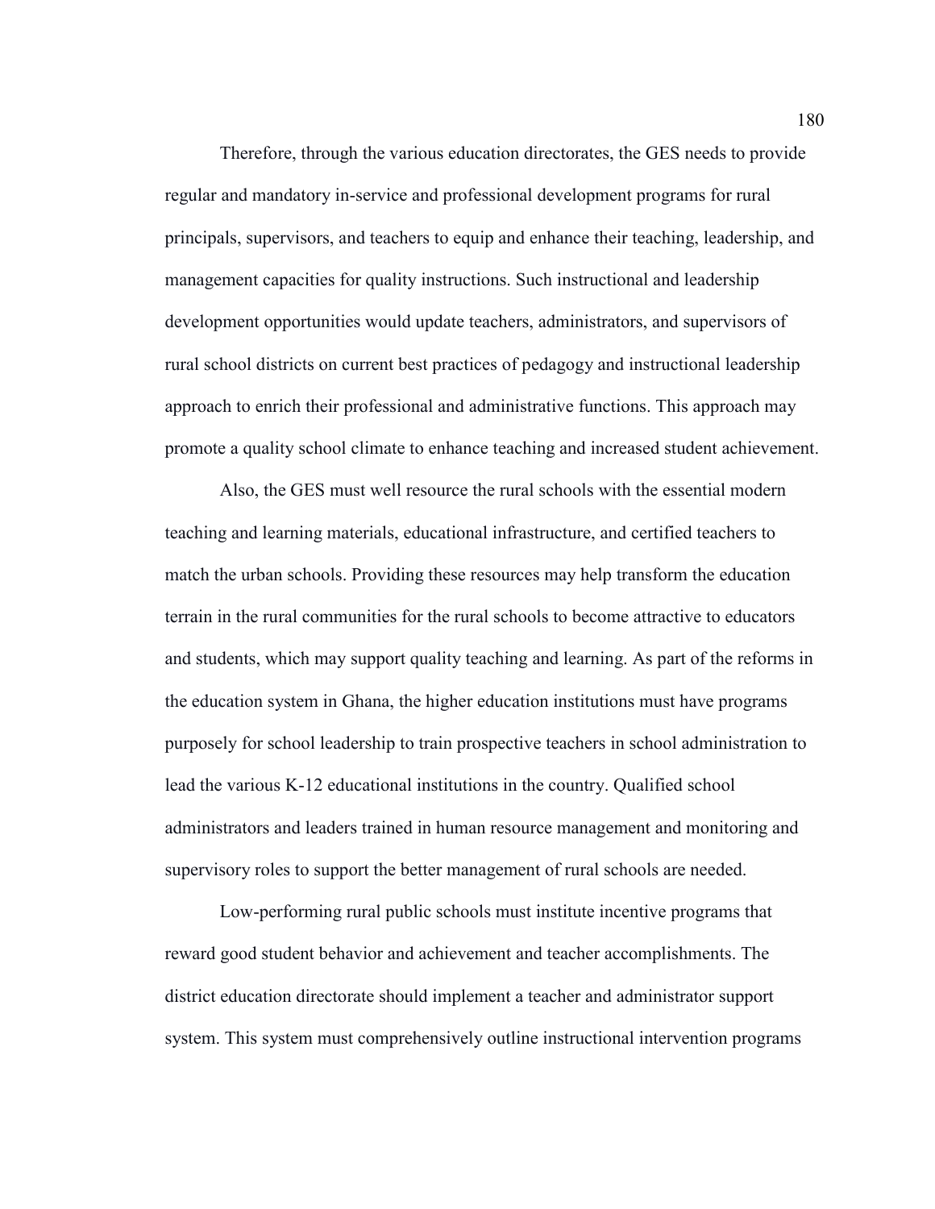Therefore, through the various education directorates, the GES needs to provide regular and mandatory in-service and professional development programs for rural principals, supervisors, and teachers to equip and enhance their teaching, leadership, and management capacities for quality instructions. Such instructional and leadership development opportunities would update teachers, administrators, and supervisors of rural school districts on current best practices of pedagogy and instructional leadership approach to enrich their professional and administrative functions. This approach may promote a quality school climate to enhance teaching and increased student achievement.

Also, the GES must well resource the rural schools with the essential modern teaching and learning materials, educational infrastructure, and certified teachers to match the urban schools. Providing these resources may help transform the education terrain in the rural communities for the rural schools to become attractive to educators and students, which may support quality teaching and learning. As part of the reforms in the education system in Ghana, the higher education institutions must have programs purposely for school leadership to train prospective teachers in school administration to lead the various K-12 educational institutions in the country. Qualified school administrators and leaders trained in human resource management and monitoring and supervisory roles to support the better management of rural schools are needed.

Low-performing rural public schools must institute incentive programs that reward good student behavior and achievement and teacher accomplishments. The district education directorate should implement a teacher and administrator support system. This system must comprehensively outline instructional intervention programs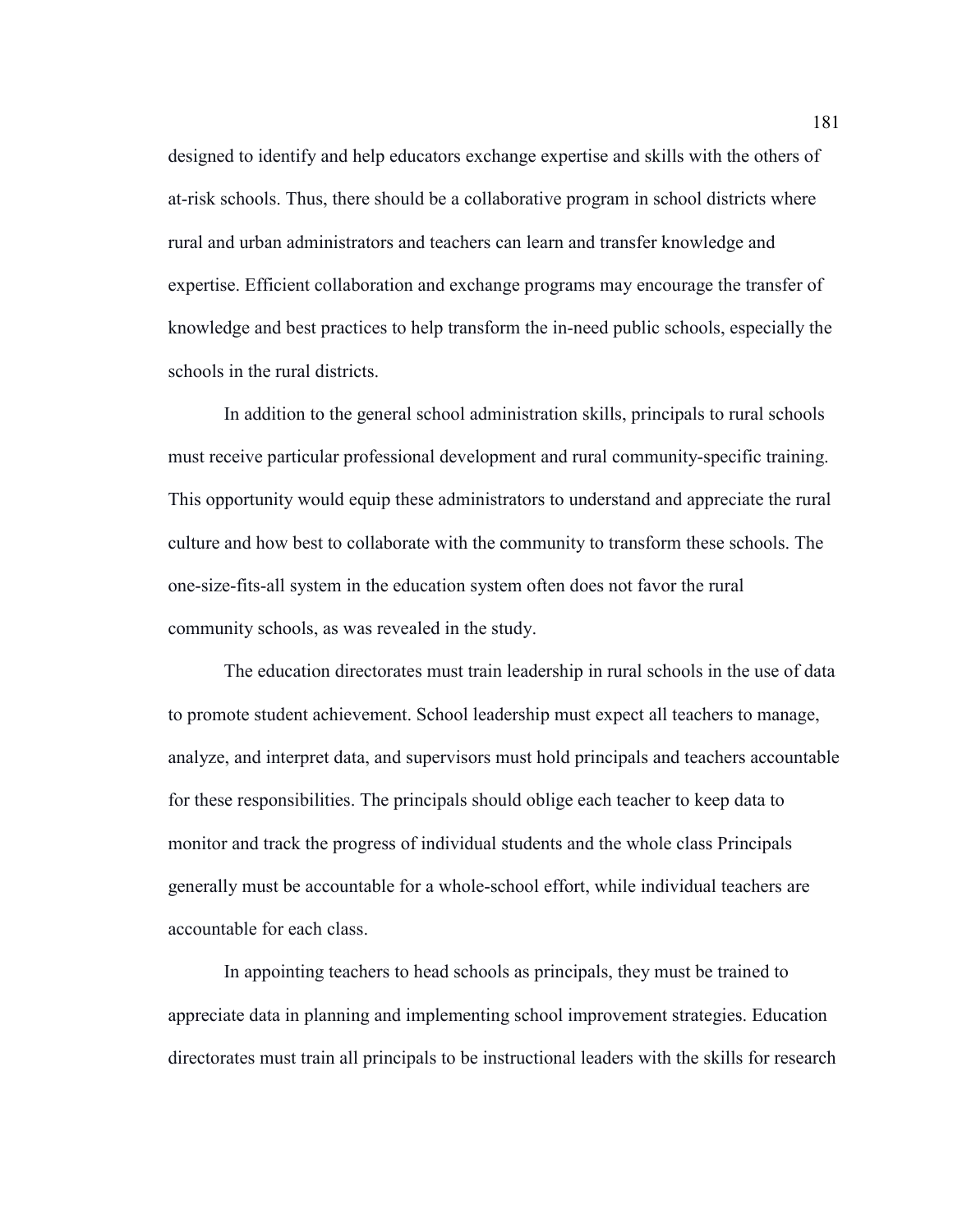designed to identify and help educators exchange expertise and skills with the others of at-risk schools. Thus, there should be a collaborative program in school districts where rural and urban administrators and teachers can learn and transfer knowledge and expertise. Efficient collaboration and exchange programs may encourage the transfer of knowledge and best practices to help transform the in-need public schools, especially the schools in the rural districts.

In addition to the general school administration skills, principals to rural schools must receive particular professional development and rural community-specific training. This opportunity would equip these administrators to understand and appreciate the rural culture and how best to collaborate with the community to transform these schools. The one-size-fits-all system in the education system often does not favor the rural community schools, as was revealed in the study.

The education directorates must train leadership in rural schools in the use of data to promote student achievement. School leadership must expect all teachers to manage, analyze, and interpret data, and supervisors must hold principals and teachers accountable for these responsibilities. The principals should oblige each teacher to keep data to monitor and track the progress of individual students and the whole class Principals generally must be accountable for a whole-school effort, while individual teachers are accountable for each class.

In appointing teachers to head schools as principals, they must be trained to appreciate data in planning and implementing school improvement strategies. Education directorates must train all principals to be instructional leaders with the skills for research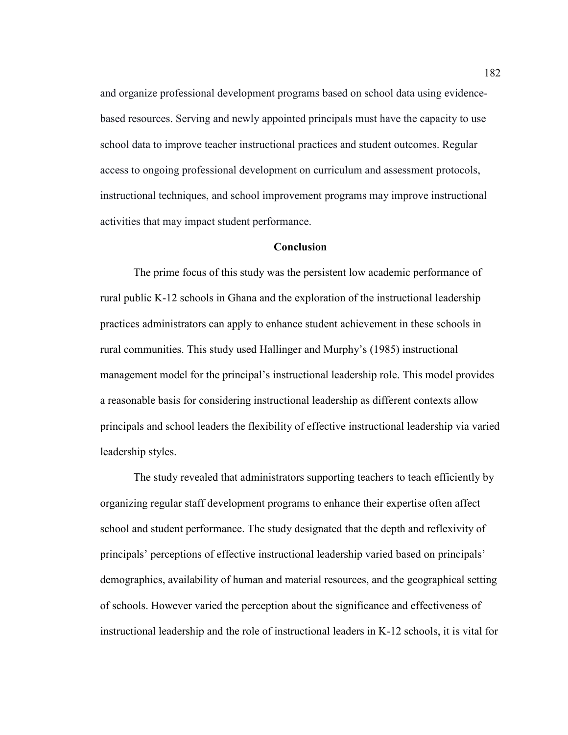and organize professional development programs based on school data using evidence-based resources. Serving and newly appointed principals must have the capacity to use school data to improve teacher instructional practices and student outcomes. Regular access to ongoing professional development on curriculum and assessment protocols, instructional techniques, and school improvement programs may improve instructional activities that may impact student performance.

## Conclusion

The prime focus of this study was the persistent low academic performance of rural public K-12 schools in Ghana and the exploration of the instructional leadership practices administrators can apply to enhance student achievement in these schools in rural communities. This study used Hallinger and Murphy's (1985) instructional management model for the principal's instructional leadership role. This model provides a reasonable basis for considering instructional leadership as different contexts allow principals and school leaders the flexibility of effective instructional leadership via varied leadership styles.

The study revealed that administrators supporting teachers to teach efficiently by organizing regular staff development programs to enhance their expertise often affect school and student performance. The study designated that the depth and reflexivity of principals' perceptions of effective instructional leadership varied based on principals' demographics, availability of human and material resources, and the geographical setting of schools. However varied the perception about the significance and effectiveness of instructional leadership and the role of instructional leaders in K-12 schools, it is vital for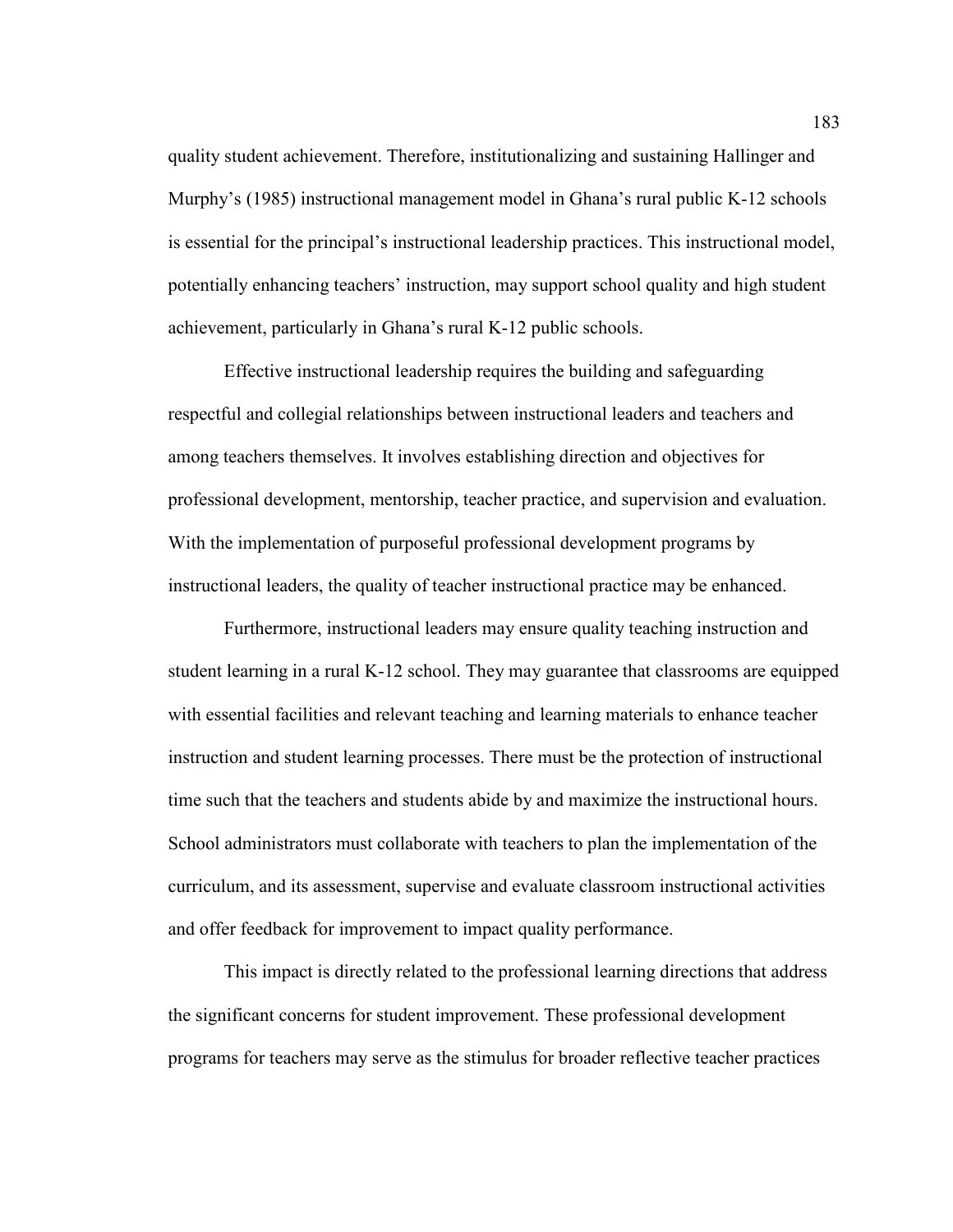quality student achievement. Therefore, institutionalizing and sustaining Hallinger and Murphy's (1985) instructional management model in Ghana's rural public K-12 schools is essential for the principal's instructional leadership practices. This instructional model, potentially enhancing teachers' instruction, may support school quality and high student achievement, particularly in Ghana's rural K-12 public schools.

Effective instructional leadership requires the building and safeguarding respectful and collegial relationships between instructional leaders and teachers and among teachers themselves. It involves establishing direction and objectives for professional development, mentorship, teacher practice, and supervision and evaluation. With the implementation of purposeful professional development programs by instructional leaders, the quality of teacher instructional practice may be enhanced.

Furthermore, instructional leaders may ensure quality teaching instruction and student learning in a rural K-12 school. They may guarantee that classrooms are equipped with essential facilities and relevant teaching and learning materials to enhance teacher instruction and student learning processes. There must be the protection of instructional time such that the teachers and students abide by and maximize the instructional hours. School administrators must collaborate with teachers to plan the implementation of the curriculum, and its assessment, supervise and evaluate classroom instructional activities and offer feedback for improvement to impact quality performance.

This impact is directly related to the professional learning directions that address the significant concerns for student improvement. These professional development programs for teachers may serve as the stimulus for broader reflective teacher practices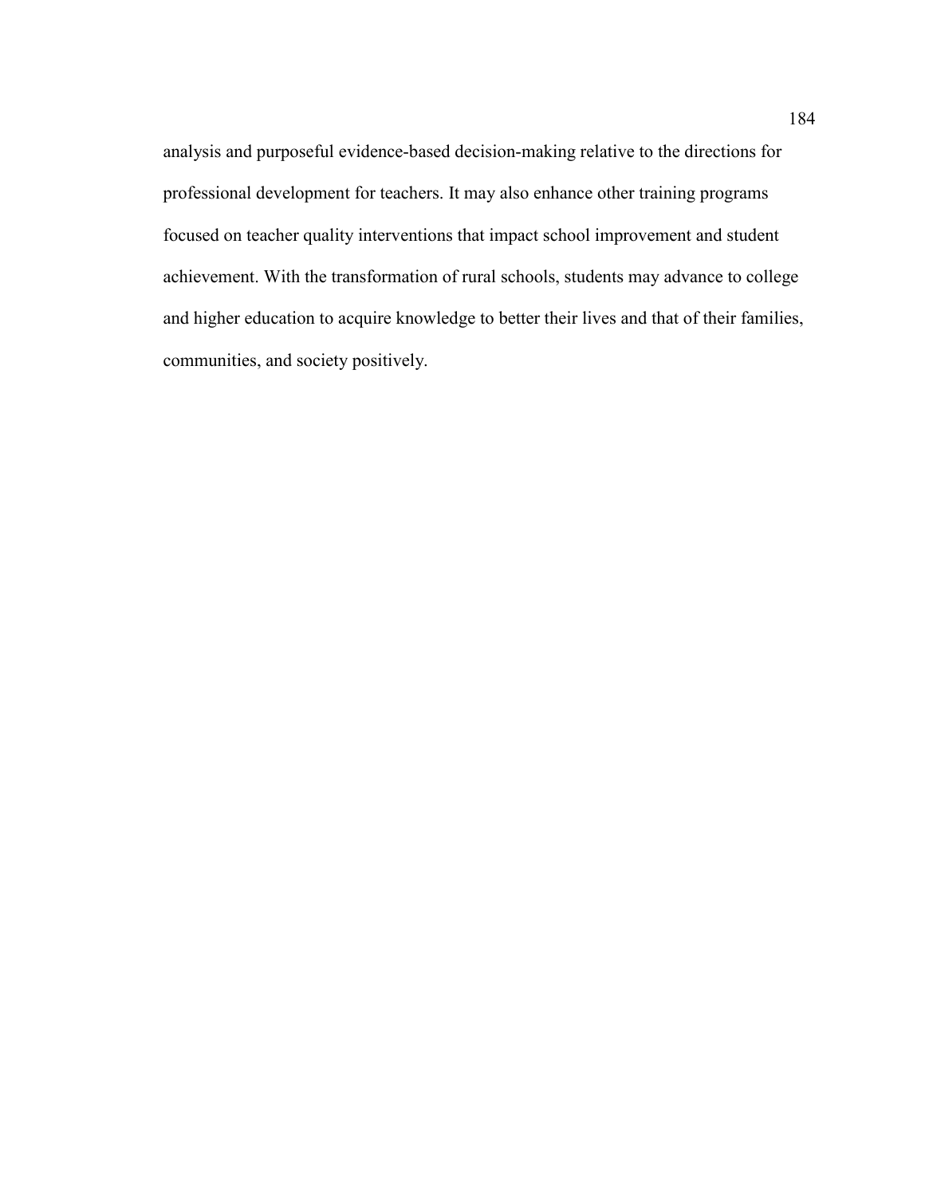analysis and purposeful evidence-based decision-making relative to the directions for professional development for teachers. It may also enhance other training programs focused on teacher quality interventions that impact school improvement and student achievement. With the transformation of rural schools, students may advance to college and higher education to acquire knowledge to better their lives and that of their families, communities, and society positively.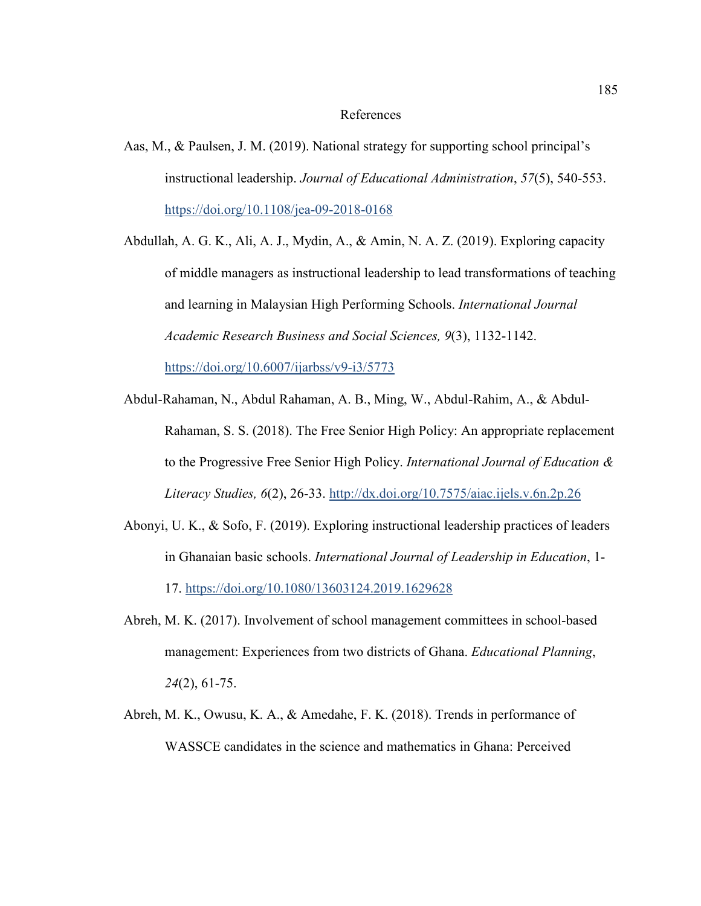# References

Aas, M., & Paulsen, J. M. (2019). National strategy for supporting school principal's instructional leadership. *Journal of Educational Administration*, *57*(5), 540-553. https://doi.org/10.1108/jea-09-2018-0168

Abdullah, A. G. K., Ali, A. J., Mydin, A., & Amin, N. A. Z. (2019). Exploring capacity of middle managers as instructional leadership to lead transformations of teaching and learning in Malaysian High Performing Schools. *International Journal Academic Research Business and Social Sciences, 9*(3), 1132-1142. https://doi.org/10.6007/ijarbss/v9-i3/5773

Abdul-Rahaman, N., Abdul Rahaman, A. B., Ming, W., Abdul-Rahim, A., & Abdul-Rahaman, S. S. (2018). The Free Senior High Policy: An appropriate replacement to the Progressive Free Senior High Policy. *International Journal of Education & Literacy Studies, 6*(2), 26-33. http://dx.doi.org/10.7575/aiac.ijels.v.6n.2p.26

Abonyi, U. K., & Sofo, F. (2019). Exploring instructional leadership practices of leaders in Ghanaian basic schools. *International Journal of Leadership in Education*, 1-17. https://doi.org/10.1080/13603124.2019.1629628

Abreh, M. K. (2017). Involvement of school management committees in school-based management: Experiences from two districts of Ghana. *Educational Planning*, *24*(2), 61-75.

Abreh, M. K., Owusu, K. A., & Amedahe, F. K. (2018). Trends in performance of WASSCE candidates in the science and mathematics in Ghana: Perceived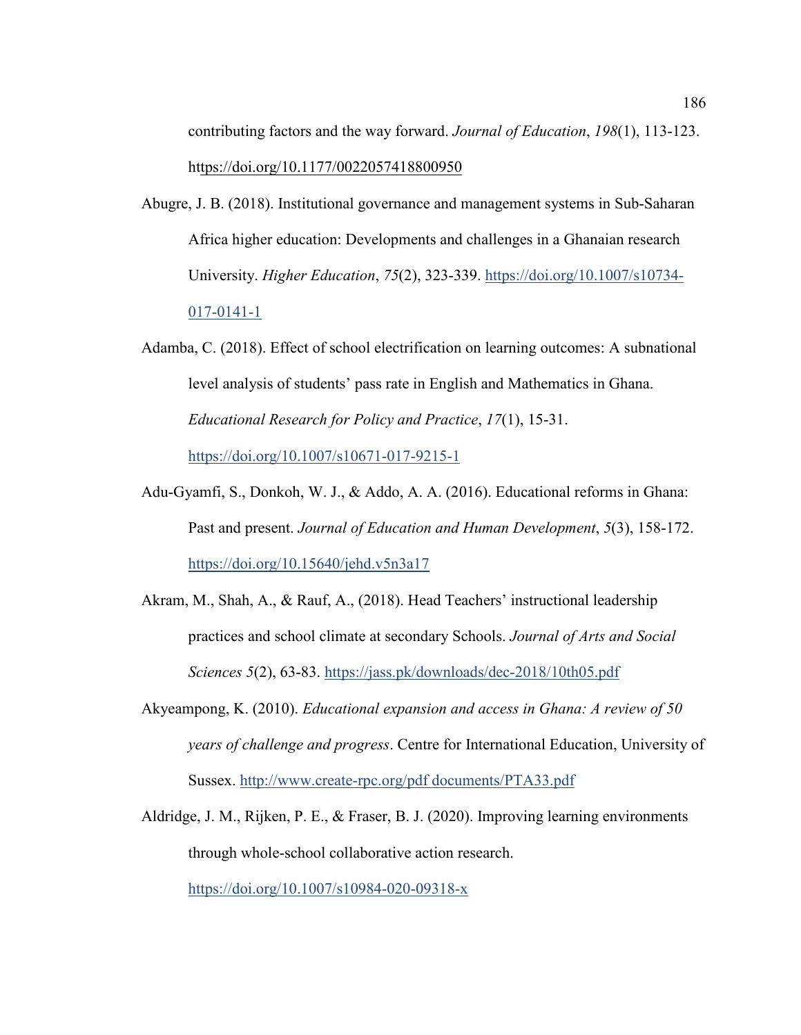contributing factors and the way forward. *Journal of Education*, *198*(1), 113-123. https://doi.org/10.1177/0022057418800950

Abugre, J. B. (2018). Institutional governance and management systems in Sub-Saharan Africa higher education: Developments and challenges in a Ghanaian research University. *Higher Education*, *75*(2), 323-339. https://doi.org/10.1007/s10734-017-0141-1

Adamba, C. (2018). Effect of school electrification on learning outcomes: A subnational level analysis of students' pass rate in English and Mathematics in Ghana. *Educational Research for Policy and Practice*, *17*(1), 15-31. https://doi.org/10.1007/s10671-017-9215-1

Adu-Gyamfi, S., Donkoh, W. J., & Addo, A. A. (2016). Educational reforms in Ghana: Past and present. *Journal of Education and Human Development*, *5*(3), 158-172. https://doi.org/10.15640/jehd.v5n3a17

Akram, M., Shah, A., & Rauf, A., (2018). Head Teachers' instructional leadership practices and school climate at secondary Schools. *Journal of Arts and Social Sciences 5*(2), 63-83. https://jass.pk/downloads/dec-2018/10th05.pdf

Akyeampong, K. (2010). *Educational expansion and access in Ghana: A review of 50 years of challenge and progress*. Centre for International Education, University of Sussex. http://www.create-rpc.org/pdf documents/PTA33.pdf

Aldridge, J. M., Rijken, P. E., & Fraser, B. J. (2020). Improving learning environments through whole-school collaborative action research. https://doi.org/10.1007/s10984-020-09318-x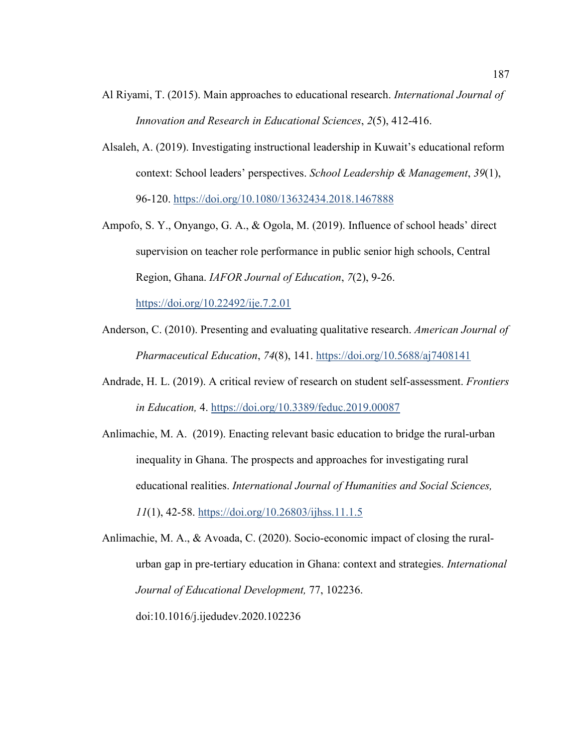Al Riyami, T. (2015). Main approaches to educational research. *International Journal of Innovation and Research in Educational Sciences*, *2*(5), 412-416.

Alsaleh, A. (2019). Investigating instructional leadership in Kuwait's educational reform context: School leaders' perspectives. *School Leadership & Management*, *39*(1), 96-120. https://doi.org/10.1080/13632434.2018.1467888

Ampofo, S. Y., Onyango, G. A., & Ogola, M. (2019). Influence of school heads' direct supervision on teacher role performance in public senior high schools, Central Region, Ghana. *IAFOR Journal of Education*, *7*(2), 9-26. https://doi.org/10.22492/ije.7.2.01

Anderson, C. (2010). Presenting and evaluating qualitative research. *American Journal of Pharmaceutical Education*, *74*(8), 141. https://doi.org/10.5688/aj7408141

Andrade, H. L. (2019). A critical review of research on student self-assessment. *Frontiers in Education,* 4. https://doi.org/10.3389/feduc.2019.00087

Anlimachie, M. A.  (2019). Enacting relevant basic education to bridge the rural-urban inequality in Ghana. The prospects and approaches for investigating rural educational realities. *International Journal of Humanities and Social Sciences, 11*(1), 42-58. https://doi.org/10.26803/ijhss.11.1.5

Anlimachie, M. A., & Avoada, C. (2020). Socio-economic impact of closing the rural-urban gap in pre-tertiary education in Ghana: context and strategies. *International Journal of Educational Development,* 77, 102236. doi:10.1016/j.ijedudev.2020.102236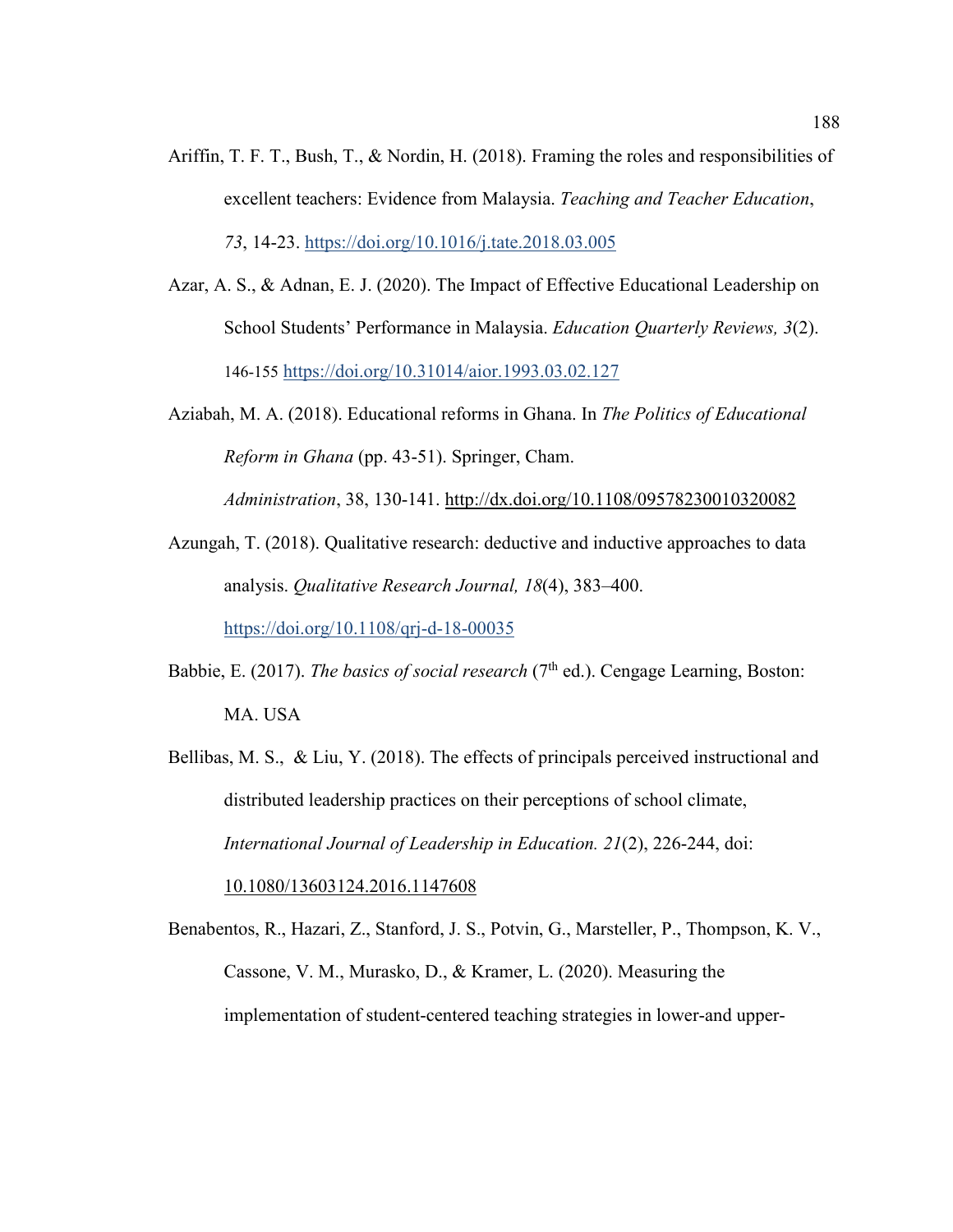Ariffin, T. F. T., Bush, T., & Nordin, H. (2018). Framing the roles and responsibilities of excellent teachers: Evidence from Malaysia. *Teaching and Teacher Education*, *73*, 14-23. https://doi.org/10.1016/j.tate.2018.03.005

Azar, A. S., & Adnan, E. J. (2020). The Impact of Effective Educational Leadership on School Students' Performance in Malaysia. *Education Quarterly Reviews, 3*(2). 146-155 https://doi.org/10.31014/aior.1993.03.02.127

Aziabah, M. A. (2018). Educational reforms in Ghana. In *The Politics of Educational Reform in Ghana* (pp. 43-51). Springer, Cham. *Administration*, 38, 130-141. http://dx.doi.org/10.1108/09578230010320082

Azungah, T. (2018). Qualitative research: deductive and inductive approaches to data analysis. *Qualitative Research Journal, 18*(4), 383–400. https://doi.org/10.1108/qrj-d-18-00035

Babbie, E. (2017). *The basics of social research* (7th ed.). Cengage Learning, Boston: MA. USA

Bellibas, M. S., & Liu, Y. (2018). The effects of principals perceived instructional and distributed leadership practices on their perceptions of school climate, *International Journal of Leadership in Education. 21*(2), 226-244, doi: 10.1080/13603124.2016.1147608

Benabentos, R., Hazari, Z., Stanford, J. S., Potvin, G., Marsteller, P., Thompson, K. V., Cassone, V. M., Murasko, D., & Kramer, L. (2020). Measuring the implementation of student-centered teaching strategies in lower-and upper-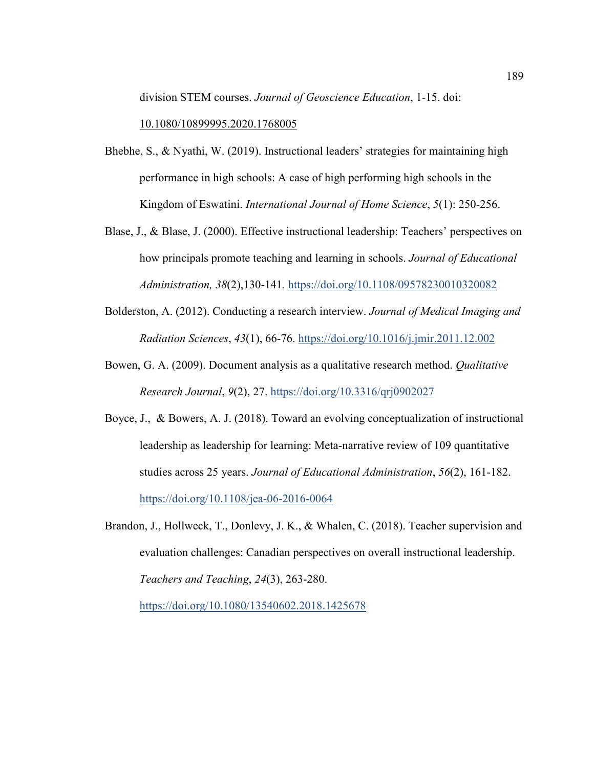division STEM courses. *Journal of Geoscience Education*, 1-15. doi: 10.1080/10899995.2020.1768005

Bhebhe, S., & Nyathi, W. (2019). Instructional leaders' strategies for maintaining high performance in high schools: A case of high performing high schools in the Kingdom of Eswatini. *International Journal of Home Science*, *5*(1): 250-256.

Blase, J., & Blase, J. (2000). Effective instructional leadership: Teachers' perspectives on how principals promote teaching and learning in schools. *Journal of Educational Administration, 38*(2),130-141. https://doi.org/10.1108/09578230010320082

Bolderston, A. (2012). Conducting a research interview. *Journal of Medical Imaging and Radiation Sciences*, *43*(1), 66-76. https://doi.org/10.1016/j.jmir.2011.12.002

Bowen, G. A. (2009). Document analysis as a qualitative research method. *Qualitative Research Journal*, *9*(2), 27. https://doi.org/10.3316/qrj0902027

Boyce, J., & Bowers, A. J. (2018). Toward an evolving conceptualization of instructional leadership as leadership for learning: Meta-narrative review of 109 quantitative studies across 25 years. *Journal of Educational Administration*, *56*(2), 161-182. https://doi.org/10.1108/jea-06-2016-0064

Brandon, J., Hollweck, T., Donlevy, J. K., & Whalen, C. (2018). Teacher supervision and evaluation challenges: Canadian perspectives on overall instructional leadership. *Teachers and Teaching*, *24*(3), 263-280. https://doi.org/10.1080/13540602.2018.1425678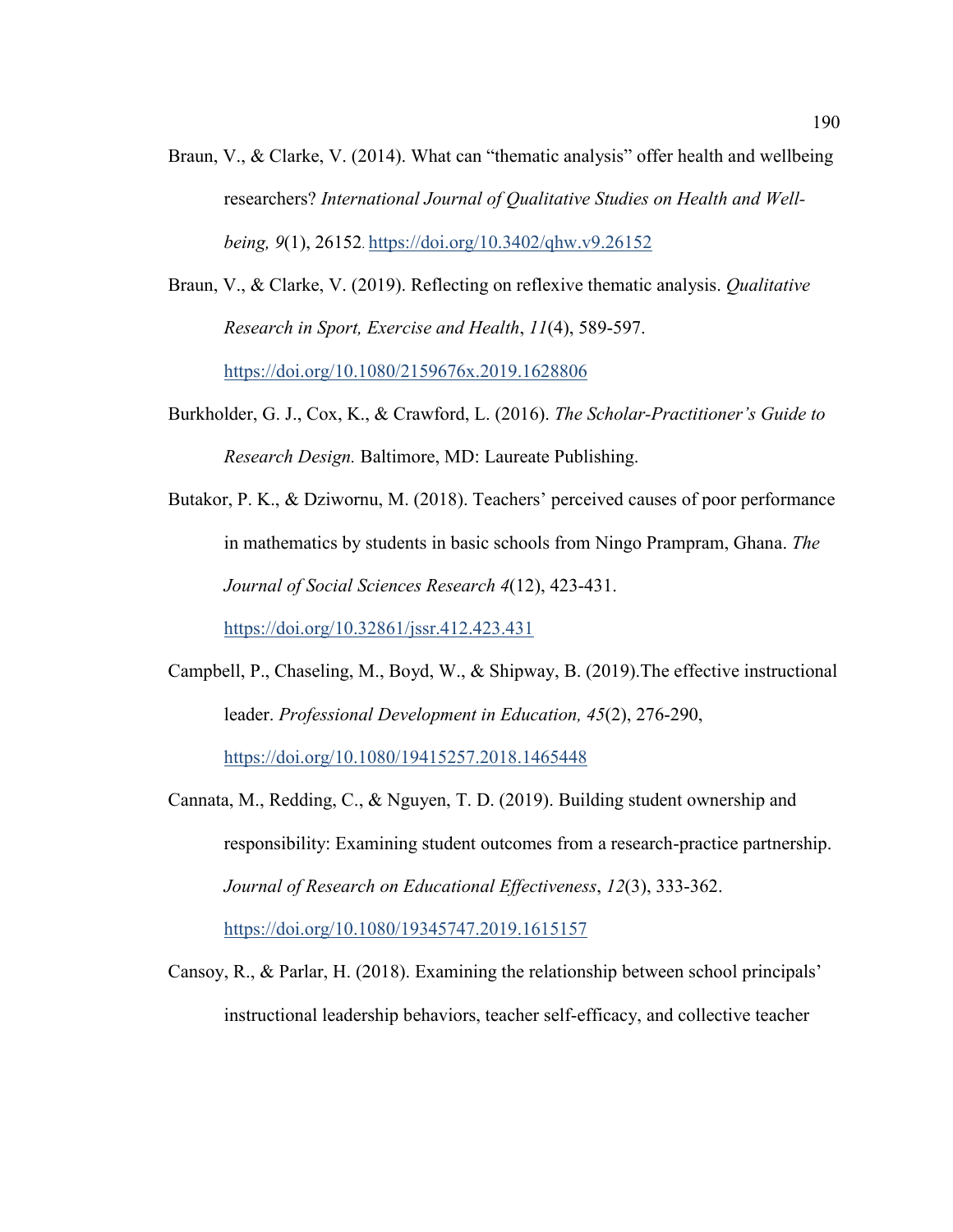Braun, V., & Clarke, V. (2014). What can “thematic analysis” offer health and wellbeing researchers? *International Journal of Qualitative Studies on Health and Well-being, 9*(1), 26152. https://doi.org/10.3402/qhw.v9.26152

Braun, V., & Clarke, V. (2019). Reflecting on reflexive thematic analysis. *Qualitative Research in Sport, Exercise and Health*, *11*(4), 589-597. https://doi.org/10.1080/2159676x.2019.1628806

Burkholder, G. J., Cox, K., & Crawford, L. (2016). *The Scholar-Practitioner's Guide to Research Design.* Baltimore, MD: Laureate Publishing.

Butakor, P. K., & Dziwornu, M. (2018). Teachers' perceived causes of poor performance in mathematics by students in basic schools from Ningo Prampram, Ghana. *The Journal of Social Sciences Research 4*(12), 423-431. https://doi.org/10.32861/jssr.412.423.431

Campbell, P., Chaseling, M., Boyd, W., & Shipway, B. (2019).The effective instructional leader. *Professional Development in Education, 45*(2), 276-290, https://doi.org/10.1080/19415257.2018.1465448

Cannata, M., Redding, C., & Nguyen, T. D. (2019). Building student ownership and responsibility: Examining student outcomes from a research-practice partnership. *Journal of Research on Educational Effectiveness*, *12*(3), 333-362. https://doi.org/10.1080/19345747.2019.1615157

Cansoy, R., & Parlar, H. (2018). Examining the relationship between school principals' instructional leadership behaviors, teacher self-efficacy, and collective teacher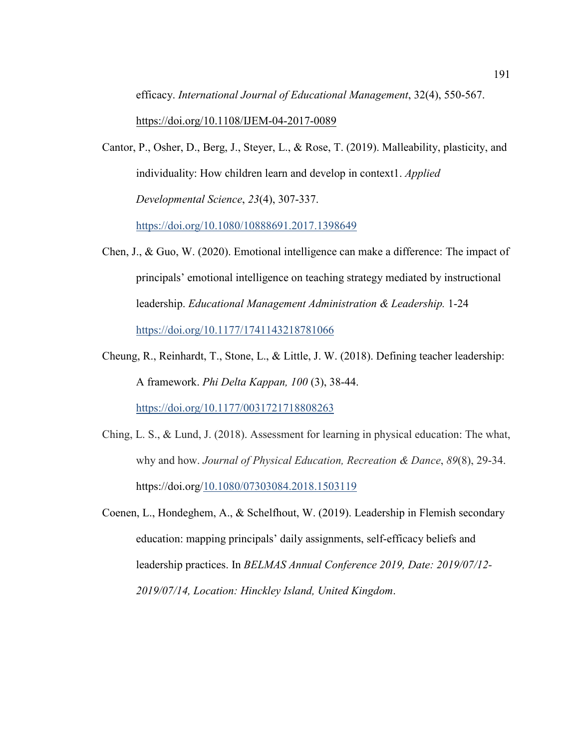efficacy. *International Journal of Educational Management*, 32(4), 550-567. https://doi.org/10.1108/IJEM-04-2017-0089

Cantor, P., Osher, D., Berg, J., Steyer, L., & Rose, T. (2019). Malleability, plasticity, and individuality: How children learn and develop in context1. *Applied Developmental Science*, *23*(4), 307-337. https://doi.org/10.1080/10888691.2017.1398649

Chen, J., & Guo, W. (2020). Emotional intelligence can make a difference: The impact of principals' emotional intelligence on teaching strategy mediated by instructional leadership. *Educational Management Administration & Leadership.* 1-24 https://doi.org/10.1177/1741143218781066

Cheung, R., Reinhardt, T., Stone, L., & Little, J. W. (2018). Defining teacher leadership: A framework. *Phi Delta Kappan, 100* (3), 38-44. https://doi.org/10.1177/0031721718808263

Ching, L. S., & Lund, J. (2018). Assessment for learning in physical education: The what, why and how. *Journal of Physical Education, Recreation & Dance*, *89*(8), 29-34. https://doi.org/10.1080/07303084.2018.1503119

Coenen, L., Hondeghem, A., & Schelfhout, W. (2019). Leadership in Flemish secondary education: mapping principals' daily assignments, self-efficacy beliefs and leadership practices. In *BELMAS Annual Conference 2019, Date: 2019/07/12-2019/07/14, Location: Hinckley Island, United Kingdom*.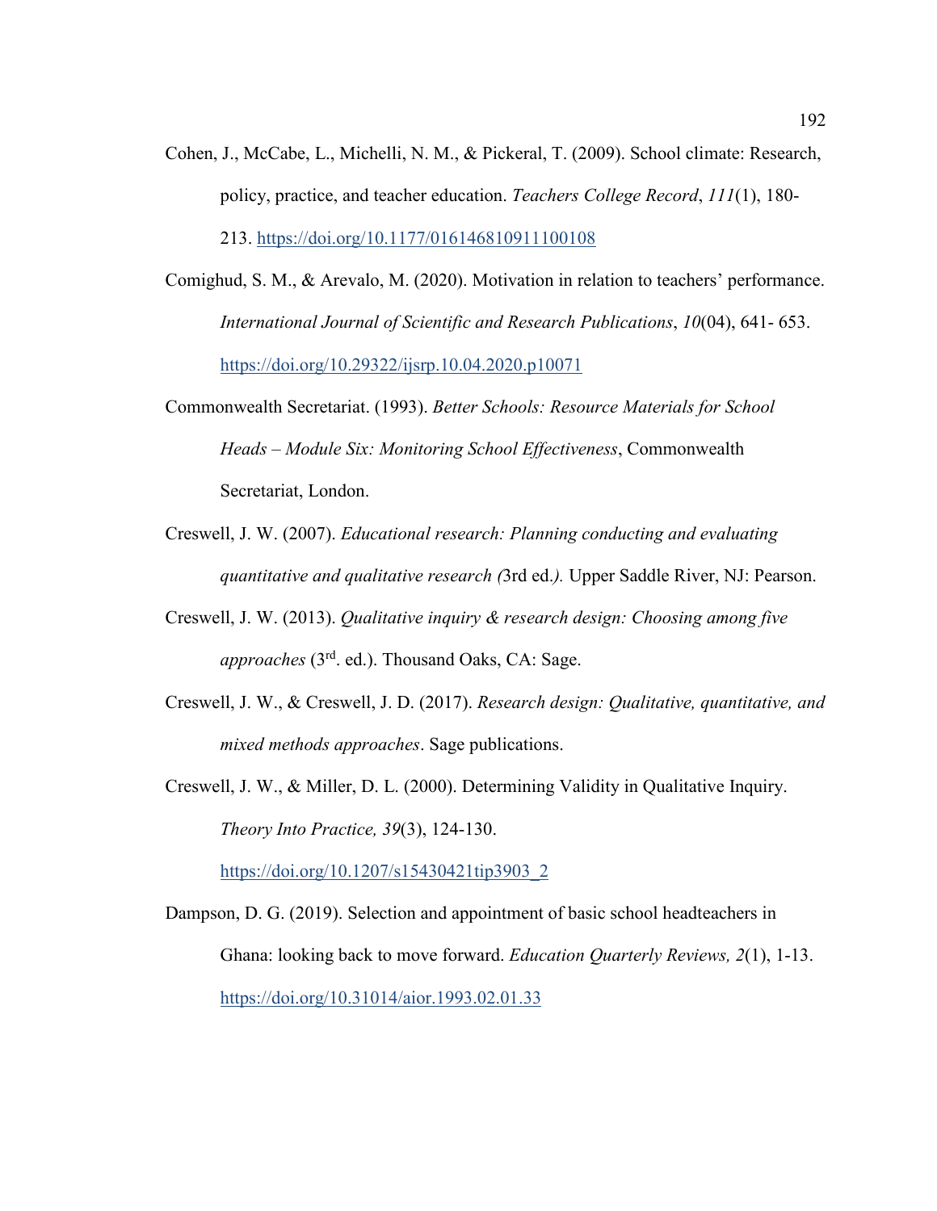Cohen, J., McCabe, L., Michelli, N. M., & Pickeral, T. (2009). School climate: Research, policy, practice, and teacher education. *Teachers College Record*, *111*(1), 180-213. https://doi.org/10.1177/016146810911100108

Comighud, S. M., & Arevalo, M. (2020). Motivation in relation to teachers' performance. *International Journal of Scientific and Research Publications*, *10*(04), 641- 653. https://doi.org/10.29322/ijsrp.10.04.2020.p10071

Commonwealth Secretariat. (1993). *Better Schools: Resource Materials for School Heads – Module Six: Monitoring School Effectiveness*, Commonwealth Secretariat, London.

Creswell, J. W. (2007). *Educational research: Planning conducting and evaluating quantitative and qualitative research (*3rd ed.*).* Upper Saddle River, NJ: Pearson.

Creswell, J. W. (2013). *Qualitative inquiry & research design: Choosing among five approaches* (3rd. ed.). Thousand Oaks, CA: Sage.

Creswell, J. W., & Creswell, J. D. (2017). *Research design: Qualitative, quantitative, and mixed methods approaches*. Sage publications.

Creswell, J. W., & Miller, D. L. (2000). Determining Validity in Qualitative Inquiry. *Theory Into Practice, 39*(3), 124-130. https://doi.org/10.1207/s15430421tip3903_2

Dampson, D. G. (2019). Selection and appointment of basic school headteachers in Ghana: looking back to move forward. *Education Quarterly Reviews, 2*(1), 1-13. https://doi.org/10.31014/aior.1993.02.01.33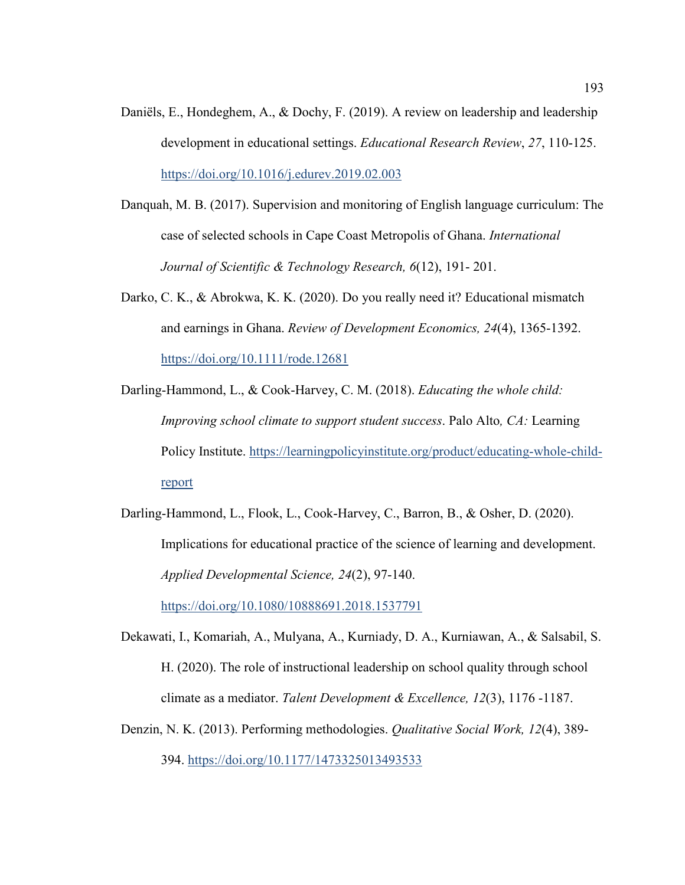Daniëls, E., Hondeghem, A., & Dochy, F. (2019). A review on leadership and leadership development in educational settings. *Educational Research Review*, *27*, 110-125. https://doi.org/10.1016/j.edurev.2019.02.003

Danquah, M. B. (2017). Supervision and monitoring of English language curriculum: The case of selected schools in Cape Coast Metropolis of Ghana. *International Journal of Scientific & Technology Research, 6*(12), 191- 201.

Darko, C. K., & Abrokwa, K. K. (2020). Do you really need it? Educational mismatch and earnings in Ghana. *Review of Development Economics, 24*(4), 1365-1392. https://doi.org/10.1111/rode.12681

Darling-Hammond, L., & Cook-Harvey, C. M. (2018). *Educating the whole child: Improving school climate to support student success*. Palo Alto*, CA:* Learning Policy Institute. https://learningpolicyinstitute.org/product/educating-whole-child-report

Darling-Hammond, L., Flook, L., Cook-Harvey, C., Barron, B., & Osher, D. (2020). Implications for educational practice of the science of learning and development. *Applied Developmental Science, 24*(2), 97-140. https://doi.org/10.1080/10888691.2018.1537791

Dekawati, I., Komariah, A., Mulyana, A., Kurniady, D. A., Kurniawan, A., & Salsabil, S. H. (2020). The role of instructional leadership on school quality through school climate as a mediator. *Talent Development & Excellence, 12*(3), 1176 -1187.

Denzin, N. K. (2013). Performing methodologies. *Qualitative Social Work, 12*(4), 389-394. https://doi.org/10.1177/1473325013493533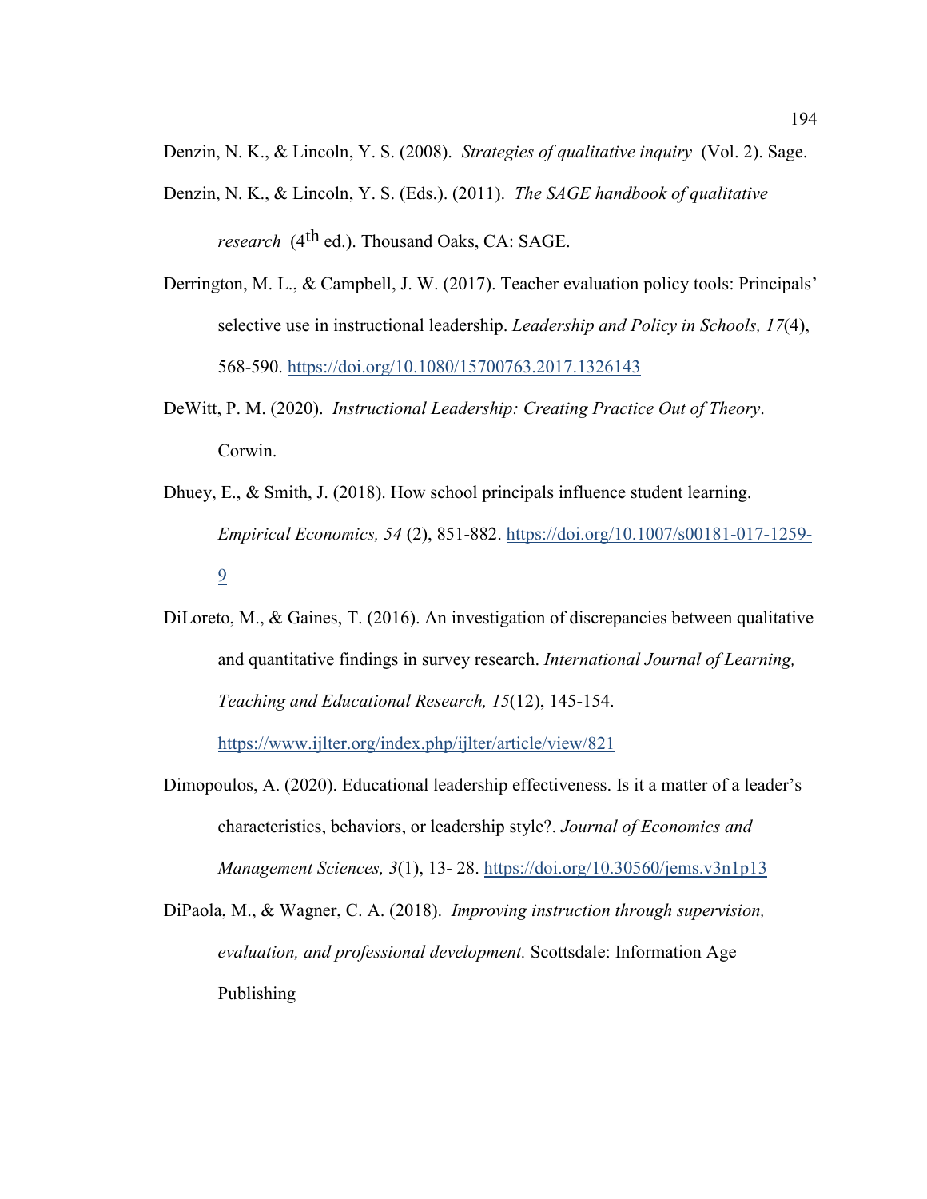Denzin, N. K., & Lincoln, Y. S. (2008). *Strategies of qualitative inquiry* (Vol. 2). Sage.

Denzin, N. K., & Lincoln, Y. S. (Eds.). (2011). *The SAGE handbook of qualitative research* (4th ed.). Thousand Oaks, CA: SAGE.

Derrington, M. L., & Campbell, J. W. (2017). Teacher evaluation policy tools: Principals' selective use in instructional leadership. *Leadership and Policy in Schools, 17*(4), 568-590. https://doi.org/10.1080/15700763.2017.1326143

DeWitt, P. M. (2020). *Instructional Leadership: Creating Practice Out of Theory*. Corwin.

Dhuey, E., & Smith, J. (2018). How school principals influence student learning. *Empirical Economics, 54* (2), 851-882. https://doi.org/10.1007/s00181-017-1259-9

DiLoreto, M., & Gaines, T. (2016). An investigation of discrepancies between qualitative and quantitative findings in survey research. *International Journal of Learning, Teaching and Educational Research, 15*(12), 145-154. https://www.ijlter.org/index.php/ijlter/article/view/821

Dimopoulos, A. (2020). Educational leadership effectiveness. Is it a matter of a leader's characteristics, behaviors, or leadership style?. *Journal of Economics and Management Sciences, 3*(1), 13- 28. https://doi.org/10.30560/jems.v3n1p13

DiPaola, M., & Wagner, C. A. (2018). *Improving instruction through supervision, evaluation, and professional development.* Scottsdale: Information Age Publishing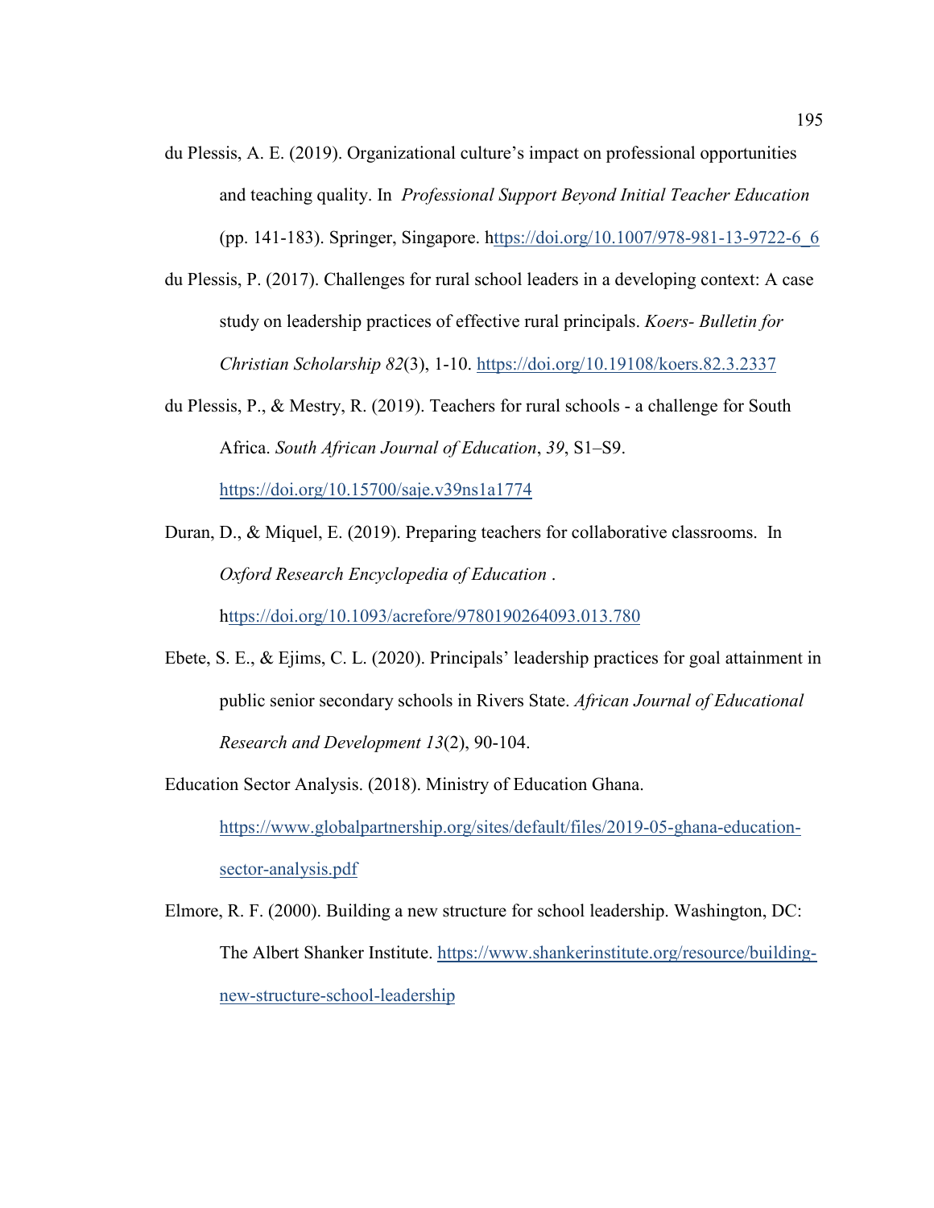du Plessis, A. E. (2019). Organizational culture's impact on professional opportunities and teaching quality. In *Professional Support Beyond Initial Teacher Education* (pp. 141-183). Springer, Singapore. https://doi.org/10.1007/978-981-13-9722-6_6

du Plessis, P. (2017). Challenges for rural school leaders in a developing context: A case study on leadership practices of effective rural principals. *Koers- Bulletin for Christian Scholarship 82*(3), 1-10. https://doi.org/10.19108/koers.82.3.2337

du Plessis, P., & Mestry, R. (2019). Teachers for rural schools - a challenge for South Africa. *South African Journal of Education*, *39*, S1–S9. https://doi.org/10.15700/saje.v39ns1a1774

Duran, D., & Miquel, E. (2019). Preparing teachers for collaborative classrooms. In *Oxford Research Encyclopedia of Education* . https://doi.org/10.1093/acrefore/9780190264093.013.780

Ebete, S. E., & Ejims, C. L. (2020). Principals' leadership practices for goal attainment in public senior secondary schools in Rivers State. *African Journal of Educational Research and Development 13*(2), 90-104.

Education Sector Analysis. (2018). Ministry of Education Ghana. https://www.globalpartnership.org/sites/default/files/2019-05-ghana-education-sector-analysis.pdf

Elmore, R. F. (2000). Building a new structure for school leadership. Washington, DC: The Albert Shanker Institute. https://www.shankerinstitute.org/resource/building-new-structure-school-leadership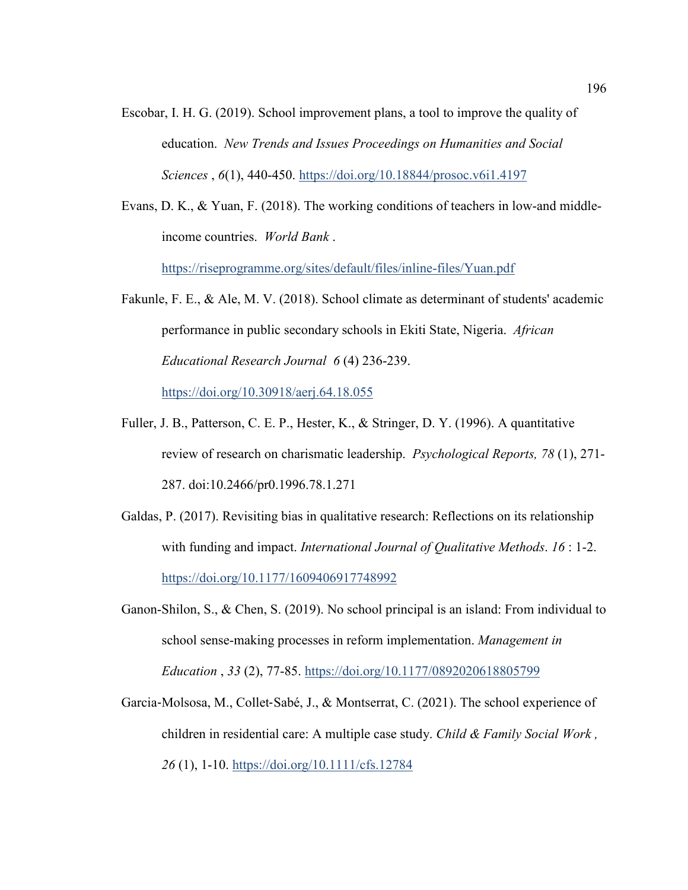Escobar, I. H. G. (2019). School improvement plans, a tool to improve the quality of education. *New Trends and Issues Proceedings on Humanities and Social Sciences* , *6*(1), 440-450. https://doi.org/10.18844/prosoc.v6i1.4197

Evans, D. K., & Yuan, F. (2018). The working conditions of teachers in low-and middle-income countries. *World Bank* . https://riseprogramme.org/sites/default/files/inline-files/Yuan.pdf

Fakunle, F. E., & Ale, M. V. (2018). School climate as determinant of students' academic performance in public secondary schools in Ekiti State, Nigeria. *African Educational Research Journal 6* (4) 236-239. https://doi.org/10.30918/aerj.64.18.055

Fuller, J. B., Patterson, C. E. P., Hester, K., & Stringer, D. Y. (1996). A quantitative review of research on charismatic leadership. *Psychological Reports, 78* (1), 271-287. doi:10.2466/pr0.1996.78.1.271

Galdas, P. (2017). Revisiting bias in qualitative research: Reflections on its relationship with funding and impact. *International Journal of Qualitative Methods*. *16* : 1-2. https://doi.org/10.1177/1609406917748992

Ganon-Shilon, S., & Chen, S. (2019). No school principal is an island: From individual to school sense-making processes in reform implementation. *Management in Education* , *33* (2), 77-85. https://doi.org/10.1177/0892020618805799

Garcia-Molsosa, M., Collet-Sabé, J., & Montserrat, C. (2021). The school experience of children in residential care: A multiple case study. *Child & Family Social Work* , *26* (1), 1-10. https://doi.org/10.1111/cfs.12784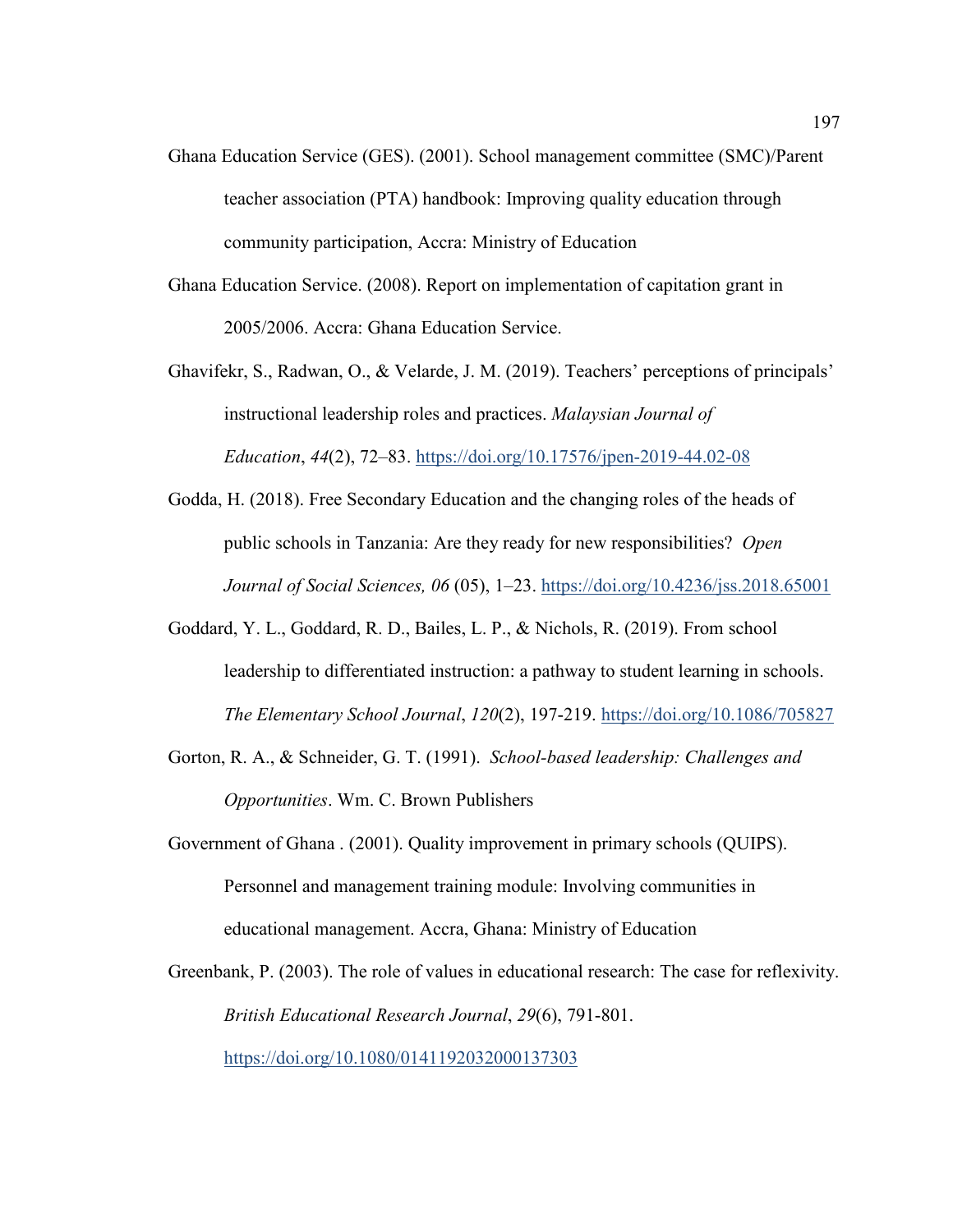Ghana Education Service (GES). (2001). School management committee (SMC)/Parent teacher association (PTA) handbook: Improving quality education through community participation, Accra: Ministry of Education

Ghana Education Service. (2008). Report on implementation of capitation grant in 2005/2006. Accra: Ghana Education Service.

Ghavifekr, S., Radwan, O., & Velarde, J. M. (2019). Teachers' perceptions of principals' instructional leadership roles and practices. *Malaysian Journal of Education*, *44*(2), 72–83. https://doi.org/10.17576/jpen-2019-44.02-08

Godda, H. (2018). Free Secondary Education and the changing roles of the heads of public schools in Tanzania: Are they ready for new responsibilities? *Open Journal of Social Sciences, 06* (05), 1–23. https://doi.org/10.4236/jss.2018.65001

Goddard, Y. L., Goddard, R. D., Bailes, L. P., & Nichols, R. (2019). From school leadership to differentiated instruction: a pathway to student learning in schools. *The Elementary School Journal*, *120*(2), 197-219. https://doi.org/10.1086/705827

Gorton, R. A., & Schneider, G. T. (1991). *School-based leadership: Challenges and Opportunities*. Wm. C. Brown Publishers

Government of Ghana . (2001). Quality improvement in primary schools (QUIPS). Personnel and management training module: Involving communities in educational management. Accra, Ghana: Ministry of Education

Greenbank, P. (2003). The role of values in educational research: The case for reflexivity. *British Educational Research Journal*, *29*(6), 791-801. https://doi.org/10.1080/0141192032000137303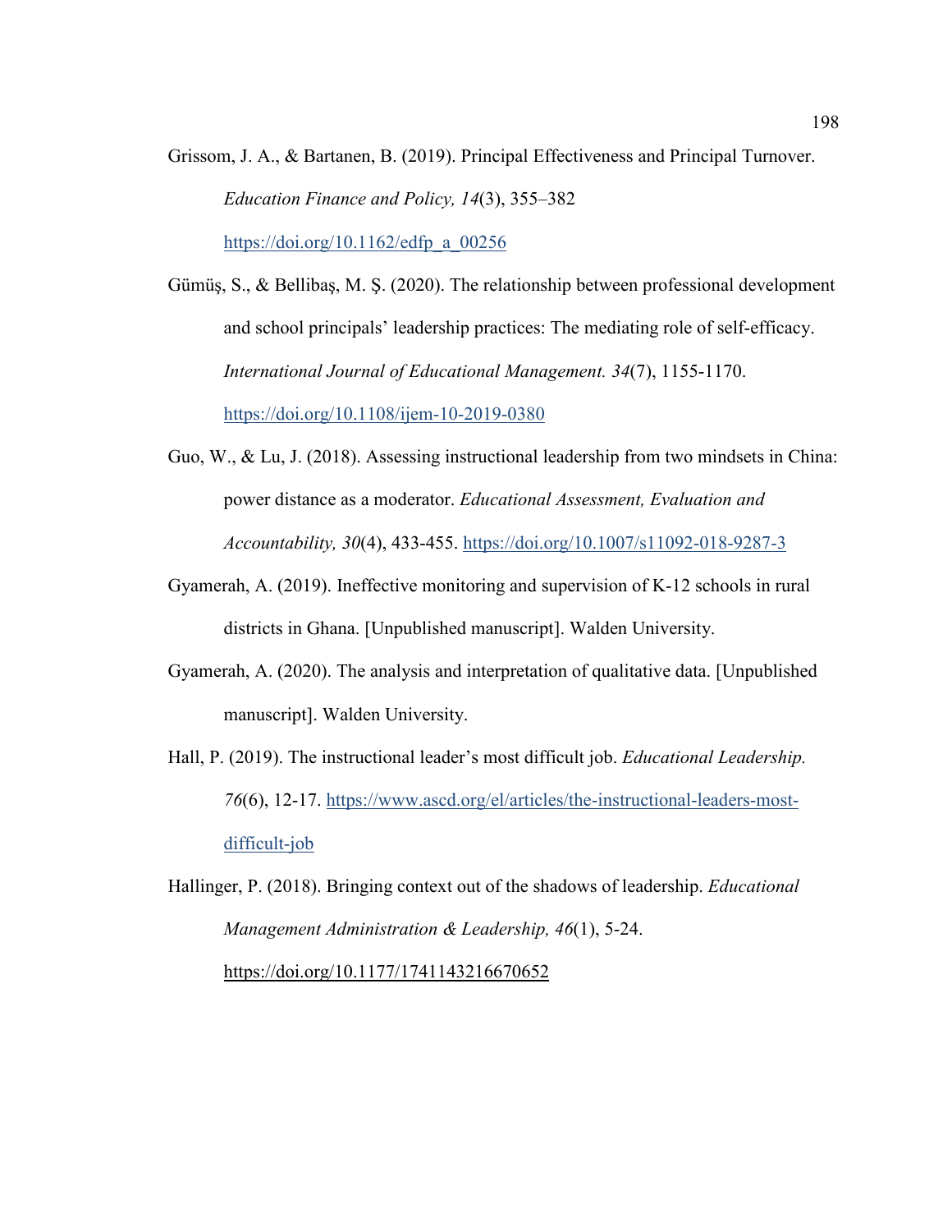Grissom, J. A., & Bartanen, B. (2019). Principal Effectiveness and Principal Turnover. *Education Finance and Policy, 14*(3), 355–382 https://doi.org/10.1162/edfp_a_00256

Gümüş, S., & Bellibaş, M. Ş. (2020). The relationship between professional development and school principals' leadership practices: The mediating role of self-efficacy. *International Journal of Educational Management. 34*(7), 1155-1170. https://doi.org/10.1108/ijem-10-2019-0380

Guo, W., & Lu, J. (2018). Assessing instructional leadership from two mindsets in China: power distance as a moderator. *Educational Assessment, Evaluation and Accountability, 30*(4), 433-455. https://doi.org/10.1007/s11092-018-9287-3

Gyamerah, A. (2019). Ineffective monitoring and supervision of K-12 schools in rural districts in Ghana. [Unpublished manuscript]. Walden University.

Gyamerah, A. (2020). The analysis and interpretation of qualitative data. [Unpublished manuscript]. Walden University.

Hall, P. (2019). The instructional leader's most difficult job. *Educational Leadership. 76*(6), 12-17. https://www.ascd.org/el/articles/the-instructional-leaders-most-difficult-job

Hallinger, P. (2018). Bringing context out of the shadows of leadership. *Educational Management Administration & Leadership, 46*(1), 5-24. https://doi.org/10.1177/1741143216670652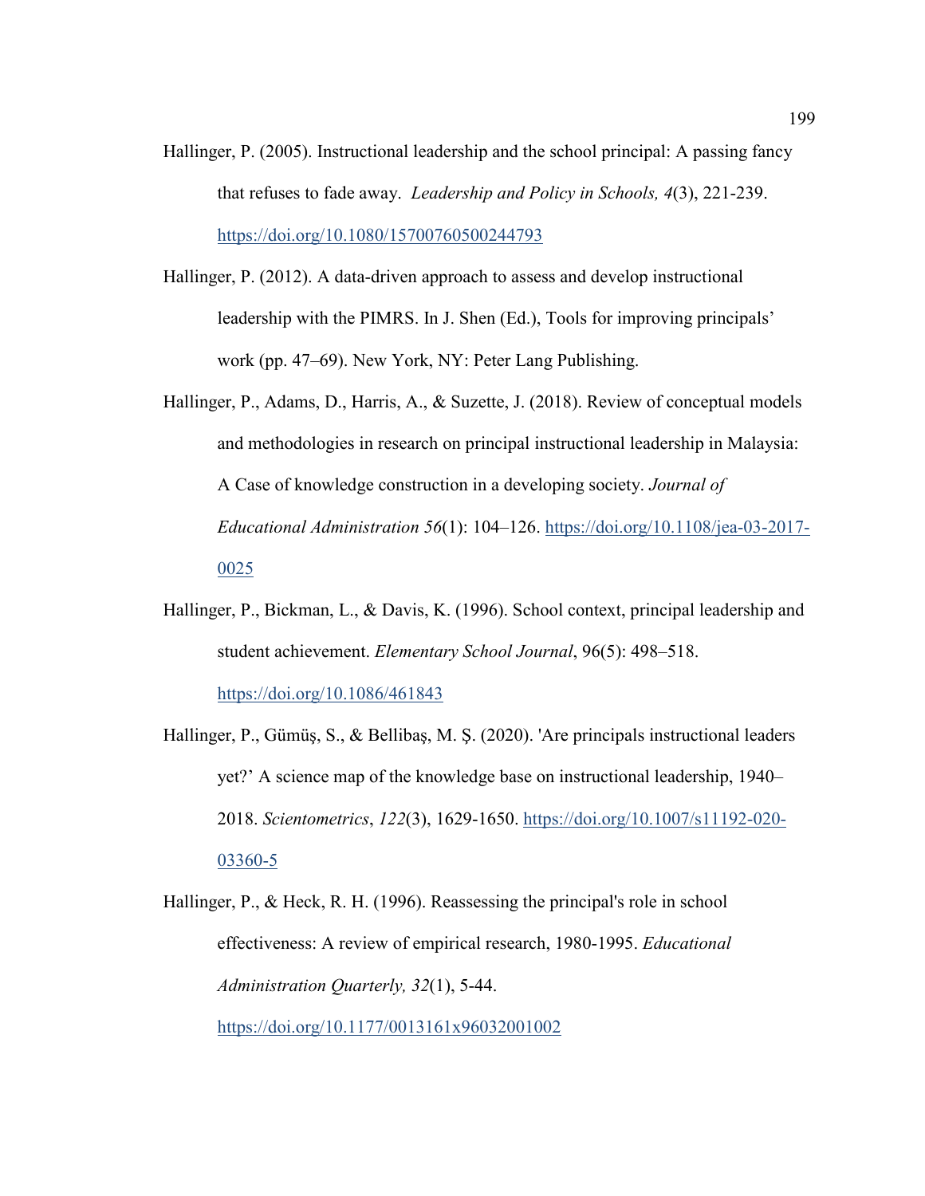Hallinger, P. (2005). Instructional leadership and the school principal: A passing fancy that refuses to fade away. *Leadership and Policy in Schools, 4*(3), 221-239. https://doi.org/10.1080/15700760500244793

Hallinger, P. (2012). A data-driven approach to assess and develop instructional leadership with the PIMRS. In J. Shen (Ed.), Tools for improving principals' work (pp. 47–69). New York, NY: Peter Lang Publishing.

Hallinger, P., Adams, D., Harris, A., & Suzette, J. (2018). Review of conceptual models and methodologies in research on principal instructional leadership in Malaysia: A Case of knowledge construction in a developing society. *Journal of Educational Administration 56*(1): 104–126. https://doi.org/10.1108/jea-03-2017-0025

Hallinger, P., Bickman, L., & Davis, K. (1996). School context, principal leadership and student achievement. *Elementary School Journal*, 96(5): 498–518. https://doi.org/10.1086/461843

Hallinger, P., Gümüş, S., & Bellibaş, M. Ş. (2020). 'Are principals instructional leaders yet?' A science map of the knowledge base on instructional leadership, 1940–2018. *Scientometrics*, *122*(3), 1629-1650. https://doi.org/10.1007/s11192-020-03360-5

Hallinger, P., & Heck, R. H. (1996). Reassessing the principal's role in school effectiveness: A review of empirical research, 1980-1995. *Educational Administration Quarterly, 32*(1), 5-44. https://doi.org/10.1177/0013161x96032001002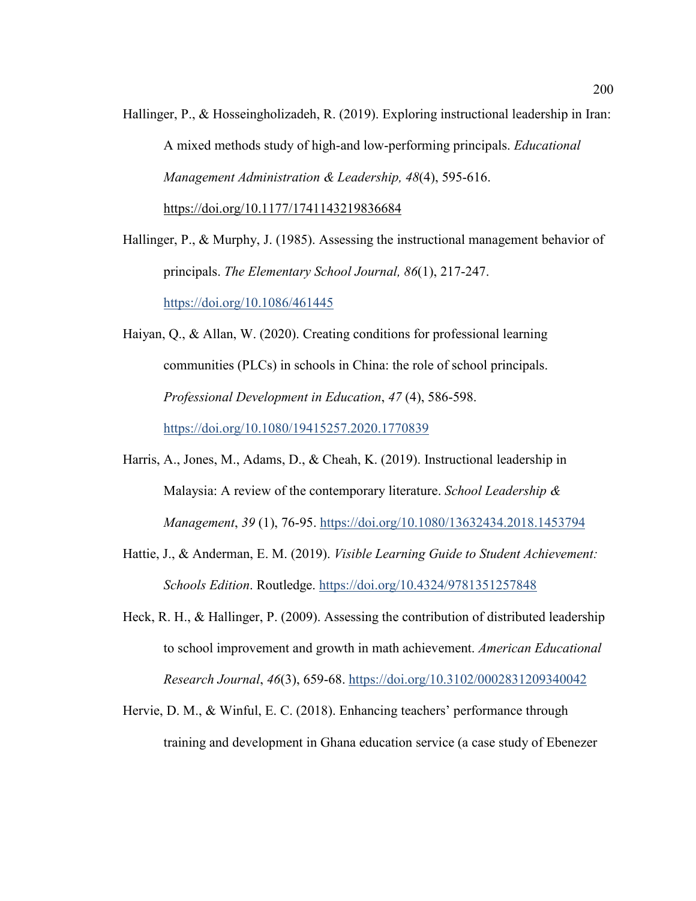Hallinger, P., & Hosseingholizadeh, R. (2019). Exploring instructional leadership in Iran: A mixed methods study of high-and low-performing principals. *Educational Management Administration & Leadership, 48*(4), 595-616. https://doi.org/10.1177/1741143219836684

Hallinger, P., & Murphy, J. (1985). Assessing the instructional management behavior of principals. *The Elementary School Journal, 86*(1), 217-247. https://doi.org/10.1086/461445

Haiyan, Q., & Allan, W. (2020). Creating conditions for professional learning communities (PLCs) in schools in China: the role of school principals. *Professional Development in Education*, *47* (4), 586-598. https://doi.org/10.1080/19415257.2020.1770839

Harris, A., Jones, M., Adams, D., & Cheah, K. (2019). Instructional leadership in Malaysia: A review of the contemporary literature. *School Leadership & Management*, *39* (1), 76-95. https://doi.org/10.1080/13632434.2018.1453794

Hattie, J., & Anderman, E. M. (2019). *Visible Learning Guide to Student Achievement: Schools Edition*. Routledge. https://doi.org/10.4324/9781351257848

Heck, R. H., & Hallinger, P. (2009). Assessing the contribution of distributed leadership to school improvement and growth in math achievement. *American Educational Research Journal*, *46*(3), 659-68. https://doi.org/10.3102/0002831209340042

Hervie, D. M., & Winful, E. C. (2018). Enhancing teachers' performance through training and development in Ghana education service (a case study of Ebenezer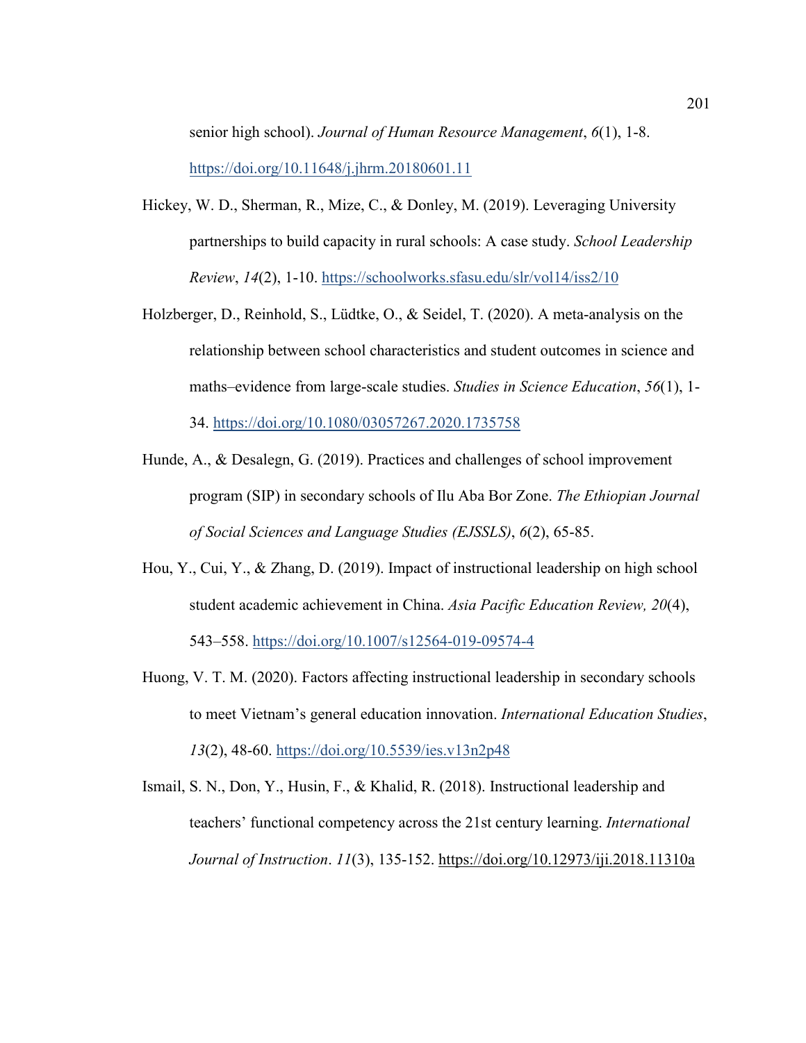senior high school). *Journal of Human Resource Management*, *6*(1), 1-8. https://doi.org/10.11648/j.jhrm.20180601.11

Hickey, W. D., Sherman, R., Mize, C., & Donley, M. (2019). Leveraging University partnerships to build capacity in rural schools: A case study. *School Leadership Review*, *14*(2), 1-10. https://schoolworks.sfasu.edu/slr/vol14/iss2/10

Holzberger, D., Reinhold, S., Lüdtke, O., & Seidel, T. (2020). A meta-analysis on the relationship between school characteristics and student outcomes in science and maths–evidence from large-scale studies. *Studies in Science Education*, *56*(1), 1-34. https://doi.org/10.1080/03057267.2020.1735758

Hunde, A., & Desalegn, G. (2019). Practices and challenges of school improvement program (SIP) in secondary schools of Ilu Aba Bor Zone. *The Ethiopian Journal of Social Sciences and Language Studies (EJSSLS)*, *6*(2), 65-85.

Hou, Y., Cui, Y., & Zhang, D. (2019). Impact of instructional leadership on high school student academic achievement in China. *Asia Pacific Education Review, 20*(4), 543–558. https://doi.org/10.1007/s12564-019-09574-4

Huong, V. T. M. (2020). Factors affecting instructional leadership in secondary schools to meet Vietnam's general education innovation. *International Education Studies*, *13*(2), 48-60. https://doi.org/10.5539/ies.v13n2p48

Ismail, S. N., Don, Y., Husin, F., & Khalid, R. (2018). Instructional leadership and teachers' functional competency across the 21st century learning. *International Journal of Instruction*. *11*(3), 135-152. https://doi.org/10.12973/iji.2018.11310a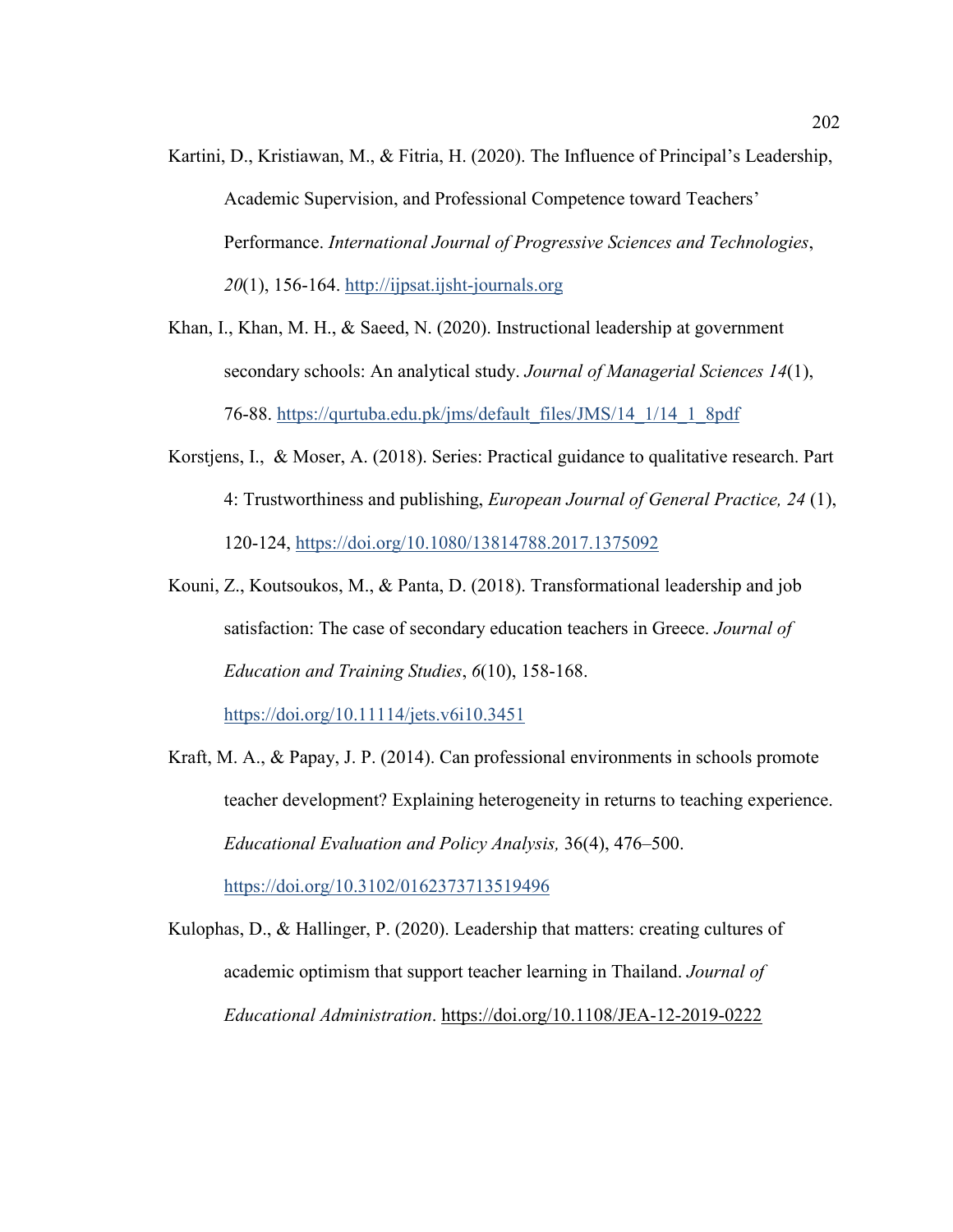Kartini, D., Kristiawan, M., & Fitria, H. (2020). The Influence of Principal's Leadership, Academic Supervision, and Professional Competence toward Teachers' Performance. *International Journal of Progressive Sciences and Technologies*, *20*(1), 156-164. http://ijpsat.ijsht-journals.org

Khan, I., Khan, M. H., & Saeed, N. (2020). Instructional leadership at government secondary schools: An analytical study. *Journal of Managerial Sciences 14*(1), 76-88. https://qurtuba.edu.pk/jms/default_files/JMS/14_1/14_1_8pdf

Korstjens, I., & Moser, A. (2018). Series: Practical guidance to qualitative research. Part 4: Trustworthiness and publishing, *European Journal of General Practice, 24* (1), 120-124, https://doi.org/10.1080/13814788.2017.1375092

Kouni, Z., Koutsoukos, M., & Panta, D. (2018). Transformational leadership and job satisfaction: The case of secondary education teachers in Greece. *Journal of Education and Training Studies*, *6*(10), 158-168. https://doi.org/10.11114/jets.v6i10.3451

Kraft, M. A., & Papay, J. P. (2014). Can professional environments in schools promote teacher development? Explaining heterogeneity in returns to teaching experience. *Educational Evaluation and Policy Analysis,* 36(4), 476–500. https://doi.org/10.3102/0162373713519496

Kulophas, D., & Hallinger, P. (2020). Leadership that matters: creating cultures of academic optimism that support teacher learning in Thailand. *Journal of Educational Administration*. https://doi.org/10.1108/JEA-12-2019-0222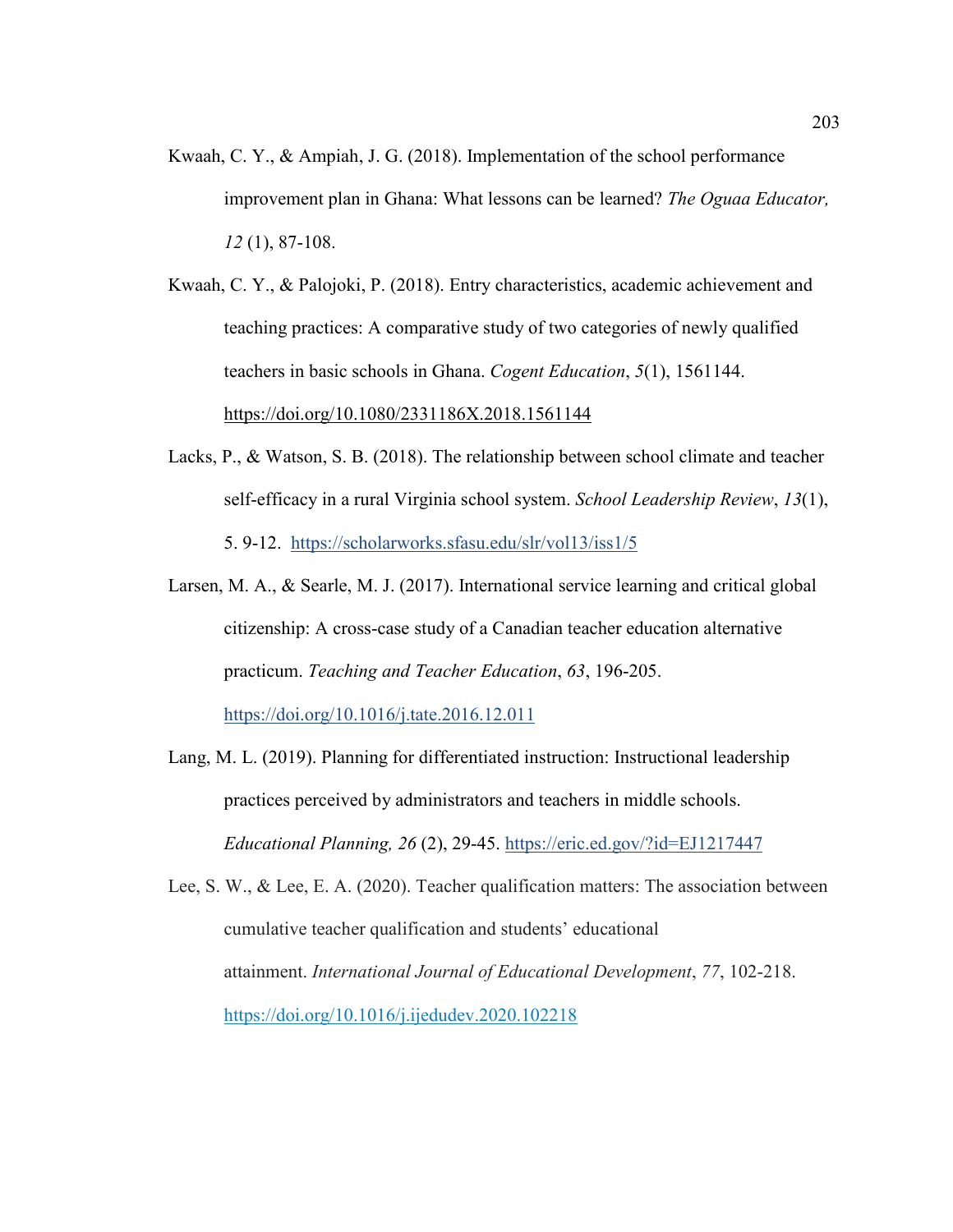Kwaah, C. Y., & Ampiah, J. G. (2018). Implementation of the school performance improvement plan in Ghana: What lessons can be learned? *The Oguaa Educator, 12* (1), 87-108.

Kwaah, C. Y., & Palojoki, P. (2018). Entry characteristics, academic achievement and teaching practices: A comparative study of two categories of newly qualified teachers in basic schools in Ghana. *Cogent Education*, *5*(1), 1561144. https://doi.org/10.1080/2331186X.2018.1561144

Lacks, P., & Watson, S. B. (2018). The relationship between school climate and teacher self-efficacy in a rural Virginia school system. *School Leadership Review*, *13*(1), 5. 9-12. https://scholarworks.sfasu.edu/slr/vol13/iss1/5

Larsen, M. A., & Searle, M. J. (2017). International service learning and critical global citizenship: A cross-case study of a Canadian teacher education alternative practicum. *Teaching and Teacher Education*, *63*, 196-205. https://doi.org/10.1016/j.tate.2016.12.011

Lang, M. L. (2019). Planning for differentiated instruction: Instructional leadership practices perceived by administrators and teachers in middle schools. *Educational Planning, 26* (2), 29-45. https://eric.ed.gov/?id=EJ1217447

Lee, S. W., & Lee, E. A. (2020). Teacher qualification matters: The association between cumulative teacher qualification and students' educational attainment. *International Journal of Educational Development*, *77*, 102-218. https://doi.org/10.1016/j.ijedudev.2020.102218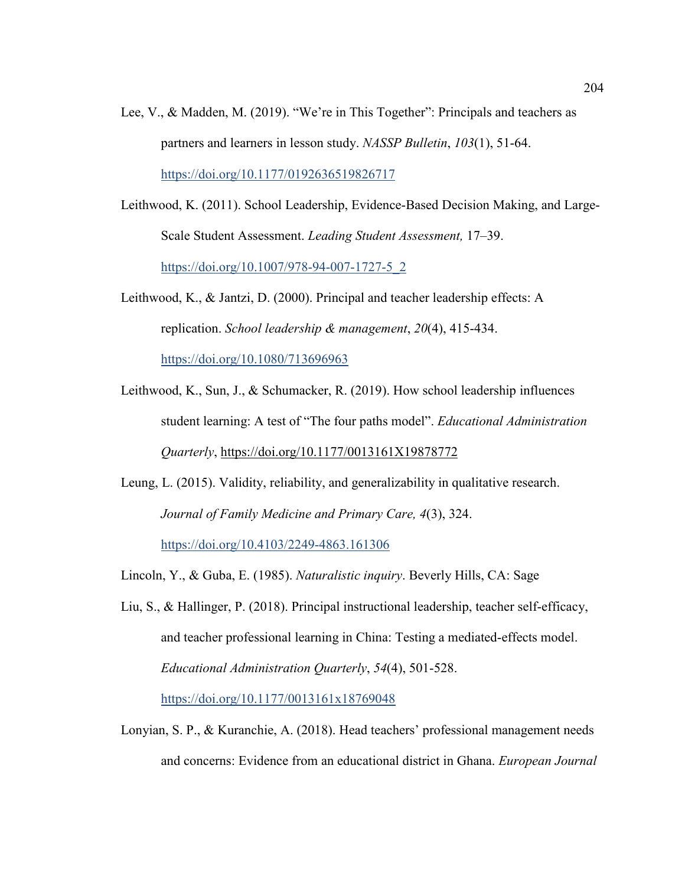Lee, V., & Madden, M. (2019). "We're in This Together": Principals and teachers as partners and learners in lesson study. *NASSP Bulletin*, *103*(1), 51-64. https://doi.org/10.1177/0192636519826717

Leithwood, K. (2011). School Leadership, Evidence-Based Decision Making, and Large-Scale Student Assessment. *Leading Student Assessment,* 17–39. https://doi.org/10.1007/978-94-007-1727-5_2

Leithwood, K., & Jantzi, D. (2000). Principal and teacher leadership effects: A replication. *School leadership & management*, *20*(4), 415-434. https://doi.org/10.1080/713696963

Leithwood, K., Sun, J., & Schumacker, R. (2019). How school leadership influences student learning: A test of "The four paths model". *Educational Administration Quarterly*, https://doi.org/10.1177/0013161X19878772

Leung, L. (2015). Validity, reliability, and generalizability in qualitative research. *Journal of Family Medicine and Primary Care, 4*(3), 324. https://doi.org/10.4103/2249-4863.161306

Lincoln, Y., & Guba, E. (1985). *Naturalistic inquiry*. Beverly Hills, CA: Sage

Liu, S., & Hallinger, P. (2018). Principal instructional leadership, teacher self-efficacy, and teacher professional learning in China: Testing a mediated-effects model. *Educational Administration Quarterly*, *54*(4), 501-528. https://doi.org/10.1177/0013161x18769048

Lonyian, S. P., & Kuranchie, A. (2018). Head teachers' professional management needs and concerns: Evidence from an educational district in Ghana. *European Journal*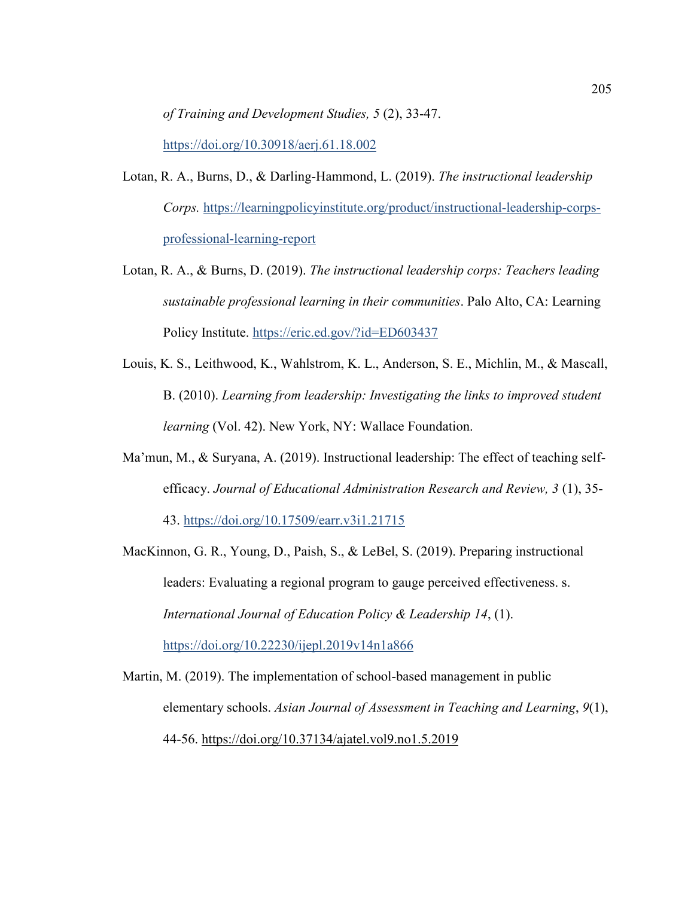*of Training and Development Studies, 5* (2), 33-47. https://doi.org/10.30918/aerj.61.18.002

Lotan, R. A., Burns, D., & Darling-Hammond, L. (2019). *The instructional leadership Corps.* https://learningpolicyinstitute.org/product/instructional-leadership-corps-professional-learning-report

Lotan, R. A., & Burns, D. (2019). *The instructional leadership corps: Teachers leading sustainable professional learning in their communities*. Palo Alto, CA: Learning Policy Institute. https://eric.ed.gov/?id=ED603437

Louis, K. S., Leithwood, K., Wahlstrom, K. L., Anderson, S. E., Michlin, M., & Mascall, B. (2010). *Learning from leadership: Investigating the links to improved student learning* (Vol. 42). New York, NY: Wallace Foundation.

Ma'mun, M., & Suryana, A. (2019). Instructional leadership: The effect of teaching self-efficacy. *Journal of Educational Administration Research and Review, 3* (1), 35-43. https://doi.org/10.17509/earr.v3i1.21715

MacKinnon, G. R., Young, D., Paish, S., & LeBel, S. (2019). Preparing instructional leaders: Evaluating a regional program to gauge perceived effectiveness. s. *International Journal of Education Policy & Leadership 14*, (1). https://doi.org/10.22230/ijepl.2019v14n1a866

Martin, M. (2019). The implementation of school-based management in public elementary schools. *Asian Journal of Assessment in Teaching and Learning*, *9*(1), 44-56. https://doi.org/10.37134/ajatel.vol9.no1.5.2019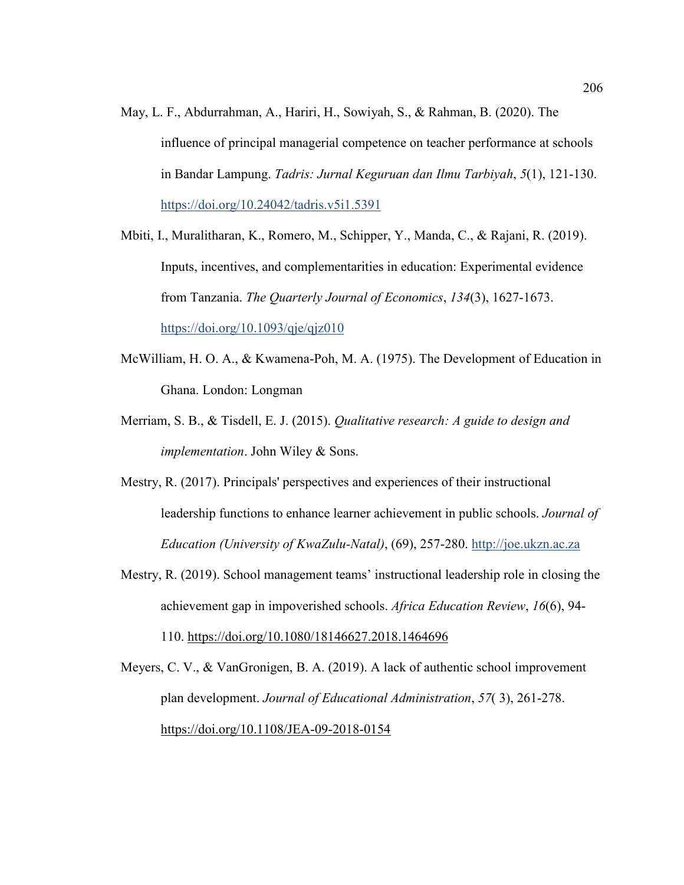May, L. F., Abdurrahman, A., Hariri, H., Sowiyah, S., & Rahman, B. (2020). The influence of principal managerial competence on teacher performance at schools in Bandar Lampung. *Tadris: Jurnal Keguruan dan Ilmu Tarbiyah*, *5*(1), 121-130. https://doi.org/10.24042/tadris.v5i1.5391

Mbiti, I., Muralitharan, K., Romero, M., Schipper, Y., Manda, C., & Rajani, R. (2019). Inputs, incentives, and complementarities in education: Experimental evidence from Tanzania. *The Quarterly Journal of Economics*, *134*(3), 1627-1673. https://doi.org/10.1093/qje/qjz010

McWilliam, H. O. A., & Kwamena-Poh, M. A. (1975). The Development of Education in Ghana. London: Longman

Merriam, S. B., & Tisdell, E. J. (2015). *Qualitative research: A guide to design and implementation*. John Wiley & Sons.

Mestry, R. (2017). Principals' perspectives and experiences of their instructional leadership functions to enhance learner achievement in public schools. *Journal of Education (University of KwaZulu-Natal)*, (69), 257-280. http://joe.ukzn.ac.za

Mestry, R. (2019). School management teams' instructional leadership role in closing the achievement gap in impoverished schools. *Africa Education Review*, *16*(6), 94-110. https://doi.org/10.1080/18146627.2018.1464696

Meyers, C. V., & VanGronigen, B. A. (2019). A lack of authentic school improvement plan development. *Journal of Educational Administration*, *57*( 3), 261-278. https://doi.org/10.1108/JEA-09-2018-0154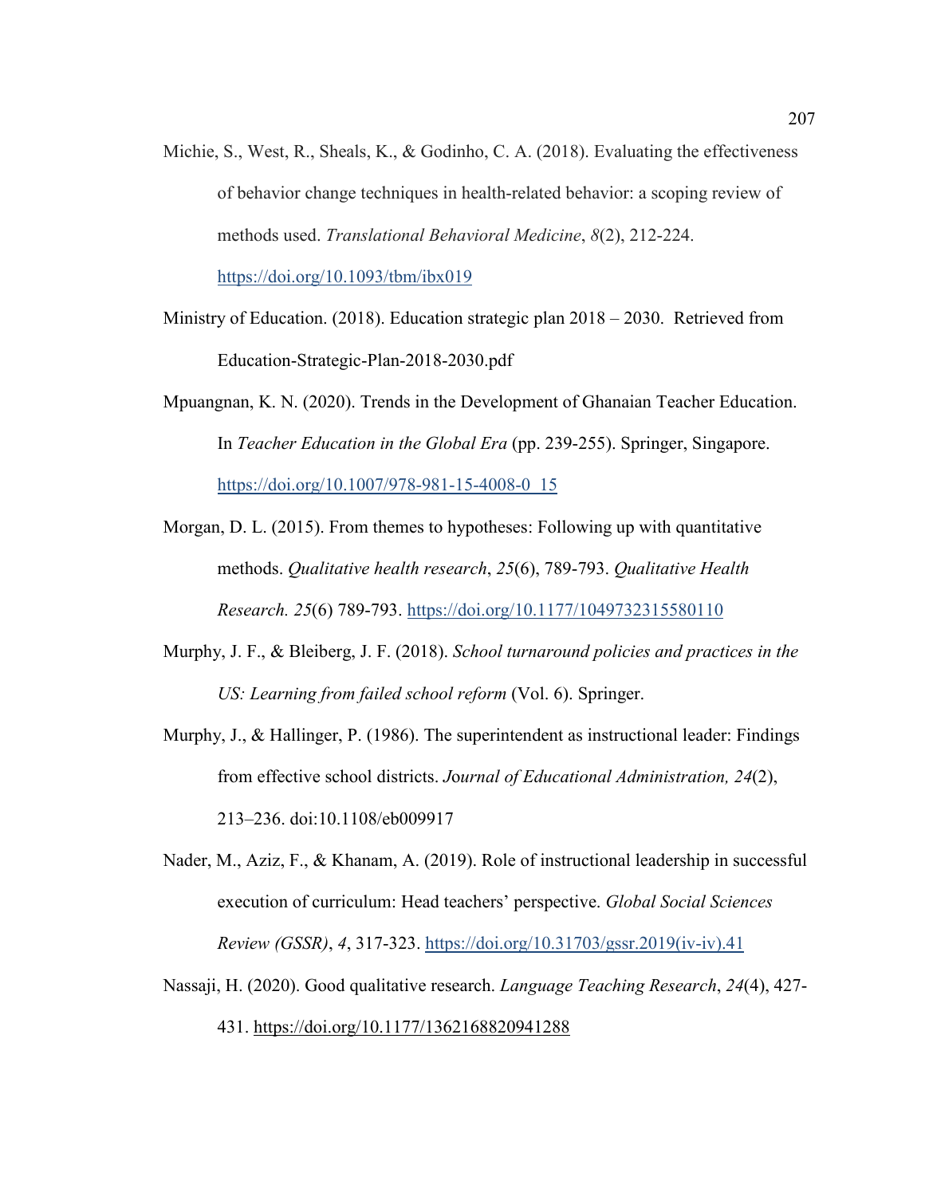Michie, S., West, R., Sheals, K., & Godinho, C. A. (2018). Evaluating the effectiveness of behavior change techniques in health-related behavior: a scoping review of methods used. *Translational Behavioral Medicine*, *8*(2), 212-224. https://doi.org/10.1093/tbm/ibx019

Ministry of Education. (2018). Education strategic plan 2018 – 2030. Retrieved from Education-Strategic-Plan-2018-2030.pdf

Mpuangnan, K. N. (2020). Trends in the Development of Ghanaian Teacher Education. In *Teacher Education in the Global Era* (pp. 239-255). Springer, Singapore. https://doi.org/10.1007/978-981-15-4008-0_15

Morgan, D. L. (2015). From themes to hypotheses: Following up with quantitative methods. *Qualitative health research*, *25*(6), 789-793. *Qualitative Health Research. 25*(6) 789-793. https://doi.org/10.1177/1049732315580110

Murphy, J. F., & Bleiberg, J. F. (2018). *School turnaround policies and practices in the US: Learning from failed school reform* (Vol. 6). Springer.

Murphy, J., & Hallinger, P. (1986). The superintendent as instructional leader: Findings from effective school districts. *Journal of Educational Administration, 24*(2), 213–236. doi:10.1108/eb009917

Nader, M., Aziz, F., & Khanam, A. (2019). Role of instructional leadership in successful execution of curriculum: Head teachers' perspective. *Global Social Sciences Review (GSSR)*, *4*, 317-323. https://doi.org/10.31703/gssr.2019(iv-iv).41

Nassaji, H. (2020). Good qualitative research. *Language Teaching Research*, *24*(4), 427-431. https://doi.org/10.1177/1362168820941288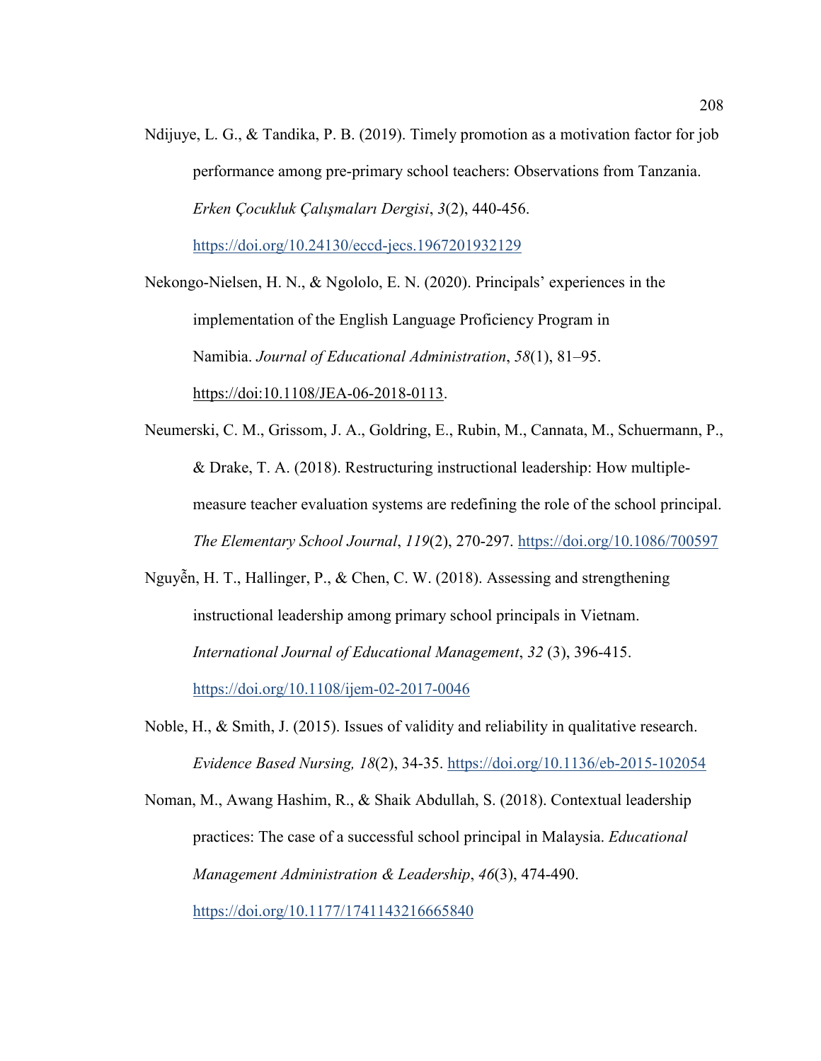Ndijuye, L. G., & Tandika, P. B. (2019). Timely promotion as a motivation factor for job performance among pre-primary school teachers: Observations from Tanzania. *Erken Çocukluk Çalışmaları Dergisi*, *3*(2), 440-456. https://doi.org/10.24130/eccd-jecs.1967201932129

Nekongo-Nielsen, H. N., & Ngololo, E. N. (2020). Principals' experiences in the implementation of the English Language Proficiency Program in Namibia. *Journal of Educational Administration*, *58*(1), 81–95. https://doi:10.1108/JEA-06-2018-0113.

Neumerski, C. M., Grissom, J. A., Goldring, E., Rubin, M., Cannata, M., Schuermann, P., & Drake, T. A. (2018). Restructuring instructional leadership: How multiple-measure teacher evaluation systems are redefining the role of the school principal. *The Elementary School Journal*, *119*(2), 270-297. https://doi.org/10.1086/700597

Nguyễn, H. T., Hallinger, P., & Chen, C. W. (2018). Assessing and strengthening instructional leadership among primary school principals in Vietnam. *International Journal of Educational Management*, *32* (3), 396-415. https://doi.org/10.1108/ijem-02-2017-0046

Noble, H., & Smith, J. (2015). Issues of validity and reliability in qualitative research. *Evidence Based Nursing, 18*(2), 34-35. https://doi.org/10.1136/eb-2015-102054

Noman, M., Awang Hashim, R., & Shaik Abdullah, S. (2018). Contextual leadership practices: The case of a successful school principal in Malaysia. *Educational Management Administration & Leadership*, *46*(3), 474-490. https://doi.org/10.1177/1741143216665840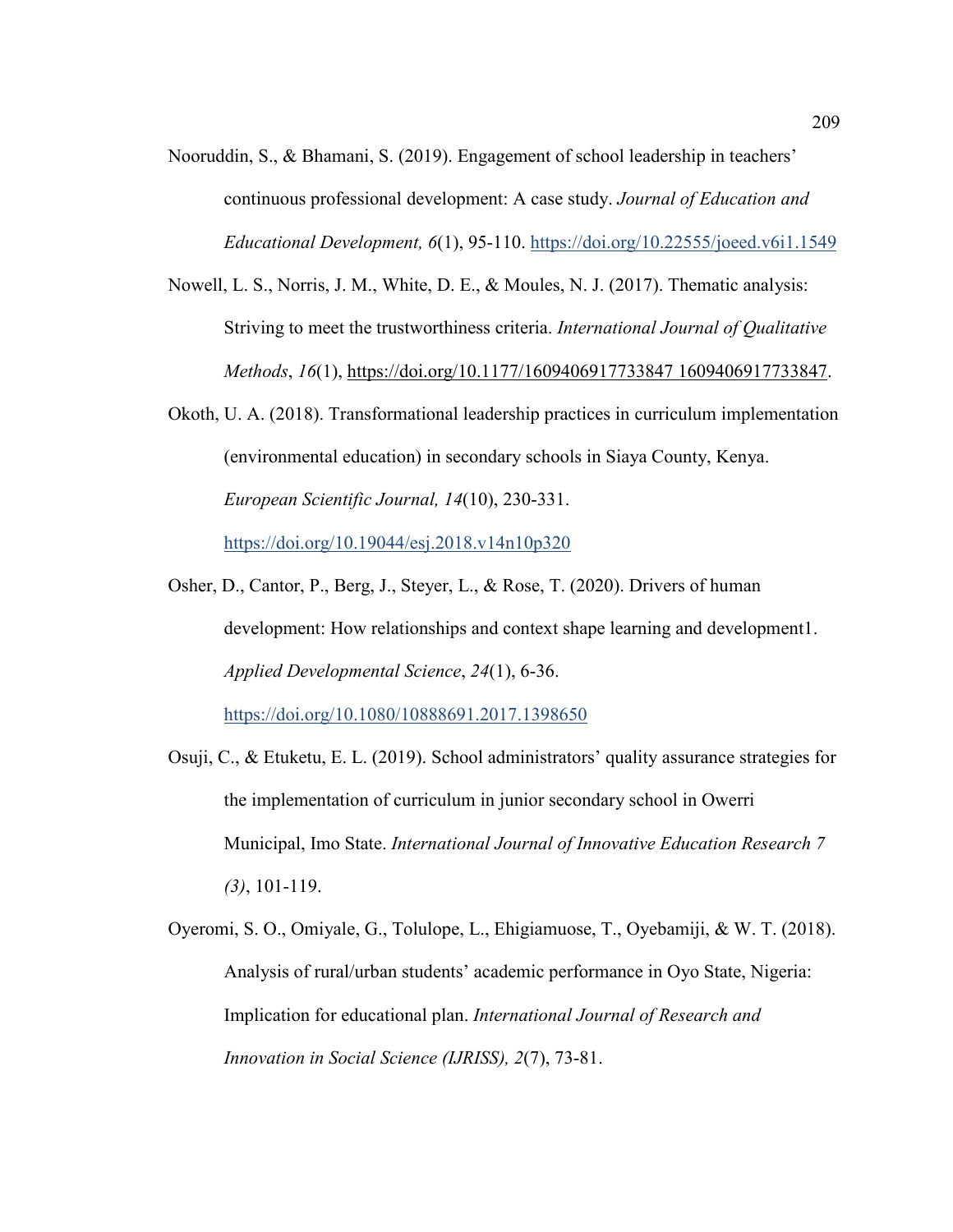Nooruddin, S., & Bhamani, S. (2019). Engagement of school leadership in teachers' continuous professional development: A case study. *Journal of Education and Educational Development, 6*(1), 95-110. https://doi.org/10.22555/joeed.v6i1.1549

Nowell, L. S., Norris, J. M., White, D. E., & Moules, N. J. (2017). Thematic analysis: Striving to meet the trustworthiness criteria. *International Journal of Qualitative Methods*, *16*(1), https://doi.org/10.1177/1609406917733847 1609406917733847.

Okoth, U. A. (2018). Transformational leadership practices in curriculum implementation (environmental education) in secondary schools in Siaya County, Kenya. *European Scientific Journal, 14*(10), 230-331. https://doi.org/10.19044/esj.2018.v14n10p320

Osher, D., Cantor, P., Berg, J., Steyer, L., & Rose, T. (2020). Drivers of human development: How relationships and context shape learning and development1. *Applied Developmental Science*, *24*(1), 6-36. https://doi.org/10.1080/10888691.2017.1398650

Osuji, C., & Etuketu, E. L. (2019). School administrators' quality assurance strategies for the implementation of curriculum in junior secondary school in Owerri Municipal, Imo State. *International Journal of Innovative Education Research 7 (3)*, 101-119.

Oyeromi, S. O., Omiyale, G., Tolulope, L., Ehigiamuose, T., Oyebamiji, & W. T. (2018). Analysis of rural/urban students' academic performance in Oyo State, Nigeria: Implication for educational plan. *International Journal of Research and Innovation in Social Science (IJRISS), 2*(7), 73-81.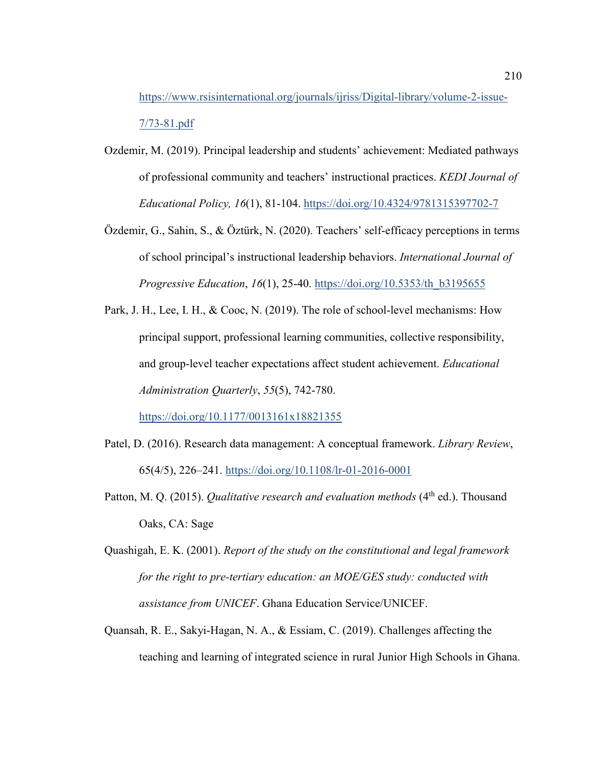https://www.rsisinternational.org/journals/ijriss/Digital-library/volume-2-issue-7/73-81.pdf

Ozdemir, M. (2019). Principal leadership and students' achievement: Mediated pathways of professional community and teachers' instructional practices. *KEDI Journal of Educational Policy, 16*(1), 81-104. https://doi.org/10.4324/9781315397702-7

Özdemir, G., Sahin, S., & Öztürk, N. (2020). Teachers' self-efficacy perceptions in terms of school principal's instructional leadership behaviors. *International Journal of Progressive Education*, *16*(1), 25-40. https://doi.org/10.5353/th_b3195655

Park, J. H., Lee, I. H., & Cooc, N. (2019). The role of school-level mechanisms: How principal support, professional learning communities, collective responsibility, and group-level teacher expectations affect student achievement. *Educational Administration Quarterly*, *55*(5), 742-780. https://doi.org/10.1177/0013161x18821355

Patel, D. (2016). Research data management: A conceptual framework. *Library Review*, 65(4/5), 226–241. https://doi.org/10.1108/lr-01-2016-0001

Patton, M. Q. (2015). *Qualitative research and evaluation methods* (4th ed.). Thousand Oaks, CA: Sage

Quashigah, E. K. (2001). *Report of the study on the constitutional and legal framework for the right to pre-tertiary education: an MOE/GES study: conducted with assistance from UNICEF*. Ghana Education Service/UNICEF.

Quansah, R. E., Sakyi-Hagan, N. A., & Essiam, C. (2019). Challenges affecting the teaching and learning of integrated science in rural Junior High Schools in Ghana.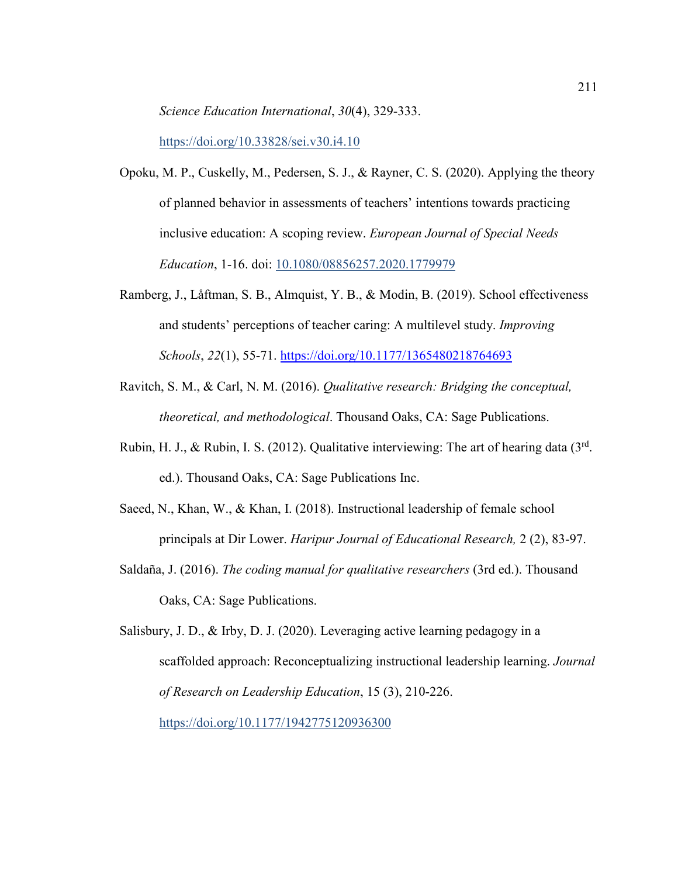*Science Education International*, *30*(4), 329-333. https://doi.org/10.33828/sei.v30.i4.10

Opoku, M. P., Cuskelly, M., Pedersen, S. J., & Rayner, C. S. (2020). Applying the theory of planned behavior in assessments of teachers' intentions towards practicing inclusive education: A scoping review. *European Journal of Special Needs Education*, 1-16. doi: 10.1080/08856257.2020.1779979

Ramberg, J., Låftman, S. B., Almquist, Y. B., & Modin, B. (2019). School effectiveness and students' perceptions of teacher caring: A multilevel study. *Improving Schools*, *22*(1), 55-71. https://doi.org/10.1177/1365480218764693

Ravitch, S. M., & Carl, N. M. (2016). *Qualitative research: Bridging the conceptual, theoretical, and methodological*. Thousand Oaks, CA: Sage Publications.

Rubin, H. J., & Rubin, I. S. (2012). Qualitative interviewing: The art of hearing data (3rd. ed.). Thousand Oaks, CA: Sage Publications Inc.

Saeed, N., Khan, W., & Khan, I. (2018). Instructional leadership of female school principals at Dir Lower. *Haripur Journal of Educational Research,* 2 (2), 83-97.

Saldaña, J. (2016). *The coding manual for qualitative researchers* (3rd ed.). Thousand Oaks, CA: Sage Publications.

Salisbury, J. D., & Irby, D. J. (2020). Leveraging active learning pedagogy in a scaffolded approach: Reconceptualizing instructional leadership learning. *Journal of Research on Leadership Education*, 15 (3), 210-226. https://doi.org/10.1177/1942775120936300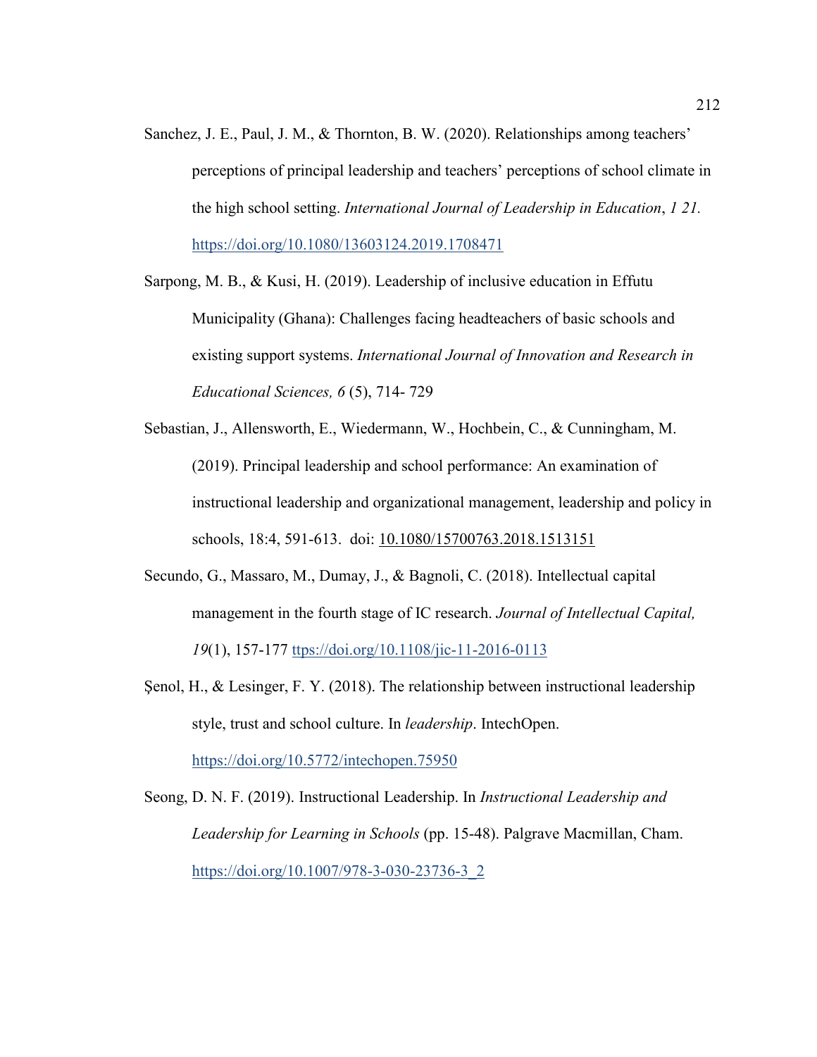Sanchez, J. E., Paul, J. M., & Thornton, B. W. (2020). Relationships among teachers' perceptions of principal leadership and teachers' perceptions of school climate in the high school setting. *International Journal of Leadership in Education*, *1 21.* https://doi.org/10.1080/13603124.2019.1708471

Sarpong, M. B., & Kusi, H. (2019). Leadership of inclusive education in Effutu Municipality (Ghana): Challenges facing headteachers of basic schools and existing support systems. *International Journal of Innovation and Research in Educational Sciences, 6* (5), 714- 729

Sebastian, J., Allensworth, E., Wiedermann, W., Hochbein, C., & Cunningham, M. (2019). Principal leadership and school performance: An examination of instructional leadership and organizational management, leadership and policy in schools, 18:4, 591-613. doi: 10.1080/15700763.2018.1513151

Secundo, G., Massaro, M., Dumay, J., & Bagnoli, C. (2018). Intellectual capital management in the fourth stage of IC research. *Journal of Intellectual Capital, 19*(1), 157-177 ttps://doi.org/10.1108/jic-11-2016-0113

Şenol, H., & Lesinger, F. Y. (2018). The relationship between instructional leadership style, trust and school culture. In *leadership*. IntechOpen. https://doi.org/10.5772/intechopen.75950

Seong, D. N. F. (2019). Instructional Leadership. In *Instructional Leadership and Leadership for Learning in Schools* (pp. 15-48). Palgrave Macmillan, Cham. https://doi.org/10.1007/978-3-030-23736-3_2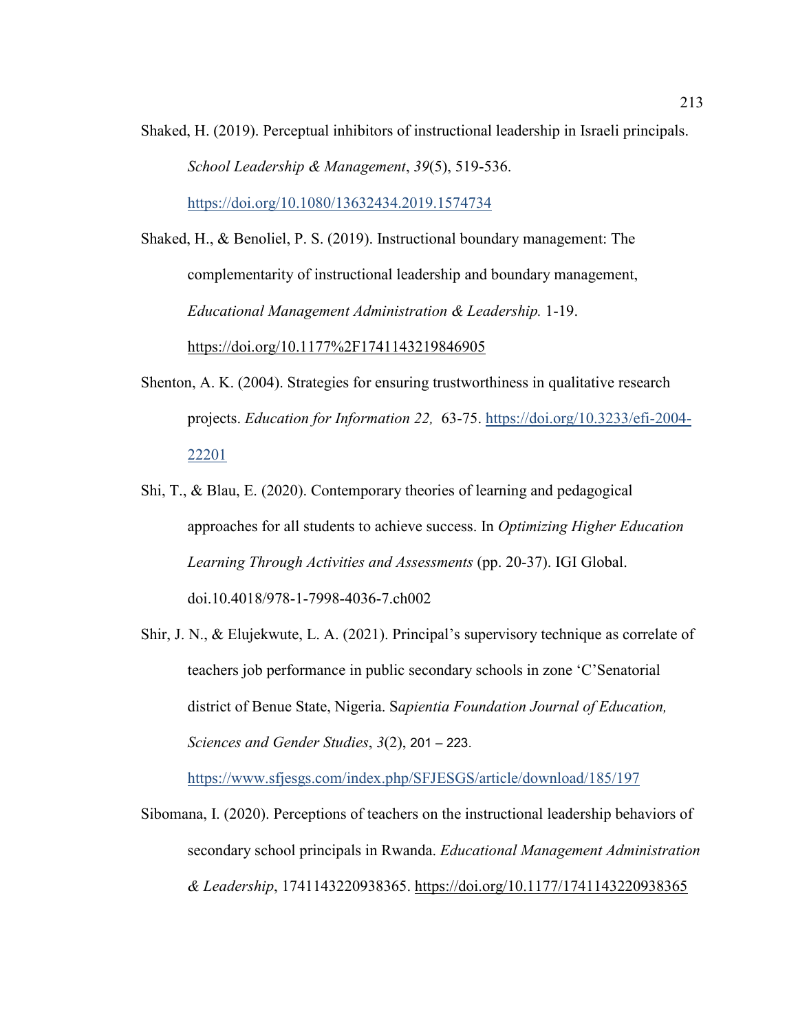Shaked, H. (2019). Perceptual inhibitors of instructional leadership in Israeli principals. *School Leadership & Management*, *39*(5), 519-536. https://doi.org/10.1080/13632434.2019.1574734

Shaked, H., & Benoliel, P. S. (2019). Instructional boundary management: The complementarity of instructional leadership and boundary management, *Educational Management Administration & Leadership.* 1-19. https://doi.org/10.1177%2F1741143219846905

Shenton, A. K. (2004). Strategies for ensuring trustworthiness in qualitative research projects. *Education for Information 22,* 63-75. https://doi.org/10.3233/efi-2004-22201

Shi, T., & Blau, E. (2020). Contemporary theories of learning and pedagogical approaches for all students to achieve success. In *Optimizing Higher Education Learning Through Activities and Assessments* (pp. 20-37). IGI Global. doi.10.4018/978-1-7998-4036-7.ch002

Shir, J. N., & Elujekwute, L. A. (2021). Principal's supervisory technique as correlate of teachers job performance in public secondary schools in zone 'C'Senatorial district of Benue State, Nigeria. S*apientia Foundation Journal of Education, Sciences and Gender Studies*, *3*(2), 201 – 223. https://www.sfjesgs.com/index.php/SFJESGS/article/download/185/197

Sibomana, I. (2020). Perceptions of teachers on the instructional leadership behaviors of secondary school principals in Rwanda. *Educational Management Administration & Leadership*, 1741143220938365. https://doi.org/10.1177/1741143220938365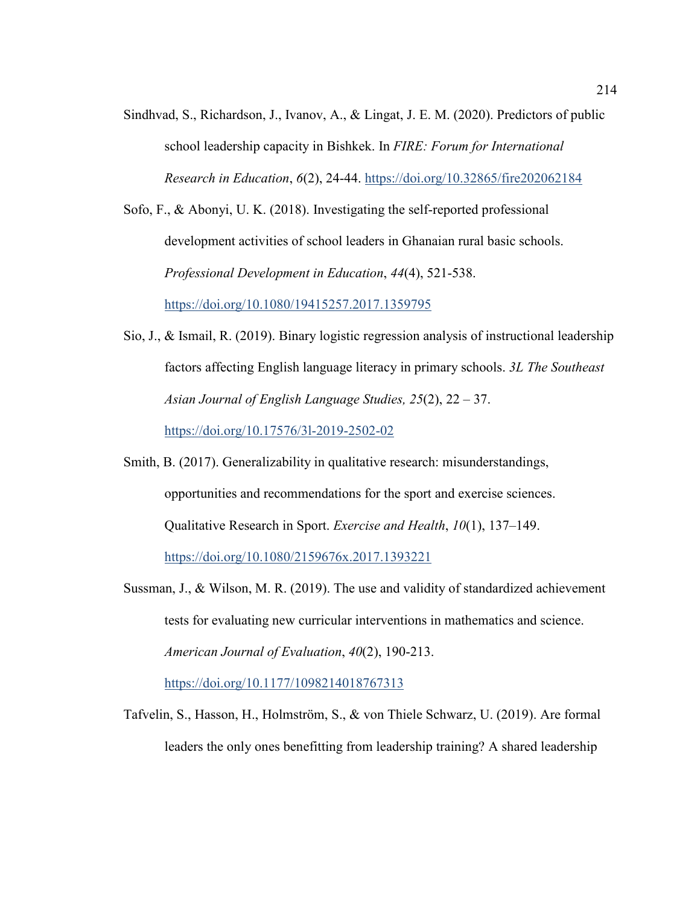Sindhvad, S., Richardson, J., Ivanov, A., & Lingat, J. E. M. (2020). Predictors of public school leadership capacity in Bishkek. In *FIRE: Forum for International Research in Education*, *6*(2), 24-44. https://doi.org/10.32865/fire202062184

Sofo, F., & Abonyi, U. K. (2018). Investigating the self-reported professional development activities of school leaders in Ghanaian rural basic schools. *Professional Development in Education*, *44*(4), 521-538. https://doi.org/10.1080/19415257.2017.1359795

Sio, J., & Ismail, R. (2019). Binary logistic regression analysis of instructional leadership factors affecting English language literacy in primary schools. *3L The Southeast Asian Journal of English Language Studies, 25*(2), 22 – 37. https://doi.org/10.17576/3l-2019-2502-02

Smith, B. (2017). Generalizability in qualitative research: misunderstandings, opportunities and recommendations for the sport and exercise sciences. Qualitative Research in Sport. *Exercise and Health*, *10*(1), 137–149. https://doi.org/10.1080/2159676x.2017.1393221

Sussman, J., & Wilson, M. R. (2019). The use and validity of standardized achievement tests for evaluating new curricular interventions in mathematics and science. *American Journal of Evaluation*, *40*(2), 190-213. https://doi.org/10.1177/1098214018767313

Tafvelin, S., Hasson, H., Holmström, S., & von Thiele Schwarz, U. (2019). Are formal leaders the only ones benefitting from leadership training? A shared leadership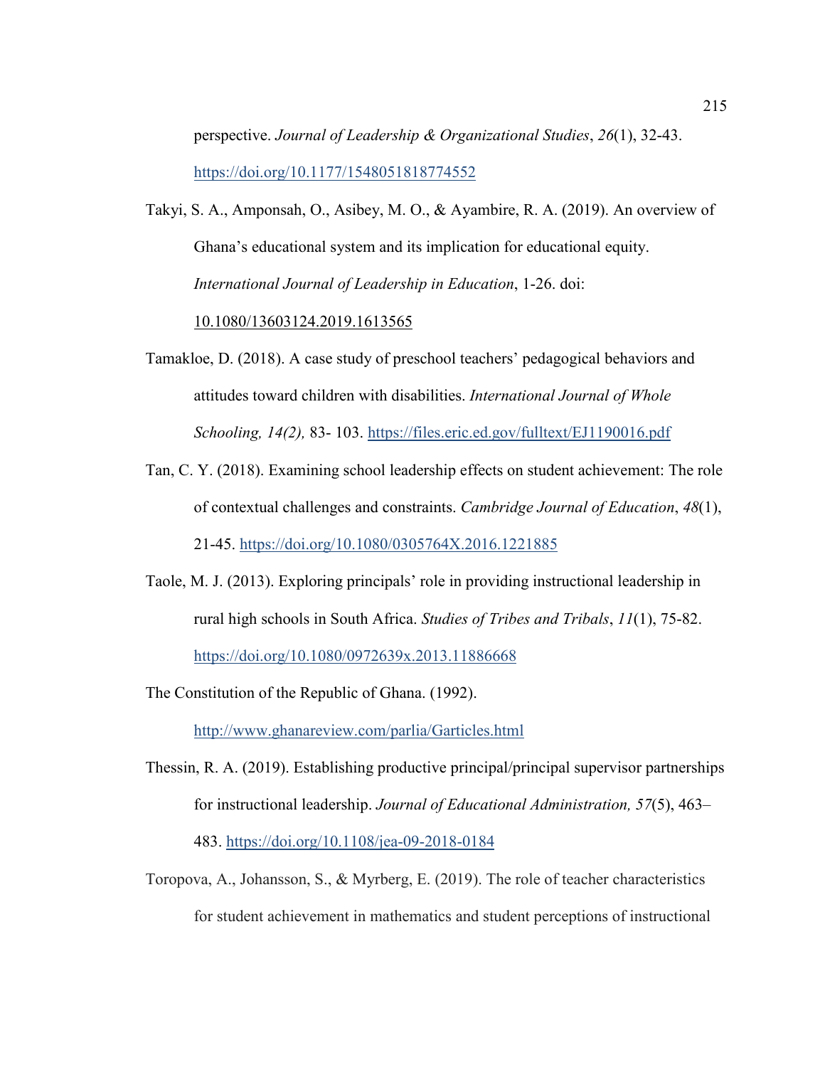perspective. *Journal of Leadership & Organizational Studies*, *26*(1), 32-43. https://doi.org/10.1177/1548051818774552

Takyi, S. A., Amponsah, O., Asibey, M. O., & Ayambire, R. A. (2019). An overview of Ghana's educational system and its implication for educational equity. *International Journal of Leadership in Education*, 1-26. doi: 10.1080/13603124.2019.1613565

Tamakloe, D. (2018). A case study of preschool teachers' pedagogical behaviors and attitudes toward children with disabilities. *International Journal of Whole Schooling, 14(2),* 83- 103. https://files.eric.ed.gov/fulltext/EJ1190016.pdf

Tan, C. Y. (2018). Examining school leadership effects on student achievement: The role of contextual challenges and constraints. *Cambridge Journal of Education*, *48*(1), 21-45. https://doi.org/10.1080/0305764X.2016.1221885

Taole, M. J. (2013). Exploring principals' role in providing instructional leadership in rural high schools in South Africa. *Studies of Tribes and Tribals*, *11*(1), 75-82. https://doi.org/10.1080/0972639x.2013.11886668

The Constitution of the Republic of Ghana. (1992). http://www.ghanareview.com/parlia/Garticles.html

Thessin, R. A. (2019). Establishing productive principal/principal supervisor partnerships for instructional leadership. *Journal of Educational Administration, 57*(5), 463–483. https://doi.org/10.1108/jea-09-2018-0184

Toropova, A., Johansson, S., & Myrberg, E. (2019). The role of teacher characteristics for student achievement in mathematics and student perceptions of instructional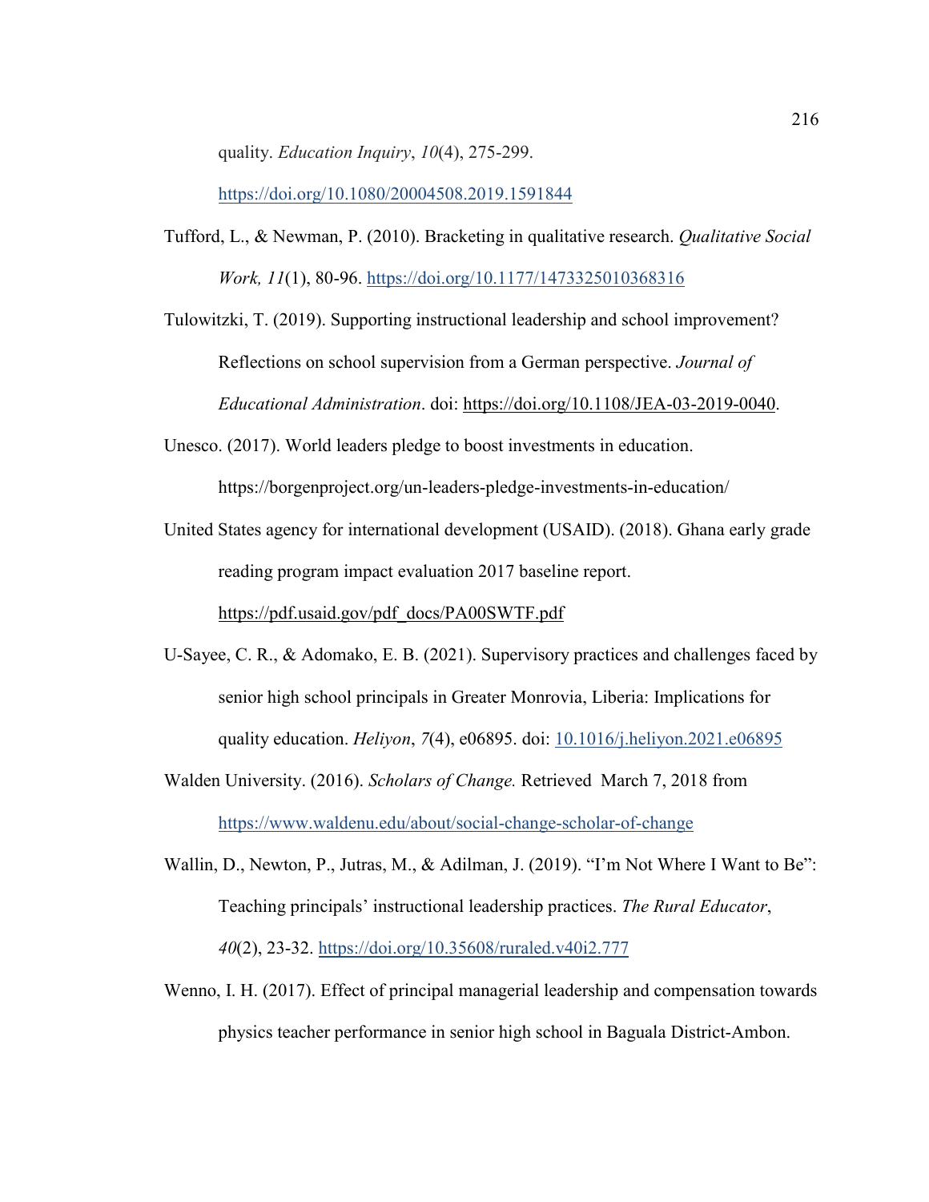quality. *Education Inquiry*, *10*(4), 275-299. https://doi.org/10.1080/20004508.2019.1591844

Tufford, L., & Newman, P. (2010). Bracketing in qualitative research. *Qualitative Social Work, 11*(1), 80-96. https://doi.org/10.1177/1473325010368316

Tulowitzki, T. (2019). Supporting instructional leadership and school improvement? Reflections on school supervision from a German perspective. *Journal of Educational Administration*. doi: https://doi.org/10.1108/JEA-03-2019-0040.

Unesco. (2017). World leaders pledge to boost investments in education. https://borgenproject.org/un-leaders-pledge-investments-in-education/

United States agency for international development (USAID). (2018). Ghana early grade reading program impact evaluation 2017 baseline report. https://pdf.usaid.gov/pdf_docs/PA00SWTF.pdf

U-Sayee, C. R., & Adomako, E. B. (2021). Supervisory practices and challenges faced by senior high school principals in Greater Monrovia, Liberia: Implications for quality education. *Heliyon*, *7*(4), e06895. doi: 10.1016/j.heliyon.2021.e06895

Walden University. (2016). *Scholars of Change.* Retrieved March 7, 2018 from https://www.waldenu.edu/about/social-change-scholar-of-change

Wallin, D., Newton, P., Jutras, M., & Adilman, J. (2019). "I'm Not Where I Want to Be": Teaching principals' instructional leadership practices. *The Rural Educator*, *40*(2), 23-32. https://doi.org/10.35608/ruraled.v40i2.777

Wenno, I. H. (2017). Effect of principal managerial leadership and compensation towards physics teacher performance in senior high school in Baguala District-Ambon.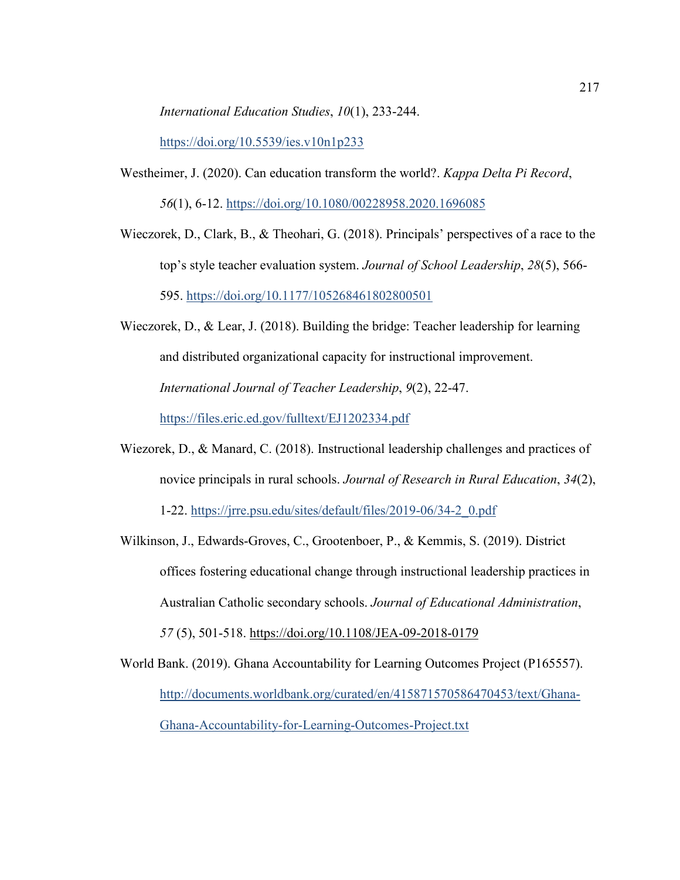*International Education Studies*, *10*(1), 233-244. https://doi.org/10.5539/ies.v10n1p233

Westheimer, J. (2020). Can education transform the world?. *Kappa Delta Pi Record*, *56*(1), 6-12. https://doi.org/10.1080/00228958.2020.1696085

Wieczorek, D., Clark, B., & Theohari, G. (2018). Principals' perspectives of a race to the top's style teacher evaluation system. *Journal of School Leadership*, *28*(5), 566-595. https://doi.org/10.1177/105268461802800501

Wieczorek, D., & Lear, J. (2018). Building the bridge: Teacher leadership for learning and distributed organizational capacity for instructional improvement. *International Journal of Teacher Leadership*, *9*(2), 22-47. https://files.eric.ed.gov/fulltext/EJ1202334.pdf

Wiezorek, D., & Manard, C. (2018). Instructional leadership challenges and practices of novice principals in rural schools. *Journal of Research in Rural Education*, *34*(2), 1-22. https://jrre.psu.edu/sites/default/files/2019-06/34-2_0.pdf

Wilkinson, J., Edwards-Groves, C., Grootenboer, P., & Kemmis, S. (2019). District offices fostering educational change through instructional leadership practices in Australian Catholic secondary schools. *Journal of Educational Administration*, *57* (5), 501-518. https://doi.org/10.1108/JEA-09-2018-0179

World Bank. (2019). Ghana Accountability for Learning Outcomes Project (P165557). http://documents.worldbank.org/curated/en/415871570586470453/text/Ghana-Ghana-Accountability-for-Learning-Outcomes-Project.txt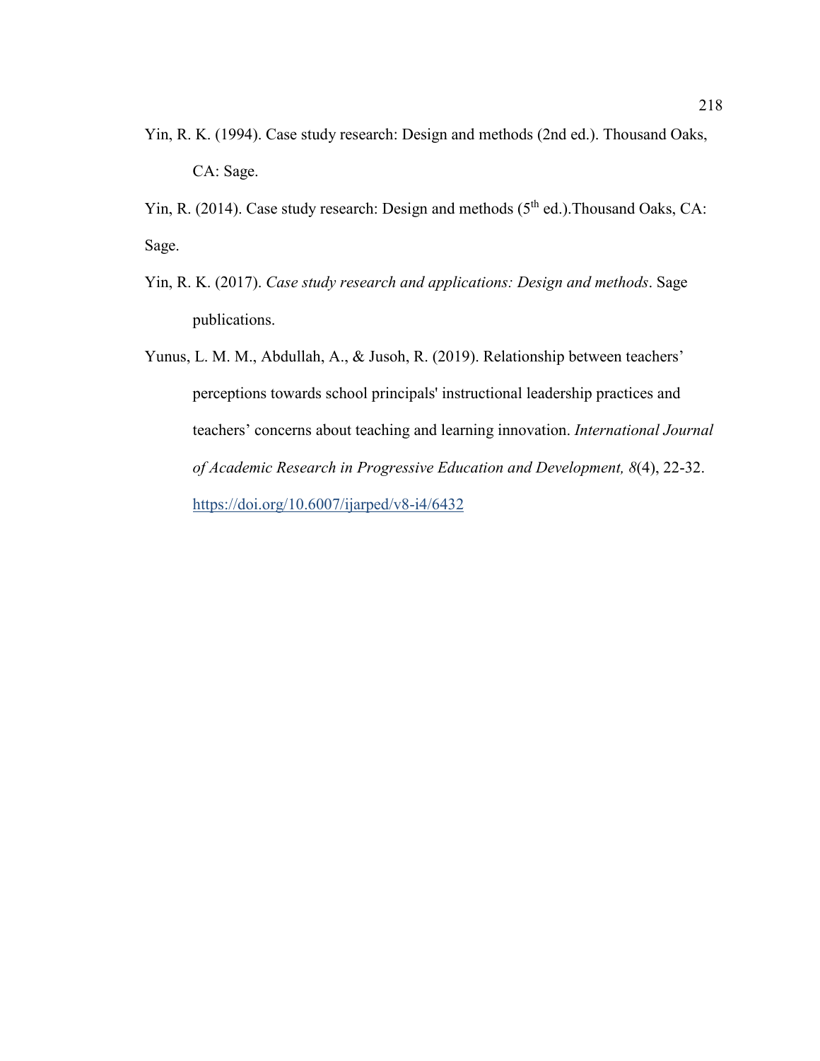Yin, R. K. (1994). Case study research: Design and methods (2nd ed.). Thousand Oaks, CA: Sage.

Yin, R. (2014). Case study research: Design and methods (5th ed.).Thousand Oaks, CA: Sage.

Yin, R. K. (2017). *Case study research and applications: Design and methods*. Sage publications.

Yunus, L. M. M., Abdullah, A., & Jusoh, R. (2019). Relationship between teachers' perceptions towards school principals' instructional leadership practices and teachers' concerns about teaching and learning innovation. *International Journal of Academic Research in Progressive Education and Development, 8*(4), 22-32. https://doi.org/10.6007/ijarped/v8-i4/6432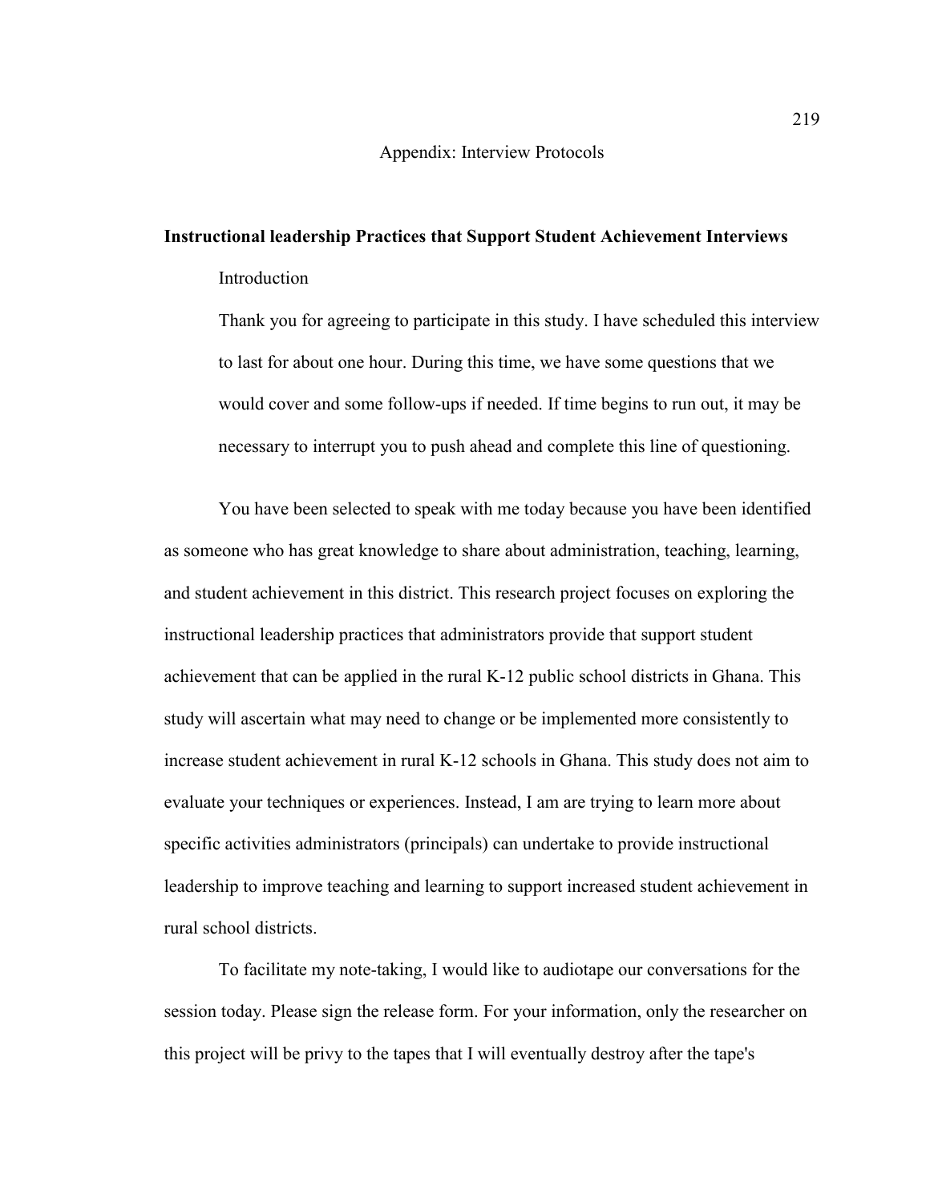# Appendix: Interview Protocols

**Instructional leadership Practices that Support Student Achievement Interviews**

Introduction

Thank you for agreeing to participate in this study. I have scheduled this interview to last for about one hour. During this time, we have some questions that we would cover and some follow-ups if needed. If time begins to run out, it may be necessary to interrupt you to push ahead and complete this line of questioning.

You have been selected to speak with me today because you have been identified as someone who has great knowledge to share about administration, teaching, learning, and student achievement in this district. This research project focuses on exploring the instructional leadership practices that administrators provide that support student achievement that can be applied in the rural K-12 public school districts in Ghana. This study will ascertain what may need to change or be implemented more consistently to increase student achievement in rural K-12 schools in Ghana. This study does not aim to evaluate your techniques or experiences. Instead, I am are trying to learn more about specific activities administrators (principals) can undertake to provide instructional leadership to improve teaching and learning to support increased student achievement in rural school districts.

To facilitate my note-taking, I would like to audiotape our conversations for the session today. Please sign the release form. For your information, only the researcher on this project will be privy to the tapes that I will eventually destroy after the tape's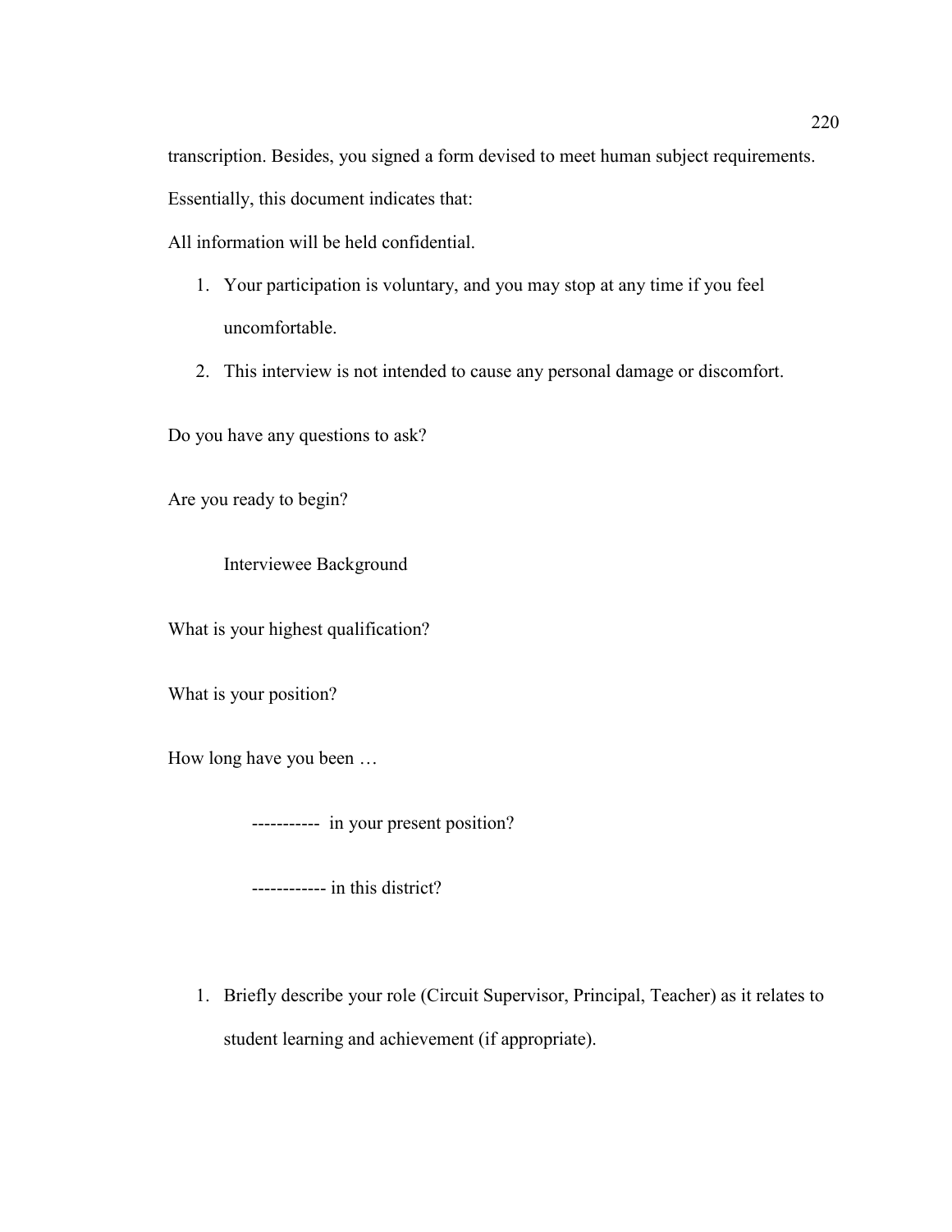transcription. Besides, you signed a form devised to meet human subject requirements. Essentially, this document indicates that:

All information will be held confidential.

1. Your participation is voluntary, and you may stop at any time if you feel uncomfortable.
2. This interview is not intended to cause any personal damage or discomfort.

Do you have any questions to ask?

Are you ready to begin?

Interviewee Background

What is your highest qualification?

What is your position?

How long have you been …

----------- in your present position?

------------ in this district?

1. Briefly describe your role (Circuit Supervisor, Principal, Teacher) as it relates to student learning and achievement (if appropriate).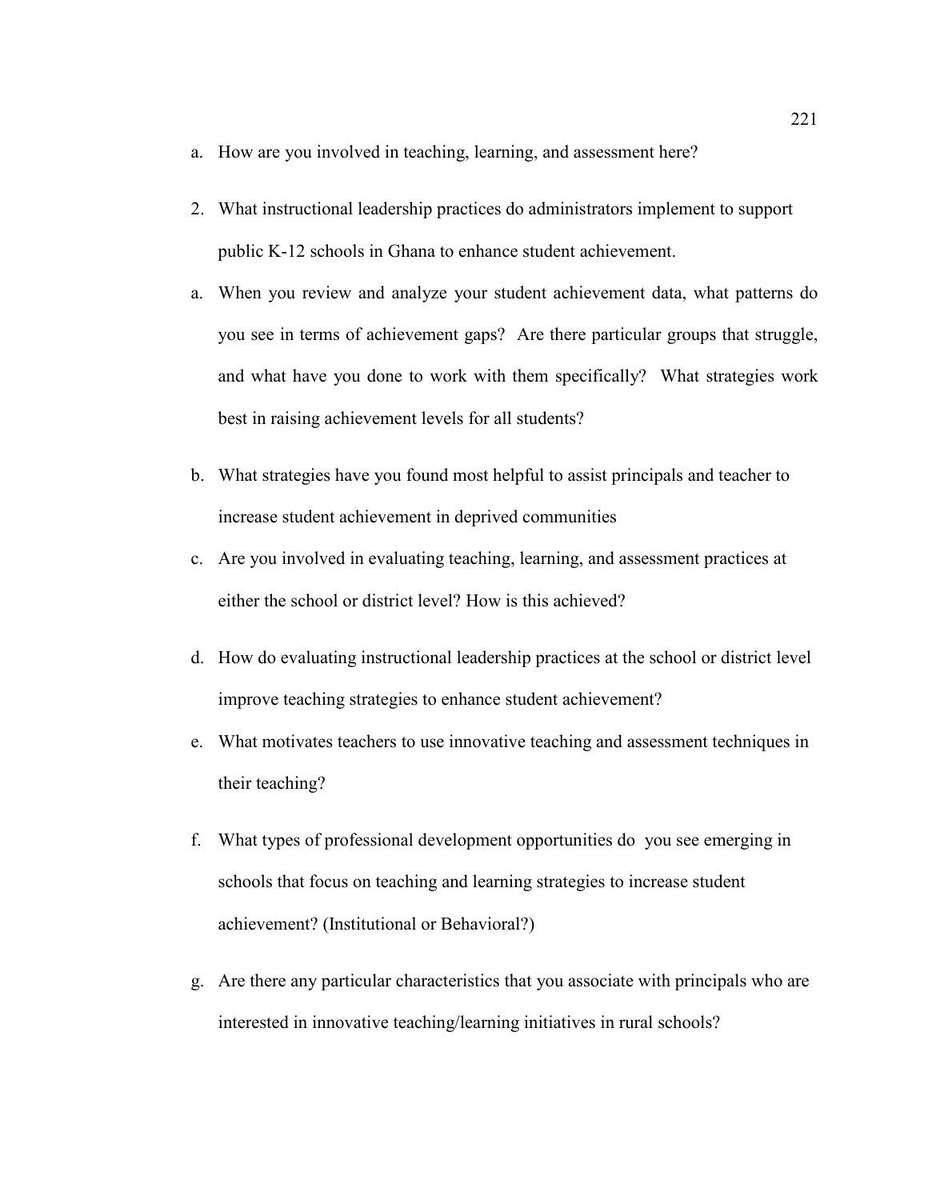a. How are you involved in teaching, learning, and assessment here?

2. What instructional leadership practices do administrators implement to support public K-12 schools in Ghana to enhance student achievement.

a. When you review and analyze your student achievement data, what patterns do you see in terms of achievement gaps? Are there particular groups that struggle, and what have you done to work with them specifically? What strategies work best in raising achievement levels for all students?

b. What strategies have you found most helpful to assist principals and teacher to increase student achievement in deprived communities

c. Are you involved in evaluating teaching, learning, and assessment practices at either the school or district level? How is this achieved?

d. How do evaluating instructional leadership practices at the school or district level improve teaching strategies to enhance student achievement?

e. What motivates teachers to use innovative teaching and assessment techniques in their teaching?

f. What types of professional development opportunities do you see emerging in schools that focus on teaching and learning strategies to increase student achievement? (Institutional or Behavioral?)

g. Are there any particular characteristics that you associate with principals who are interested in innovative teaching/learning initiatives in rural schools?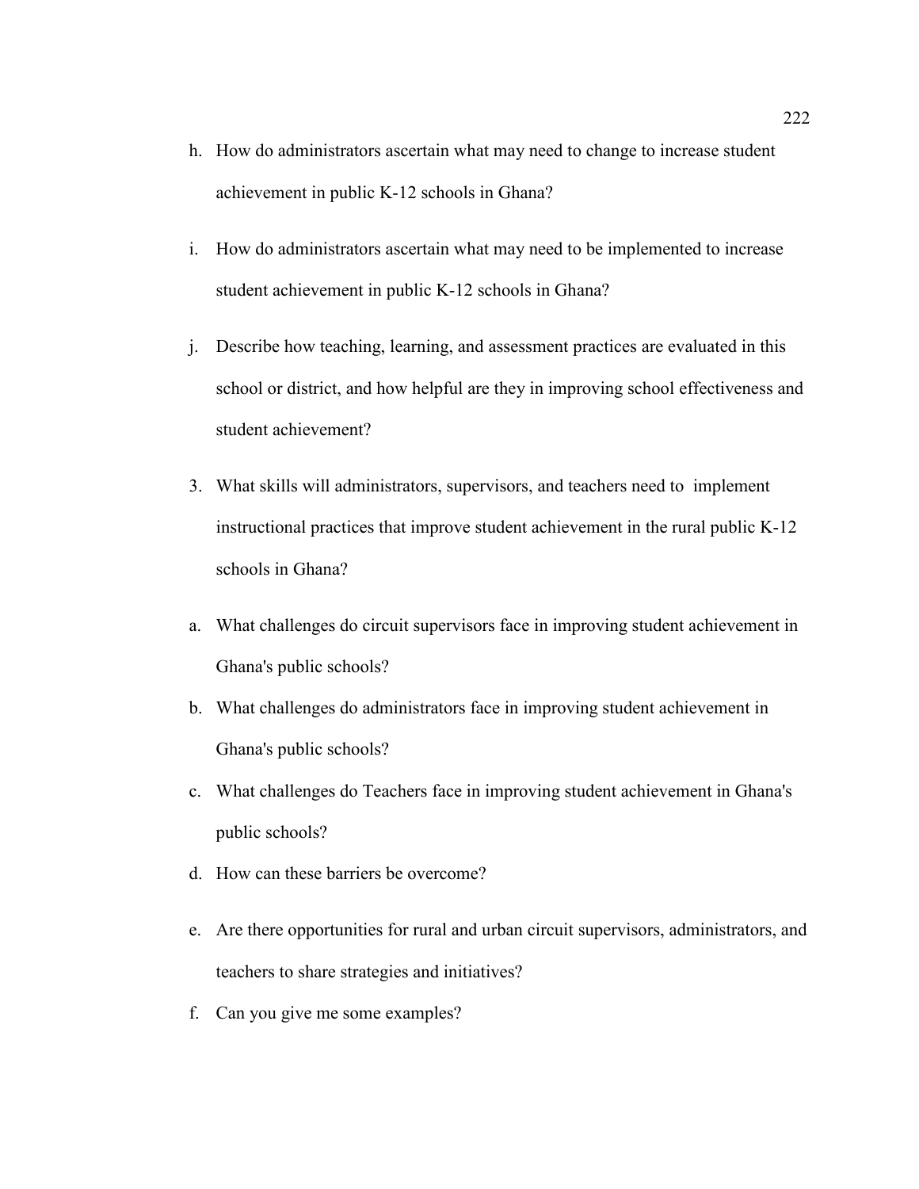h. How do administrators ascertain what may need to change to increase student achievement in public K-12 schools in Ghana?

i. How do administrators ascertain what may need to be implemented to increase student achievement in public K-12 schools in Ghana?

j. Describe how teaching, learning, and assessment practices are evaluated in this school or district, and how helpful are they in improving school effectiveness and student achievement?

3. What skills will administrators, supervisors, and teachers need to implement instructional practices that improve student achievement in the rural public K-12 schools in Ghana?

a. What challenges do circuit supervisors face in improving student achievement in Ghana's public schools?

b. What challenges do administrators face in improving student achievement in Ghana's public schools?

c. What challenges do Teachers face in improving student achievement in Ghana's public schools?

d. How can these barriers be overcome?

e. Are there opportunities for rural and urban circuit supervisors, administrators, and teachers to share strategies and initiatives?

f. Can you give me some examples?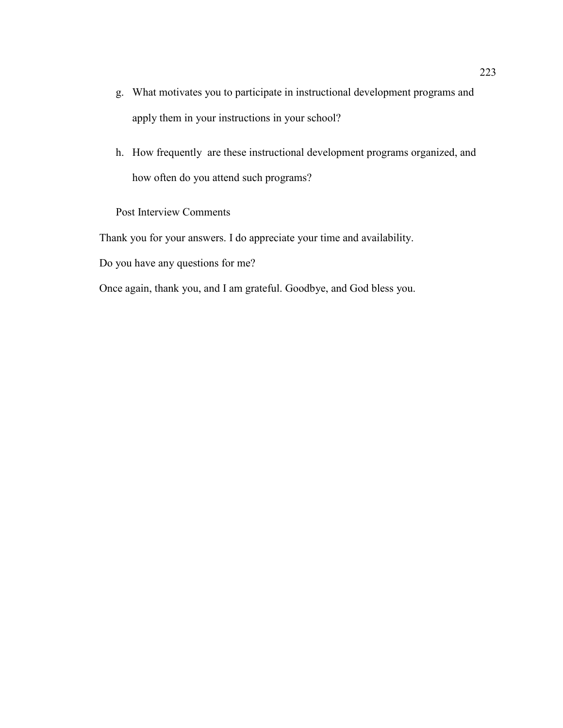g. What motivates you to participate in instructional development programs and apply them in your instructions in your school?

h. How frequently are these instructional development programs organized, and how often do you attend such programs?

Post Interview Comments

Thank you for your answers. I do appreciate your time and availability.

Do you have any questions for me?

Once again, thank you, and I am grateful. Goodbye, and God bless you.